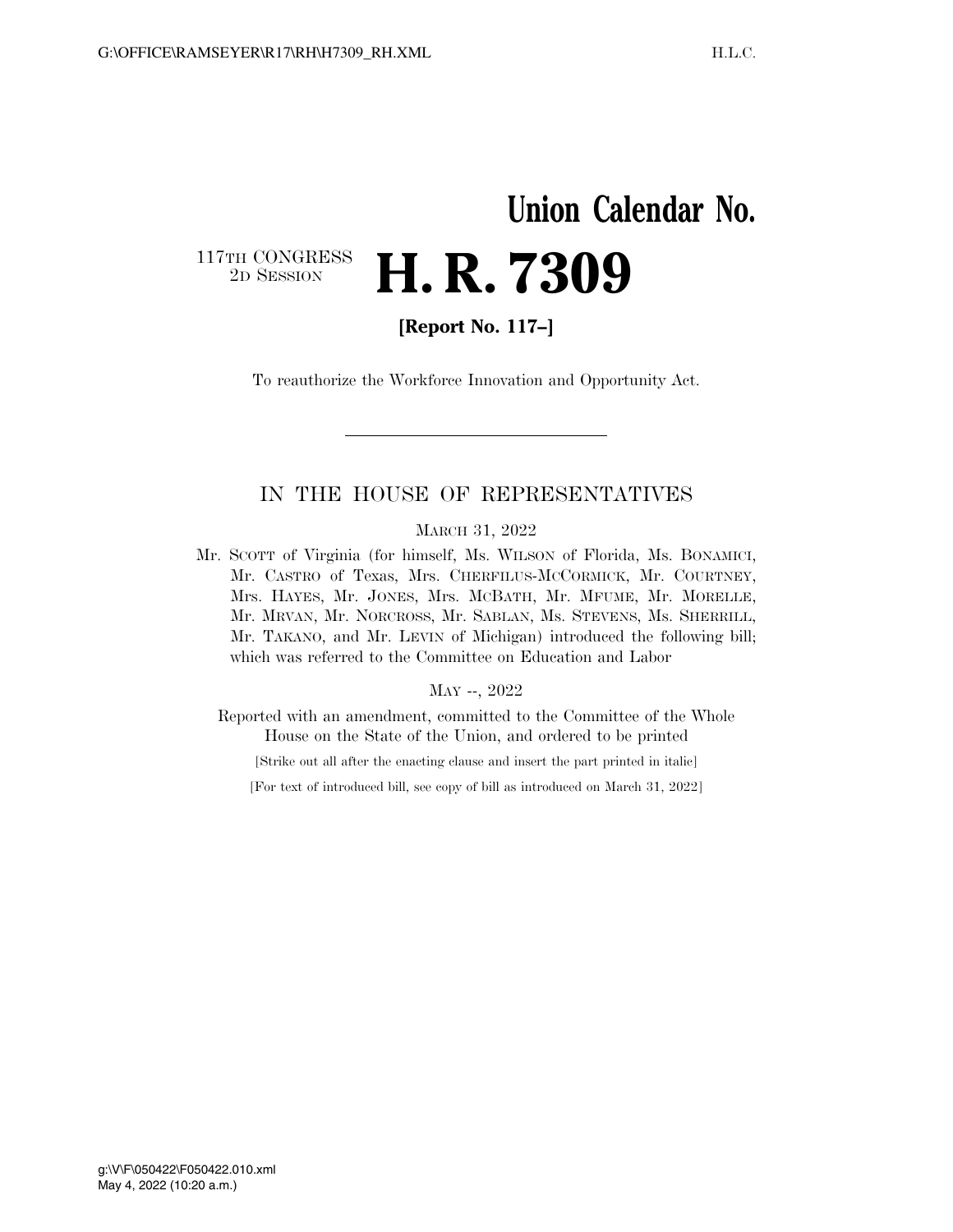# Union Calendar No.

117TH CONGRESS
2D SESSION

# H. R. 7309

**[Report No. 117–]**

To reauthorize the Workforce Innovation and Opportunity Act.

---

## IN THE HOUSE OF REPRESENTATIVES

MARCH 31, 2022

Mr. SCOTT of Virginia (for himself, Ms. WILSON of Florida, Ms. BONAMICI, Mr. CASTRO of Texas, Mrs. CHERFILUS-MCCORMICK, Mr. COURTNEY, Mrs. HAYES, Mr. JONES, Mrs. MCBATH, Mr. MFUME, Mr. MORELLE, Mr. MRVAN, Mr. NORCROSS, Mr. SABLAN, Ms. STEVENS, Ms. SHERRILL, Mr. TAKANO, and Mr. LEVIN of Michigan) introduced the following bill; which was referred to the Committee on Education and Labor

MAY --, 2022

Reported with an amendment, committed to the Committee of the Whole House on the State of the Union, and ordered to be printed

[Strike out all after the enacting clause and insert the part printed in italic]

[For text of introduced bill, see copy of bill as introduced on March 31, 2022]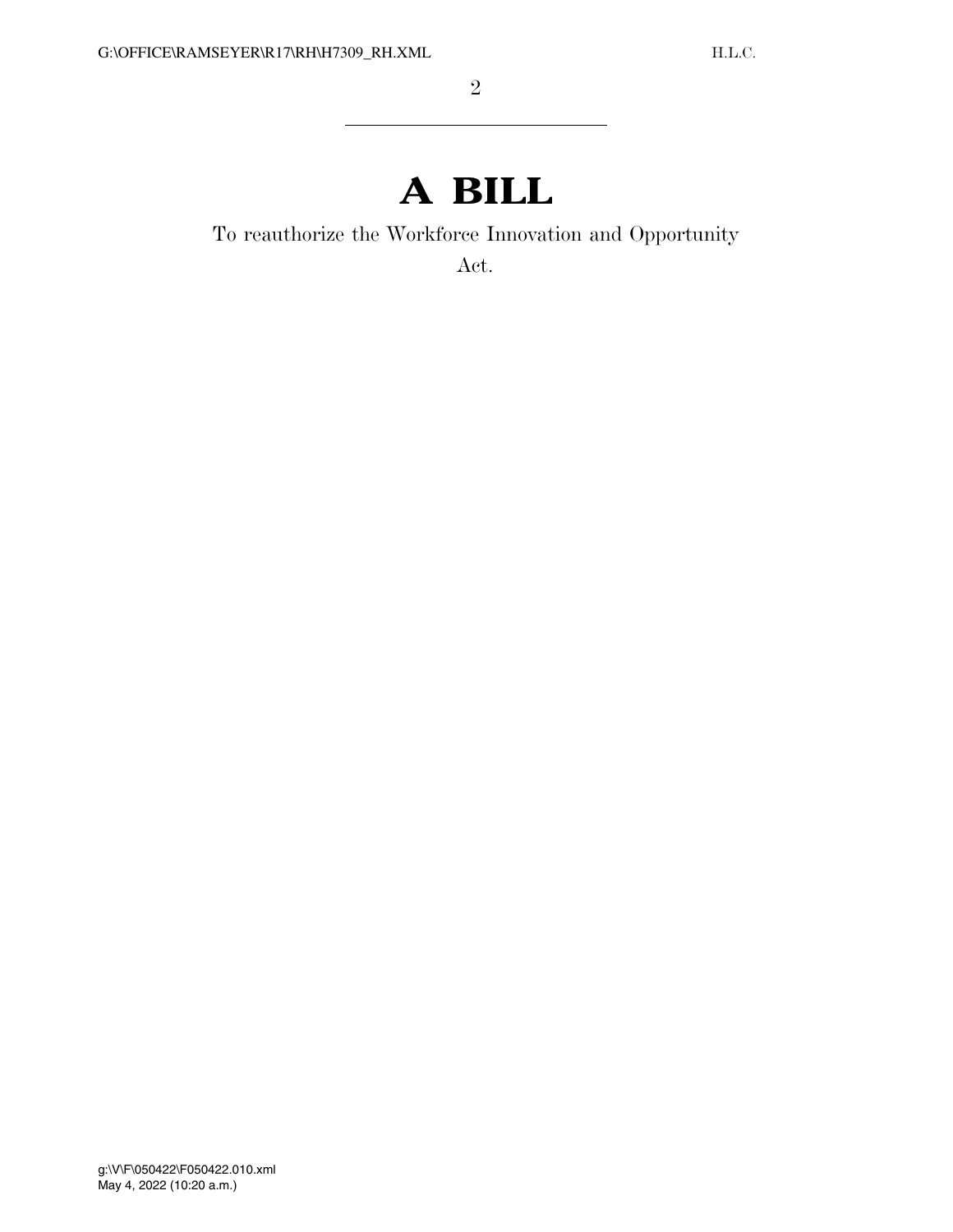# A BILL

To reauthorize the Workforce Innovation and Opportunity Act.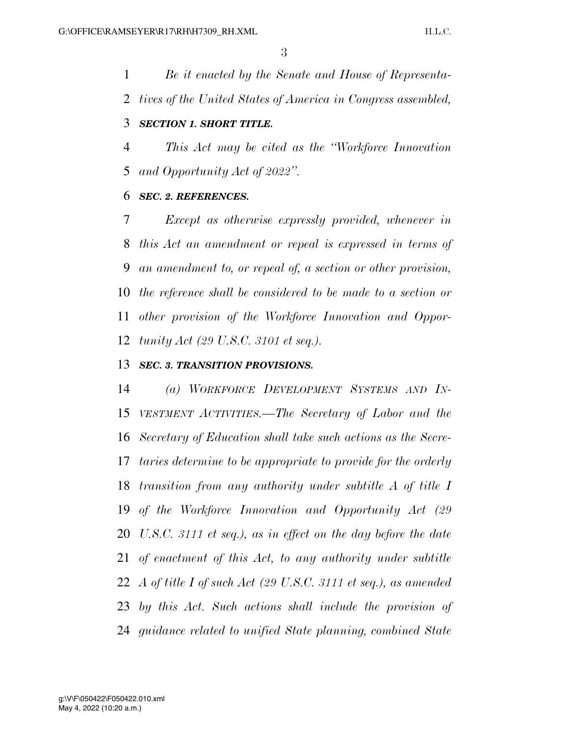*Be it enacted by the Senate and House of Representatives of the United States of America in Congress assembled,*

***SECTION 1. SHORT TITLE.***

*This Act may be cited as the "Workforce Innovation and Opportunity Act of 2022".*

***SEC. 2. REFERENCES.***

*Except as otherwise expressly provided, whenever in this Act an amendment or repeal is expressed in terms of an amendment to, or repeal of, a section or other provision, the reference shall be considered to be made to a section or other provision of the Workforce Innovation and Opportunity Act (29 U.S.C. 3101 et seq.).*

***SEC. 3. TRANSITION PROVISIONS.***

*(a) WORKFORCE DEVELOPMENT SYSTEMS AND INVESTMENT ACTIVITIES.—The Secretary of Labor and the Secretary of Education shall take such actions as the Secretaries determine to be appropriate to provide for the orderly transition from any authority under subtitle A of title I of the Workforce Innovation and Opportunity Act (29 U.S.C. 3111 et seq.), as in effect on the day before the date of enactment of this Act, to any authority under subtitle A of title I of such Act (29 U.S.C. 3111 et seq.), as amended by this Act. Such actions shall include the provision of guidance related to unified State planning, combined State*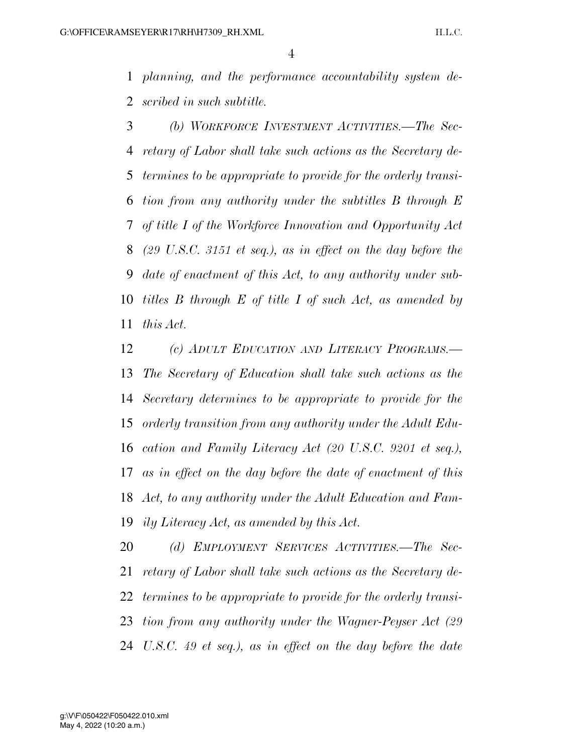*planning, and the performance accountability system described in such subtitle.*

*(b) WORKFORCE INVESTMENT ACTIVITIES.—The Secretary of Labor shall take such actions as the Secretary determines to be appropriate to provide for the orderly transition from any authority under the subtitles B through E of title I of the Workforce Innovation and Opportunity Act (29 U.S.C. 3151 et seq.), as in effect on the day before the date of enactment of this Act, to any authority under subtitles B through E of title I of such Act, as amended by this Act.*

*(c) ADULT EDUCATION AND LITERACY PROGRAMS.—The Secretary of Education shall take such actions as the Secretary determines to be appropriate to provide for the orderly transition from any authority under the Adult Education and Family Literacy Act (20 U.S.C. 9201 et seq.), as in effect on the day before the date of enactment of this Act, to any authority under the Adult Education and Family Literacy Act, as amended by this Act.*

*(d) EMPLOYMENT SERVICES ACTIVITIES.—The Secretary of Labor shall take such actions as the Secretary determines to be appropriate to provide for the orderly transition from any authority under the Wagner-Peyser Act (29 U.S.C. 49 et seq.), as in effect on the day before the date*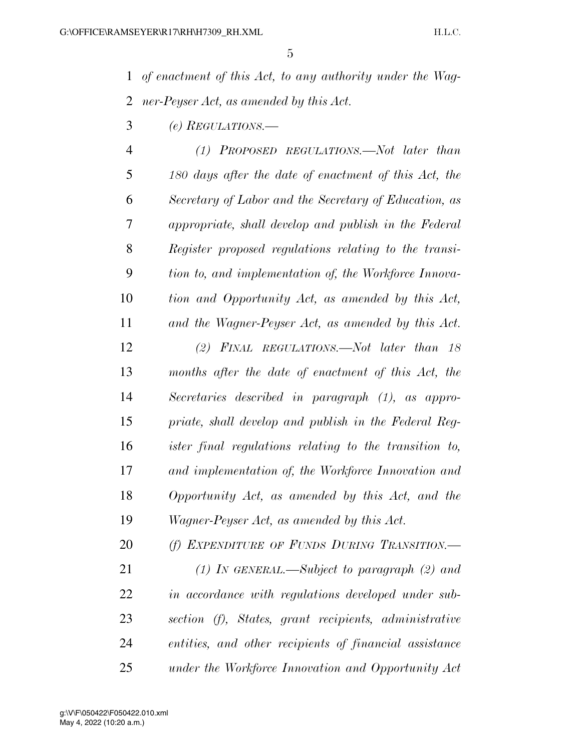*of enactment of this Act, to any authority under the Wagner-Peyser Act, as amended by this Act.*

*(e) REGULATIONS.—*

*(1) PROPOSED REGULATIONS.—Not later than 180 days after the date of enactment of this Act, the Secretary of Labor and the Secretary of Education, as appropriate, shall develop and publish in the Federal Register proposed regulations relating to the transition to, and implementation of, the Workforce Innovation and Opportunity Act, as amended by this Act, and the Wagner-Peyser Act, as amended by this Act.*

*(2) FINAL REGULATIONS.—Not later than 18 months after the date of enactment of this Act, the Secretaries described in paragraph (1), as appropriate, shall develop and publish in the Federal Register final regulations relating to the transition to, and implementation of, the Workforce Innovation and Opportunity Act, as amended by this Act, and the Wagner-Peyser Act, as amended by this Act.*

*(f) EXPENDITURE OF FUNDS DURING TRANSITION.—*

*(1) IN GENERAL.—Subject to paragraph (2) and in accordance with regulations developed under subsection (f), States, grant recipients, administrative entities, and other recipients of financial assistance under the Workforce Innovation and Opportunity Act*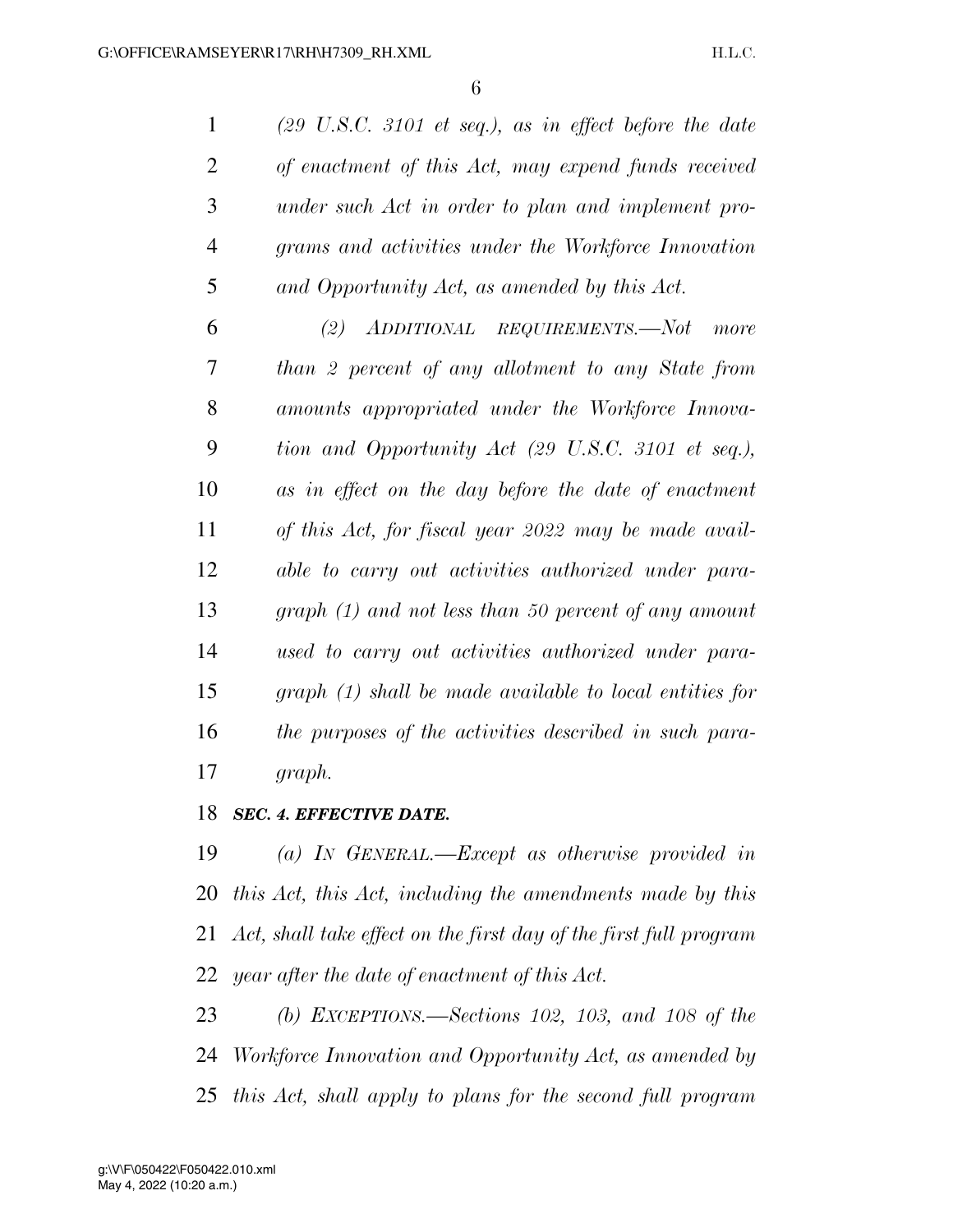*(29 U.S.C. 3101 et seq.), as in effect before the date of enactment of this Act, may expend funds received under such Act in order to plan and implement programs and activities under the Workforce Innovation and Opportunity Act, as amended by this Act.*

*(2) ADDITIONAL REQUIREMENTS.—Not more than 2 percent of any allotment to any State from amounts appropriated under the Workforce Innovation and Opportunity Act (29 U.S.C. 3101 et seq.), as in effect on the day before the date of enactment of this Act, for fiscal year 2022 may be made available to carry out activities authorized under paragraph (1) and not less than 50 percent of any amount used to carry out activities authorized under paragraph (1) shall be made available to local entities for the purposes of the activities described in such paragraph.*

***SEC. 4. EFFECTIVE DATE.***

*(a) IN GENERAL.—Except as otherwise provided in this Act, this Act, including the amendments made by this Act, shall take effect on the first day of the first full program year after the date of enactment of this Act.*

*(b) EXCEPTIONS.—Sections 102, 103, and 108 of the Workforce Innovation and Opportunity Act, as amended by this Act, shall apply to plans for the second full program*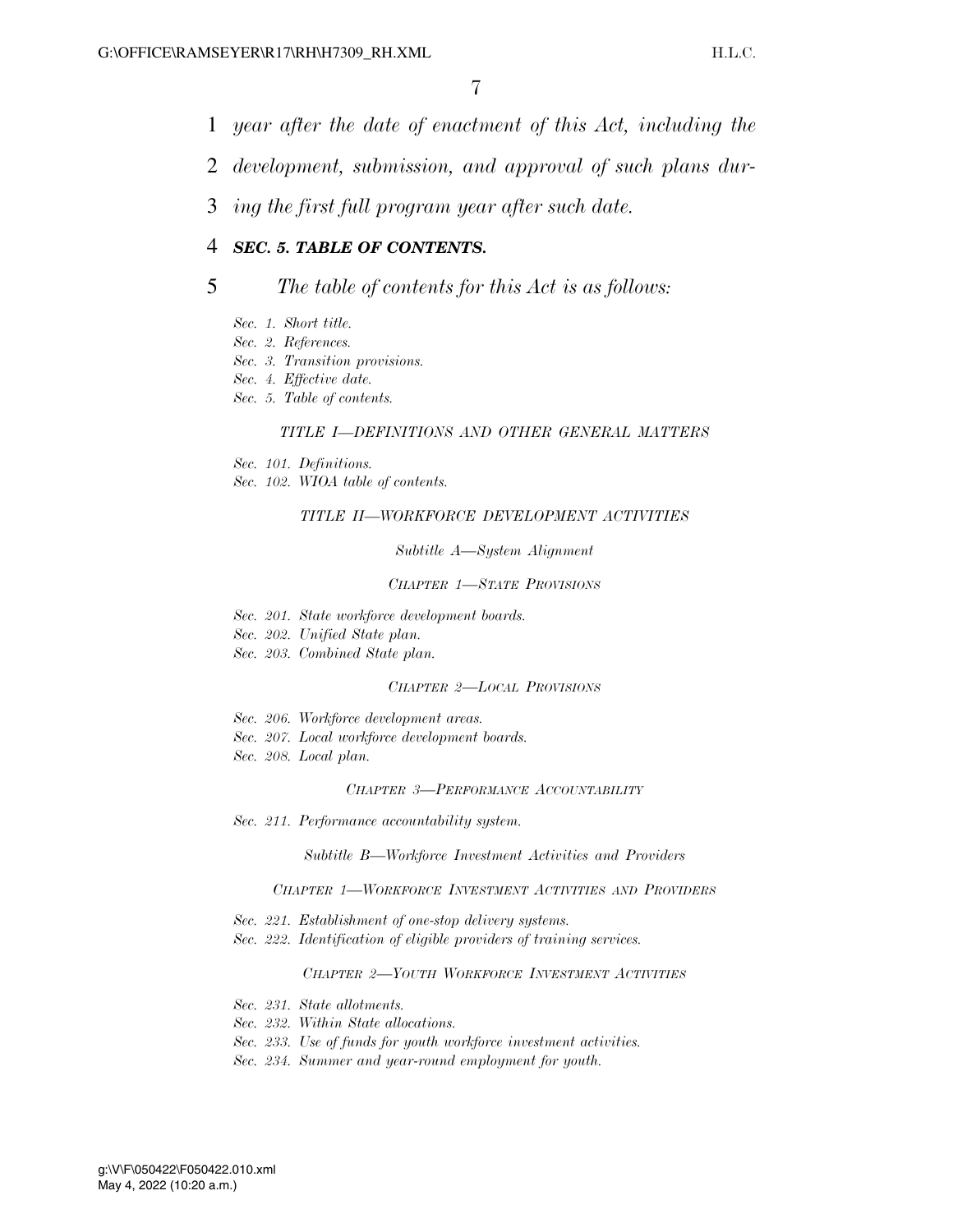*year after the date of enactment of this Act, including the development, submission, and approval of such plans during the first full program year after such date.*

### ***SEC. 5. TABLE OF CONTENTS.***

*The table of contents for this Act is as follows:*

*Sec. 1. Short title.*
*Sec. 2. References.*
*Sec. 3. Transition provisions.*
*Sec. 4. Effective date.*
*Sec. 5. Table of contents.*

*TITLE I—DEFINITIONS AND OTHER GENERAL MATTERS*

*Sec. 101. Definitions.*
*Sec. 102. WIOA table of contents.*

*TITLE II—WORKFORCE DEVELOPMENT ACTIVITIES*

*Subtitle A—System Alignment*

*CHAPTER 1—STATE PROVISIONS*

*Sec. 201. State workforce development boards.*
*Sec. 202. Unified State plan.*
*Sec. 203. Combined State plan.*

*CHAPTER 2—LOCAL PROVISIONS*

*Sec. 206. Workforce development areas.*
*Sec. 207. Local workforce development boards.*
*Sec. 208. Local plan.*

*CHAPTER 3—PERFORMANCE ACCOUNTABILITY*

*Sec. 211. Performance accountability system.*

*Subtitle B—Workforce Investment Activities and Providers*

*CHAPTER 1—WORKFORCE INVESTMENT ACTIVITIES AND PROVIDERS*

*Sec. 221. Establishment of one-stop delivery systems.*
*Sec. 222. Identification of eligible providers of training services.*

*CHAPTER 2—YOUTH WORKFORCE INVESTMENT ACTIVITIES*

*Sec. 231. State allotments.*
*Sec. 232. Within State allocations.*
*Sec. 233. Use of funds for youth workforce investment activities.*
*Sec. 234. Summer and year-round employment for youth.*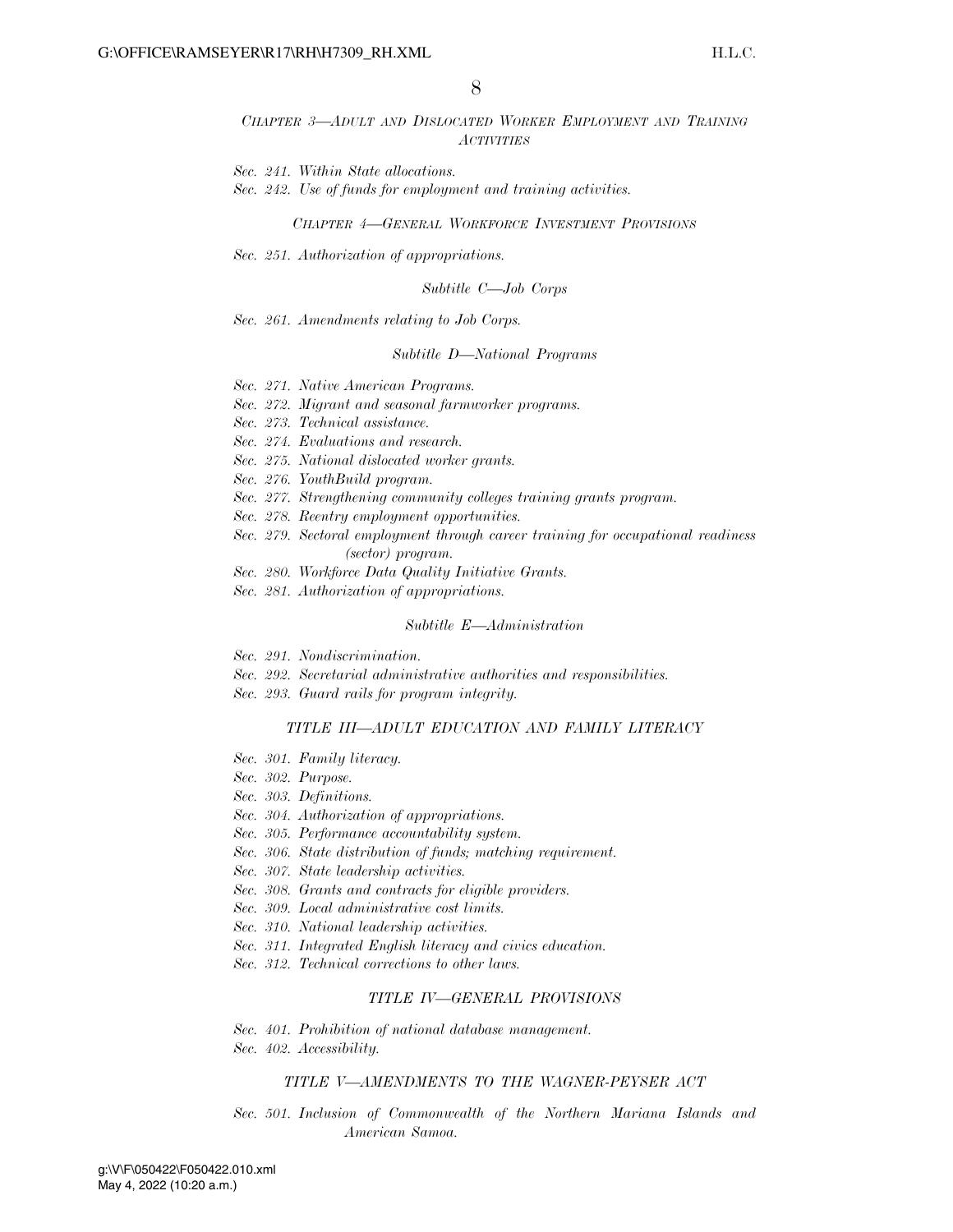*CHAPTER 3—ADULT AND DISLOCATED WORKER EMPLOYMENT AND TRAINING ACTIVITIES*

*Sec. 241. Within State allocations.*
*Sec. 242. Use of funds for employment and training activities.*

*CHAPTER 4—GENERAL WORKFORCE INVESTMENT PROVISIONS*

*Sec. 251. Authorization of appropriations.*

*Subtitle C—Job Corps*

*Sec. 261. Amendments relating to Job Corps.*

*Subtitle D—National Programs*

*Sec. 271. Native American Programs.*
*Sec. 272. Migrant and seasonal farmworker programs.*
*Sec. 273. Technical assistance.*
*Sec. 274. Evaluations and research.*
*Sec. 275. National dislocated worker grants.*
*Sec. 276. YouthBuild program.*
*Sec. 277. Strengthening community colleges training grants program.*
*Sec. 278. Reentry employment opportunities.*
*Sec. 279. Sectoral employment through career training for occupational readiness (sector) program.*
*Sec. 280. Workforce Data Quality Initiative Grants.*
*Sec. 281. Authorization of appropriations.*

*Subtitle E—Administration*

*Sec. 291. Nondiscrimination.*
*Sec. 292. Secretarial administrative authorities and responsibilities.*
*Sec. 293. Guard rails for program integrity.*

*TITLE III—ADULT EDUCATION AND FAMILY LITERACY*

*Sec. 301. Family literacy.*
*Sec. 302. Purpose.*
*Sec. 303. Definitions.*
*Sec. 304. Authorization of appropriations.*
*Sec. 305. Performance accountability system.*
*Sec. 306. State distribution of funds; matching requirement.*
*Sec. 307. State leadership activities.*
*Sec. 308. Grants and contracts for eligible providers.*
*Sec. 309. Local administrative cost limits.*
*Sec. 310. National leadership activities.*
*Sec. 311. Integrated English literacy and civics education.*
*Sec. 312. Technical corrections to other laws.*

*TITLE IV—GENERAL PROVISIONS*

*Sec. 401. Prohibition of national database management.*
*Sec. 402. Accessibility.*

*TITLE V—AMENDMENTS TO THE WAGNER-PEYSER ACT*

*Sec. 501. Inclusion of Commonwealth of the Northern Mariana Islands and American Samoa.*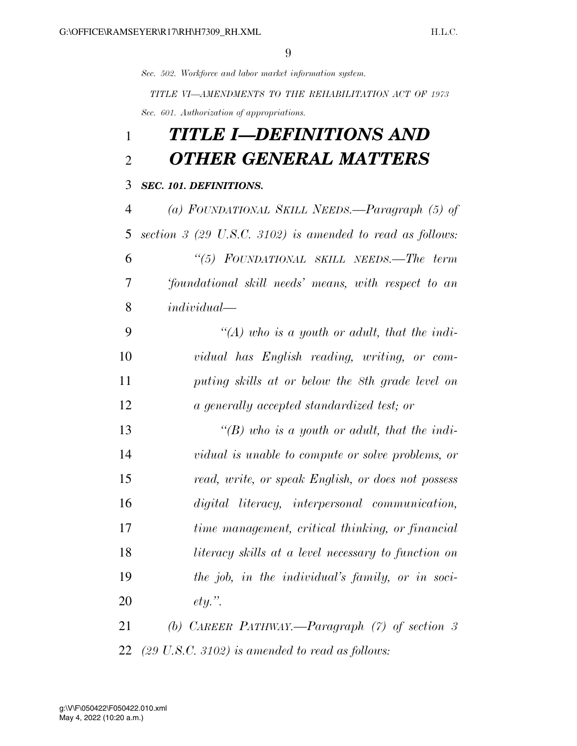*Sec. 502. Workforce and labor market information system.*

*TITLE VI—AMENDMENTS TO THE REHABILITATION ACT OF 1973*

*Sec. 601. Authorization of appropriations.*

# *TITLE I—DEFINITIONS AND OTHER GENERAL MATTERS*

## *SEC. 101. DEFINITIONS.*

*(a) FOUNDATIONAL SKILL NEEDS.—Paragraph (5) of section 3 (29 U.S.C. 3102) is amended to read as follows:*

*"(5) FOUNDATIONAL SKILL NEEDS.—The term 'foundational skill needs' means, with respect to an individual—*

*"(A) who is a youth or adult, that the individual has English reading, writing, or computing skills at or below the 8th grade level on a generally accepted standardized test; or*

*"(B) who is a youth or adult, that the individual is unable to compute or solve problems, or read, write, or speak English, or does not possess digital literacy, interpersonal communication, time management, critical thinking, or financial literacy skills at a level necessary to function on the job, in the individual's family, or in society.".*

*(b) CAREER PATHWAY.—Paragraph (7) of section 3 (29 U.S.C. 3102) is amended to read as follows:*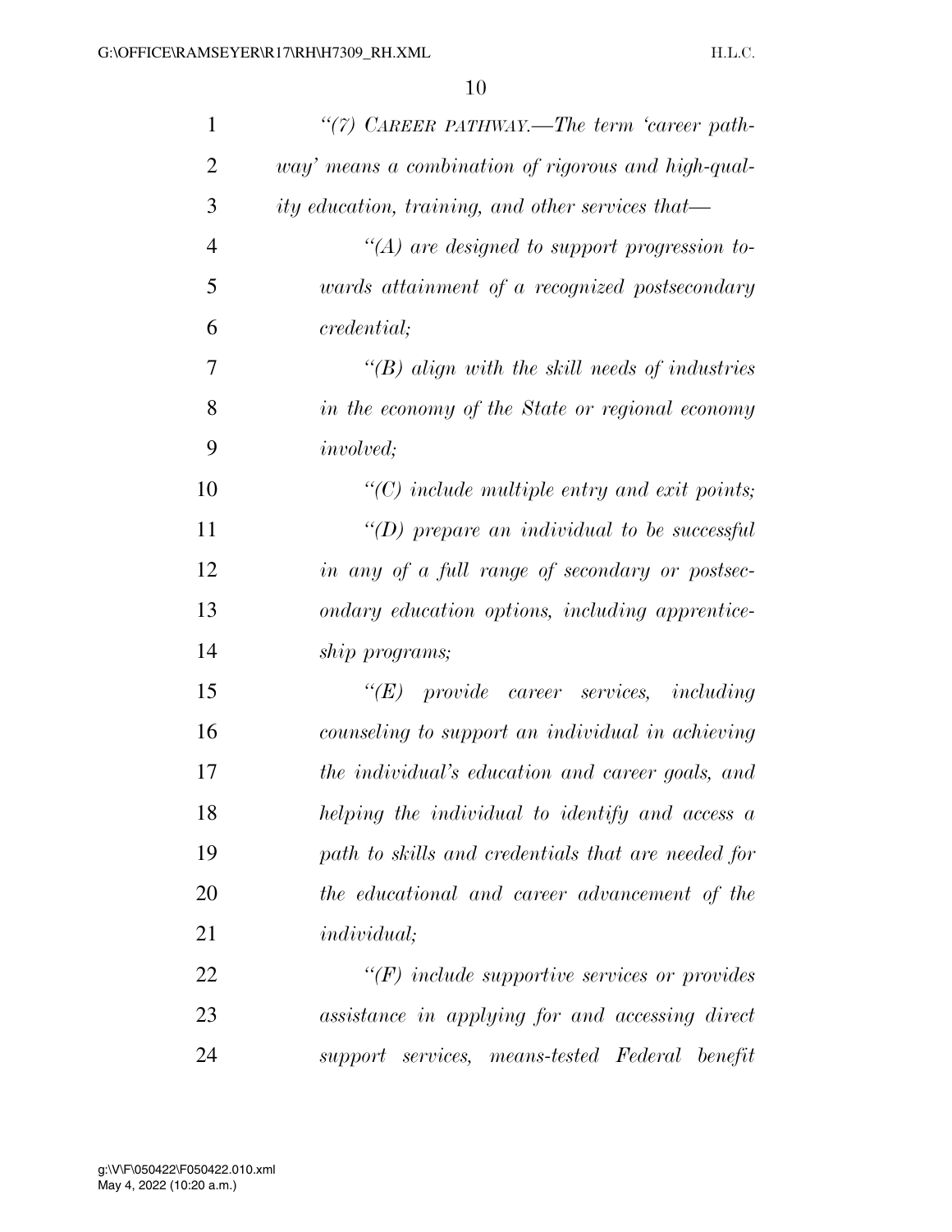*"(7) CAREER PATHWAY.—The term 'career pathway' means a combination of rigorous and high-quality education, training, and other services that—*

*"(A) are designed to support progression towards attainment of a recognized postsecondary credential;*

*"(B) align with the skill needs of industries in the economy of the State or regional economy involved;*

*"(C) include multiple entry and exit points;*

*"(D) prepare an individual to be successful in any of a full range of secondary or postsecondary education options, including apprenticeship programs;*

*"(E) provide career services, including counseling to support an individual in achieving the individual's education and career goals, and helping the individual to identify and access a path to skills and credentials that are needed for the educational and career advancement of the individual;*

*"(F) include supportive services or provides assistance in applying for and accessing direct support services, means-tested Federal benefit*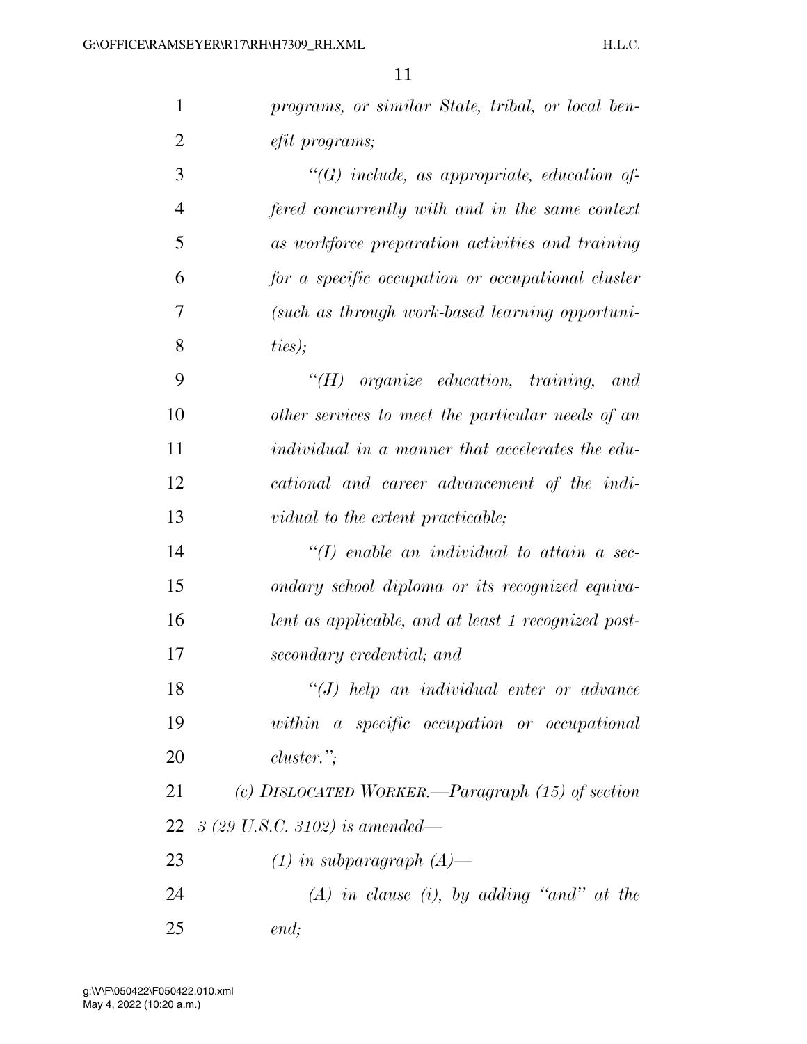*programs, or similar State, tribal, or local benefit programs;*

*"(G) include, as appropriate, education offered concurrently with and in the same context as workforce preparation activities and training for a specific occupation or occupational cluster (such as through work-based learning opportunities);*

*"(H) organize education, training, and other services to meet the particular needs of an individual in a manner that accelerates the educational and career advancement of the individual to the extent practicable;*

*"(I) enable an individual to attain a secondary school diploma or its recognized equivalent as applicable, and at least 1 recognized postsecondary credential; and*

*"(J) help an individual enter or advance within a specific occupation or occupational cluster.";*

*(c) DISLOCATED WORKER.—Paragraph (15) of section 3 (29 U.S.C. 3102) is amended—*

*(1) in subparagraph (A)—*

*(A) in clause (i), by adding "and" at the end;*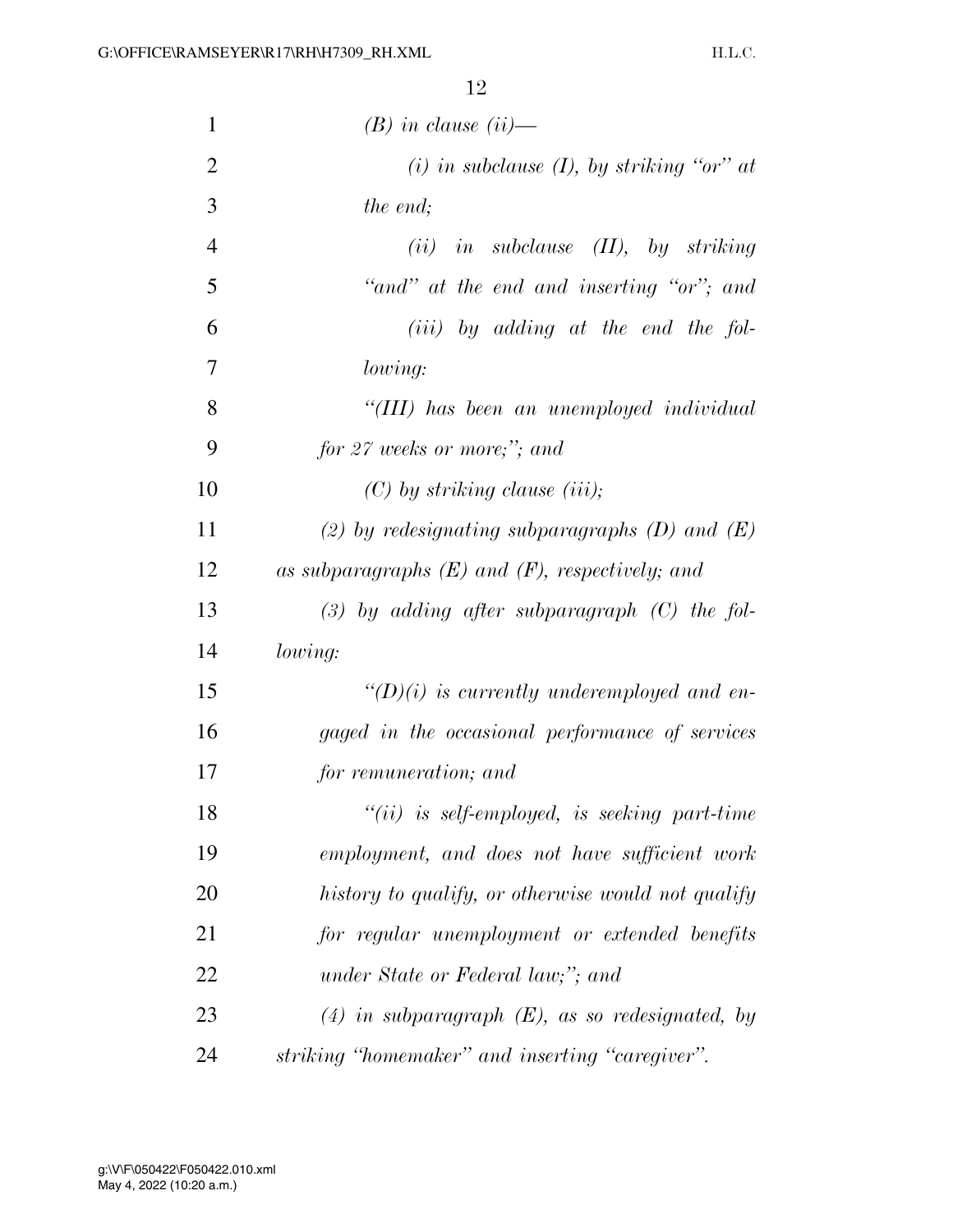*(B) in clause (ii)—*

*(i) in subclause (I), by striking "or" at the end;*

*(ii) in subclause (II), by striking "and" at the end and inserting "or"; and*

*(iii) by adding at the end the following:*

*"(III) has been an unemployed individual for 27 weeks or more;"; and*

*(C) by striking clause (iii);*

*(2) by redesignating subparagraphs (D) and (E) as subparagraphs (E) and (F), respectively; and*

*(3) by adding after subparagraph (C) the following:*

*"(D)(i) is currently underemployed and engaged in the occasional performance of services for remuneration; and*

*"(ii) is self-employed, is seeking part-time employment, and does not have sufficient work history to qualify, or otherwise would not qualify for regular unemployment or extended benefits under State or Federal law;"; and*

*(4) in subparagraph (E), as so redesignated, by striking "homemaker" and inserting "caregiver".*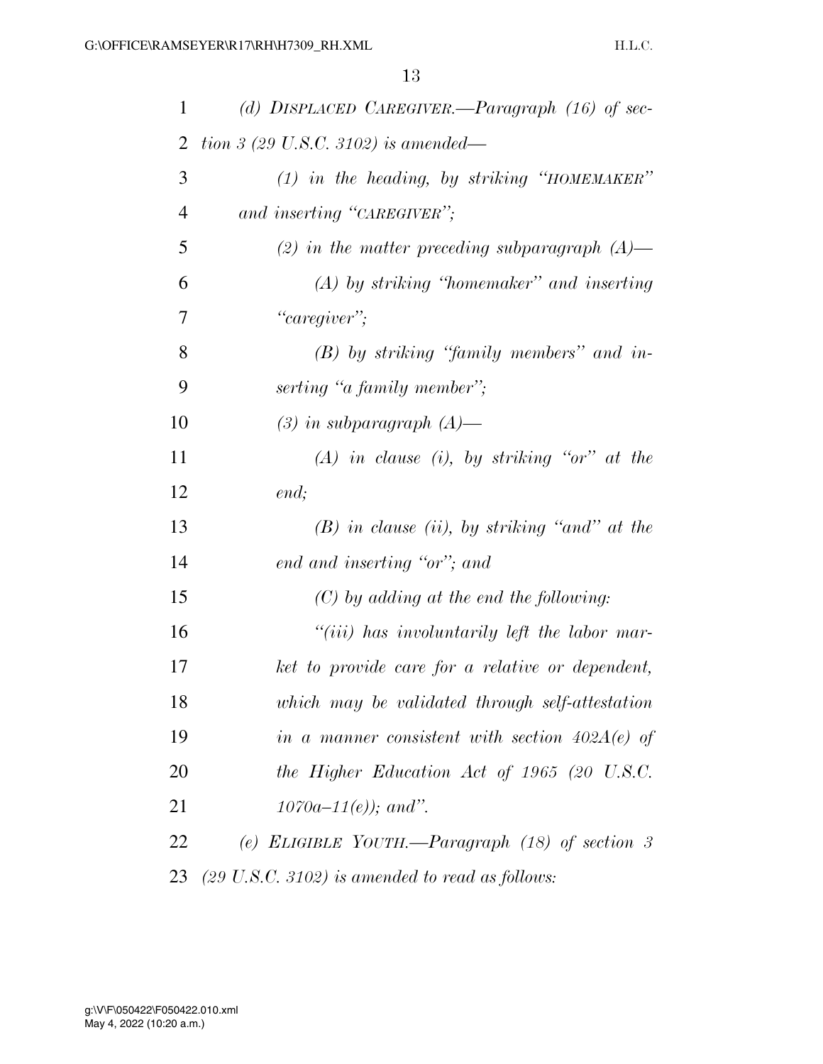*(d) DISPLACED CAREGIVER.—Paragraph (16) of section 3 (29 U.S.C. 3102) is amended—*

*(1) in the heading, by striking "HOMEMAKER" and inserting "CAREGIVER";*

*(2) in the matter preceding subparagraph (A)—*

*(A) by striking "homemaker" and inserting "caregiver";*

*(B) by striking "family members" and inserting "a family member";*

*(3) in subparagraph (A)—*

*(A) in clause (i), by striking "or" at the end;*

*(B) in clause (ii), by striking "and" at the end and inserting "or"; and*

*(C) by adding at the end the following:*

*"(iii) has involuntarily left the labor market to provide care for a relative or dependent, which may be validated through self-attestation in a manner consistent with section 402A(e) of the Higher Education Act of 1965 (20 U.S.C. 1070a–11(e)); and".*

*(e) ELIGIBLE YOUTH.—Paragraph (18) of section 3 (29 U.S.C. 3102) is amended to read as follows:*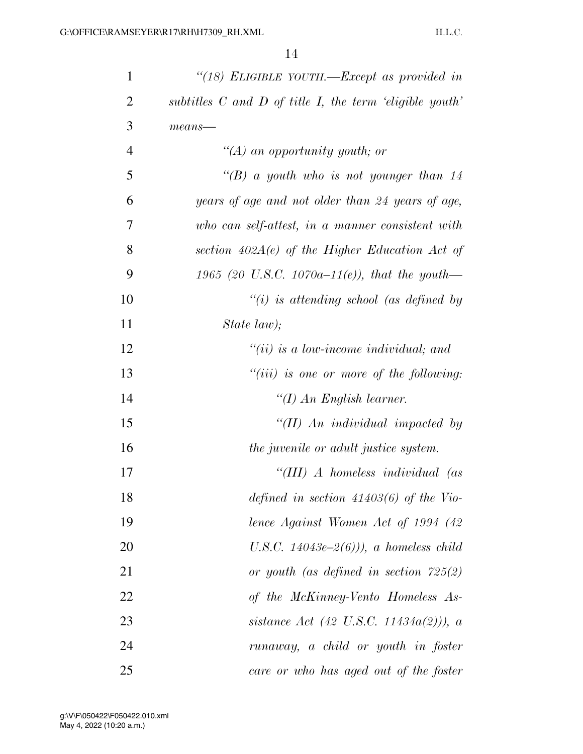*"(18) ELIGIBLE YOUTH.—Except as provided in subtitles C and D of title I, the term 'eligible youth' means—*

*"(A) an opportunity youth; or*

*"(B) a youth who is not younger than 14 years of age and not older than 24 years of age, who can self-attest, in a manner consistent with section 402A(e) of the Higher Education Act of 1965 (20 U.S.C. 1070a–11(e)), that the youth—*

*"(i) is attending school (as defined by State law);*

*"(ii) is a low-income individual; and*

*"(iii) is one or more of the following:*

*"(I) An English learner.*

*"(II) An individual impacted by the juvenile or adult justice system.*

*"(III) A homeless individual (as defined in section 41403(6) of the Violence Against Women Act of 1994 (42 U.S.C. 14043e–2(6))), a homeless child or youth (as defined in section 725(2) of the McKinney-Vento Homeless Assistance Act (42 U.S.C. 11434a(2))), a runaway, a child or youth in foster care or who has aged out of the foster*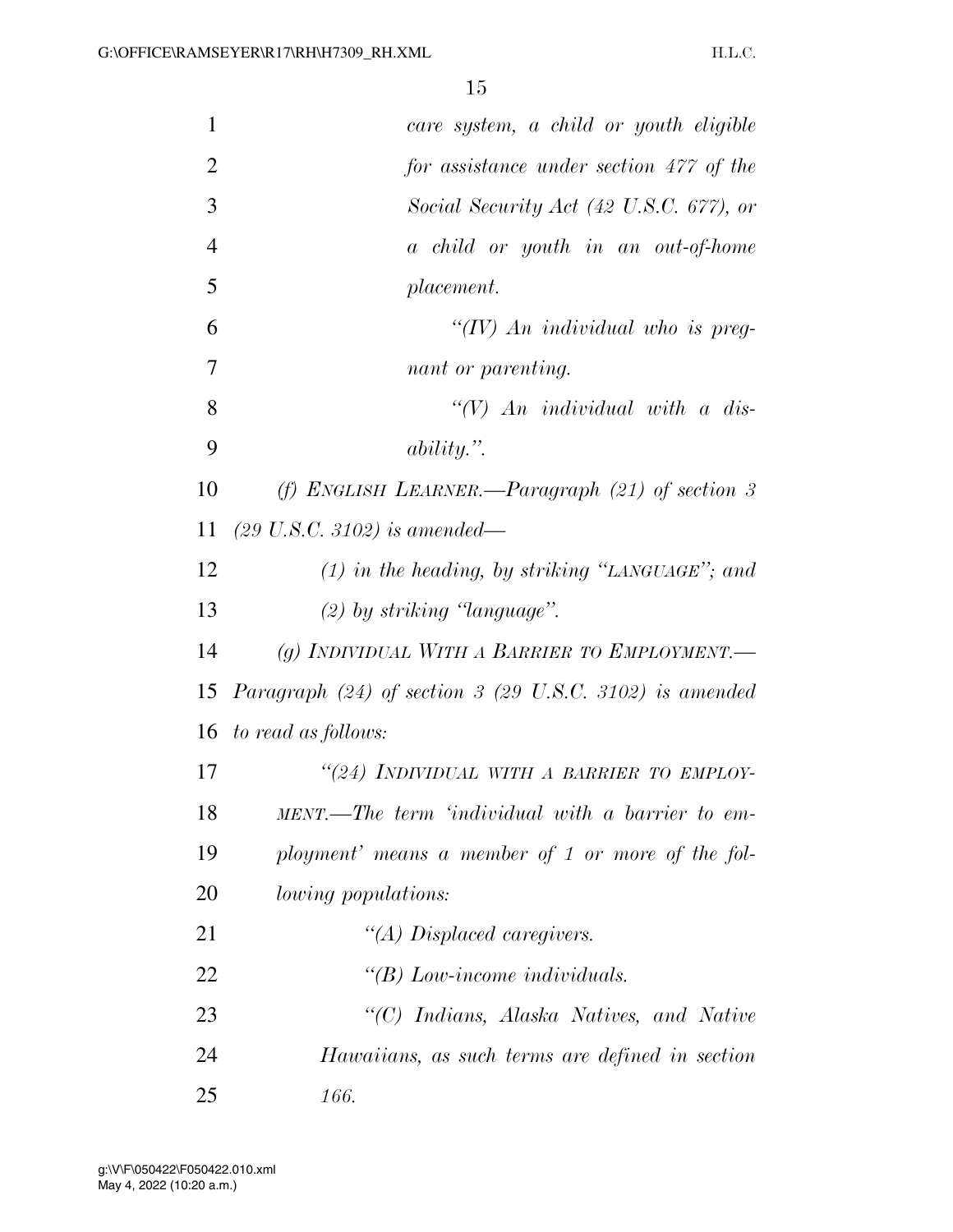*care system, a child or youth eligible for assistance under section 477 of the Social Security Act (42 U.S.C. 677), or a child or youth in an out-of-home placement.*

*"(IV) An individual who is pregnant or parenting.*

*"(V) An individual with a disability.".*

*(f) ENGLISH LEARNER.—Paragraph (21) of section 3 (29 U.S.C. 3102) is amended—*

*(1) in the heading, by striking "LANGUAGE"; and*

*(2) by striking "language".*

*(g) INDIVIDUAL WITH A BARRIER TO EMPLOYMENT.—Paragraph (24) of section 3 (29 U.S.C. 3102) is amended to read as follows:*

*"(24) INDIVIDUAL WITH A BARRIER TO EMPLOYMENT.—The term 'individual with a barrier to employment' means a member of 1 or more of the following populations:*

*"(A) Displaced caregivers.*

*"(B) Low-income individuals.*

*"(C) Indians, Alaska Natives, and Native Hawaiians, as such terms are defined in section 166.*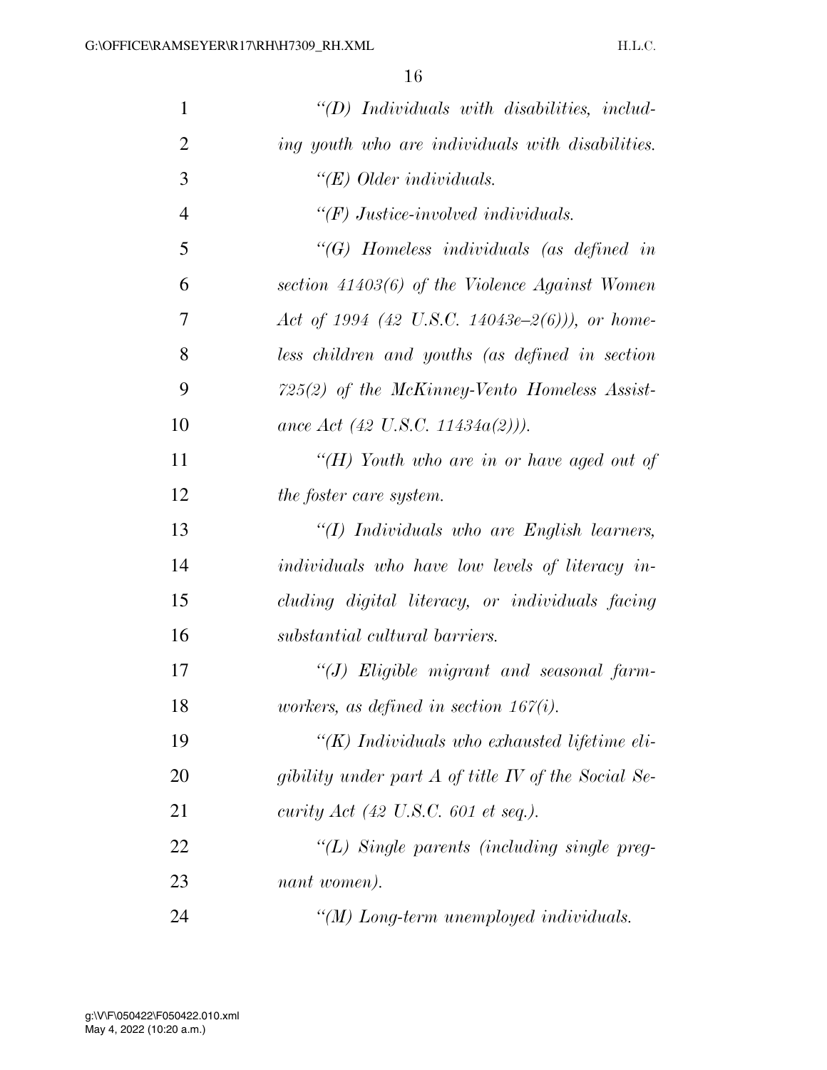*"(D) Individuals with disabilities, including youth who are individuals with disabilities.*

*"(E) Older individuals.*

*"(F) Justice-involved individuals.*

*"(G) Homeless individuals (as defined in section 41403(6) of the Violence Against Women Act of 1994 (42 U.S.C. 14043e–2(6))), or homeless children and youths (as defined in section 725(2) of the McKinney-Vento Homeless Assistance Act (42 U.S.C. 11434a(2))).*

*"(H) Youth who are in or have aged out of the foster care system.*

*"(I) Individuals who are English learners, individuals who have low levels of literacy including digital literacy, or individuals facing substantial cultural barriers.*

*"(J) Eligible migrant and seasonal farmworkers, as defined in section 167(i).*

*"(K) Individuals who exhausted lifetime eligibility under part A of title IV of the Social Security Act (42 U.S.C. 601 et seq.).*

*"(L) Single parents (including single pregnant women).*

*"(M) Long-term unemployed individuals.*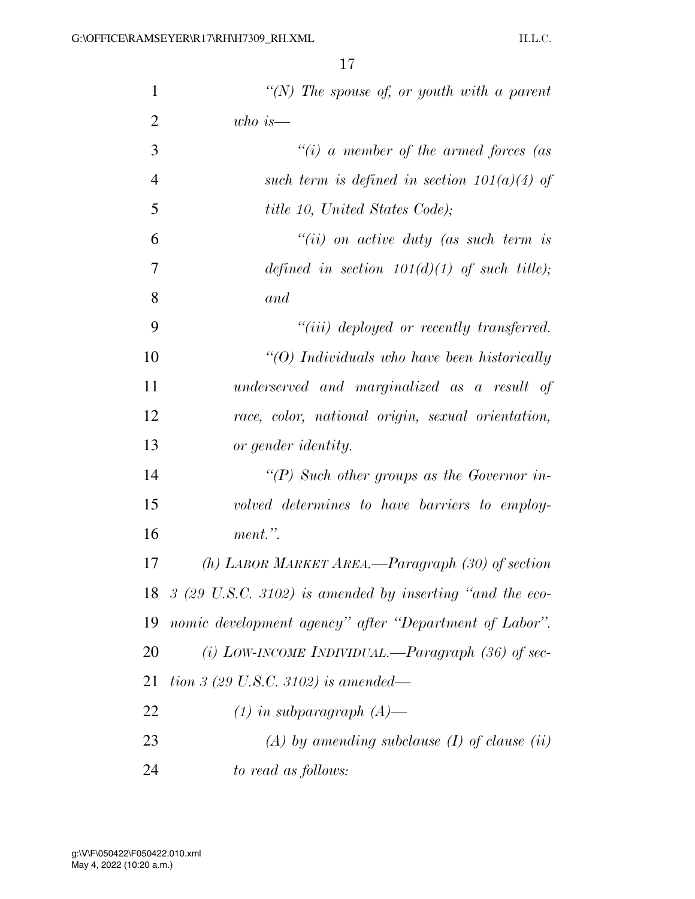*"(N) The spouse of, or youth with a parent who is—*

*"(i) a member of the armed forces (as such term is defined in section 101(a)(4) of title 10, United States Code);*

*"(ii) on active duty (as such term is defined in section 101(d)(1) of such title); and*

*"(iii) deployed or recently transferred.*

*"(O) Individuals who have been historically underserved and marginalized as a result of race, color, national origin, sexual orientation, or gender identity.*

*"(P) Such other groups as the Governor involved determines to have barriers to employment.".*

*(h) LABOR MARKET AREA.—Paragraph (30) of section 3 (29 U.S.C. 3102) is amended by inserting "and the economic development agency" after "Department of Labor".*

*(i) LOW-INCOME INDIVIDUAL.—Paragraph (36) of section 3 (29 U.S.C. 3102) is amended—*

*(1) in subparagraph (A)—*

*(A) by amending subclause (I) of clause (ii) to read as follows:*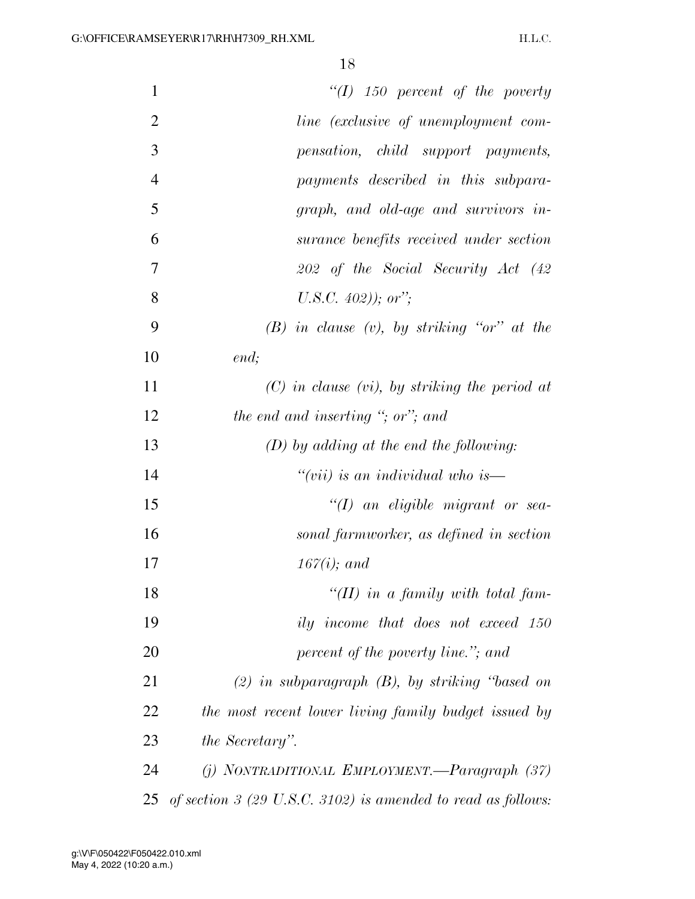*"(I) 150 percent of the poverty line (exclusive of unemployment compensation, child support payments, payments described in this subparagraph, and old-age and survivors insurance benefits received under section 202 of the Social Security Act (42 U.S.C. 402)); or";*

*(B) in clause (v), by striking "or" at the end;*

*(C) in clause (vi), by striking the period at the end and inserting "; or"; and*

*(D) by adding at the end the following:*

*"(vii) is an individual who is—*

*"(I) an eligible migrant or seasonal farmworker, as defined in section 167(i); and*

*"(II) in a family with total family income that does not exceed 150 percent of the poverty line."; and*

*(2) in subparagraph (B), by striking "based on the most recent lower living family budget issued by the Secretary".*

*(j) NONTRADITIONAL EMPLOYMENT.—Paragraph (37) of section 3 (29 U.S.C. 3102) is amended to read as follows:*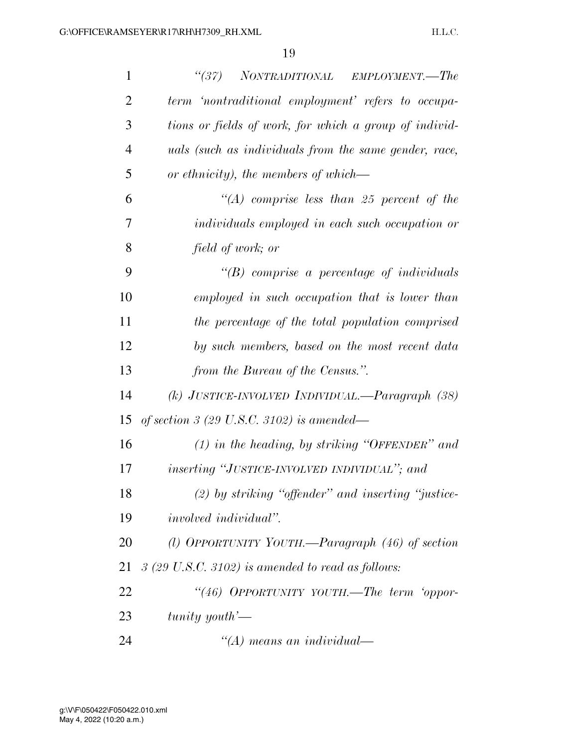*"(37) NONTRADITIONAL EMPLOYMENT.—The term 'nontraditional employment' refers to occupations or fields of work, for which a group of individuals (such as individuals from the same gender, race, or ethnicity), the members of which—*

*"(A) comprise less than 25 percent of the individuals employed in each such occupation or field of work; or*

*"(B) comprise a percentage of individuals employed in such occupation that is lower than the percentage of the total population comprised by such members, based on the most recent data from the Bureau of the Census.".*

*(k) JUSTICE-INVOLVED INDIVIDUAL.—Paragraph (38) of section 3 (29 U.S.C. 3102) is amended—*

*(1) in the heading, by striking "OFFENDER" and inserting "JUSTICE-INVOLVED INDIVIDUAL"; and*

*(2) by striking "offender" and inserting "justice-involved individual".*

*(l) OPPORTUNITY YOUTH.—Paragraph (46) of section 3 (29 U.S.C. 3102) is amended to read as follows:*

*"(46) OPPORTUNITY YOUTH.—The term 'opportunity youth'—*

*"(A) means an individual—*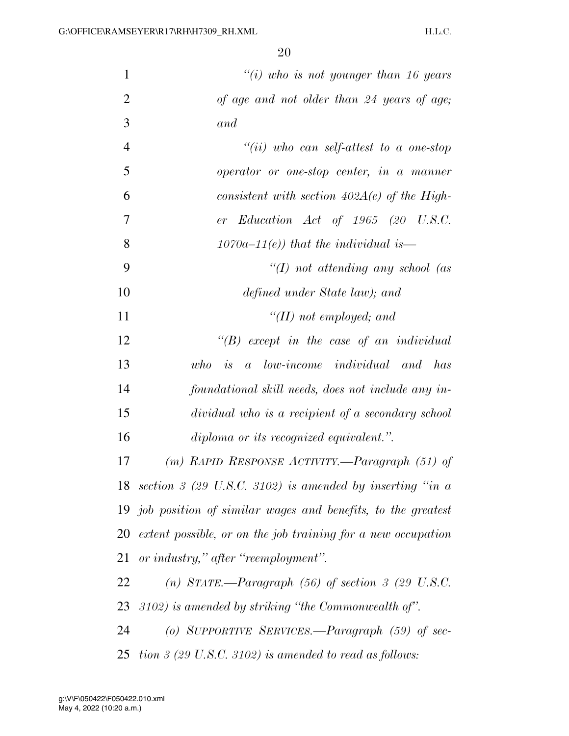*"(i) who is not younger than 16 years of age and not older than 24 years of age; and*

*"(ii) who can self-attest to a one-stop operator or one-stop center, in a manner consistent with section 402A(e) of the Higher Education Act of 1965 (20 U.S.C. 1070a–11(e)) that the individual is—*

*"(I) not attending any school (as defined under State law); and*

*"(II) not employed; and*

*"(B) except in the case of an individual who is a low-income individual and has foundational skill needs, does not include any individual who is a recipient of a secondary school diploma or its recognized equivalent.".*

*(m) RAPID RESPONSE ACTIVITY.—Paragraph (51) of section 3 (29 U.S.C. 3102) is amended by inserting "in a job position of similar wages and benefits, to the greatest extent possible, or on the job training for a new occupation or industry," after "reemployment".*

*(n) STATE.—Paragraph (56) of section 3 (29 U.S.C. 3102) is amended by striking "the Commonwealth of".*

*(o) SUPPORTIVE SERVICES.—Paragraph (59) of section 3 (29 U.S.C. 3102) is amended to read as follows:*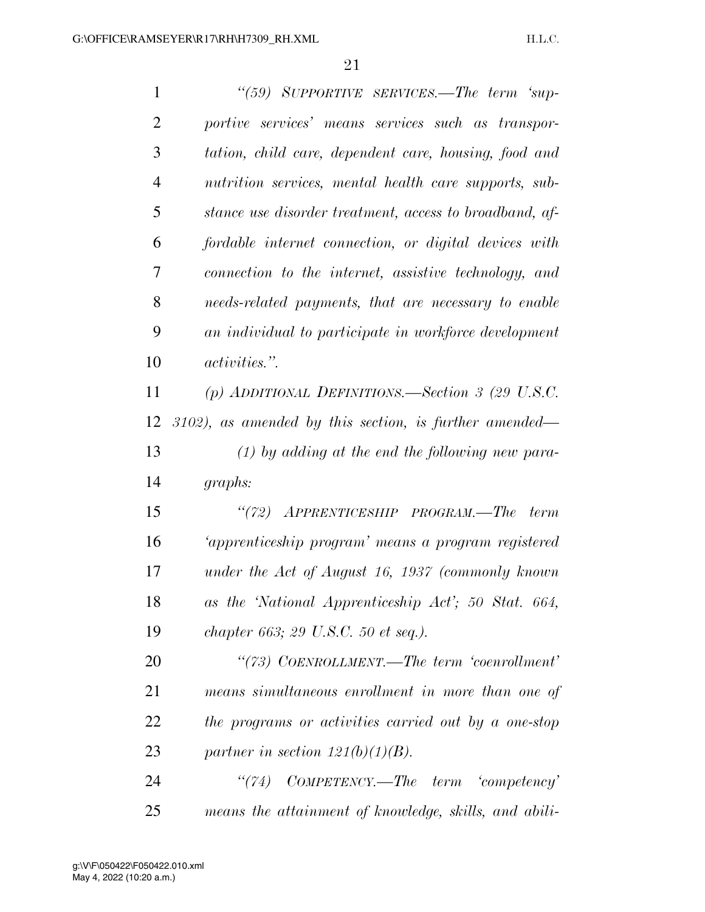*"(59) SUPPORTIVE SERVICES.—The term 'supportive services' means services such as transportation, child care, dependent care, housing, food and nutrition services, mental health care supports, substance use disorder treatment, access to broadband, affordable internet connection, or digital devices with connection to the internet, assistive technology, and needs-related payments, that are necessary to enable an individual to participate in workforce development activities.".*

*(p) ADDITIONAL DEFINITIONS.—Section 3 (29 U.S.C. 3102), as amended by this section, is further amended—*

*(1) by adding at the end the following new paragraphs:*

*"(72) APPRENTICESHIP PROGRAM.—The term 'apprenticeship program' means a program registered under the Act of August 16, 1937 (commonly known as the 'National Apprenticeship Act'; 50 Stat. 664, chapter 663; 29 U.S.C. 50 et seq.).*

*"(73) COENROLLMENT.—The term 'coenrollment' means simultaneous enrollment in more than one of the programs or activities carried out by a one-stop partner in section 121(b)(1)(B).*

*"(74) COMPETENCY.—The term 'competency' means the attainment of knowledge, skills, and abili-*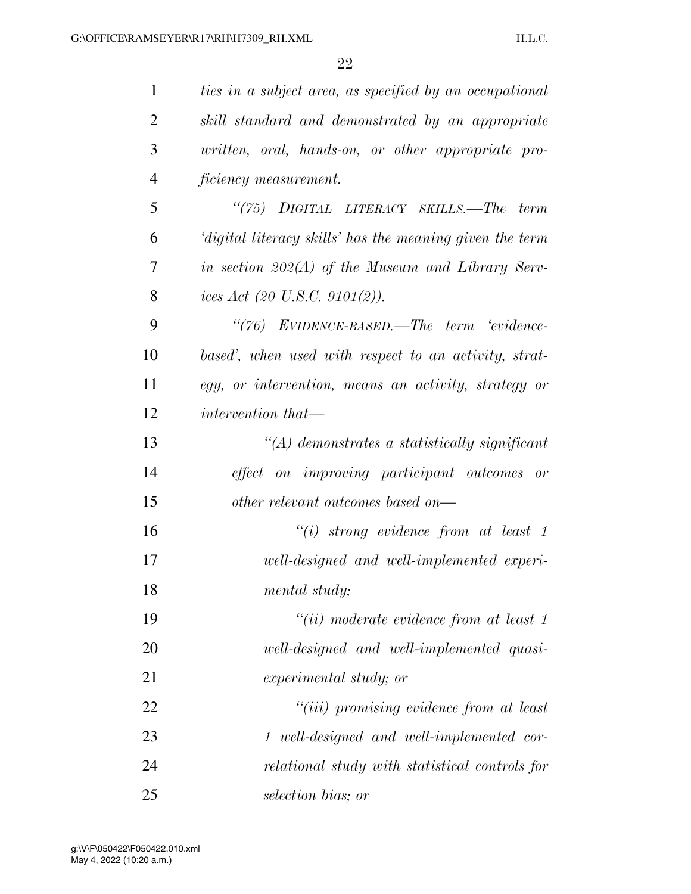*ties in a subject area, as specified by an occupational skill standard and demonstrated by an appropriate written, oral, hands-on, or other appropriate proficiency measurement.*

*"(75) DIGITAL LITERACY SKILLS.—The term 'digital literacy skills' has the meaning given the term in section 202(A) of the Museum and Library Services Act (20 U.S.C. 9101(2)).*

*"(76) EVIDENCE-BASED.—The term 'evidence-based', when used with respect to an activity, strategy, or intervention, means an activity, strategy or intervention that—*

*"(A) demonstrates a statistically significant effect on improving participant outcomes or other relevant outcomes based on—*

*"(i) strong evidence from at least 1 well-designed and well-implemented experimental study;*

*"(ii) moderate evidence from at least 1 well-designed and well-implemented quasi-experimental study; or*

*"(iii) promising evidence from at least 1 well-designed and well-implemented correlational study with statistical controls for selection bias; or*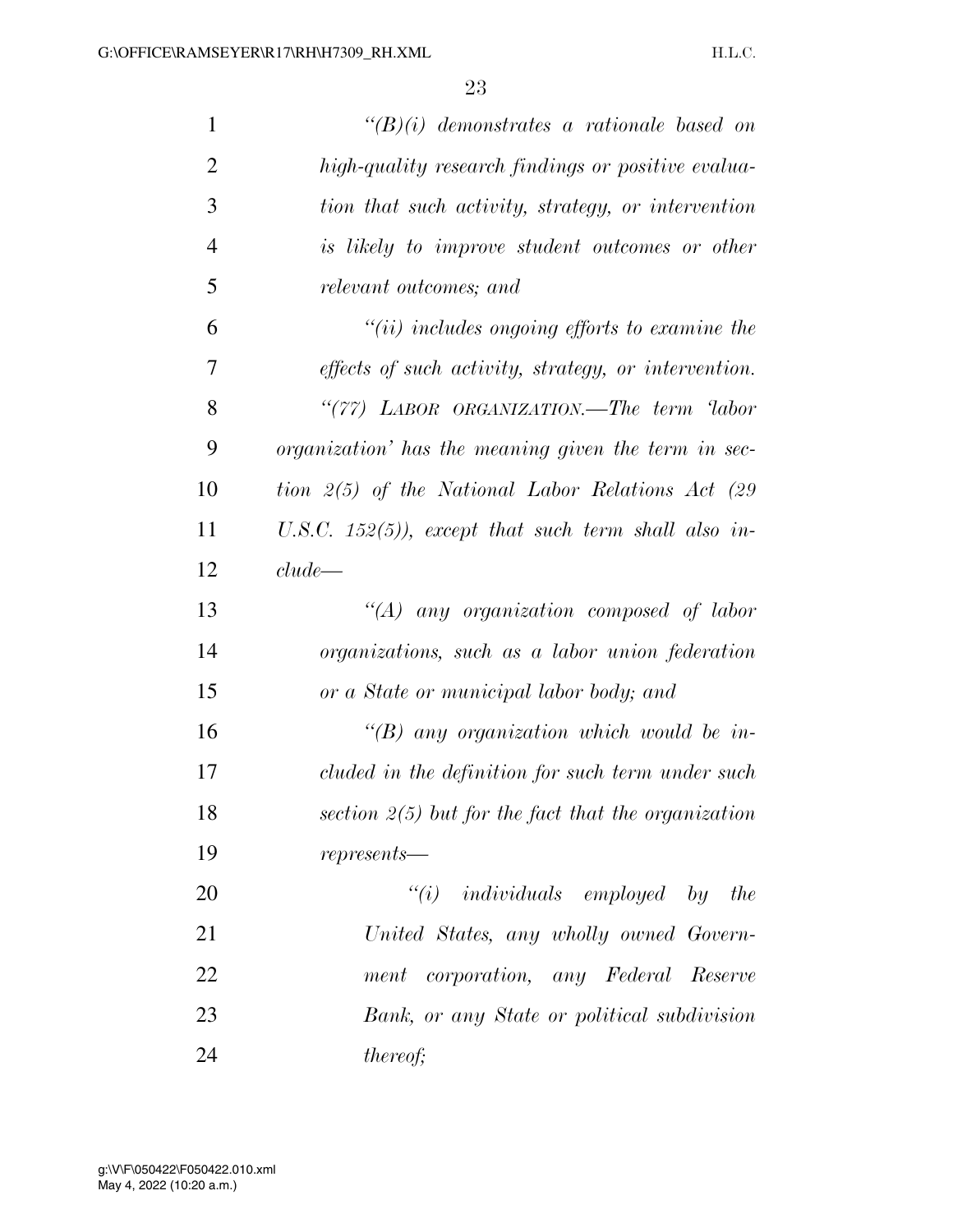*"(B)(i) demonstrates a rationale based on high-quality research findings or positive evaluation that such activity, strategy, or intervention is likely to improve student outcomes or other relevant outcomes; and*

*"(ii) includes ongoing efforts to examine the effects of such activity, strategy, or intervention.*

*"(77) LABOR ORGANIZATION.—The term 'labor organization' has the meaning given the term in section 2(5) of the National Labor Relations Act (29 U.S.C. 152(5)), except that such term shall also include—*

*"(A) any organization composed of labor organizations, such as a labor union federation or a State or municipal labor body; and*

*"(B) any organization which would be included in the definition for such term under such section 2(5) but for the fact that the organization represents—*

*"(i) individuals employed by the United States, any wholly owned Government corporation, any Federal Reserve Bank, or any State or political subdivision thereof;*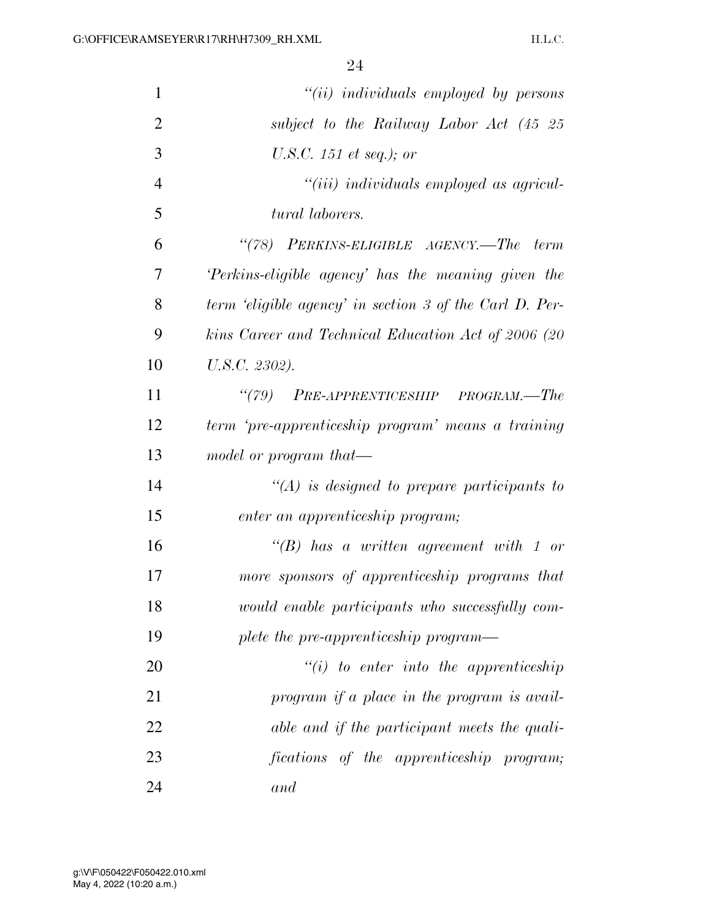*"(ii) individuals employed by persons subject to the Railway Labor Act (45 25 U.S.C. 151 et seq.); or*

*"(iii) individuals employed as agricultural laborers.*

*"(78) PERKINS-ELIGIBLE AGENCY.—The term 'Perkins-eligible agency' has the meaning given the term 'eligible agency' in section 3 of the Carl D. Perkins Career and Technical Education Act of 2006 (20 U.S.C. 2302).*

*"(79) PRE-APPRENTICESHIP PROGRAM.—The term 'pre-apprenticeship program' means a training model or program that—*

*"(A) is designed to prepare participants to enter an apprenticeship program;*

*"(B) has a written agreement with 1 or more sponsors of apprenticeship programs that would enable participants who successfully complete the pre-apprenticeship program—*

*"(i) to enter into the apprenticeship program if a place in the program is available and if the participant meets the qualifications of the apprenticeship program; and*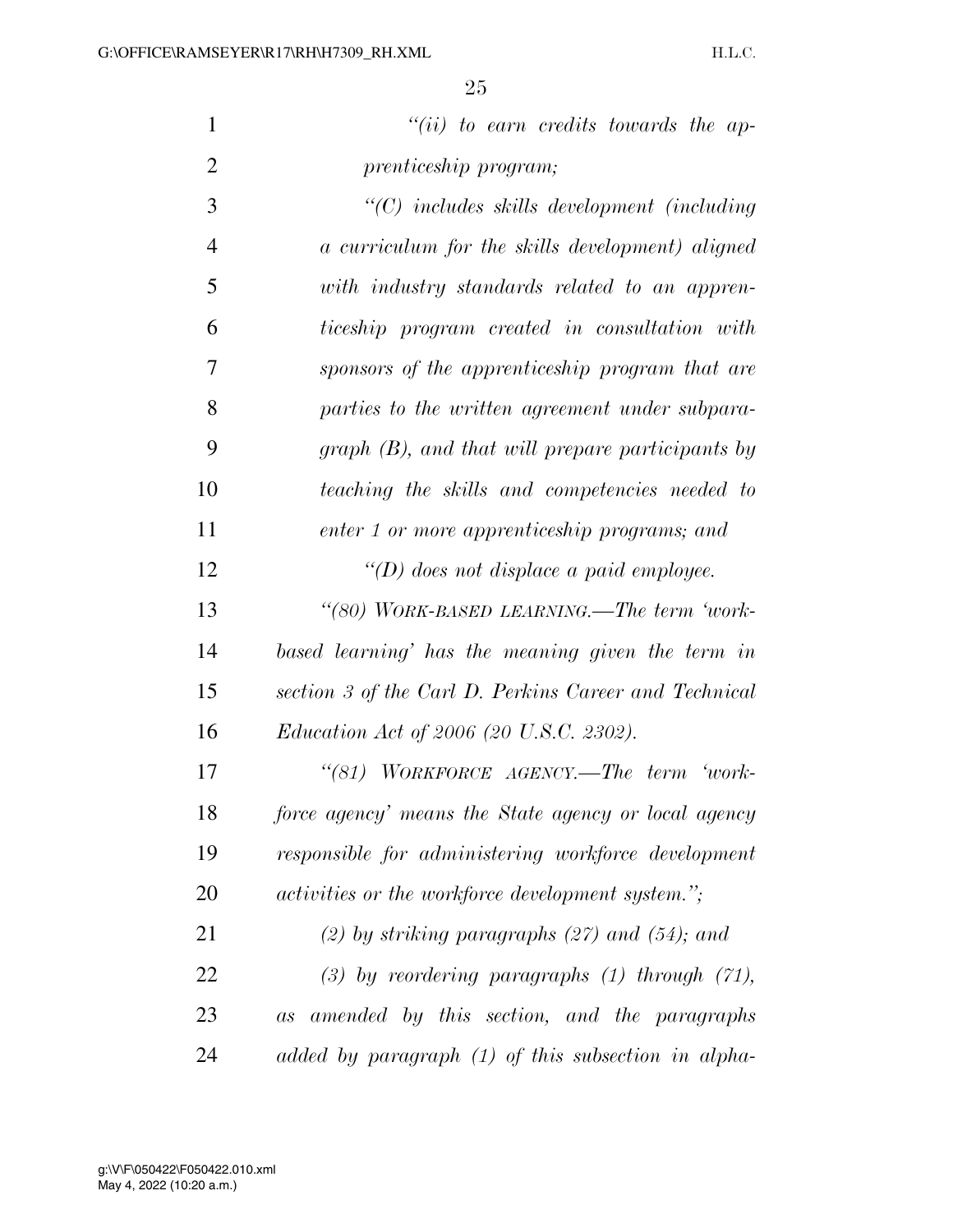*"(ii) to earn credits towards the apprenticeship program;*

*"(C) includes skills development (including a curriculum for the skills development) aligned with industry standards related to an apprenticeship program created in consultation with sponsors of the apprenticeship program that are parties to the written agreement under subparagraph (B), and that will prepare participants by teaching the skills and competencies needed to enter 1 or more apprenticeship programs; and*

*"(D) does not displace a paid employee.*

*"(80) WORK-BASED LEARNING.—The term 'work-based learning' has the meaning given the term in section 3 of the Carl D. Perkins Career and Technical Education Act of 2006 (20 U.S.C. 2302).*

*"(81) WORKFORCE AGENCY.—The term 'workforce agency' means the State agency or local agency responsible for administering workforce development activities or the workforce development system.";*

*(2) by striking paragraphs (27) and (54); and*

*(3) by reordering paragraphs (1) through (71), as amended by this section, and the paragraphs added by paragraph (1) of this subsection in alpha-*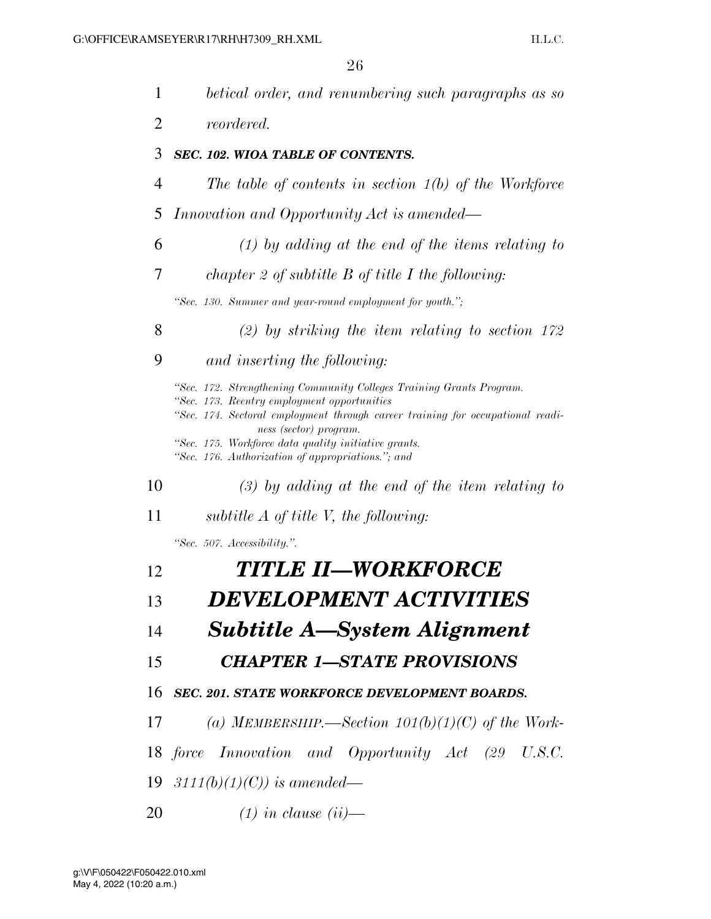*betical order, and renumbering such paragraphs as so reordered.*

***SEC. 102. WIOA TABLE OF CONTENTS.***

*The table of contents in section 1(b) of the Workforce Innovation and Opportunity Act is amended—*

*(1) by adding at the end of the items relating to chapter 2 of subtitle B of title I the following:*

*"Sec. 130. Summer and year-round employment for youth.";*

*(2) by striking the item relating to section 172 and inserting the following:*

*"Sec. 172. Strengthening Community Colleges Training Grants Program.*
*"Sec. 173. Reentry employment opportunities*
*"Sec. 174. Sectoral employment through career training for occupational readiness (sector) program.*
*"Sec. 175. Workforce data quality initiative grants.*
*"Sec. 176. Authorization of appropriations."; and*

*(3) by adding at the end of the item relating to subtitle A of title V, the following:*

*"Sec. 507. Accessibility.".*

# *TITLE II—WORKFORCE DEVELOPMENT ACTIVITIES*

## *Subtitle A—System Alignment*

### *CHAPTER 1—STATE PROVISIONS*

***SEC. 201. STATE WORKFORCE DEVELOPMENT BOARDS.***

*(a) MEMBERSHIP.—Section 101(b)(1)(C) of the Workforce Innovation and Opportunity Act (29 U.S.C. 3111(b)(1)(C)) is amended—*

*(1) in clause (ii)—*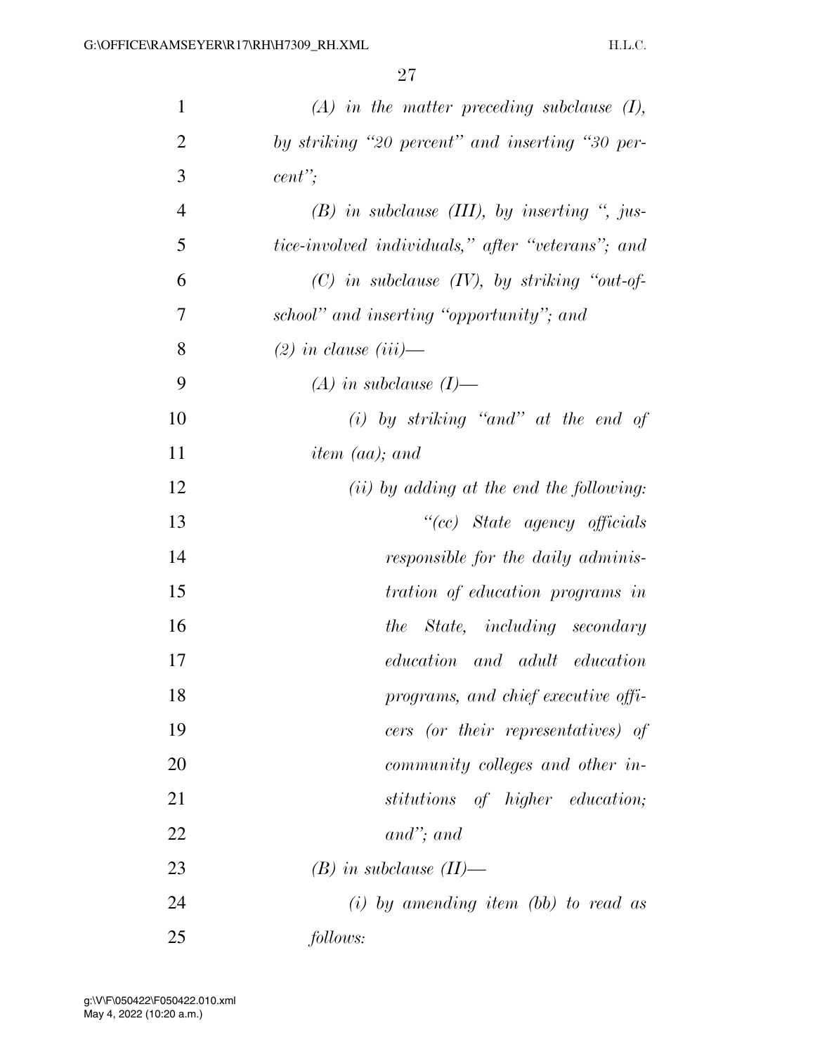*(A) in the matter preceding subclause (I), by striking "20 percent" and inserting "30 percent";*

*(B) in subclause (III), by inserting ", justice-involved individuals," after "veterans"; and*

*(C) in subclause (IV), by striking "out-of-school" and inserting "opportunity"; and*

*(2) in clause (iii)—*

*(A) in subclause (I)—*

*(i) by striking "and" at the end of item (aa); and*

*(ii) by adding at the end the following:*

*"(cc) State agency officials responsible for the daily administration of education programs in the State, including secondary education and adult education programs, and chief executive officers (or their representatives) of community colleges and other institutions of higher education; and"; and*

*(B) in subclause (II)—*

*(i) by amending item (bb) to read as follows:*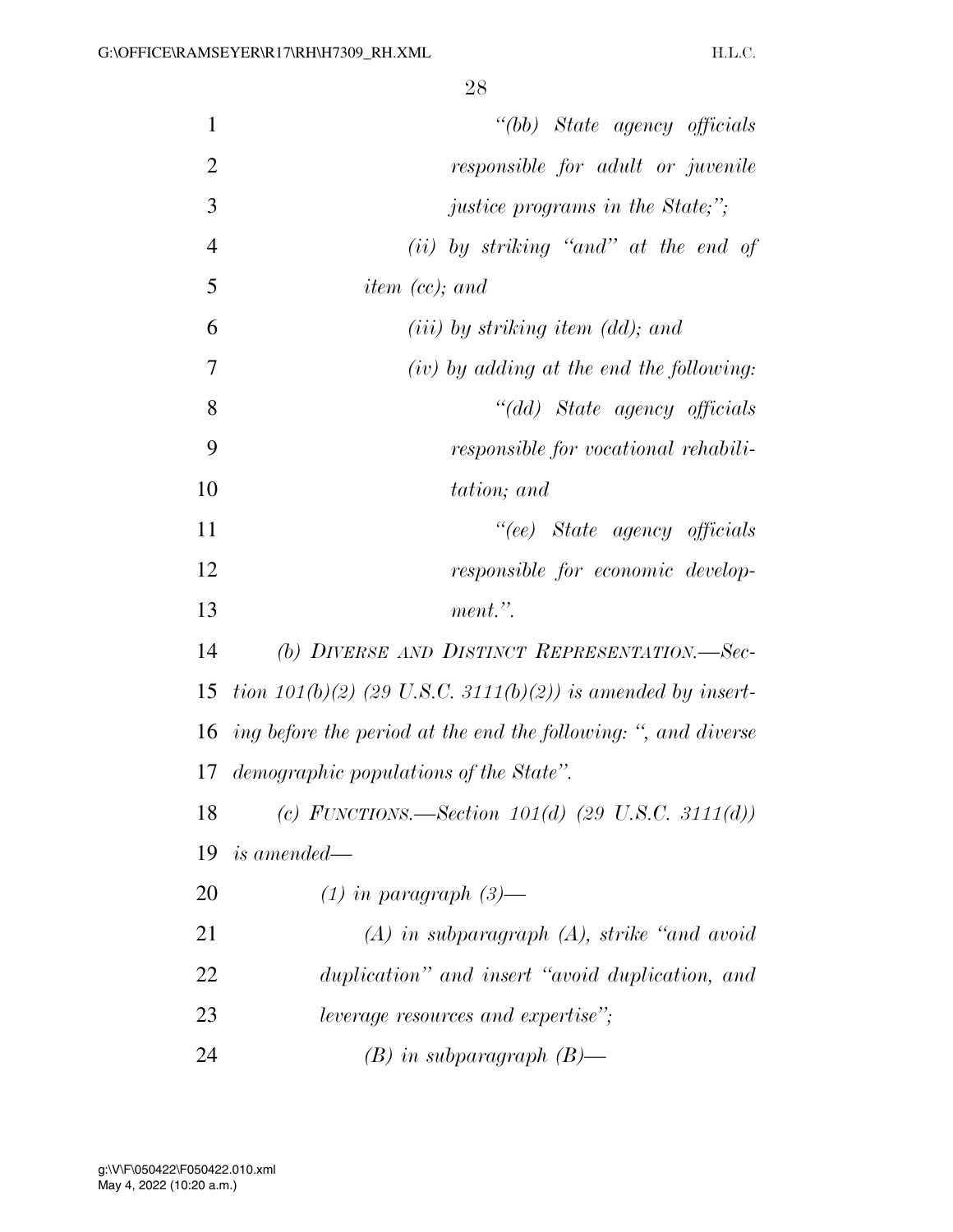*"(bb) State agency officials responsible for adult or juvenile justice programs in the State;";*

*(ii) by striking "and" at the end of item (cc); and*

*(iii) by striking item (dd); and*

*(iv) by adding at the end the following:*

*"(dd) State agency officials responsible for vocational rehabilitation; and*

*"(ee) State agency officials responsible for economic development.".*

*(b) DIVERSE AND DISTINCT REPRESENTATION.—Section 101(b)(2) (29 U.S.C. 3111(b)(2)) is amended by inserting before the period at the end the following: ", and diverse demographic populations of the State".*

*(c) FUNCTIONS.—Section 101(d) (29 U.S.C. 3111(d)) is amended—*

*(1) in paragraph (3)—*

*(A) in subparagraph (A), strike "and avoid duplication" and insert "avoid duplication, and leverage resources and expertise";*

*(B) in subparagraph (B)—*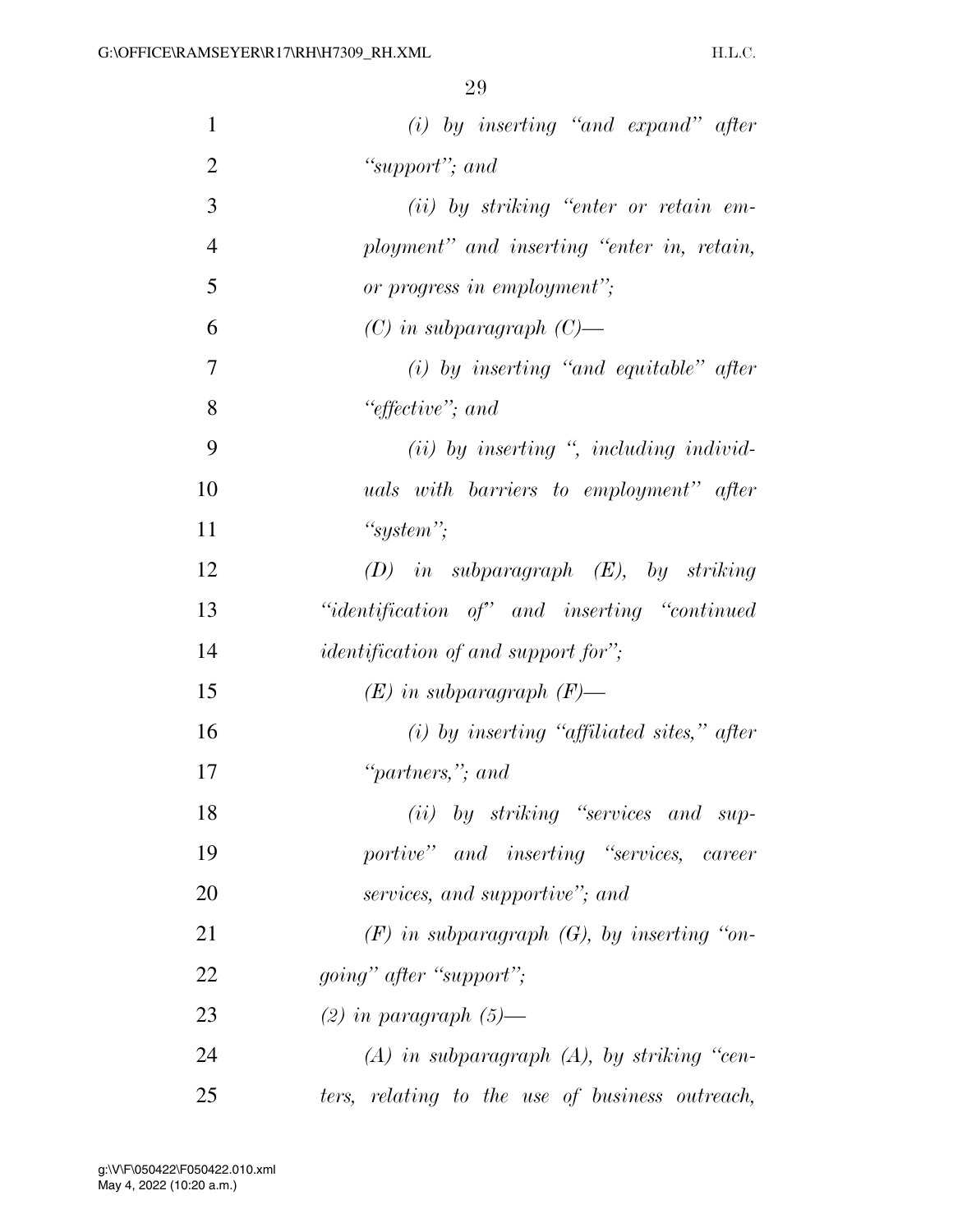*(i) by inserting "and expand" after "support"; and*

*(ii) by striking "enter or retain employment" and inserting "enter in, retain, or progress in employment";*

*(C) in subparagraph (C)—*

*(i) by inserting "and equitable" after "effective"; and*

*(ii) by inserting ", including individuals with barriers to employment" after "system";*

*(D) in subparagraph (E), by striking "identification of" and inserting "continued identification of and support for";*

*(E) in subparagraph (F)—*

*(i) by inserting "affiliated sites," after "partners,"; and*

*(ii) by striking "services and supportive" and inserting "services, career services, and supportive"; and*

*(F) in subparagraph (G), by inserting "ongoing" after "support";*

*(2) in paragraph (5)—*

*(A) in subparagraph (A), by striking "centers, relating to the use of business outreach,*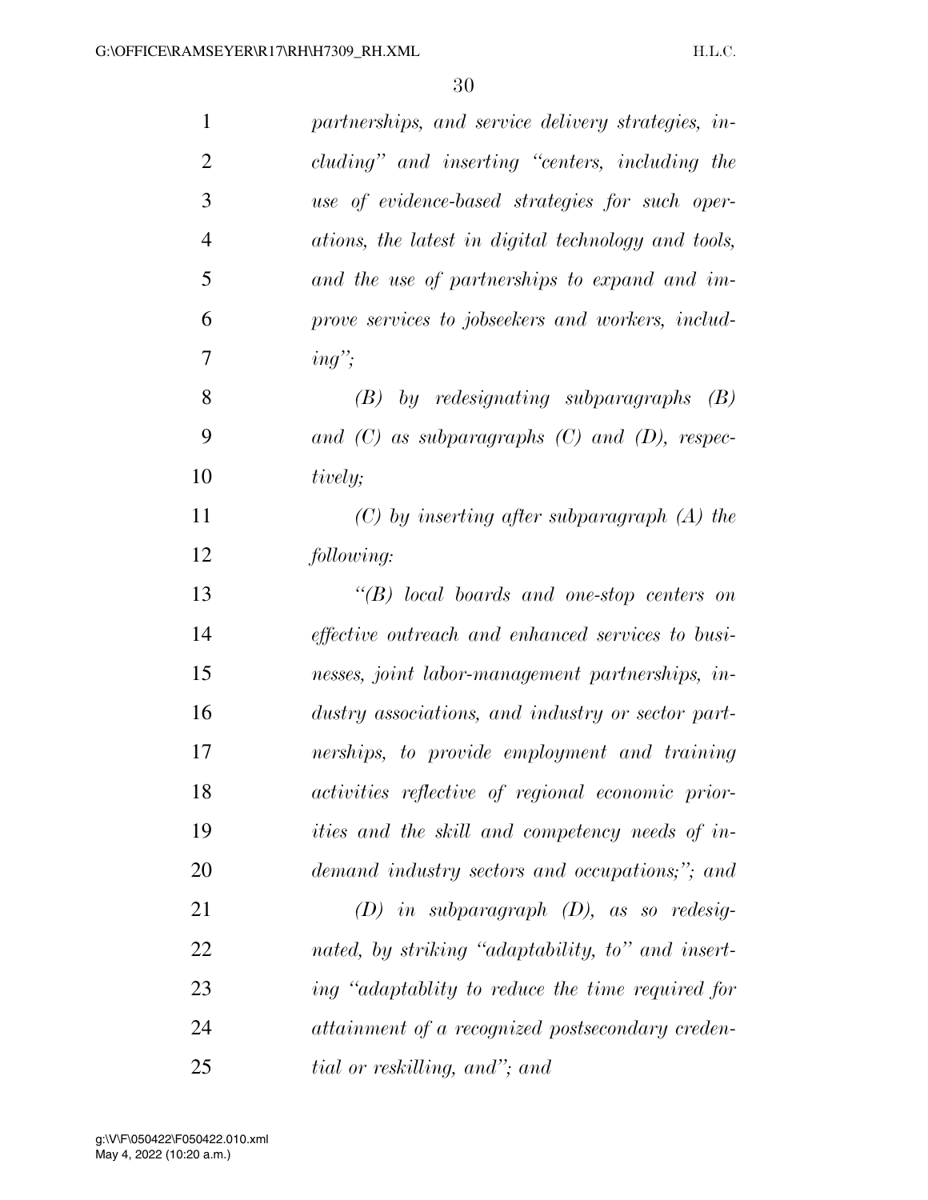*partnerships, and service delivery strategies, including" and inserting "centers, including the use of evidence-based strategies for such operations, the latest in digital technology and tools, and the use of partnerships to expand and improve services to jobseekers and workers, including";*

*(B) by redesignating subparagraphs (B) and (C) as subparagraphs (C) and (D), respectively;*

*(C) by inserting after subparagraph (A) the following:*

*"(B) local boards and one-stop centers on effective outreach and enhanced services to businesses, joint labor-management partnerships, industry associations, and industry or sector partnerships, to provide employment and training activities reflective of regional economic priorities and the skill and competency needs of in-demand industry sectors and occupations;"; and*

*(D) in subparagraph (D), as so redesignated, by striking "adaptability, to" and inserting "adaptablity to reduce the time required for attainment of a recognized postsecondary credential or reskilling, and"; and*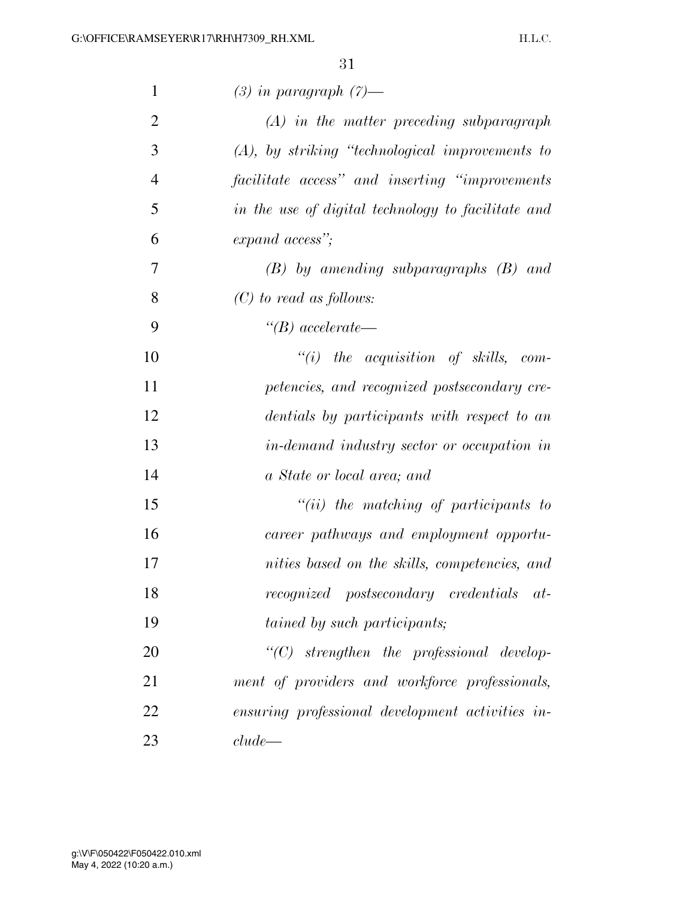*(3) in paragraph (7)—*

*(A) in the matter preceding subparagraph (A), by striking "technological improvements to facilitate access" and inserting "improvements in the use of digital technology to facilitate and expand access";*

*(B) by amending subparagraphs (B) and (C) to read as follows:*

*"(B) accelerate—*

*"(i) the acquisition of skills, competencies, and recognized postsecondary credentials by participants with respect to an in-demand industry sector or occupation in a State or local area; and*

*"(ii) the matching of participants to career pathways and employment opportunities based on the skills, competencies, and recognized postsecondary credentials attained by such participants;*

*"(C) strengthen the professional development of providers and workforce professionals, ensuring professional development activities include—*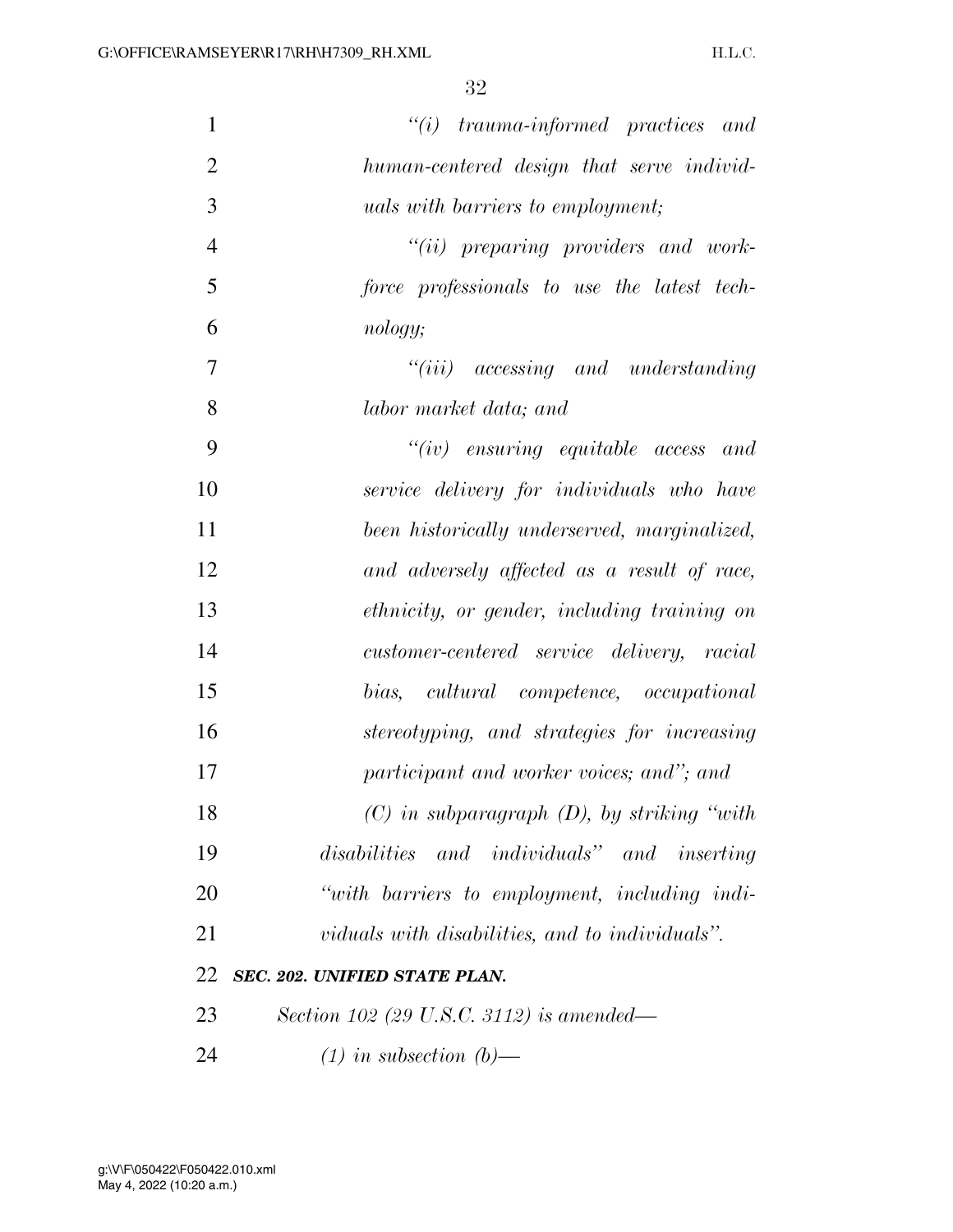*"(i) trauma-informed practices and human-centered design that serve individuals with barriers to employment;*

*"(ii) preparing providers and workforce professionals to use the latest technology;*

*"(iii) accessing and understanding labor market data; and*

*"(iv) ensuring equitable access and service delivery for individuals who have been historically underserved, marginalized, and adversely affected as a result of race, ethnicity, or gender, including training on customer-centered service delivery, racial bias, cultural competence, occupational stereotyping, and strategies for increasing participant and worker voices; and"; and*

*(C) in subparagraph (D), by striking "with disabilities and individuals" and inserting "with barriers to employment, including individuals with disabilities, and to individuals".*

***SEC. 202. UNIFIED STATE PLAN.***

*Section 102 (29 U.S.C. 3112) is amended—*

*(1) in subsection (b)—*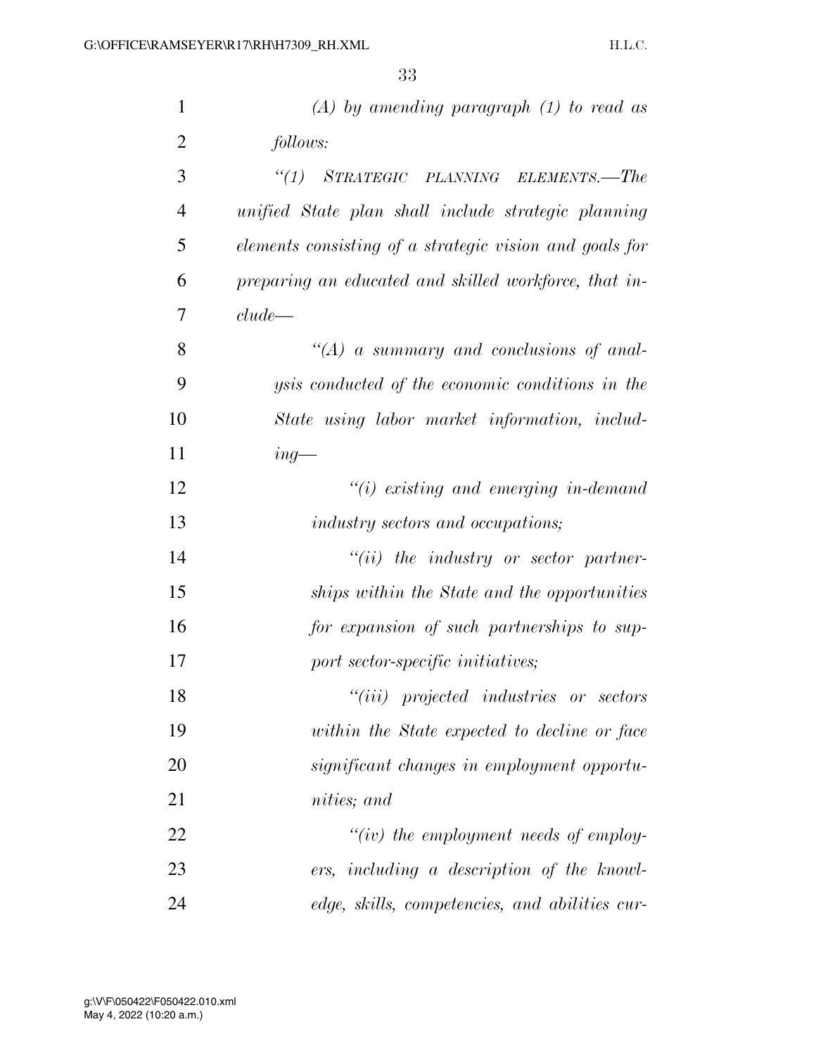*(A) by amending paragraph (1) to read as follows:*

*"(1) STRATEGIC PLANNING ELEMENTS.—The unified State plan shall include strategic planning elements consisting of a strategic vision and goals for preparing an educated and skilled workforce, that include—*

*"(A) a summary and conclusions of analysis conducted of the economic conditions in the State using labor market information, including—*

*"(i) existing and emerging in-demand industry sectors and occupations;*

*"(ii) the industry or sector partnerships within the State and the opportunities for expansion of such partnerships to support sector-specific initiatives;*

*"(iii) projected industries or sectors within the State expected to decline or face significant changes in employment opportunities; and*

*"(iv) the employment needs of employers, including a description of the knowledge, skills, competencies, and abilities cur-*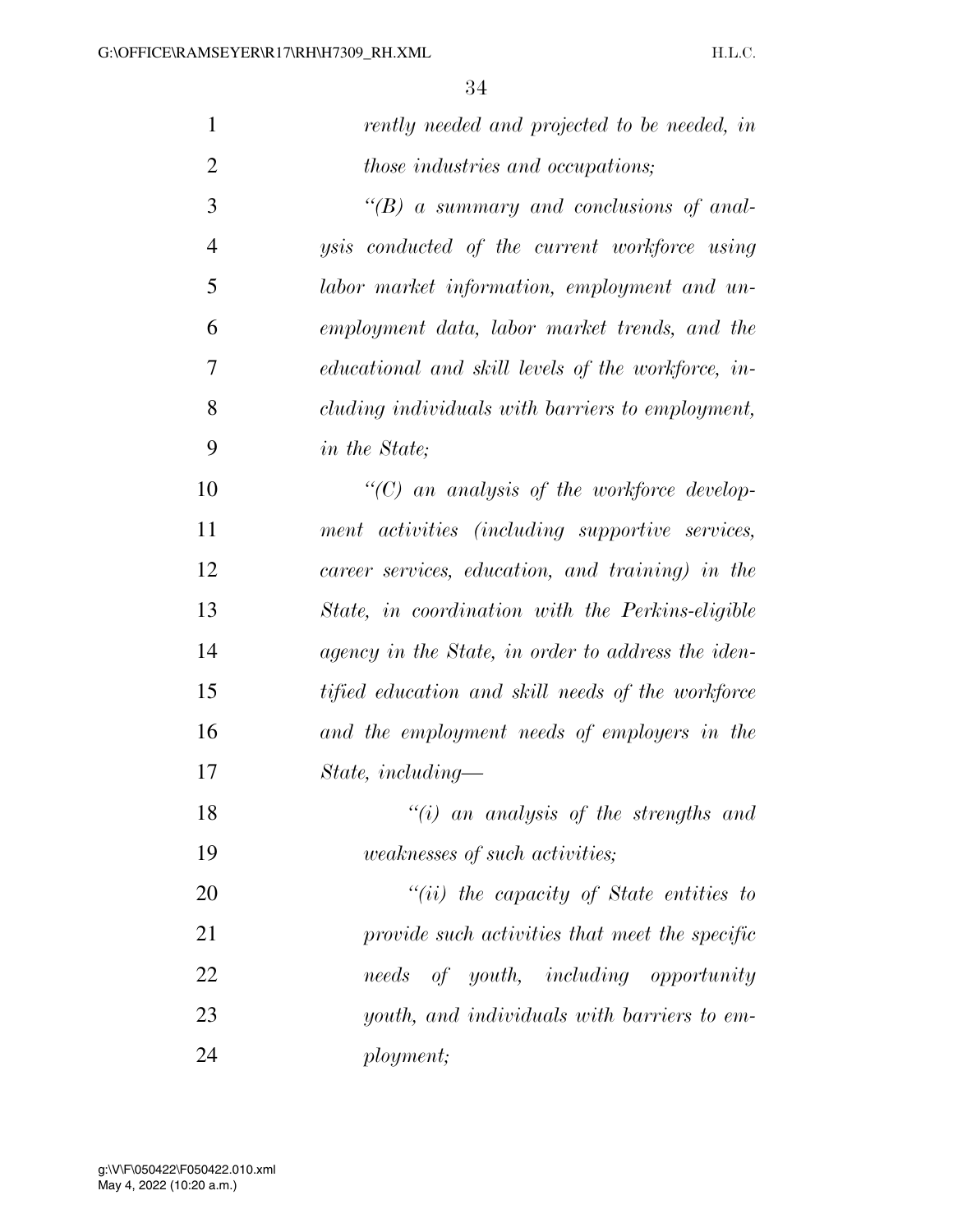*rently needed and projected to be needed, in those industries and occupations;*

*"(B) a summary and conclusions of analysis conducted of the current workforce using labor market information, employment and unemployment data, labor market trends, and the educational and skill levels of the workforce, including individuals with barriers to employment, in the State;*

*"(C) an analysis of the workforce development activities (including supportive services, career services, education, and training) in the State, in coordination with the Perkins-eligible agency in the State, in order to address the identified education and skill needs of the workforce and the employment needs of employers in the State, including—*

*"(i) an analysis of the strengths and weaknesses of such activities;*

*"(ii) the capacity of State entities to provide such activities that meet the specific needs of youth, including opportunity youth, and individuals with barriers to employment;*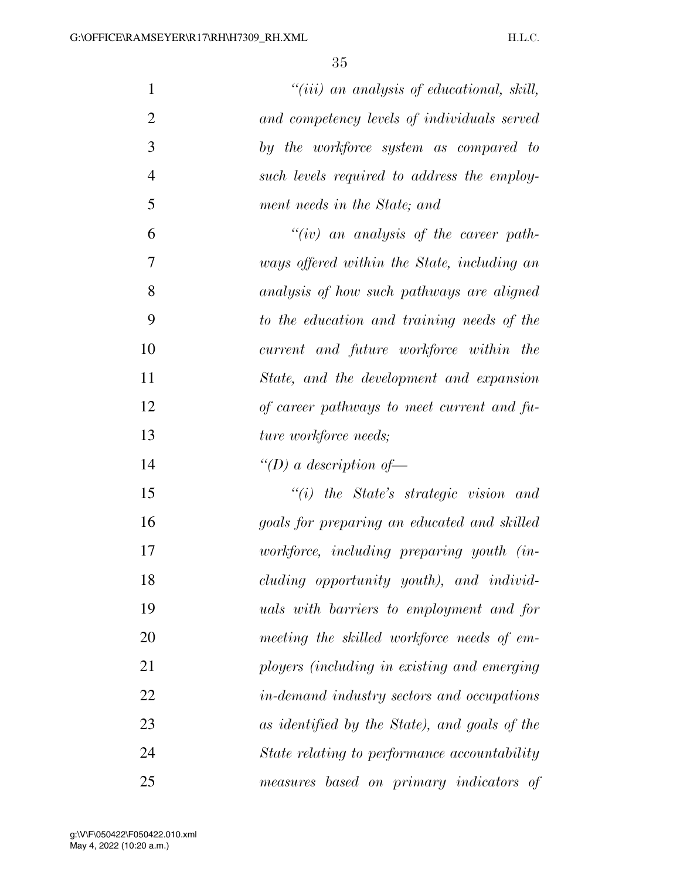*"(iii) an analysis of educational, skill, and competency levels of individuals served by the workforce system as compared to such levels required to address the employment needs in the State; and*

*"(iv) an analysis of the career pathways offered within the State, including an analysis of how such pathways are aligned to the education and training needs of the current and future workforce within the State, and the development and expansion of career pathways to meet current and future workforce needs;*

*"(D) a description of—*

*"(i) the State's strategic vision and goals for preparing an educated and skilled workforce, including preparing youth (including opportunity youth), and individuals with barriers to employment and for meeting the skilled workforce needs of employers (including in existing and emerging in-demand industry sectors and occupations as identified by the State), and goals of the State relating to performance accountability measures based on primary indicators of*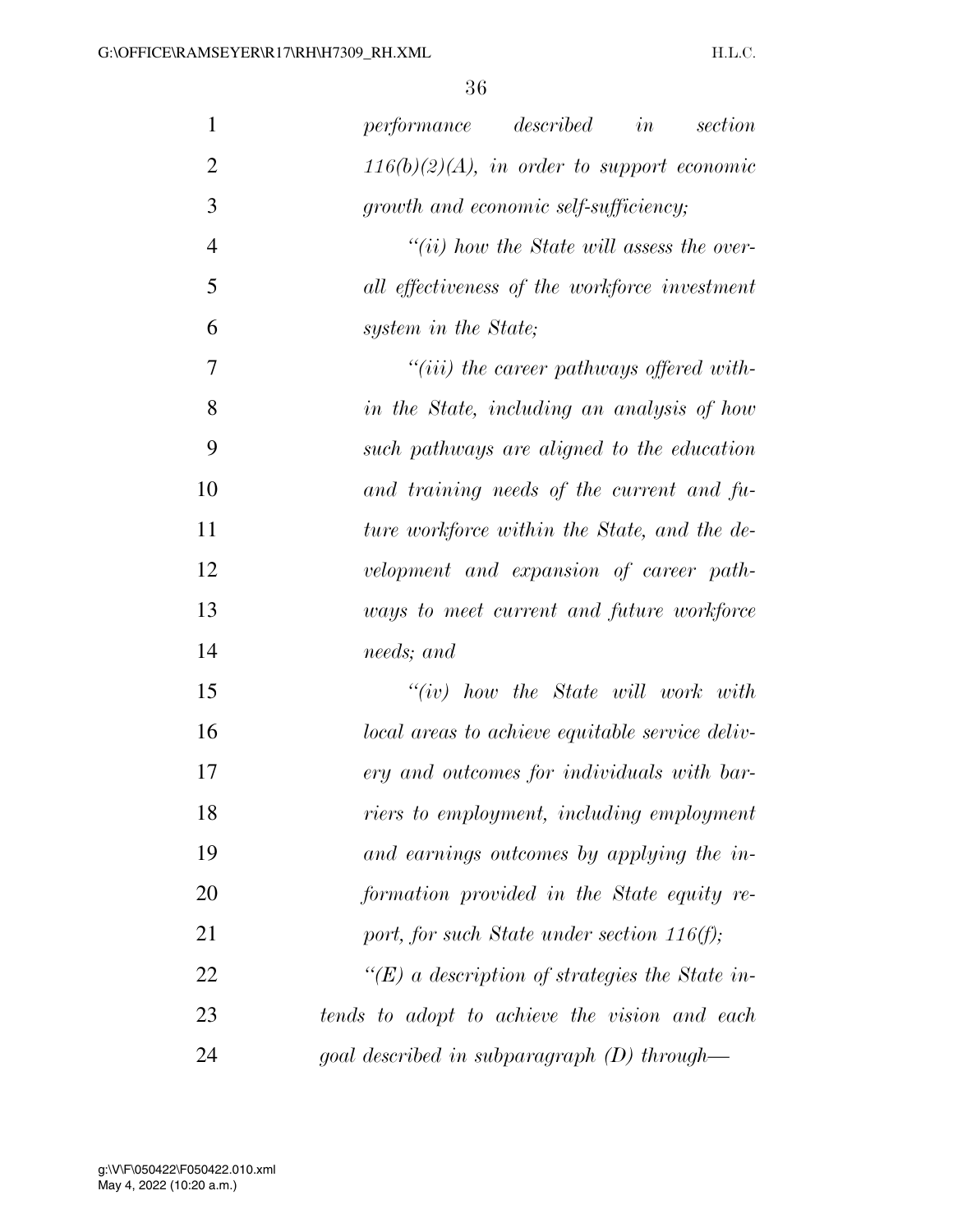*performance described in section 116(b)(2)(A), in order to support economic growth and economic self-sufficiency;*

*"(ii) how the State will assess the overall effectiveness of the workforce investment system in the State;*

*"(iii) the career pathways offered within the State, including an analysis of how such pathways are aligned to the education and training needs of the current and future workforce within the State, and the development and expansion of career pathways to meet current and future workforce needs; and*

*"(iv) how the State will work with local areas to achieve equitable service delivery and outcomes for individuals with barriers to employment, including employment and earnings outcomes by applying the information provided in the State equity report, for such State under section 116(f);*

*"(E) a description of strategies the State intends to adopt to achieve the vision and each goal described in subparagraph (D) through—*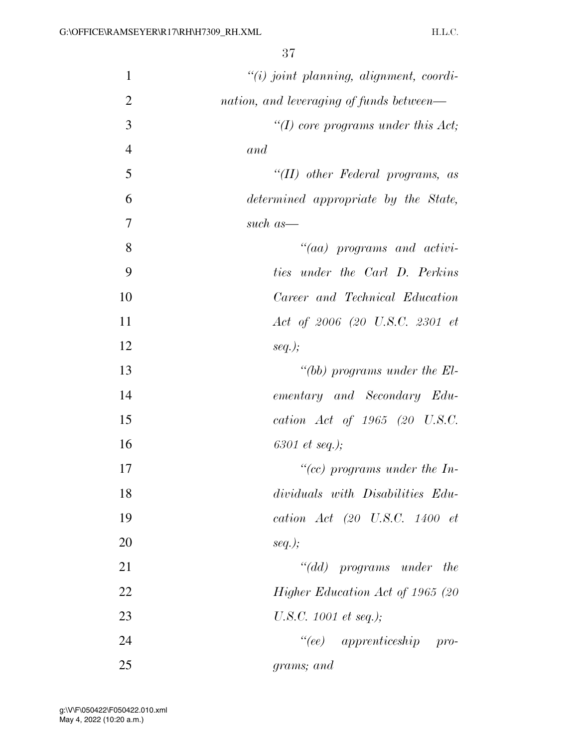*"(i) joint planning, alignment, coordination, and leveraging of funds between—*

*"(I) core programs under this Act; and*

*"(II) other Federal programs, as determined appropriate by the State, such as—*

*"(aa) programs and activities under the Carl D. Perkins Career and Technical Education Act of 2006 (20 U.S.C. 2301 et seq.);*

*"(bb) programs under the Elementary and Secondary Education Act of 1965 (20 U.S.C. 6301 et seq.);*

*"(cc) programs under the Individuals with Disabilities Education Act (20 U.S.C. 1400 et seq.);*

*"(dd) programs under the Higher Education Act of 1965 (20 U.S.C. 1001 et seq.);*

*"(ee) apprenticeship programs; and*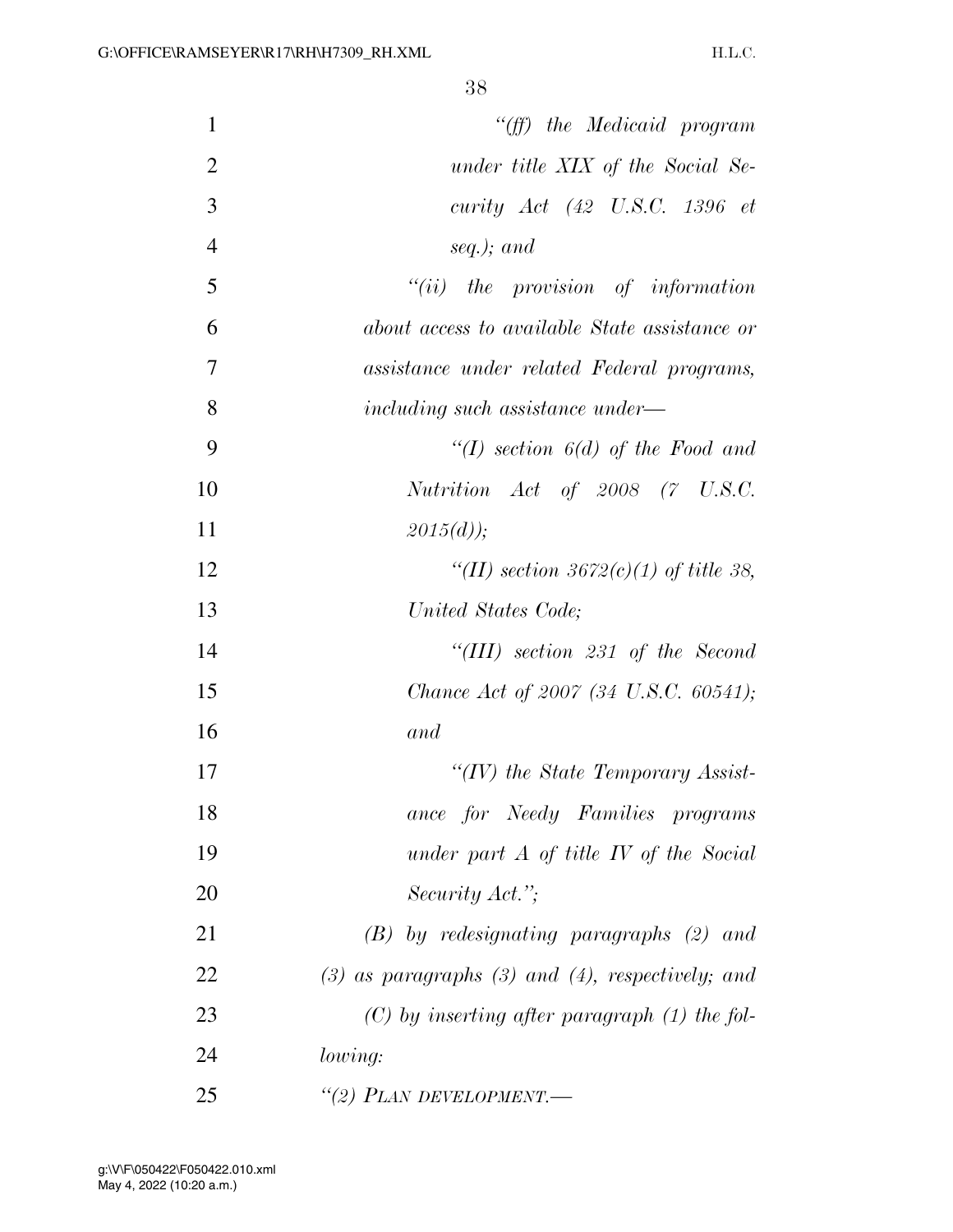*"(ff) the Medicaid program under title XIX of the Social Security Act (42 U.S.C. 1396 et seq.); and*

*"(ii) the provision of information about access to available State assistance or assistance under related Federal programs, including such assistance under—*

*"(I) section 6(d) of the Food and Nutrition Act of 2008 (7 U.S.C. 2015(d));*

*"(II) section 3672(c)(1) of title 38, United States Code;*

*"(III) section 231 of the Second Chance Act of 2007 (34 U.S.C. 60541); and*

*"(IV) the State Temporary Assistance for Needy Families programs under part A of title IV of the Social Security Act.";*

*(B) by redesignating paragraphs (2) and (3) as paragraphs (3) and (4), respectively; and*

*(C) by inserting after paragraph (1) the following:*

*"(2) PLAN DEVELOPMENT.—*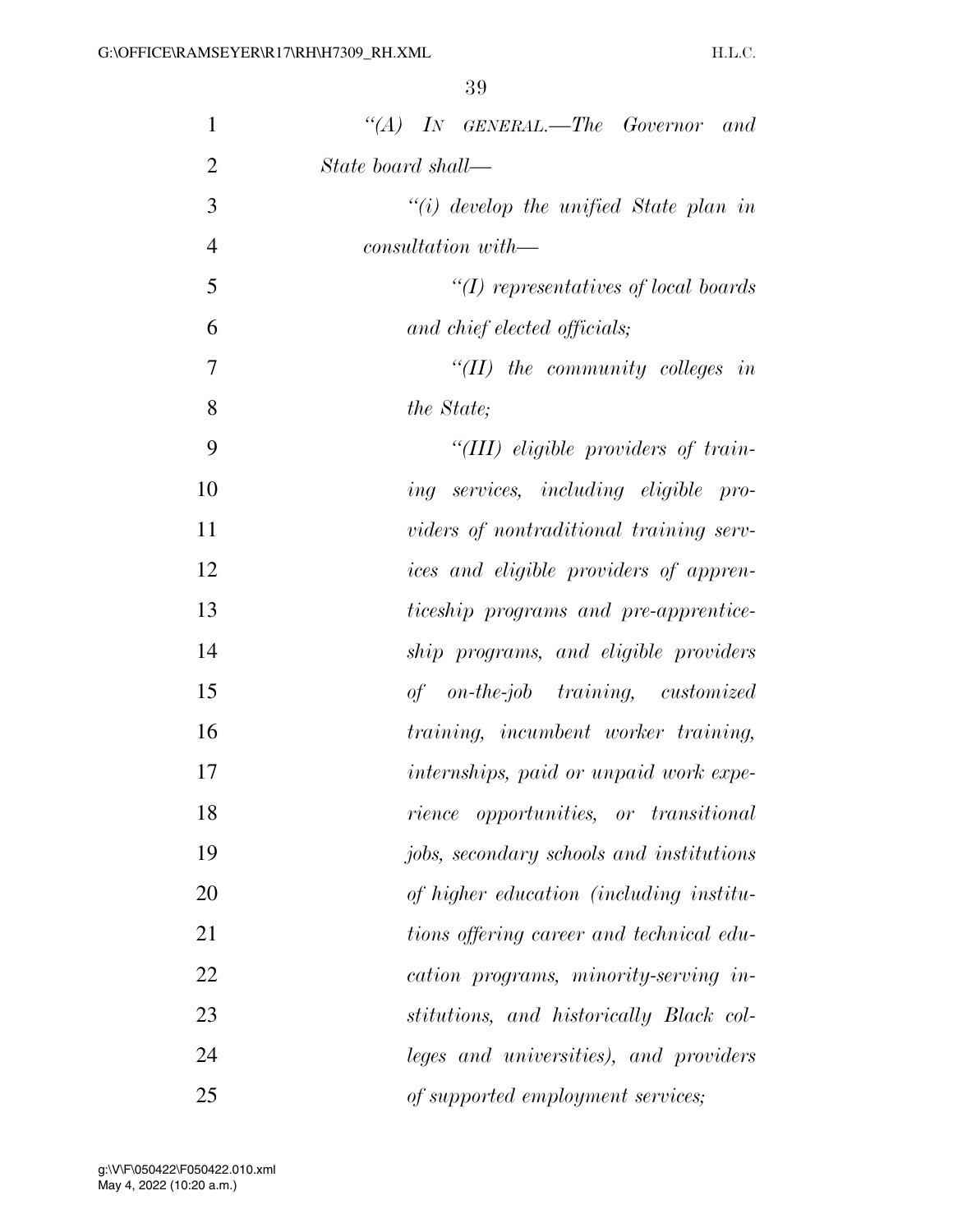*"(A) In general.—The Governor and State board shall—*

*"(i) develop the unified State plan in consultation with—*

*"(I) representatives of local boards and chief elected officials;*

*"(II) the community colleges in the State;*

*"(III) eligible providers of training services, including eligible providers of nontraditional training services and eligible providers of apprenticeship programs and pre-apprenticeship programs, and eligible providers of on-the-job training, customized training, incumbent worker training, internships, paid or unpaid work experience opportunities, or transitional jobs, secondary schools and institutions of higher education (including institutions offering career and technical education programs, minority-serving institutions, and historically Black colleges and universities), and providers of supported employment services;*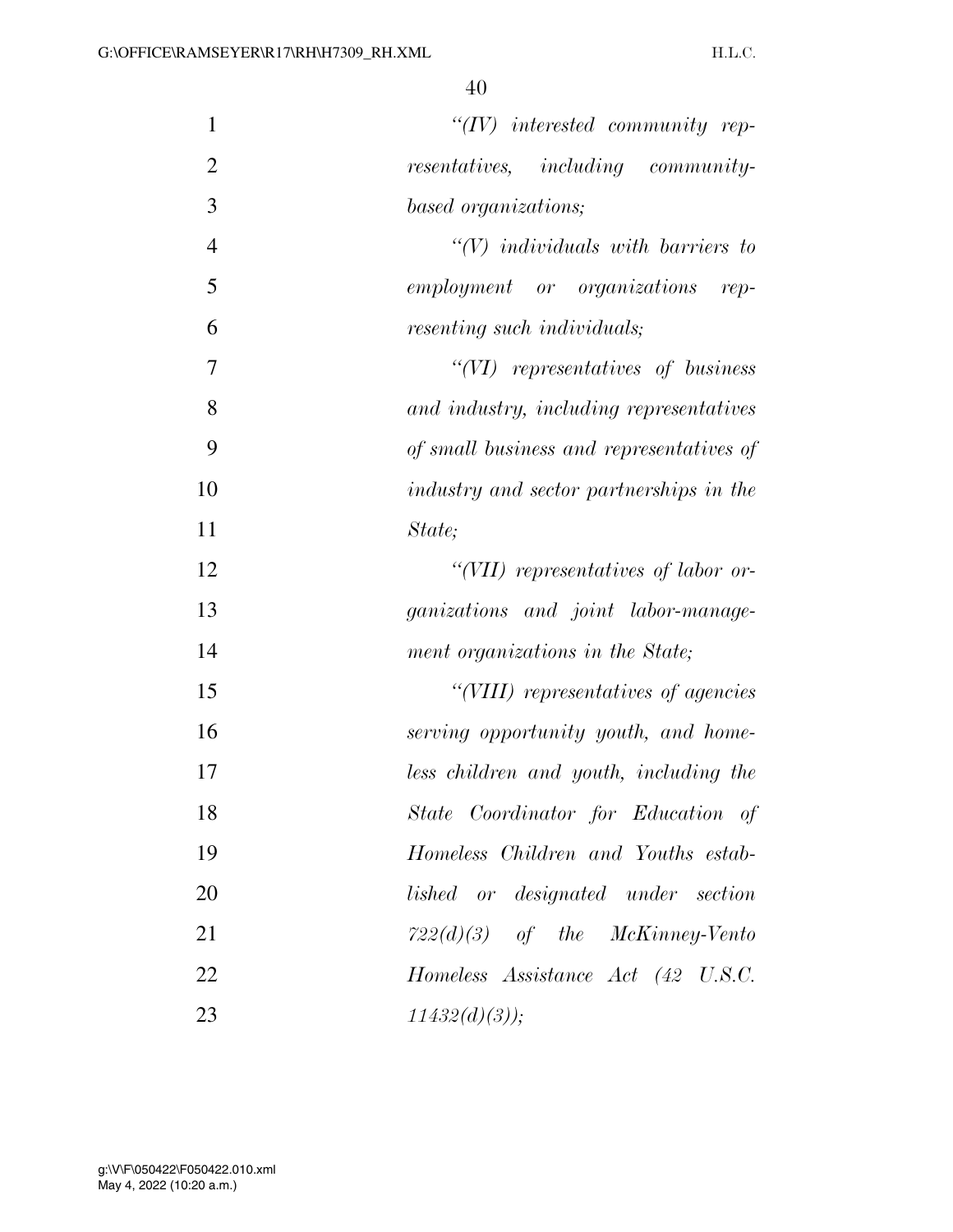*"(IV) interested community representatives, including community-based organizations;*

*"(V) individuals with barriers to employment or organizations representing such individuals;*

*"(VI) representatives of business and industry, including representatives of small business and representatives of industry and sector partnerships in the State;*

*"(VII) representatives of labor organizations and joint labor-management organizations in the State;*

*"(VIII) representatives of agencies serving opportunity youth, and homeless children and youth, including the State Coordinator for Education of Homeless Children and Youths established or designated under section 722(d)(3) of the McKinney-Vento Homeless Assistance Act (42 U.S.C. 11432(d)(3));*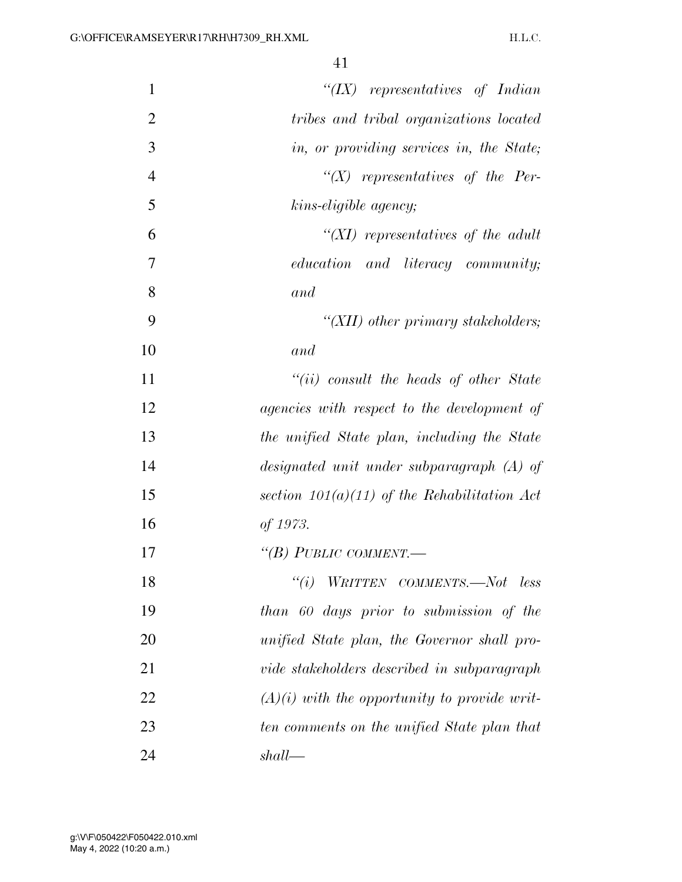*"(IX) representatives of Indian tribes and tribal organizations located in, or providing services in, the State;*

*"(X) representatives of the Perkins-eligible agency;*

*"(XI) representatives of the adult education and literacy community; and*

*"(XII) other primary stakeholders; and*

*"(ii) consult the heads of other State agencies with respect to the development of the unified State plan, including the State designated unit under subparagraph (A) of section 101(a)(11) of the Rehabilitation Act of 1973.*

*"(B) PUBLIC COMMENT.—*

*"(i) WRITTEN COMMENTS.—Not less than 60 days prior to submission of the unified State plan, the Governor shall provide stakeholders described in subparagraph (A)(i) with the opportunity to provide written comments on the unified State plan that shall—*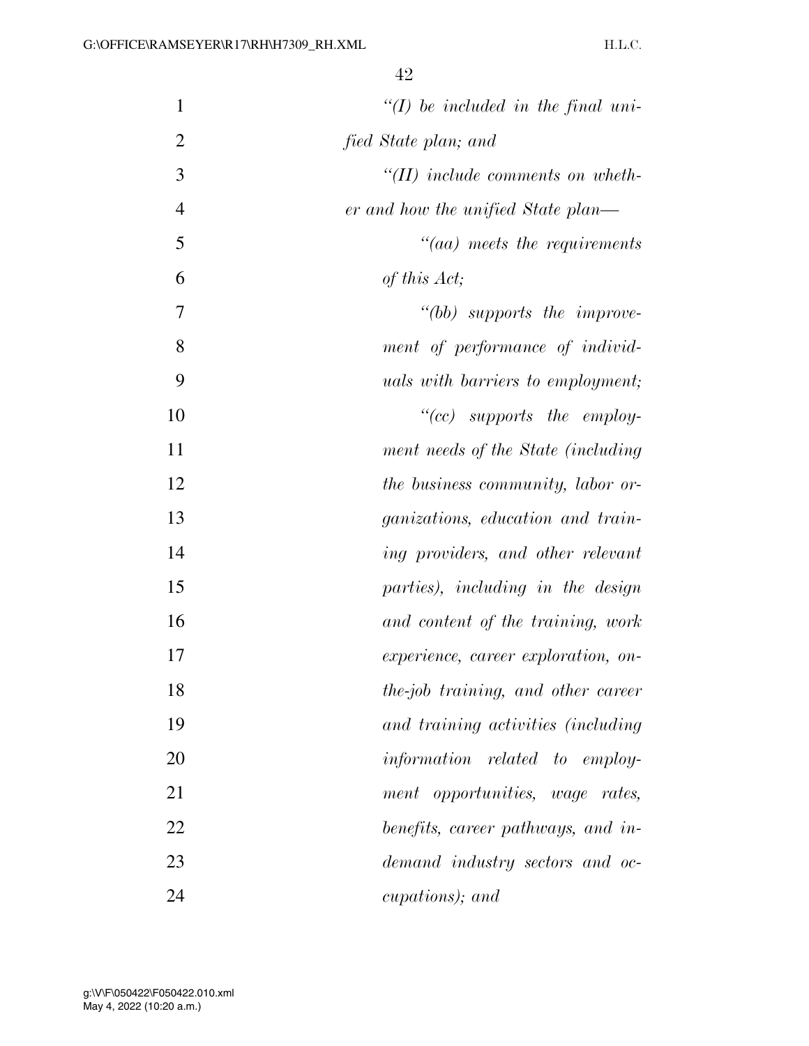*"(I) be included in the final unified State plan; and*

*"(II) include comments on whether and how the unified State plan—*

*"(aa) meets the requirements of this Act;*

*"(bb) supports the improvement of performance of individuals with barriers to employment;*

*"(cc) supports the employment needs of the State (including the business community, labor organizations, education and training providers, and other relevant parties), including in the design and content of the training, work experience, career exploration, on-the-job training, and other career and training activities (including information related to employment opportunities, wage rates, benefits, career pathways, and in-demand industry sectors and occupations); and*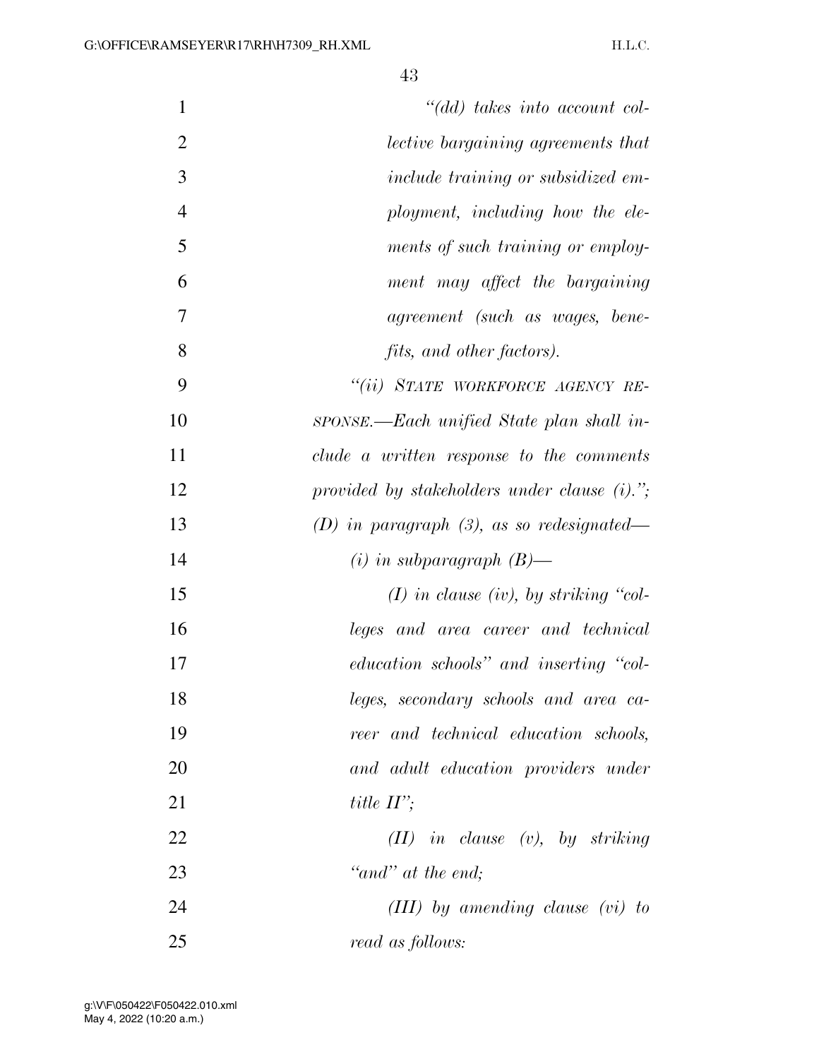*"(dd) takes into account collective bargaining agreements that include training or subsidized employment, including how the elements of such training or employment may affect the bargaining agreement (such as wages, benefits, and other factors).*

*"(ii) STATE WORKFORCE AGENCY RESPONSE.—Each unified State plan shall include a written response to the comments provided by stakeholders under clause (i).";*

*(D) in paragraph (3), as so redesignated—*

*(i) in subparagraph (B)—*

*(I) in clause (iv), by striking "colleges and area career and technical education schools" and inserting "colleges, secondary schools and area career and technical education schools, and adult education providers under title II";*

*(II) in clause (v), by striking "and" at the end;*

*(III) by amending clause (vi) to read as follows:*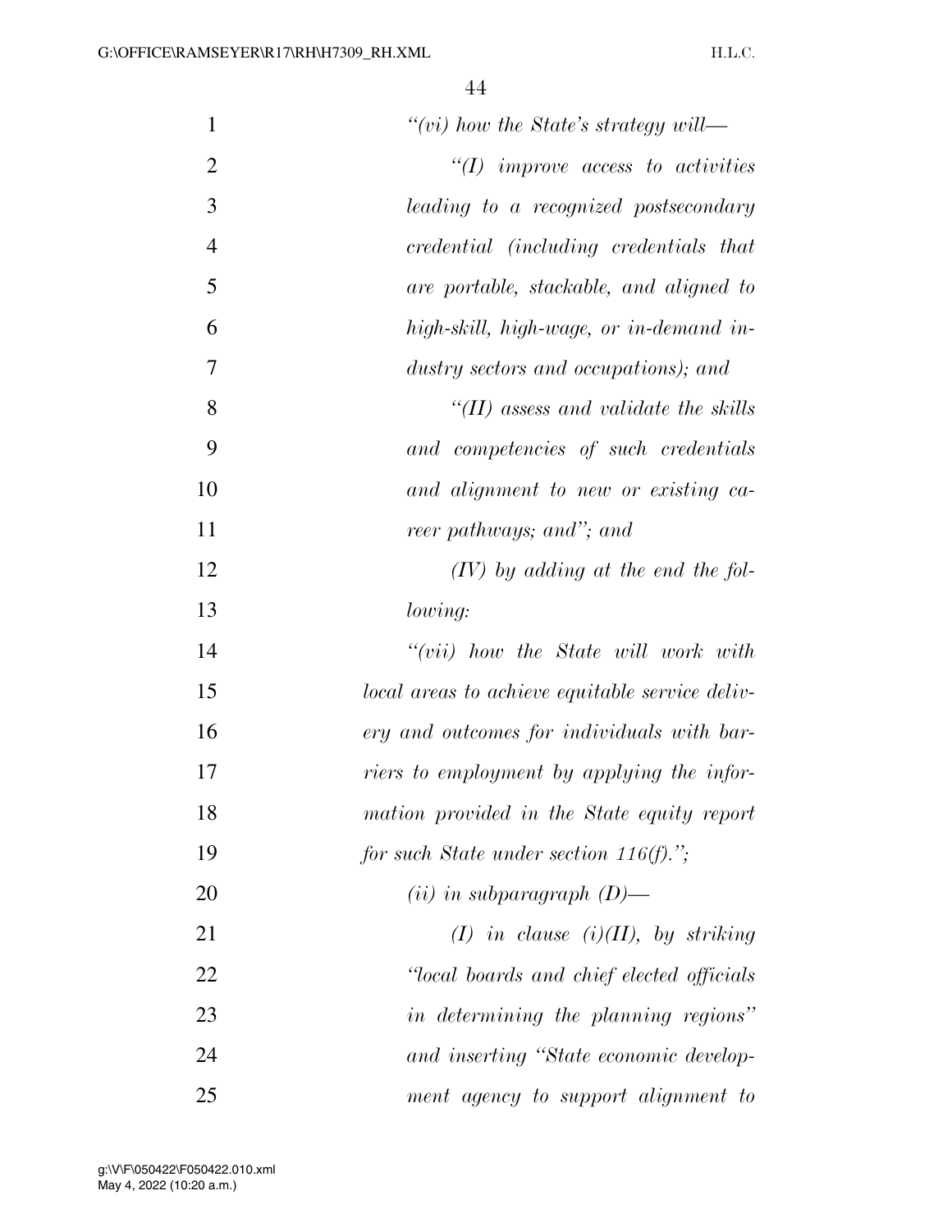*"(vi) how the State's strategy will—*

*"(I) improve access to activities leading to a recognized postsecondary credential (including credentials that are portable, stackable, and aligned to high-skill, high-wage, or in-demand industry sectors and occupations); and*

*"(II) assess and validate the skills and competencies of such credentials and alignment to new or existing career pathways; and"; and*

*(IV) by adding at the end the following:*

*"(vii) how the State will work with local areas to achieve equitable service delivery and outcomes for individuals with barriers to employment by applying the information provided in the State equity report for such State under section 116(f).";*

*(ii) in subparagraph (D)—*

*(I) in clause (i)(II), by striking "local boards and chief elected officials in determining the planning regions" and inserting "State economic development agency to support alignment to*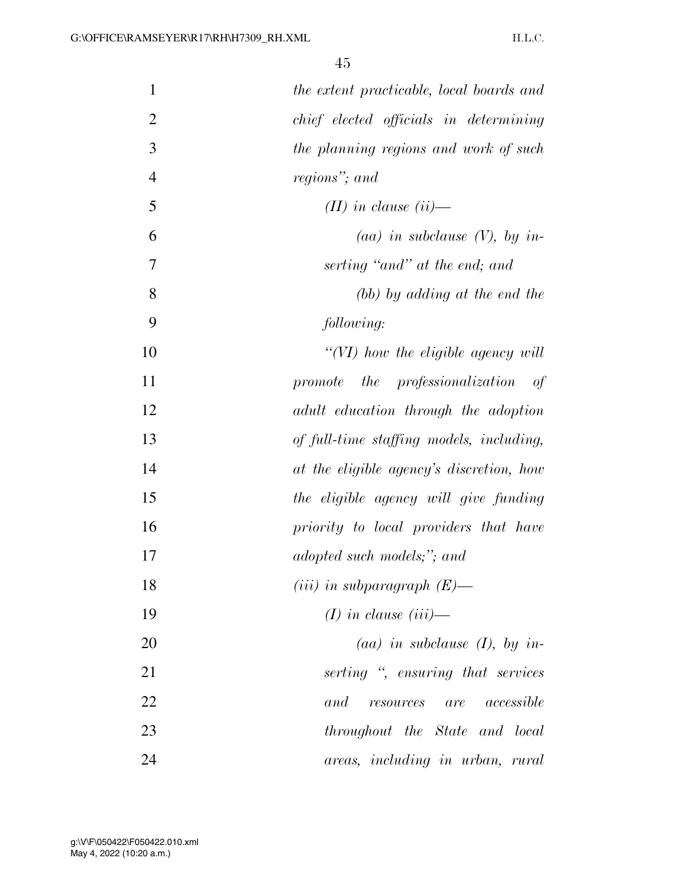*the extent practicable, local boards and chief elected officials in determining the planning regions and work of such regions''; and*

*(II) in clause (ii)—*

*(aa) in subclause (V), by inserting ''and'' at the end; and*

*(bb) by adding at the end the following:*

*''(VI) how the eligible agency will promote the professionalization of adult education through the adoption of full-time staffing models, including, at the eligible agency's discretion, how the eligible agency will give funding priority to local providers that have adopted such models;''; and*

*(iii) in subparagraph (E)—*

*(I) in clause (iii)—*

*(aa) in subclause (I), by inserting '', ensuring that services and resources are accessible throughout the State and local areas, including in urban, rural*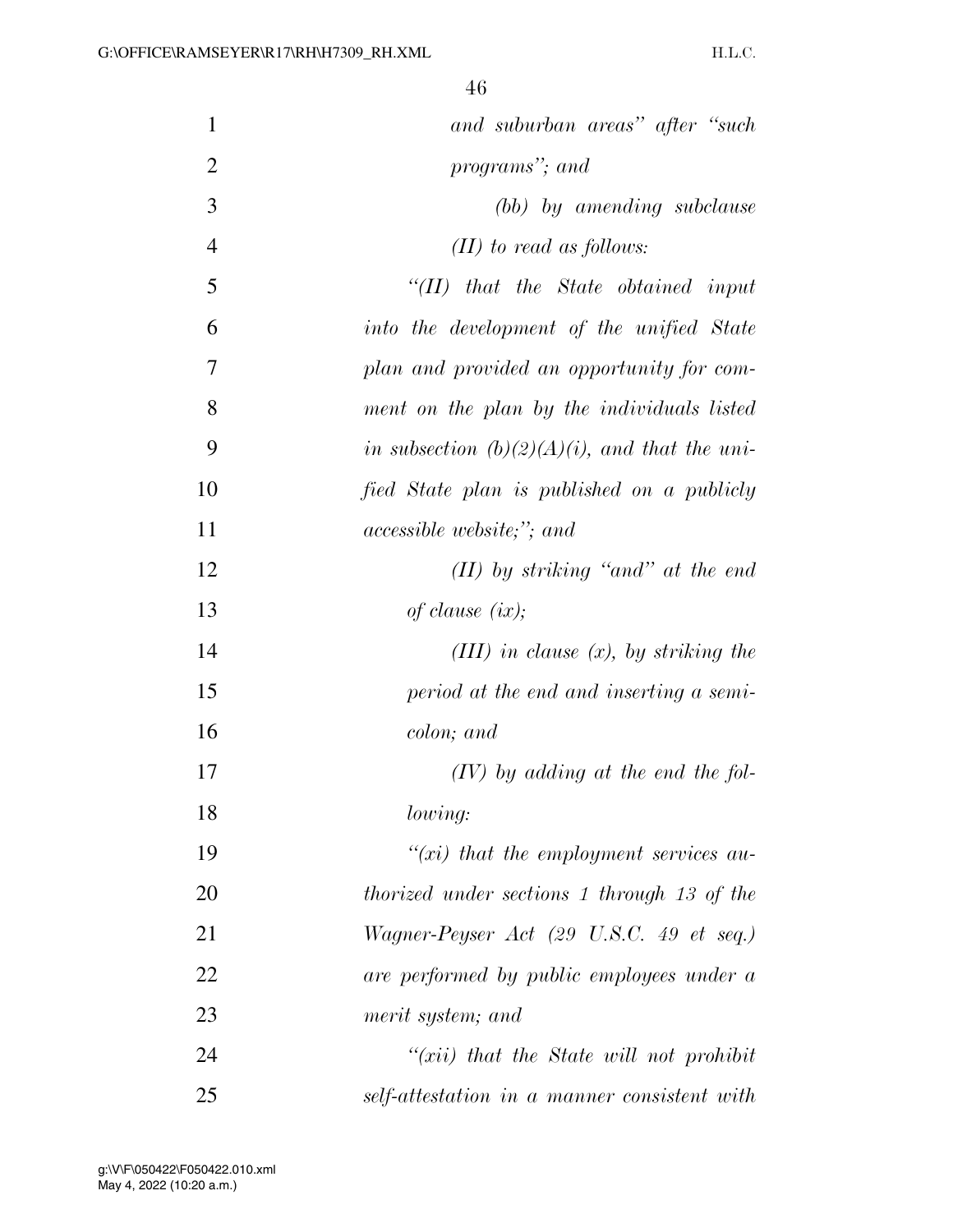*and suburban areas" after "such programs"; and*

*(bb) by amending subclause (II) to read as follows:*

*"(II) that the State obtained input into the development of the unified State plan and provided an opportunity for comment on the plan by the individuals listed in subsection (b)(2)(A)(i), and that the unified State plan is published on a publicly accessible website;"; and*

*(II) by striking "and" at the end of clause (ix);*

*(III) in clause (x), by striking the period at the end and inserting a semicolon; and*

*(IV) by adding at the end the following:*

*"(xi) that the employment services authorized under sections 1 through 13 of the Wagner-Peyser Act (29 U.S.C. 49 et seq.) are performed by public employees under a merit system; and*

*"(xii) that the State will not prohibit self-attestation in a manner consistent with*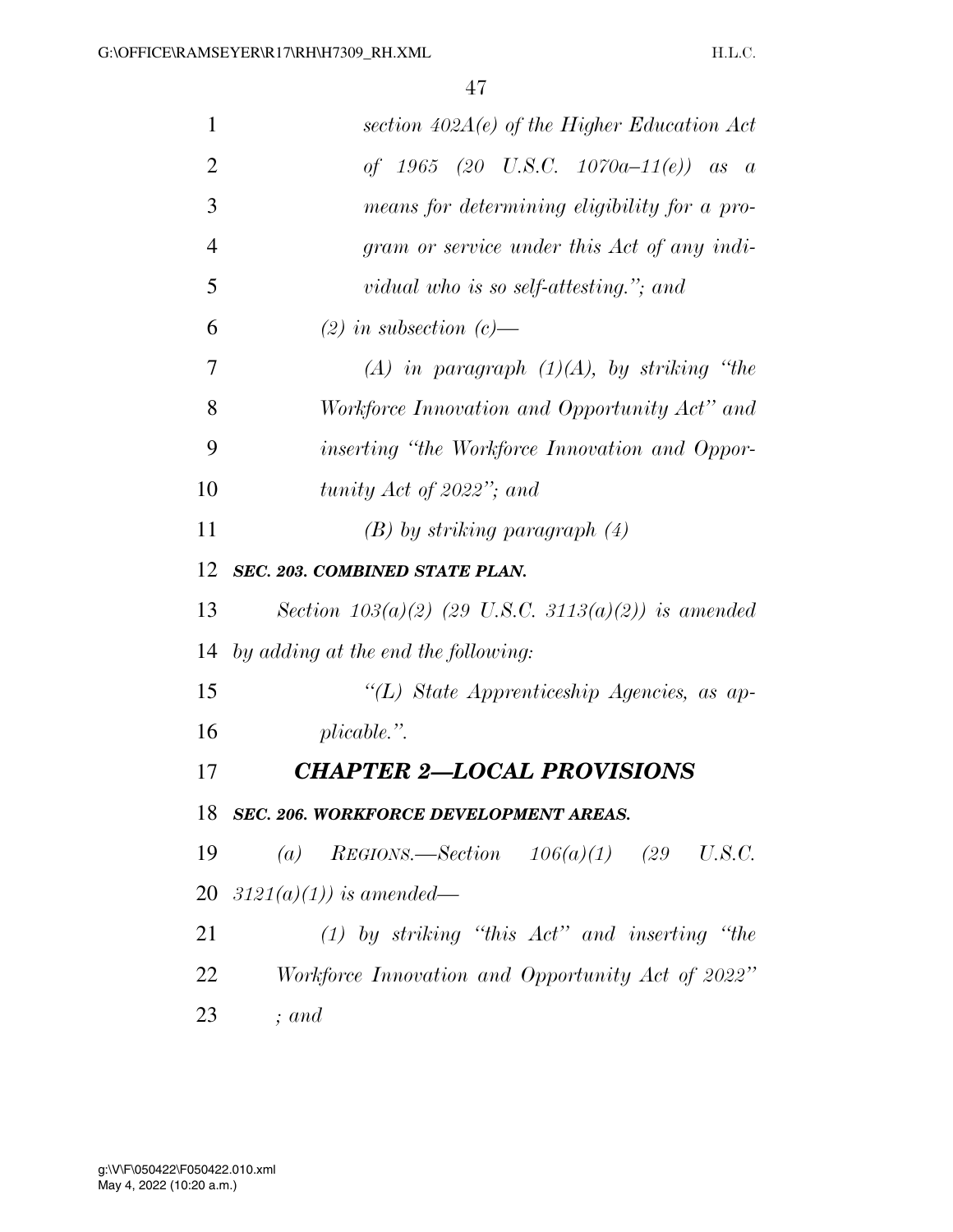*section 402A(e) of the Higher Education Act of 1965 (20 U.S.C. 1070a–11(e)) as a means for determining eligibility for a program or service under this Act of any individual who is so self-attesting.''; and*

*(2) in subsection (c)—*

*(A) in paragraph (1)(A), by striking ''the Workforce Innovation and Opportunity Act'' and inserting ''the Workforce Innovation and Opportunity Act of 2022''; and*

*(B) by striking paragraph (4)*

***SEC. 203. COMBINED STATE PLAN.***

*Section 103(a)(2) (29 U.S.C. 3113(a)(2)) is amended by adding at the end the following:*

*''(L) State Apprenticeship Agencies, as applicable.''.*

## *CHAPTER 2—LOCAL PROVISIONS*

***SEC. 206. WORKFORCE DEVELOPMENT AREAS.***

*(a) REGIONS.—Section 106(a)(1) (29 U.S.C. 3121(a)(1)) is amended—*

*(1) by striking ''this Act'' and inserting ''the Workforce Innovation and Opportunity Act of 2022'' ; and*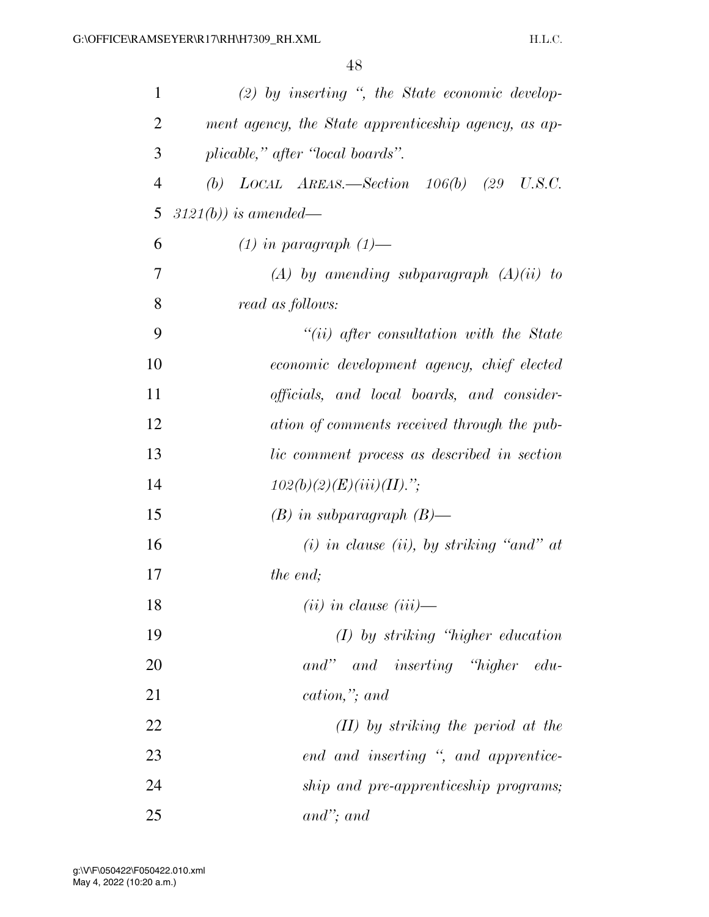*(2) by inserting ", the State economic development agency, the State apprenticeship agency, as applicable," after "local boards".*

*(b) LOCAL AREAS.—Section 106(b) (29 U.S.C. 3121(b)) is amended—*

*(1) in paragraph (1)—*

*(A) by amending subparagraph (A)(ii) to read as follows:*

*"(ii) after consultation with the State economic development agency, chief elected officials, and local boards, and consideration of comments received through the public comment process as described in section 102(b)(2)(E)(iii)(II).";*

*(B) in subparagraph (B)—*

*(i) in clause (ii), by striking "and" at the end;*

*(ii) in clause (iii)—*

*(I) by striking "higher education and" and inserting "higher education,"; and*

*(II) by striking the period at the end and inserting ", and apprenticeship and pre-apprenticeship programs; and"; and*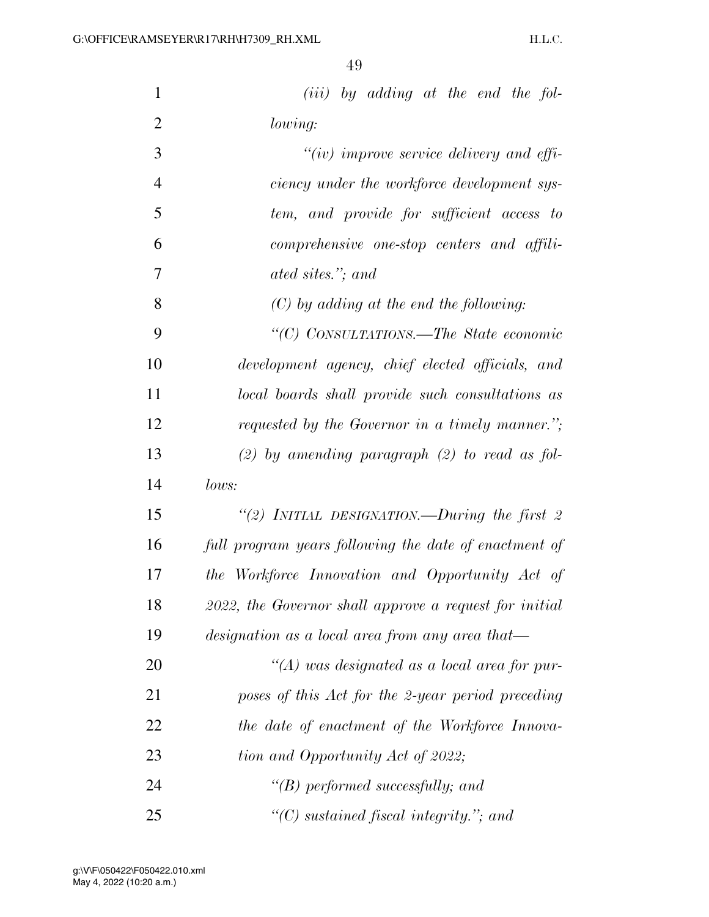*(iii) by adding at the end the following:*

*"(iv) improve service delivery and efficiency under the workforce development system, and provide for sufficient access to comprehensive one-stop centers and affiliated sites."; and*

*(C) by adding at the end the following:*

*"(C) CONSULTATIONS.—The State economic development agency, chief elected officials, and local boards shall provide such consultations as requested by the Governor in a timely manner.";*

*(2) by amending paragraph (2) to read as follows:*

*"(2) INITIAL DESIGNATION.—During the first 2 full program years following the date of enactment of the Workforce Innovation and Opportunity Act of 2022, the Governor shall approve a request for initial designation as a local area from any area that—*

*"(A) was designated as a local area for purposes of this Act for the 2-year period preceding the date of enactment of the Workforce Innovation and Opportunity Act of 2022;*

*"(B) performed successfully; and*

*"(C) sustained fiscal integrity."; and*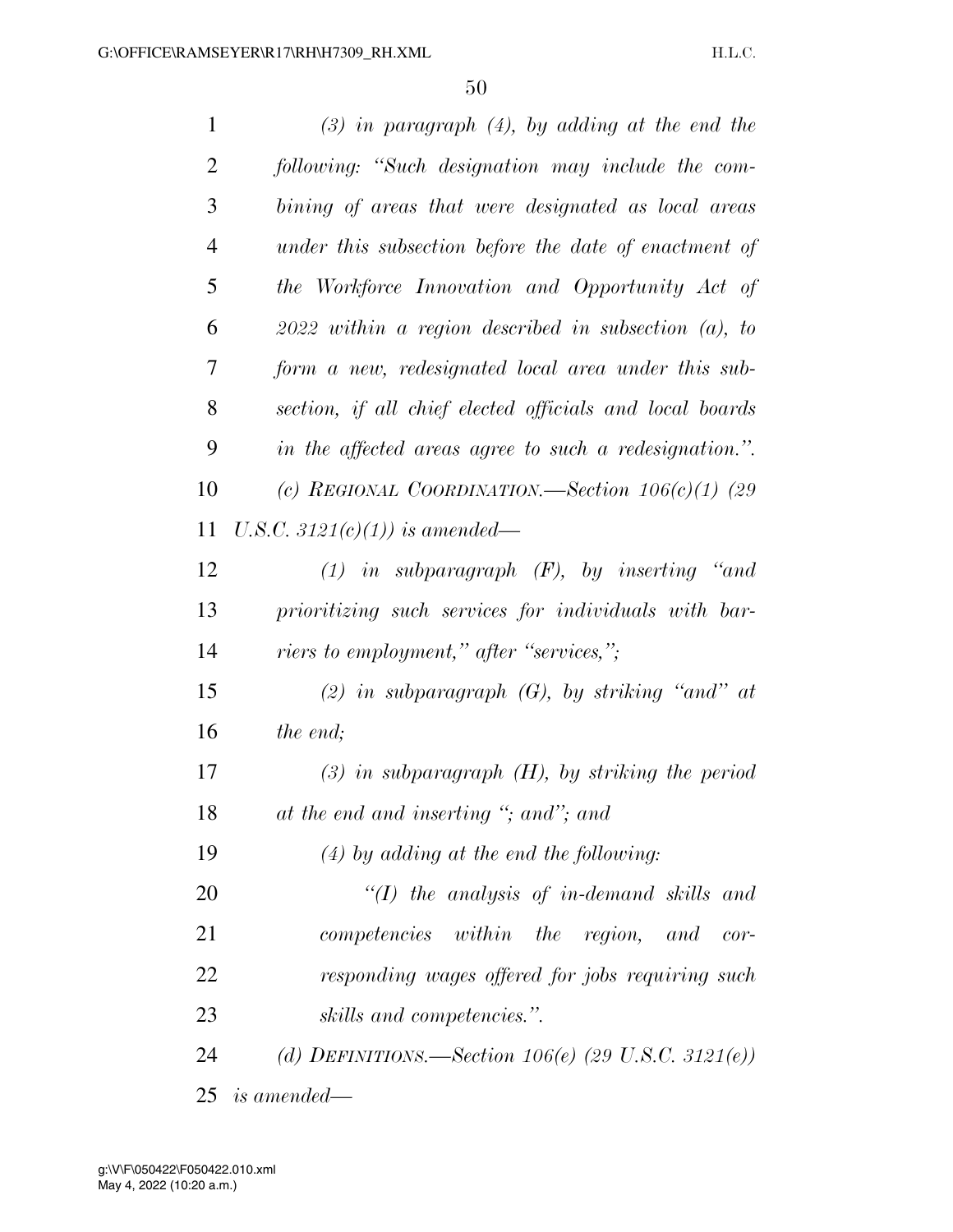*(3) in paragraph (4), by adding at the end the following: "Such designation may include the combining of areas that were designated as local areas under this subsection before the date of enactment of the Workforce Innovation and Opportunity Act of 2022 within a region described in subsection (a), to form a new, redesignated local area under this subsection, if all chief elected officials and local boards in the affected areas agree to such a redesignation.".*

*(c) REGIONAL COORDINATION.—Section 106(c)(1) (29 U.S.C. 3121(c)(1)) is amended—*

*(1) in subparagraph (F), by inserting "and prioritizing such services for individuals with barriers to employment," after "services,";*

*(2) in subparagraph (G), by striking "and" at the end;*

*(3) in subparagraph (H), by striking the period at the end and inserting "; and"; and*

*(4) by adding at the end the following:*

*"(I) the analysis of in-demand skills and competencies within the region, and corresponding wages offered for jobs requiring such skills and competencies.".*

*(d) DEFINITIONS.—Section 106(e) (29 U.S.C. 3121(e)) is amended—*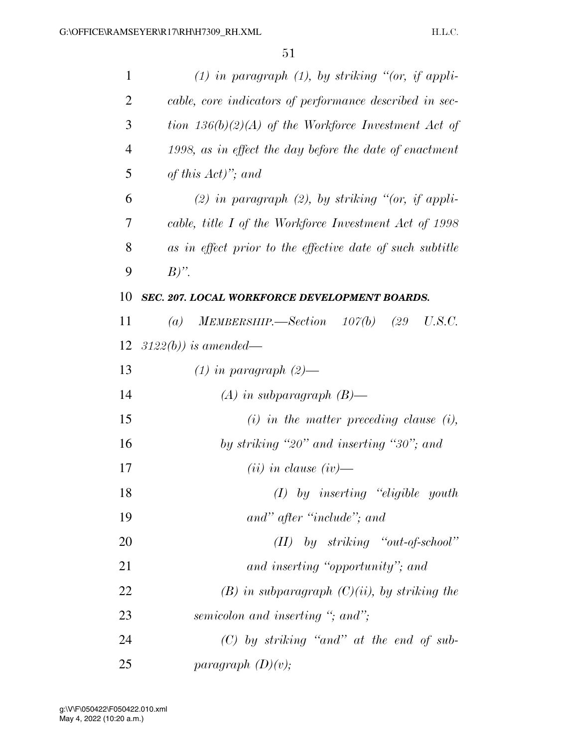*(1) in paragraph (1), by striking "(or, if applicable, core indicators of performance described in section 136(b)(2)(A) of the Workforce Investment Act of 1998, as in effect the day before the date of enactment of this Act)"; and*

*(2) in paragraph (2), by striking "(or, if applicable, title I of the Workforce Investment Act of 1998 as in effect prior to the effective date of such subtitle B)".*

***SEC. 207. LOCAL WORKFORCE DEVELOPMENT BOARDS.***

*(a) MEMBERSHIP.—Section 107(b) (29 U.S.C. 3122(b)) is amended—*

*(1) in paragraph (2)—*

*(A) in subparagraph (B)—*

*(i) in the matter preceding clause (i), by striking "20" and inserting "30"; and*

*(ii) in clause (iv)—*

*(I) by inserting "eligible youth and" after "include"; and*

*(II) by striking "out-of-school" and inserting "opportunity"; and*

*(B) in subparagraph (C)(ii), by striking the semicolon and inserting "; and";*

*(C) by striking "and" at the end of subparagraph (D)(v);*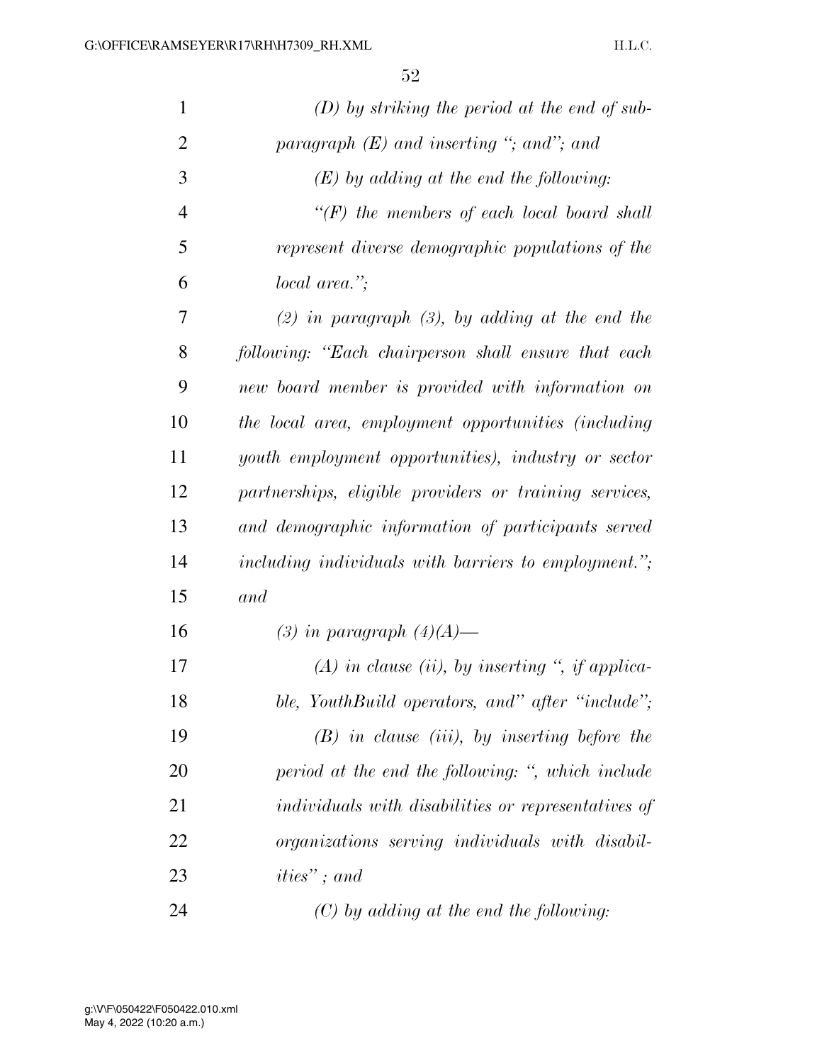*(D) by striking the period at the end of subparagraph (E) and inserting "; and"; and*

*(E) by adding at the end the following:*

*"(F) the members of each local board shall represent diverse demographic populations of the local area.";*

*(2) in paragraph (3), by adding at the end the following: "Each chairperson shall ensure that each new board member is provided with information on the local area, employment opportunities (including youth employment opportunities), industry or sector partnerships, eligible providers or training services, and demographic information of participants served including individuals with barriers to employment."; and*

*(3) in paragraph (4)(A)—*

*(A) in clause (ii), by inserting ", if applicable, YouthBuild operators, and" after "include";*

*(B) in clause (iii), by inserting before the period at the end the following: ", which include individuals with disabilities or representatives of organizations serving individuals with disabilities" ; and*

*(C) by adding at the end the following:*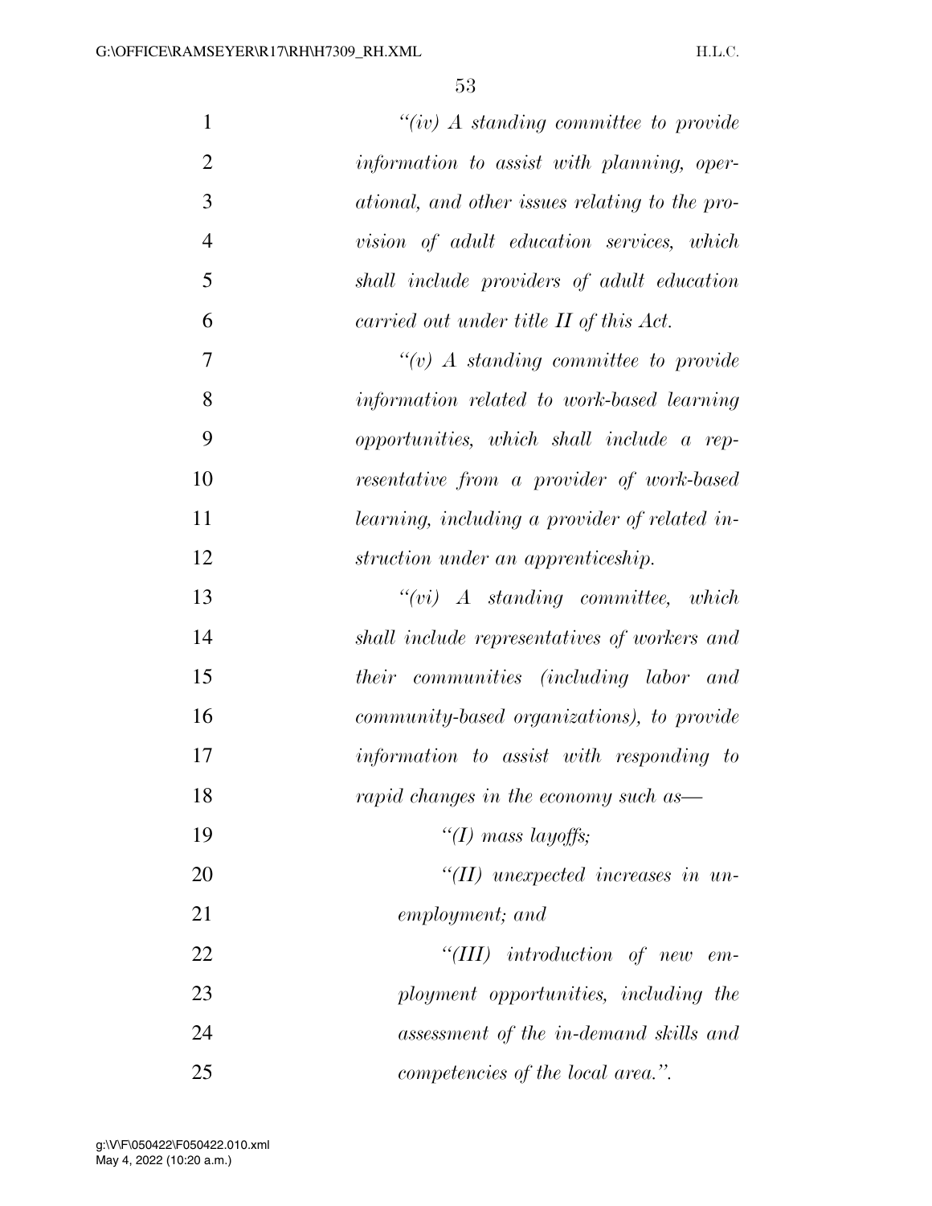*"(iv) A standing committee to provide information to assist with planning, operational, and other issues relating to the provision of adult education services, which shall include providers of adult education carried out under title II of this Act.*

*"(v) A standing committee to provide information related to work-based learning opportunities, which shall include a representative from a provider of work-based learning, including a provider of related instruction under an apprenticeship.*

*"(vi) A standing committee, which shall include representatives of workers and their communities (including labor and community-based organizations), to provide information to assist with responding to rapid changes in the economy such as—*

*"(I) mass layoffs;*

*"(II) unexpected increases in unemployment; and*

*"(III) introduction of new employment opportunities, including the assessment of the in-demand skills and competencies of the local area.".*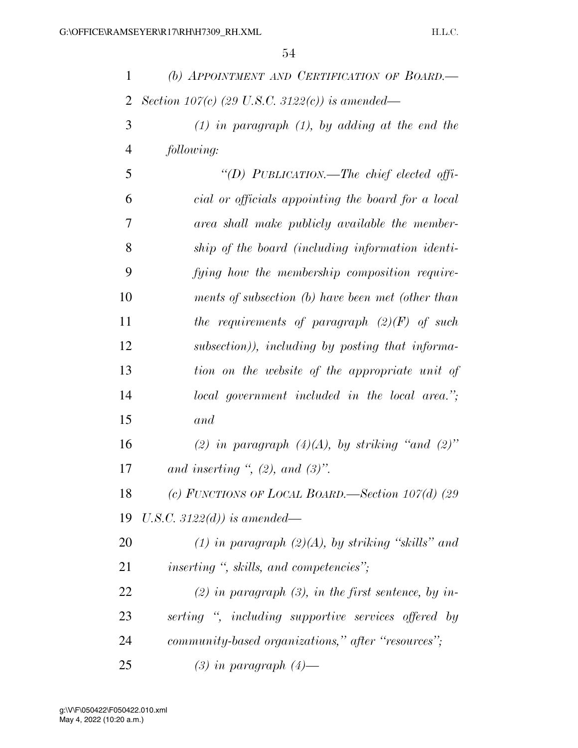*(b) APPOINTMENT AND CERTIFICATION OF BOARD.— Section 107(c) (29 U.S.C. 3122(c)) is amended—*

*(1) in paragraph (1), by adding at the end the following:*

*"(D) PUBLICATION.—The chief elected official or officials appointing the board for a local area shall make publicly available the membership of the board (including information identifying how the membership composition requirements of subsection (b) have been met (other than the requirements of paragraph (2)(F) of such subsection)), including by posting that information on the website of the appropriate unit of local government included in the local area."; and*

*(2) in paragraph (4)(A), by striking "and (2)" and inserting ", (2), and (3)".*

*(c) FUNCTIONS OF LOCAL BOARD.—Section 107(d) (29 U.S.C. 3122(d)) is amended—*

*(1) in paragraph (2)(A), by striking "skills" and inserting ", skills, and competencies";*

*(2) in paragraph (3), in the first sentence, by inserting ", including supportive services offered by community-based organizations," after "resources";*

*(3) in paragraph (4)—*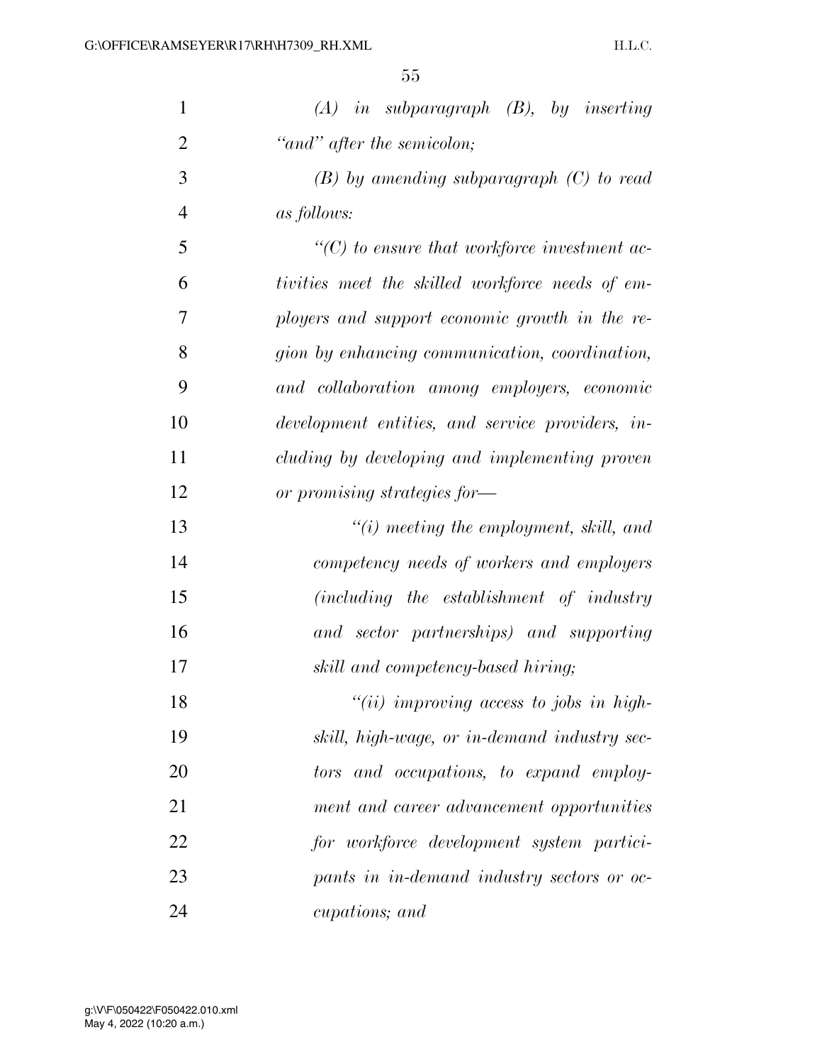*(A) in subparagraph (B), by inserting "and" after the semicolon;*

*(B) by amending subparagraph (C) to read as follows:*

*"(C) to ensure that workforce investment activities meet the skilled workforce needs of employers and support economic growth in the region by enhancing communication, coordination, and collaboration among employers, economic development entities, and service providers, including by developing and implementing proven or promising strategies for—*

*"(i) meeting the employment, skill, and competency needs of workers and employers (including the establishment of industry and sector partnerships) and supporting skill and competency-based hiring;*

*"(ii) improving access to jobs in high-skill, high-wage, or in-demand industry sectors and occupations, to expand employment and career advancement opportunities for workforce development system participants in in-demand industry sectors or occupations; and*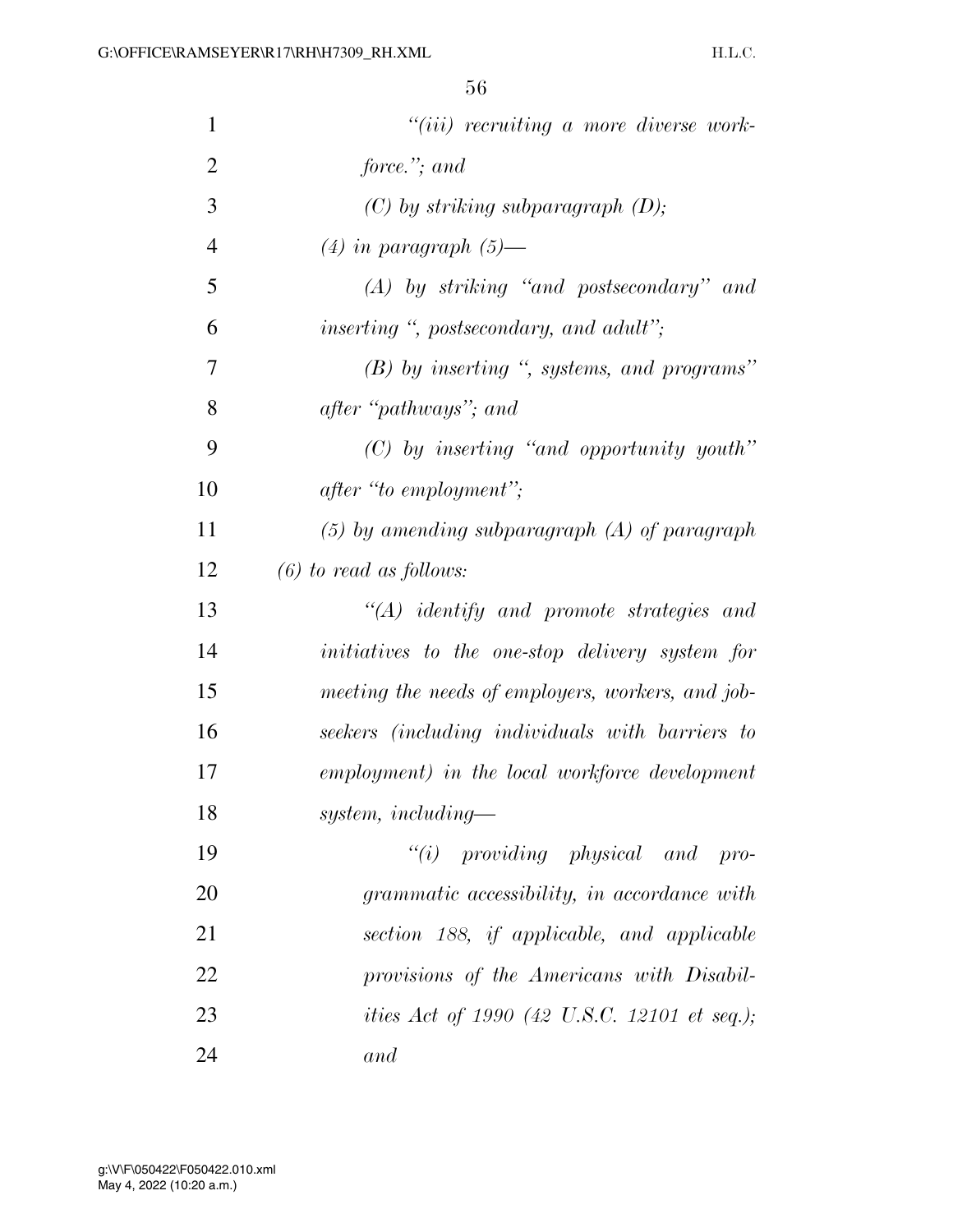*"(iii) recruiting a more diverse workforce."; and*

*(C) by striking subparagraph (D);*

*(4) in paragraph (5)—*

*(A) by striking "and postsecondary" and inserting ", postsecondary, and adult";*

*(B) by inserting ", systems, and programs" after "pathways"; and*

*(C) by inserting "and opportunity youth" after "to employment";*

*(5) by amending subparagraph (A) of paragraph (6) to read as follows:*

*"(A) identify and promote strategies and initiatives to the one-stop delivery system for meeting the needs of employers, workers, and jobseekers (including individuals with barriers to employment) in the local workforce development system, including—*

*"(i) providing physical and programmatic accessibility, in accordance with section 188, if applicable, and applicable provisions of the Americans with Disabilities Act of 1990 (42 U.S.C. 12101 et seq.); and*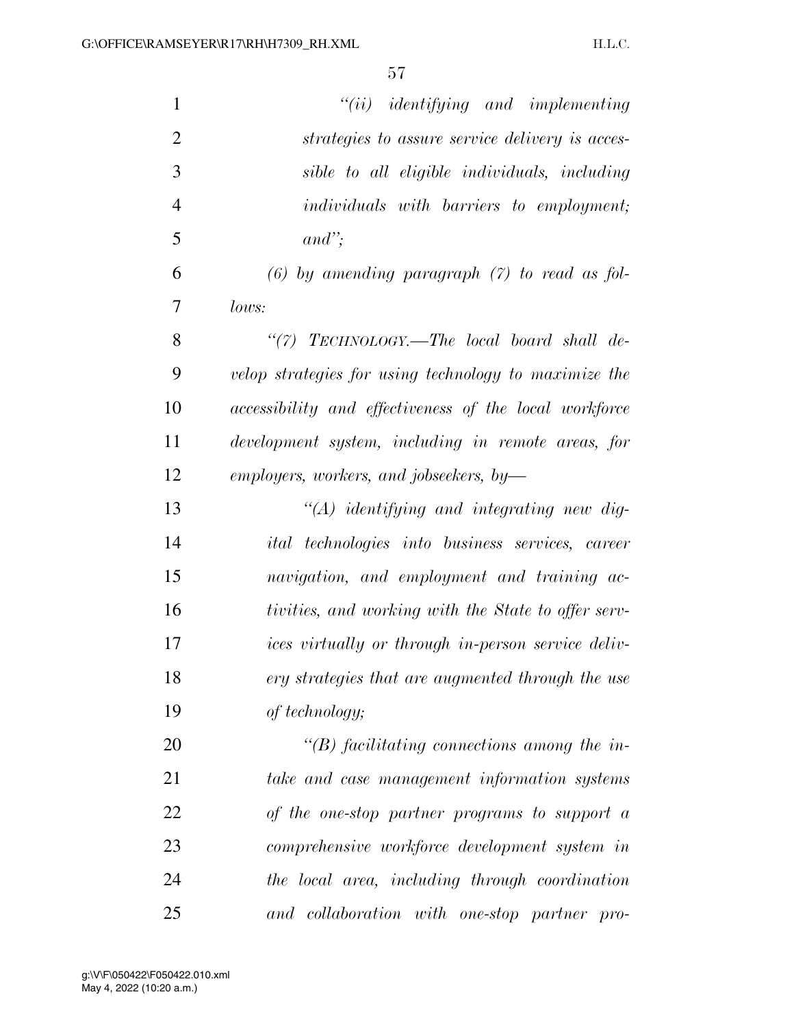*"(ii) identifying and implementing strategies to assure service delivery is accessible to all eligible individuals, including individuals with barriers to employment; and";*

*(6) by amending paragraph (7) to read as follows:*

*"(7) TECHNOLOGY.—The local board shall develop strategies for using technology to maximize the accessibility and effectiveness of the local workforce development system, including in remote areas, for employers, workers, and jobseekers, by—*

*"(A) identifying and integrating new digital technologies into business services, career navigation, and employment and training activities, and working with the State to offer services virtually or through in-person service delivery strategies that are augmented through the use of technology;*

*"(B) facilitating connections among the intake and case management information systems of the one-stop partner programs to support a comprehensive workforce development system in the local area, including through coordination and collaboration with one-stop partner pro-*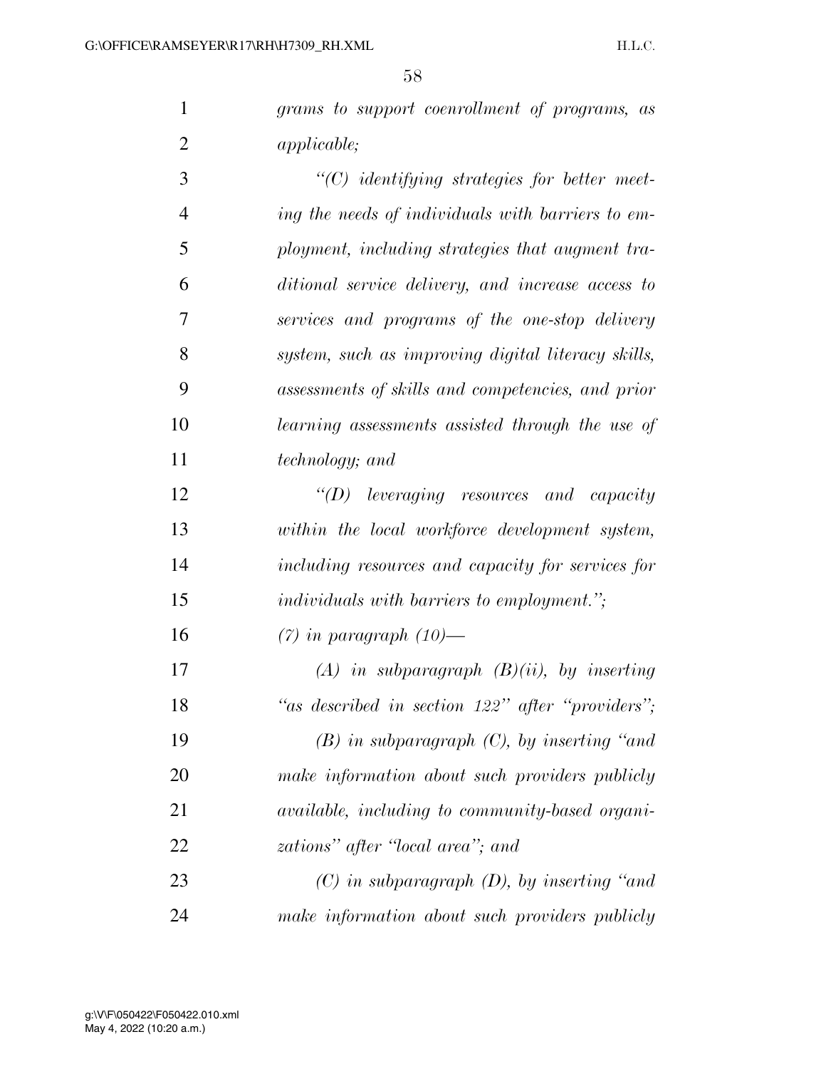*grams to support coenrollment of programs, as applicable;*

*"(C) identifying strategies for better meeting the needs of individuals with barriers to employment, including strategies that augment traditional service delivery, and increase access to services and programs of the one-stop delivery system, such as improving digital literacy skills, assessments of skills and competencies, and prior learning assessments assisted through the use of technology; and*

*"(D) leveraging resources and capacity within the local workforce development system, including resources and capacity for services for individuals with barriers to employment.";*

*(7) in paragraph (10)—*

*(A) in subparagraph (B)(ii), by inserting "as described in section 122" after "providers";*

*(B) in subparagraph (C), by inserting "and make information about such providers publicly available, including to community-based organizations" after "local area"; and*

*(C) in subparagraph (D), by inserting "and make information about such providers publicly*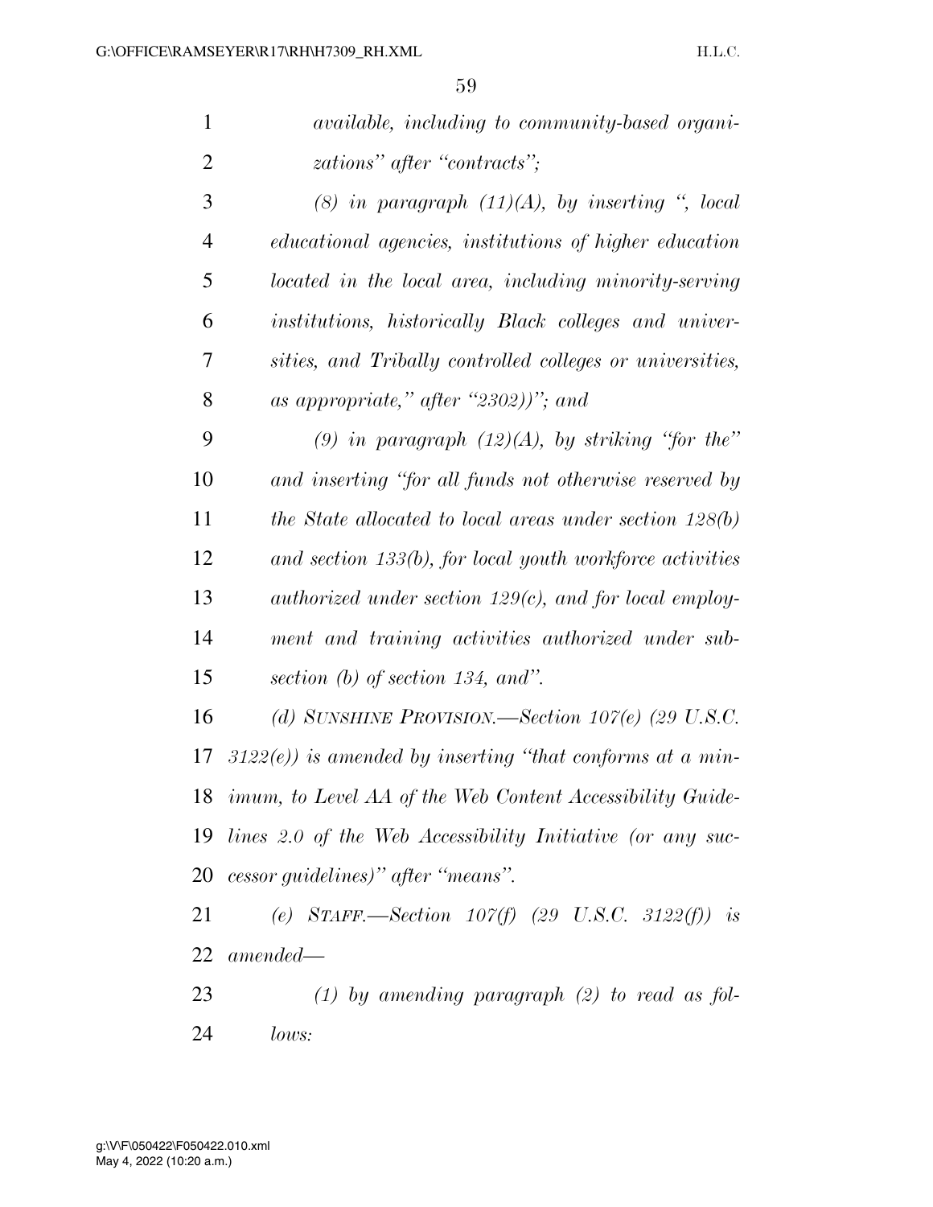*available, including to community-based organizations" after "contracts";*

*(8) in paragraph (11)(A), by inserting ", local educational agencies, institutions of higher education located in the local area, including minority-serving institutions, historically Black colleges and universities, and Tribally controlled colleges or universities, as appropriate," after "2302))"; and*

*(9) in paragraph (12)(A), by striking "for the" and inserting "for all funds not otherwise reserved by the State allocated to local areas under section 128(b) and section 133(b), for local youth workforce activities authorized under section 129(c), and for local employment and training activities authorized under subsection (b) of section 134, and".*

*(d) SUNSHINE PROVISION.—Section 107(e) (29 U.S.C. 3122(e)) is amended by inserting "that conforms at a minimum, to Level AA of the Web Content Accessibility Guidelines 2.0 of the Web Accessibility Initiative (or any successor guidelines)" after "means".*

*(e) STAFF.—Section 107(f) (29 U.S.C. 3122(f)) is amended—*

*(1) by amending paragraph (2) to read as follows:*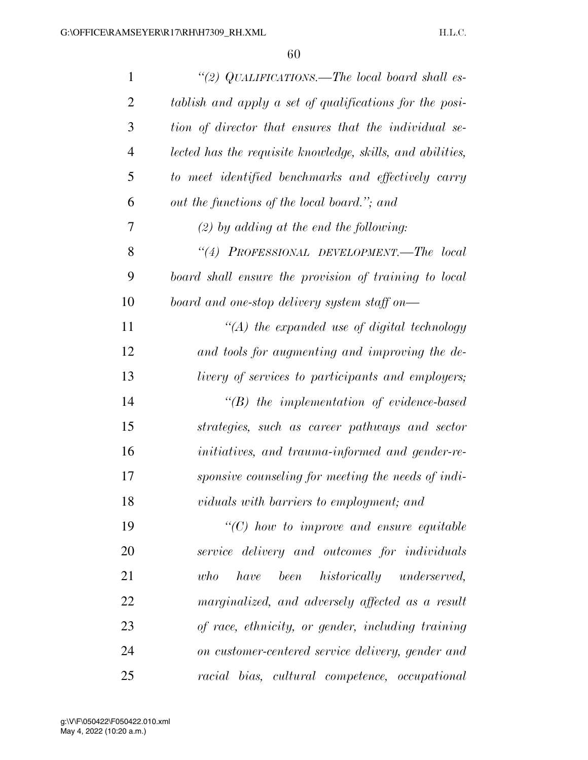*"(2) QUALIFICATIONS.—The local board shall establish and apply a set of qualifications for the position of director that ensures that the individual selected has the requisite knowledge, skills, and abilities, to meet identified benchmarks and effectively carry out the functions of the local board."; and*

*(2) by adding at the end the following:*

*"(4) PROFESSIONAL DEVELOPMENT.—The local board shall ensure the provision of training to local board and one-stop delivery system staff on—*

*"(A) the expanded use of digital technology and tools for augmenting and improving the delivery of services to participants and employers;*

*"(B) the implementation of evidence-based strategies, such as career pathways and sector initiatives, and trauma-informed and gender-responsive counseling for meeting the needs of individuals with barriers to employment; and*

*"(C) how to improve and ensure equitable service delivery and outcomes for individuals who have been historically underserved, marginalized, and adversely affected as a result of race, ethnicity, or gender, including training on customer-centered service delivery, gender and racial bias, cultural competence, occupational*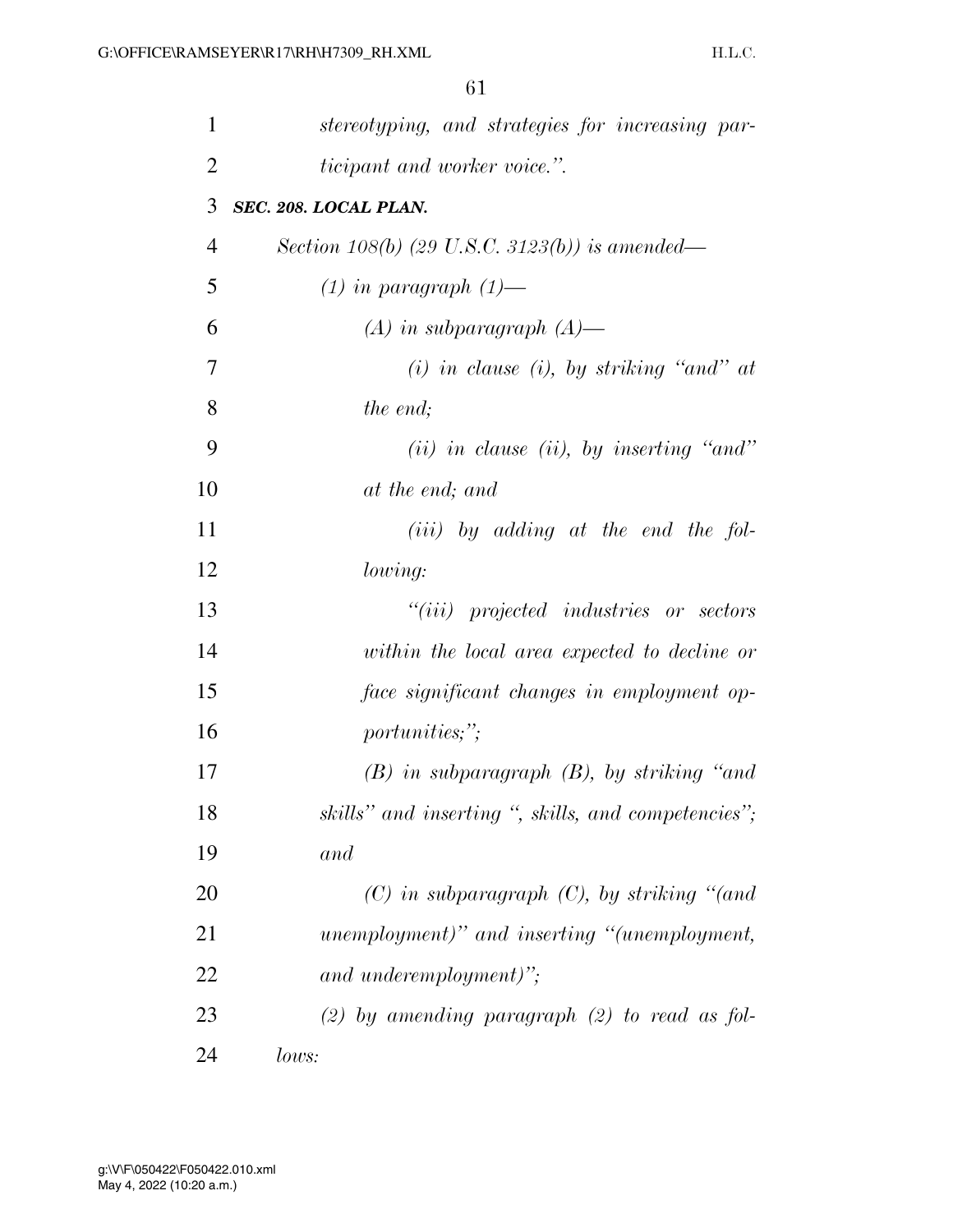*stereotyping, and strategies for increasing participant and worker voice.".*

***SEC. 208. LOCAL PLAN.***

*Section 108(b) (29 U.S.C. 3123(b)) is amended—*

*(1) in paragraph (1)—*

*(A) in subparagraph (A)—*

*(i) in clause (i), by striking "and" at the end;*

*(ii) in clause (ii), by inserting "and" at the end; and*

*(iii) by adding at the end the following:*

*"(iii) projected industries or sectors within the local area expected to decline or face significant changes in employment opportunities;";*

*(B) in subparagraph (B), by striking "and skills" and inserting ", skills, and competencies"; and*

*(C) in subparagraph (C), by striking "(and unemployment)" and inserting "(unemployment, and underemployment)";*

*(2) by amending paragraph (2) to read as follows:*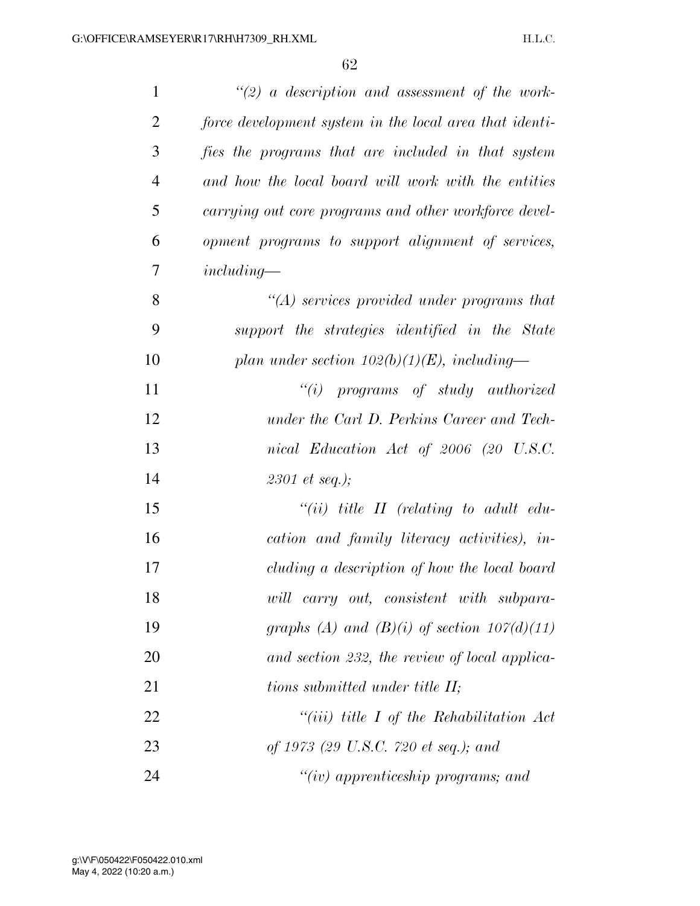*"(2) a description and assessment of the workforce development system in the local area that identifies the programs that are included in that system and how the local board will work with the entities carrying out core programs and other workforce development programs to support alignment of services, including—*

*"(A) services provided under programs that support the strategies identified in the State plan under section 102(b)(1)(E), including—*

*"(i) programs of study authorized under the Carl D. Perkins Career and Technical Education Act of 2006 (20 U.S.C. 2301 et seq.);*

*"(ii) title II (relating to adult education and family literacy activities), including a description of how the local board will carry out, consistent with subparagraphs (A) and (B)(i) of section 107(d)(11) and section 232, the review of local applications submitted under title II;*

*"(iii) title I of the Rehabilitation Act of 1973 (29 U.S.C. 720 et seq.); and*

*"(iv) apprenticeship programs; and*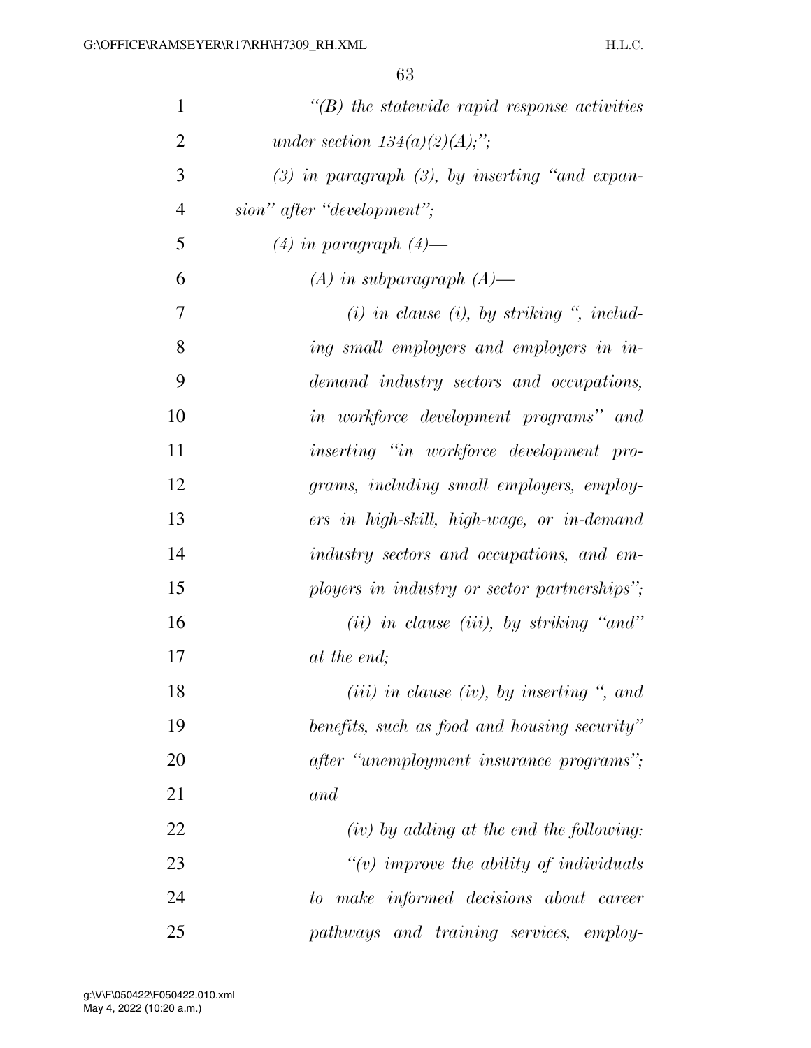*"(B) the statewide rapid response activities under section 134(a)(2)(A);";*

*(3) in paragraph (3), by inserting "and expansion" after "development";*

*(4) in paragraph (4)—*

*(A) in subparagraph (A)—*

*(i) in clause (i), by striking ", including small employers and employers in in-demand industry sectors and occupations, in workforce development programs" and inserting "in workforce development programs, including small employers, employers in high-skill, high-wage, or in-demand industry sectors and occupations, and employers in industry or sector partnerships";*

*(ii) in clause (iii), by striking "and" at the end;*

*(iii) in clause (iv), by inserting ", and benefits, such as food and housing security" after "unemployment insurance programs"; and*

*(iv) by adding at the end the following:*

*"(v) improve the ability of individuals to make informed decisions about career pathways and training services, employ-*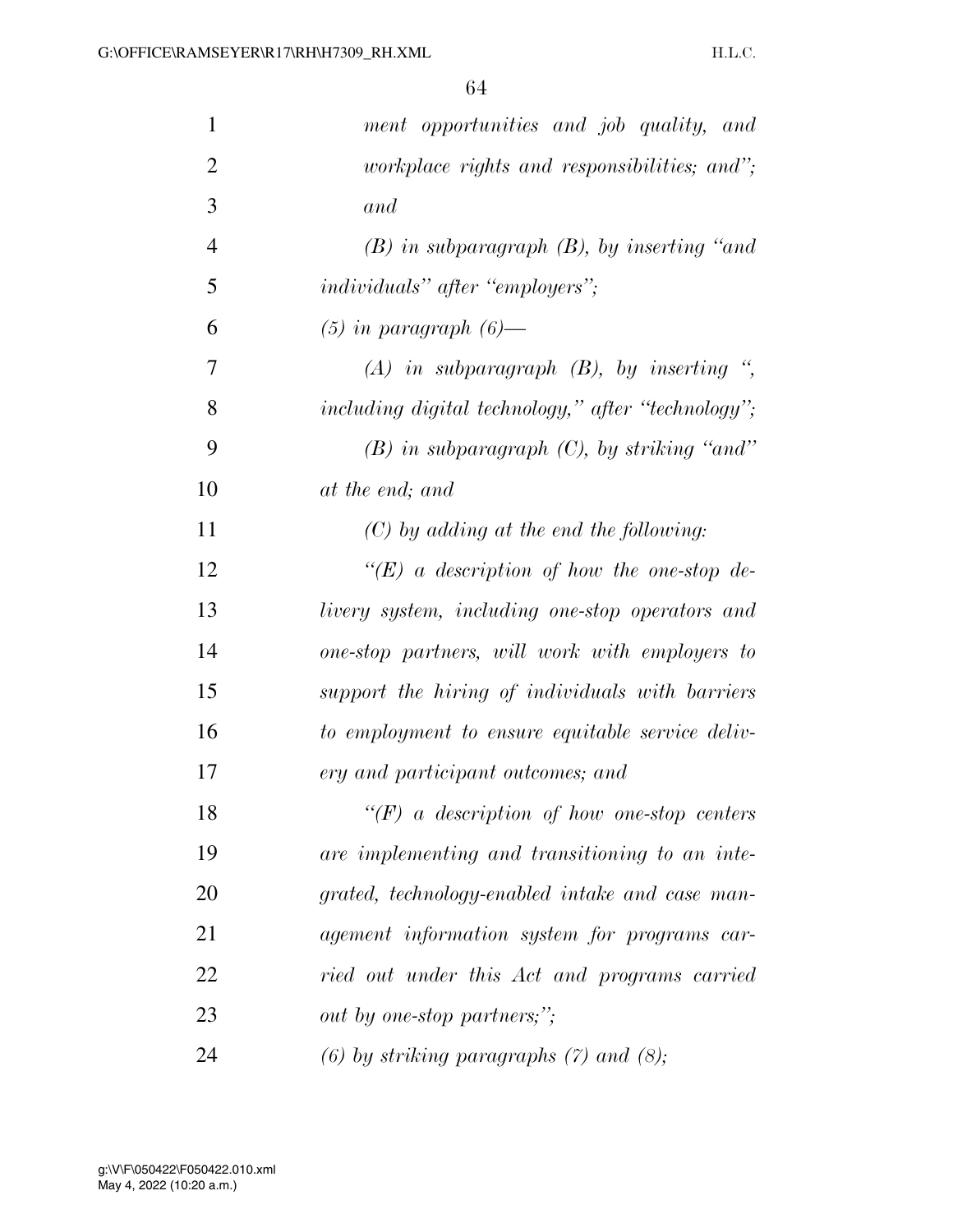*ment opportunities and job quality, and workplace rights and responsibilities; and''; and*

*(B) in subparagraph (B), by inserting ''and individuals'' after ''employers'';*

*(5) in paragraph (6)—*

*(A) in subparagraph (B), by inserting '', including digital technology,'' after ''technology'';*

*(B) in subparagraph (C), by striking ''and'' at the end; and*

*(C) by adding at the end the following:*

*''(E) a description of how the one-stop delivery system, including one-stop operators and one-stop partners, will work with employers to support the hiring of individuals with barriers to employment to ensure equitable service delivery and participant outcomes; and*

*''(F) a description of how one-stop centers are implementing and transitioning to an integrated, technology-enabled intake and case management information system for programs carried out under this Act and programs carried out by one-stop partners;'';*

*(6) by striking paragraphs (7) and (8);*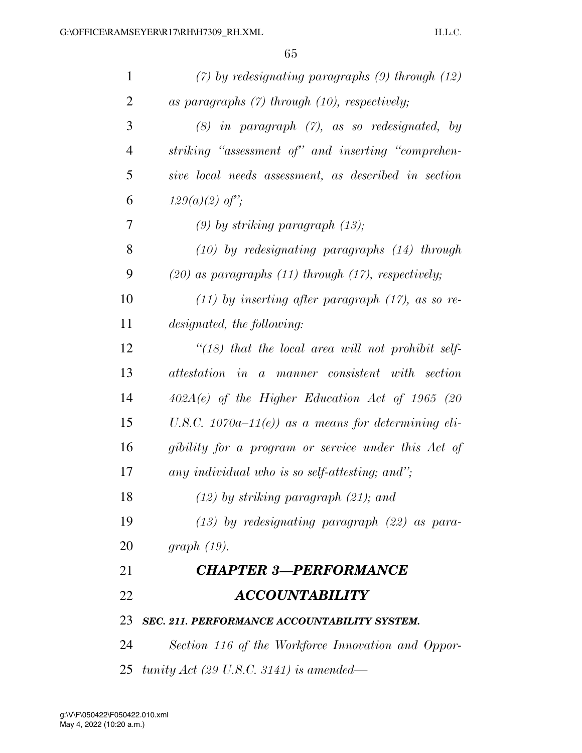*(7) by redesignating paragraphs (9) through (12) as paragraphs (7) through (10), respectively;*

*(8) in paragraph (7), as so redesignated, by striking "assessment of" and inserting "comprehensive local needs assessment, as described in section 129(a)(2) of";*

*(9) by striking paragraph (13);*

*(10) by redesignating paragraphs (14) through (20) as paragraphs (11) through (17), respectively;*

*(11) by inserting after paragraph (17), as so redesignated, the following:*

*"(18) that the local area will not prohibit self-attestation in a manner consistent with section 402A(e) of the Higher Education Act of 1965 (20 U.S.C. 1070a–11(e)) as a means for determining eligibility for a program or service under this Act of any individual who is so self-attesting; and";*

*(12) by striking paragraph (21); and*

*(13) by redesignating paragraph (22) as paragraph (19).*

## *CHAPTER 3—PERFORMANCE ACCOUNTABILITY*

### *SEC. 211. PERFORMANCE ACCOUNTABILITY SYSTEM.*

*Section 116 of the Workforce Innovation and Opportunity Act (29 U.S.C. 3141) is amended—*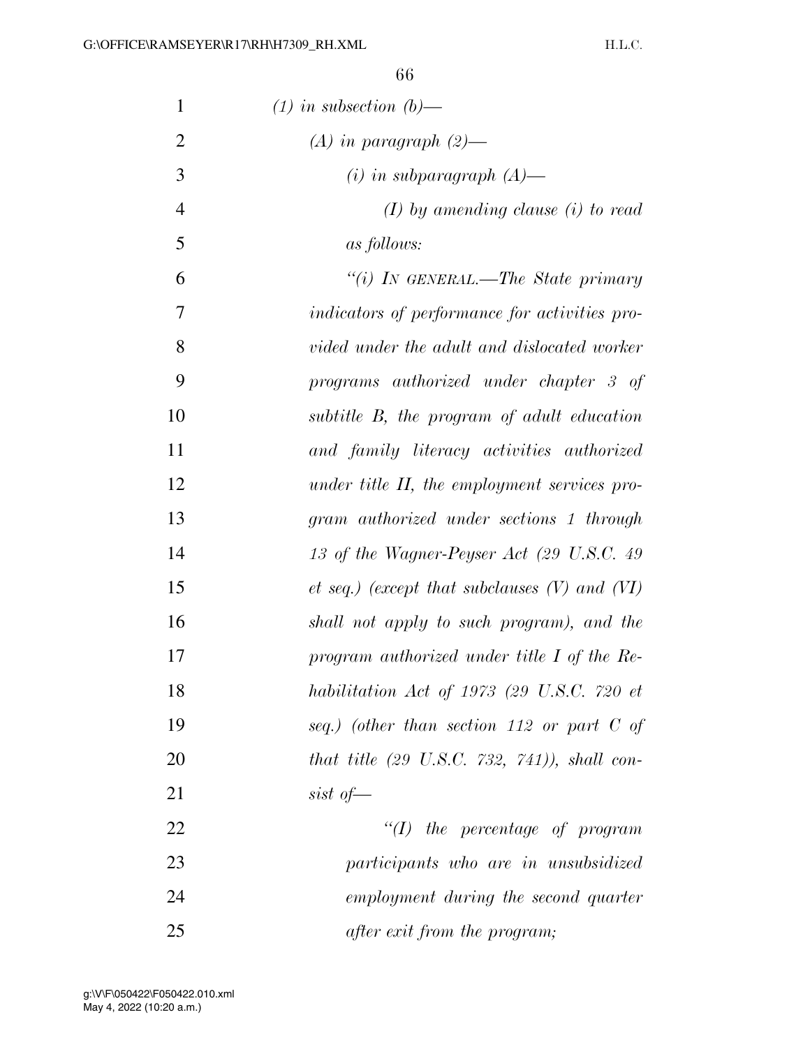*(1) in subsection (b)—*

*(A) in paragraph (2)—*

*(i) in subparagraph (A)—*

*(I) by amending clause (i) to read as follows:*

*“(i) IN GENERAL.—The State primary indicators of performance for activities provided under the adult and dislocated worker programs authorized under chapter 3 of subtitle B, the program of adult education and family literacy activities authorized under title II, the employment services program authorized under sections 1 through 13 of the Wagner-Peyser Act (29 U.S.C. 49 et seq.) (except that subclauses (V) and (VI) shall not apply to such program), and the program authorized under title I of the Rehabilitation Act of 1973 (29 U.S.C. 720 et seq.) (other than section 112 or part C of that title (29 U.S.C. 732, 741)), shall consist of—*

*“(I) the percentage of program participants who are in unsubsidized employment during the second quarter after exit from the program;*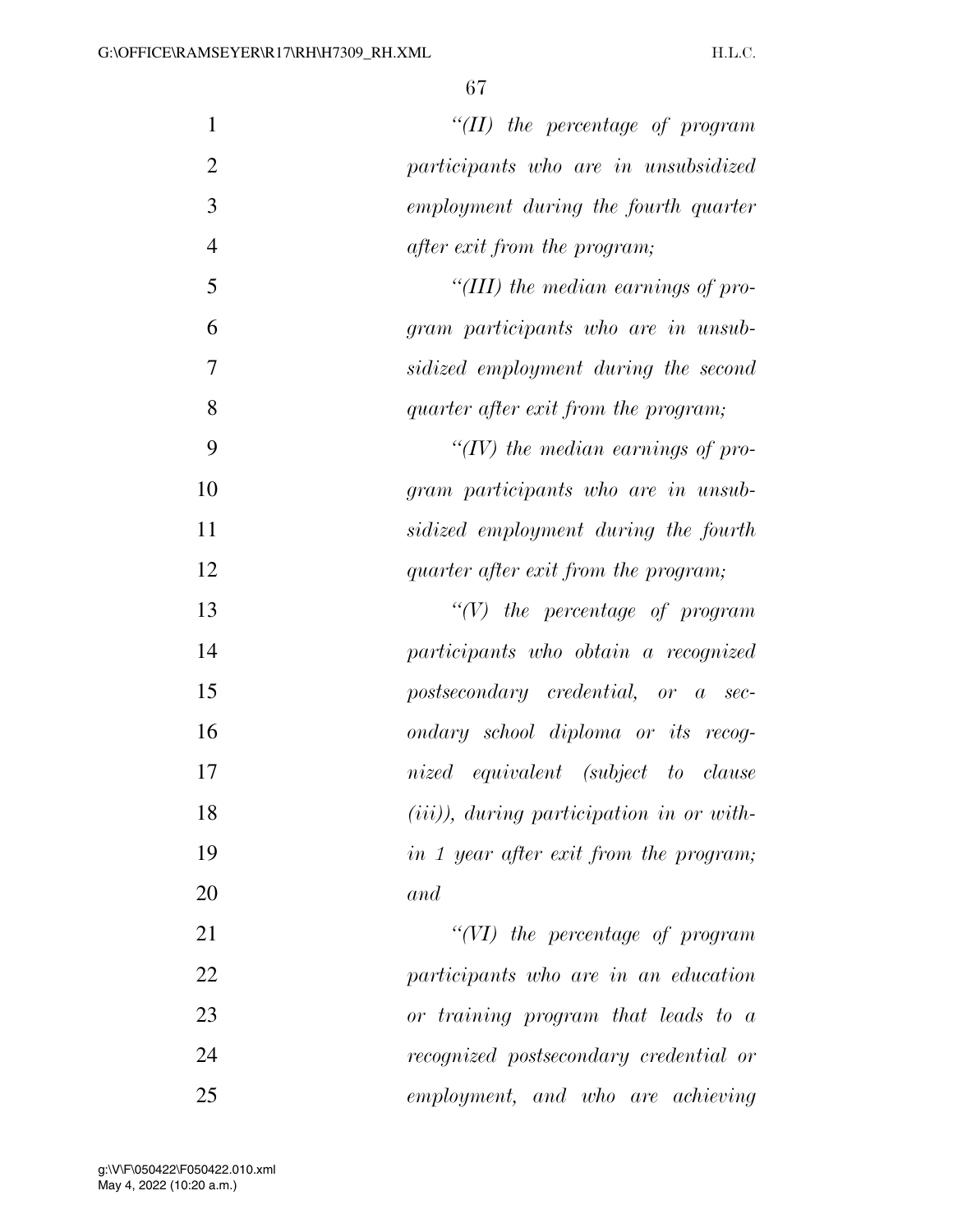*"(II) the percentage of program participants who are in unsubsidized employment during the fourth quarter after exit from the program;*

*"(III) the median earnings of program participants who are in unsubsidized employment during the second quarter after exit from the program;*

*"(IV) the median earnings of program participants who are in unsubsidized employment during the fourth quarter after exit from the program;*

*"(V) the percentage of program participants who obtain a recognized postsecondary credential, or a secondary school diploma or its recognized equivalent (subject to clause (iii)), during participation in or within 1 year after exit from the program; and*

*"(VI) the percentage of program participants who are in an education or training program that leads to a recognized postsecondary credential or employment, and who are achieving*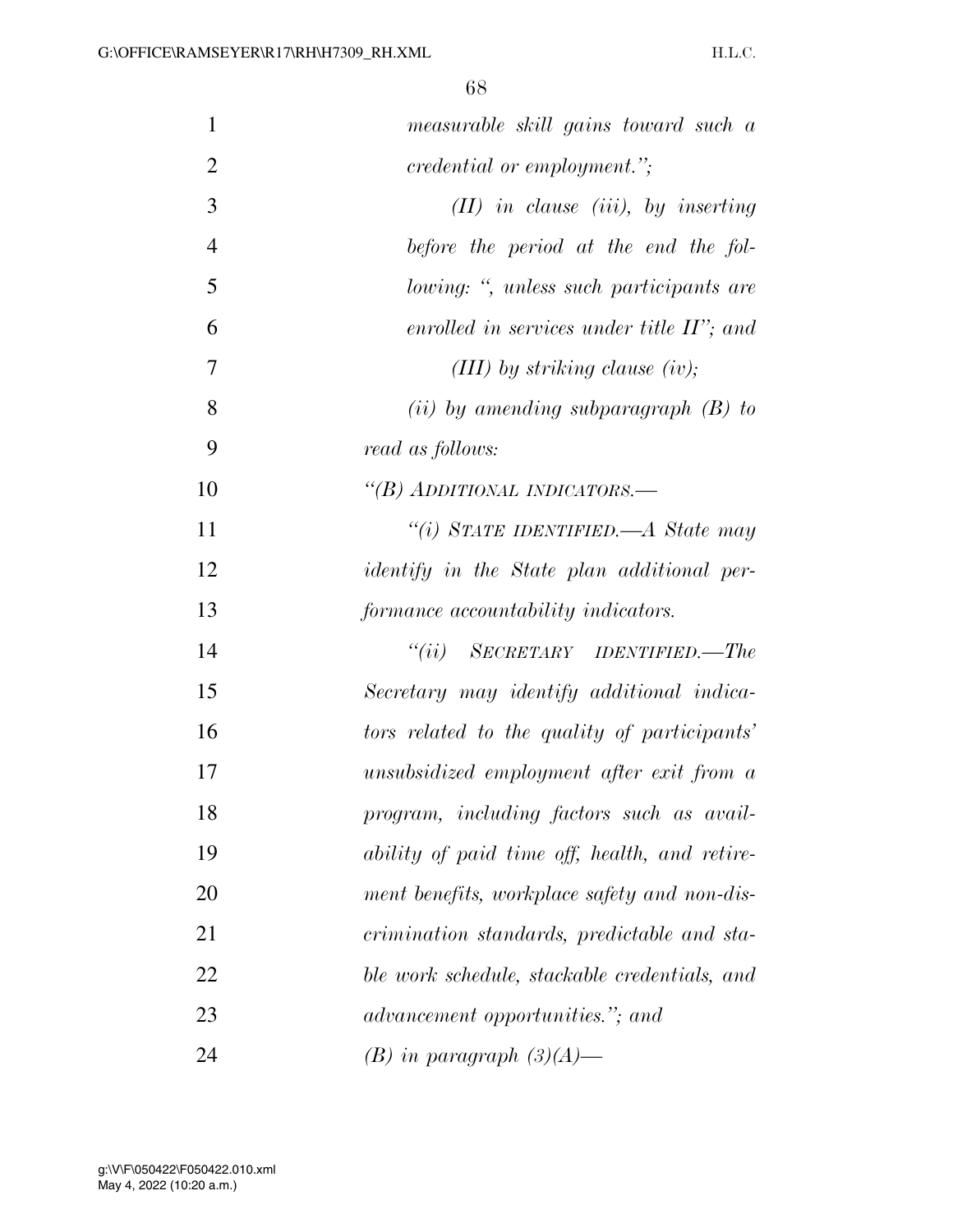*measurable skill gains toward such a credential or employment.";*

*(II) in clause (iii), by inserting before the period at the end the following: ", unless such participants are enrolled in services under title II"; and*

*(III) by striking clause (iv);*

*(ii) by amending subparagraph (B) to read as follows:*

*"(B) ADDITIONAL INDICATORS.—*

*"(i) STATE IDENTIFIED.—A State may identify in the State plan additional performance accountability indicators.*

*"(ii) SECRETARY IDENTIFIED.—The Secretary may identify additional indicators related to the quality of participants' unsubsidized employment after exit from a program, including factors such as availability of paid time off, health, and retirement benefits, workplace safety and non-discrimination standards, predictable and stable work schedule, stackable credentials, and advancement opportunities."; and*

*(B) in paragraph (3)(A)—*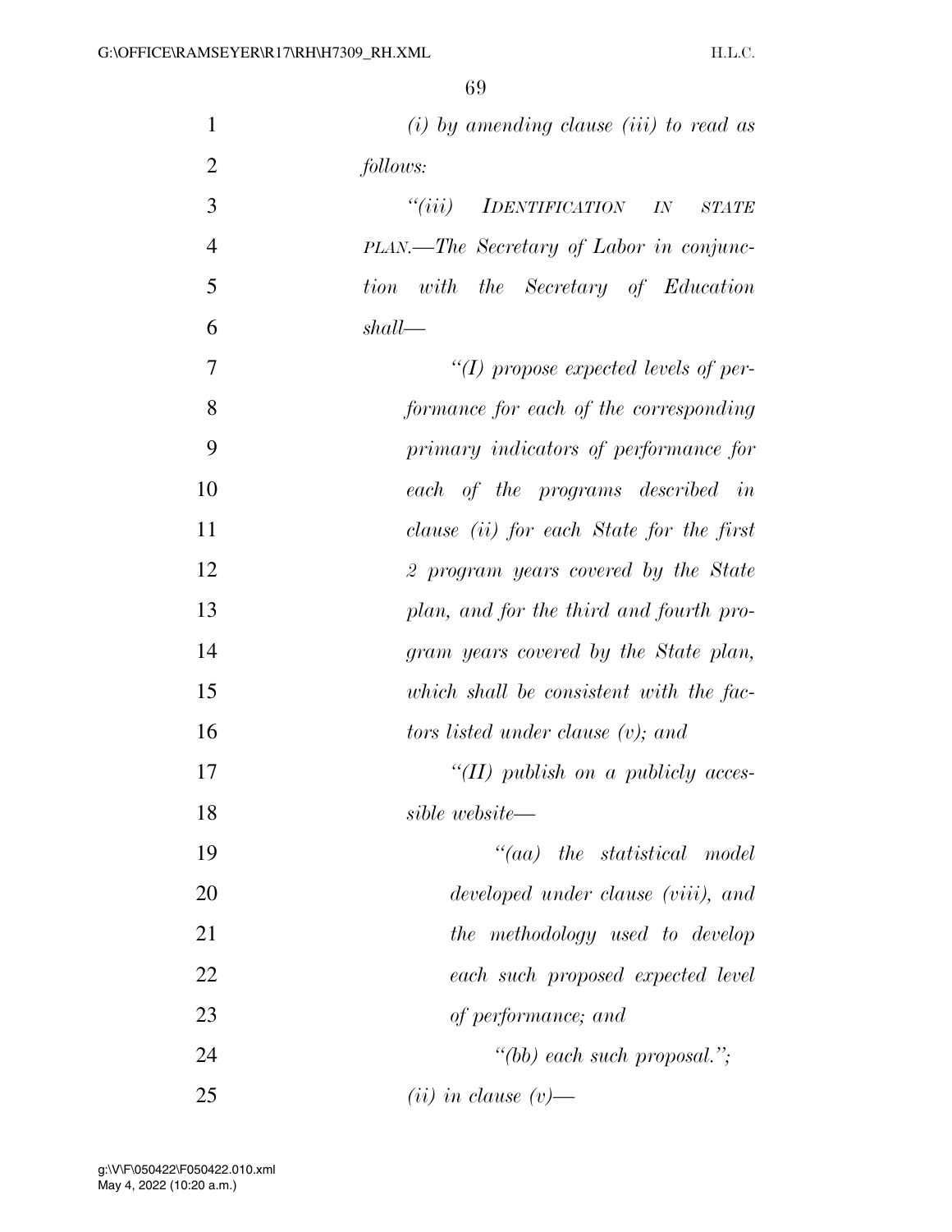*(i) by amending clause (iii) to read as follows:*

*"(iii) IDENTIFICATION IN STATE PLAN.—The Secretary of Labor in conjunction with the Secretary of Education shall—*

*"(I) propose expected levels of performance for each of the corresponding primary indicators of performance for each of the programs described in clause (ii) for each State for the first 2 program years covered by the State plan, and for the third and fourth program years covered by the State plan, which shall be consistent with the factors listed under clause (v); and*

*"(II) publish on a publicly accessible website—*

*"(aa) the statistical model developed under clause (viii), and the methodology used to develop each such proposed expected level of performance; and*

*"(bb) each such proposal.";*

*(ii) in clause (v)—*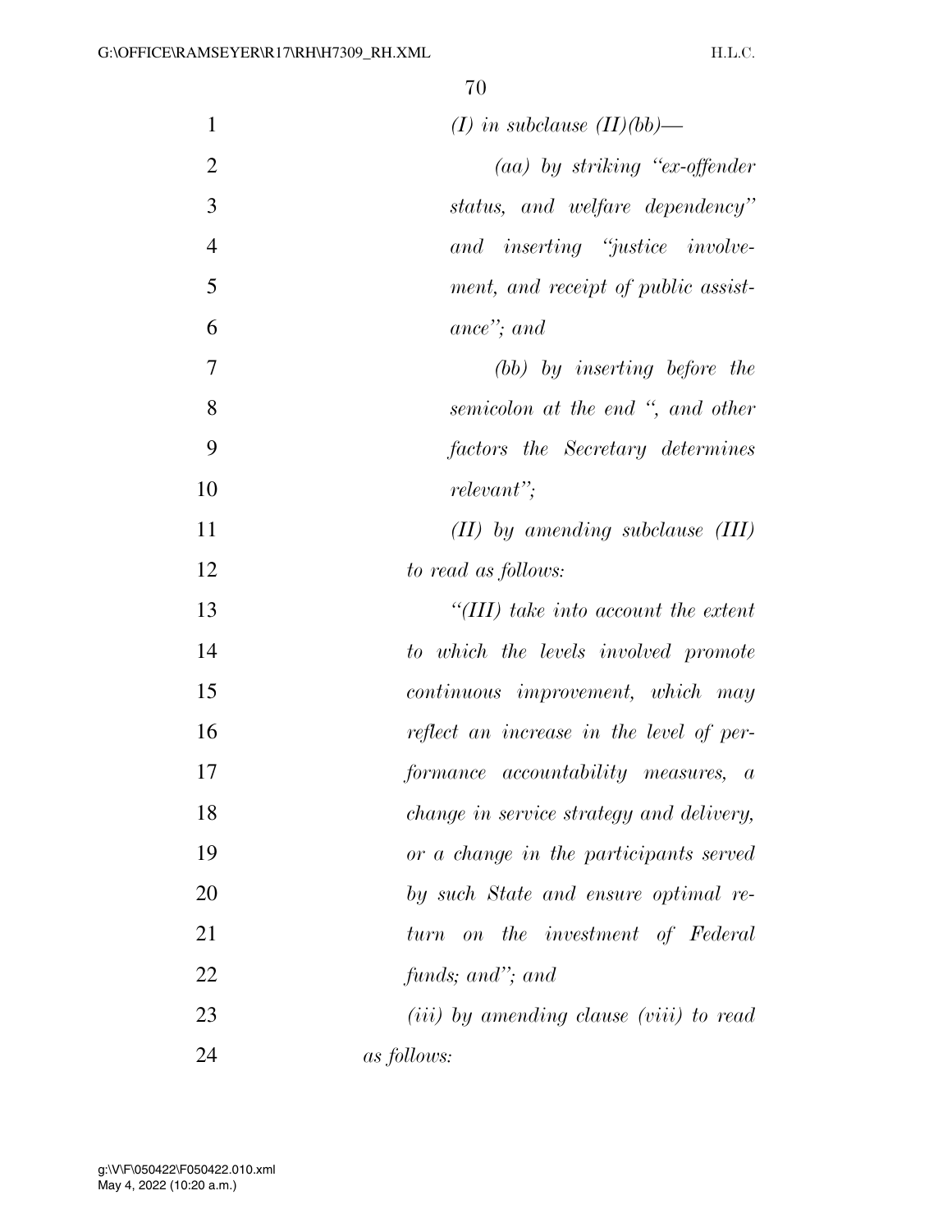*(I) in subclause (II)(bb)—*

*(aa) by striking "ex-offender status, and welfare dependency" and inserting "justice involvement, and receipt of public assistance"; and*

*(bb) by inserting before the semicolon at the end ", and other factors the Secretary determines relevant";*

*(II) by amending subclause (III) to read as follows:*

*"(III) take into account the extent to which the levels involved promote continuous improvement, which may reflect an increase in the level of performance accountability measures, a change in service strategy and delivery, or a change in the participants served by such State and ensure optimal return on the investment of Federal funds; and"; and*

*(iii) by amending clause (viii) to read as follows:*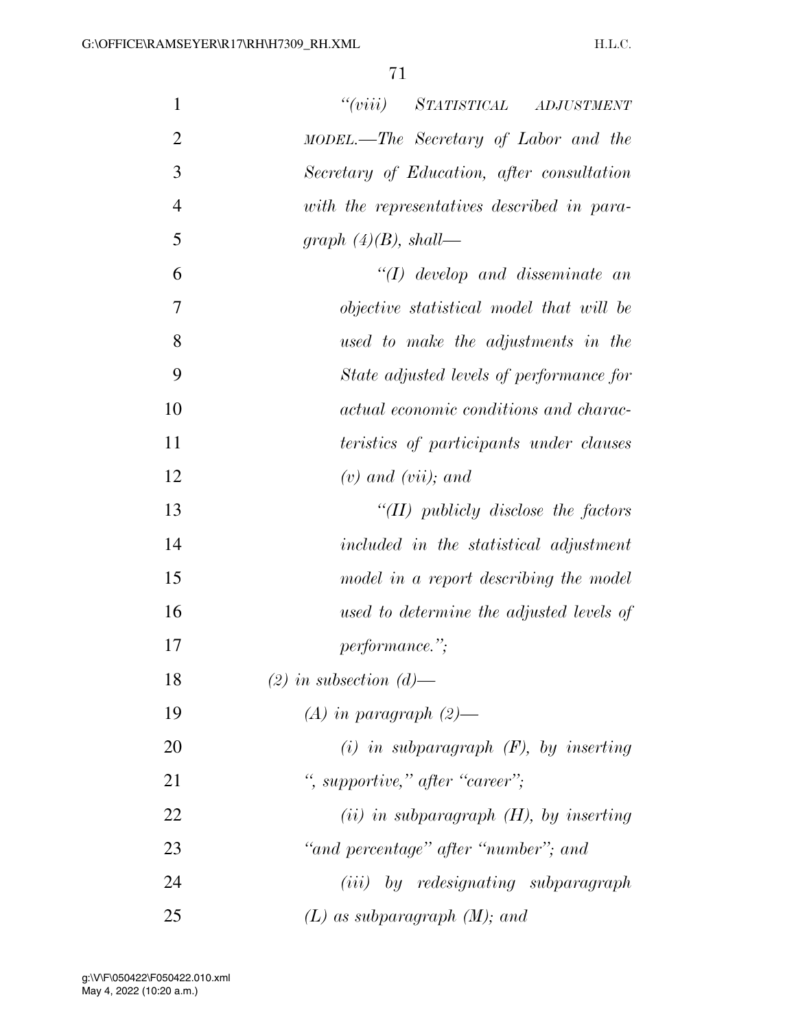"(viii) STATISTICAL ADJUSTMENT MODEL.—The Secretary of Labor and the Secretary of Education, after consultation with the representatives described in paragraph (4)(B), shall—

"(I) develop and disseminate an objective statistical model that will be used to make the adjustments in the State adjusted levels of performance for actual economic conditions and characteristics of participants under clauses (v) and (vii); and

"(II) publicly disclose the factors included in the statistical adjustment model in a report describing the model used to determine the adjusted levels of performance.";

(2) in subsection (d)—

(A) in paragraph (2)—

(i) in subparagraph (F), by inserting ", supportive," after "career";

(ii) in subparagraph (H), by inserting "and percentage" after "number"; and

(iii) by redesignating subparagraph (L) as subparagraph (M); and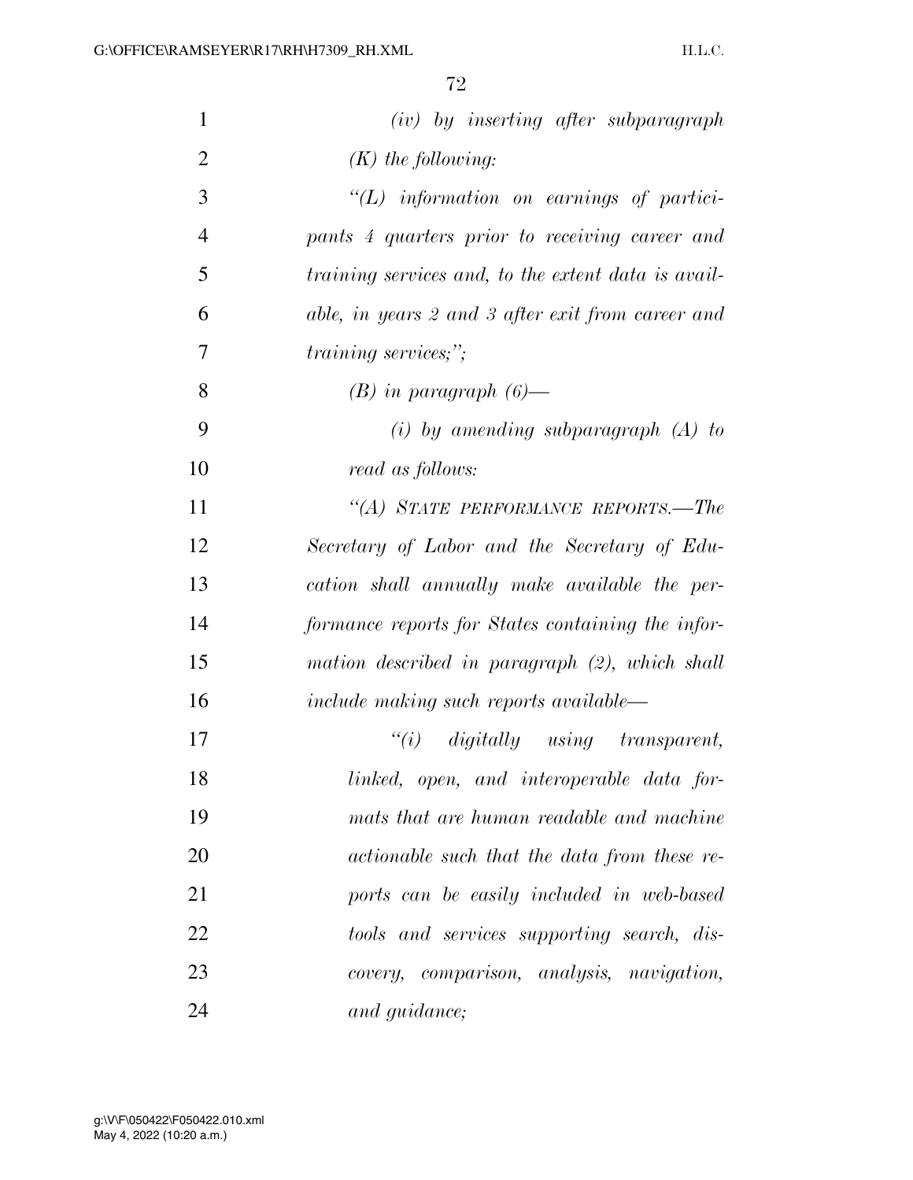*(iv) by inserting after subparagraph (K) the following:*

*"(L) information on earnings of participants 4 quarters prior to receiving career and training services and, to the extent data is available, in years 2 and 3 after exit from career and training services;";*

*(B) in paragraph (6)—*

*(i) by amending subparagraph (A) to read as follows:*

*"(A) STATE PERFORMANCE REPORTS.—The Secretary of Labor and the Secretary of Education shall annually make available the performance reports for States containing the information described in paragraph (2), which shall include making such reports available—*

*"(i) digitally using transparent, linked, open, and interoperable data formats that are human readable and machine actionable such that the data from these reports can be easily included in web-based tools and services supporting search, discovery, comparison, analysis, navigation, and guidance;*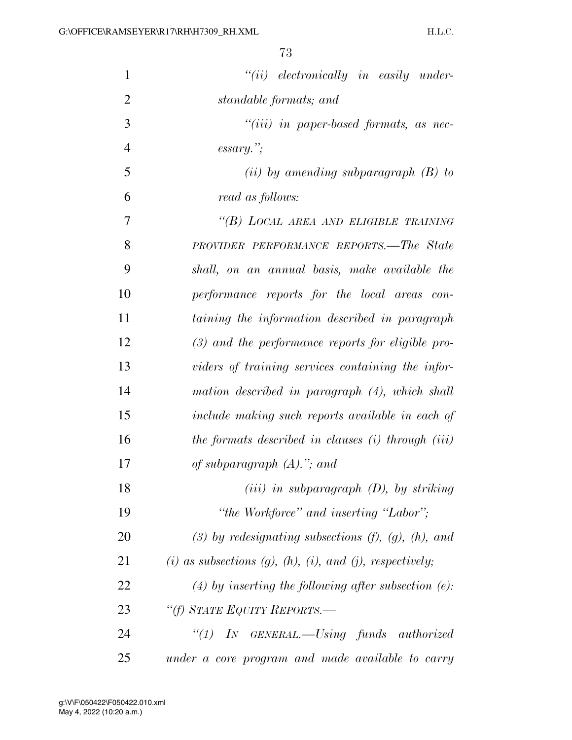*"(ii) electronically in easily understandable formats; and*

*"(iii) in paper-based formats, as necessary.";*

*(ii) by amending subparagraph (B) to read as follows:*

*"(B) LOCAL AREA AND ELIGIBLE TRAINING PROVIDER PERFORMANCE REPORTS.—The State shall, on an annual basis, make available the performance reports for the local areas containing the information described in paragraph (3) and the performance reports for eligible providers of training services containing the information described in paragraph (4), which shall include making such reports available in each of the formats described in clauses (i) through (iii) of subparagraph (A)."; and*

*(iii) in subparagraph (D), by striking "the Workforce" and inserting "Labor";*

*(3) by redesignating subsections (f), (g), (h), and (i) as subsections (g), (h), (i), and (j), respectively;*

*(4) by inserting the following after subsection (e):*

*"(f) STATE EQUITY REPORTS.—*

*"(1) IN GENERAL.—Using funds authorized under a core program and made available to carry*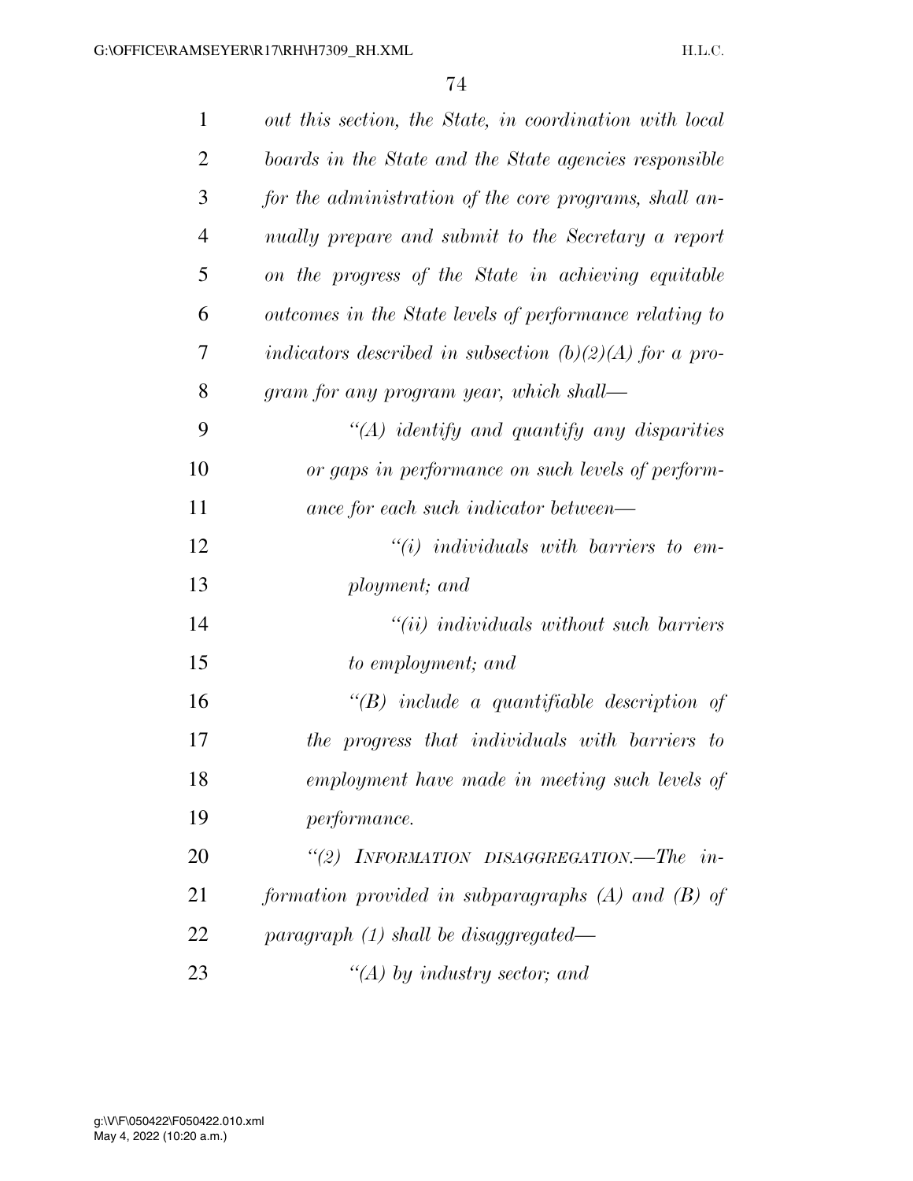*out this section, the State, in coordination with local boards in the State and the State agencies responsible for the administration of the core programs, shall annually prepare and submit to the Secretary a report on the progress of the State in achieving equitable outcomes in the State levels of performance relating to indicators described in subsection (b)(2)(A) for a program for any program year, which shall—*

*“(A) identify and quantify any disparities or gaps in performance on such levels of performance for each such indicator between—*

*“(i) individuals with barriers to employment; and*

*“(ii) individuals without such barriers to employment; and*

*“(B) include a quantifiable description of the progress that individuals with barriers to employment have made in meeting such levels of performance.*

*“(2) INFORMATION DISAGGREGATION.—The information provided in subparagraphs (A) and (B) of paragraph (1) shall be disaggregated—*

*“(A) by industry sector; and*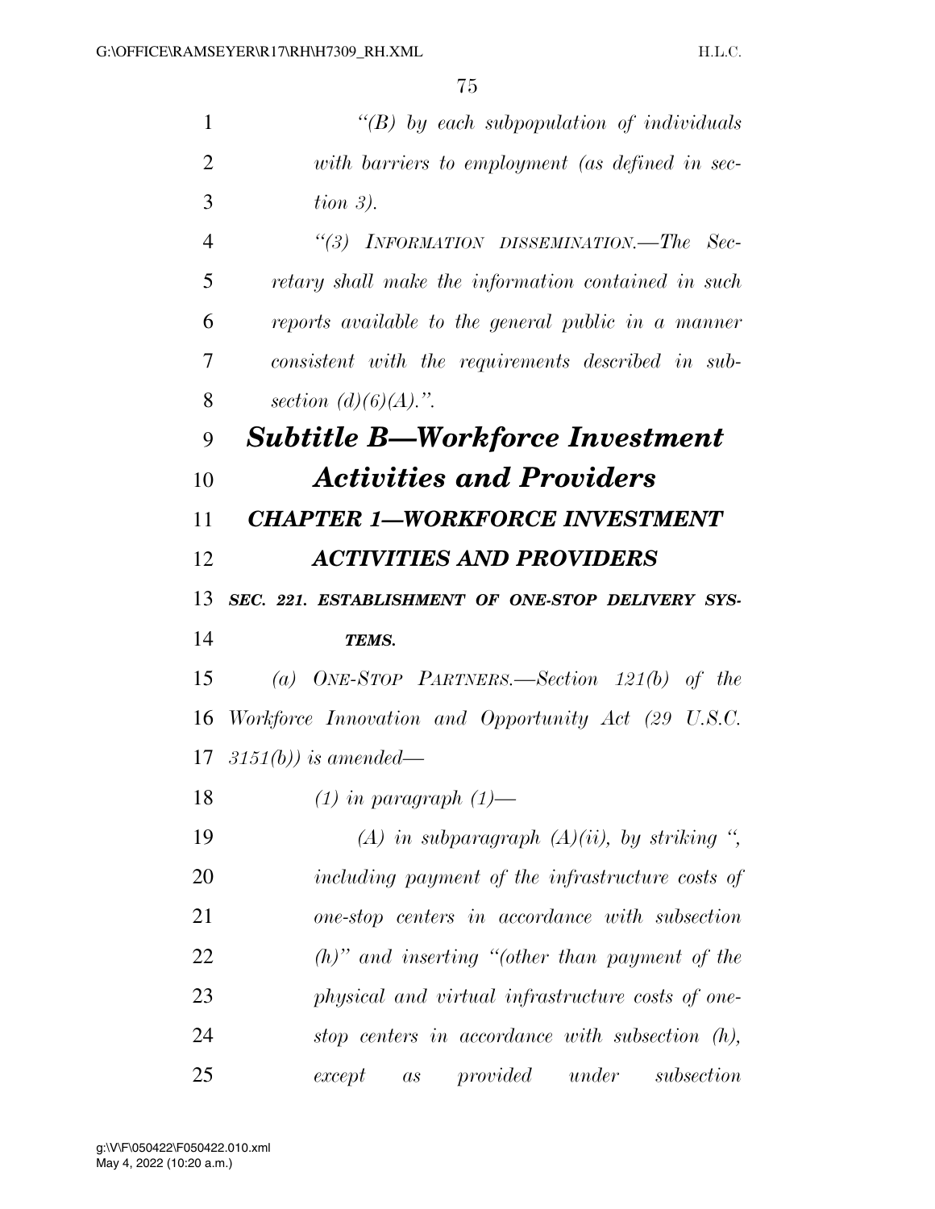*"(B) by each subpopulation of individuals with barriers to employment (as defined in section 3).*

*"(3) INFORMATION DISSEMINATION.—The Secretary shall make the information contained in such reports available to the general public in a manner consistent with the requirements described in subsection (d)(6)(A).".*

## *Subtitle B—Workforce Investment Activities and Providers*

### *CHAPTER 1—WORKFORCE INVESTMENT ACTIVITIES AND PROVIDERS*

***SEC. 221. ESTABLISHMENT OF ONE-STOP DELIVERY SYSTEMS.***

*(a) ONE-STOP PARTNERS.—Section 121(b) of the Workforce Innovation and Opportunity Act (29 U.S.C. 3151(b)) is amended—*

*(1) in paragraph (1)—*

*(A) in subparagraph (A)(ii), by striking ", including payment of the infrastructure costs of one-stop centers in accordance with subsection (h)" and inserting "(other than payment of the physical and virtual infrastructure costs of one-stop centers in accordance with subsection (h), except as provided under subsection*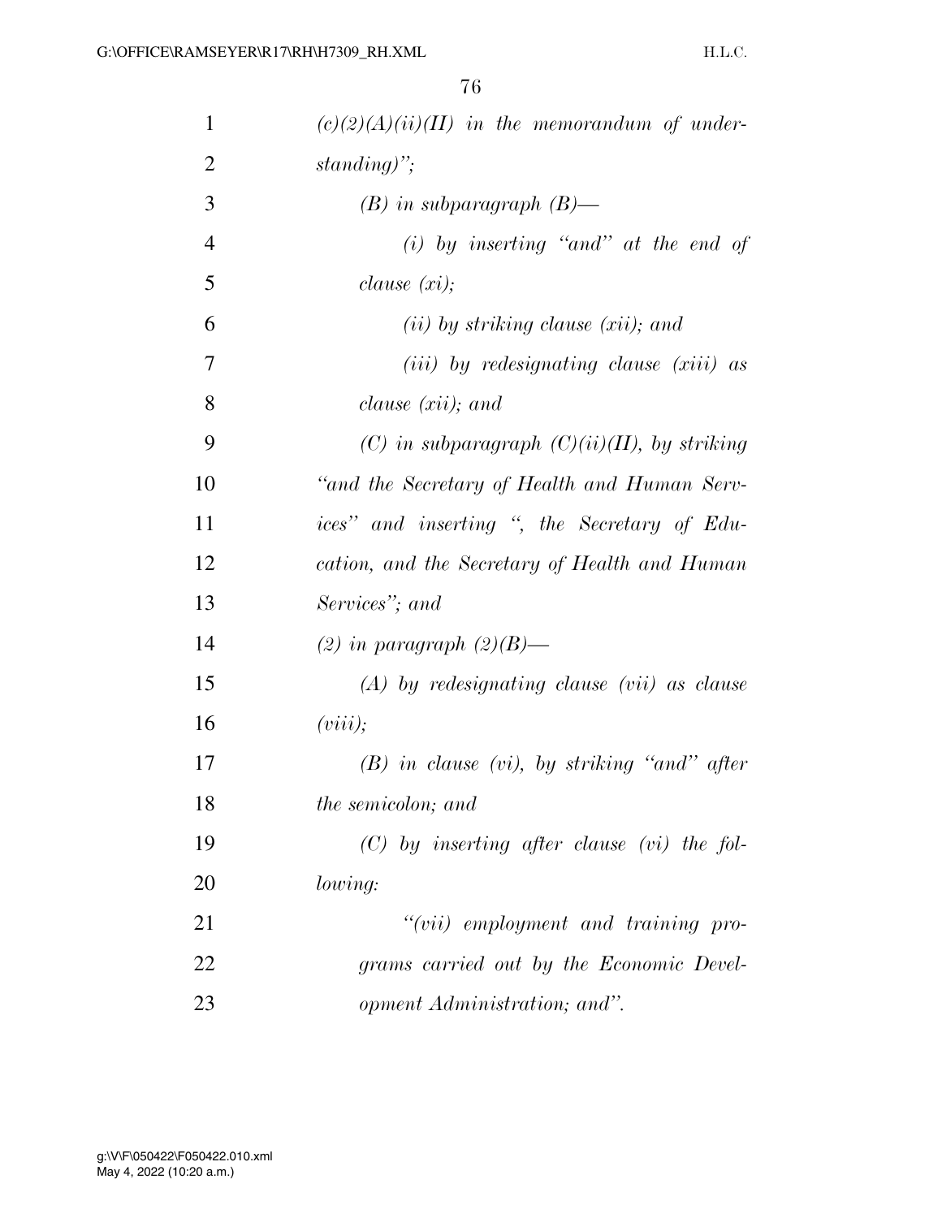*(c)(2)(A)(ii)(II) in the memorandum of understanding)";*

*(B) in subparagraph (B)—*

*(i) by inserting "and" at the end of clause (xi);*

*(ii) by striking clause (xii); and*

*(iii) by redesignating clause (xiii) as clause (xii); and*

*(C) in subparagraph (C)(ii)(II), by striking "and the Secretary of Health and Human Services" and inserting ", the Secretary of Education, and the Secretary of Health and Human Services"; and*

*(2) in paragraph (2)(B)—*

*(A) by redesignating clause (vii) as clause (viii);*

*(B) in clause (vi), by striking "and" after the semicolon; and*

*(C) by inserting after clause (vi) the following:*

*"(vii) employment and training programs carried out by the Economic Development Administration; and".*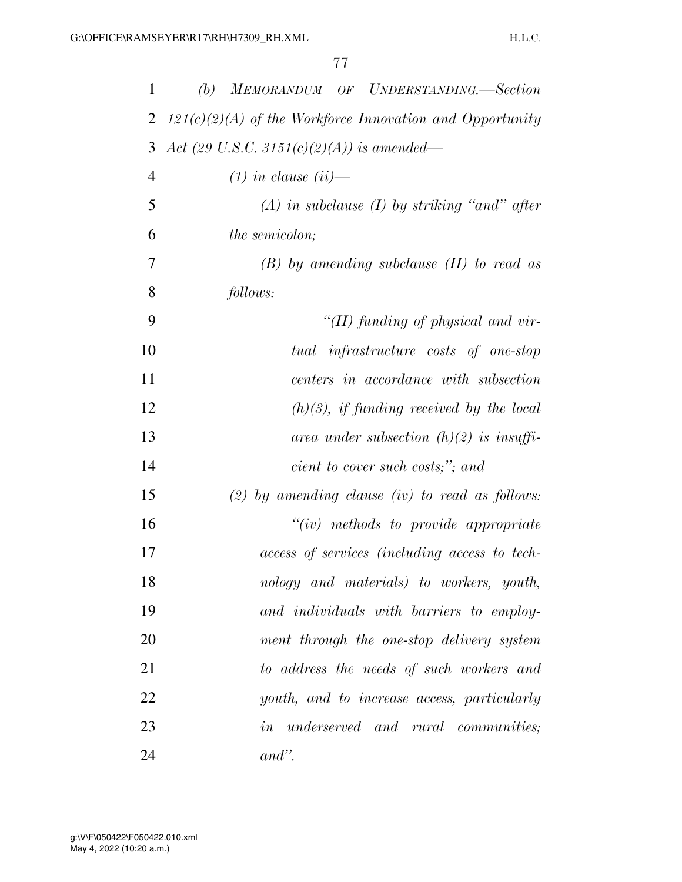*(b) MEMORANDUM OF UNDERSTANDING.—Section 121(c)(2)(A) of the Workforce Innovation and Opportunity Act (29 U.S.C. 3151(c)(2)(A)) is amended—*

*(1) in clause (ii)—*

*(A) in subclause (I) by striking "and" after the semicolon;*

*(B) by amending subclause (II) to read as follows:*

*"(II) funding of physical and virtual infrastructure costs of one-stop centers in accordance with subsection (h)(3), if funding received by the local area under subsection (h)(2) is insufficient to cover such costs;"; and*

*(2) by amending clause (iv) to read as follows:*

*"(iv) methods to provide appropriate access of services (including access to technology and materials) to workers, youth, and individuals with barriers to employment through the one-stop delivery system to address the needs of such workers and youth, and to increase access, particularly in underserved and rural communities; and".*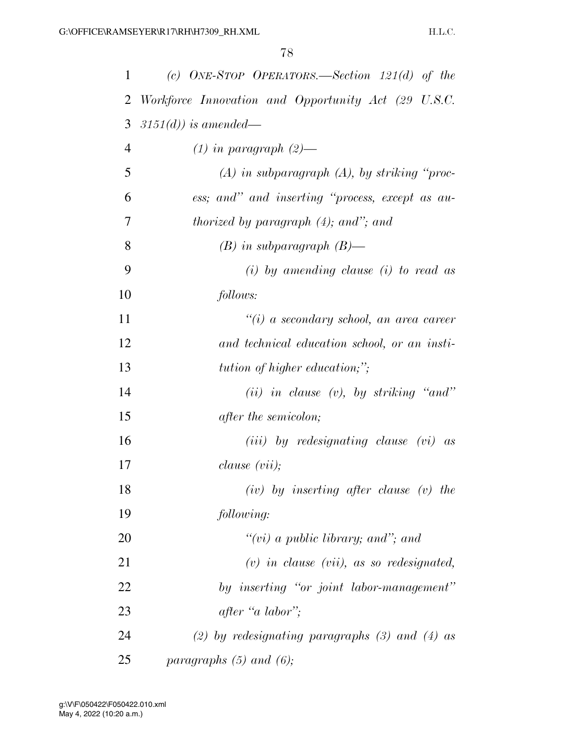*(c) One-Stop Operators.—Section 121(d) of the Workforce Innovation and Opportunity Act (29 U.S.C. 3151(d)) is amended—*

*(1) in paragraph (2)—*

*(A) in subparagraph (A), by striking "process; and" and inserting "process, except as authorized by paragraph (4); and"; and*

*(B) in subparagraph (B)—*

*(i) by amending clause (i) to read as follows:*

*"(i) a secondary school, an area career and technical education school, or an institution of higher education;";*

*(ii) in clause (v), by striking "and" after the semicolon;*

*(iii) by redesignating clause (vi) as clause (vii);*

*(iv) by inserting after clause (v) the following:*

*"(vi) a public library; and"; and*

*(v) in clause (vii), as so redesignated, by inserting "or joint labor-management" after "a labor";*

*(2) by redesignating paragraphs (3) and (4) as paragraphs (5) and (6);*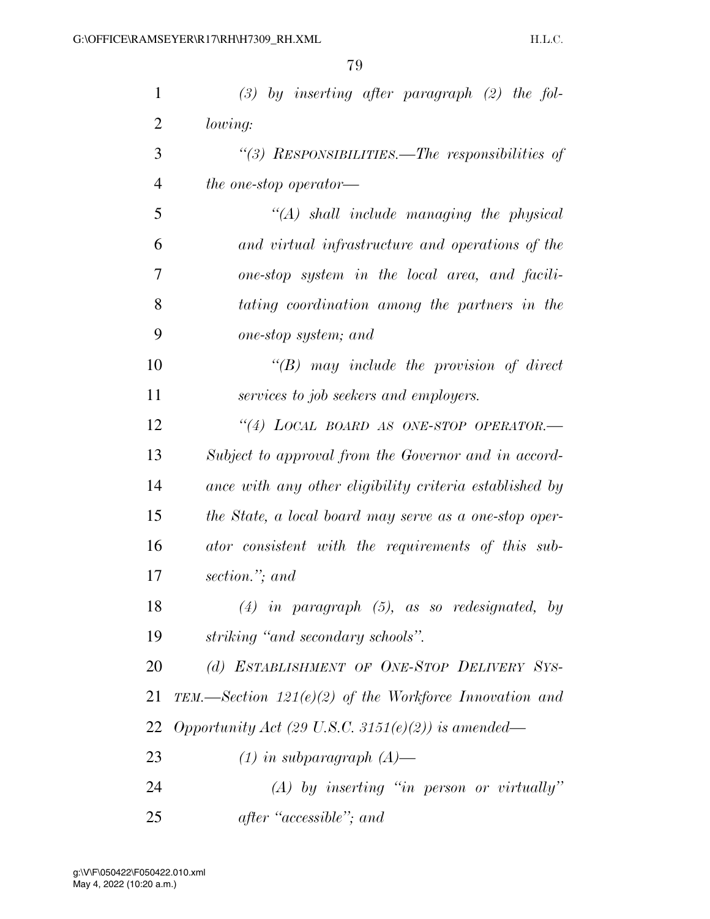*(3) by inserting after paragraph (2) the following:*

*"(3) RESPONSIBILITIES.—The responsibilities of the one-stop operator—*

*"(A) shall include managing the physical and virtual infrastructure and operations of the one-stop system in the local area, and facilitating coordination among the partners in the one-stop system; and*

*"(B) may include the provision of direct services to job seekers and employers.*

*"(4) LOCAL BOARD AS ONE-STOP OPERATOR.—Subject to approval from the Governor and in accordance with any other eligibility criteria established by the State, a local board may serve as a one-stop operator consistent with the requirements of this subsection."; and*

*(4) in paragraph (5), as so redesignated, by striking "and secondary schools".*

*(d) ESTABLISHMENT OF ONE-STOP DELIVERY SYSTEM.—Section 121(e)(2) of the Workforce Innovation and Opportunity Act (29 U.S.C. 3151(e)(2)) is amended—*

*(1) in subparagraph (A)—*

*(A) by inserting "in person or virtually" after "accessible"; and*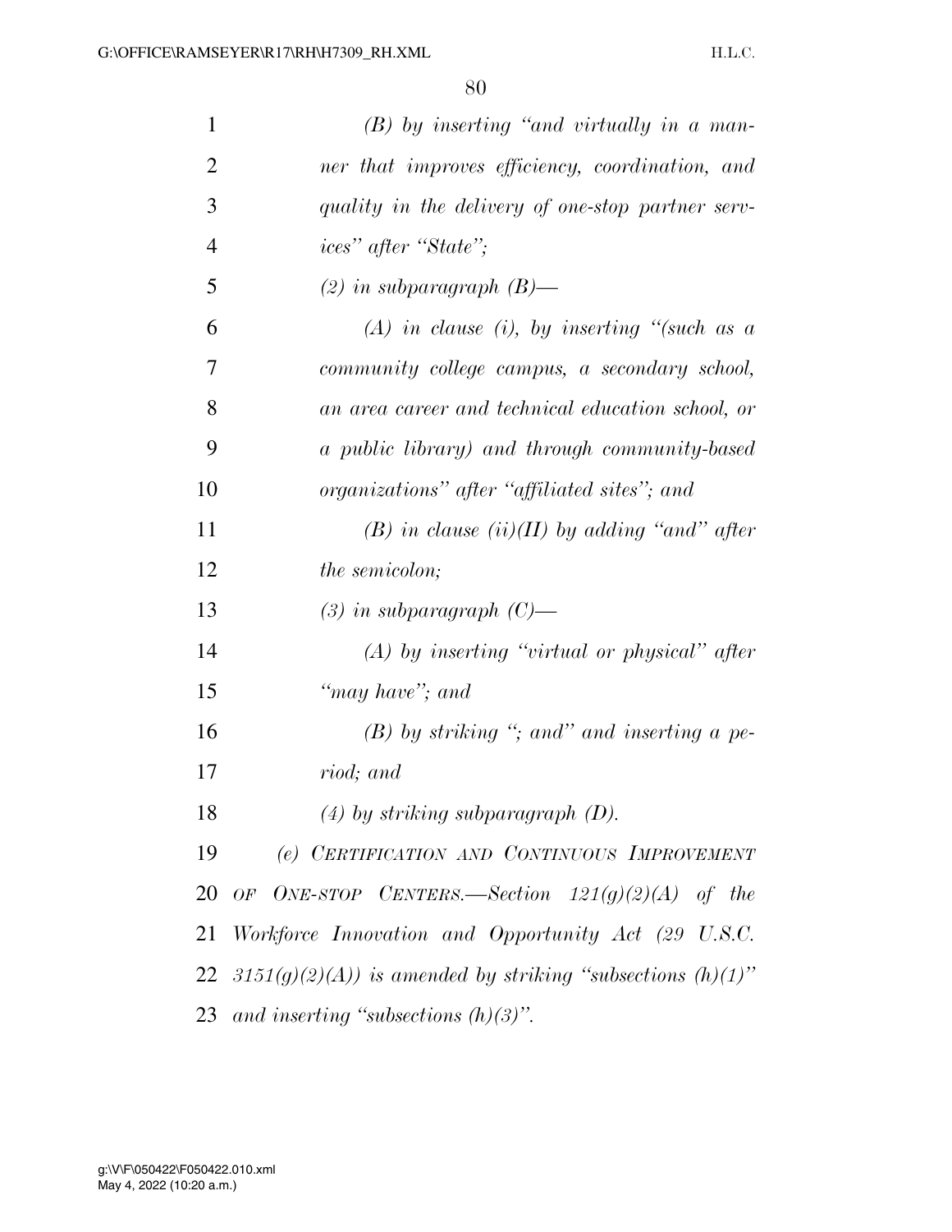*(B) by inserting "and virtually in a manner that improves efficiency, coordination, and quality in the delivery of one-stop partner services" after "State";*

*(2) in subparagraph (B)—*

*(A) in clause (i), by inserting "(such as a community college campus, a secondary school, an area career and technical education school, or a public library) and through community-based organizations" after "affiliated sites"; and*

*(B) in clause (ii)(II) by adding "and" after the semicolon;*

*(3) in subparagraph (C)—*

*(A) by inserting "virtual or physical" after "may have"; and*

*(B) by striking "; and" and inserting a period; and*

*(4) by striking subparagraph (D).*

*(e) CERTIFICATION AND CONTINUOUS IMPROVEMENT OF ONE-STOP CENTERS.—Section 121(g)(2)(A) of the Workforce Innovation and Opportunity Act (29 U.S.C. 3151(g)(2)(A)) is amended by striking "subsections (h)(1)" and inserting "subsections (h)(3)".*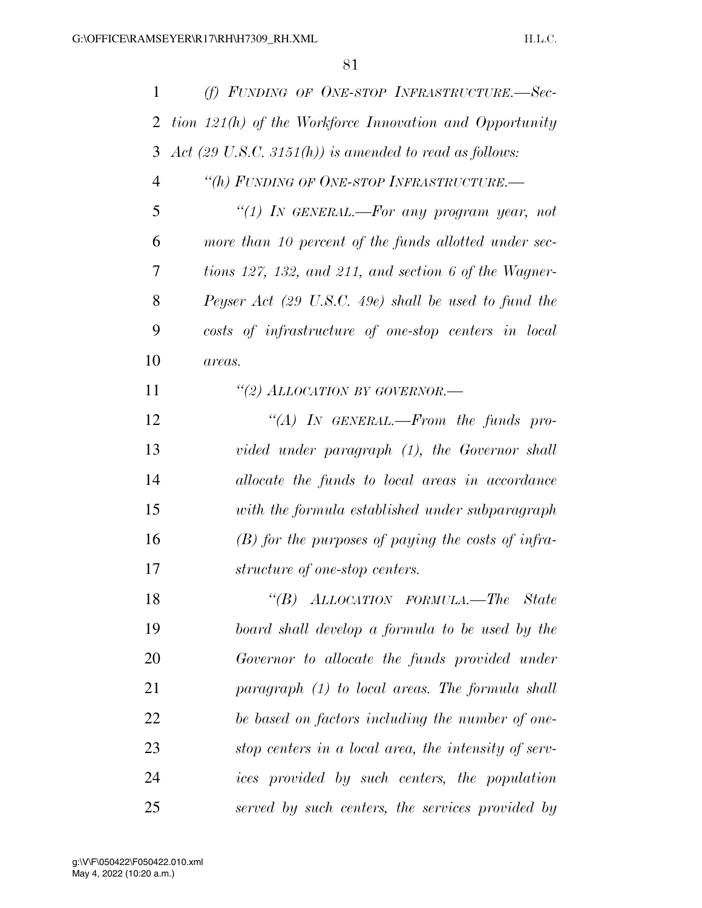*(f) FUNDING OF ONE-STOP INFRASTRUCTURE.—Section 121(h) of the Workforce Innovation and Opportunity Act (29 U.S.C. 3151(h)) is amended to read as follows:*

*"(h) FUNDING OF ONE-STOP INFRASTRUCTURE.—*

*"(1) IN GENERAL.—For any program year, not more than 10 percent of the funds allotted under sections 127, 132, and 211, and section 6 of the Wagner-Peyser Act (29 U.S.C. 49e) shall be used to fund the costs of infrastructure of one-stop centers in local areas.*

*"(2) ALLOCATION BY GOVERNOR.—*

*"(A) IN GENERAL.—From the funds provided under paragraph (1), the Governor shall allocate the funds to local areas in accordance with the formula established under subparagraph (B) for the purposes of paying the costs of infrastructure of one-stop centers.*

*"(B) ALLOCATION FORMULA.—The State board shall develop a formula to be used by the Governor to allocate the funds provided under paragraph (1) to local areas. The formula shall be based on factors including the number of one-stop centers in a local area, the intensity of services provided by such centers, the population served by such centers, the services provided by*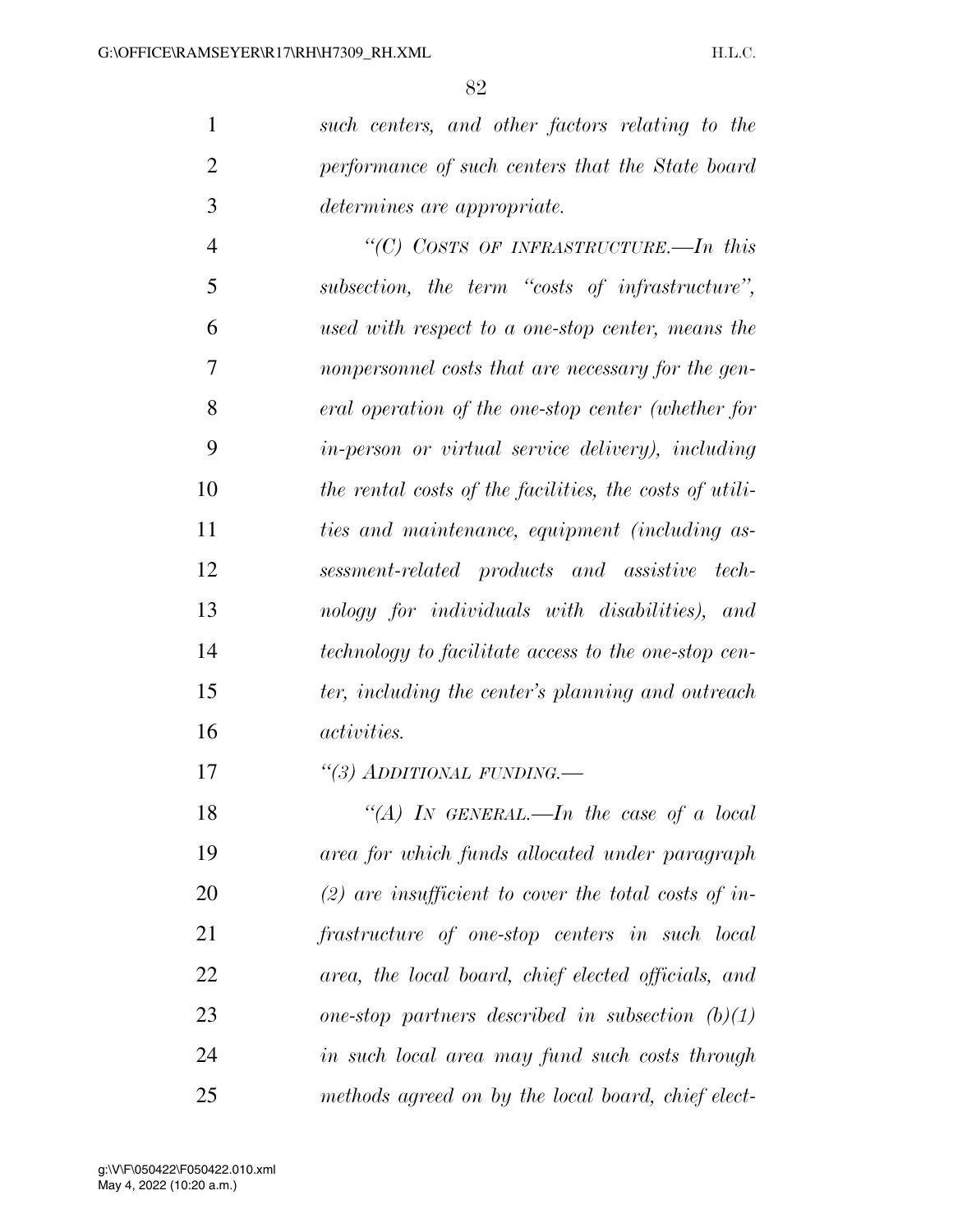*such centers, and other factors relating to the performance of such centers that the State board determines are appropriate.*

*"(C) COSTS OF INFRASTRUCTURE.—In this subsection, the term "costs of infrastructure", used with respect to a one-stop center, means the nonpersonnel costs that are necessary for the general operation of the one-stop center (whether for in-person or virtual service delivery), including the rental costs of the facilities, the costs of utilities and maintenance, equipment (including assessment-related products and assistive technology for individuals with disabilities), and technology to facilitate access to the one-stop center, including the center's planning and outreach activities.*

*"(3) ADDITIONAL FUNDING.—*

*"(A) IN GENERAL.—In the case of a local area for which funds allocated under paragraph (2) are insufficient to cover the total costs of infrastructure of one-stop centers in such local area, the local board, chief elected officials, and one-stop partners described in subsection (b)(1) in such local area may fund such costs through methods agreed on by the local board, chief elect-*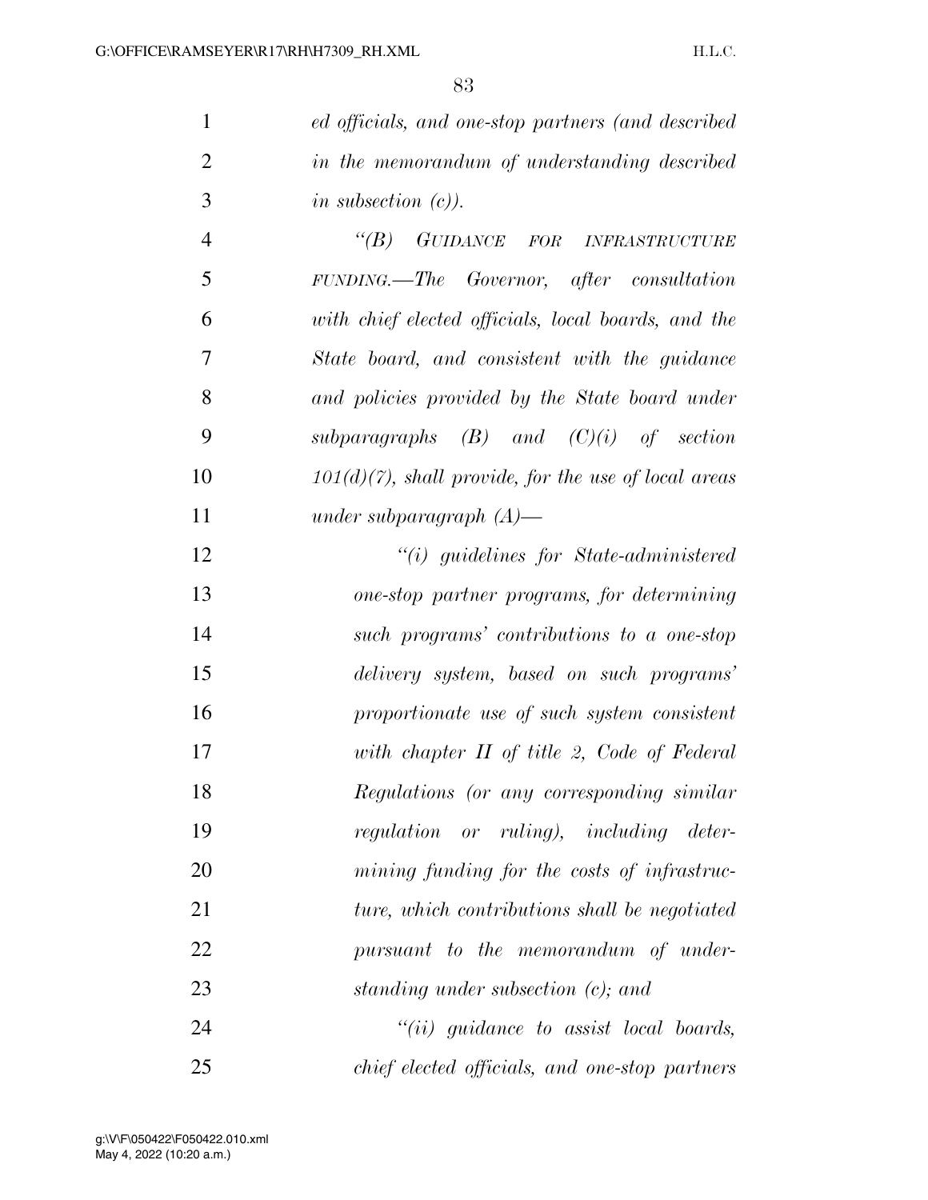*ed officials, and one-stop partners (and described in the memorandum of understanding described in subsection (c)).*

*“(B) GUIDANCE FOR INFRASTRUCTURE FUNDING.—The Governor, after consultation with chief elected officials, local boards, and the State board, and consistent with the guidance and policies provided by the State board under subparagraphs (B) and (C)(i) of section 101(d)(7), shall provide, for the use of local areas under subparagraph (A)—*

*“(i) guidelines for State-administered one-stop partner programs, for determining such programs’ contributions to a one-stop delivery system, based on such programs’ proportionate use of such system consistent with chapter II of title 2, Code of Federal Regulations (or any corresponding similar regulation or ruling), including determining funding for the costs of infrastructure, which contributions shall be negotiated pursuant to the memorandum of understanding under subsection (c); and*

*“(ii) guidance to assist local boards, chief elected officials, and one-stop partners*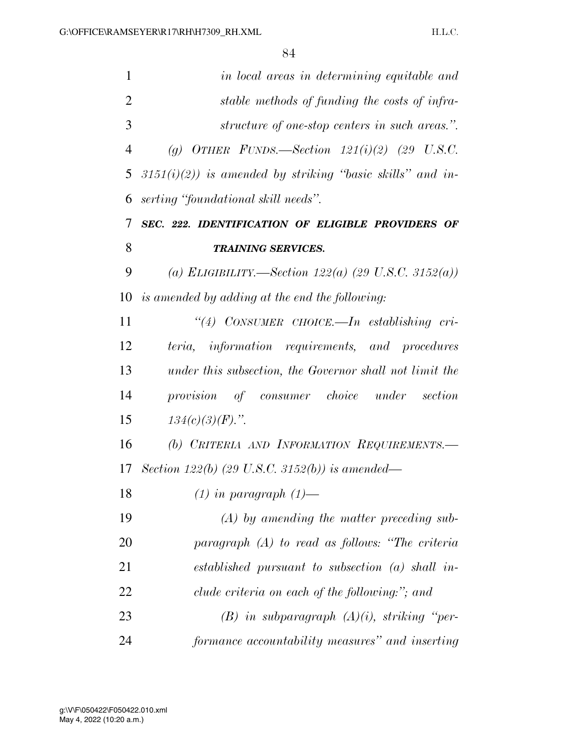*in local areas in determining equitable and stable methods of funding the costs of infrastructure of one-stop centers in such areas.".*

*(g) OTHER FUNDS.—Section 121(i)(2) (29 U.S.C. 3151(i)(2)) is amended by striking "basic skills" and inserting "foundational skill needs".*

***SEC. 222. IDENTIFICATION OF ELIGIBLE PROVIDERS OF TRAINING SERVICES.***

*(a) ELIGIBILITY.—Section 122(a) (29 U.S.C. 3152(a)) is amended by adding at the end the following:*

*"(4) CONSUMER CHOICE.—In establishing criteria, information requirements, and procedures under this subsection, the Governor shall not limit the provision of consumer choice under section 134(c)(3)(F).".*

*(b) CRITERIA AND INFORMATION REQUIREMENTS.—Section 122(b) (29 U.S.C. 3152(b)) is amended—*

*(1) in paragraph (1)—*

*(A) by amending the matter preceding subparagraph (A) to read as follows: "The criteria established pursuant to subsection (a) shall include criteria on each of the following:"; and*

*(B) in subparagraph (A)(i), striking "performance accountability measures" and inserting*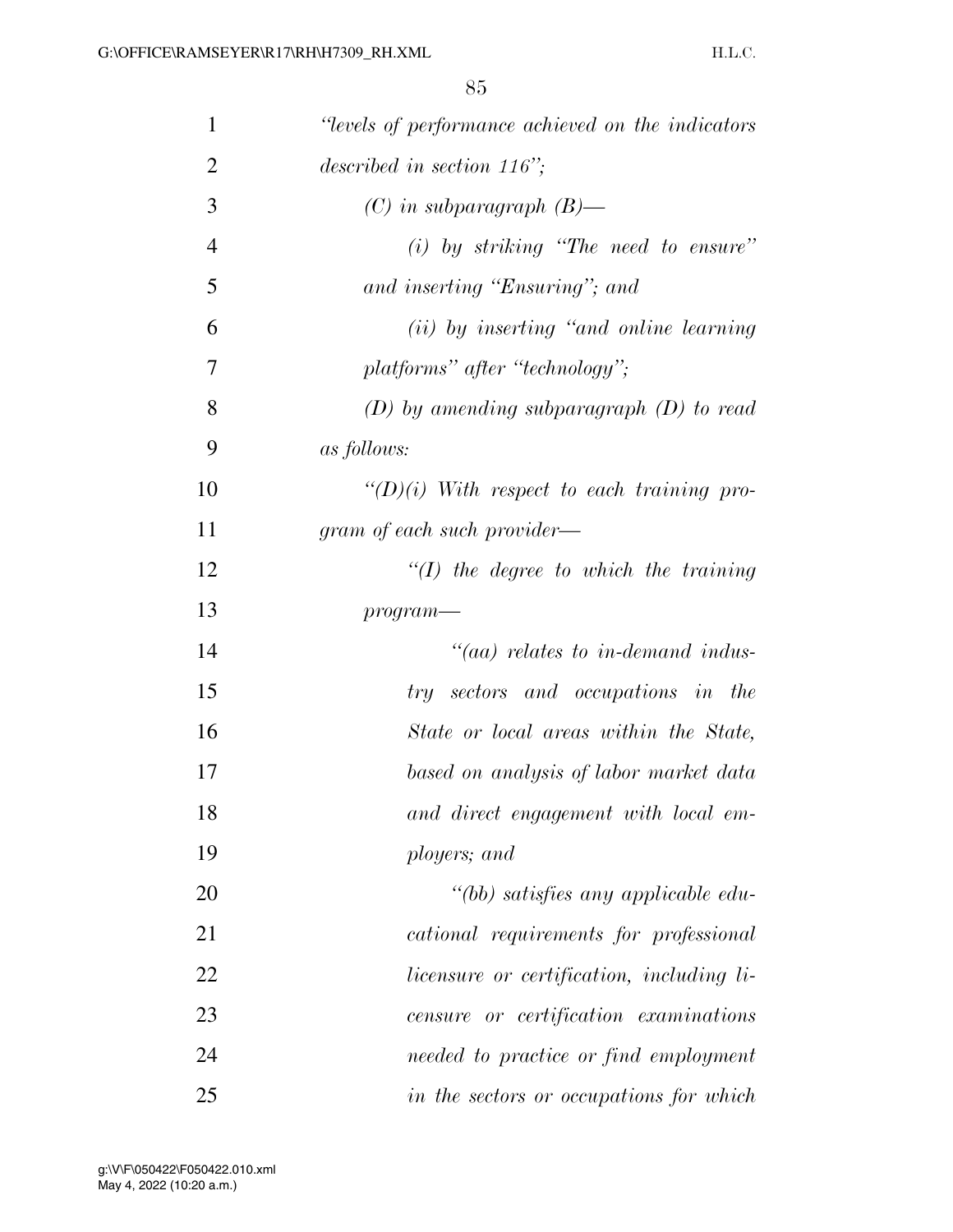*"levels of performance achieved on the indicators described in section 116";*

*(C) in subparagraph (B)—*

*(i) by striking "The need to ensure" and inserting "Ensuring"; and*

*(ii) by inserting "and online learning platforms" after "technology";*

*(D) by amending subparagraph (D) to read as follows:*

*"(D)(i) With respect to each training program of each such provider—*

*"(I) the degree to which the training program—*

*"(aa) relates to in-demand industry sectors and occupations in the State or local areas within the State, based on analysis of labor market data and direct engagement with local employers; and*

*"(bb) satisfies any applicable educational requirements for professional licensure or certification, including licensure or certification examinations needed to practice or find employment in the sectors or occupations for which*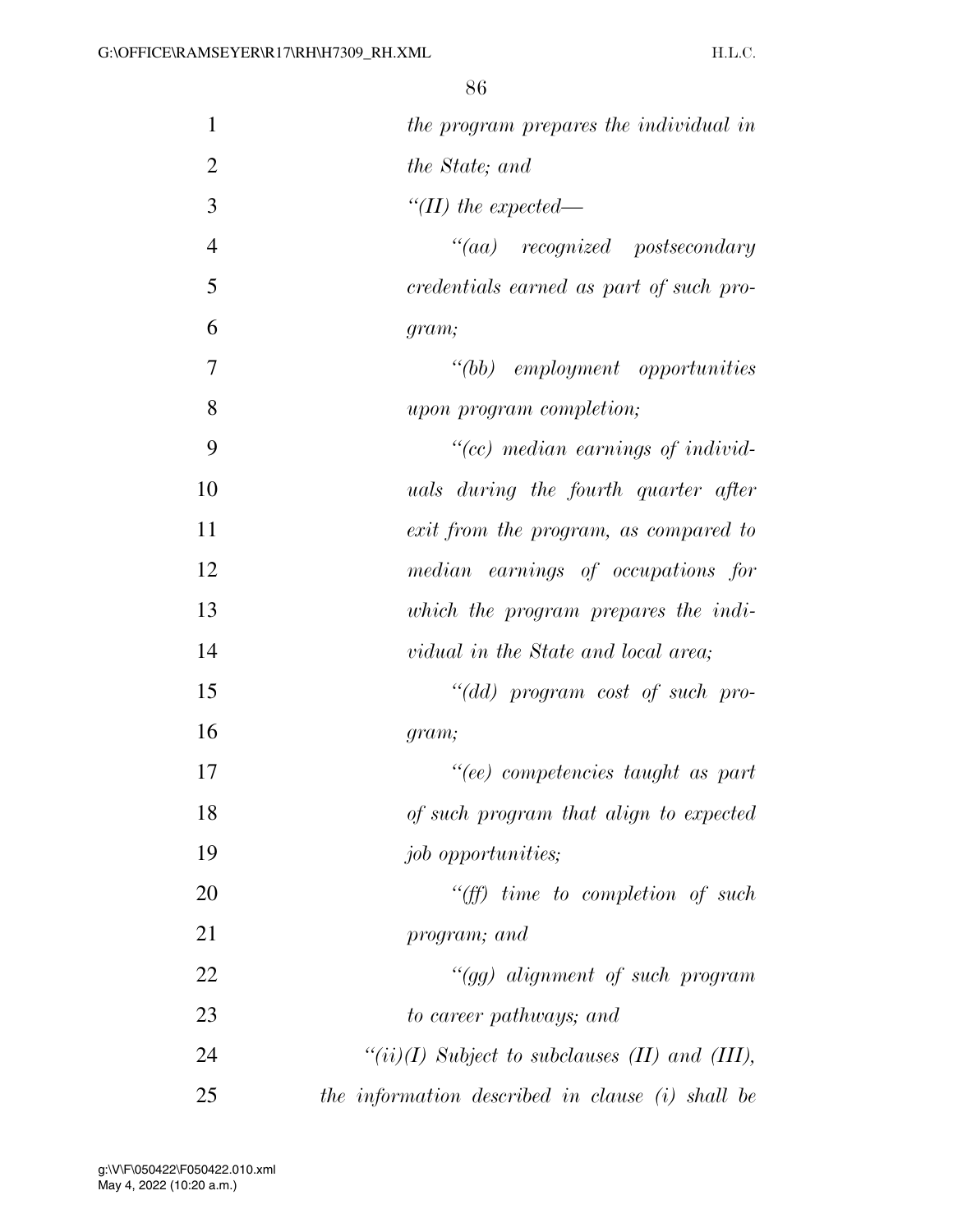*the program prepares the individual in the State; and*

*"(II) the expected—*

*"(aa) recognized postsecondary credentials earned as part of such program;*

*"(bb) employment opportunities upon program completion;*

*"(cc) median earnings of individuals during the fourth quarter after exit from the program, as compared to median earnings of occupations for which the program prepares the individual in the State and local area;*

*"(dd) program cost of such program;*

*"(ee) competencies taught as part of such program that align to expected job opportunities;*

*"(ff) time to completion of such program; and*

*"(gg) alignment of such program to career pathways; and*

*"(ii)(I) Subject to subclauses (II) and (III), the information described in clause (i) shall be*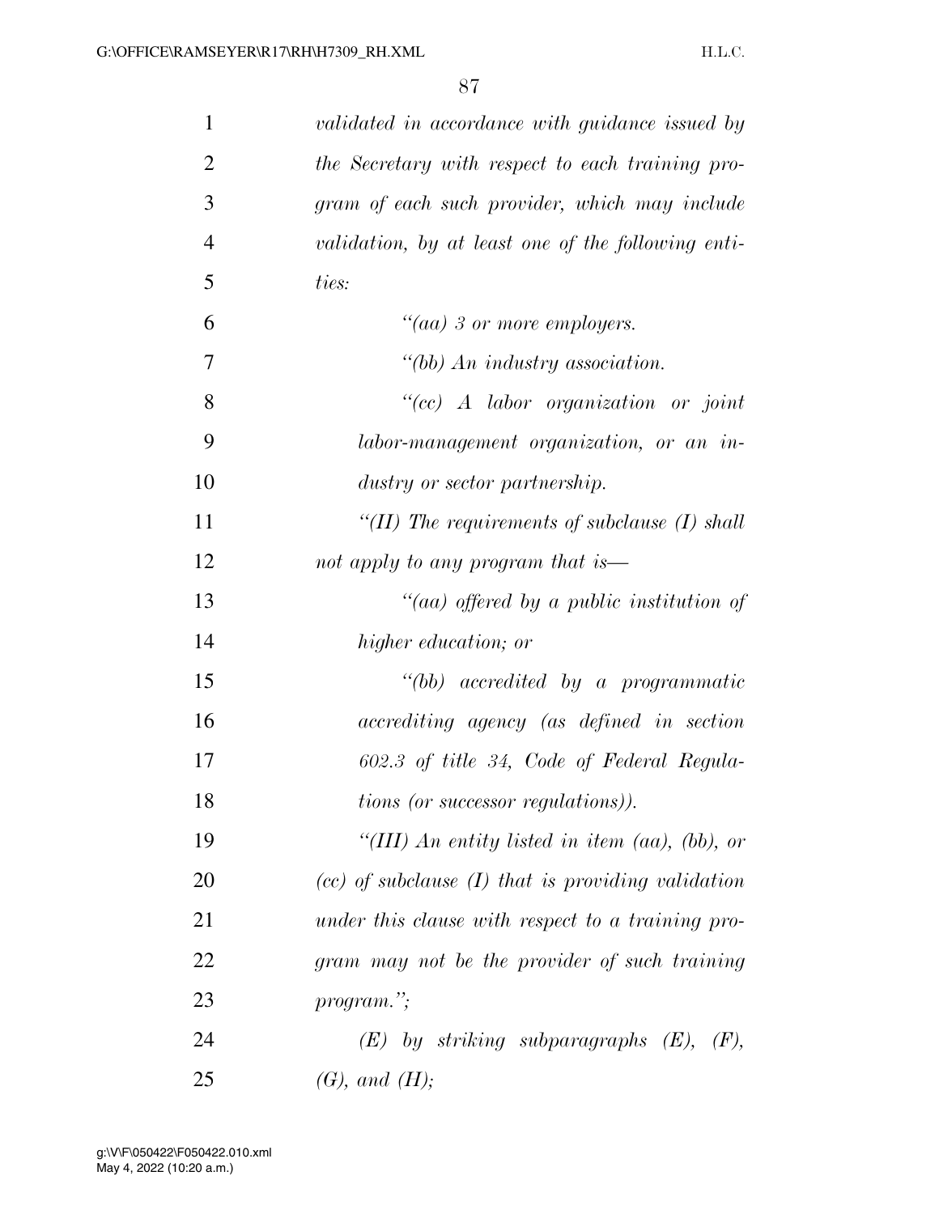*validated in accordance with guidance issued by the Secretary with respect to each training program of each such provider, which may include validation, by at least one of the following entities:*

*"(aa) 3 or more employers.*

*"(bb) An industry association.*

*"(cc) A labor organization or joint labor-management organization, or an industry or sector partnership.*

*"(II) The requirements of subclause (I) shall not apply to any program that is—*

*"(aa) offered by a public institution of higher education; or*

*"(bb) accredited by a programmatic accrediting agency (as defined in section 602.3 of title 34, Code of Federal Regulations (or successor regulations)).*

*"(III) An entity listed in item (aa), (bb), or (cc) of subclause (I) that is providing validation under this clause with respect to a training program may not be the provider of such training program.";*

*(E) by striking subparagraphs (E), (F), (G), and (H);*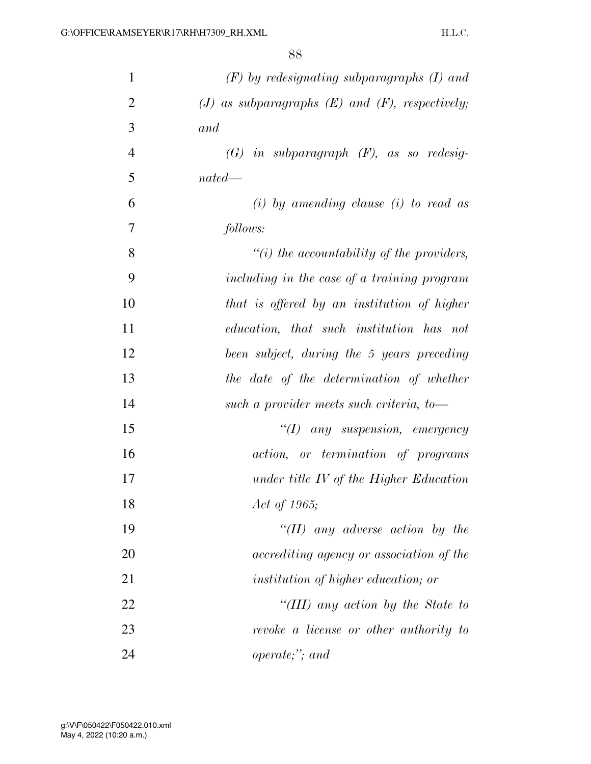*(F) by redesignating subparagraphs (I) and (J) as subparagraphs (E) and (F), respectively; and*

*(G) in subparagraph (F), as so redesignated—*

*(i) by amending clause (i) to read as follows:*

*"(i) the accountability of the providers, including in the case of a training program that is offered by an institution of higher education, that such institution has not been subject, during the 5 years preceding the date of the determination of whether such a provider meets such criteria, to—*

*"(I) any suspension, emergency action, or termination of programs under title IV of the Higher Education Act of 1965;*

*"(II) any adverse action by the accrediting agency or association of the institution of higher education; or*

*"(III) any action by the State to revoke a license or other authority to operate;"; and*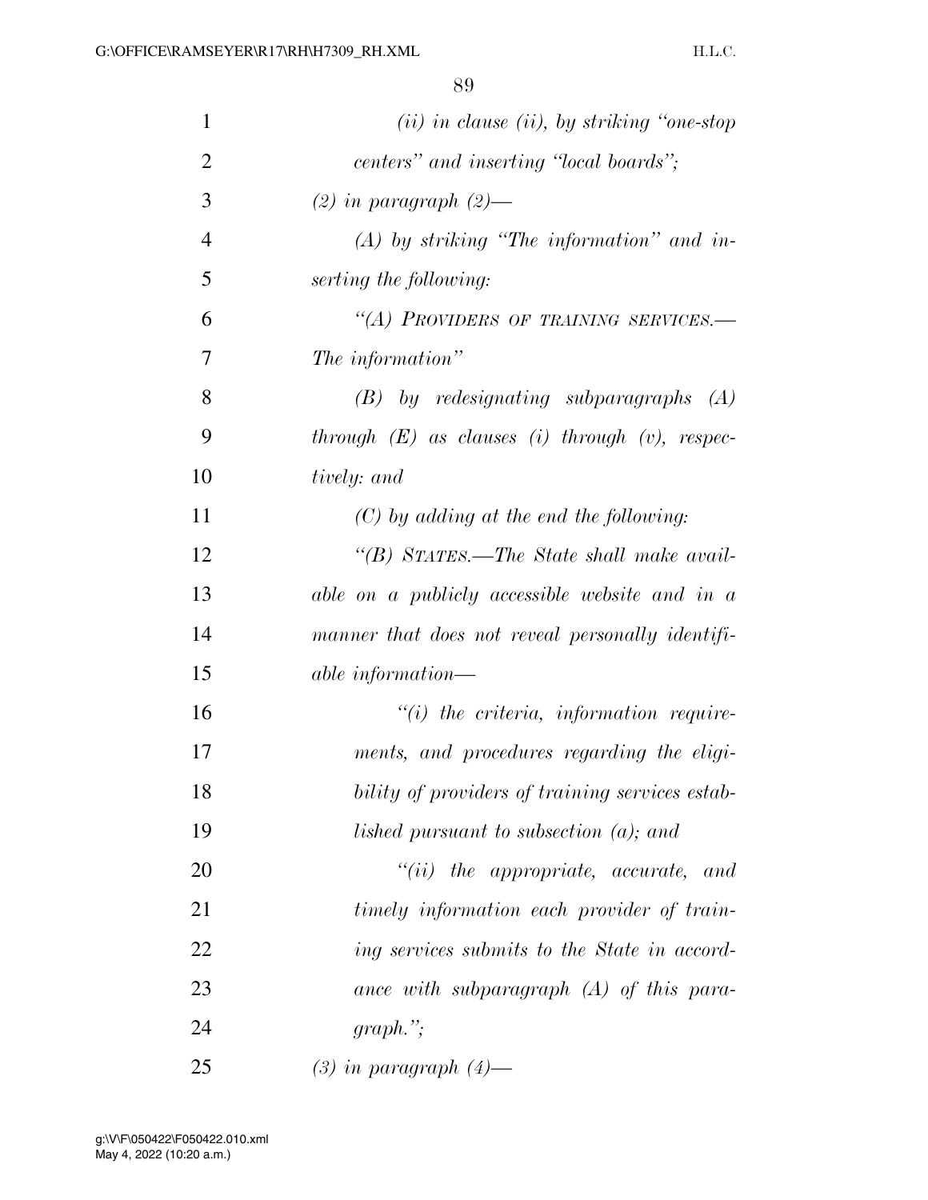*(ii) in clause (ii), by striking "one-stop centers" and inserting "local boards";*

*(2) in paragraph (2)—*

*(A) by striking "The information" and inserting the following:*

*"(A) PROVIDERS OF TRAINING SERVICES.— The information"*

*(B) by redesignating subparagraphs (A) through (E) as clauses (i) through (v), respectively: and*

*(C) by adding at the end the following:*

*"(B) STATES.—The State shall make available on a publicly accessible website and in a manner that does not reveal personally identifiable information—*

*"(i) the criteria, information requirements, and procedures regarding the eligibility of providers of training services established pursuant to subsection (a); and*

*"(ii) the appropriate, accurate, and timely information each provider of training services submits to the State in accordance with subparagraph (A) of this paragraph.";*

*(3) in paragraph (4)—*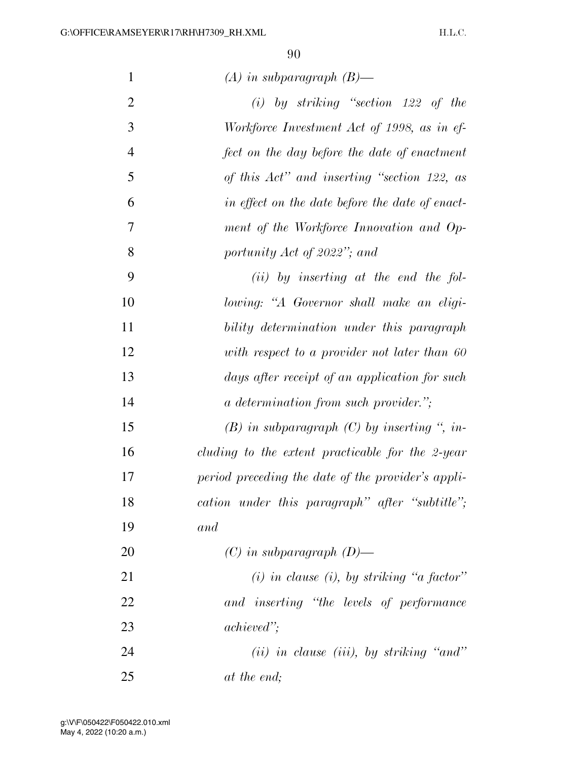*(A) in subparagraph (B)—*

*(i) by striking "section 122 of the Workforce Investment Act of 1998, as in effect on the day before the date of enactment of this Act" and inserting "section 122, as in effect on the date before the date of enactment of the Workforce Innovation and Opportunity Act of 2022"; and*

*(ii) by inserting at the end the following: "A Governor shall make an eligibility determination under this paragraph with respect to a provider not later than 60 days after receipt of an application for such a determination from such provider.";*

*(B) in subparagraph (C) by inserting ", including to the extent practicable for the 2-year period preceding the date of the provider's application under this paragraph" after "subtitle"; and*

*(C) in subparagraph (D)—*

*(i) in clause (i), by striking "a factor" and inserting "the levels of performance achieved";*

*(ii) in clause (iii), by striking "and" at the end;*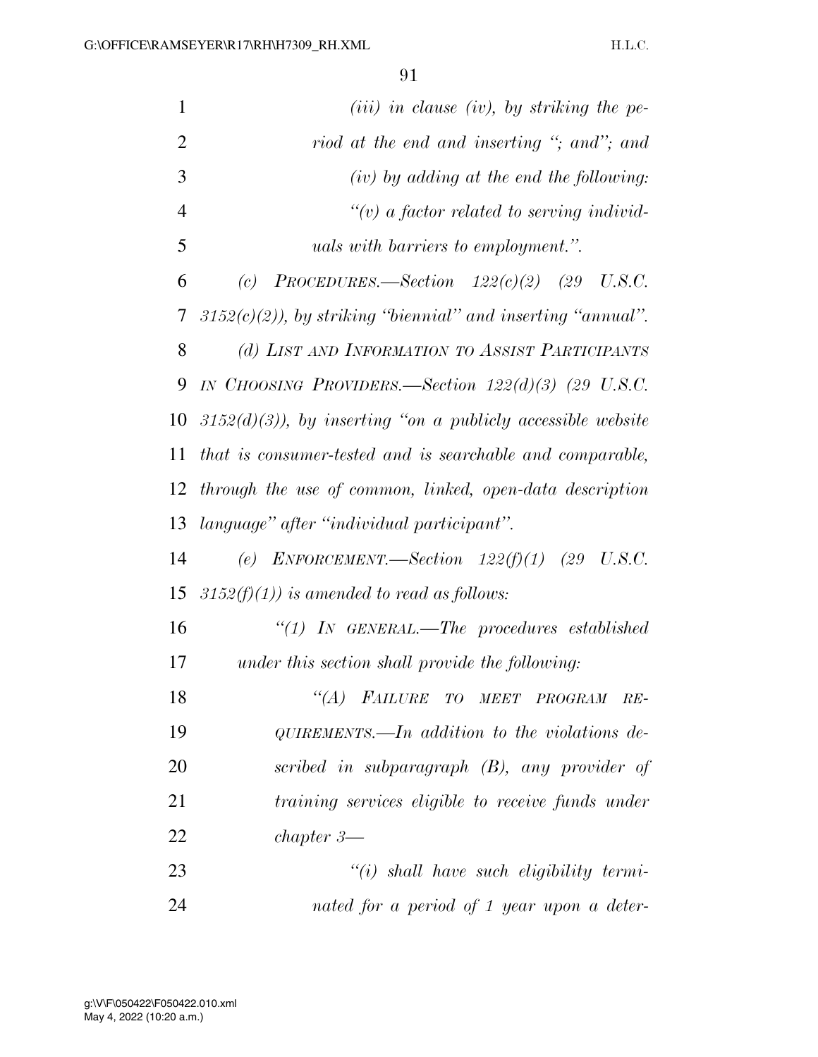*(iii) in clause (iv), by striking the period at the end and inserting "; and"; and*

*(iv) by adding at the end the following:*

*"(v) a factor related to serving individuals with barriers to employment.".*

*(c) PROCEDURES.—Section 122(c)(2) (29 U.S.C. 3152(c)(2)), by striking "biennial" and inserting "annual".*

*(d) LIST AND INFORMATION TO ASSIST PARTICIPANTS IN CHOOSING PROVIDERS.—Section 122(d)(3) (29 U.S.C. 3152(d)(3)), by inserting "on a publicly accessible website that is consumer-tested and is searchable and comparable, through the use of common, linked, open-data description language" after "individual participant".*

*(e) ENFORCEMENT.—Section 122(f)(1) (29 U.S.C. 3152(f)(1)) is amended to read as follows:*

*"(1) IN GENERAL.—The procedures established under this section shall provide the following:*

*"(A) FAILURE TO MEET PROGRAM REQUIREMENTS.—In addition to the violations described in subparagraph (B), any provider of training services eligible to receive funds under chapter 3—*

*"(i) shall have such eligibility terminated for a period of 1 year upon a deter-*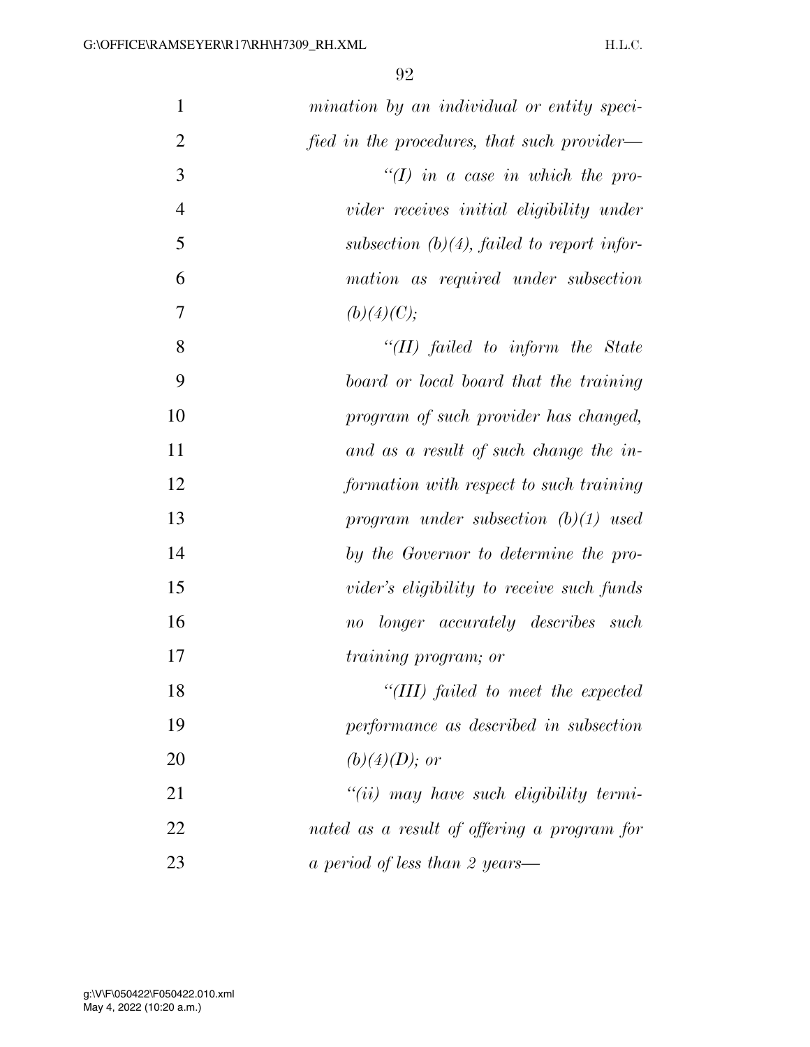*mination by an individual or entity specified in the procedures, that such provider—*

*"(I) in a case in which the provider receives initial eligibility under subsection (b)(4), failed to report information as required under subsection (b)(4)(C);*

*"(II) failed to inform the State board or local board that the training program of such provider has changed, and as a result of such change the information with respect to such training program under subsection (b)(1) used by the Governor to determine the provider's eligibility to receive such funds no longer accurately describes such training program; or*

*"(III) failed to meet the expected performance as described in subsection (b)(4)(D); or*

*"(ii) may have such eligibility terminated as a result of offering a program for a period of less than 2 years—*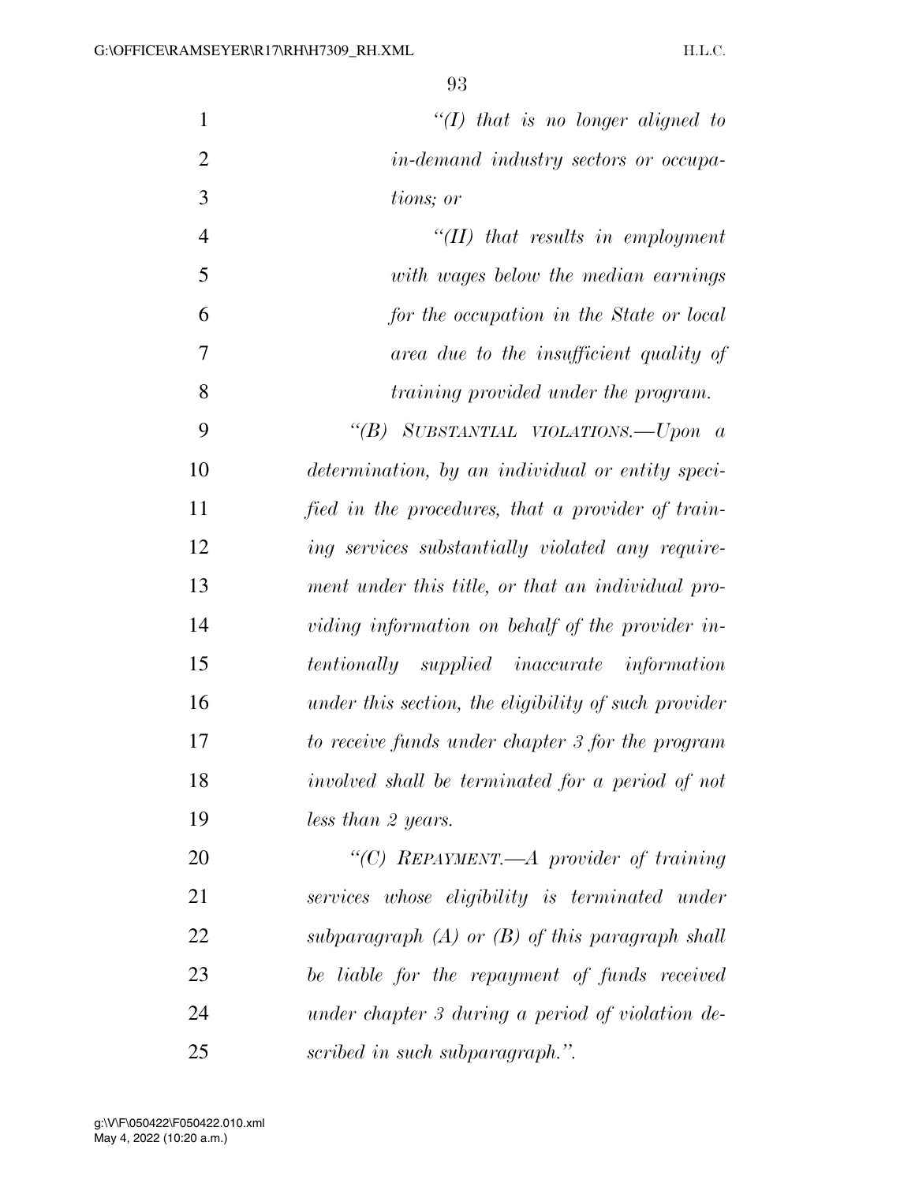*"(I) that is no longer aligned to in-demand industry sectors or occupations; or*

*"(II) that results in employment with wages below the median earnings for the occupation in the State or local area due to the insufficient quality of training provided under the program.*

*"(B) SUBSTANTIAL VIOLATIONS.—Upon a determination, by an individual or entity specified in the procedures, that a provider of training services substantially violated any requirement under this title, or that an individual providing information on behalf of the provider intentionally supplied inaccurate information under this section, the eligibility of such provider to receive funds under chapter 3 for the program involved shall be terminated for a period of not less than 2 years.*

*"(C) REPAYMENT.—A provider of training services whose eligibility is terminated under subparagraph (A) or (B) of this paragraph shall be liable for the repayment of funds received under chapter 3 during a period of violation described in such subparagraph.".*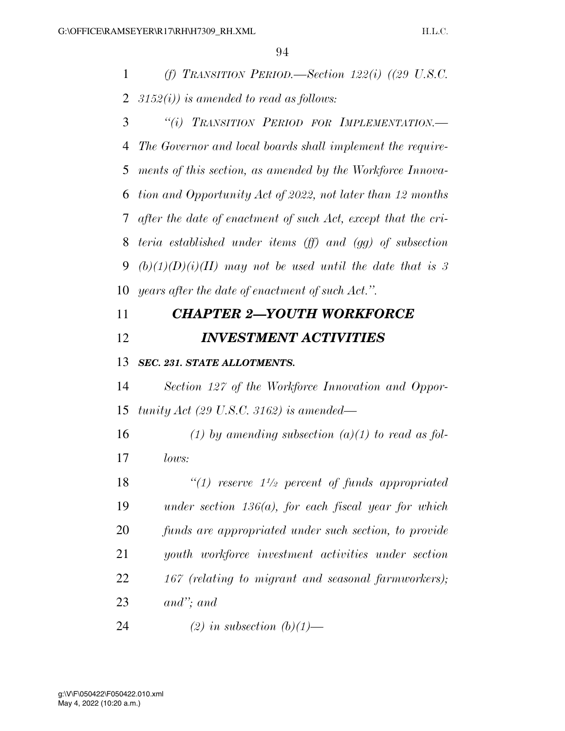*(f) TRANSITION PERIOD.—Section 122(i) ((29 U.S.C. 3152(i)) is amended to read as follows:*

*"(i) TRANSITION PERIOD FOR IMPLEMENTATION.—The Governor and local boards shall implement the requirements of this section, as amended by the Workforce Innovation and Opportunity Act of 2022, not later than 12 months after the date of enactment of such Act, except that the criteria established under items (ff) and (gg) of subsection (b)(1)(D)(i)(II) may not be used until the date that is 3 years after the date of enactment of such Act.".*

## *CHAPTER 2—YOUTH WORKFORCE INVESTMENT ACTIVITIES*

### *SEC. 231. STATE ALLOTMENTS.*

*Section 127 of the Workforce Innovation and Opportunity Act (29 U.S.C. 3162) is amended—*

*(1) by amending subsection (a)(1) to read as follows:*

*"(1) reserve 1½ percent of funds appropriated under section 136(a), for each fiscal year for which funds are appropriated under such section, to provide youth workforce investment activities under section 167 (relating to migrant and seasonal farmworkers); and"; and*

*(2) in subsection (b)(1)—*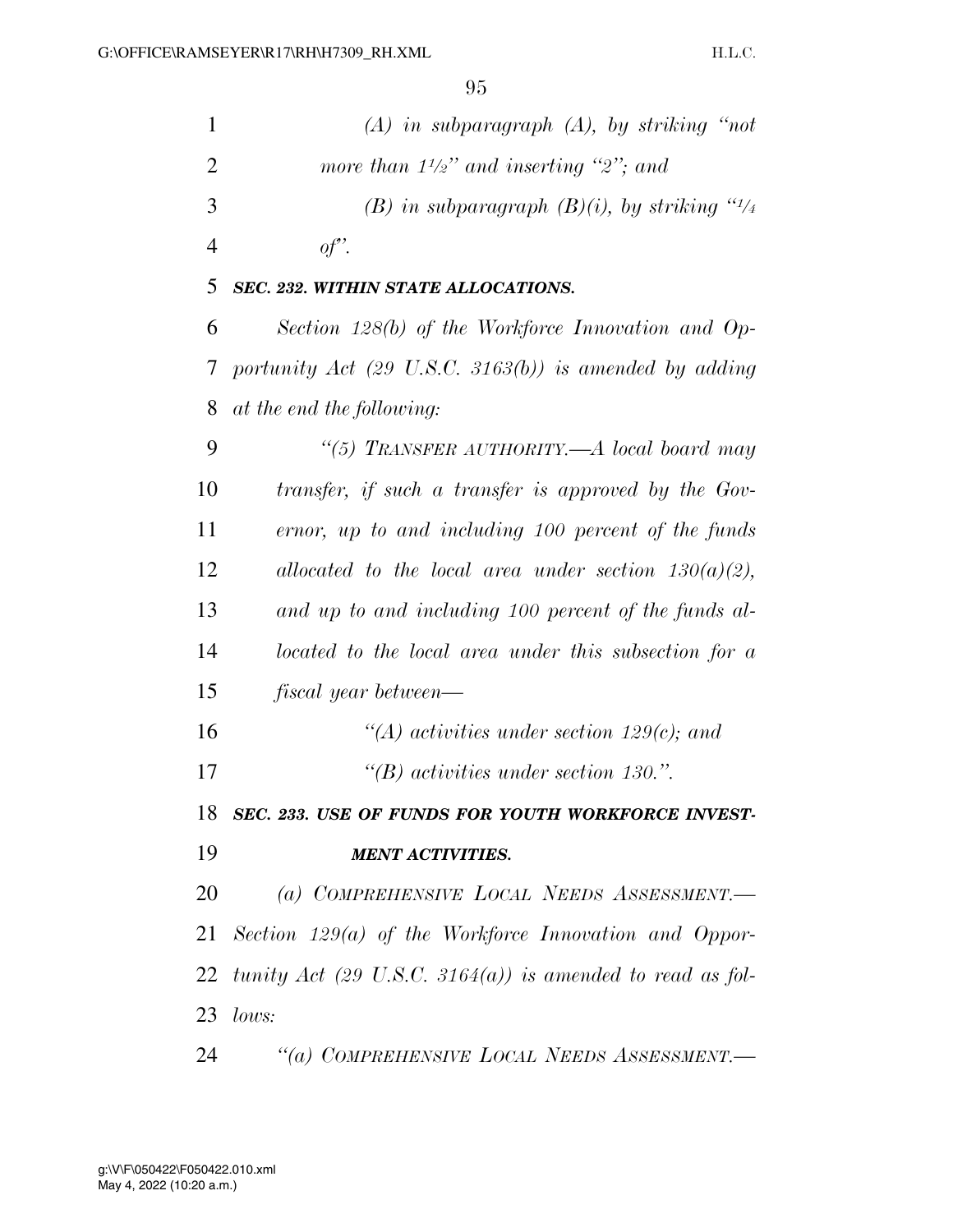*(A) in subparagraph (A), by striking "not more than 1½" and inserting "2"; and*

*(B) in subparagraph (B)(i), by striking "¼ of".*

***SEC. 232. WITHIN STATE ALLOCATIONS.***

*Section 128(b) of the Workforce Innovation and Opportunity Act (29 U.S.C. 3163(b)) is amended by adding at the end the following:*

*"(5) TRANSFER AUTHORITY.—A local board may transfer, if such a transfer is approved by the Governor, up to and including 100 percent of the funds allocated to the local area under section 130(a)(2), and up to and including 100 percent of the funds allocated to the local area under this subsection for a fiscal year between—*

*"(A) activities under section 129(c); and*

*"(B) activities under section 130.".*

***SEC. 233. USE OF FUNDS FOR YOUTH WORKFORCE INVESTMENT ACTIVITIES.***

*(a) COMPREHENSIVE LOCAL NEEDS ASSESSMENT.—Section 129(a) of the Workforce Innovation and Opportunity Act (29 U.S.C. 3164(a)) is amended to read as follows:*

*"(a) COMPREHENSIVE LOCAL NEEDS ASSESSMENT.—*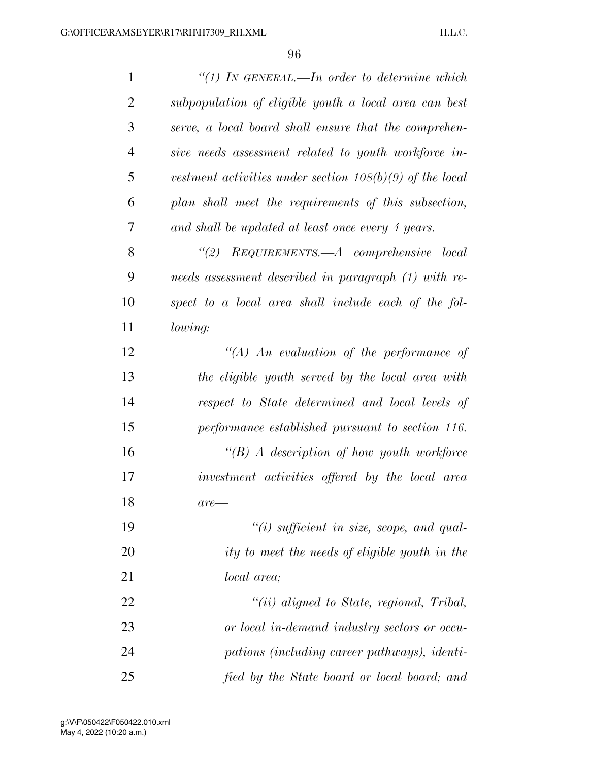*"(1) IN GENERAL.—In order to determine which subpopulation of eligible youth a local area can best serve, a local board shall ensure that the comprehensive needs assessment related to youth workforce investment activities under section 108(b)(9) of the local plan shall meet the requirements of this subsection, and shall be updated at least once every 4 years.*

*"(2) REQUIREMENTS.—A comprehensive local needs assessment described in paragraph (1) with respect to a local area shall include each of the following:*

*"(A) An evaluation of the performance of the eligible youth served by the local area with respect to State determined and local levels of performance established pursuant to section 116.*

*"(B) A description of how youth workforce investment activities offered by the local area are—*

*"(i) sufficient in size, scope, and quality to meet the needs of eligible youth in the local area;*

*"(ii) aligned to State, regional, Tribal, or local in-demand industry sectors or occupations (including career pathways), identified by the State board or local board; and*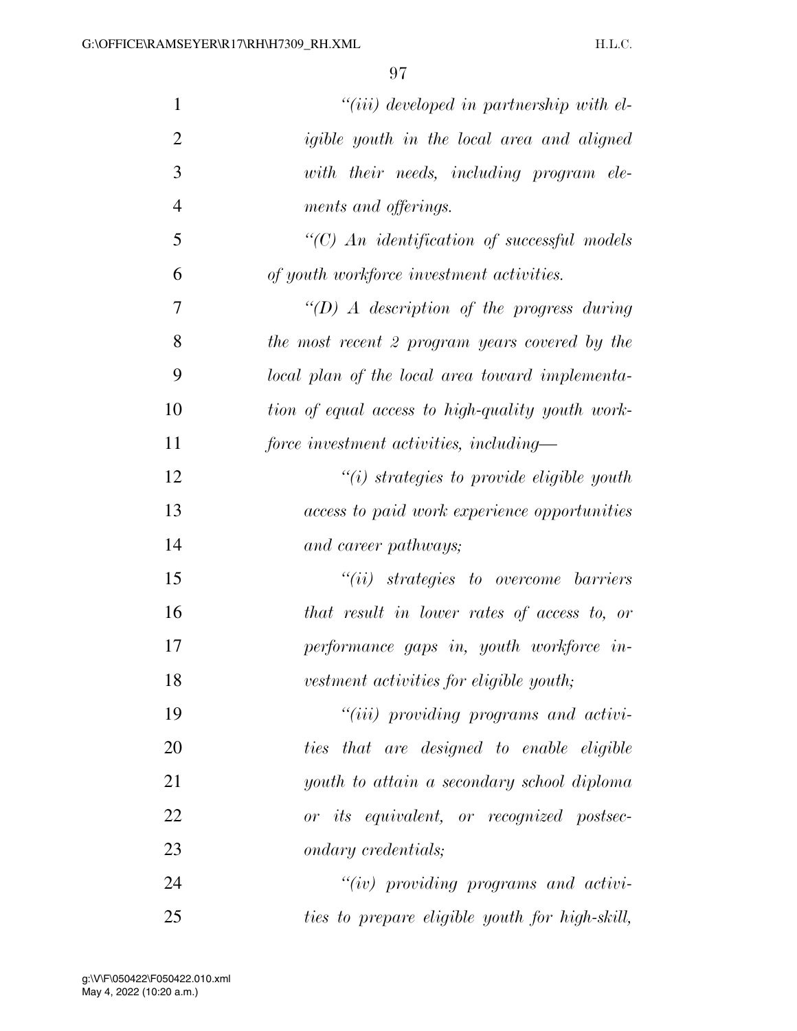*"(iii) developed in partnership with eligible youth in the local area and aligned with their needs, including program elements and offerings.*

*"(C) An identification of successful models of youth workforce investment activities.*

*"(D) A description of the progress during the most recent 2 program years covered by the local plan of the local area toward implementation of equal access to high-quality youth workforce investment activities, including—*

*"(i) strategies to provide eligible youth access to paid work experience opportunities and career pathways;*

*"(ii) strategies to overcome barriers that result in lower rates of access to, or performance gaps in, youth workforce investment activities for eligible youth;*

*"(iii) providing programs and activities that are designed to enable eligible youth to attain a secondary school diploma or its equivalent, or recognized postsecondary credentials;*

*"(iv) providing programs and activities to prepare eligible youth for high-skill,*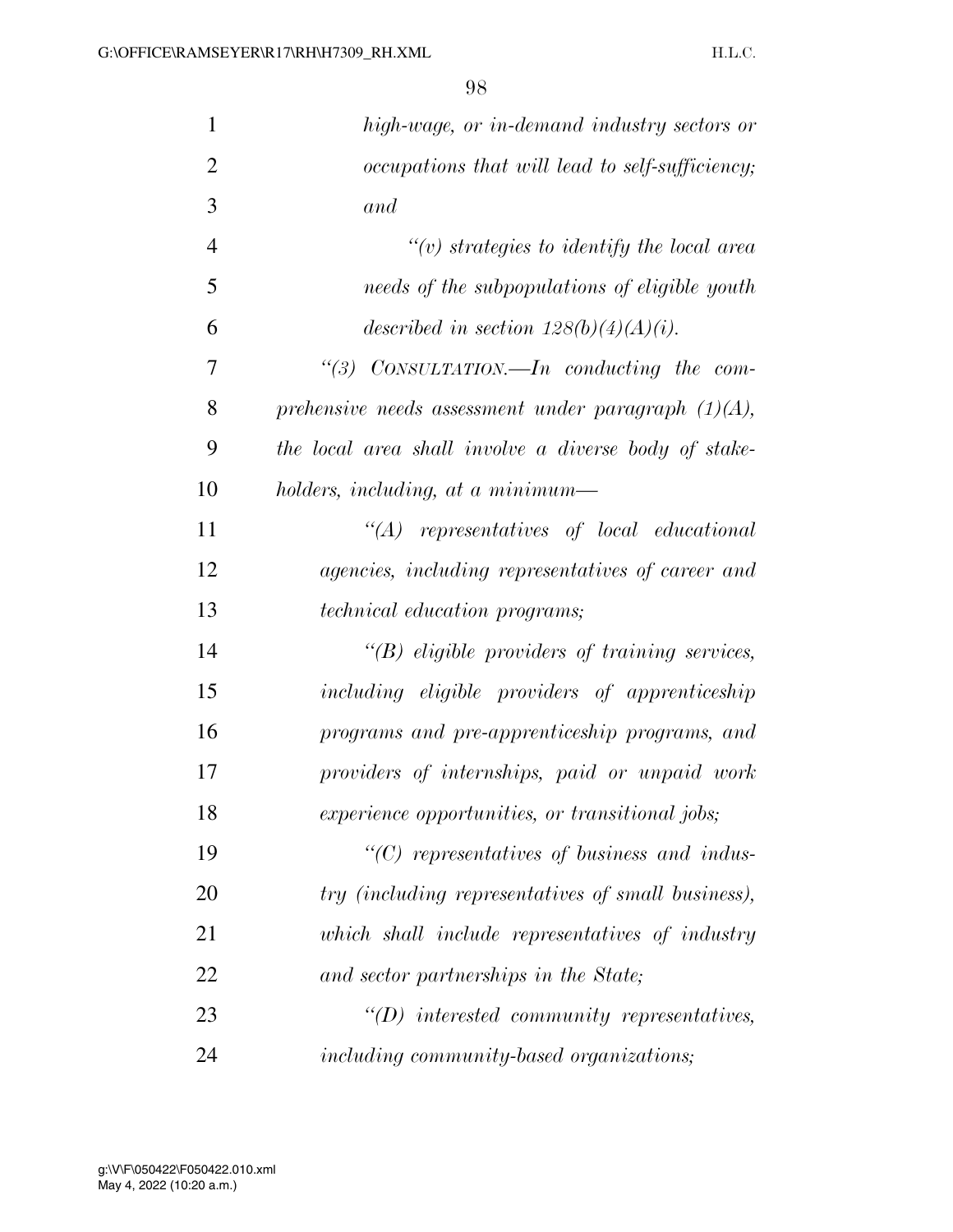*high-wage, or in-demand industry sectors or occupations that will lead to self-sufficiency; and*

*''(v) strategies to identify the local area needs of the subpopulations of eligible youth described in section 128(b)(4)(A)(i).*

*''(3) CONSULTATION.—In conducting the comprehensive needs assessment under paragraph (1)(A), the local area shall involve a diverse body of stakeholders, including, at a minimum—*

*''(A) representatives of local educational agencies, including representatives of career and technical education programs;*

*''(B) eligible providers of training services, including eligible providers of apprenticeship programs and pre-apprenticeship programs, and providers of internships, paid or unpaid work experience opportunities, or transitional jobs;*

*''(C) representatives of business and industry (including representatives of small business), which shall include representatives of industry and sector partnerships in the State;*

*''(D) interested community representatives, including community-based organizations;*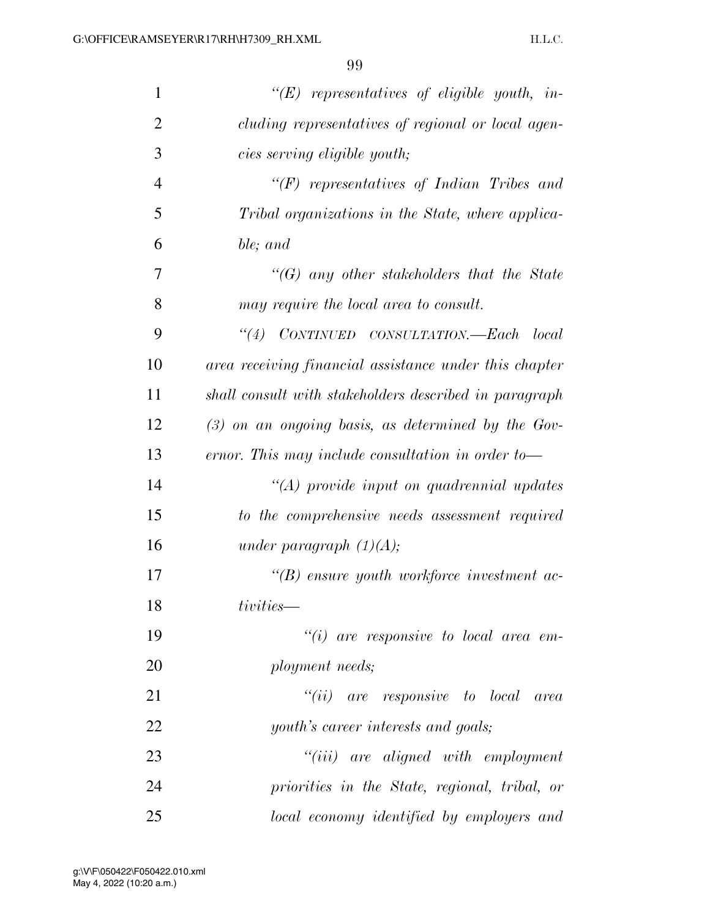*"(E) representatives of eligible youth, including representatives of regional or local agencies serving eligible youth;*

*"(F) representatives of Indian Tribes and Tribal organizations in the State, where applicable; and*

*"(G) any other stakeholders that the State may require the local area to consult.*

*"(4) CONTINUED CONSULTATION.—Each local area receiving financial assistance under this chapter shall consult with stakeholders described in paragraph (3) on an ongoing basis, as determined by the Governor. This may include consultation in order to—*

*"(A) provide input on quadrennial updates to the comprehensive needs assessment required under paragraph (1)(A);*

*"(B) ensure youth workforce investment activities—*

*"(i) are responsive to local area employment needs;*

*"(ii) are responsive to local area youth's career interests and goals;*

*"(iii) are aligned with employment priorities in the State, regional, tribal, or local economy identified by employers and*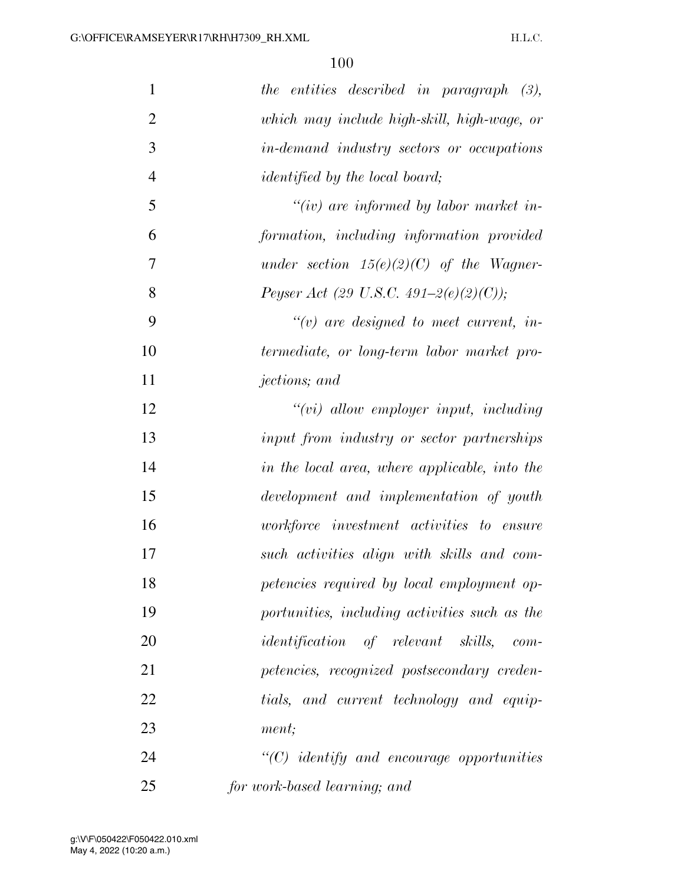*the entities described in paragraph (3), which may include high-skill, high-wage, or in-demand industry sectors or occupations identified by the local board;*

*"(iv) are informed by labor market information, including information provided under section 15(e)(2)(C) of the Wagner-Peyser Act (29 U.S.C. 491–2(e)(2)(C));*

*"(v) are designed to meet current, intermediate, or long-term labor market projections; and*

*"(vi) allow employer input, including input from industry or sector partnerships in the local area, where applicable, into the development and implementation of youth workforce investment activities to ensure such activities align with skills and competencies required by local employment opportunities, including activities such as the identification of relevant skills, competencies, recognized postsecondary credentials, and current technology and equipment;*

*"(C) identify and encourage opportunities for work-based learning; and*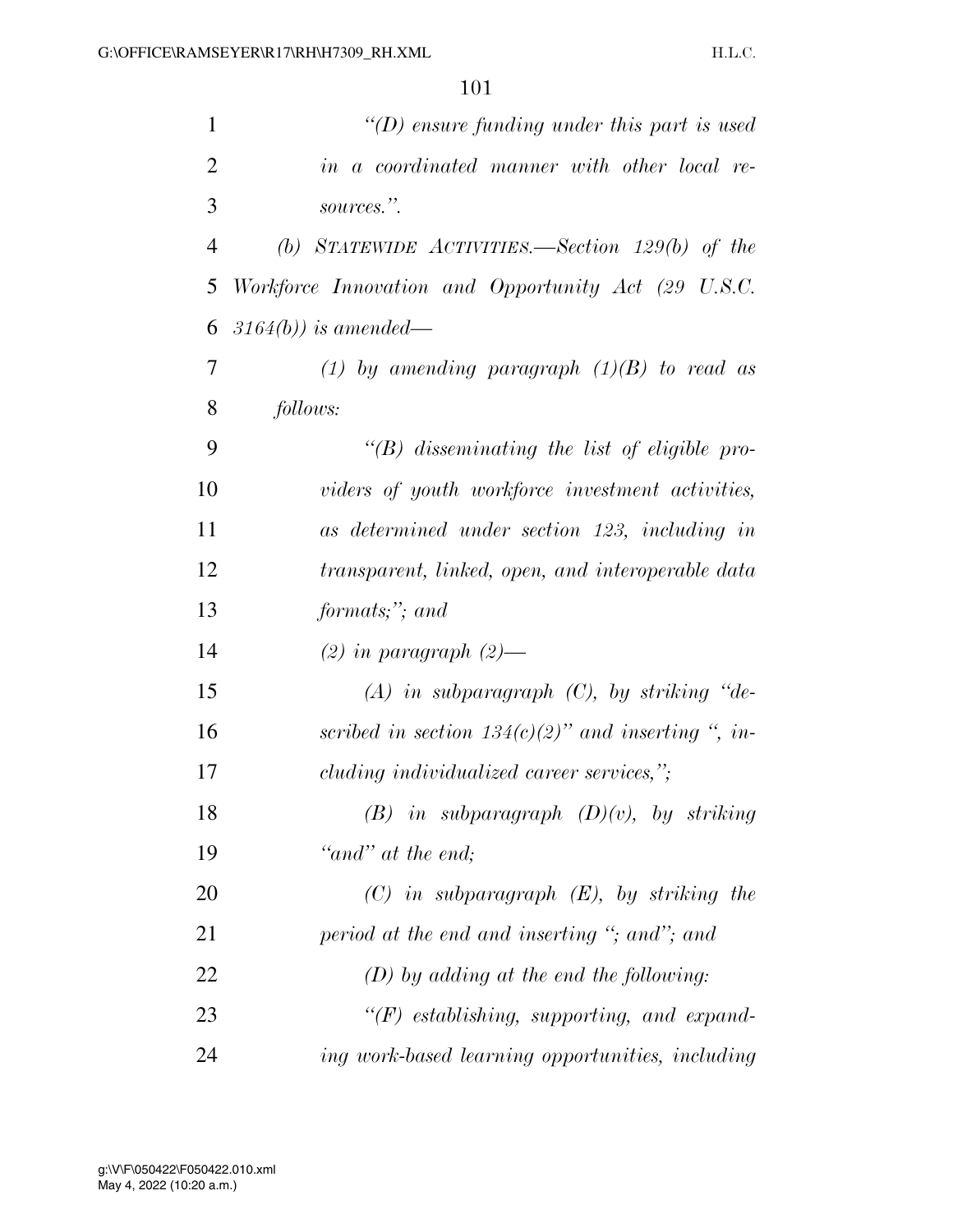*"(D) ensure funding under this part is used in a coordinated manner with other local resources.".*

*(b) STATEWIDE ACTIVITIES.—Section 129(b) of the Workforce Innovation and Opportunity Act (29 U.S.C. 3164(b)) is amended—*

*(1) by amending paragraph (1)(B) to read as follows:*

*"(B) disseminating the list of eligible providers of youth workforce investment activities, as determined under section 123, including in transparent, linked, open, and interoperable data formats;"; and*

*(2) in paragraph (2)—*

*(A) in subparagraph (C), by striking "described in section 134(c)(2)" and inserting ", including individualized career services,";*

*(B) in subparagraph (D)(v), by striking "and" at the end;*

*(C) in subparagraph (E), by striking the period at the end and inserting "; and"; and*

*(D) by adding at the end the following:*

*"(F) establishing, supporting, and expanding work-based learning opportunities, including*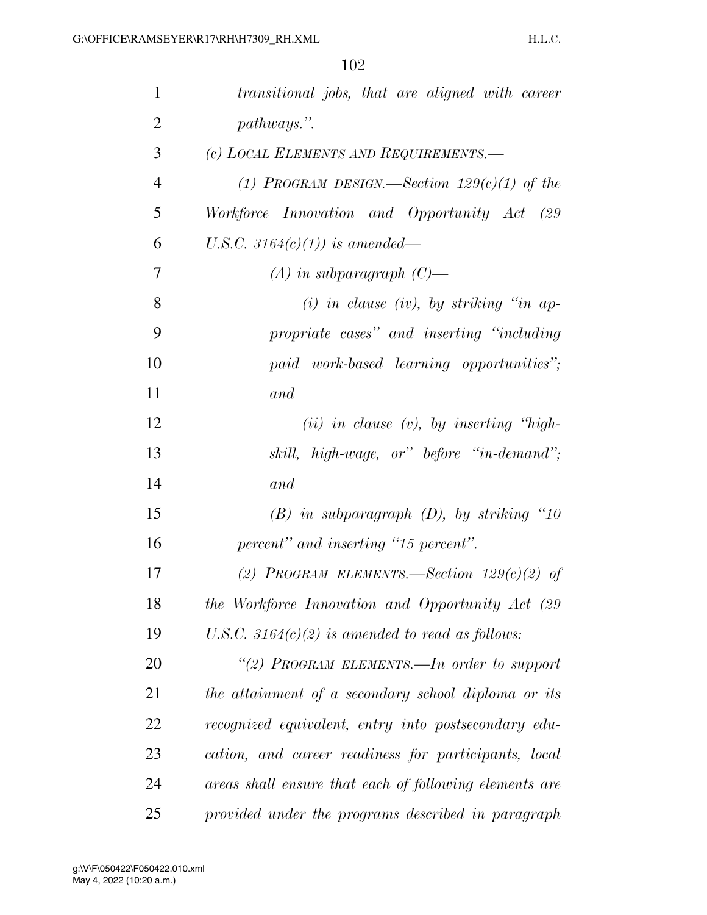*transitional jobs, that are aligned with career pathways.''.*

*(c) LOCAL ELEMENTS AND REQUIREMENTS.—*

*(1) PROGRAM DESIGN.—Section 129(c)(1) of the Workforce Innovation and Opportunity Act (29 U.S.C. 3164(c)(1)) is amended—*

*(A) in subparagraph (C)—*

*(i) in clause (iv), by striking ''in appropriate cases'' and inserting ''including paid work-based learning opportunities''; and*

*(ii) in clause (v), by inserting ''high-skill, high-wage, or'' before ''in-demand''; and*

*(B) in subparagraph (D), by striking ''10 percent'' and inserting ''15 percent''.*

*(2) PROGRAM ELEMENTS.—Section 129(c)(2) of the Workforce Innovation and Opportunity Act (29 U.S.C. 3164(c)(2) is amended to read as follows:*

*''(2) PROGRAM ELEMENTS.—In order to support the attainment of a secondary school diploma or its recognized equivalent, entry into postsecondary education, and career readiness for participants, local areas shall ensure that each of following elements are provided under the programs described in paragraph*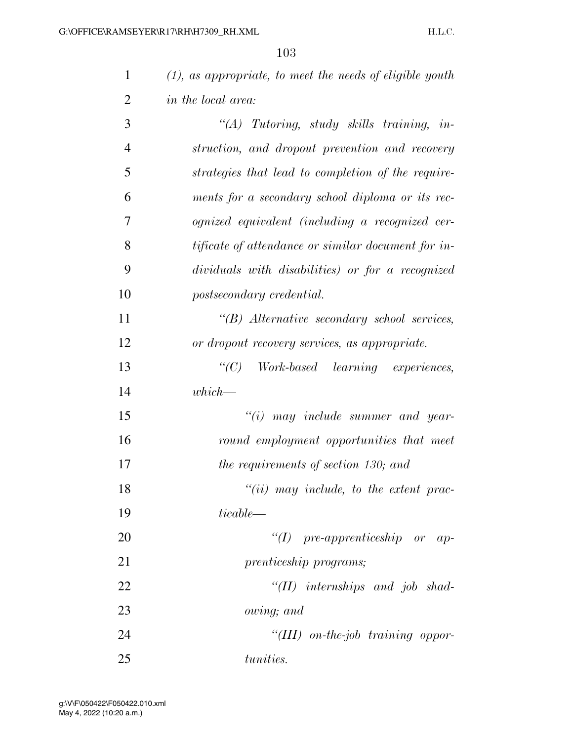*(1), as appropriate, to meet the needs of eligible youth in the local area:*

*"(A) Tutoring, study skills training, instruction, and dropout prevention and recovery strategies that lead to completion of the requirements for a secondary school diploma or its recognized equivalent (including a recognized certificate of attendance or similar document for individuals with disabilities) or for a recognized postsecondary credential.*

*"(B) Alternative secondary school services, or dropout recovery services, as appropriate.*

*"(C) Work-based learning experiences, which—*

*"(i) may include summer and year-round employment opportunities that meet the requirements of section 130; and*

*"(ii) may include, to the extent practicable—*

*"(I) pre-apprenticeship or apprenticeship programs;*

*"(II) internships and job shadowing; and*

*"(III) on-the-job training opportunities.*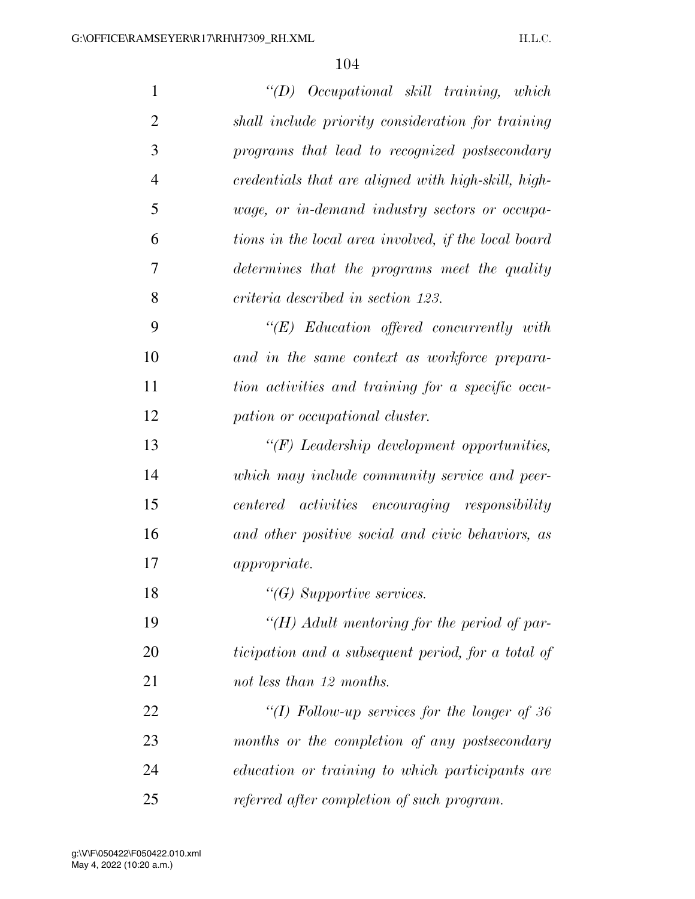*"(D) Occupational skill training, which shall include priority consideration for training programs that lead to recognized postsecondary credentials that are aligned with high-skill, high-wage, or in-demand industry sectors or occupations in the local area involved, if the local board determines that the programs meet the quality criteria described in section 123.*

*"(E) Education offered concurrently with and in the same context as workforce preparation activities and training for a specific occupation or occupational cluster.*

*"(F) Leadership development opportunities, which may include community service and peer-centered activities encouraging responsibility and other positive social and civic behaviors, as appropriate.*

*"(G) Supportive services.*

*"(H) Adult mentoring for the period of participation and a subsequent period, for a total of not less than 12 months.*

*"(I) Follow-up services for the longer of 36 months or the completion of any postsecondary education or training to which participants are referred after completion of such program.*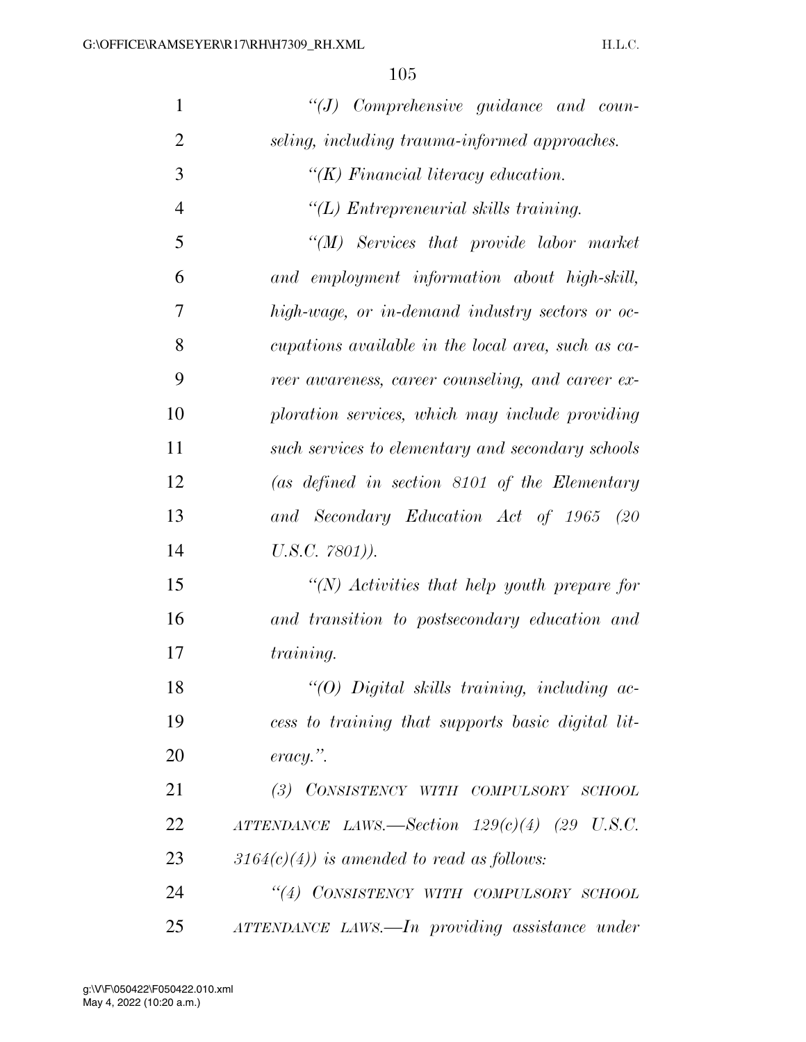*"(J) Comprehensive guidance and counseling, including trauma-informed approaches.*

*"(K) Financial literacy education.*

*"(L) Entrepreneurial skills training.*

*"(M) Services that provide labor market and employment information about high-skill, high-wage, or in-demand industry sectors or occupations available in the local area, such as career awareness, career counseling, and career exploration services, which may include providing such services to elementary and secondary schools (as defined in section 8101 of the Elementary and Secondary Education Act of 1965 (20 U.S.C. 7801)).*

*"(N) Activities that help youth prepare for and transition to postsecondary education and training.*

*"(O) Digital skills training, including access to training that supports basic digital literacy.".*

*(3) CONSISTENCY WITH COMPULSORY SCHOOL ATTENDANCE LAWS.—Section 129(c)(4) (29 U.S.C. 3164(c)(4)) is amended to read as follows:*

*"(4) CONSISTENCY WITH COMPULSORY SCHOOL ATTENDANCE LAWS.—In providing assistance under*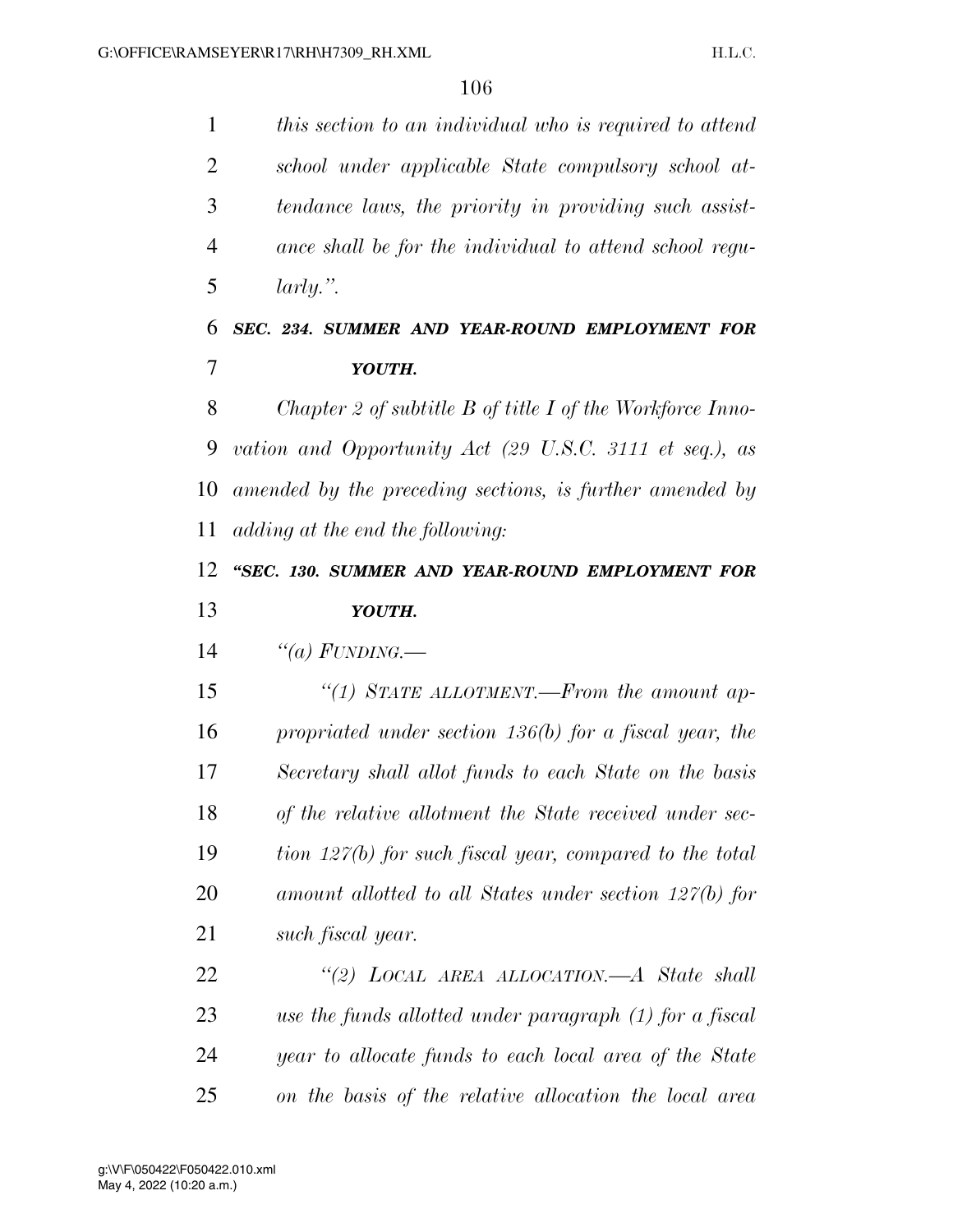*this section to an individual who is required to attend school under applicable State compulsory school attendance laws, the priority in providing such assistance shall be for the individual to attend school regularly.".*

***SEC. 234. SUMMER AND YEAR-ROUND EMPLOYMENT FOR YOUTH.***

*Chapter 2 of subtitle B of title I of the Workforce Innovation and Opportunity Act (29 U.S.C. 3111 et seq.), as amended by the preceding sections, is further amended by adding at the end the following:*

***"SEC. 130. SUMMER AND YEAR-ROUND EMPLOYMENT FOR YOUTH.***

*"(a) FUNDING.—*

*"(1) STATE ALLOTMENT.—From the amount appropriated under section 136(b) for a fiscal year, the Secretary shall allot funds to each State on the basis of the relative allotment the State received under section 127(b) for such fiscal year, compared to the total amount allotted to all States under section 127(b) for such fiscal year.*

*"(2) LOCAL AREA ALLOCATION.—A State shall use the funds allotted under paragraph (1) for a fiscal year to allocate funds to each local area of the State on the basis of the relative allocation the local area*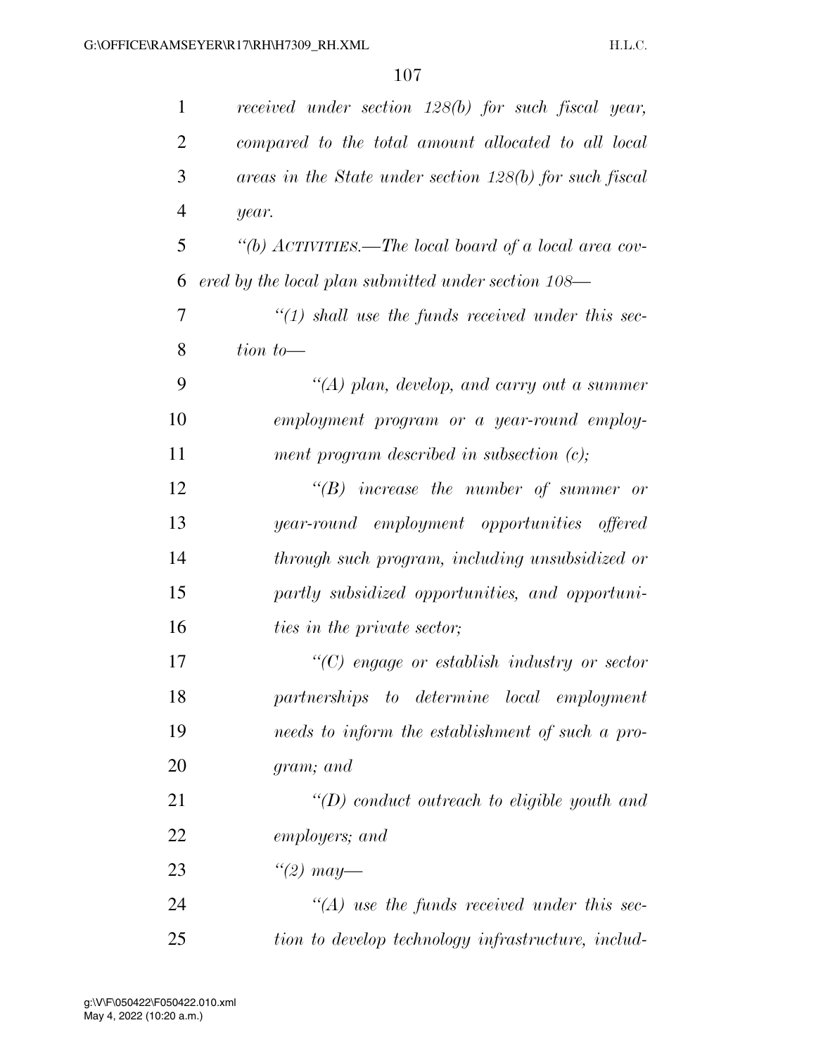*received under section 128(b) for such fiscal year, compared to the total amount allocated to all local areas in the State under section 128(b) for such fiscal year.*

*"(b) ACTIVITIES.—The local board of a local area covered by the local plan submitted under section 108—*

*"(1) shall use the funds received under this section to—*

*"(A) plan, develop, and carry out a summer employment program or a year-round employment program described in subsection (c);*

*"(B) increase the number of summer or year-round employment opportunities offered through such program, including unsubsidized or partly subsidized opportunities, and opportunities in the private sector;*

*"(C) engage or establish industry or sector partnerships to determine local employment needs to inform the establishment of such a program; and*

*"(D) conduct outreach to eligible youth and employers; and*

*"(2) may—*

*"(A) use the funds received under this section to develop technology infrastructure, includ-*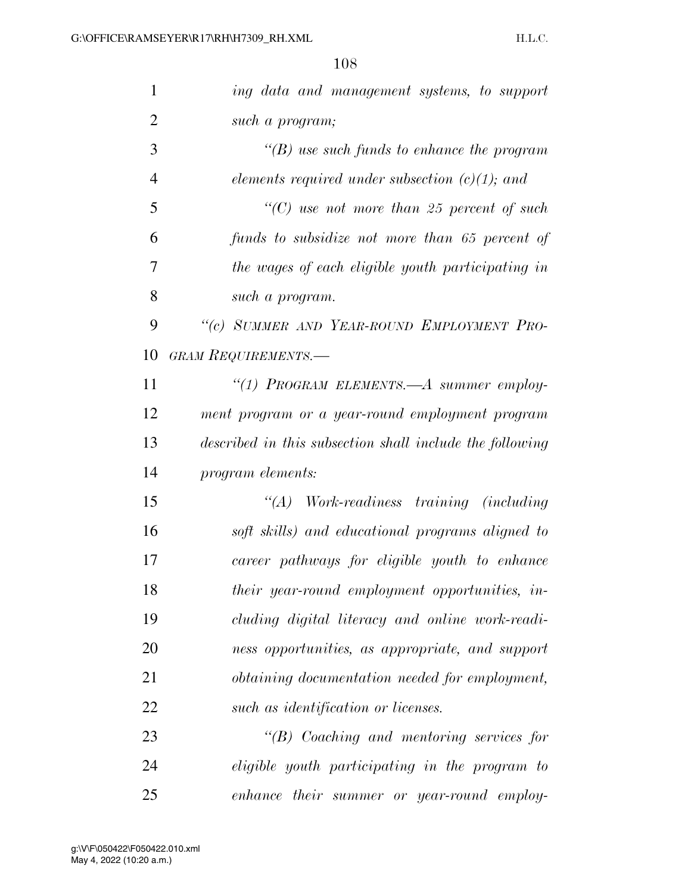*ing data and management systems, to support such a program;*

*"(B) use such funds to enhance the program elements required under subsection (c)(1); and*

*"(C) use not more than 25 percent of such funds to subsidize not more than 65 percent of the wages of each eligible youth participating in such a program.*

*"(c) SUMMER AND YEAR-ROUND EMPLOYMENT PROGRAM REQUIREMENTS.—*

*"(1) PROGRAM ELEMENTS.—A summer employment program or a year-round employment program described in this subsection shall include the following program elements:*

*"(A) Work-readiness training (including soft skills) and educational programs aligned to career pathways for eligible youth to enhance their year-round employment opportunities, including digital literacy and online work-readiness opportunities, as appropriate, and support obtaining documentation needed for employment, such as identification or licenses.*

*"(B) Coaching and mentoring services for eligible youth participating in the program to enhance their summer or year-round employ-*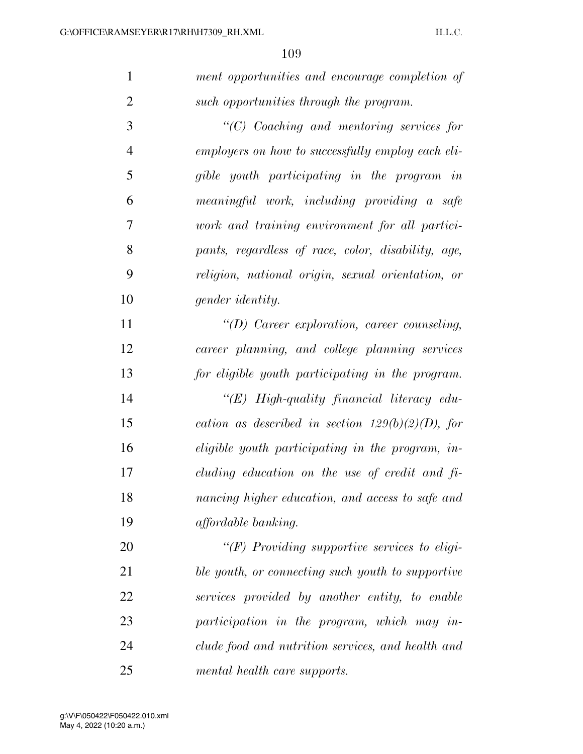*ment opportunities and encourage completion of such opportunities through the program.*

*"(C) Coaching and mentoring services for employers on how to successfully employ each eligible youth participating in the program in meaningful work, including providing a safe work and training environment for all participants, regardless of race, color, disability, age, religion, national origin, sexual orientation, or gender identity.*

*"(D) Career exploration, career counseling, career planning, and college planning services for eligible youth participating in the program.*

*"(E) High-quality financial literacy education as described in section 129(b)(2)(D), for eligible youth participating in the program, including education on the use of credit and financing higher education, and access to safe and affordable banking.*

*"(F) Providing supportive services to eligible youth, or connecting such youth to supportive services provided by another entity, to enable participation in the program, which may include food and nutrition services, and health and mental health care supports.*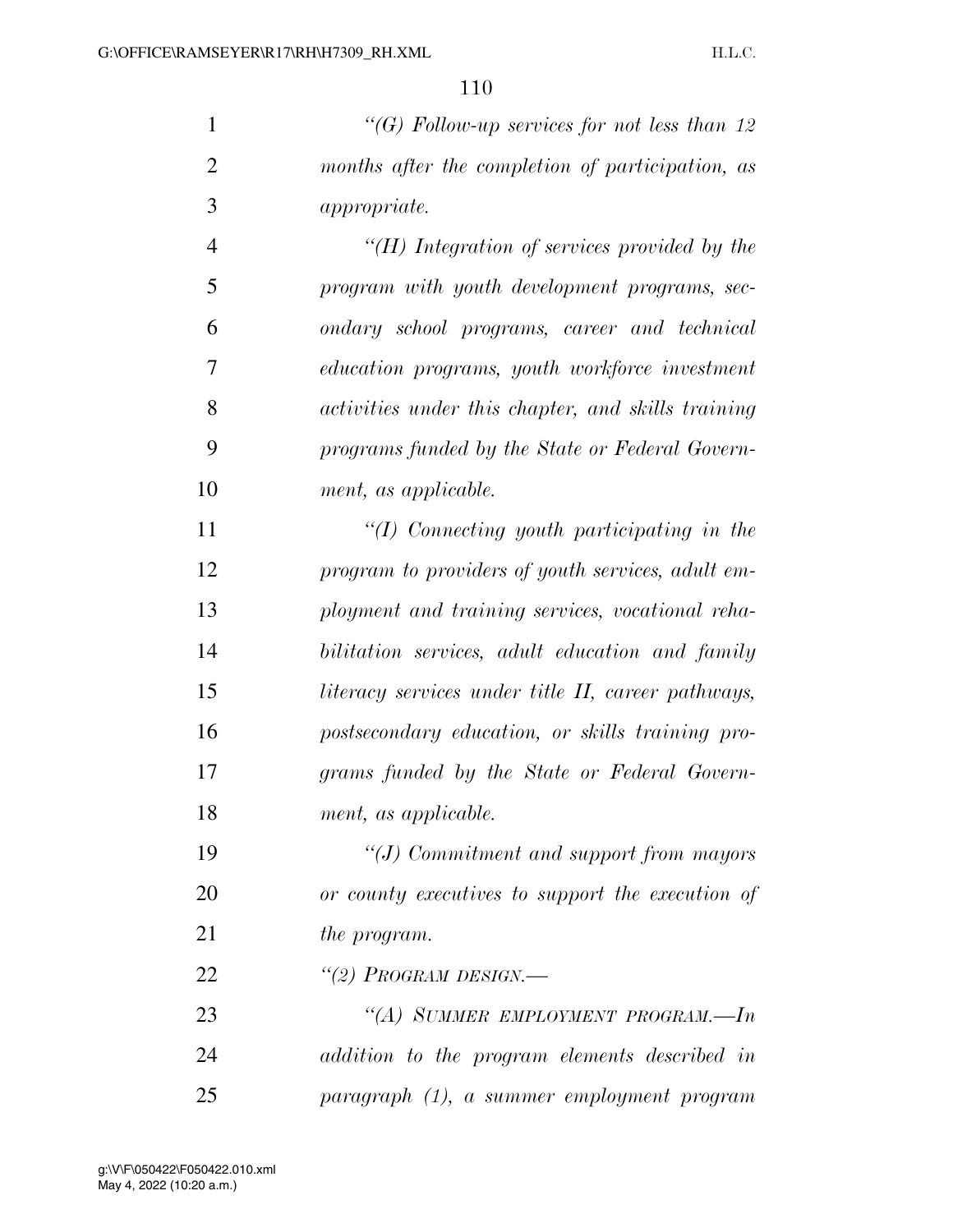*"(G) Follow-up services for not less than 12 months after the completion of participation, as appropriate.*

*"(H) Integration of services provided by the program with youth development programs, secondary school programs, career and technical education programs, youth workforce investment activities under this chapter, and skills training programs funded by the State or Federal Government, as applicable.*

*"(I) Connecting youth participating in the program to providers of youth services, adult employment and training services, vocational rehabilitation services, adult education and family literacy services under title II, career pathways, postsecondary education, or skills training programs funded by the State or Federal Government, as applicable.*

*"(J) Commitment and support from mayors or county executives to support the execution of the program.*

*"(2) PROGRAM DESIGN.—*

*"(A) SUMMER EMPLOYMENT PROGRAM.—In addition to the program elements described in paragraph (1), a summer employment program*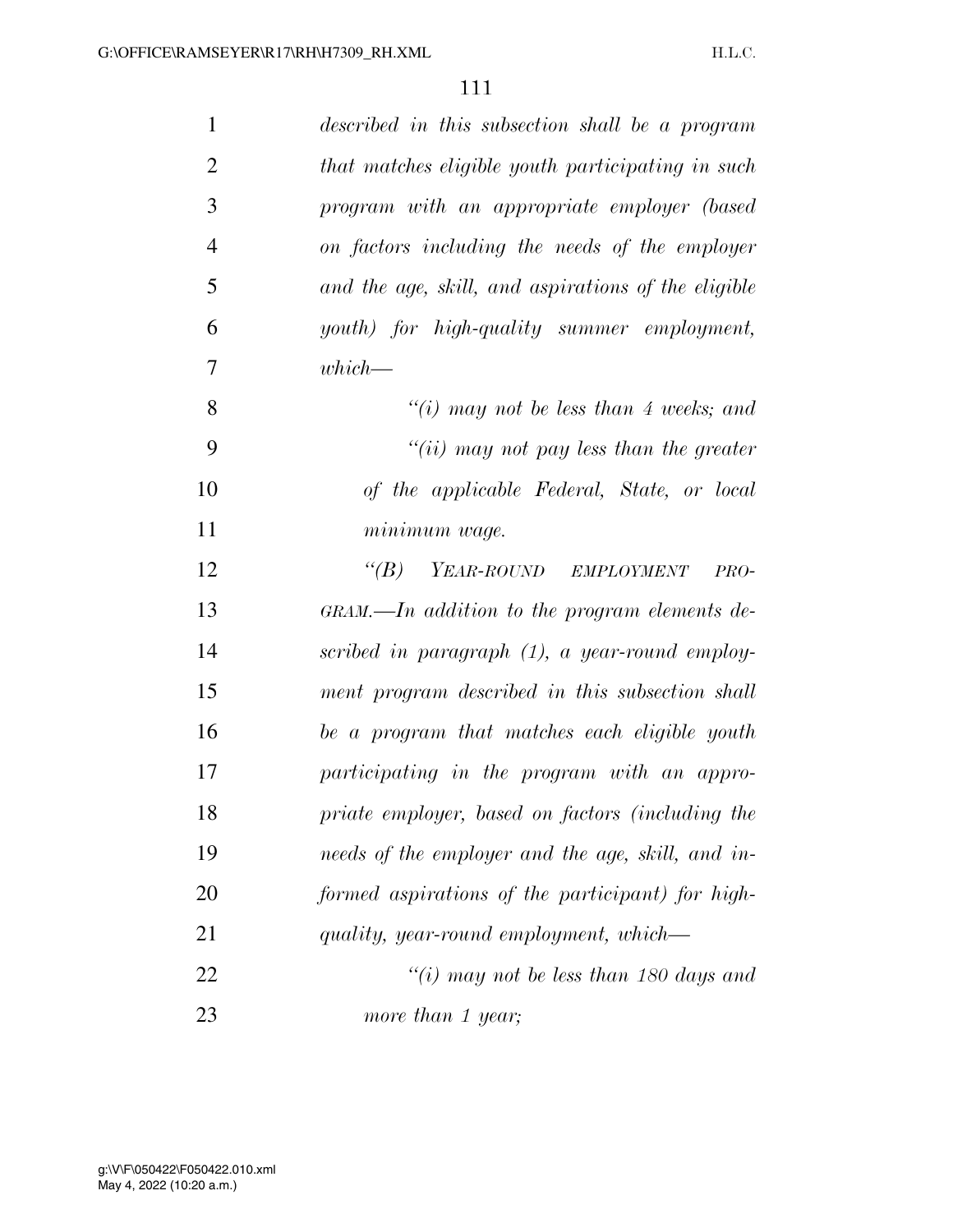*described in this subsection shall be a program that matches eligible youth participating in such program with an appropriate employer (based on factors including the needs of the employer and the age, skill, and aspirations of the eligible youth) for high-quality summer employment, which—*

*"(i) may not be less than 4 weeks; and*

*"(ii) may not pay less than the greater of the applicable Federal, State, or local minimum wage.*

*"(B) YEAR-ROUND EMPLOYMENT PROGRAM.—In addition to the program elements described in paragraph (1), a year-round employment program described in this subsection shall be a program that matches each eligible youth participating in the program with an appropriate employer, based on factors (including the needs of the employer and the age, skill, and informed aspirations of the participant) for high-quality, year-round employment, which—*

*"(i) may not be less than 180 days and more than 1 year;*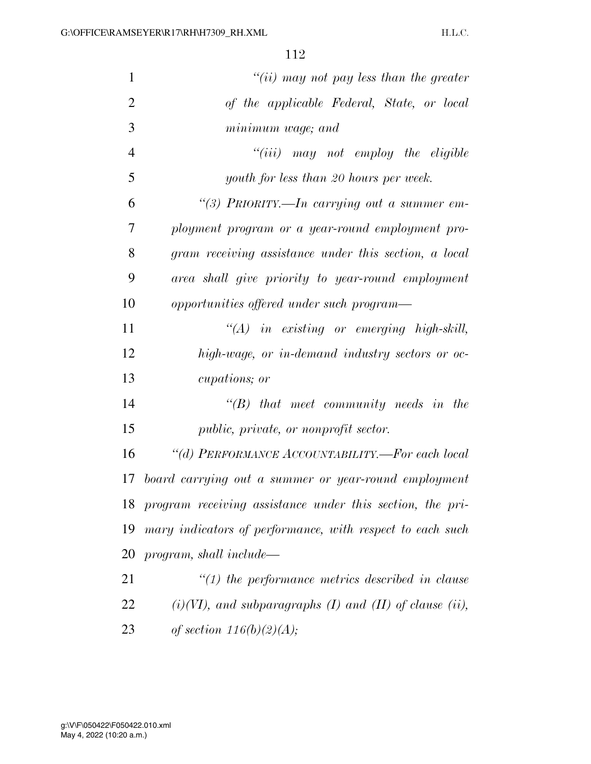*"(ii) may not pay less than the greater of the applicable Federal, State, or local minimum wage; and*

*"(iii) may not employ the eligible youth for less than 20 hours per week.*

*"(3) PRIORITY.—In carrying out a summer employment program or a year-round employment program receiving assistance under this section, a local area shall give priority to year-round employment opportunities offered under such program—*

*"(A) in existing or emerging high-skill, high-wage, or in-demand industry sectors or occupations; or*

*"(B) that meet community needs in the public, private, or nonprofit sector.*

*"(d) PERFORMANCE ACCOUNTABILITY.—For each local board carrying out a summer or year-round employment program receiving assistance under this section, the primary indicators of performance, with respect to each such program, shall include—*

*"(1) the performance metrics described in clause (i)(VI), and subparagraphs (I) and (II) of clause (ii), of section 116(b)(2)(A);*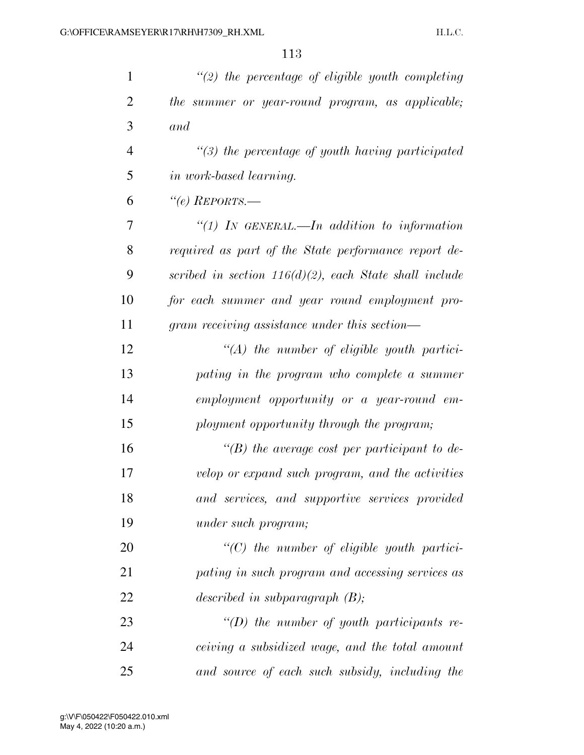*"(2) the percentage of eligible youth completing the summer or year-round program, as applicable; and*

*"(3) the percentage of youth having participated in work-based learning.*

*"(e) REPORTS.—*

*"(1) IN GENERAL.—In addition to information required as part of the State performance report described in section 116(d)(2), each State shall include for each summer and year round employment program receiving assistance under this section—*

*"(A) the number of eligible youth participating in the program who complete a summer employment opportunity or a year-round employment opportunity through the program;*

*"(B) the average cost per participant to develop or expand such program, and the activities and services, and supportive services provided under such program;*

*"(C) the number of eligible youth participating in such program and accessing services as described in subparagraph (B);*

*"(D) the number of youth participants receiving a subsidized wage, and the total amount and source of each such subsidy, including the*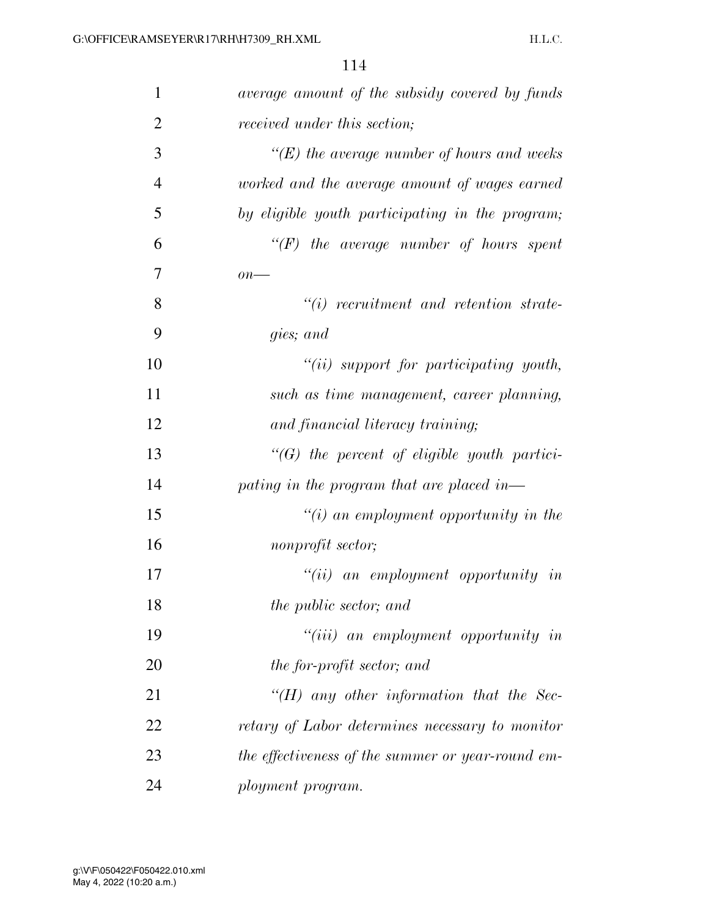*average amount of the subsidy covered by funds received under this section;*

*"(E) the average number of hours and weeks worked and the average amount of wages earned by eligible youth participating in the program;*

*"(F) the average number of hours spent on—*

*"(i) recruitment and retention strategies; and*

*"(ii) support for participating youth, such as time management, career planning, and financial literacy training;*

*"(G) the percent of eligible youth participating in the program that are placed in—*

*"(i) an employment opportunity in the nonprofit sector;*

*"(ii) an employment opportunity in the public sector; and*

*"(iii) an employment opportunity in the for-profit sector; and*

*"(H) any other information that the Secretary of Labor determines necessary to monitor the effectiveness of the summer or year-round employment program.*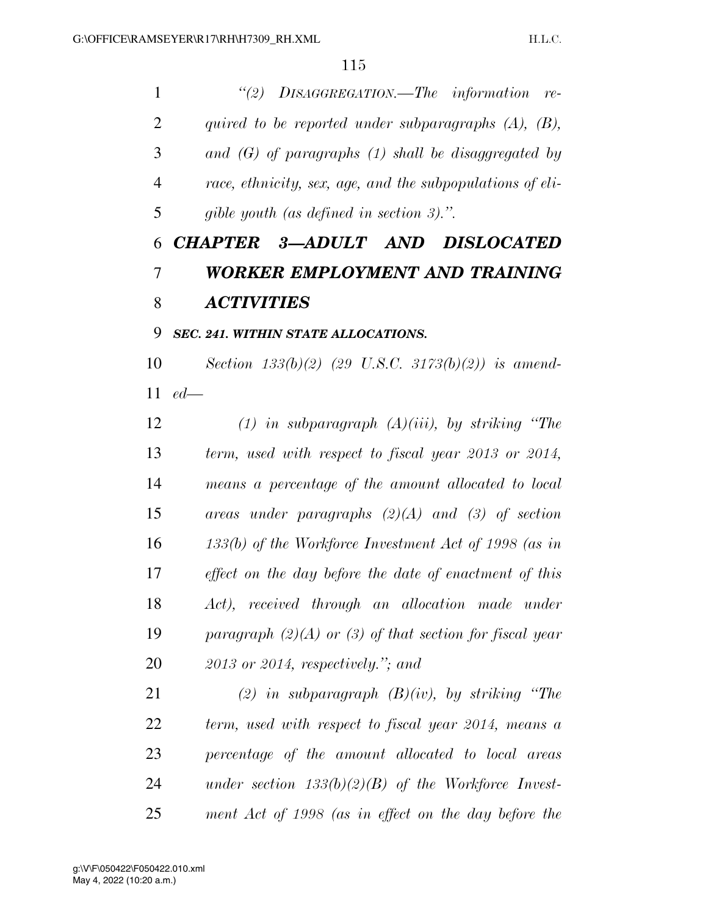*"(2) DISAGGREGATION.—The information required to be reported under subparagraphs (A), (B), and (G) of paragraphs (1) shall be disaggregated by race, ethnicity, sex, age, and the subpopulations of eligible youth (as defined in section 3).".*

## *CHAPTER 3—ADULT AND DISLOCATED WORKER EMPLOYMENT AND TRAINING ACTIVITIES*

### *SEC. 241. WITHIN STATE ALLOCATIONS.*

*Section 133(b)(2) (29 U.S.C. 3173(b)(2)) is amended—*

*(1) in subparagraph (A)(iii), by striking "The term, used with respect to fiscal year 2013 or 2014, means a percentage of the amount allocated to local areas under paragraphs (2)(A) and (3) of section 133(b) of the Workforce Investment Act of 1998 (as in effect on the day before the date of enactment of this Act), received through an allocation made under paragraph (2)(A) or (3) of that section for fiscal year 2013 or 2014, respectively."; and*

*(2) in subparagraph (B)(iv), by striking "The term, used with respect to fiscal year 2014, means a percentage of the amount allocated to local areas under section 133(b)(2)(B) of the Workforce Investment Act of 1998 (as in effect on the day before the*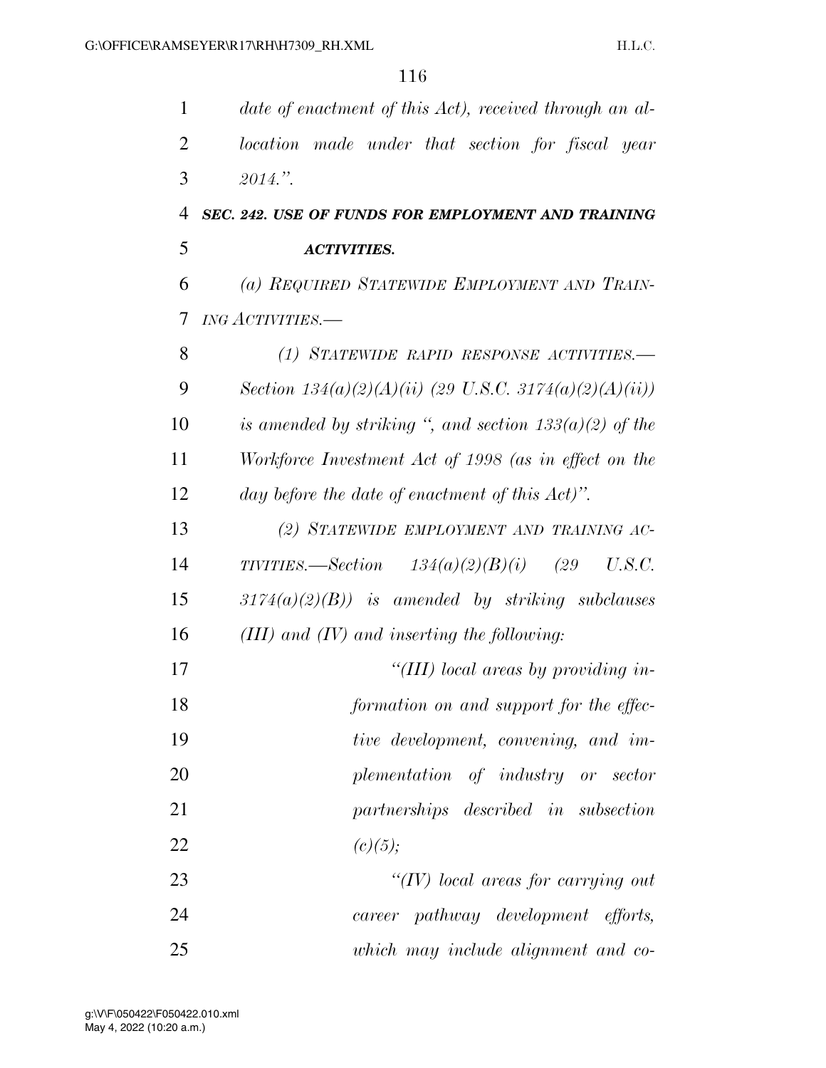*date of enactment of this Act), received through an allocation made under that section for fiscal year 2014.".*

***SEC. 242. USE OF FUNDS FOR EMPLOYMENT AND TRAINING ACTIVITIES.***

*(a) REQUIRED STATEWIDE EMPLOYMENT AND TRAINING ACTIVITIES.—*

*(1) STATEWIDE RAPID RESPONSE ACTIVITIES.—Section 134(a)(2)(A)(ii) (29 U.S.C. 3174(a)(2)(A)(ii)) is amended by striking ", and section 133(a)(2) of the Workforce Investment Act of 1998 (as in effect on the day before the date of enactment of this Act)".*

*(2) STATEWIDE EMPLOYMENT AND TRAINING ACTIVITIES.—Section 134(a)(2)(B)(i) (29 U.S.C. 3174(a)(2)(B)) is amended by striking subclauses (III) and (IV) and inserting the following:*

*"(III) local areas by providing information on and support for the effective development, convening, and implementation of industry or sector partnerships described in subsection (c)(5);*

*"(IV) local areas for carrying out career pathway development efforts, which may include alignment and co-*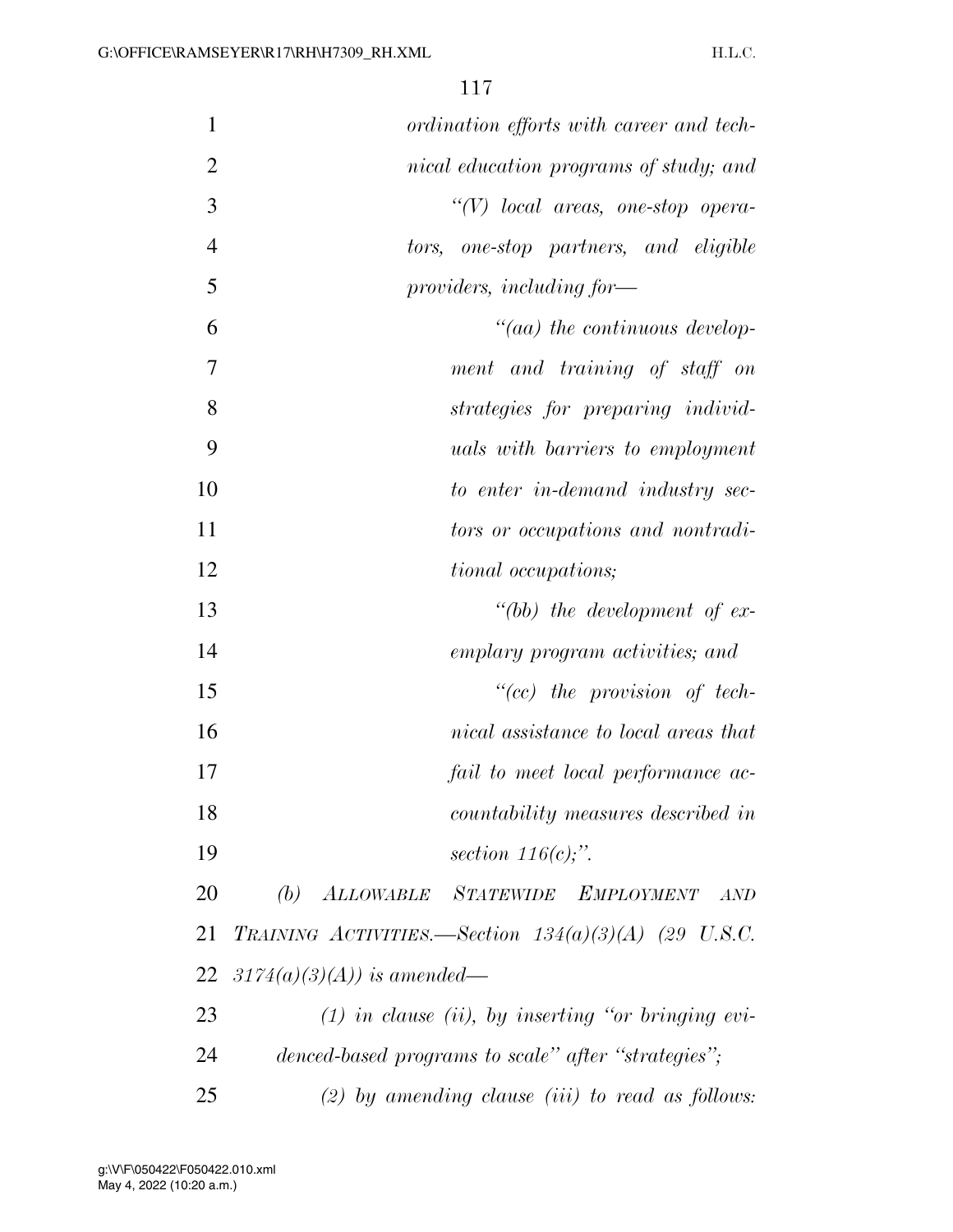*ordination efforts with career and technical education programs of study; and*

*"(V) local areas, one-stop operators, one-stop partners, and eligible providers, including for—*

*"(aa) the continuous development and training of staff on strategies for preparing individuals with barriers to employment to enter in-demand industry sectors or occupations and nontraditional occupations;*

*"(bb) the development of exemplary program activities; and*

*"(cc) the provision of technical assistance to local areas that fail to meet local performance accountability measures described in section 116(c);".*

*(b) ALLOWABLE STATEWIDE EMPLOYMENT AND TRAINING ACTIVITIES.—Section 134(a)(3)(A) (29 U.S.C. 3174(a)(3)(A)) is amended—*

*(1) in clause (ii), by inserting "or bringing evidenced-based programs to scale" after "strategies";*

*(2) by amending clause (iii) to read as follows:*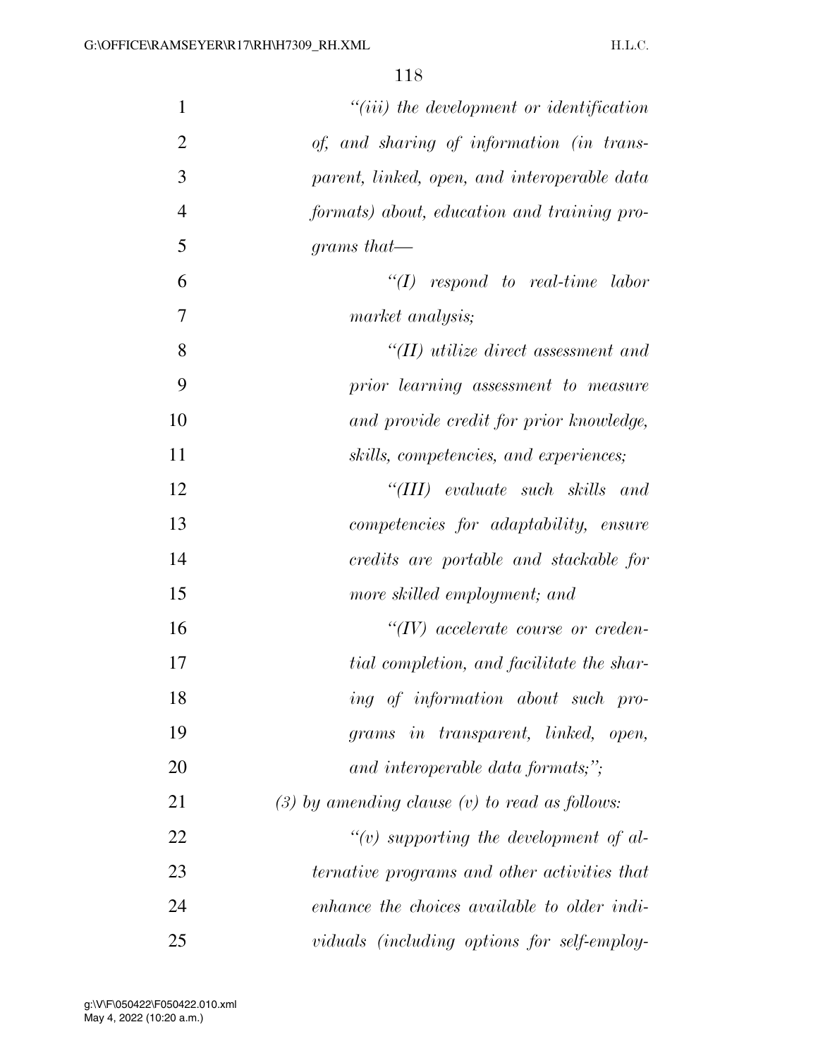*"(iii) the development or identification of, and sharing of information (in transparent, linked, open, and interoperable data formats) about, education and training programs that—*

*"(I) respond to real-time labor market analysis;*

*"(II) utilize direct assessment and prior learning assessment to measure and provide credit for prior knowledge, skills, competencies, and experiences;*

*"(III) evaluate such skills and competencies for adaptability, ensure credits are portable and stackable for more skilled employment; and*

*"(IV) accelerate course or credential completion, and facilitate the sharing of information about such programs in transparent, linked, open, and interoperable data formats;";*

*(3) by amending clause (v) to read as follows:*

*"(v) supporting the development of alternative programs and other activities that enhance the choices available to older individuals (including options for self-employ-*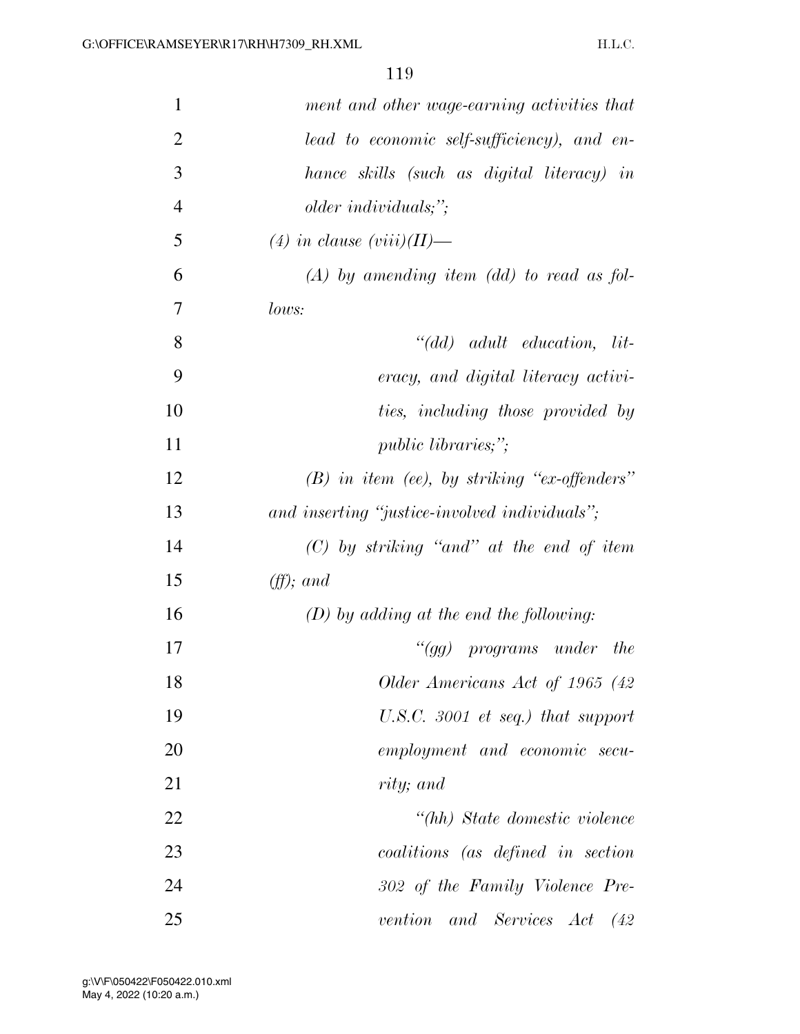*ment and other wage-earning activities that lead to economic self-sufficiency), and enhance skills (such as digital literacy) in older individuals;";*

*(4) in clause (viii)(II)—*

*(A) by amending item (dd) to read as follows:*

*"(dd) adult education, literacy, and digital literacy activities, including those provided by public libraries;";*

*(B) in item (ee), by striking "ex-offenders" and inserting "justice-involved individuals";*

*(C) by striking "and" at the end of item (ff); and*

*(D) by adding at the end the following:*

*"(gg) programs under the Older Americans Act of 1965 (42 U.S.C. 3001 et seq.) that support employment and economic security; and*

*"(hh) State domestic violence coalitions (as defined in section 302 of the Family Violence Prevention and Services Act (42*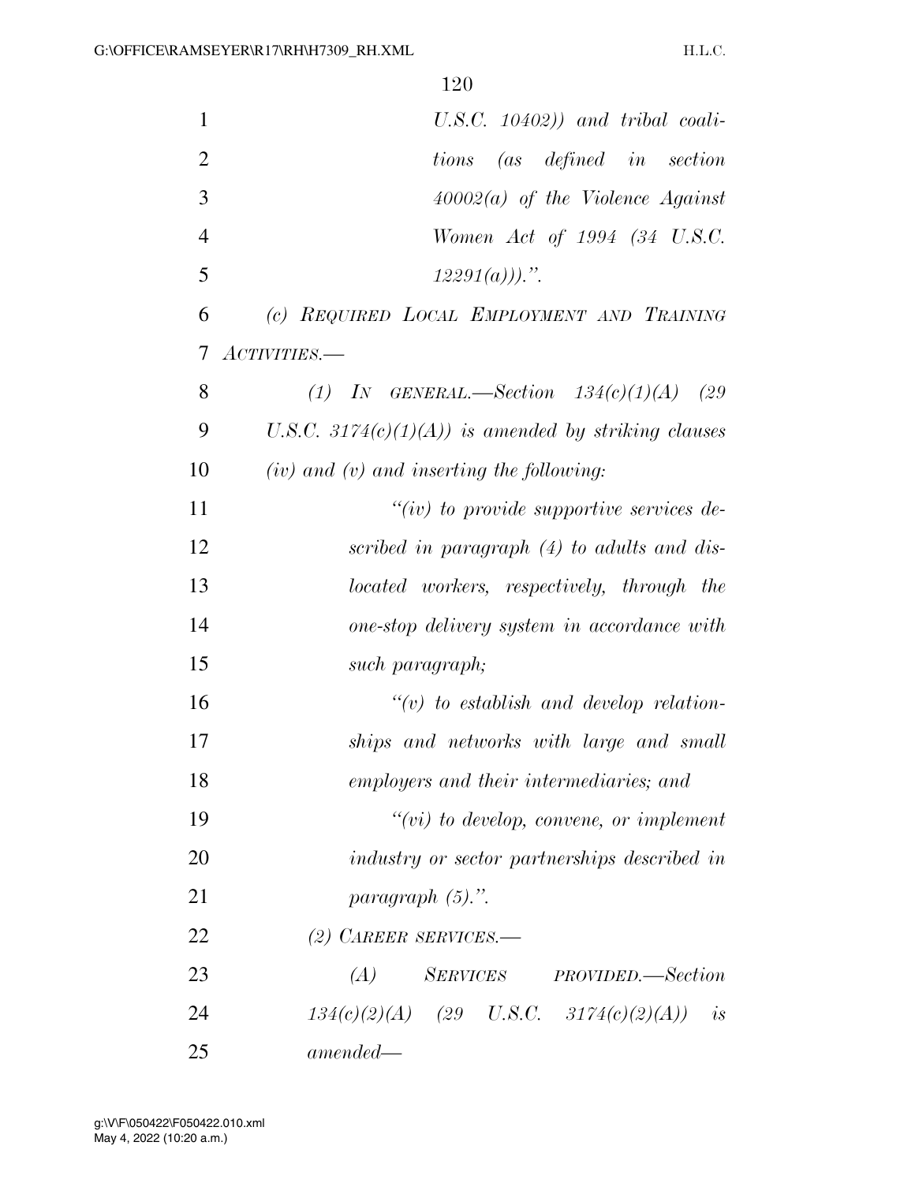*U.S.C. 10402)) and tribal coalitions (as defined in section 40002(a) of the Violence Against Women Act of 1994 (34 U.S.C. 12291(a))).".*

*(c) REQUIRED LOCAL EMPLOYMENT AND TRAINING ACTIVITIES.—*

*(1) IN GENERAL.—Section 134(c)(1)(A) (29 U.S.C. 3174(c)(1)(A)) is amended by striking clauses (iv) and (v) and inserting the following:*

*"(iv) to provide supportive services described in paragraph (4) to adults and dislocated workers, respectively, through the one-stop delivery system in accordance with such paragraph;*

*"(v) to establish and develop relationships and networks with large and small employers and their intermediaries; and*

*"(vi) to develop, convene, or implement industry or sector partnerships described in paragraph (5).".*

*(2) CAREER SERVICES.—*

*(A) SERVICES PROVIDED.—Section 134(c)(2)(A) (29 U.S.C. 3174(c)(2)(A)) is amended—*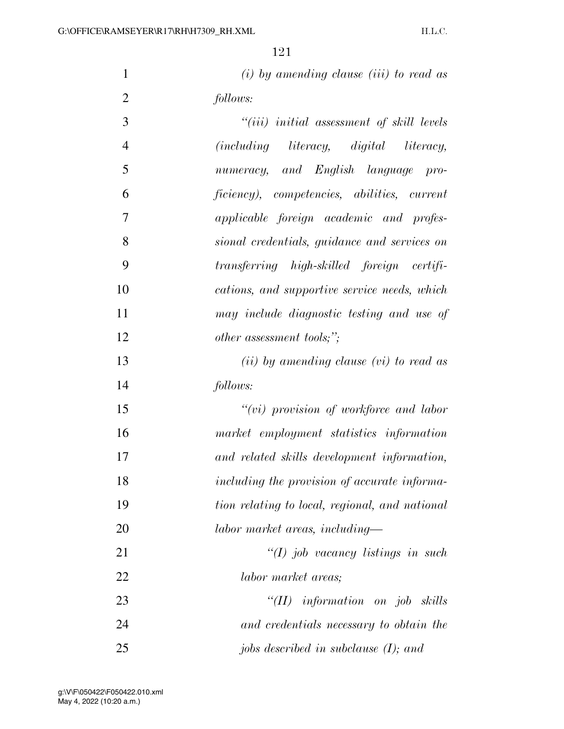*(i) by amending clause (iii) to read as follows:*

*"(iii) initial assessment of skill levels (including literacy, digital literacy, numeracy, and English language proficiency), competencies, abilities, current applicable foreign academic and professional credentials, guidance and services on transferring high-skilled foreign certifications, and supportive service needs, which may include diagnostic testing and use of other assessment tools;";*

*(ii) by amending clause (vi) to read as follows:*

*"(vi) provision of workforce and labor market employment statistics information and related skills development information, including the provision of accurate information relating to local, regional, and national labor market areas, including—*

*"(I) job vacancy listings in such labor market areas;*

*"(II) information on job skills and credentials necessary to obtain the jobs described in subclause (I); and*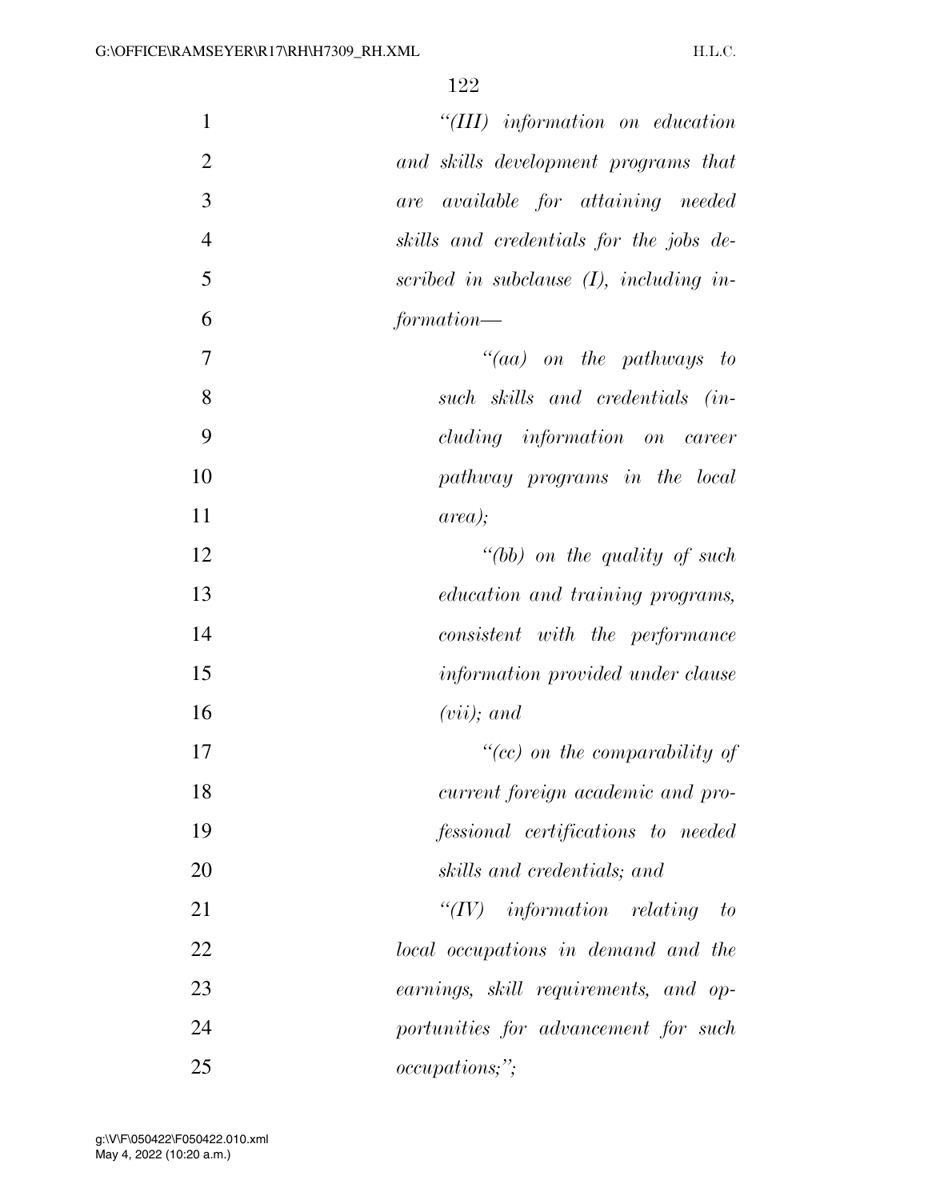*"(III) information on education and skills development programs that are available for attaining needed skills and credentials for the jobs described in subclause (I), including information—*

*"(aa) on the pathways to such skills and credentials (including information on career pathway programs in the local area);*

*"(bb) on the quality of such education and training programs, consistent with the performance information provided under clause (vii); and*

*"(cc) on the comparability of current foreign academic and professional certifications to needed skills and credentials; and*

*"(IV) information relating to local occupations in demand and the earnings, skill requirements, and opportunities for advancement for such occupations;";*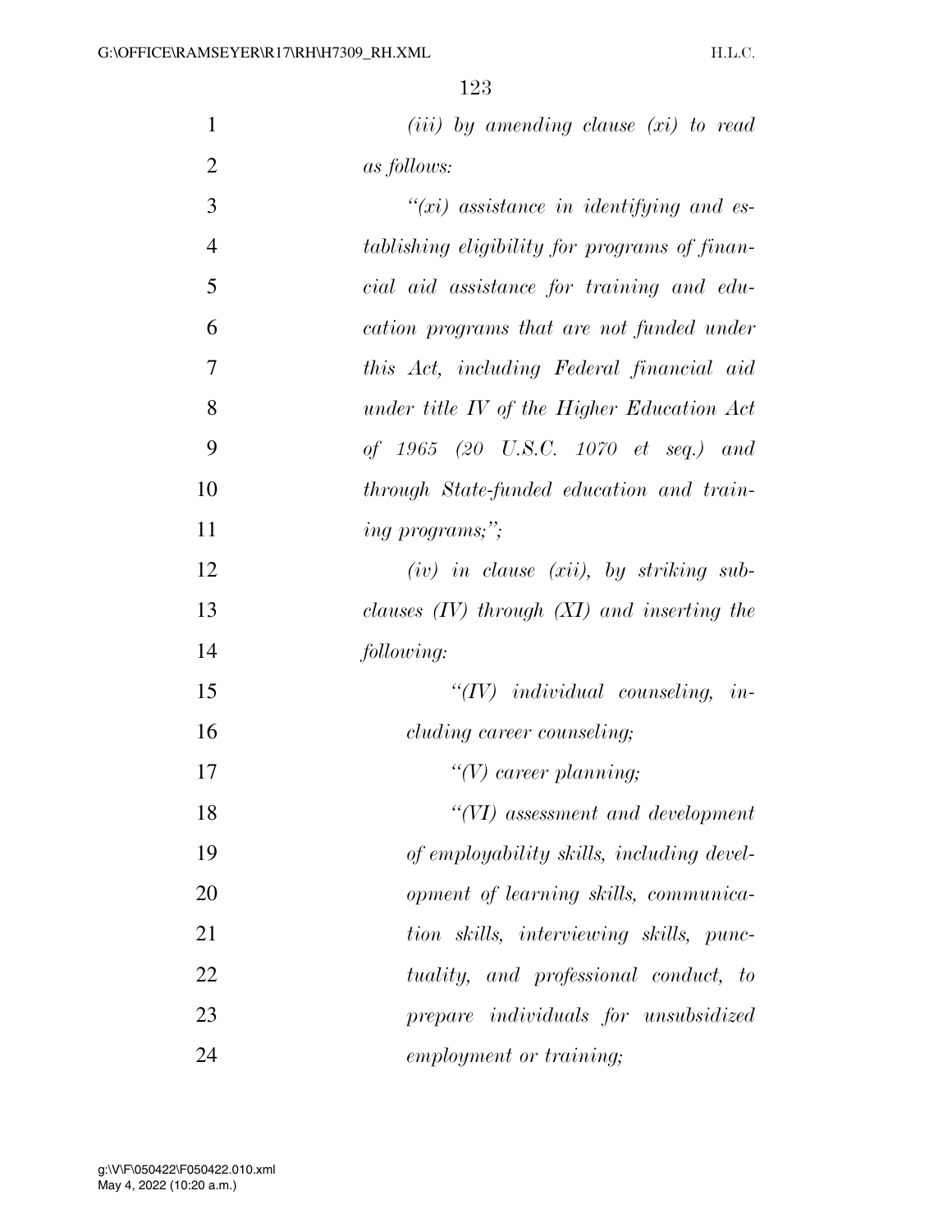*(iii) by amending clause (xi) to read as follows:*

*"(xi) assistance in identifying and establishing eligibility for programs of financial aid assistance for training and education programs that are not funded under this Act, including Federal financial aid under title IV of the Higher Education Act of 1965 (20 U.S.C. 1070 et seq.) and through State-funded education and training programs;";*

*(iv) in clause (xii), by striking subclauses (IV) through (XI) and inserting the following:*

*"(IV) individual counseling, including career counseling;*

*"(V) career planning;*

*"(VI) assessment and development of employability skills, including development of learning skills, communication skills, interviewing skills, punctuality, and professional conduct, to prepare individuals for unsubsidized employment or training;*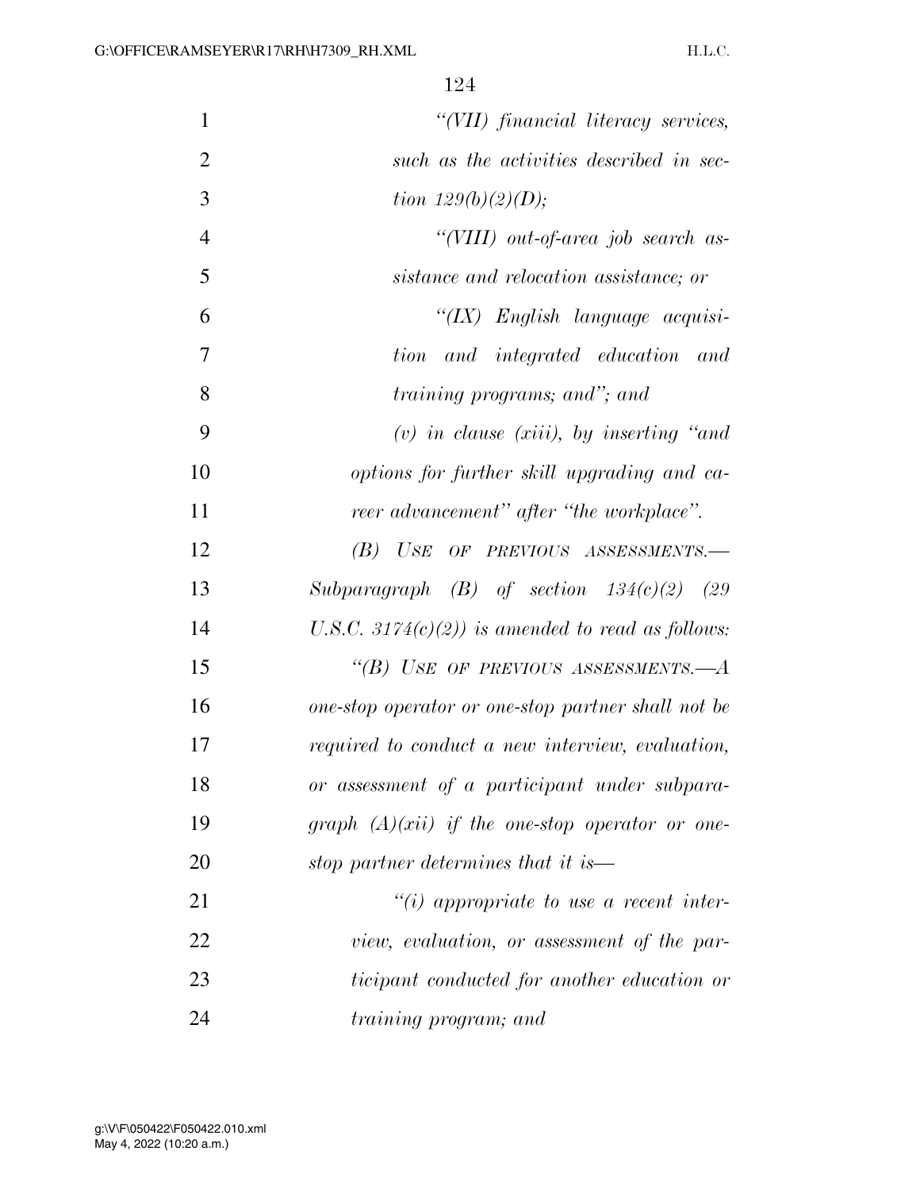*"(VII) financial literacy services, such as the activities described in section 129(b)(2)(D);*

*"(VIII) out-of-area job search assistance and relocation assistance; or*

*"(IX) English language acquisition and integrated education and training programs; and"; and*

*(v) in clause (xiii), by inserting "and options for further skill upgrading and career advancement" after "the workplace".*

*(B) USE OF PREVIOUS ASSESSMENTS.—Subparagraph (B) of section 134(c)(2) (29 U.S.C. 3174(c)(2)) is amended to read as follows:*

*"(B) USE OF PREVIOUS ASSESSMENTS.—A one-stop operator or one-stop partner shall not be required to conduct a new interview, evaluation, or assessment of a participant under subparagraph (A)(xii) if the one-stop operator or one-stop partner determines that it is—*

*"(i) appropriate to use a recent interview, evaluation, or assessment of the participant conducted for another education or training program; and*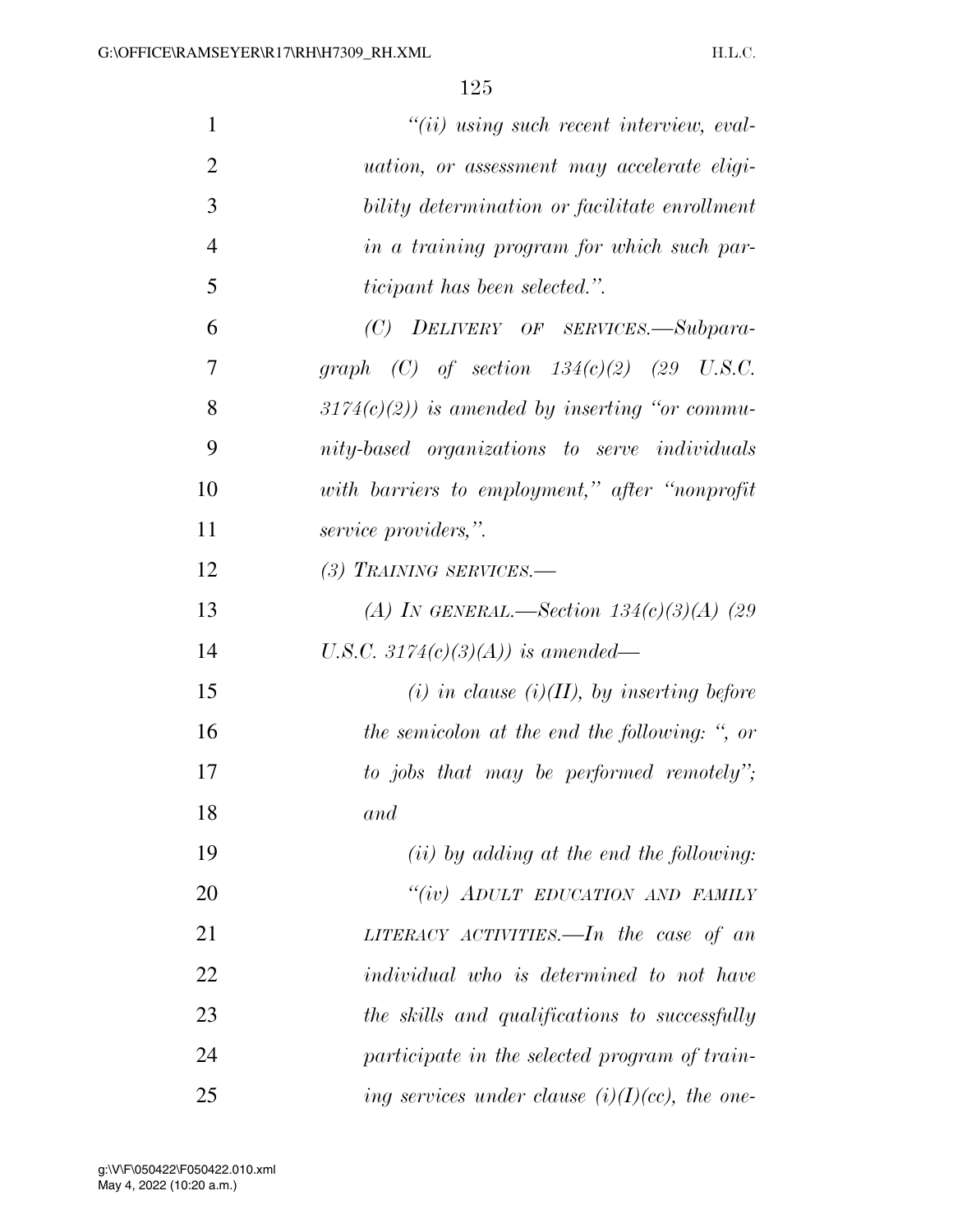*"(ii) using such recent interview, evaluation, or assessment may accelerate eligibility determination or facilitate enrollment in a training program for which such participant has been selected.".*

*(C) DELIVERY OF SERVICES.—Subparagraph (C) of section 134(c)(2) (29 U.S.C. 3174(c)(2)) is amended by inserting "or community-based organizations to serve individuals with barriers to employment," after "nonprofit service providers,".*

*(3) TRAINING SERVICES.—*

*(A) IN GENERAL.—Section 134(c)(3)(A) (29 U.S.C. 3174(c)(3)(A)) is amended—*

*(i) in clause (i)(II), by inserting before the semicolon at the end the following: ", or to jobs that may be performed remotely"; and*

*(ii) by adding at the end the following:*

*"(iv) ADULT EDUCATION AND FAMILY LITERACY ACTIVITIES.—In the case of an individual who is determined to not have the skills and qualifications to successfully participate in the selected program of training services under clause (i)(I)(cc), the one-*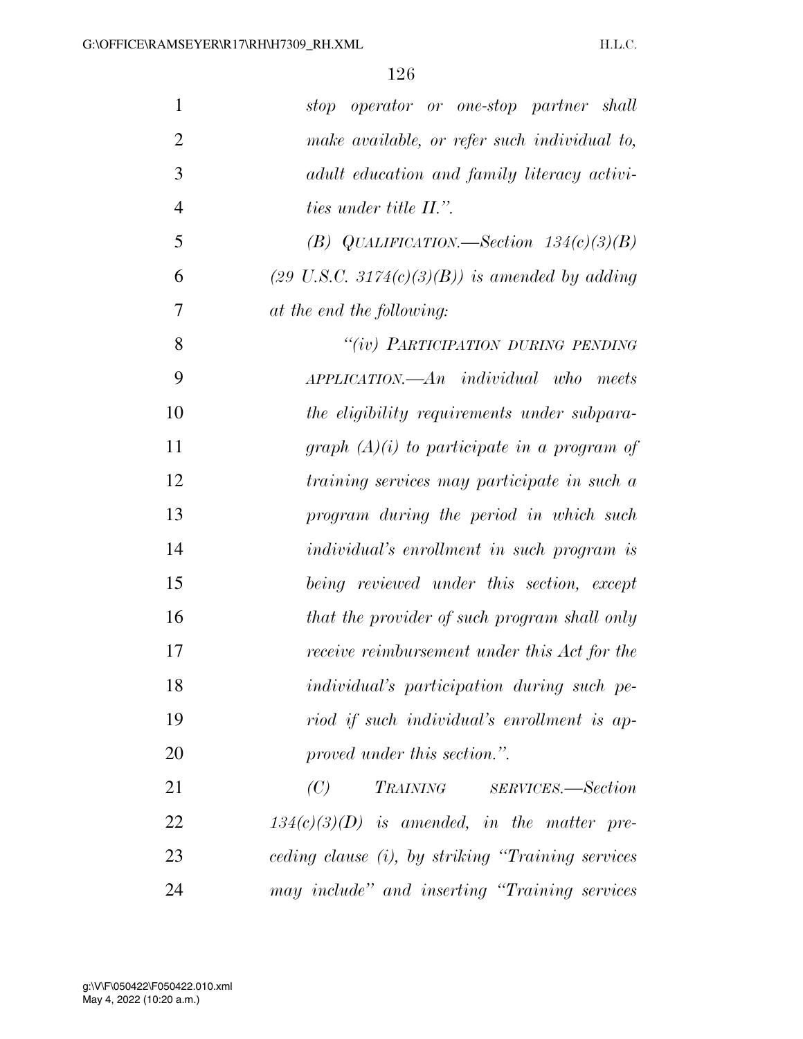*stop operator or one-stop partner shall make available, or refer such individual to, adult education and family literacy activities under title II.".*

*(B) QUALIFICATION.—Section 134(c)(3)(B) (29 U.S.C. 3174(c)(3)(B)) is amended by adding at the end the following:*

*"(iv) PARTICIPATION DURING PENDING APPLICATION.—An individual who meets the eligibility requirements under subparagraph (A)(i) to participate in a program of training services may participate in such a program during the period in which such individual's enrollment in such program is being reviewed under this section, except that the provider of such program shall only receive reimbursement under this Act for the individual's participation during such period if such individual's enrollment is approved under this section.".*

*(C) TRAINING SERVICES.—Section 134(c)(3)(D) is amended, in the matter preceding clause (i), by striking "Training services may include" and inserting "Training services*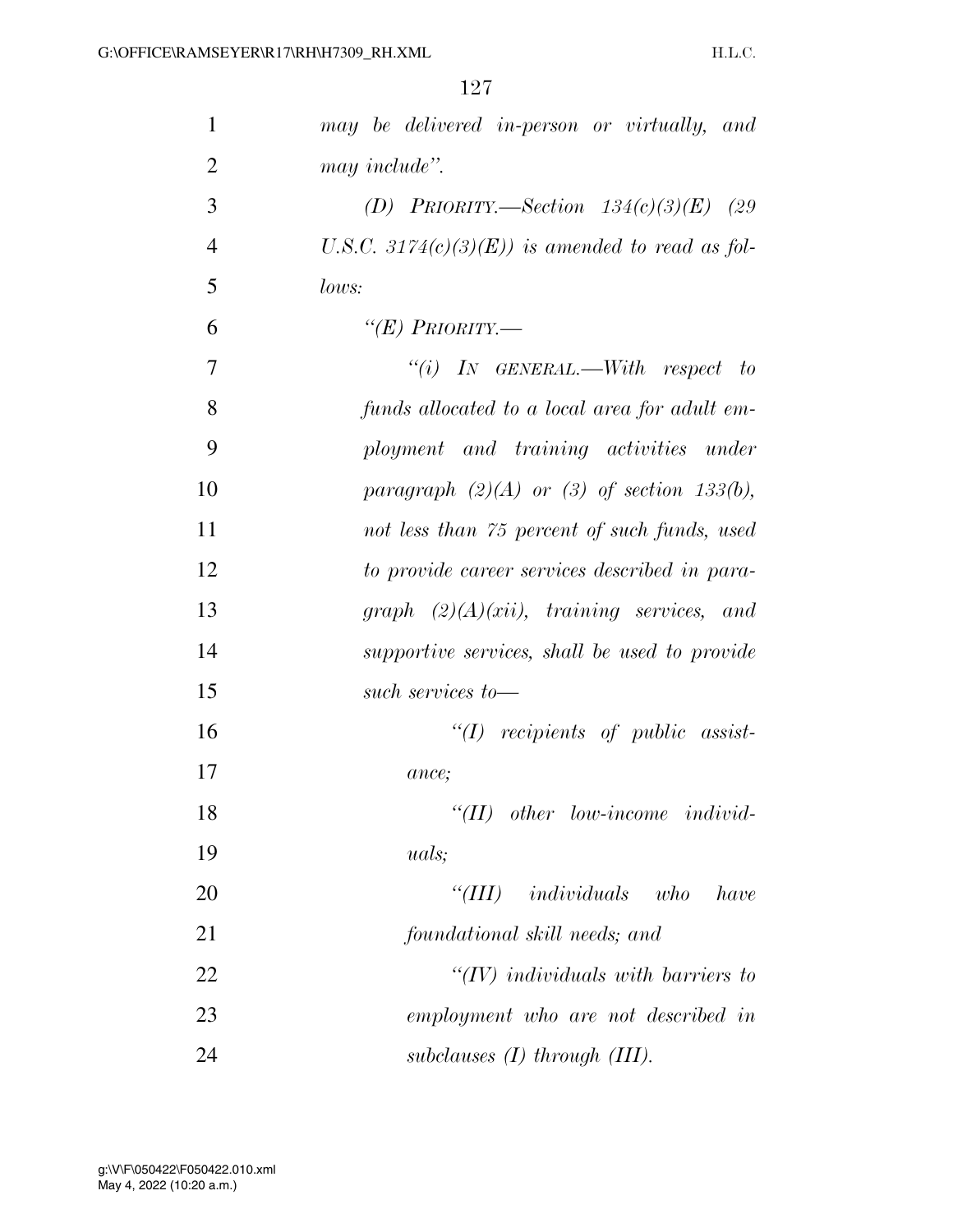*may be delivered in-person or virtually, and may include".*

*(D) PRIORITY.—Section 134(c)(3)(E) (29 U.S.C. 3174(c)(3)(E)) is amended to read as follows:*

*"(E) PRIORITY.—*

*"(i) IN GENERAL.—With respect to funds allocated to a local area for adult employment and training activities under paragraph (2)(A) or (3) of section 133(b), not less than 75 percent of such funds, used to provide career services described in paragraph (2)(A)(xii), training services, and supportive services, shall be used to provide such services to—*

*"(I) recipients of public assistance;*

*"(II) other low-income individuals;*

*"(III) individuals who have foundational skill needs; and*

*"(IV) individuals with barriers to employment who are not described in subclauses (I) through (III).*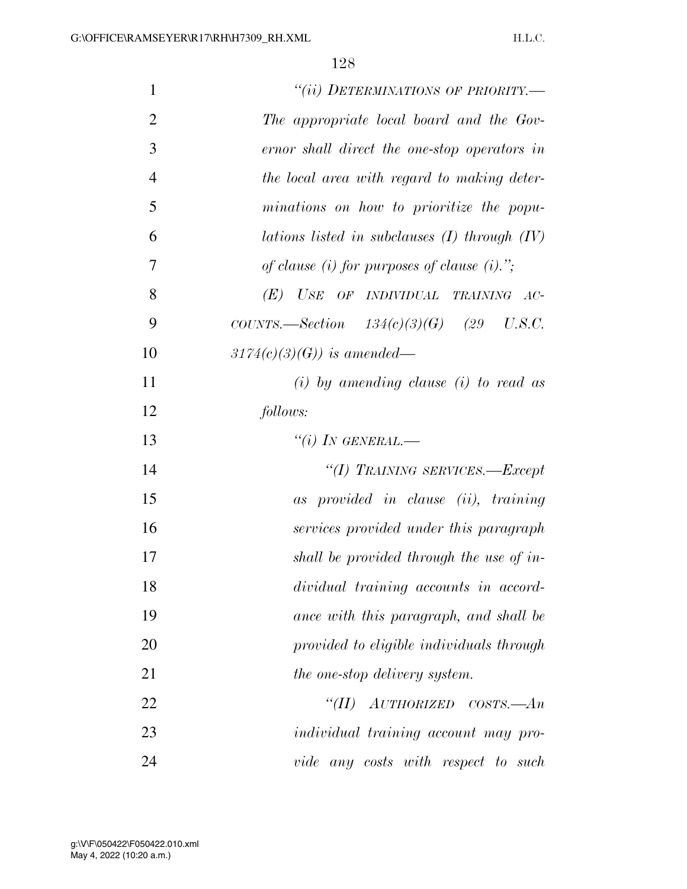*"(ii) DETERMINATIONS OF PRIORITY.—The appropriate local board and the Governor shall direct the one-stop operators in the local area with regard to making determinations on how to prioritize the populations listed in subclauses (I) through (IV) of clause (i) for purposes of clause (i).";*

*(E) USE OF INDIVIDUAL TRAINING ACCOUNTS.—Section 134(c)(3)(G) (29 U.S.C. 3174(c)(3)(G)) is amended—*

*(i) by amending clause (i) to read as follows:*

*"(i) IN GENERAL.—*

*"(I) TRAINING SERVICES.—Except as provided in clause (ii), training services provided under this paragraph shall be provided through the use of individual training accounts in accordance with this paragraph, and shall be provided to eligible individuals through the one-stop delivery system.*

*"(II) AUTHORIZED COSTS.—An individual training account may provide any costs with respect to such*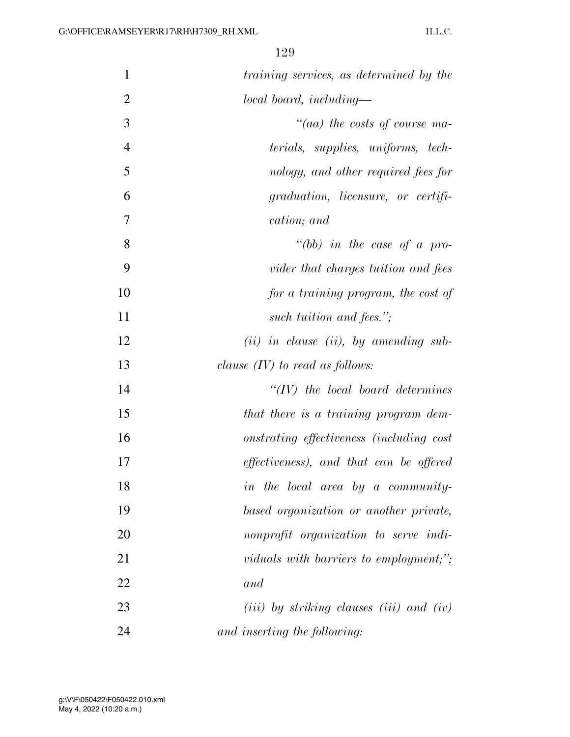*training services, as determined by the local board, including—*

*"(aa) the costs of course materials, supplies, uniforms, technology, and other required fees for graduation, licensure, or certification; and*

*"(bb) in the case of a provider that charges tuition and fees for a training program, the cost of such tuition and fees.";*

*(ii) in clause (ii), by amending subclause (IV) to read as follows:*

*"(IV) the local board determines that there is a training program demonstrating effectiveness (including cost effectiveness), and that can be offered in the local area by a community-based organization or another private, nonprofit organization to serve individuals with barriers to employment;"; and*

*(iii) by striking clauses (iii) and (iv) and inserting the following:*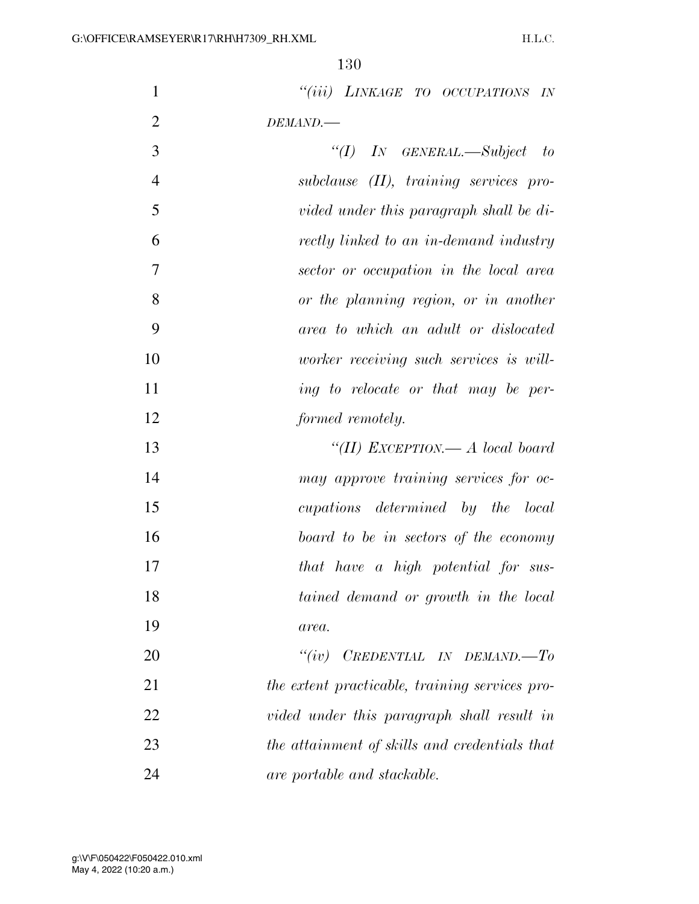*"(iii) LINKAGE TO OCCUPATIONS IN DEMAND.—*

*"(I) IN GENERAL.—Subject to subclause (II), training services provided under this paragraph shall be directly linked to an in-demand industry sector or occupation in the local area or the planning region, or in another area to which an adult or dislocated worker receiving such services is willing to relocate or that may be performed remotely.*

*"(II) EXCEPTION.— A local board may approve training services for occupations determined by the local board to be in sectors of the economy that have a high potential for sustained demand or growth in the local area.*

*"(iv) CREDENTIAL IN DEMAND.—To the extent practicable, training services provided under this paragraph shall result in the attainment of skills and credentials that are portable and stackable.*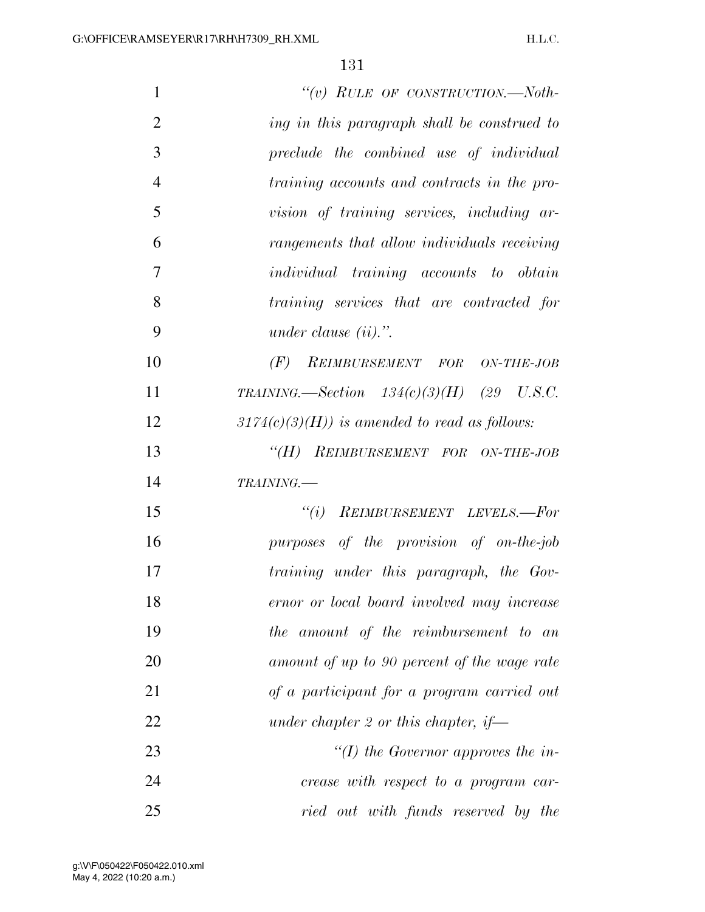*"(v) RULE OF CONSTRUCTION.—Nothing in this paragraph shall be construed to preclude the combined use of individual training accounts and contracts in the provision of training services, including arrangements that allow individuals receiving individual training accounts to obtain training services that are contracted for under clause (ii).".*

*(F) REIMBURSEMENT FOR ON-THE-JOB TRAINING.—Section 134(c)(3)(H) (29 U.S.C. 3174(c)(3)(H)) is amended to read as follows:*

*"(H) REIMBURSEMENT FOR ON-THE-JOB TRAINING.—*

*"(i) REIMBURSEMENT LEVELS.—For purposes of the provision of on-the-job training under this paragraph, the Governor or local board involved may increase the amount of the reimbursement to an amount of up to 90 percent of the wage rate of a participant for a program carried out under chapter 2 or this chapter, if—*

*"(I) the Governor approves the increase with respect to a program carried out with funds reserved by the*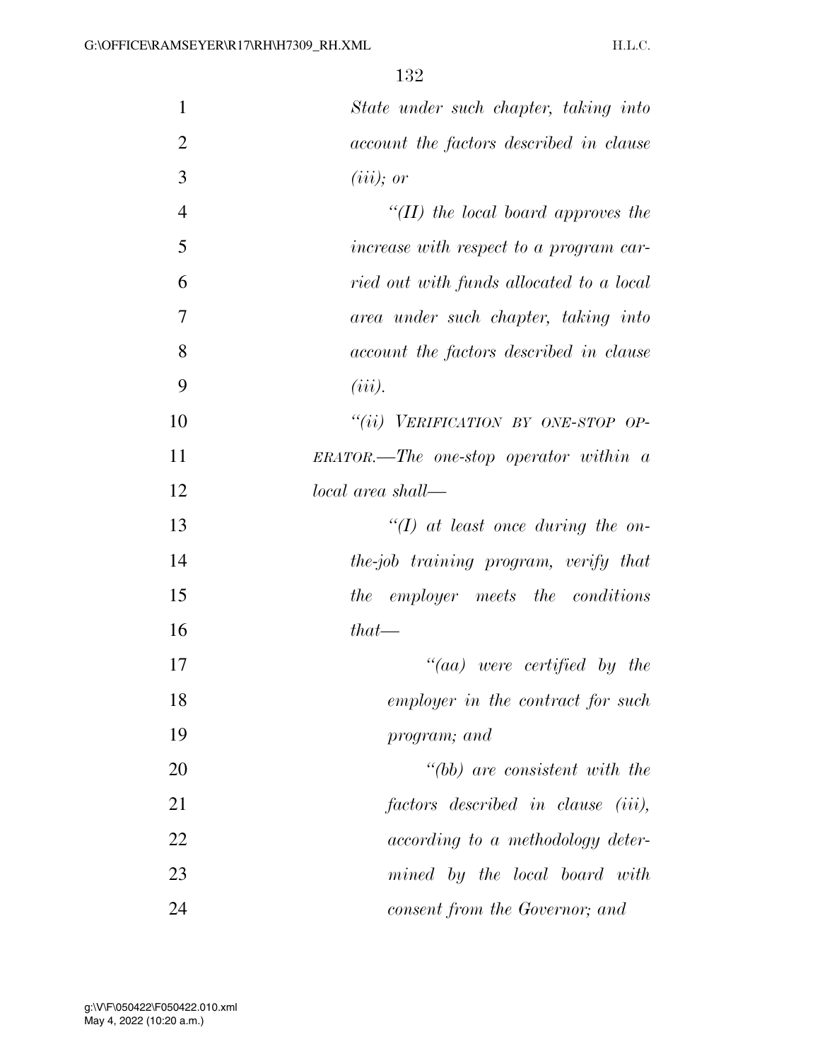*State under such chapter, taking into account the factors described in clause (iii); or*

*"(II) the local board approves the increase with respect to a program carried out with funds allocated to a local area under such chapter, taking into account the factors described in clause (iii).*

*"(ii) VERIFICATION BY ONE-STOP OPERATOR.—The one-stop operator within a local area shall—*

*"(I) at least once during the on-the-job training program, verify that the employer meets the conditions that—*

*"(aa) were certified by the employer in the contract for such program; and*

*"(bb) are consistent with the factors described in clause (iii), according to a methodology determined by the local board with consent from the Governor; and*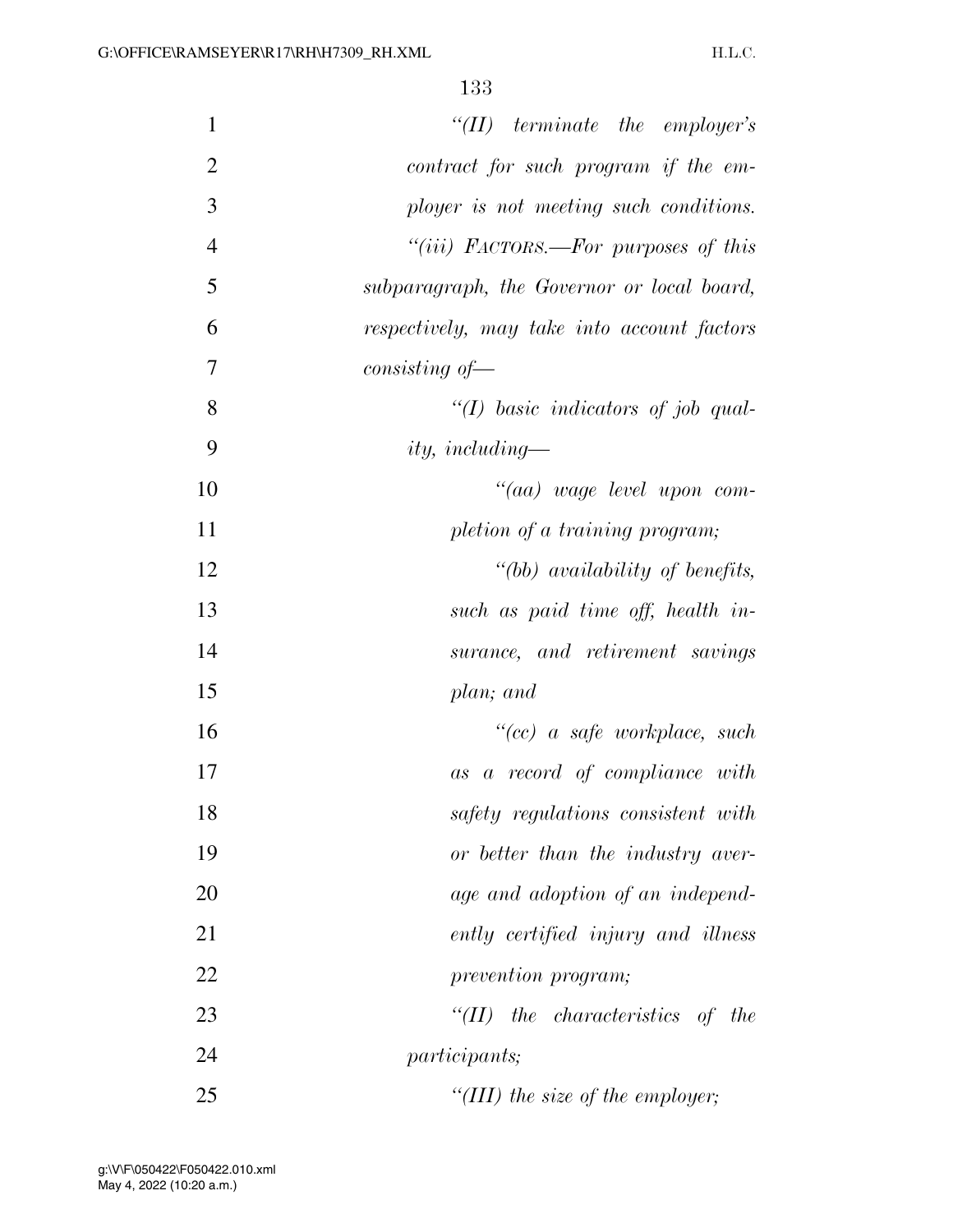*"(II) terminate the employer's contract for such program if the employer is not meeting such conditions.*

*"(iii) FACTORS.—For purposes of this subparagraph, the Governor or local board, respectively, may take into account factors consisting of—*

*"(I) basic indicators of job quality, including—*

*"(aa) wage level upon completion of a training program;*

*"(bb) availability of benefits, such as paid time off, health insurance, and retirement savings plan; and*

*"(cc) a safe workplace, such as a record of compliance with safety regulations consistent with or better than the industry average and adoption of an independently certified injury and illness prevention program;*

*"(II) the characteristics of the participants;*

*"(III) the size of the employer;*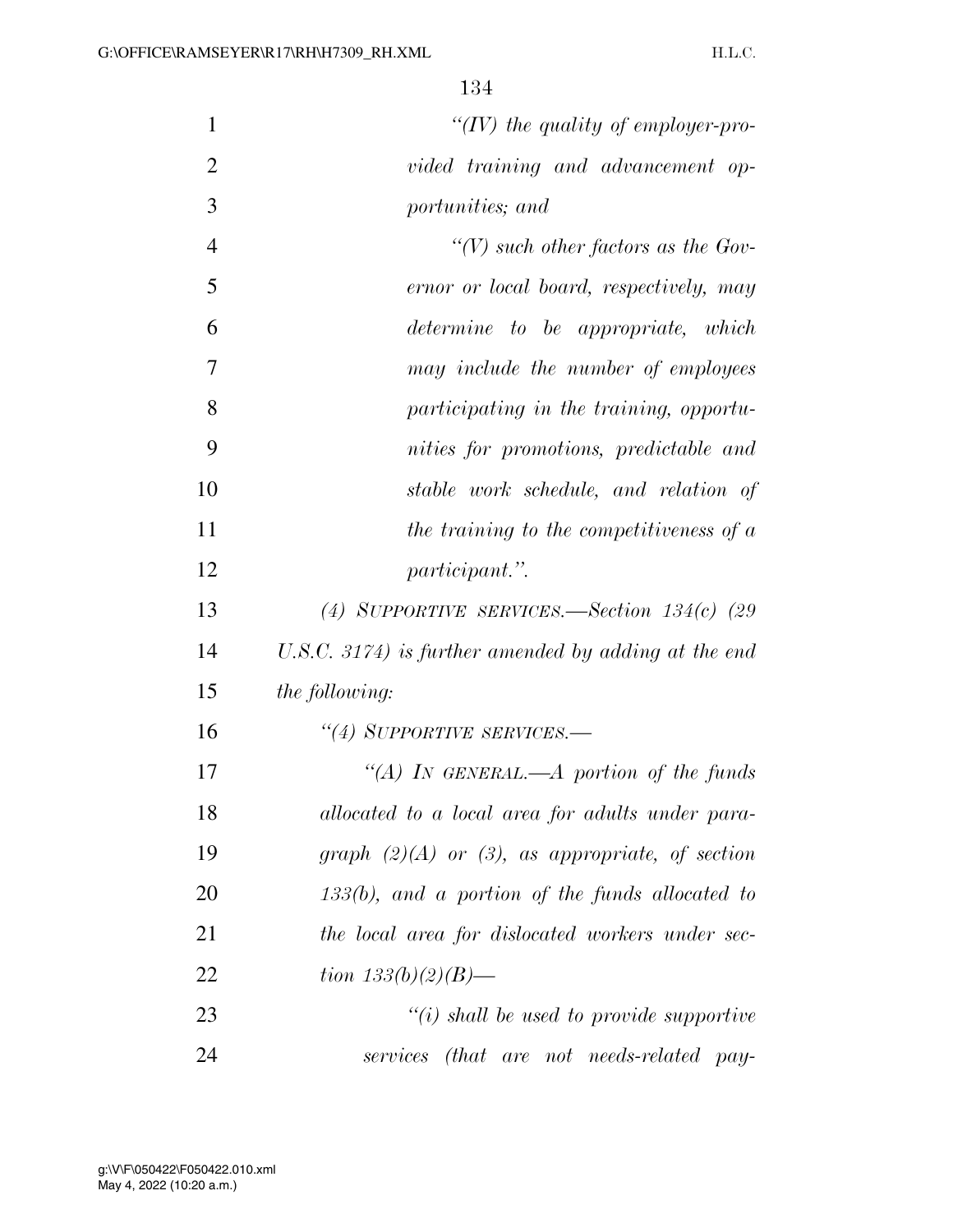*"(IV) the quality of employer-provided training and advancement opportunities; and*

*"(V) such other factors as the Governor or local board, respectively, may determine to be appropriate, which may include the number of employees participating in the training, opportunities for promotions, predictable and stable work schedule, and relation of the training to the competitiveness of a participant.".*

*(4) SUPPORTIVE SERVICES.—Section 134(c) (29 U.S.C. 3174) is further amended by adding at the end the following:*

*"(4) SUPPORTIVE SERVICES.—*

*"(A) IN GENERAL.—A portion of the funds allocated to a local area for adults under paragraph (2)(A) or (3), as appropriate, of section 133(b), and a portion of the funds allocated to the local area for dislocated workers under section 133(b)(2)(B)—*

*"(i) shall be used to provide supportive services (that are not needs-related pay-*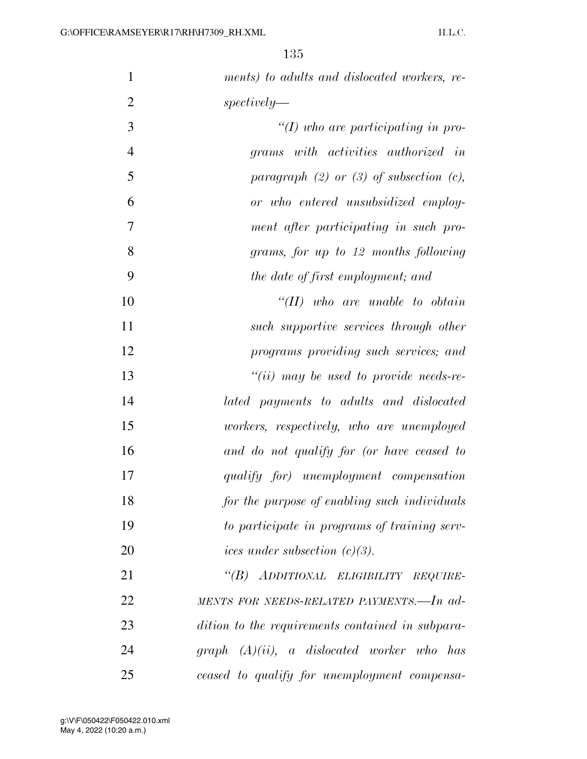*ments) to adults and dislocated workers, respectively—*

*“(I) who are participating in programs with activities authorized in paragraph (2) or (3) of subsection (c), or who entered unsubsidized employment after participating in such programs, for up to 12 months following the date of first employment; and*

*“(II) who are unable to obtain such supportive services through other programs providing such services; and*

*“(ii) may be used to provide needs-related payments to adults and dislocated workers, respectively, who are unemployed and do not qualify for (or have ceased to qualify for) unemployment compensation for the purpose of enabling such individuals to participate in programs of training services under subsection (c)(3).*

*“(B) ADDITIONAL ELIGIBILITY REQUIREMENTS FOR NEEDS-RELATED PAYMENTS.—In addition to the requirements contained in subparagraph (A)(ii), a dislocated worker who has ceased to qualify for unemployment compensa-*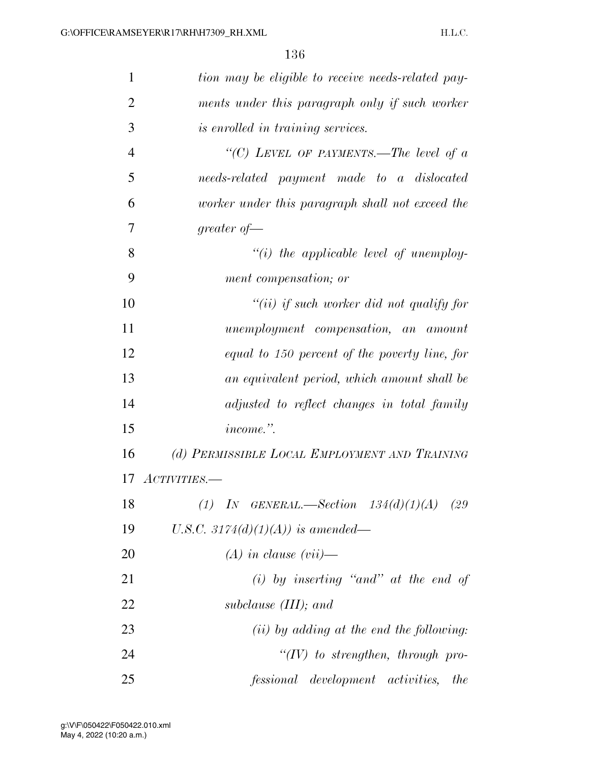*tion may be eligible to receive needs-related payments under this paragraph only if such worker is enrolled in training services.*

*"(C) LEVEL OF PAYMENTS.—The level of a needs-related payment made to a dislocated worker under this paragraph shall not exceed the greater of—*

*"(i) the applicable level of unemployment compensation; or*

*"(ii) if such worker did not qualify for unemployment compensation, an amount equal to 150 percent of the poverty line, for an equivalent period, which amount shall be adjusted to reflect changes in total family income.".*

*(d) PERMISSIBLE LOCAL EMPLOYMENT AND TRAINING ACTIVITIES.—*

*(1) IN GENERAL.—Section 134(d)(1)(A) (29 U.S.C. 3174(d)(1)(A)) is amended—*

*(A) in clause (vii)—*

*(i) by inserting "and" at the end of subclause (III); and*

*(ii) by adding at the end the following:*

*"(IV) to strengthen, through professional development activities, the*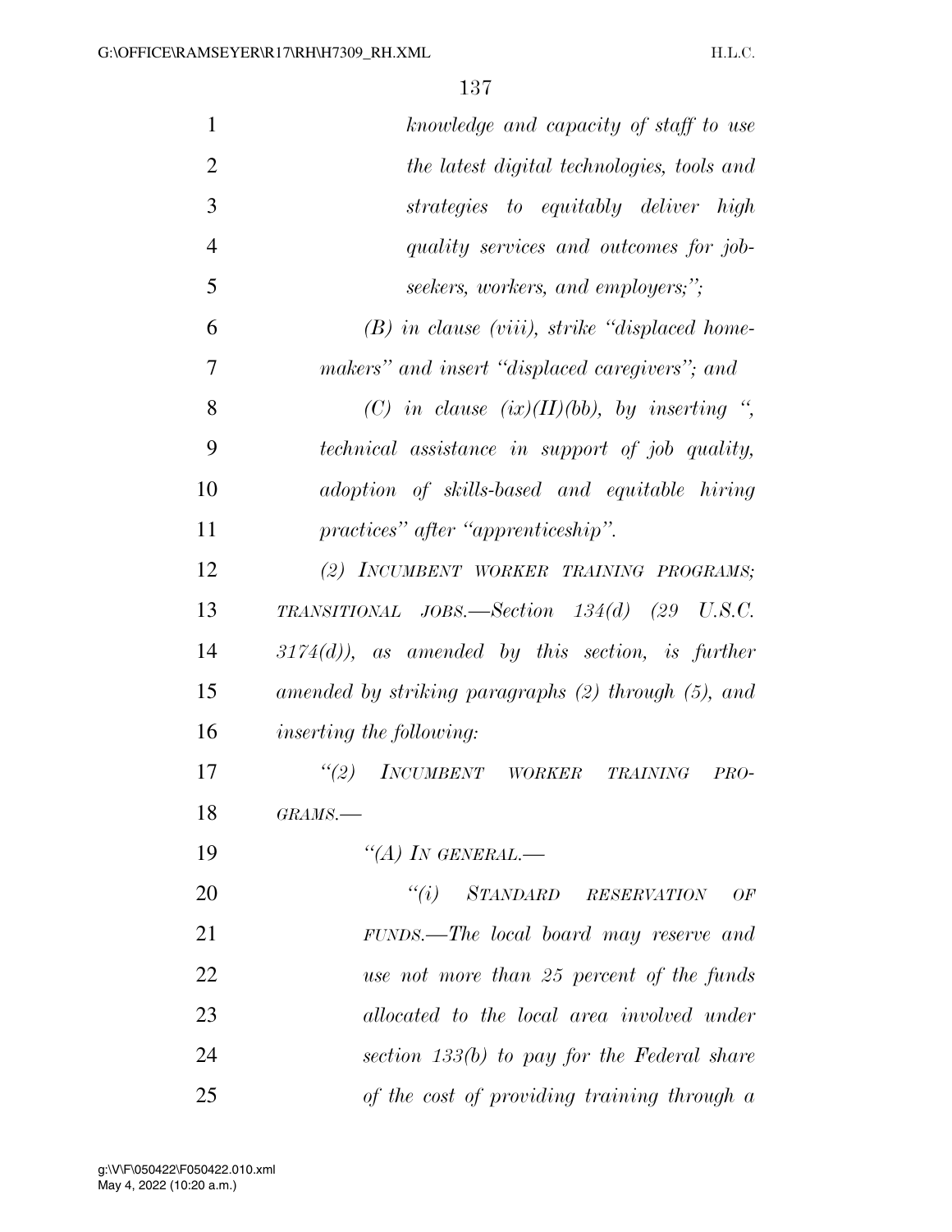*knowledge and capacity of staff to use the latest digital technologies, tools and strategies to equitably deliver high quality services and outcomes for job-seekers, workers, and employers;";*

*(B) in clause (viii), strike "displaced homemakers" and insert "displaced caregivers"; and*

*(C) in clause (ix)(II)(bb), by inserting ", technical assistance in support of job quality, adoption of skills-based and equitable hiring practices" after "apprenticeship".*

*(2) INCUMBENT WORKER TRAINING PROGRAMS; TRANSITIONAL JOBS.—Section 134(d) (29 U.S.C. 3174(d)), as amended by this section, is further amended by striking paragraphs (2) through (5), and inserting the following:*

*"(2) INCUMBENT WORKER TRAINING PROGRAMS.—*

*"(A) IN GENERAL.—*

*"(i) STANDARD RESERVATION OF FUNDS.—The local board may reserve and use not more than 25 percent of the funds allocated to the local area involved under section 133(b) to pay for the Federal share of the cost of providing training through a*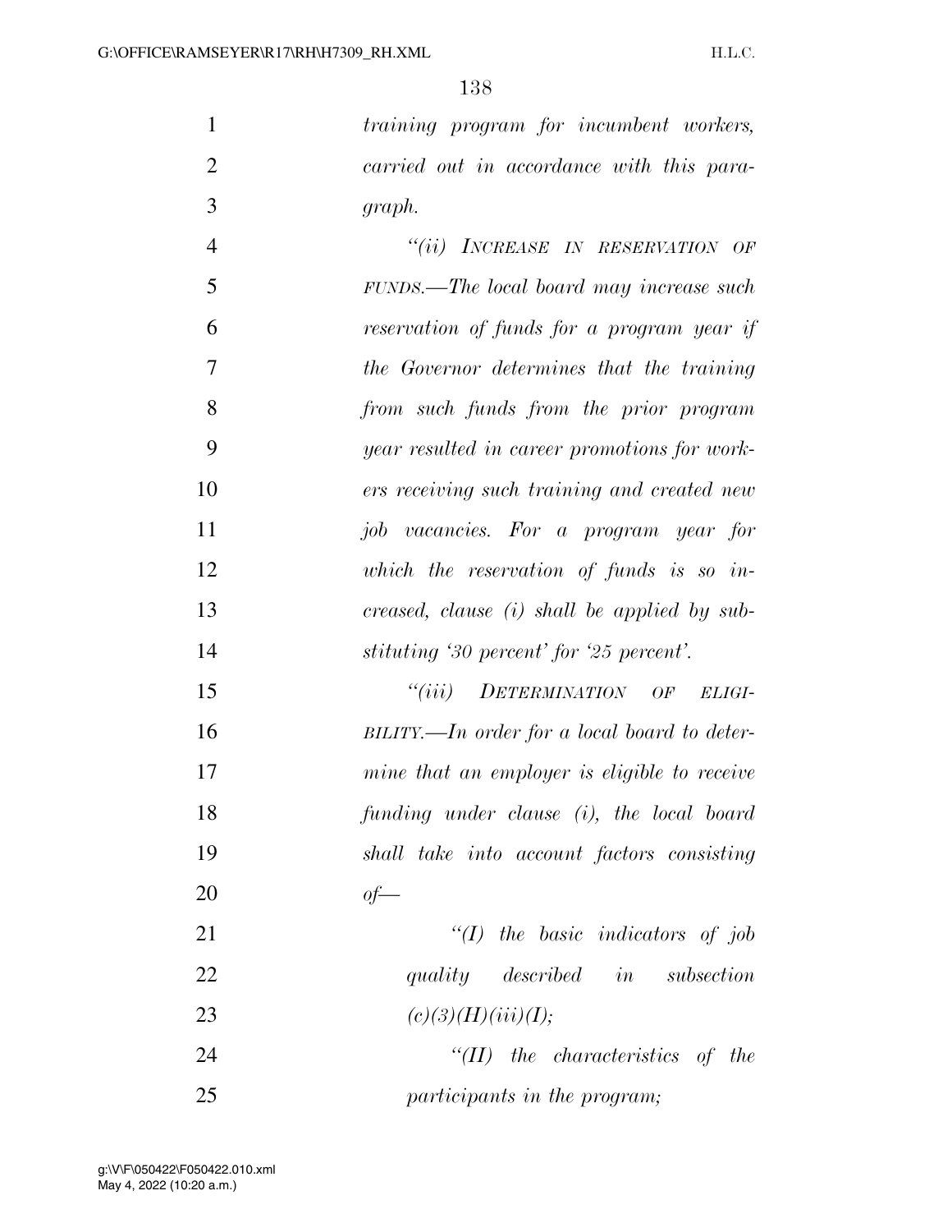*training program for incumbent workers, carried out in accordance with this paragraph.*

*"(ii) INCREASE IN RESERVATION OF FUNDS.—The local board may increase such reservation of funds for a program year if the Governor determines that the training from such funds from the prior program year resulted in career promotions for workers receiving such training and created new job vacancies. For a program year for which the reservation of funds is so increased, clause (i) shall be applied by substituting '30 percent' for '25 percent'.*

*"(iii) DETERMINATION OF ELIGIBILITY.—In order for a local board to determine that an employer is eligible to receive funding under clause (i), the local board shall take into account factors consisting of—*

*"(I) the basic indicators of job quality described in subsection (c)(3)(H)(iii)(I);*

*"(II) the characteristics of the participants in the program;*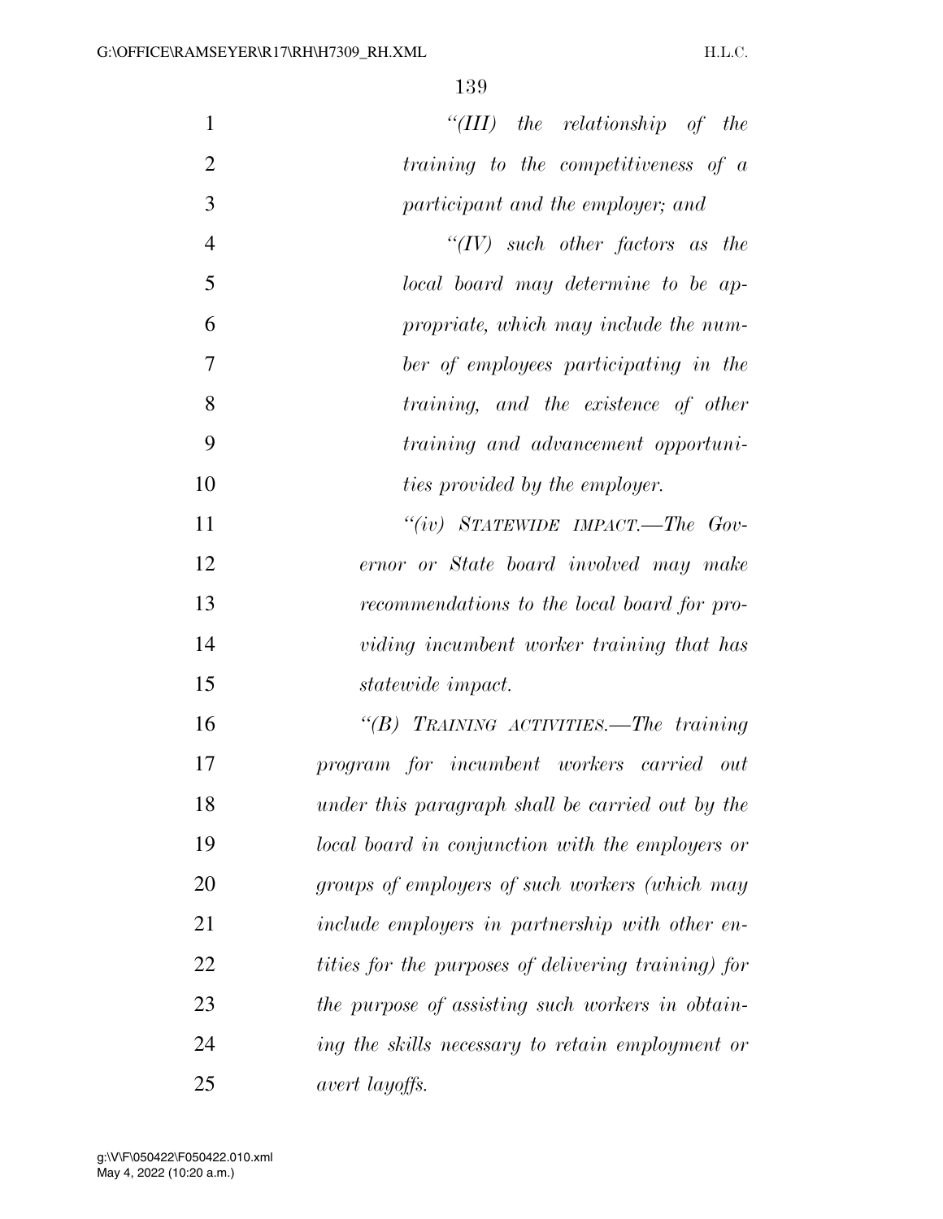*“(III) the relationship of the training to the competitiveness of a participant and the employer; and*

*“(IV) such other factors as the local board may determine to be appropriate, which may include the number of employees participating in the training, and the existence of other training and advancement opportunities provided by the employer.*

*“(iv) STATEWIDE IMPACT.—The Governor or State board involved may make recommendations to the local board for providing incumbent worker training that has statewide impact.*

*“(B) TRAINING ACTIVITIES.—The training program for incumbent workers carried out under this paragraph shall be carried out by the local board in conjunction with the employers or groups of employers of such workers (which may include employers in partnership with other entities for the purposes of delivering training) for the purpose of assisting such workers in obtaining the skills necessary to retain employment or avert layoffs.*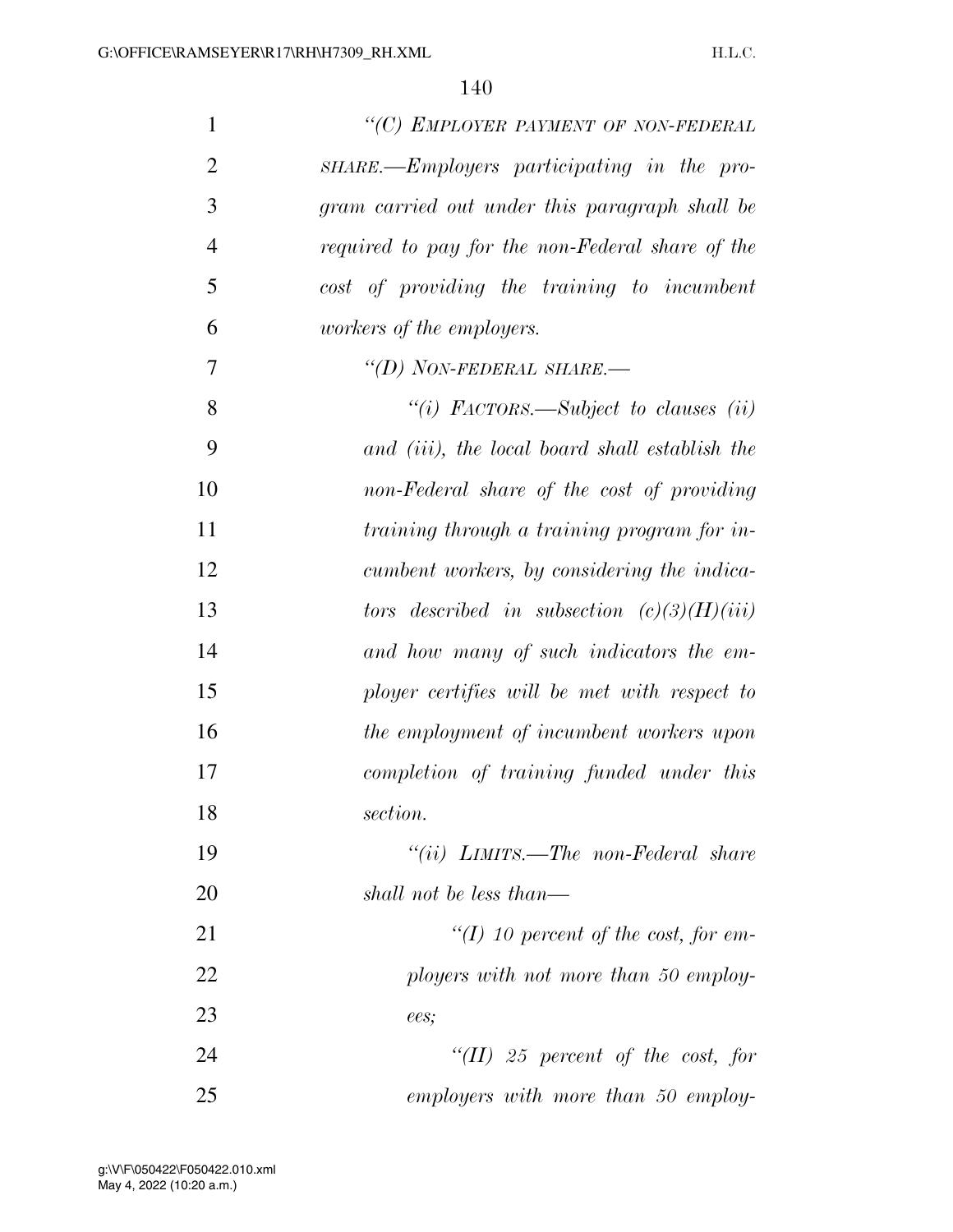*"(C) EMPLOYER PAYMENT OF NON-FEDERAL SHARE.—Employers participating in the program carried out under this paragraph shall be required to pay for the non-Federal share of the cost of providing the training to incumbent workers of the employers.*

*"(D) NON-FEDERAL SHARE.—*

*"(i) FACTORS.—Subject to clauses (ii) and (iii), the local board shall establish the non-Federal share of the cost of providing training through a training program for incumbent workers, by considering the indicators described in subsection (c)(3)(H)(iii) and how many of such indicators the employer certifies will be met with respect to the employment of incumbent workers upon completion of training funded under this section.*

*"(ii) LIMITS.—The non-Federal share shall not be less than—*

*"(I) 10 percent of the cost, for employers with not more than 50 employees;*

*"(II) 25 percent of the cost, for employers with more than 50 employ-*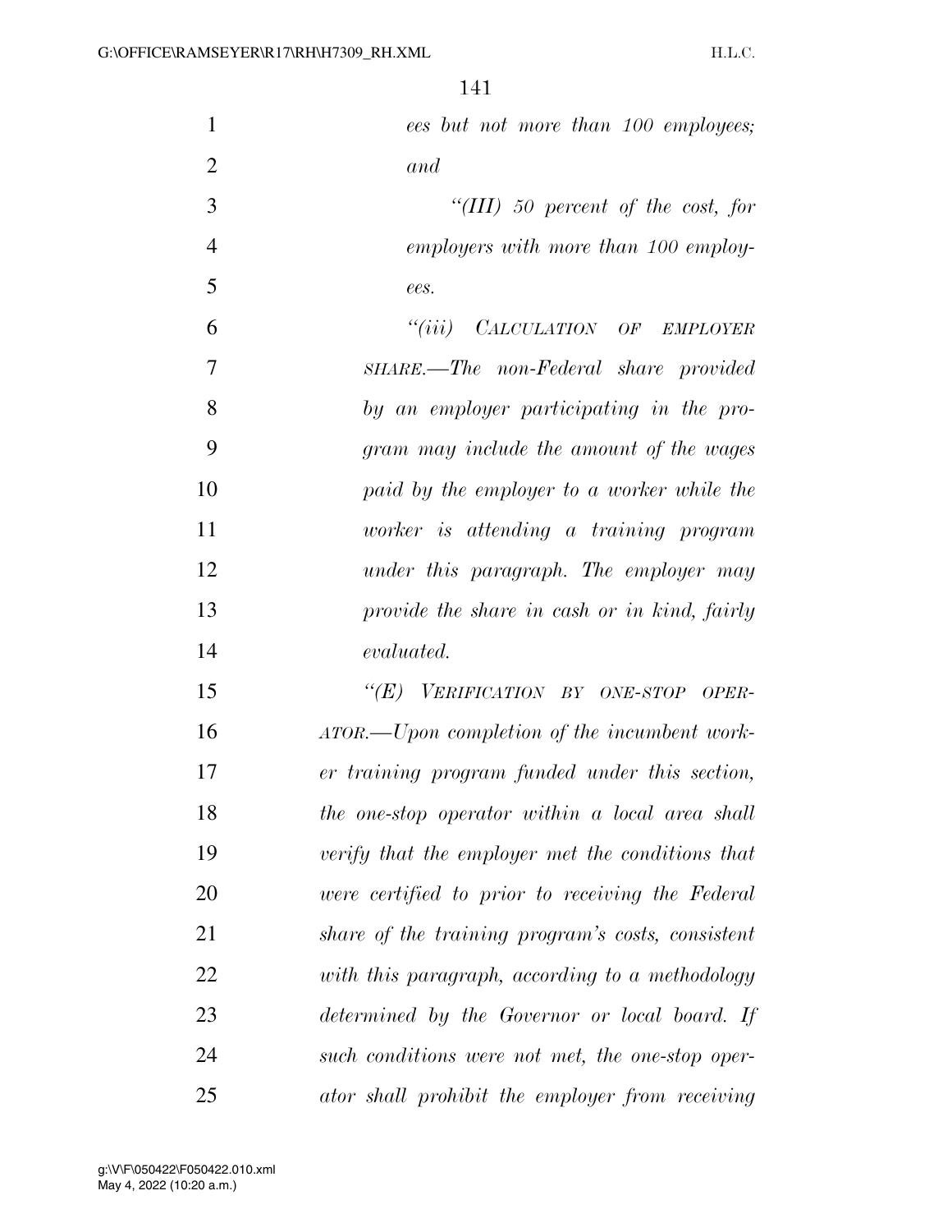*ees but not more than 100 employees; and*

*"(III) 50 percent of the cost, for employers with more than 100 employees.*

*"(iii) CALCULATION OF EMPLOYER SHARE.—The non-Federal share provided by an employer participating in the program may include the amount of the wages paid by the employer to a worker while the worker is attending a training program under this paragraph. The employer may provide the share in cash or in kind, fairly evaluated.*

*"(E) VERIFICATION BY ONE-STOP OPERATOR.—Upon completion of the incumbent worker training program funded under this section, the one-stop operator within a local area shall verify that the employer met the conditions that were certified to prior to receiving the Federal share of the training program's costs, consistent with this paragraph, according to a methodology determined by the Governor or local board. If such conditions were not met, the one-stop operator shall prohibit the employer from receiving*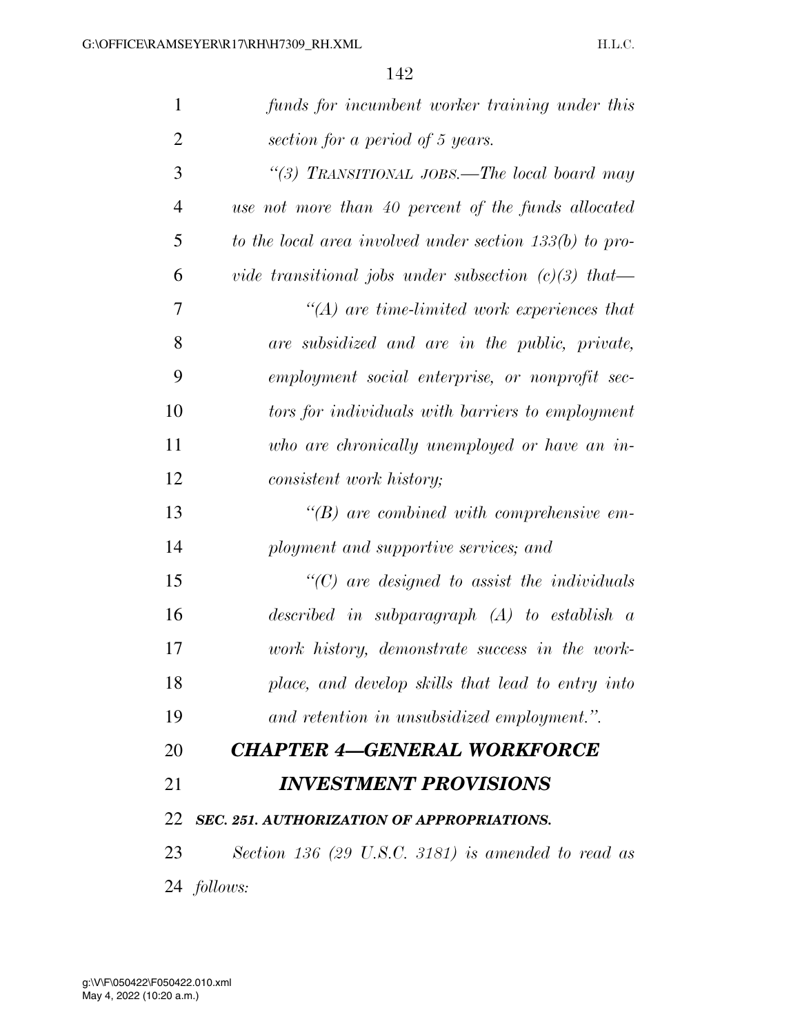*funds for incumbent worker training under this section for a period of 5 years.*

*"(3) TRANSITIONAL JOBS.—The local board may use not more than 40 percent of the funds allocated to the local area involved under section 133(b) to provide transitional jobs under subsection (c)(3) that—*

*"(A) are time-limited work experiences that are subsidized and are in the public, private, employment social enterprise, or nonprofit sectors for individuals with barriers to employment who are chronically unemployed or have an inconsistent work history;*

*"(B) are combined with comprehensive employment and supportive services; and*

*"(C) are designed to assist the individuals described in subparagraph (A) to establish a work history, demonstrate success in the workplace, and develop skills that lead to entry into and retention in unsubsidized employment.".*

## *CHAPTER 4—GENERAL WORKFORCE INVESTMENT PROVISIONS*

### *SEC. 251. AUTHORIZATION OF APPROPRIATIONS.*

*Section 136 (29 U.S.C. 3181) is amended to read as follows:*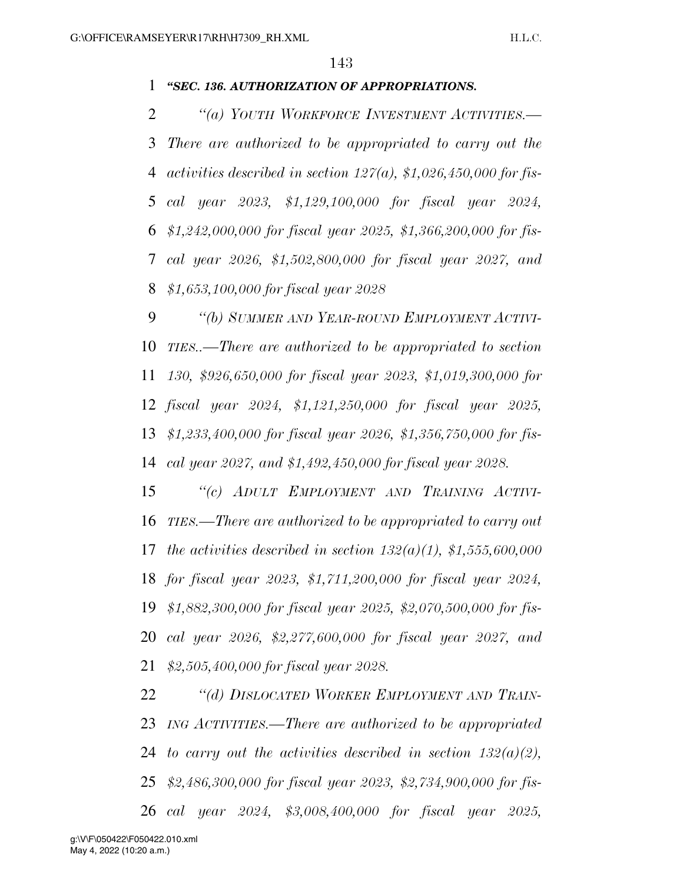***"SEC. 136. AUTHORIZATION OF APPROPRIATIONS.***

*"(a) YOUTH WORKFORCE INVESTMENT ACTIVITIES.—There are authorized to be appropriated to carry out the activities described in section 127(a), $1,026,450,000 for fiscal year 2023, $1,129,100,000 for fiscal year 2024, $1,242,000,000 for fiscal year 2025, $1,366,200,000 for fiscal year 2026, $1,502,800,000 for fiscal year 2027, and $1,653,100,000 for fiscal year 2028*

*"(b) SUMMER AND YEAR-ROUND EMPLOYMENT ACTIVITIES..—There are authorized to be appropriated to section 130, $926,650,000 for fiscal year 2023, $1,019,300,000 for fiscal year 2024, $1,121,250,000 for fiscal year 2025, $1,233,400,000 for fiscal year 2026, $1,356,750,000 for fiscal year 2027, and $1,492,450,000 for fiscal year 2028.*

*"(c) ADULT EMPLOYMENT AND TRAINING ACTIVITIES.—There are authorized to be appropriated to carry out the activities described in section 132(a)(1), $1,555,600,000 for fiscal year 2023, $1,711,200,000 for fiscal year 2024, $1,882,300,000 for fiscal year 2025, $2,070,500,000 for fiscal year 2026, $2,277,600,000 for fiscal year 2027, and $2,505,400,000 for fiscal year 2028.*

*"(d) DISLOCATED WORKER EMPLOYMENT AND TRAINING ACTIVITIES.—There are authorized to be appropriated to carry out the activities described in section 132(a)(2), $2,486,300,000 for fiscal year 2023, $2,734,900,000 for fiscal year 2024, $3,008,400,000 for fiscal year 2025,*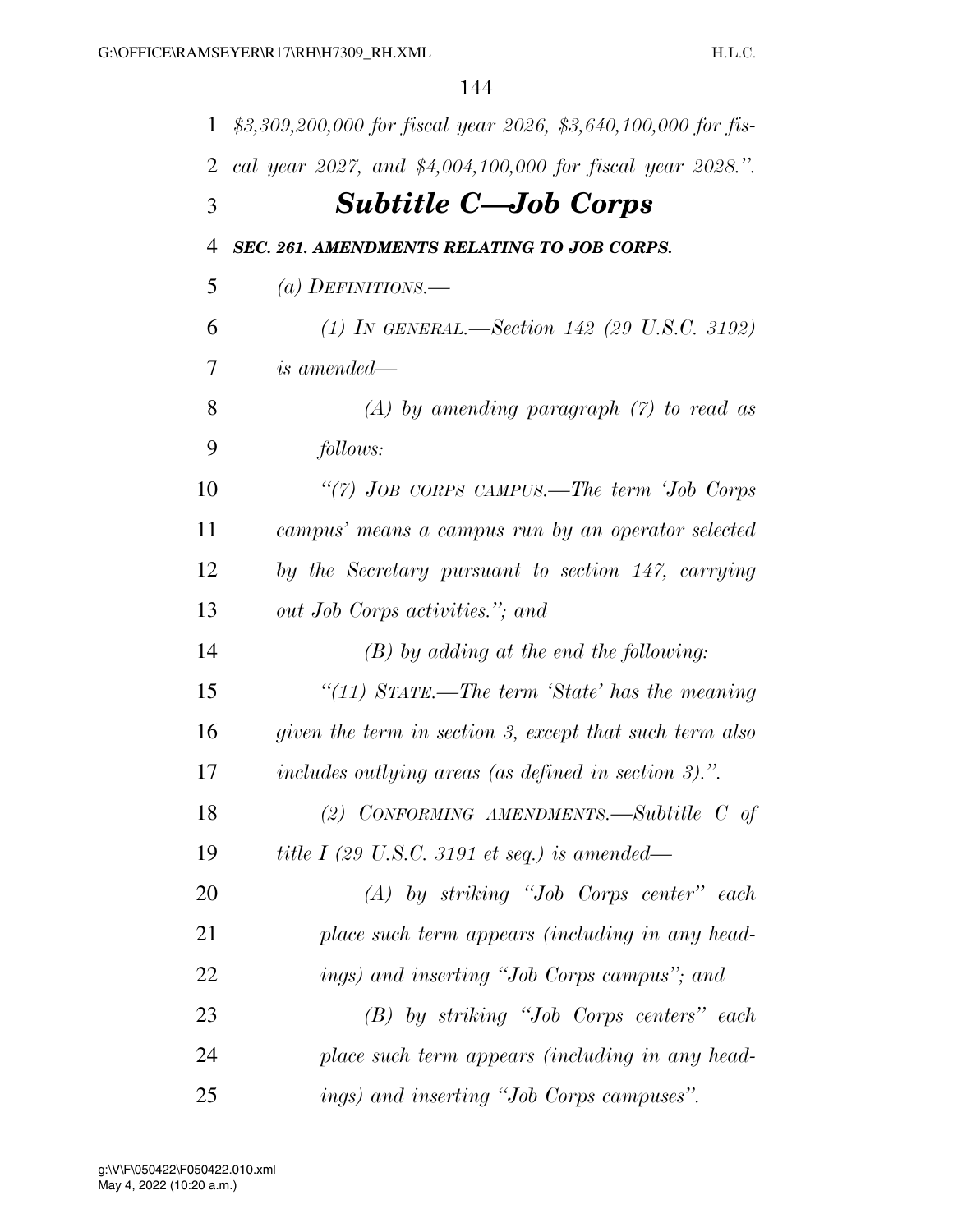*$3,309,200,000 for fiscal year 2026, $3,640,100,000 for fiscal year 2027, and $4,004,100,000 for fiscal year 2028.".*

## *Subtitle C—Job Corps*

***SEC. 261. AMENDMENTS RELATING TO JOB CORPS.***

*(a) DEFINITIONS.—*

*(1) IN GENERAL.—Section 142 (29 U.S.C. 3192) is amended—*

*(A) by amending paragraph (7) to read as follows:*

*"(7) JOB CORPS CAMPUS.—The term 'Job Corps campus' means a campus run by an operator selected by the Secretary pursuant to section 147, carrying out Job Corps activities."; and*

*(B) by adding at the end the following:*

*"(11) STATE.—The term 'State' has the meaning given the term in section 3, except that such term also includes outlying areas (as defined in section 3).".*

*(2) CONFORMING AMENDMENTS.—Subtitle C of title I (29 U.S.C. 3191 et seq.) is amended—*

*(A) by striking "Job Corps center" each place such term appears (including in any headings) and inserting "Job Corps campus"; and*

*(B) by striking "Job Corps centers" each place such term appears (including in any headings) and inserting "Job Corps campuses".*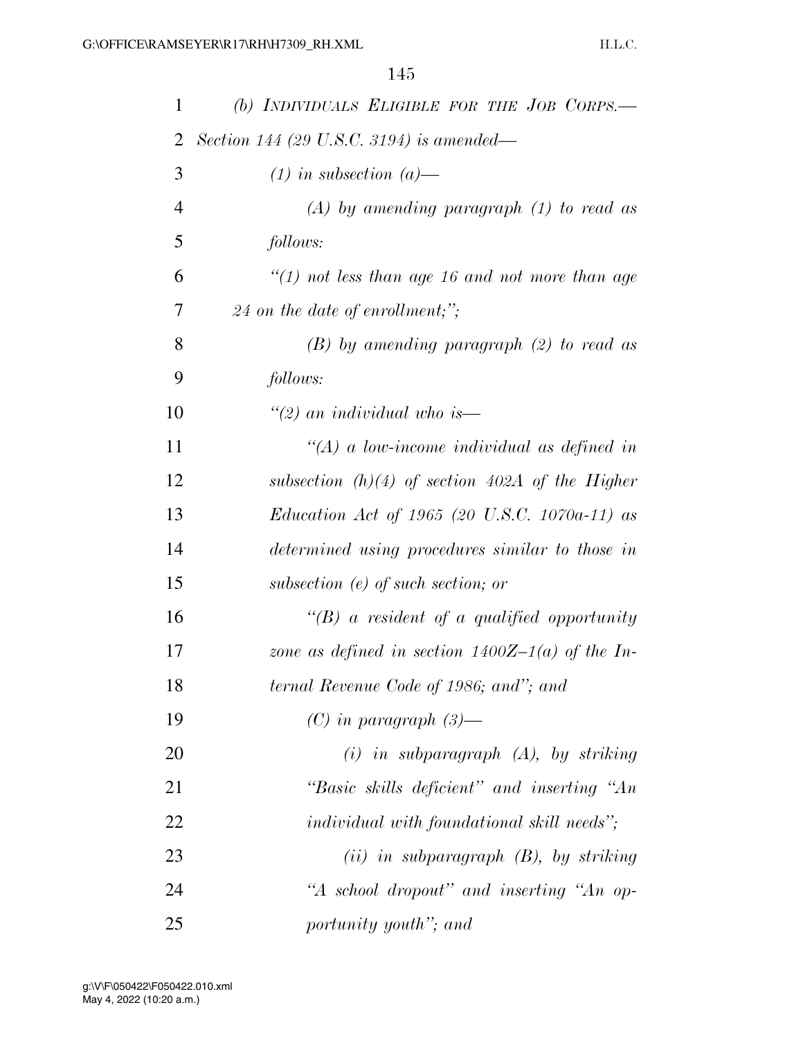*(b) INDIVIDUALS ELIGIBLE FOR THE JOB CORPS.— Section 144 (29 U.S.C. 3194) is amended—*

*(1) in subsection (a)—*

*(A) by amending paragraph (1) to read as follows:*

*"(1) not less than age 16 and not more than age 24 on the date of enrollment;";*

*(B) by amending paragraph (2) to read as follows:*

*"(2) an individual who is—*

*"(A) a low-income individual as defined in subsection (h)(4) of section 402A of the Higher Education Act of 1965 (20 U.S.C. 1070a-11) as determined using procedures similar to those in subsection (e) of such section; or*

*"(B) a resident of a qualified opportunity zone as defined in section 1400Z–1(a) of the Internal Revenue Code of 1986; and"; and*

*(C) in paragraph (3)—*

*(i) in subparagraph (A), by striking "Basic skills deficient" and inserting "An individual with foundational skill needs";*

*(ii) in subparagraph (B), by striking "A school dropout" and inserting "An opportunity youth"; and*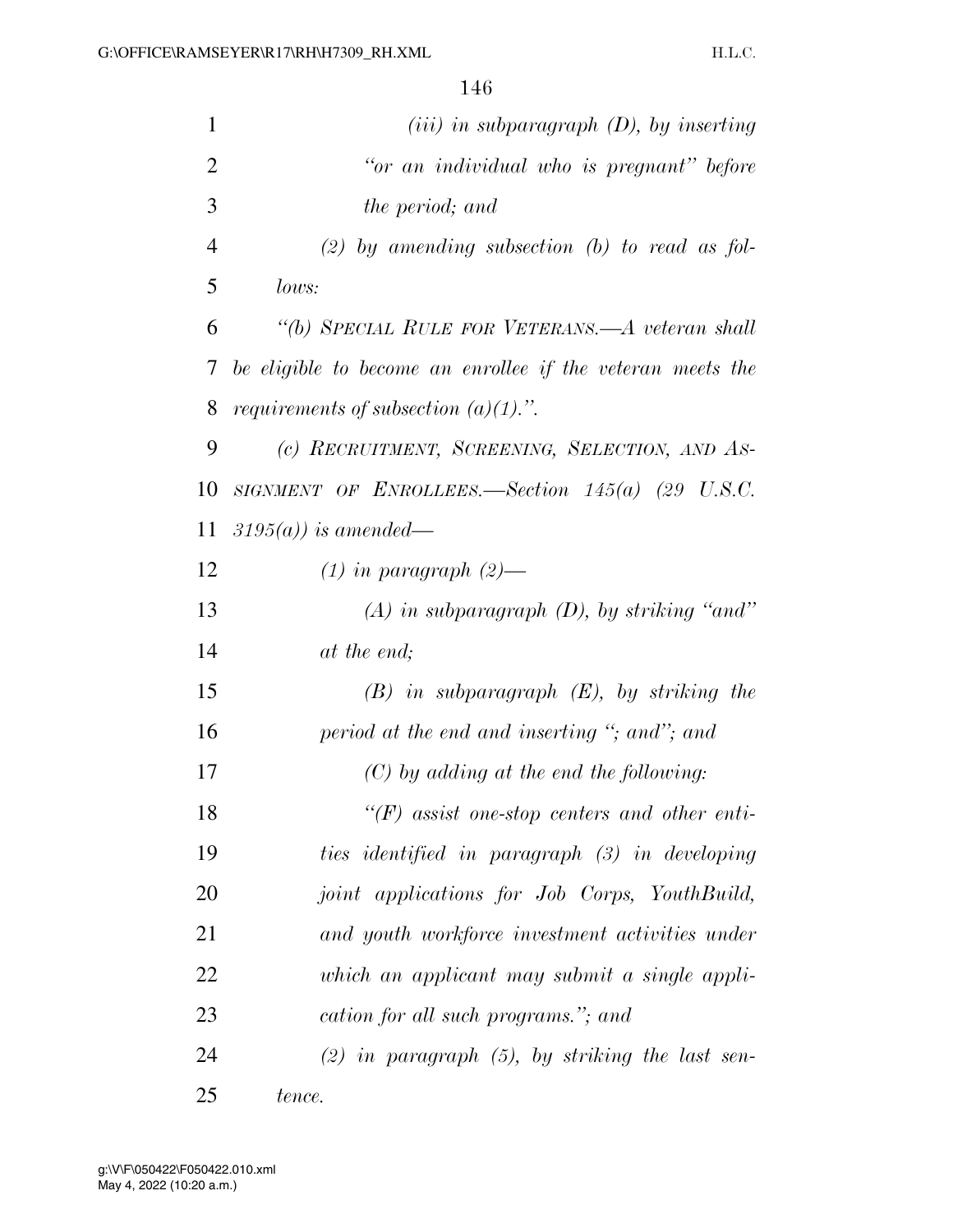*(iii) in subparagraph (D), by inserting "or an individual who is pregnant" before the period; and*

*(2) by amending subsection (b) to read as follows:*

*"(b) SPECIAL RULE FOR VETERANS.—A veteran shall be eligible to become an enrollee if the veteran meets the requirements of subsection (a)(1).".*

*(c) RECRUITMENT, SCREENING, SELECTION, AND ASSIGNMENT OF ENROLLEES.—Section 145(a) (29 U.S.C. 3195(a)) is amended—*

*(1) in paragraph (2)—*

*(A) in subparagraph (D), by striking "and" at the end;*

*(B) in subparagraph (E), by striking the period at the end and inserting "; and"; and*

*(C) by adding at the end the following:*

*"(F) assist one-stop centers and other entities identified in paragraph (3) in developing joint applications for Job Corps, YouthBuild, and youth workforce investment activities under which an applicant may submit a single application for all such programs."; and*

*(2) in paragraph (5), by striking the last sentence.*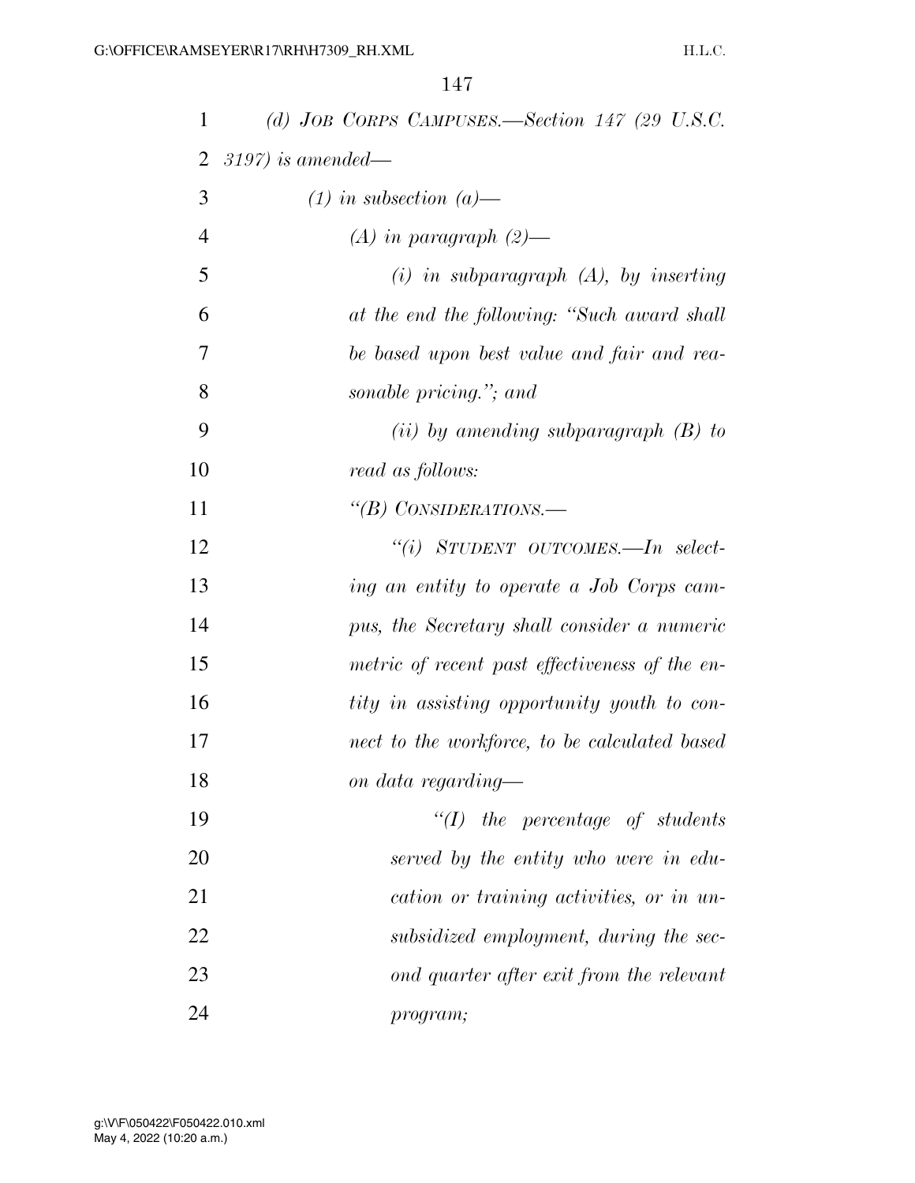*(d) JOB CORPS CAMPUSES.—Section 147 (29 U.S.C. 3197) is amended—*

*(1) in subsection (a)—*

*(A) in paragraph (2)—*

*(i) in subparagraph (A), by inserting at the end the following: "Such award shall be based upon best value and fair and reasonable pricing."; and*

*(ii) by amending subparagraph (B) to read as follows:*

*"(B) CONSIDERATIONS.—*

*"(i) STUDENT OUTCOMES.—In selecting an entity to operate a Job Corps campus, the Secretary shall consider a numeric metric of recent past effectiveness of the entity in assisting opportunity youth to connect to the workforce, to be calculated based on data regarding—*

*"(I) the percentage of students served by the entity who were in education or training activities, or in unsubsidized employment, during the second quarter after exit from the relevant program;*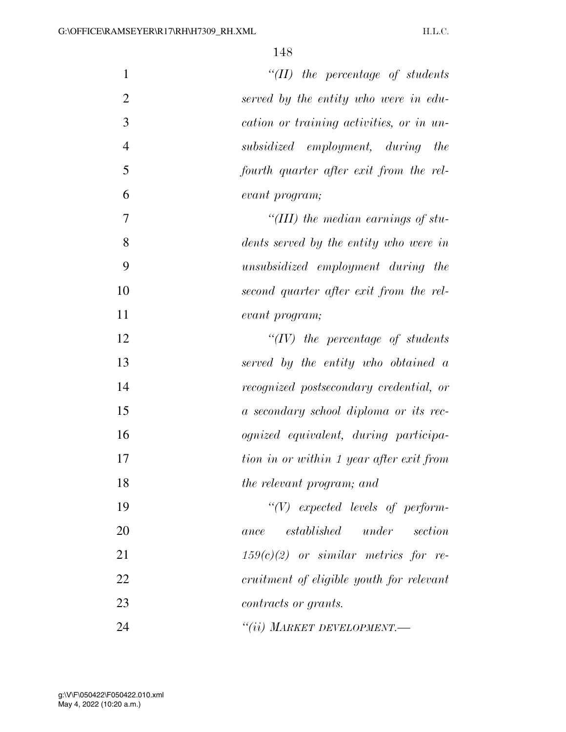*"(II) the percentage of students served by the entity who were in education or training activities, or in unsubsidized employment, during the fourth quarter after exit from the relevant program;*

*"(III) the median earnings of students served by the entity who were in unsubsidized employment during the second quarter after exit from the relevant program;*

*"(IV) the percentage of students served by the entity who obtained a recognized postsecondary credential, or a secondary school diploma or its recognized equivalent, during participation in or within 1 year after exit from the relevant program; and*

*"(V) expected levels of performance established under section 159(c)(2) or similar metrics for recruitment of eligible youth for relevant contracts or grants.*

*"(ii) MARKET DEVELOPMENT.—*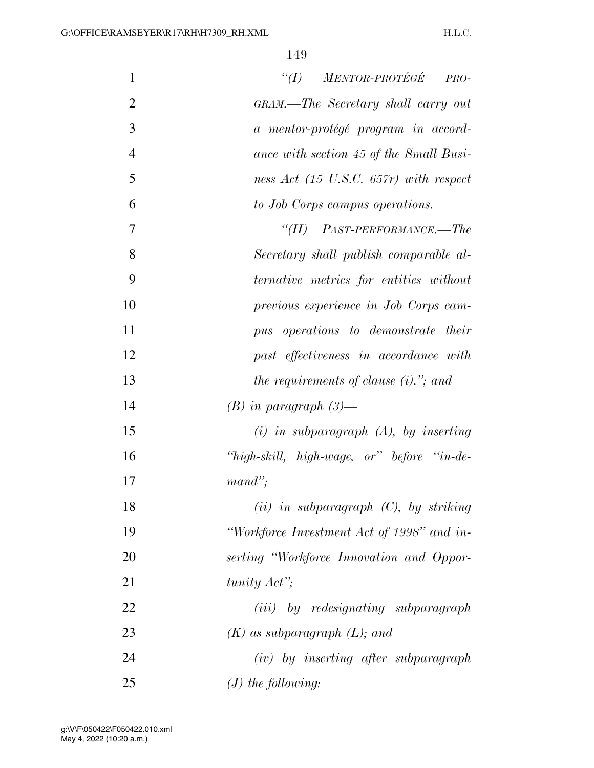*"(I) MENTOR-PROTÉGÉ PROGRAM.—The Secretary shall carry out a mentor-protégé program in accordance with section 45 of the Small Business Act (15 U.S.C. 657r) with respect to Job Corps campus operations.*

*"(II) PAST-PERFORMANCE.—The Secretary shall publish comparable alternative metrics for entities without previous experience in Job Corps campus operations to demonstrate their past effectiveness in accordance with the requirements of clause (i)."; and*

*(B) in paragraph (3)—*

*(i) in subparagraph (A), by inserting "high-skill, high-wage, or" before "in-demand";*

*(ii) in subparagraph (C), by striking "Workforce Investment Act of 1998" and inserting "Workforce Innovation and Opportunity Act";*

*(iii) by redesignating subparagraph (K) as subparagraph (L); and*

*(iv) by inserting after subparagraph (J) the following:*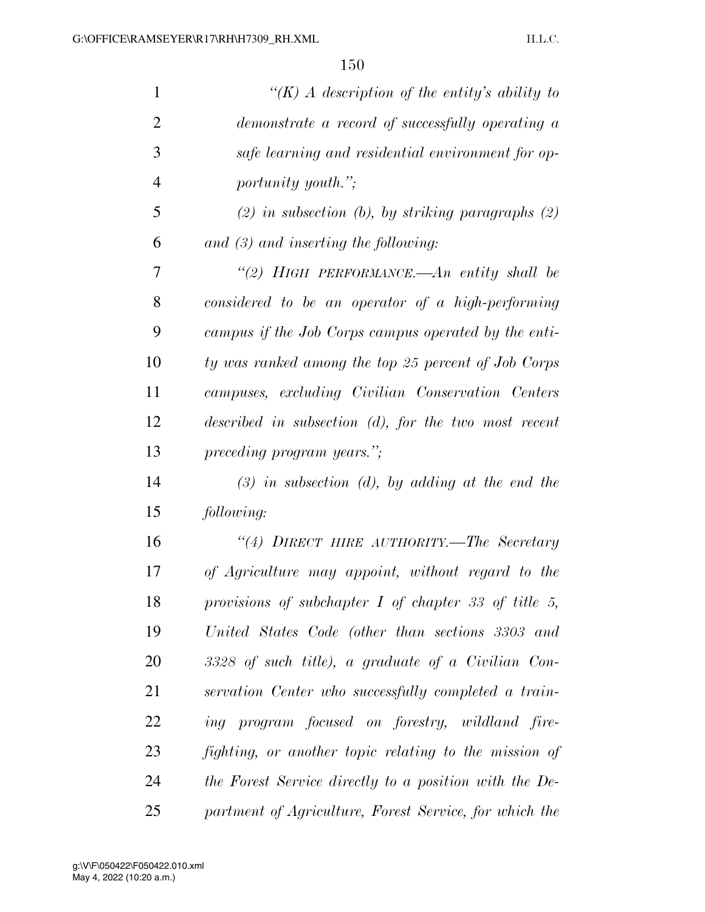*"(K) A description of the entity's ability to demonstrate a record of successfully operating a safe learning and residential environment for opportunity youth.";*

*(2) in subsection (b), by striking paragraphs (2) and (3) and inserting the following:*

*"(2) HIGH PERFORMANCE.—An entity shall be considered to be an operator of a high-performing campus if the Job Corps campus operated by the entity was ranked among the top 25 percent of Job Corps campuses, excluding Civilian Conservation Centers described in subsection (d), for the two most recent preceding program years.";*

*(3) in subsection (d), by adding at the end the following:*

*"(4) DIRECT HIRE AUTHORITY.—The Secretary of Agriculture may appoint, without regard to the provisions of subchapter I of chapter 33 of title 5, United States Code (other than sections 3303 and 3328 of such title), a graduate of a Civilian Conservation Center who successfully completed a training program focused on forestry, wildland firefighting, or another topic relating to the mission of the Forest Service directly to a position with the Department of Agriculture, Forest Service, for which the*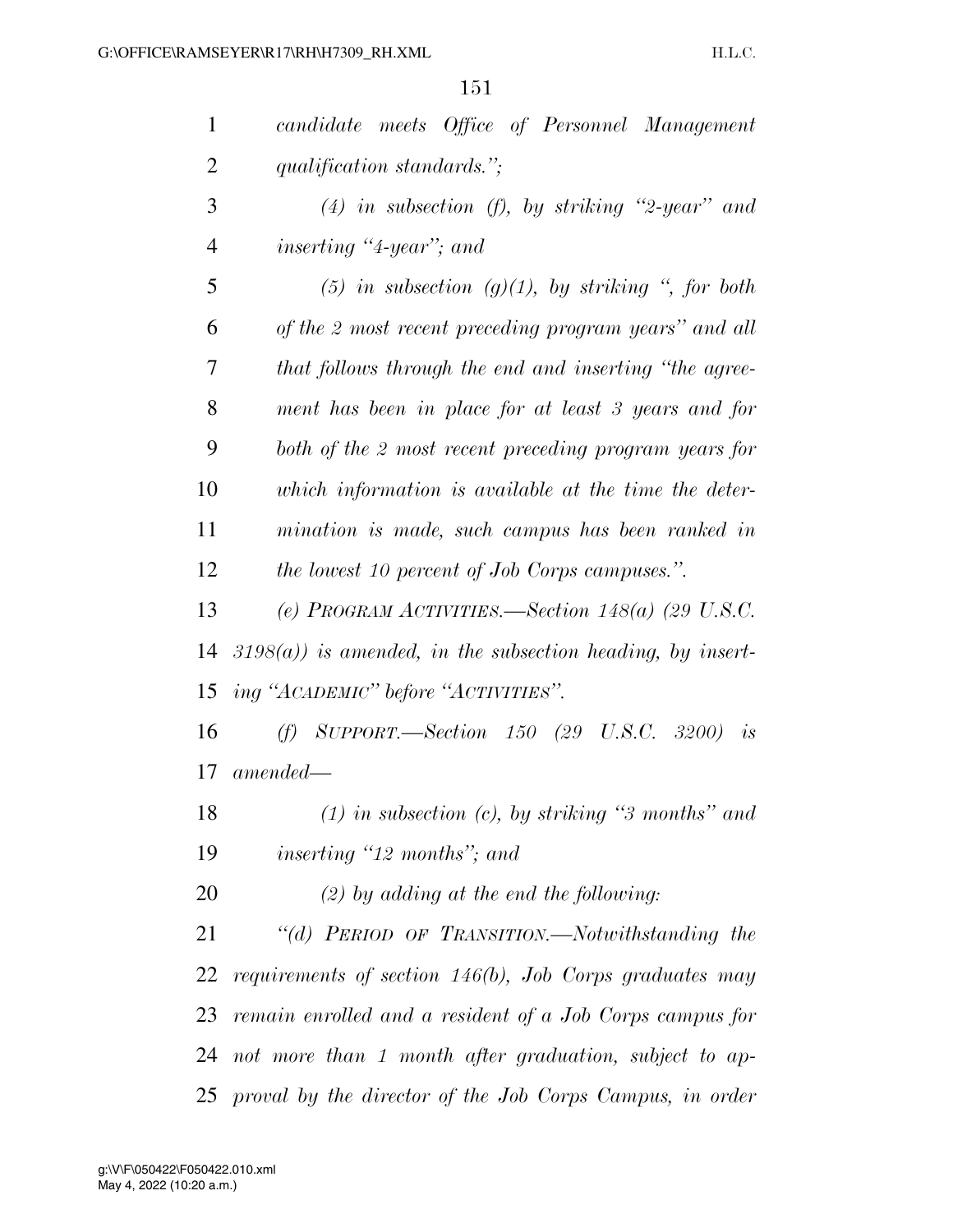*candidate meets Office of Personnel Management qualification standards.";*

*(4) in subsection (f), by striking "2-year" and inserting "4-year"; and*

*(5) in subsection (g)(1), by striking ", for both of the 2 most recent preceding program years" and all that follows through the end and inserting "the agreement has been in place for at least 3 years and for both of the 2 most recent preceding program years for which information is available at the time the determination is made, such campus has been ranked in the lowest 10 percent of Job Corps campuses.".*

*(e) PROGRAM ACTIVITIES.—Section 148(a) (29 U.S.C. 3198(a)) is amended, in the subsection heading, by inserting "ACADEMIC" before "ACTIVITIES".*

*(f) SUPPORT.—Section 150 (29 U.S.C. 3200) is amended—*

*(1) in subsection (c), by striking "3 months" and inserting "12 months"; and*

*(2) by adding at the end the following:*

*"(d) PERIOD OF TRANSITION.—Notwithstanding the requirements of section 146(b), Job Corps graduates may remain enrolled and a resident of a Job Corps campus for not more than 1 month after graduation, subject to approval by the director of the Job Corps Campus, in order*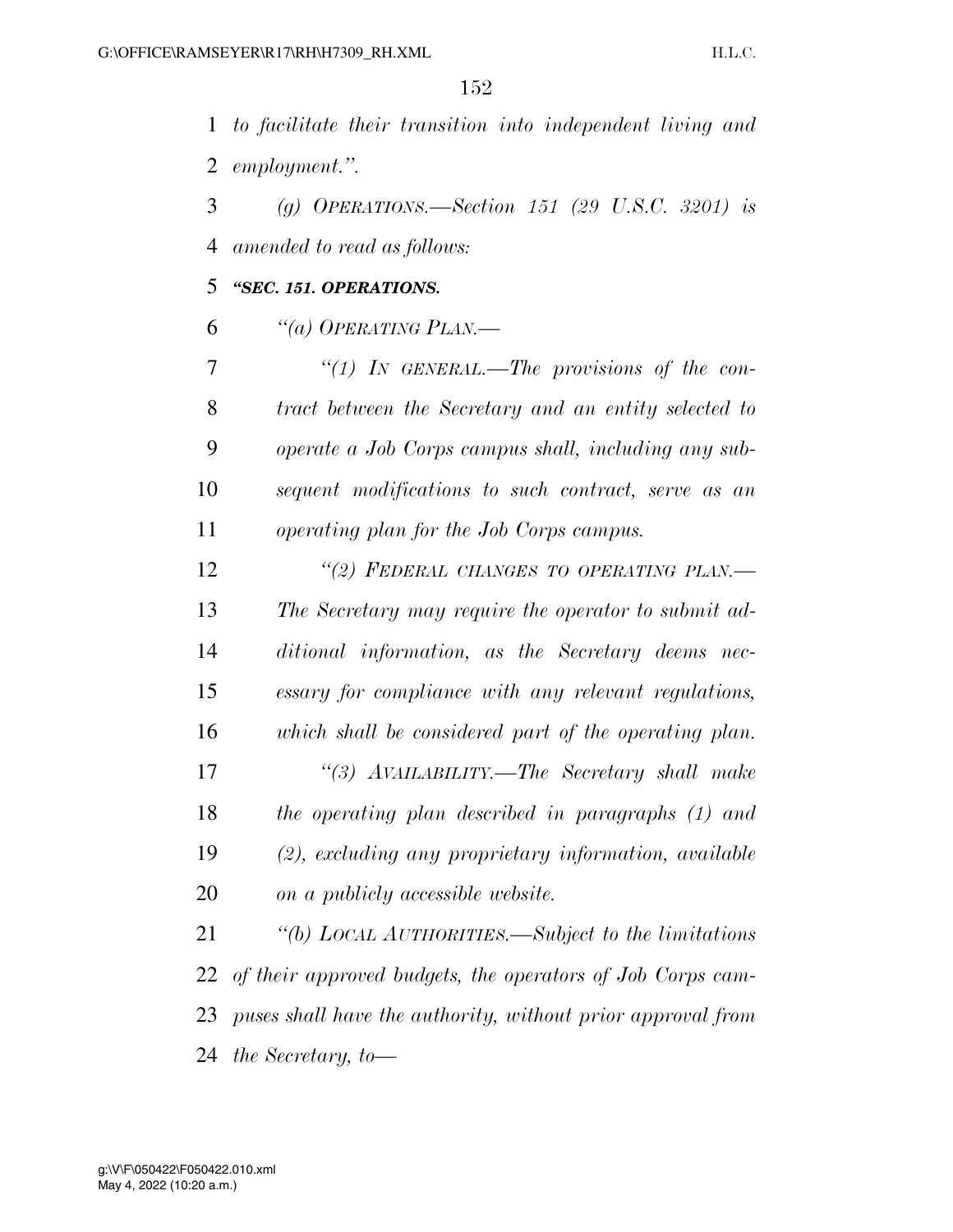*to facilitate their transition into independent living and employment.".*

*(g) OPERATIONS.—Section 151 (29 U.S.C. 3201) is amended to read as follows:*

***"SEC. 151. OPERATIONS.***

*"(a) OPERATING PLAN.—*

*"(1) IN GENERAL.—The provisions of the contract between the Secretary and an entity selected to operate a Job Corps campus shall, including any subsequent modifications to such contract, serve as an operating plan for the Job Corps campus.*

*"(2) FEDERAL CHANGES TO OPERATING PLAN.—The Secretary may require the operator to submit additional information, as the Secretary deems necessary for compliance with any relevant regulations, which shall be considered part of the operating plan.*

*"(3) AVAILABILITY.—The Secretary shall make the operating plan described in paragraphs (1) and (2), excluding any proprietary information, available on a publicly accessible website.*

*"(b) LOCAL AUTHORITIES.—Subject to the limitations of their approved budgets, the operators of Job Corps campuses shall have the authority, without prior approval from the Secretary, to—*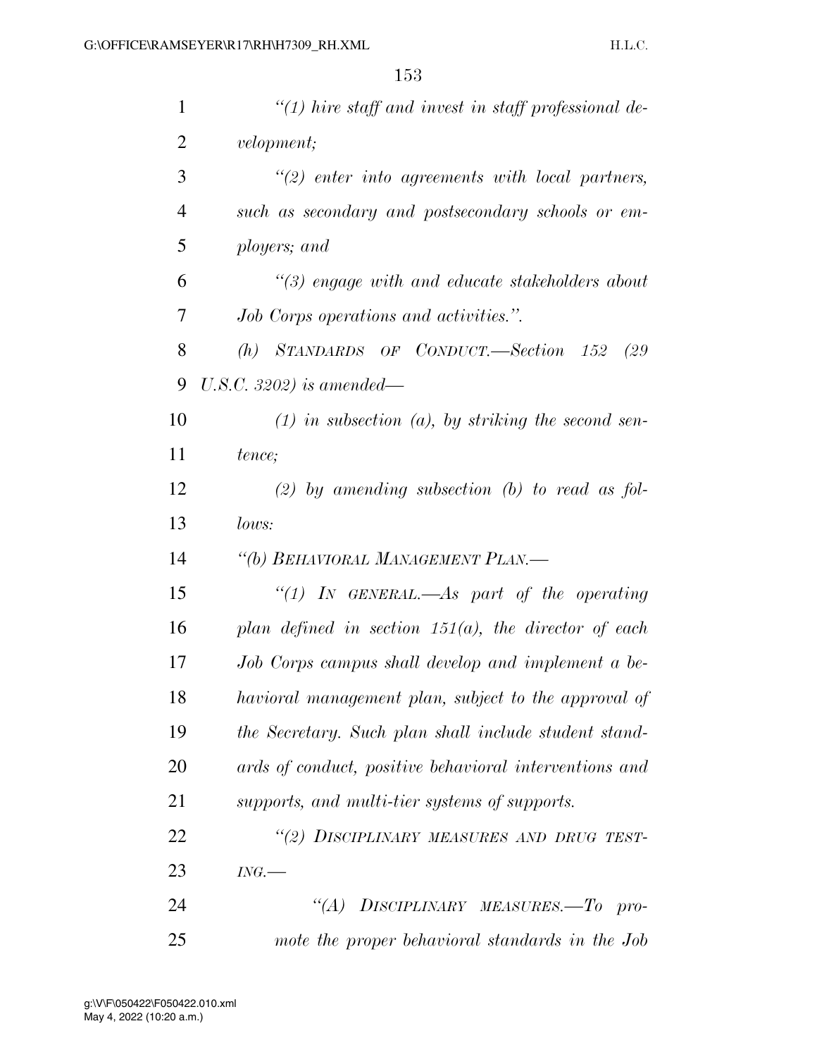*"(1) hire staff and invest in staff professional development;*

*"(2) enter into agreements with local partners, such as secondary and postsecondary schools or employers; and*

*"(3) engage with and educate stakeholders about Job Corps operations and activities.".*

*(h) STANDARDS OF CONDUCT.—Section 152 (29 U.S.C. 3202) is amended—*

*(1) in subsection (a), by striking the second sentence;*

*(2) by amending subsection (b) to read as follows:*

*"(b) BEHAVIORAL MANAGEMENT PLAN.—*

*"(1) IN GENERAL.—As part of the operating plan defined in section 151(a), the director of each Job Corps campus shall develop and implement a behavioral management plan, subject to the approval of the Secretary. Such plan shall include student standards of conduct, positive behavioral interventions and supports, and multi-tier systems of supports.*

*"(2) DISCIPLINARY MEASURES AND DRUG TESTING.—*

*"(A) DISCIPLINARY MEASURES.—To promote the proper behavioral standards in the Job*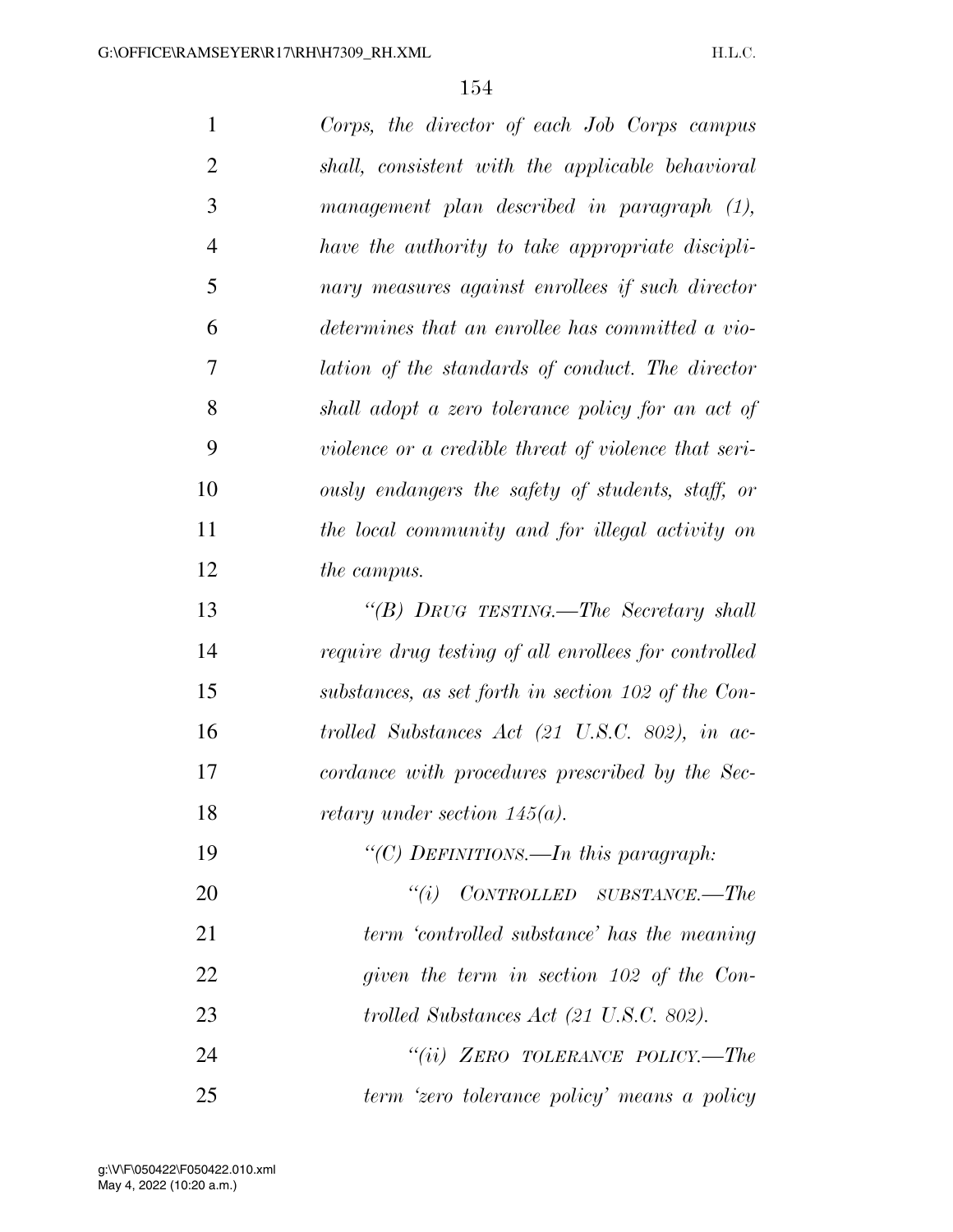*Corps, the director of each Job Corps campus shall, consistent with the applicable behavioral management plan described in paragraph (1), have the authority to take appropriate disciplinary measures against enrollees if such director determines that an enrollee has committed a violation of the standards of conduct. The director shall adopt a zero tolerance policy for an act of violence or a credible threat of violence that seriously endangers the safety of students, staff, or the local community and for illegal activity on the campus.*

*"(B) DRUG TESTING.—The Secretary shall require drug testing of all enrollees for controlled substances, as set forth in section 102 of the Controlled Substances Act (21 U.S.C. 802), in accordance with procedures prescribed by the Secretary under section 145(a).*

*"(C) DEFINITIONS.—In this paragraph:*

*"(i) CONTROLLED SUBSTANCE.—The term 'controlled substance' has the meaning given the term in section 102 of the Controlled Substances Act (21 U.S.C. 802).*

*"(ii) ZERO TOLERANCE POLICY.—The term 'zero tolerance policy' means a policy*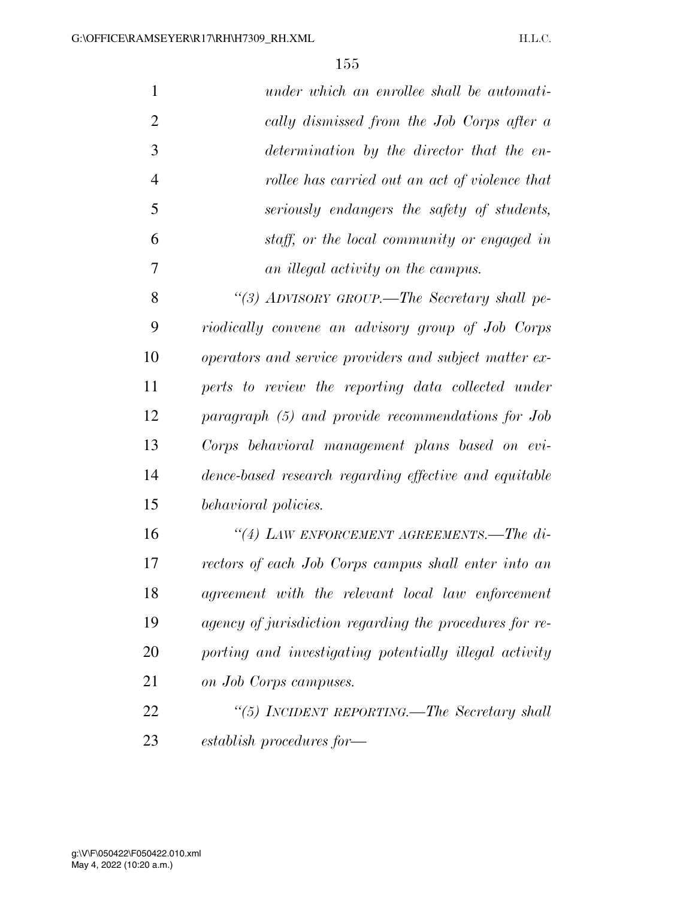*under which an enrollee shall be automatically dismissed from the Job Corps after a determination by the director that the enrollee has carried out an act of violence that seriously endangers the safety of students, staff, or the local community or engaged in an illegal activity on the campus.*

*“(3) ADVISORY GROUP.—The Secretary shall periodically convene an advisory group of Job Corps operators and service providers and subject matter experts to review the reporting data collected under paragraph (5) and provide recommendations for Job Corps behavioral management plans based on evidence-based research regarding effective and equitable behavioral policies.*

*“(4) LAW ENFORCEMENT AGREEMENTS.—The directors of each Job Corps campus shall enter into an agreement with the relevant local law enforcement agency of jurisdiction regarding the procedures for reporting and investigating potentially illegal activity on Job Corps campuses.*

*“(5) INCIDENT REPORTING.—The Secretary shall establish procedures for—*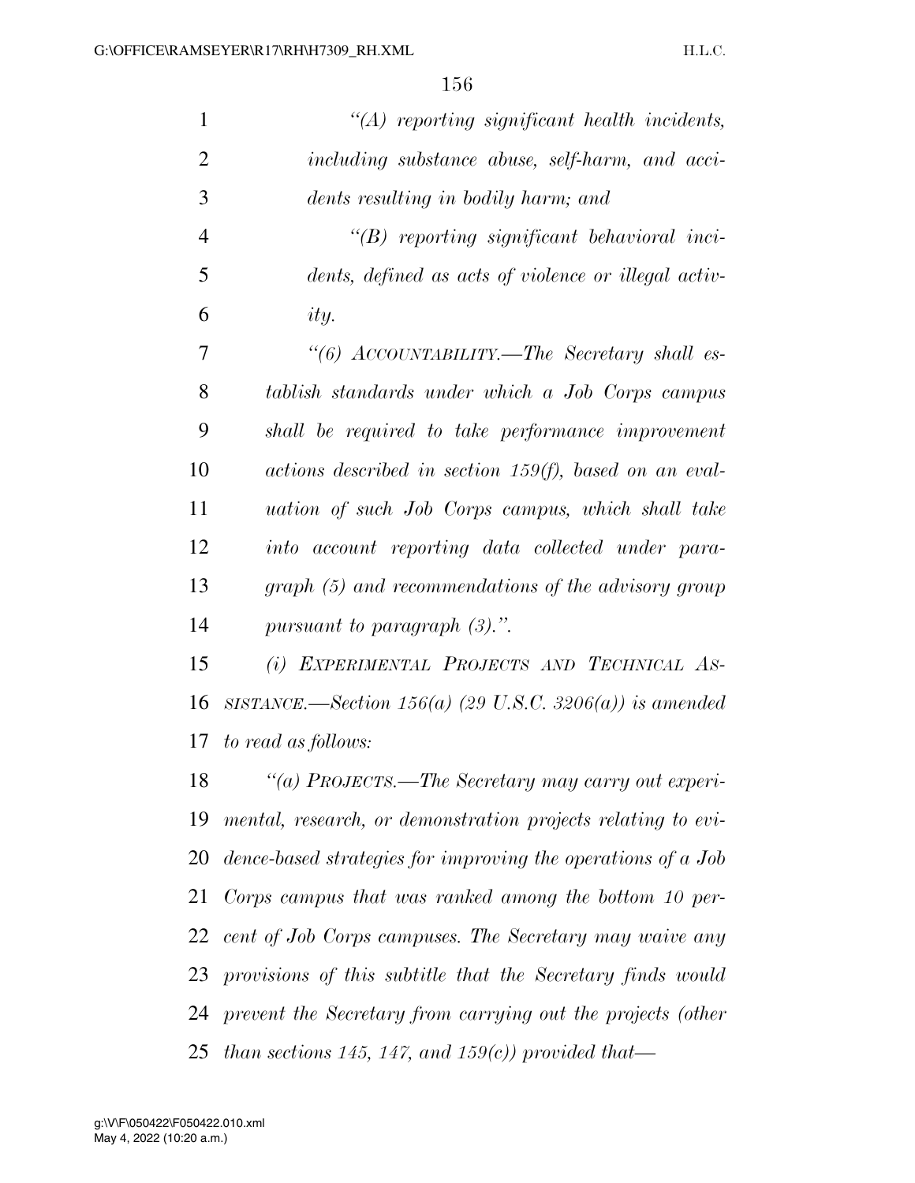*"(A) reporting significant health incidents, including substance abuse, self-harm, and accidents resulting in bodily harm; and*

*"(B) reporting significant behavioral incidents, defined as acts of violence or illegal activity.*

*"(6) ACCOUNTABILITY.—The Secretary shall establish standards under which a Job Corps campus shall be required to take performance improvement actions described in section 159(f), based on an evaluation of such Job Corps campus, which shall take into account reporting data collected under paragraph (5) and recommendations of the advisory group pursuant to paragraph (3).".*

*(i) EXPERIMENTAL PROJECTS AND TECHNICAL ASSISTANCE.—Section 156(a) (29 U.S.C. 3206(a)) is amended to read as follows:*

*"(a) PROJECTS.—The Secretary may carry out experimental, research, or demonstration projects relating to evidence-based strategies for improving the operations of a Job Corps campus that was ranked among the bottom 10 percent of Job Corps campuses. The Secretary may waive any provisions of this subtitle that the Secretary finds would prevent the Secretary from carrying out the projects (other than sections 145, 147, and 159(c)) provided that—*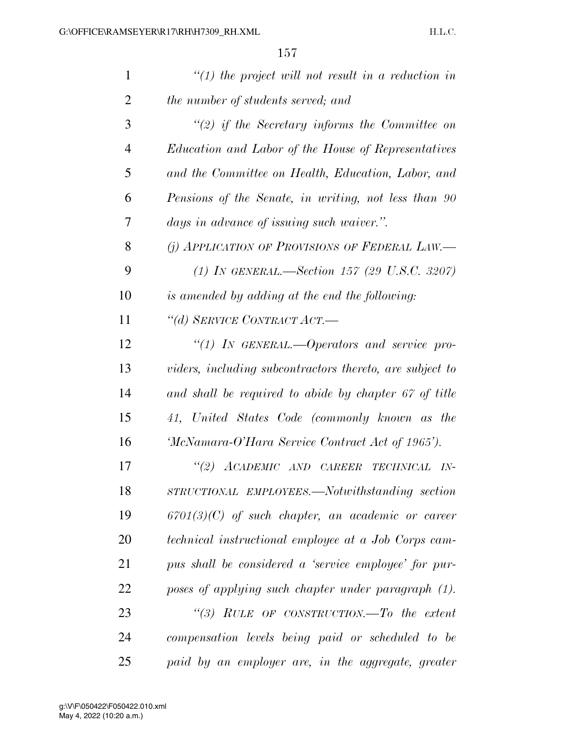*"(1) the project will not result in a reduction in the number of students served; and*

*"(2) if the Secretary informs the Committee on Education and Labor of the House of Representatives and the Committee on Health, Education, Labor, and Pensions of the Senate, in writing, not less than 90 days in advance of issuing such waiver.".*

*(j) APPLICATION OF PROVISIONS OF FEDERAL LAW.—*

*(1) IN GENERAL.—Section 157 (29 U.S.C. 3207) is amended by adding at the end the following:*

*"(d) SERVICE CONTRACT ACT.—*

*"(1) IN GENERAL.—Operators and service providers, including subcontractors thereto, are subject to and shall be required to abide by chapter 67 of title 41, United States Code (commonly known as the 'McNamara-O'Hara Service Contract Act of 1965').*

*"(2) ACADEMIC AND CAREER TECHNICAL INSTRUCTIONAL EMPLOYEES.—Notwithstanding section 6701(3)(C) of such chapter, an academic or career technical instructional employee at a Job Corps campus shall be considered a 'service employee' for purposes of applying such chapter under paragraph (1).*

*"(3) RULE OF CONSTRUCTION.—To the extent compensation levels being paid or scheduled to be paid by an employer are, in the aggregate, greater*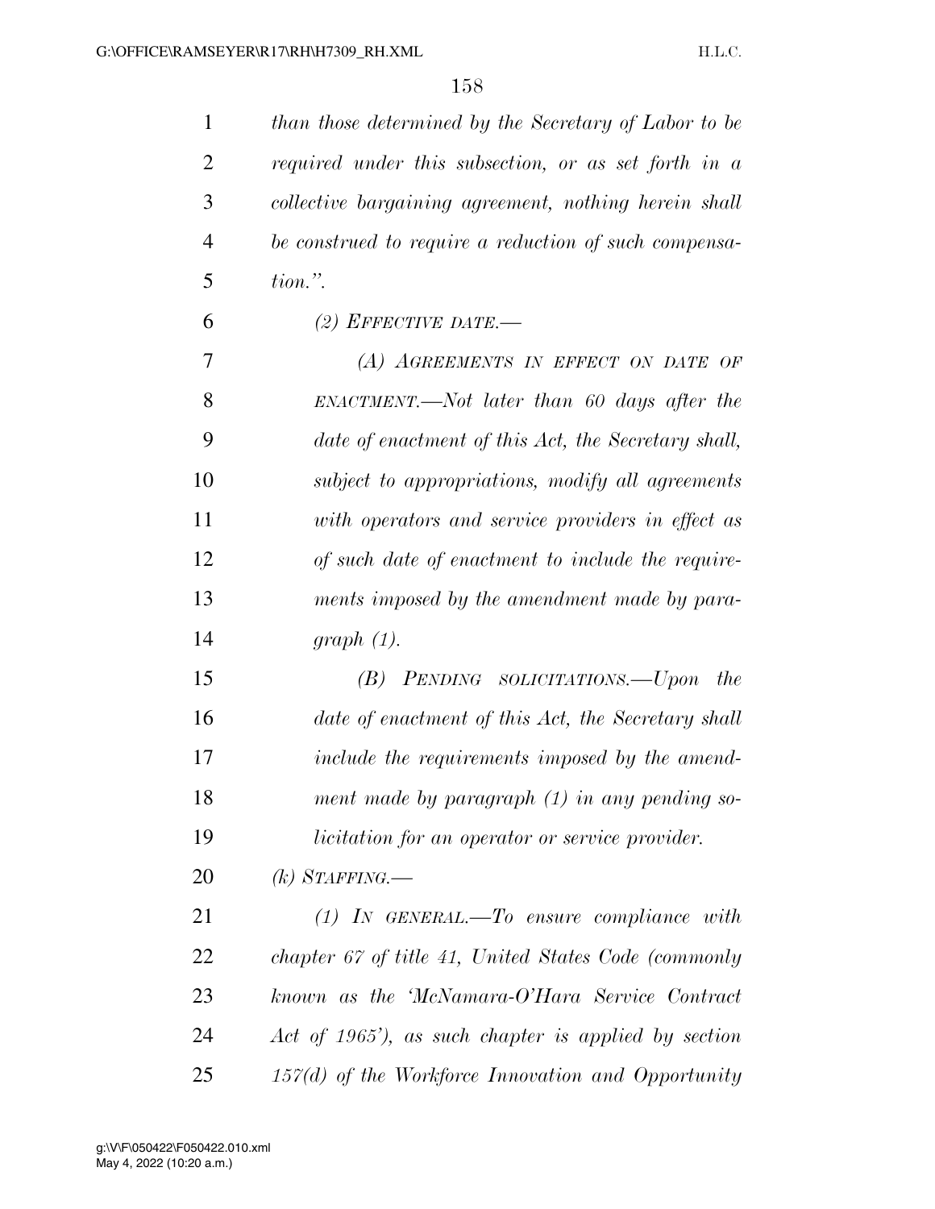*than those determined by the Secretary of Labor to be required under this subsection, or as set forth in a collective bargaining agreement, nothing herein shall be construed to require a reduction of such compensation.".*

*(2) EFFECTIVE DATE.—*

*(A) AGREEMENTS IN EFFECT ON DATE OF ENACTMENT.—Not later than 60 days after the date of enactment of this Act, the Secretary shall, subject to appropriations, modify all agreements with operators and service providers in effect as of such date of enactment to include the requirements imposed by the amendment made by paragraph (1).*

*(B) PENDING SOLICITATIONS.—Upon the date of enactment of this Act, the Secretary shall include the requirements imposed by the amendment made by paragraph (1) in any pending solicitation for an operator or service provider.*

*(k) STAFFING.—*

*(1) IN GENERAL.—To ensure compliance with chapter 67 of title 41, United States Code (commonly known as the 'McNamara-O'Hara Service Contract Act of 1965'), as such chapter is applied by section 157(d) of the Workforce Innovation and Opportunity*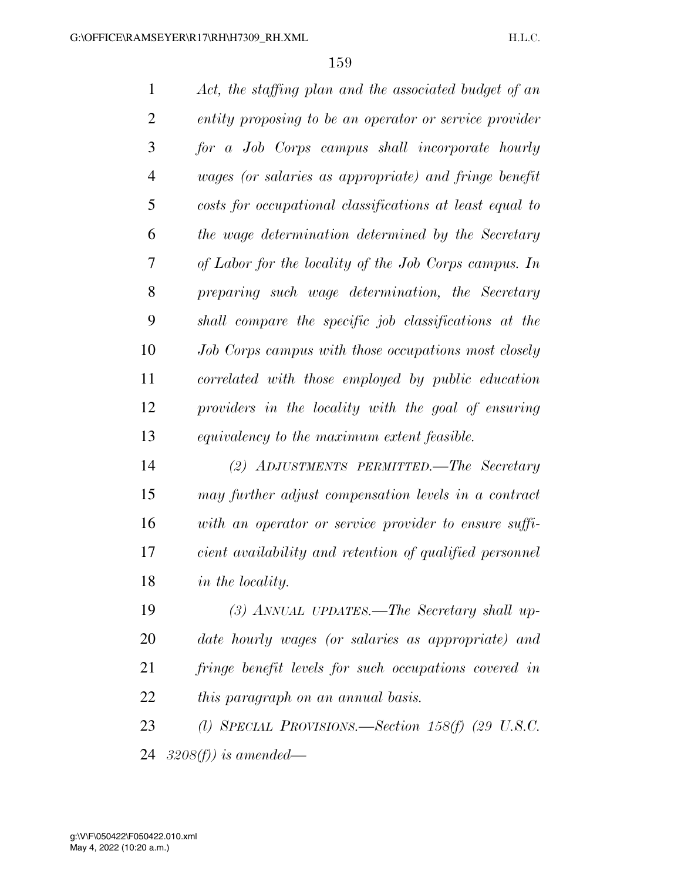*Act, the staffing plan and the associated budget of an entity proposing to be an operator or service provider for a Job Corps campus shall incorporate hourly wages (or salaries as appropriate) and fringe benefit costs for occupational classifications at least equal to the wage determination determined by the Secretary of Labor for the locality of the Job Corps campus. In preparing such wage determination, the Secretary shall compare the specific job classifications at the Job Corps campus with those occupations most closely correlated with those employed by public education providers in the locality with the goal of ensuring equivalency to the maximum extent feasible.*

*(2) ADJUSTMENTS PERMITTED.—The Secretary may further adjust compensation levels in a contract with an operator or service provider to ensure sufficient availability and retention of qualified personnel in the locality.*

*(3) ANNUAL UPDATES.—The Secretary shall update hourly wages (or salaries as appropriate) and fringe benefit levels for such occupations covered in this paragraph on an annual basis.*

*(l) SPECIAL PROVISIONS.—Section 158(f) (29 U.S.C. 3208(f)) is amended—*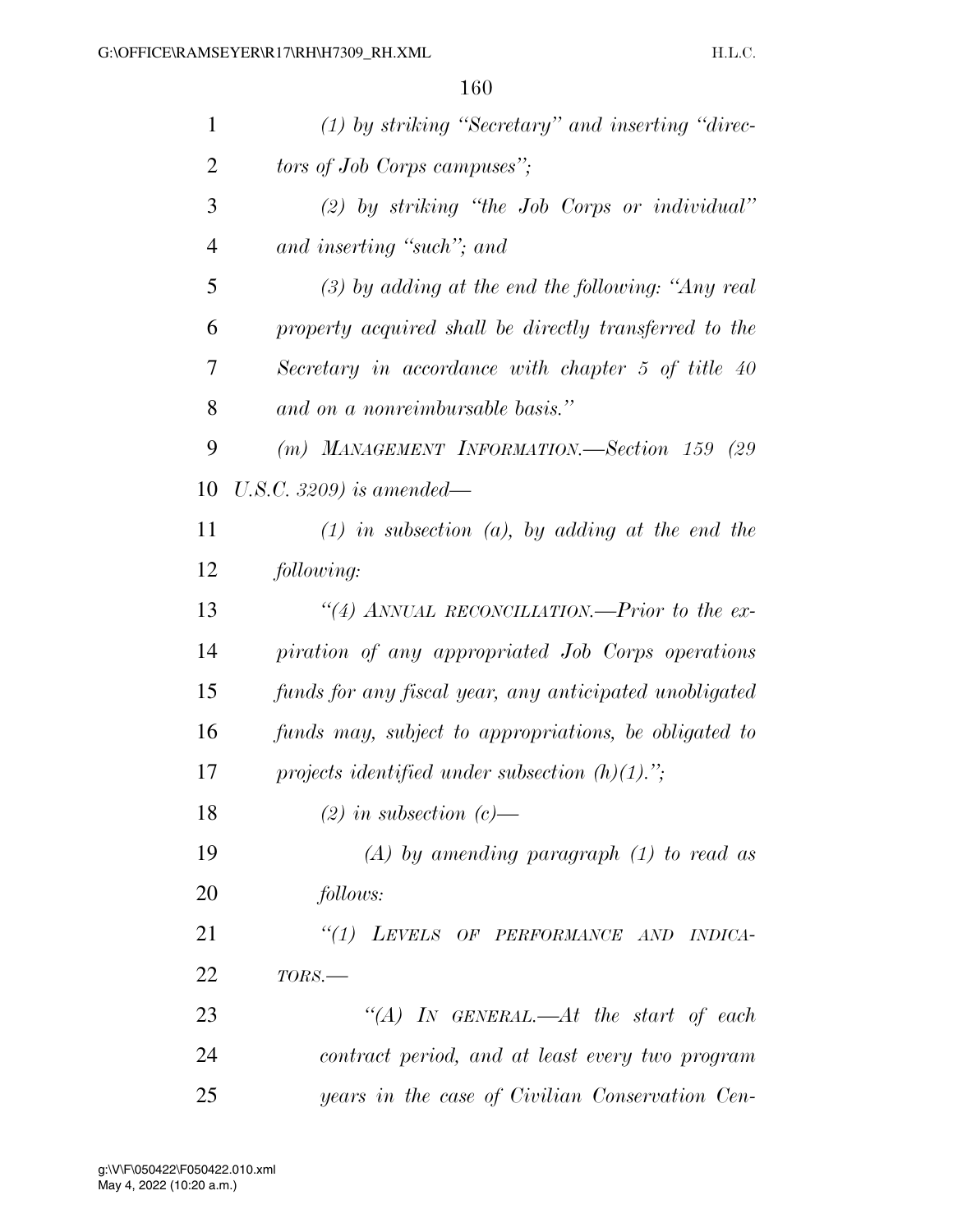*(1) by striking "Secretary" and inserting "directors of Job Corps campuses";*

*(2) by striking "the Job Corps or individual" and inserting "such"; and*

*(3) by adding at the end the following: "Any real property acquired shall be directly transferred to the Secretary in accordance with chapter 5 of title 40 and on a nonreimbursable basis."*

*(m) MANAGEMENT INFORMATION.—Section 159 (29 U.S.C. 3209) is amended—*

*(1) in subsection (a), by adding at the end the following:*

*"(4) ANNUAL RECONCILIATION.—Prior to the expiration of any appropriated Job Corps operations funds for any fiscal year, any anticipated unobligated funds may, subject to appropriations, be obligated to projects identified under subsection (h)(1).";*

*(2) in subsection (c)—*

*(A) by amending paragraph (1) to read as follows:*

*"(1) LEVELS OF PERFORMANCE AND INDICATORS.—*

*"(A) IN GENERAL.—At the start of each contract period, and at least every two program years in the case of Civilian Conservation Cen-*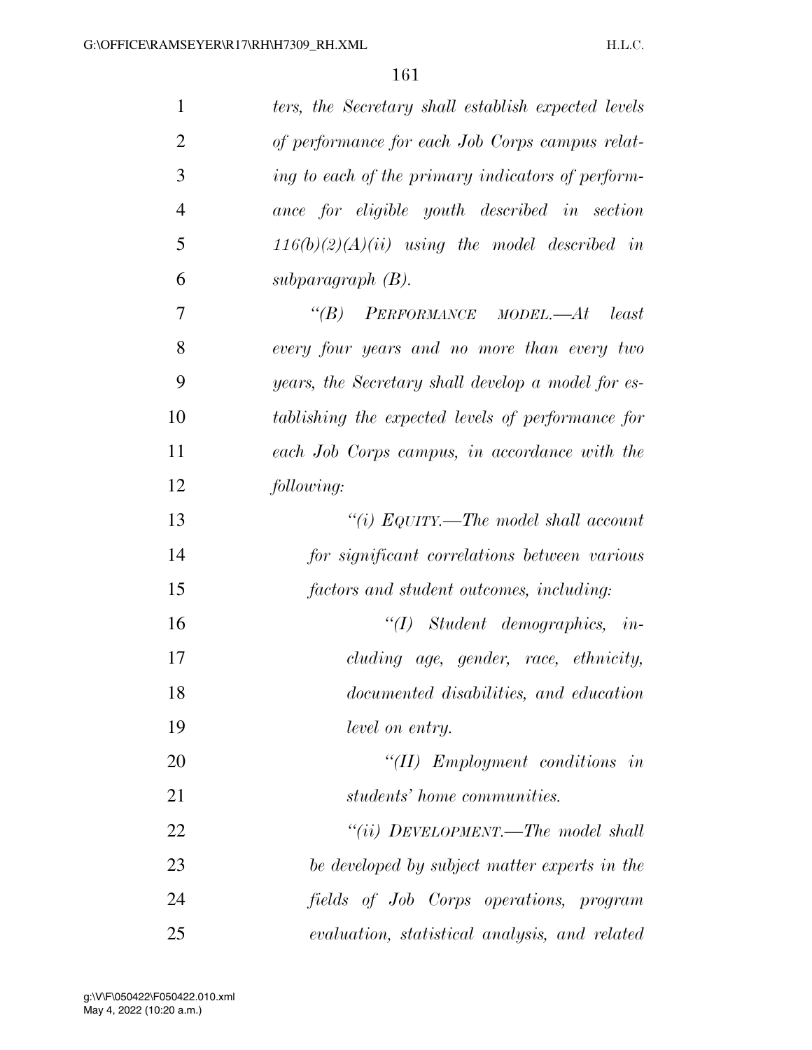*ters, the Secretary shall establish expected levels of performance for each Job Corps campus relating to each of the primary indicators of performance for eligible youth described in section 116(b)(2)(A)(ii) using the model described in subparagraph (B).*

*"(B) PERFORMANCE MODEL.—At least every four years and no more than every two years, the Secretary shall develop a model for establishing the expected levels of performance for each Job Corps campus, in accordance with the following:*

*"(i) EQUITY.—The model shall account for significant correlations between various factors and student outcomes, including:*

*"(I) Student demographics, including age, gender, race, ethnicity, documented disabilities, and education level on entry.*

*"(II) Employment conditions in students' home communities.*

*"(ii) DEVELOPMENT.—The model shall be developed by subject matter experts in the fields of Job Corps operations, program evaluation, statistical analysis, and related*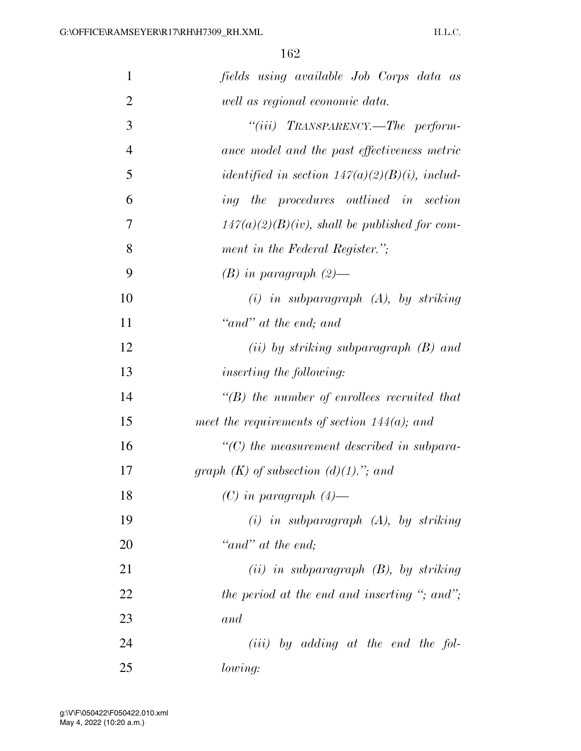*fields using available Job Corps data as well as regional economic data.*

*"(iii) TRANSPARENCY.—The performance model and the past effectiveness metric identified in section 147(a)(2)(B)(i), including the procedures outlined in section 147(a)(2)(B)(iv), shall be published for comment in the Federal Register.";*

*(B) in paragraph (2)—*

*(i) in subparagraph (A), by striking "and" at the end; and*

*(ii) by striking subparagraph (B) and inserting the following:*

*"(B) the number of enrollees recruited that meet the requirements of section 144(a); and*

*"(C) the measurement described in subparagraph (K) of subsection (d)(1)."; and*

*(C) in paragraph (4)—*

*(i) in subparagraph (A), by striking "and" at the end;*

*(ii) in subparagraph (B), by striking the period at the end and inserting "; and"; and*

*(iii) by adding at the end the following:*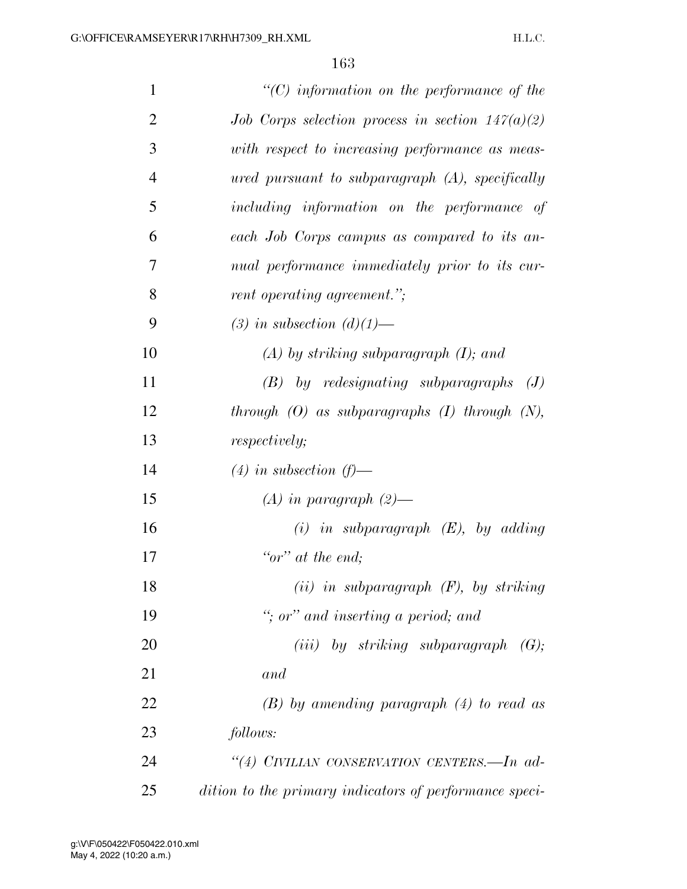*"(C) information on the performance of the Job Corps selection process in section 147(a)(2) with respect to increasing performance as measured pursuant to subparagraph (A), specifically including information on the performance of each Job Corps campus as compared to its annual performance immediately prior to its current operating agreement.";*

*(3) in subsection (d)(1)—*

*(A) by striking subparagraph (I); and*

*(B) by redesignating subparagraphs (J) through (O) as subparagraphs (I) through (N), respectively;*

*(4) in subsection (f)—*

*(A) in paragraph (2)—*

*(i) in subparagraph (E), by adding "or" at the end;*

*(ii) in subparagraph (F), by striking "; or" and inserting a period; and*

*(iii) by striking subparagraph (G); and*

*(B) by amending paragraph (4) to read as follows:*

*"(4) CIVILIAN CONSERVATION CENTERS.—In addition to the primary indicators of performance speci-*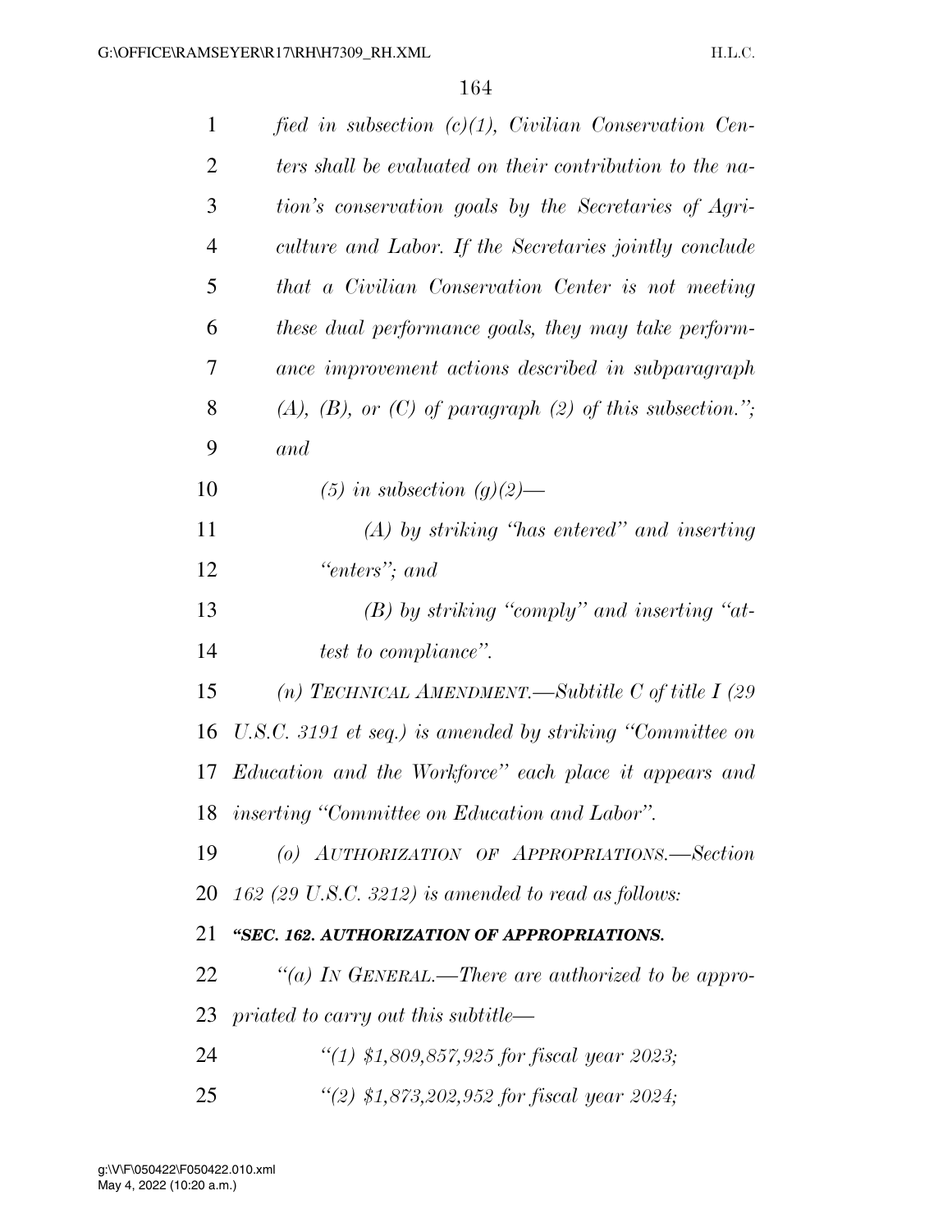*fied in subsection (c)(1), Civilian Conservation Centers shall be evaluated on their contribution to the nation's conservation goals by the Secretaries of Agriculture and Labor. If the Secretaries jointly conclude that a Civilian Conservation Center is not meeting these dual performance goals, they may take performance improvement actions described in subparagraph (A), (B), or (C) of paragraph (2) of this subsection."; and*

*(5) in subsection (g)(2)—*

*(A) by striking "has entered" and inserting "enters"; and*

*(B) by striking "comply" and inserting "attest to compliance".*

*(n) TECHNICAL AMENDMENT.—Subtitle C of title I (29 U.S.C. 3191 et seq.) is amended by striking "Committee on Education and the Workforce" each place it appears and inserting "Committee on Education and Labor".*

*(o) AUTHORIZATION OF APPROPRIATIONS.—Section 162 (29 U.S.C. 3212) is amended to read as follows:*

***"SEC. 162. AUTHORIZATION OF APPROPRIATIONS.***

*"(a) IN GENERAL.—There are authorized to be appropriated to carry out this subtitle—*

*"(1) $1,809,857,925 for fiscal year 2023;*

*"(2) $1,873,202,952 for fiscal year 2024;*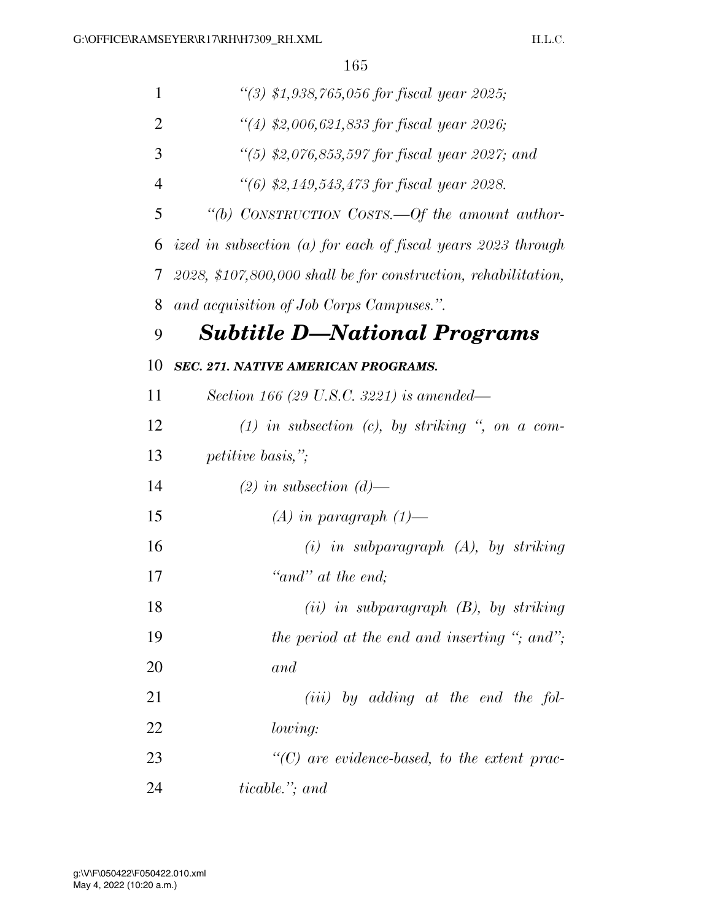*"(3) $1,938,765,056 for fiscal year 2025;*

*"(4) $2,006,621,833 for fiscal year 2026;*

*"(5) $2,076,853,597 for fiscal year 2027; and*

*"(6) $2,149,543,473 for fiscal year 2028.*

*"(b) CONSTRUCTION COSTS.—Of the amount authorized in subsection (a) for each of fiscal years 2023 through 2028, $107,800,000 shall be for construction, rehabilitation, and acquisition of Job Corps Campuses.".*

## *Subtitle D—National Programs*

***SEC. 271. NATIVE AMERICAN PROGRAMS.***

*Section 166 (29 U.S.C. 3221) is amended—*

*(1) in subsection (c), by striking ", on a competitive basis,";*

*(2) in subsection (d)—*

*(A) in paragraph (1)—*

*(i) in subparagraph (A), by striking "and" at the end;*

*(ii) in subparagraph (B), by striking the period at the end and inserting "; and"; and*

*(iii) by adding at the end the following:*

*"(C) are evidence-based, to the extent practicable."; and*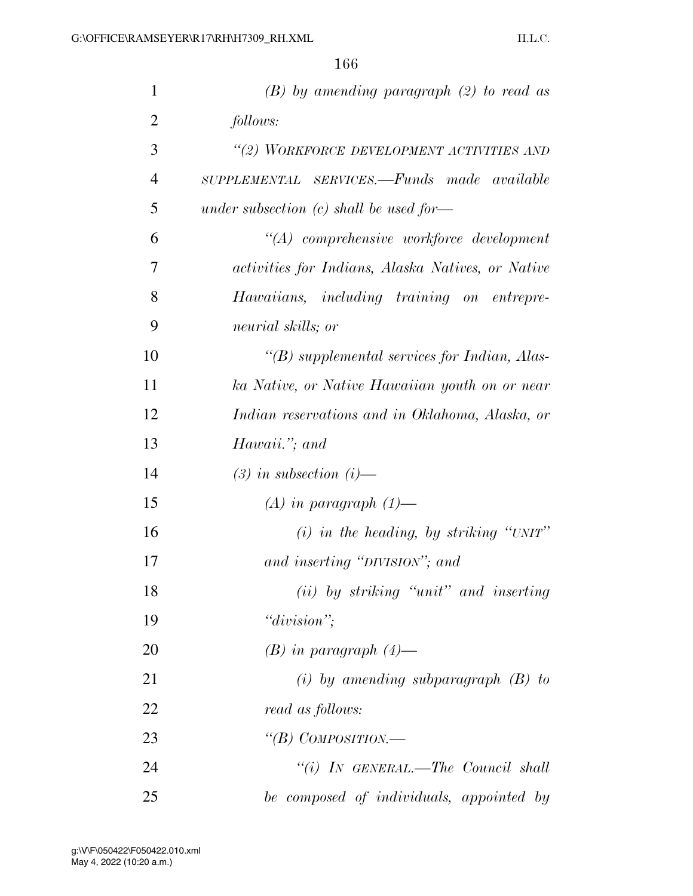*(B) by amending paragraph (2) to read as follows:*

*"(2) WORKFORCE DEVELOPMENT ACTIVITIES AND SUPPLEMENTAL SERVICES.—Funds made available under subsection (c) shall be used for—*

*"(A) comprehensive workforce development activities for Indians, Alaska Natives, or Native Hawaiians, including training on entrepreneurial skills; or*

*"(B) supplemental services for Indian, Alaska Native, or Native Hawaiian youth on or near Indian reservations and in Oklahoma, Alaska, or Hawaii."; and*

*(3) in subsection (i)—*

*(A) in paragraph (1)—*

*(i) in the heading, by striking "UNIT" and inserting "DIVISION"; and*

*(ii) by striking "unit" and inserting "division";*

*(B) in paragraph (4)—*

*(i) by amending subparagraph (B) to read as follows:*

*"(B) COMPOSITION.—*

*"(i) IN GENERAL.—The Council shall be composed of individuals, appointed by*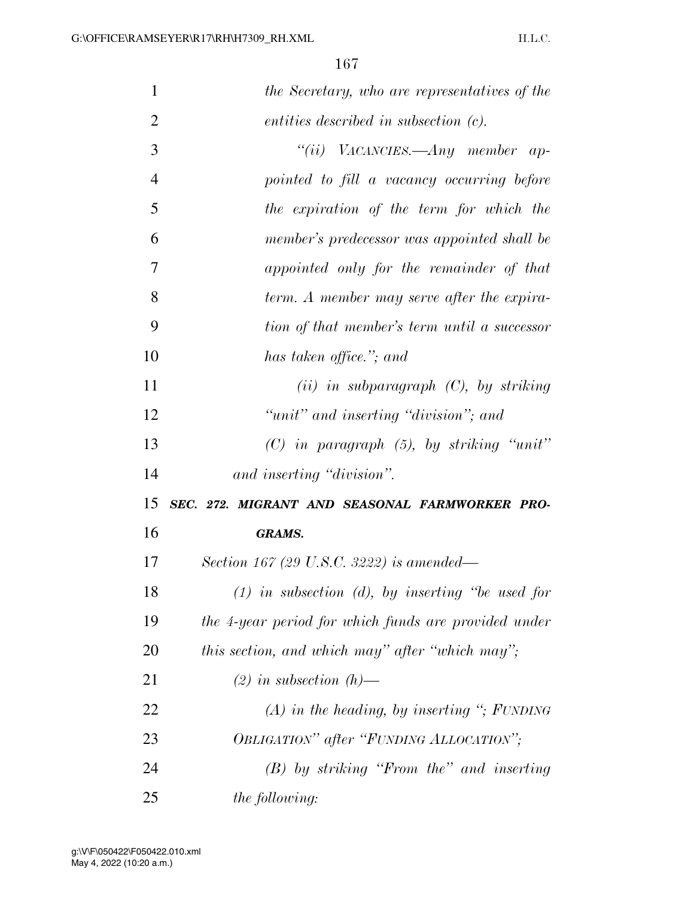*the Secretary, who are representatives of the entities described in subsection (c).*

*"(ii) VACANCIES.—Any member appointed to fill a vacancy occurring before the expiration of the term for which the member's predecessor was appointed shall be appointed only for the remainder of that term. A member may serve after the expiration of that member's term until a successor has taken office."; and*

*(ii) in subparagraph (C), by striking "unit" and inserting "division"; and*

*(C) in paragraph (5), by striking "unit" and inserting "division".*

***SEC. 272. MIGRANT AND SEASONAL FARMWORKER PROGRAMS.***

*Section 167 (29 U.S.C. 3222) is amended—*

*(1) in subsection (d), by inserting "be used for the 4-year period for which funds are provided under this section, and which may" after "which may";*

*(2) in subsection (h)—*

*(A) in the heading, by inserting "; FUNDING OBLIGATION" after "FUNDING ALLOCATION";*

*(B) by striking "From the" and inserting the following:*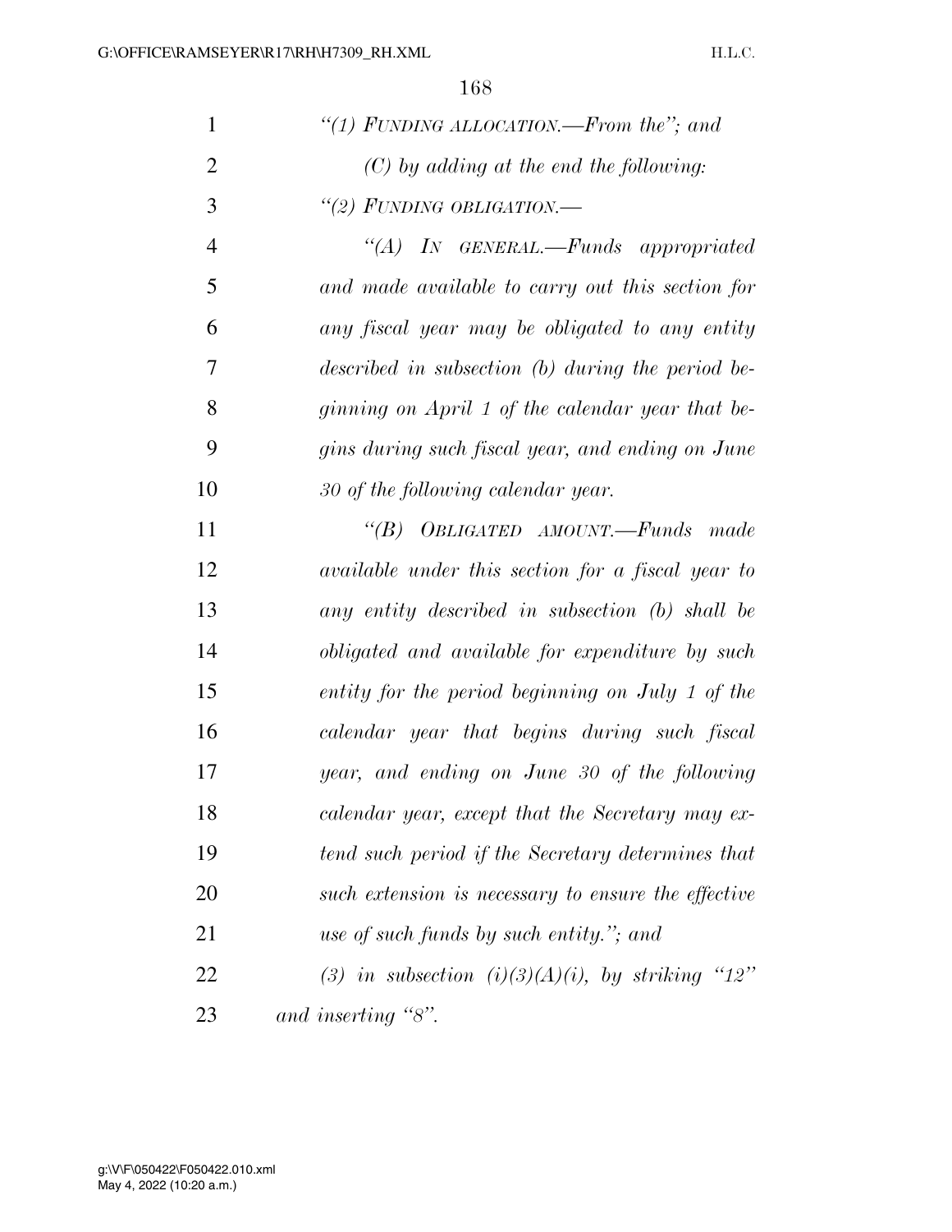*"(1) FUNDING ALLOCATION.—From the"; and*

*(C) by adding at the end the following:*

*"(2) FUNDING OBLIGATION.—*

*"(A) IN GENERAL.—Funds appropriated and made available to carry out this section for any fiscal year may be obligated to any entity described in subsection (b) during the period beginning on April 1 of the calendar year that begins during such fiscal year, and ending on June 30 of the following calendar year.*

*"(B) OBLIGATED AMOUNT.—Funds made available under this section for a fiscal year to any entity described in subsection (b) shall be obligated and available for expenditure by such entity for the period beginning on July 1 of the calendar year that begins during such fiscal year, and ending on June 30 of the following calendar year, except that the Secretary may extend such period if the Secretary determines that such extension is necessary to ensure the effective use of such funds by such entity."; and*

*(3) in subsection (i)(3)(A)(i), by striking "12" and inserting "8".*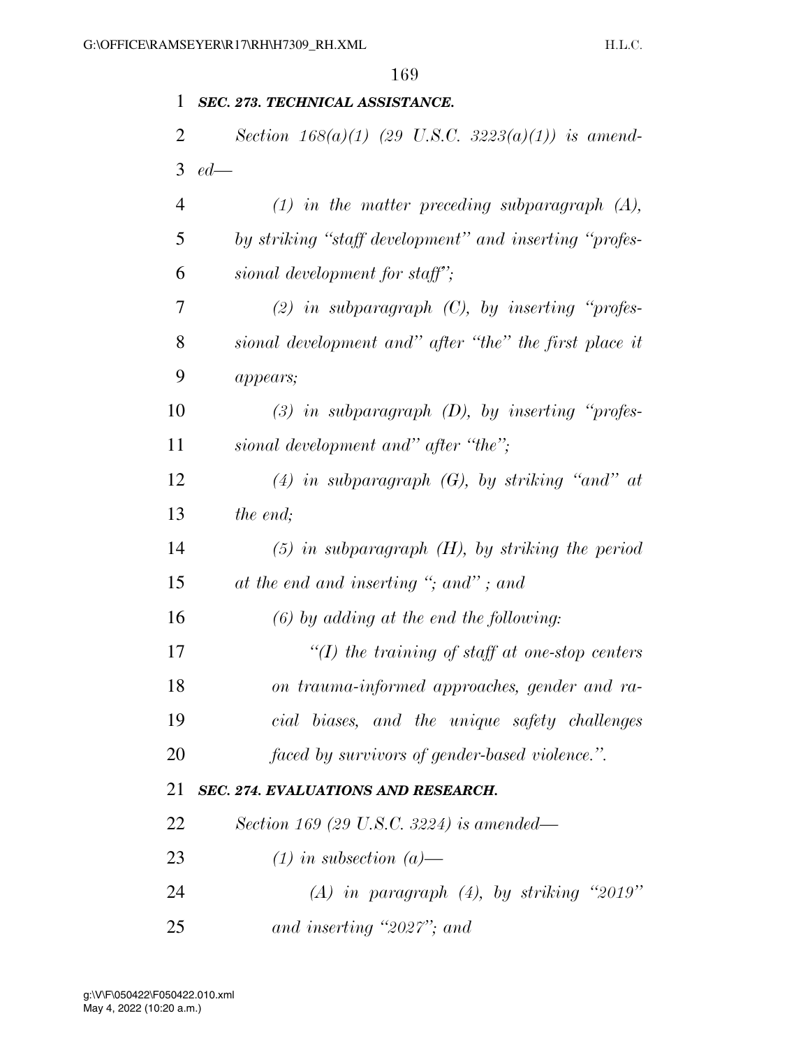***SEC. 273. TECHNICAL ASSISTANCE.***

*Section 168(a)(1) (29 U.S.C. 3223(a)(1)) is amended—*

*(1) in the matter preceding subparagraph (A), by striking "staff development" and inserting "professional development for staff";*

*(2) in subparagraph (C), by inserting "professional development and" after "the" the first place it appears;*

*(3) in subparagraph (D), by inserting "professional development and" after "the";*

*(4) in subparagraph (G), by striking "and" at the end;*

*(5) in subparagraph (H), by striking the period at the end and inserting "; and" ; and*

*(6) by adding at the end the following:*

*"(I) the training of staff at one-stop centers on trauma-informed approaches, gender and racial biases, and the unique safety challenges faced by survivors of gender-based violence.".*

***SEC. 274. EVALUATIONS AND RESEARCH.***

*Section 169 (29 U.S.C. 3224) is amended—*

*(1) in subsection (a)—*

*(A) in paragraph (4), by striking "2019" and inserting "2027"; and*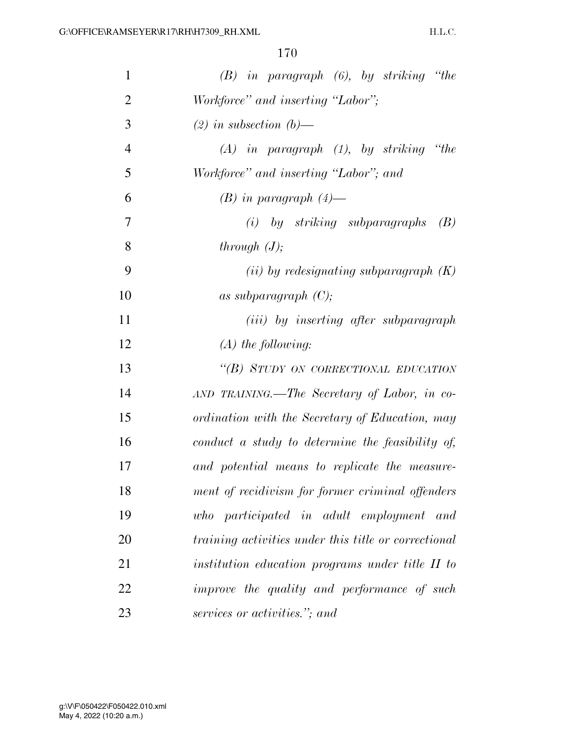*(B) in paragraph (6), by striking "the Workforce" and inserting "Labor";*

*(2) in subsection (b)—*

*(A) in paragraph (1), by striking "the Workforce" and inserting "Labor"; and*

*(B) in paragraph (4)—*

*(i) by striking subparagraphs (B) through (J);*

*(ii) by redesignating subparagraph (K) as subparagraph (C);*

*(iii) by inserting after subparagraph (A) the following:*

*"(B) STUDY ON CORRECTIONAL EDUCATION AND TRAINING.—The Secretary of Labor, in coordination with the Secretary of Education, may conduct a study to determine the feasibility of, and potential means to replicate the measurement of recidivism for former criminal offenders who participated in adult employment and training activities under this title or correctional institution education programs under title II to improve the quality and performance of such services or activities."; and*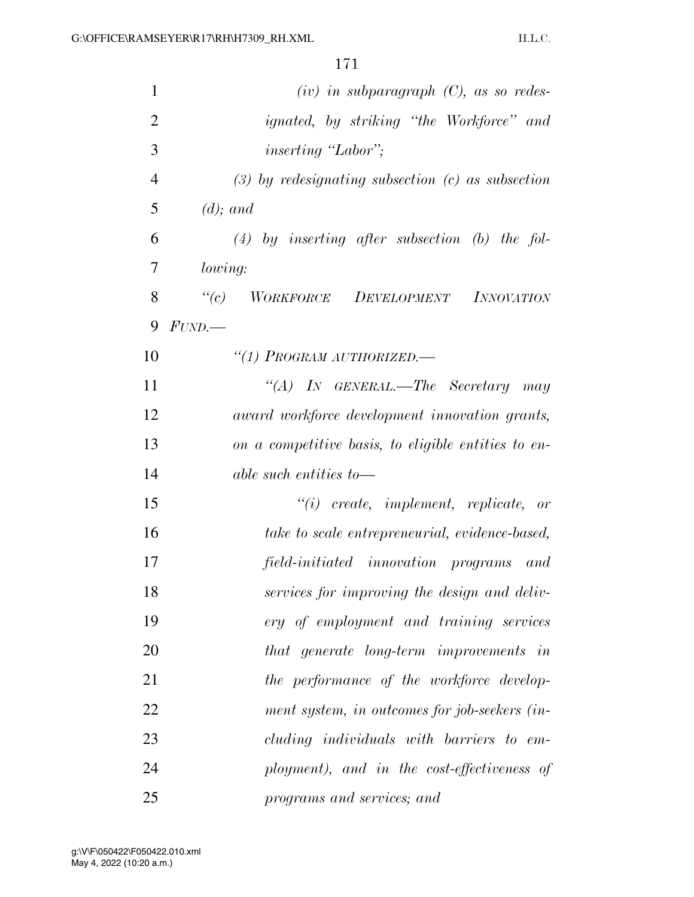*(iv) in subparagraph (C), as so redesignated, by striking "the Workforce" and inserting "Labor";*

*(3) by redesignating subsection (c) as subsection (d); and*

*(4) by inserting after subsection (b) the following:*

*"(c) WORKFORCE DEVELOPMENT INNOVATION FUND.—*

*"(1) PROGRAM AUTHORIZED.—*

*"(A) IN GENERAL.—The Secretary may award workforce development innovation grants, on a competitive basis, to eligible entities to enable such entities to—*

*"(i) create, implement, replicate, or take to scale entrepreneurial, evidence-based, field-initiated innovation programs and services for improving the design and delivery of employment and training services that generate long-term improvements in the performance of the workforce development system, in outcomes for job-seekers (including individuals with barriers to employment), and in the cost-effectiveness of programs and services; and*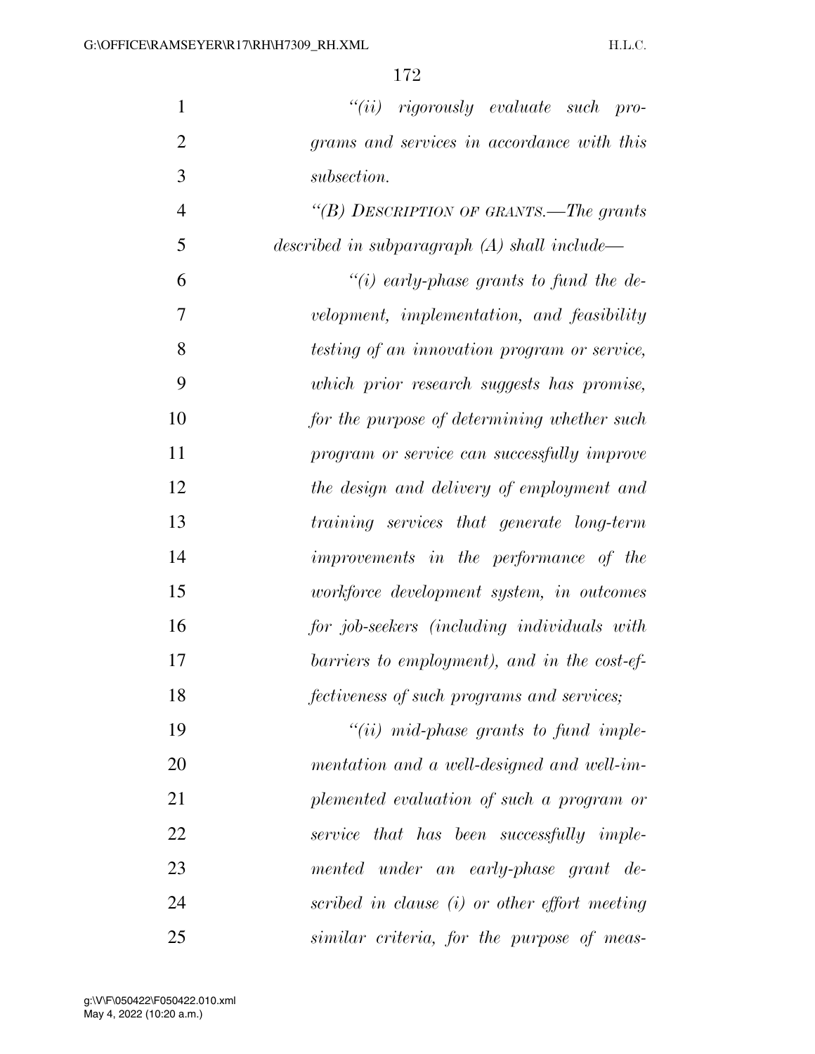*"(ii) rigorously evaluate such programs and services in accordance with this subsection.*

*"(B) DESCRIPTION OF GRANTS.—The grants described in subparagraph (A) shall include—*

*"(i) early-phase grants to fund the development, implementation, and feasibility testing of an innovation program or service, which prior research suggests has promise, for the purpose of determining whether such program or service can successfully improve the design and delivery of employment and training services that generate long-term improvements in the performance of the workforce development system, in outcomes for job-seekers (including individuals with barriers to employment), and in the cost-effectiveness of such programs and services;*

*"(ii) mid-phase grants to fund implementation and a well-designed and well-implemented evaluation of such a program or service that has been successfully implemented under an early-phase grant described in clause (i) or other effort meeting similar criteria, for the purpose of meas-*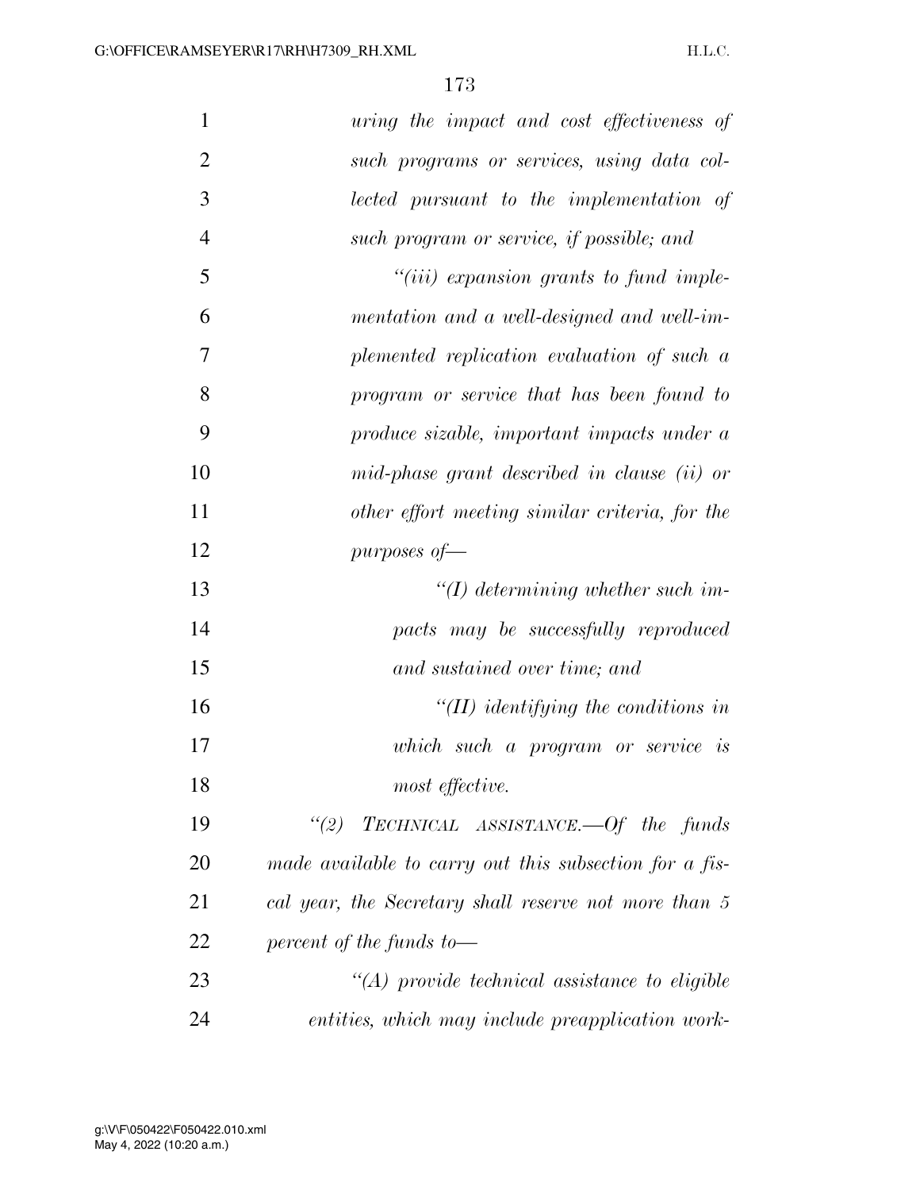*uring the impact and cost effectiveness of such programs or services, using data collected pursuant to the implementation of such program or service, if possible; and*

*"(iii) expansion grants to fund implementation and a well-designed and well-implemented replication evaluation of such a program or service that has been found to produce sizable, important impacts under a mid-phase grant described in clause (ii) or other effort meeting similar criteria, for the purposes of—*

*"(I) determining whether such impacts may be successfully reproduced and sustained over time; and*

*"(II) identifying the conditions in which such a program or service is most effective.*

*"(2) TECHNICAL ASSISTANCE.—Of the funds made available to carry out this subsection for a fiscal year, the Secretary shall reserve not more than 5 percent of the funds to—*

*"(A) provide technical assistance to eligible entities, which may include preapplication work-*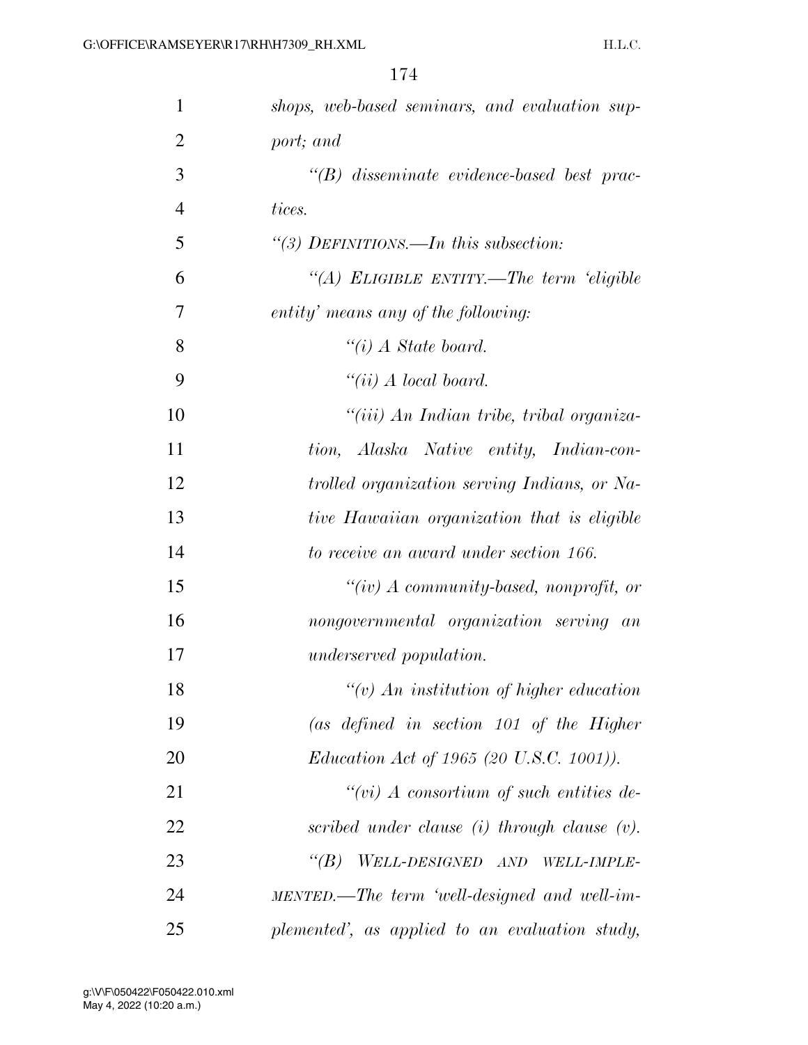*shops, web-based seminars, and evaluation support; and*

*"(B) disseminate evidence-based best practices.*

*"(3) DEFINITIONS.—In this subsection:*

*"(A) ELIGIBLE ENTITY.—The term 'eligible entity' means any of the following:*

*"(i) A State board.*

*"(ii) A local board.*

*"(iii) An Indian tribe, tribal organization, Alaska Native entity, Indian-controlled organization serving Indians, or Native Hawaiian organization that is eligible to receive an award under section 166.*

*"(iv) A community-based, nonprofit, or nongovernmental organization serving an underserved population.*

*"(v) An institution of higher education (as defined in section 101 of the Higher Education Act of 1965 (20 U.S.C. 1001)).*

*"(vi) A consortium of such entities described under clause (i) through clause (v).*

*"(B) WELL-DESIGNED AND WELL-IMPLEMENTED.—The term 'well-designed and well-implemented', as applied to an evaluation study,*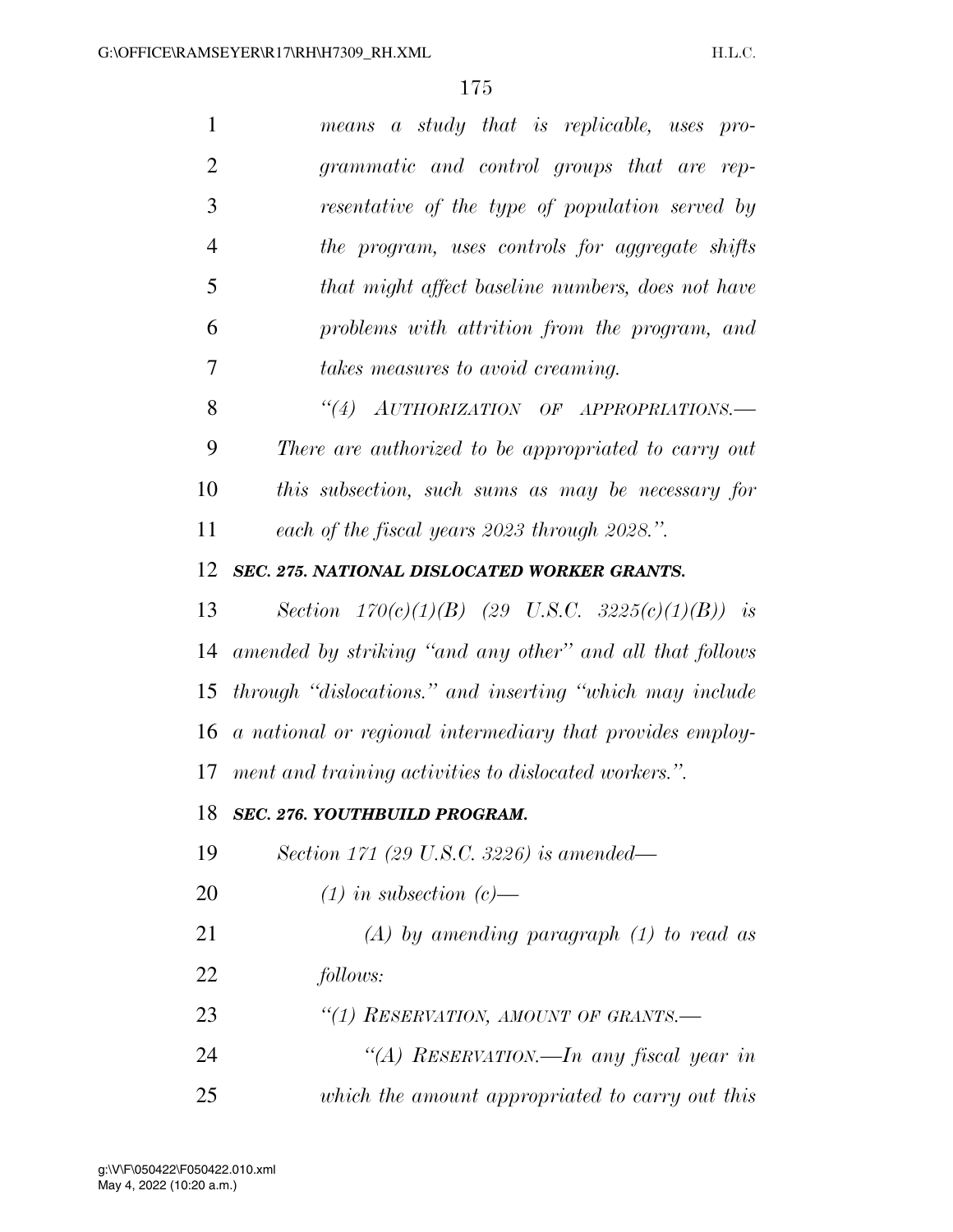*means a study that is replicable, uses programmatic and control groups that are representative of the type of population served by the program, uses controls for aggregate shifts that might affect baseline numbers, does not have problems with attrition from the program, and takes measures to avoid creaming.*

*"(4) AUTHORIZATION OF APPROPRIATIONS.—There are authorized to be appropriated to carry out this subsection, such sums as may be necessary for each of the fiscal years 2023 through 2028.".*

***SEC. 275. NATIONAL DISLOCATED WORKER GRANTS.***

*Section 170(c)(1)(B) (29 U.S.C. 3225(c)(1)(B)) is amended by striking "and any other" and all that follows through "dislocations." and inserting "which may include a national or regional intermediary that provides employment and training activities to dislocated workers.".*

***SEC. 276. YOUTHBUILD PROGRAM.***

*Section 171 (29 U.S.C. 3226) is amended—*

*(1) in subsection (c)—*

*(A) by amending paragraph (1) to read as follows:*

*"(1) RESERVATION, AMOUNT OF GRANTS.—*

*"(A) RESERVATION.—In any fiscal year in which the amount appropriated to carry out this*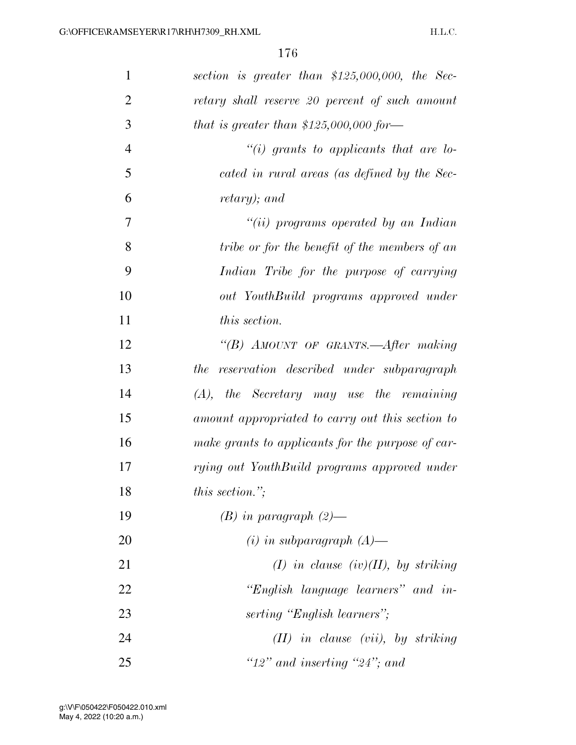*section is greater than $125,000,000, the Secretary shall reserve 20 percent of such amount that is greater than $125,000,000 for—*

*"(i) grants to applicants that are located in rural areas (as defined by the Secretary); and*

*"(ii) programs operated by an Indian tribe or for the benefit of the members of an Indian Tribe for the purpose of carrying out YouthBuild programs approved under this section.*

*"(B) AMOUNT OF GRANTS.—After making the reservation described under subparagraph (A), the Secretary may use the remaining amount appropriated to carry out this section to make grants to applicants for the purpose of carrying out YouthBuild programs approved under this section.";*

*(B) in paragraph (2)—*

*(i) in subparagraph (A)—*

*(I) in clause (iv)(II), by striking "English language learners" and inserting "English learners";*

*(II) in clause (vii), by striking "12" and inserting "24"; and*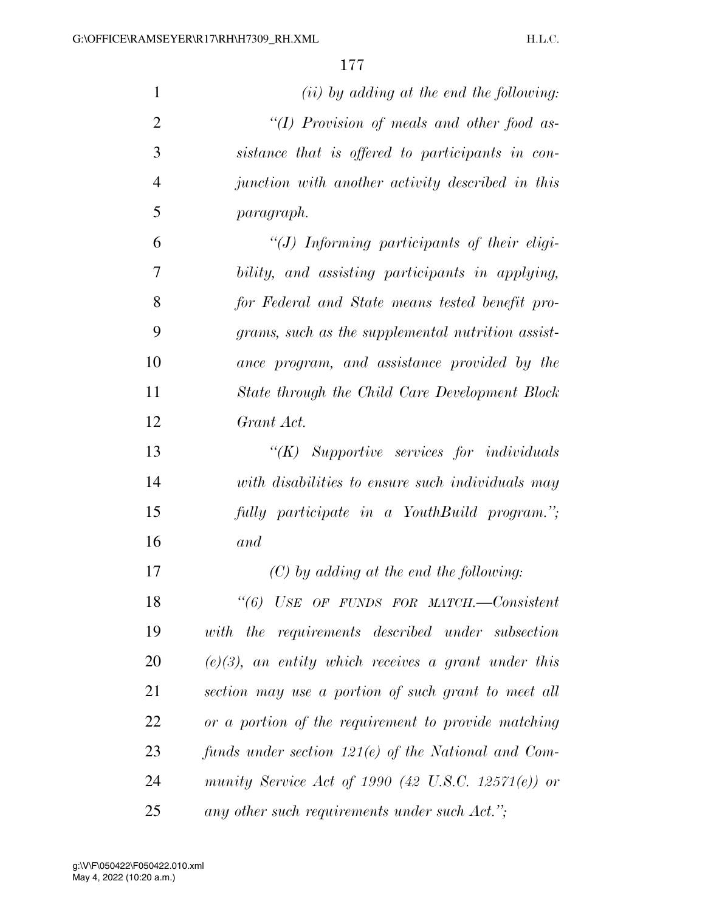*(ii) by adding at the end the following:*

*"(I) Provision of meals and other food assistance that is offered to participants in conjunction with another activity described in this paragraph.*

*"(J) Informing participants of their eligibility, and assisting participants in applying, for Federal and State means tested benefit programs, such as the supplemental nutrition assistance program, and assistance provided by the State through the Child Care Development Block Grant Act.*

*"(K) Supportive services for individuals with disabilities to ensure such individuals may fully participate in a YouthBuild program."; and*

*(C) by adding at the end the following:*

*"(6) USE OF FUNDS FOR MATCH.—Consistent with the requirements described under subsection (e)(3), an entity which receives a grant under this section may use a portion of such grant to meet all or a portion of the requirement to provide matching funds under section 121(e) of the National and Community Service Act of 1990 (42 U.S.C. 12571(e)) or any other such requirements under such Act.";*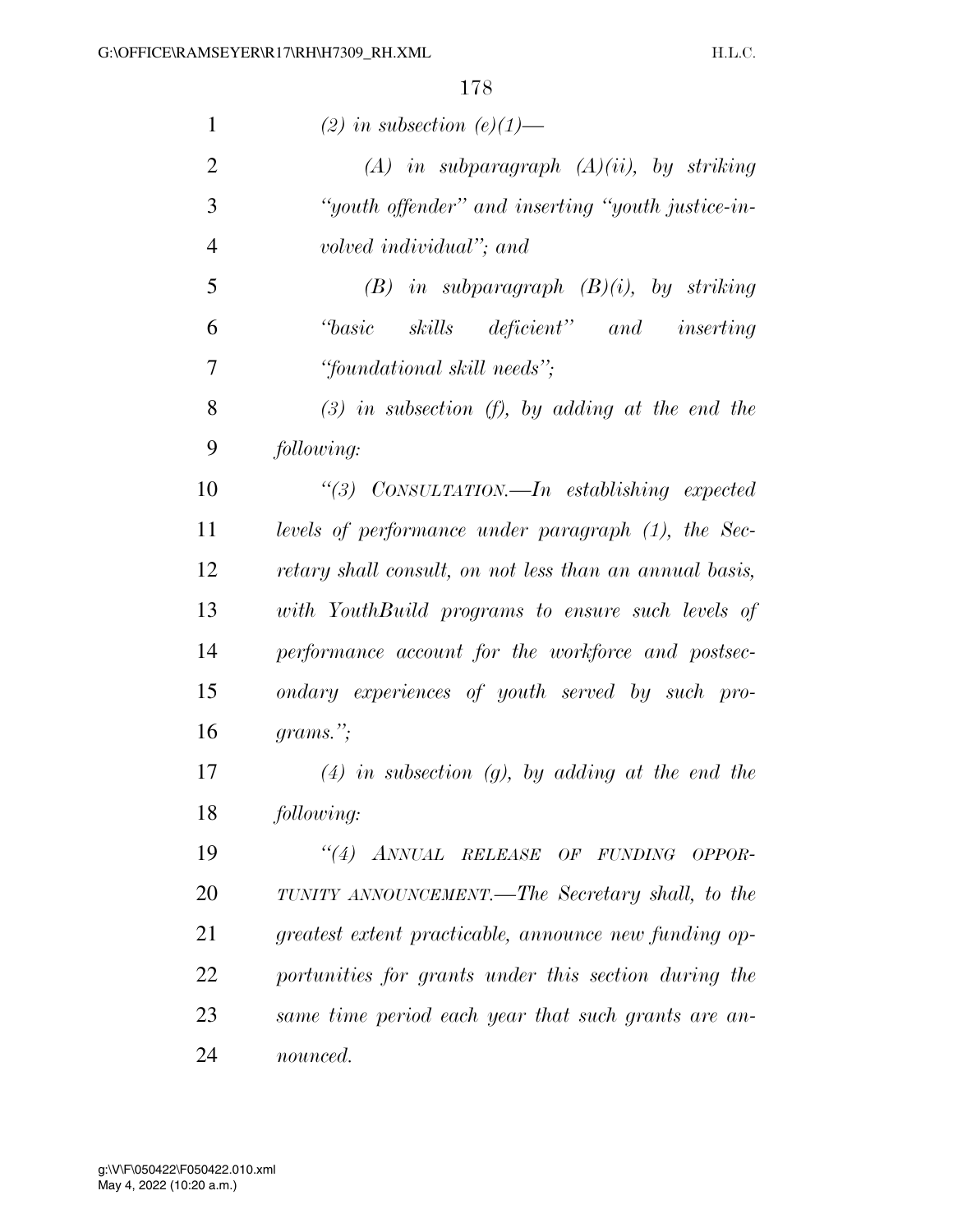*(2) in subsection (e)(1)—*

*(A) in subparagraph (A)(ii), by striking "youth offender" and inserting "youth justice-involved individual"; and*

*(B) in subparagraph (B)(i), by striking "basic skills deficient" and inserting "foundational skill needs";*

*(3) in subsection (f), by adding at the end the following:*

*"(3) CONSULTATION.—In establishing expected levels of performance under paragraph (1), the Secretary shall consult, on not less than an annual basis, with YouthBuild programs to ensure such levels of performance account for the workforce and postsecondary experiences of youth served by such programs.";*

*(4) in subsection (g), by adding at the end the following:*

*"(4) ANNUAL RELEASE OF FUNDING OPPORTUNITY ANNOUNCEMENT.—The Secretary shall, to the greatest extent practicable, announce new funding opportunities for grants under this section during the same time period each year that such grants are announced.*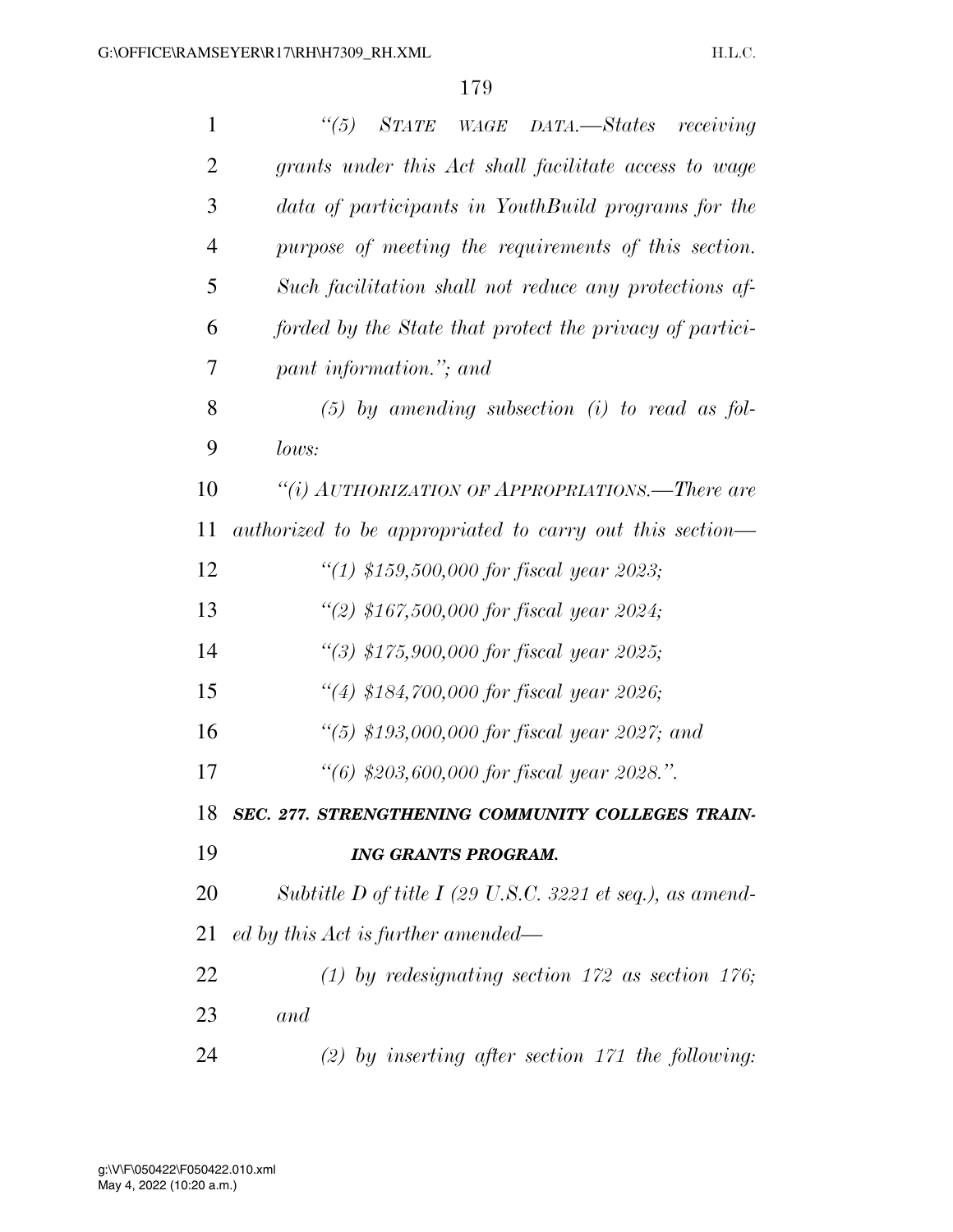*"(5) STATE WAGE DATA.—States receiving grants under this Act shall facilitate access to wage data of participants in YouthBuild programs for the purpose of meeting the requirements of this section. Such facilitation shall not reduce any protections afforded by the State that protect the privacy of participant information."; and*

*(5) by amending subsection (i) to read as follows:*

*"(i) AUTHORIZATION OF APPROPRIATIONS.—There are authorized to be appropriated to carry out this section—*

*"(1) $159,500,000 for fiscal year 2023;*

*"(2) $167,500,000 for fiscal year 2024;*

*"(3) $175,900,000 for fiscal year 2025;*

*"(4) $184,700,000 for fiscal year 2026;*

*"(5) $193,000,000 for fiscal year 2027; and*

*"(6) $203,600,000 for fiscal year 2028.".*

***SEC. 277. STRENGTHENING COMMUNITY COLLEGES TRAINING GRANTS PROGRAM.***

*Subtitle D of title I (29 U.S.C. 3221 et seq.), as amended by this Act is further amended—*

*(1) by redesignating section 172 as section 176; and*

*(2) by inserting after section 171 the following:*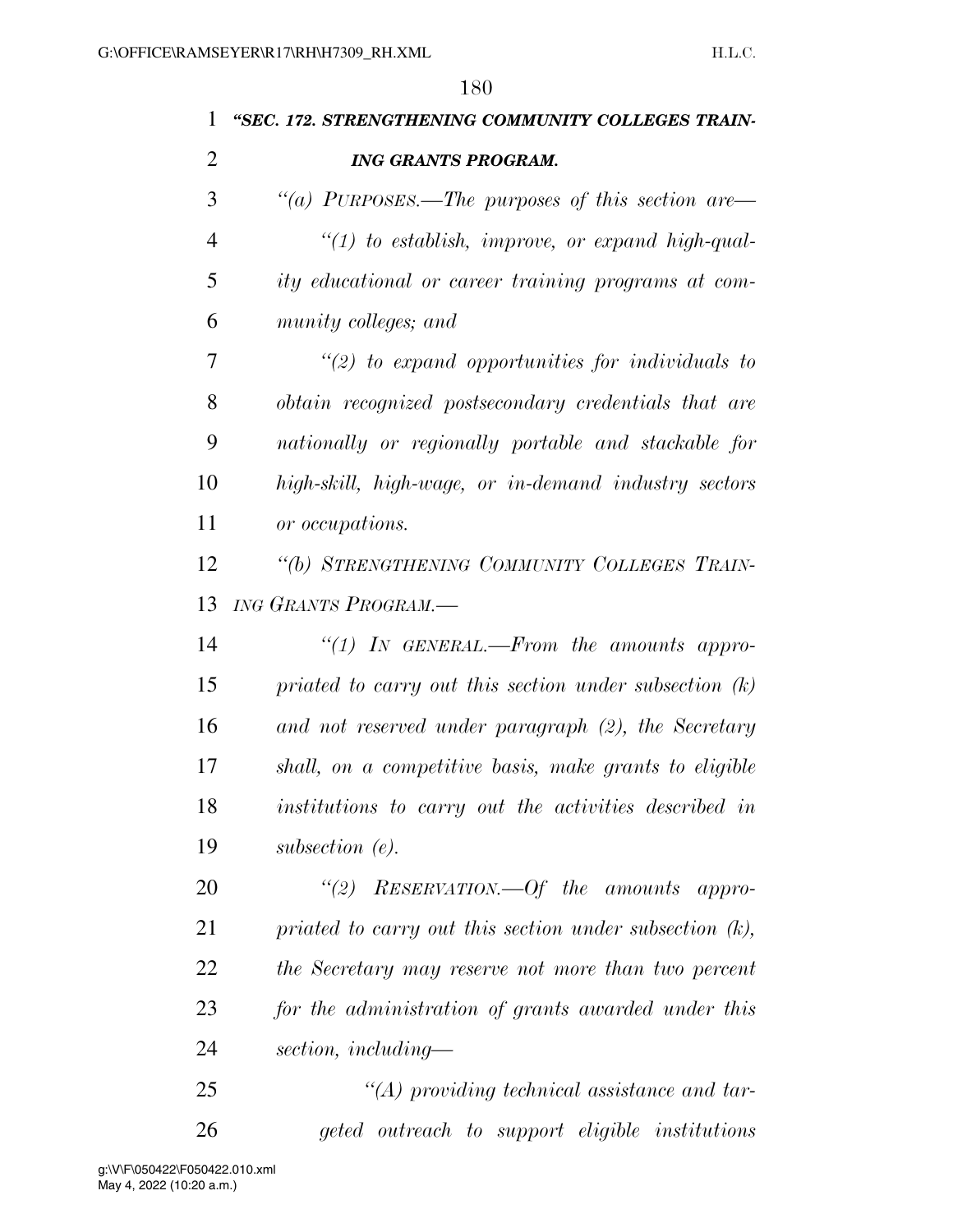*"SEC. 172. STRENGTHENING COMMUNITY COLLEGES TRAINING GRANTS PROGRAM.*

*"(a) PURPOSES.—The purposes of this section are—*

*"(1) to establish, improve, or expand high-quality educational or career training programs at community colleges; and*

*"(2) to expand opportunities for individuals to obtain recognized postsecondary credentials that are nationally or regionally portable and stackable for high-skill, high-wage, or in-demand industry sectors or occupations.*

*"(b) STRENGTHENING COMMUNITY COLLEGES TRAINING GRANTS PROGRAM.—*

*"(1) IN GENERAL.—From the amounts appropriated to carry out this section under subsection (k) and not reserved under paragraph (2), the Secretary shall, on a competitive basis, make grants to eligible institutions to carry out the activities described in subsection (e).*

*"(2) RESERVATION.—Of the amounts appropriated to carry out this section under subsection (k), the Secretary may reserve not more than two percent for the administration of grants awarded under this section, including—*

*"(A) providing technical assistance and targeted outreach to support eligible institutions*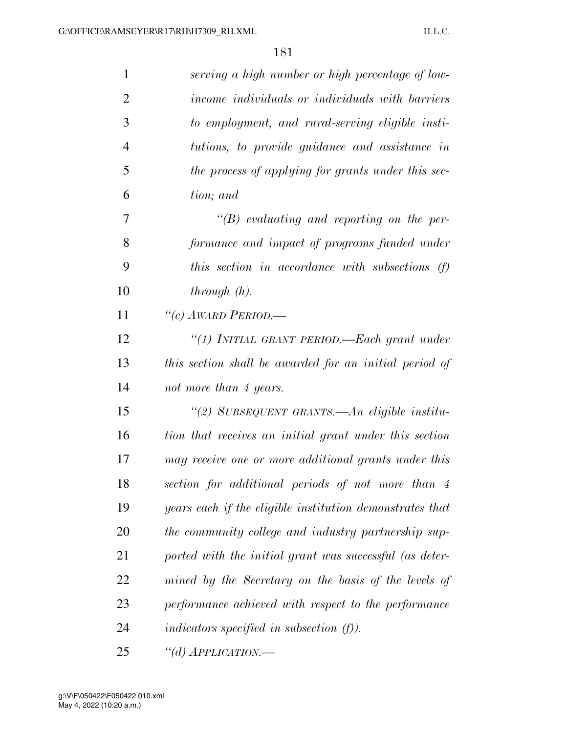*serving a high number or high percentage of low-income individuals or individuals with barriers to employment, and rural-serving eligible institutions, to provide guidance and assistance in the process of applying for grants under this section; and*

*"(B) evaluating and reporting on the performance and impact of programs funded under this section in accordance with subsections (f) through (h).*

*"(c) AWARD PERIOD.—*

*"(1) INITIAL GRANT PERIOD.—Each grant under this section shall be awarded for an initial period of not more than 4 years.*

*"(2) SUBSEQUENT GRANTS.—An eligible institution that receives an initial grant under this section may receive one or more additional grants under this section for additional periods of not more than 4 years each if the eligible institution demonstrates that the community college and industry partnership supported with the initial grant was successful (as determined by the Secretary on the basis of the levels of performance achieved with respect to the performance indicators specified in subsection (f)).*

*"(d) APPLICATION.—*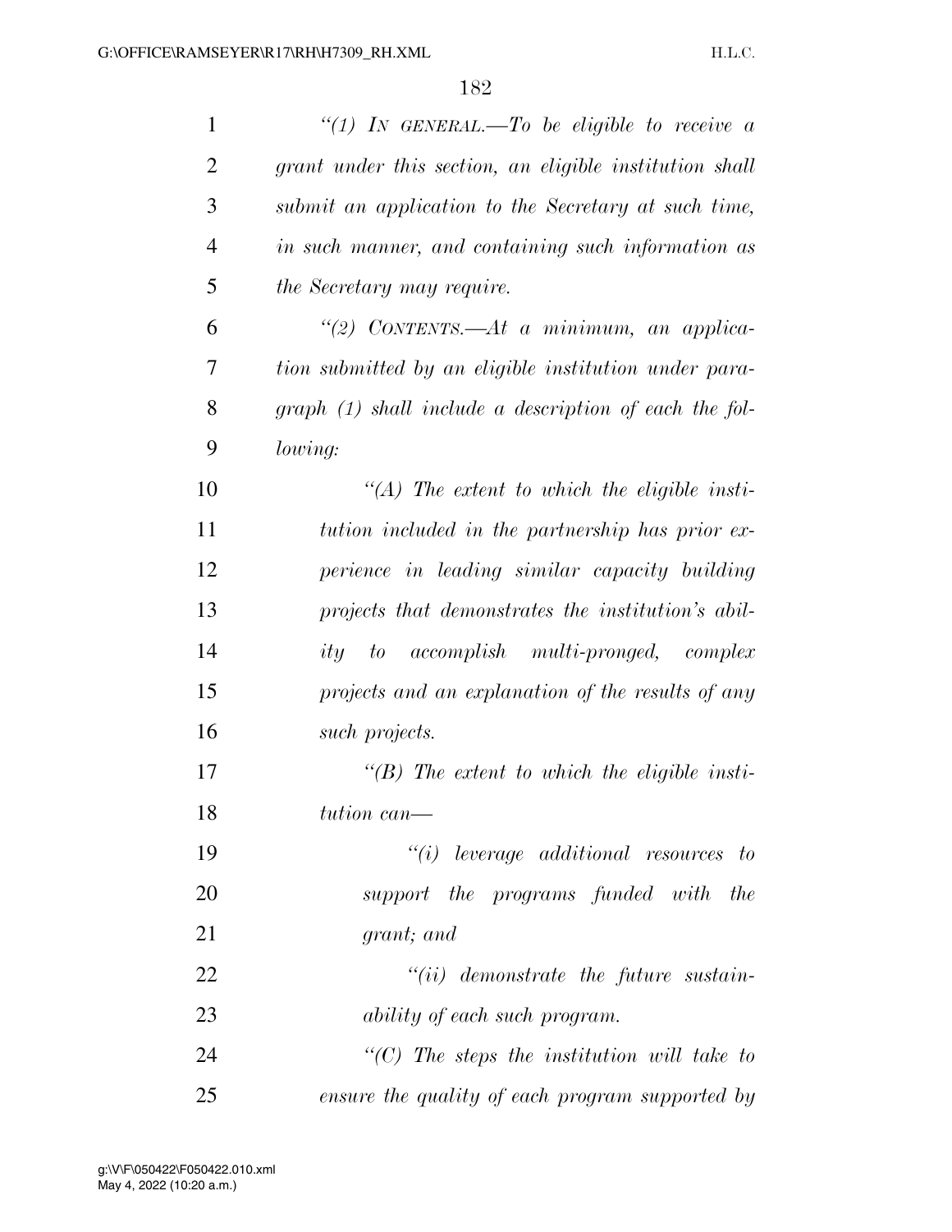*"(1) IN GENERAL.—To be eligible to receive a grant under this section, an eligible institution shall submit an application to the Secretary at such time, in such manner, and containing such information as the Secretary may require.*

*"(2) CONTENTS.—At a minimum, an application submitted by an eligible institution under paragraph (1) shall include a description of each the following:*

*"(A) The extent to which the eligible institution included in the partnership has prior experience in leading similar capacity building projects that demonstrates the institution's ability to accomplish multi-pronged, complex projects and an explanation of the results of any such projects.*

*"(B) The extent to which the eligible institution can—*

*"(i) leverage additional resources to support the programs funded with the grant; and*

*"(ii) demonstrate the future sustainability of each such program.*

*"(C) The steps the institution will take to ensure the quality of each program supported by*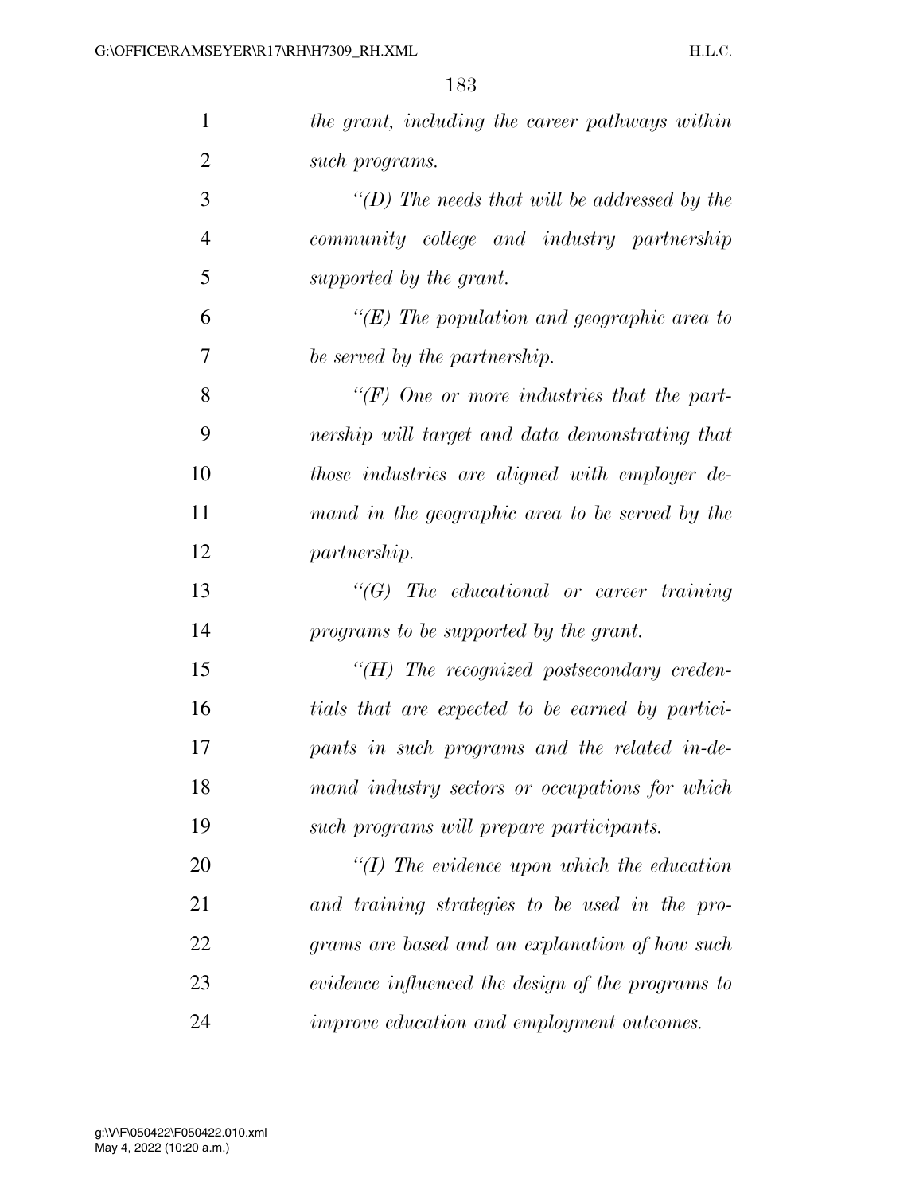*the grant, including the career pathways within such programs.*

*"(D) The needs that will be addressed by the community college and industry partnership supported by the grant.*

*"(E) The population and geographic area to be served by the partnership.*

*"(F) One or more industries that the partnership will target and data demonstrating that those industries are aligned with employer demand in the geographic area to be served by the partnership.*

*"(G) The educational or career training programs to be supported by the grant.*

*"(H) The recognized postsecondary credentials that are expected to be earned by participants in such programs and the related in-demand industry sectors or occupations for which such programs will prepare participants.*

*"(I) The evidence upon which the education and training strategies to be used in the programs are based and an explanation of how such evidence influenced the design of the programs to improve education and employment outcomes.*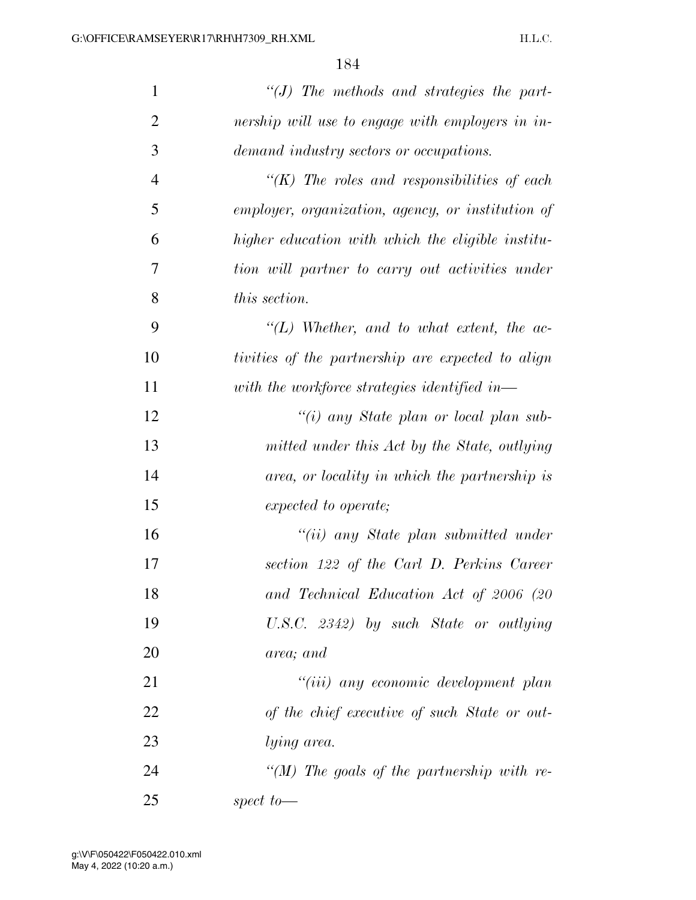*"(J) The methods and strategies the partnership will use to engage with employers in in-demand industry sectors or occupations.*

*"(K) The roles and responsibilities of each employer, organization, agency, or institution of higher education with which the eligible institution will partner to carry out activities under this section.*

*"(L) Whether, and to what extent, the activities of the partnership are expected to align with the workforce strategies identified in—*

*"(i) any State plan or local plan submitted under this Act by the State, outlying area, or locality in which the partnership is expected to operate;*

*"(ii) any State plan submitted under section 122 of the Carl D. Perkins Career and Technical Education Act of 2006 (20 U.S.C. 2342) by such State or outlying area; and*

*"(iii) any economic development plan of the chief executive of such State or outlying area.*

*"(M) The goals of the partnership with respect to—*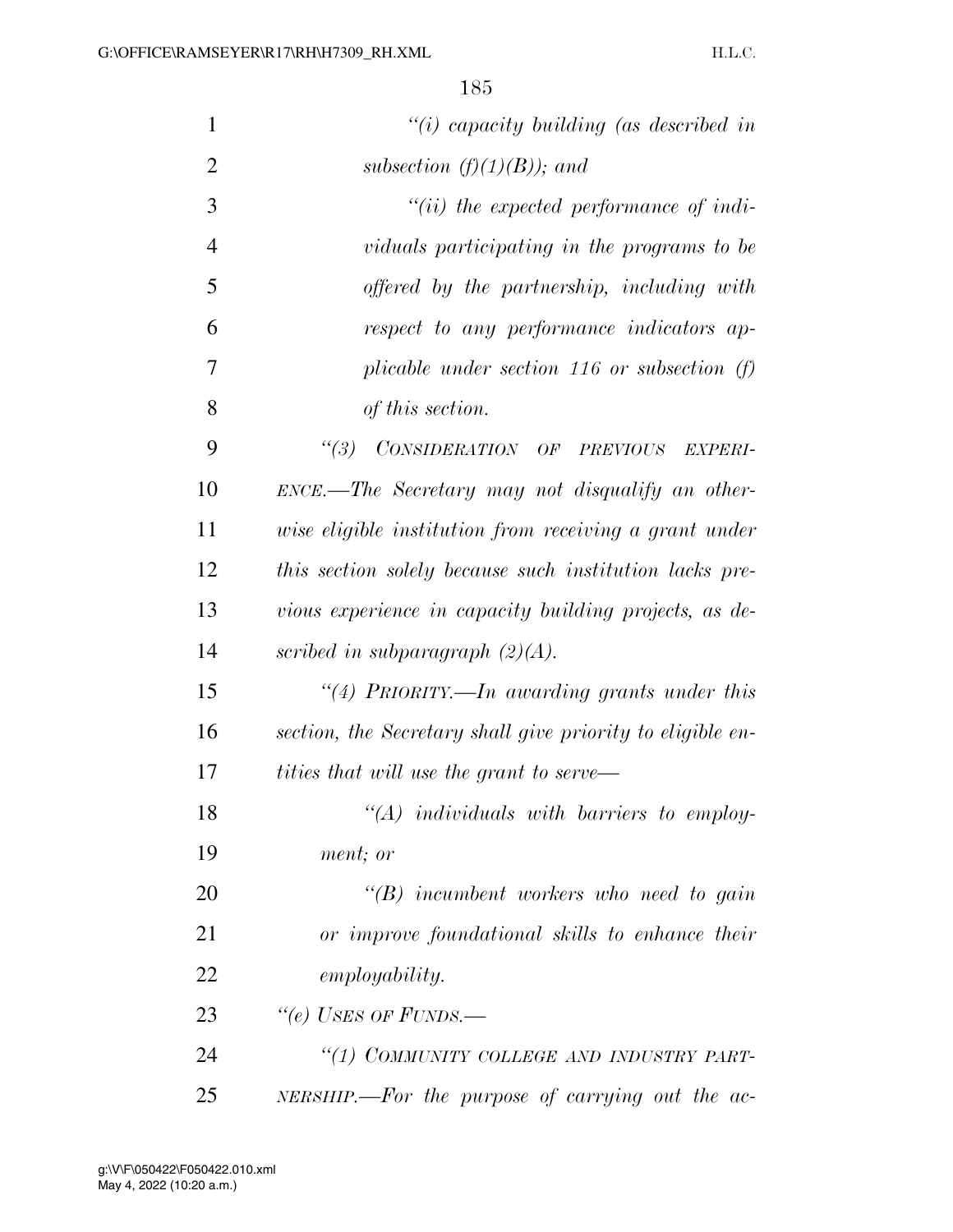*"(i) capacity building (as described in subsection (f)(1)(B)); and*

*"(ii) the expected performance of individuals participating in the programs to be offered by the partnership, including with respect to any performance indicators applicable under section 116 or subsection (f) of this section.*

*"(3) CONSIDERATION OF PREVIOUS EXPERIENCE.—The Secretary may not disqualify an otherwise eligible institution from receiving a grant under this section solely because such institution lacks previous experience in capacity building projects, as described in subparagraph (2)(A).*

*"(4) PRIORITY.—In awarding grants under this section, the Secretary shall give priority to eligible entities that will use the grant to serve—*

*"(A) individuals with barriers to employment; or*

*"(B) incumbent workers who need to gain or improve foundational skills to enhance their employability.*

*"(e) USES OF FUNDS.—*

*"(1) COMMUNITY COLLEGE AND INDUSTRY PARTNERSHIP.—For the purpose of carrying out the ac-*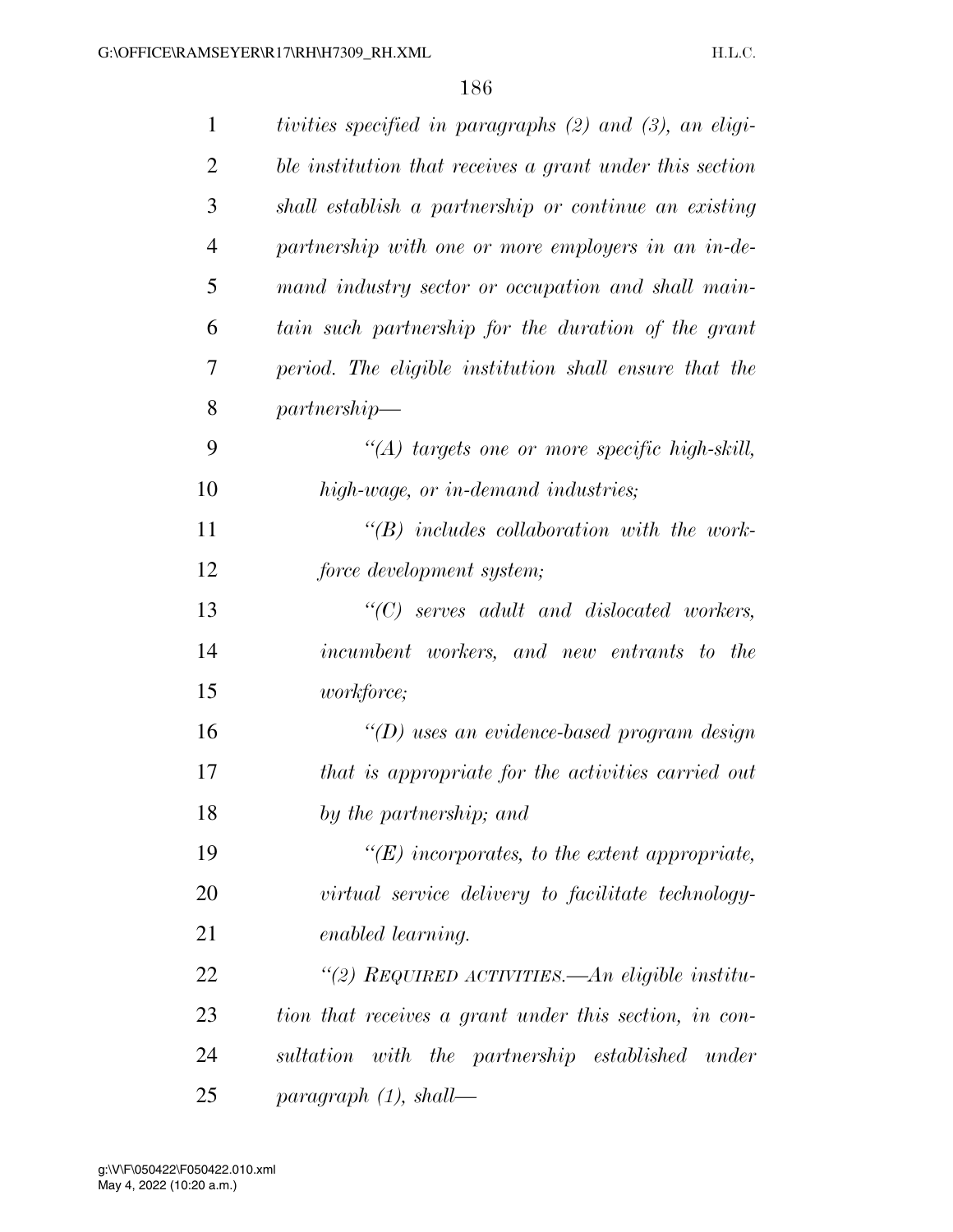*tivities specified in paragraphs (2) and (3), an eligible institution that receives a grant under this section shall establish a partnership or continue an existing partnership with one or more employers in an in-demand industry sector or occupation and shall maintain such partnership for the duration of the grant period. The eligible institution shall ensure that the partnership—*

*"(A) targets one or more specific high-skill, high-wage, or in-demand industries;*

*"(B) includes collaboration with the workforce development system;*

*"(C) serves adult and dislocated workers, incumbent workers, and new entrants to the workforce;*

*"(D) uses an evidence-based program design that is appropriate for the activities carried out by the partnership; and*

*"(E) incorporates, to the extent appropriate, virtual service delivery to facilitate technology-enabled learning.*

*"(2) REQUIRED ACTIVITIES.—An eligible institution that receives a grant under this section, in consultation with the partnership established under paragraph (1), shall—*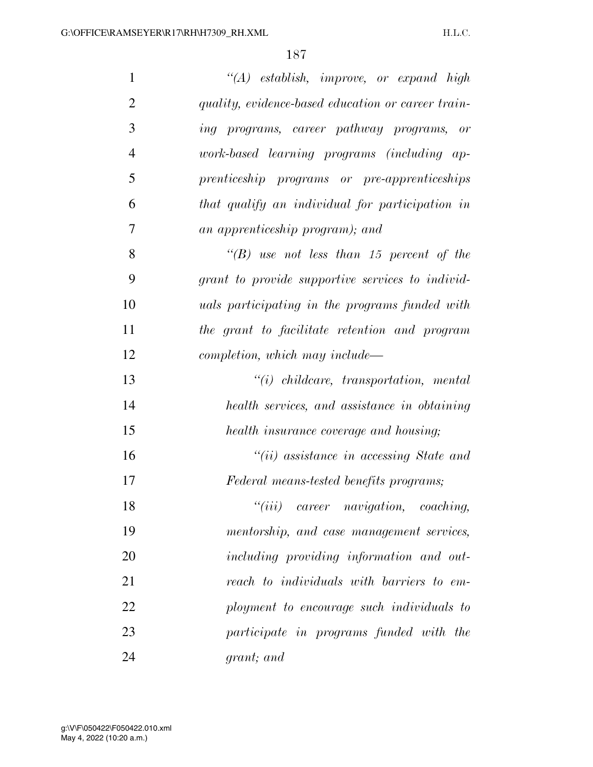*"(A) establish, improve, or expand high quality, evidence-based education or career training programs, career pathway programs, or work-based learning programs (including apprenticeship programs or pre-apprenticeships that qualify an individual for participation in an apprenticeship program); and*

*"(B) use not less than 15 percent of the grant to provide supportive services to individuals participating in the programs funded with the grant to facilitate retention and program completion, which may include—*

*"(i) childcare, transportation, mental health services, and assistance in obtaining health insurance coverage and housing;*

*"(ii) assistance in accessing State and Federal means-tested benefits programs;*

*"(iii) career navigation, coaching, mentorship, and case management services, including providing information and outreach to individuals with barriers to employment to encourage such individuals to participate in programs funded with the grant; and*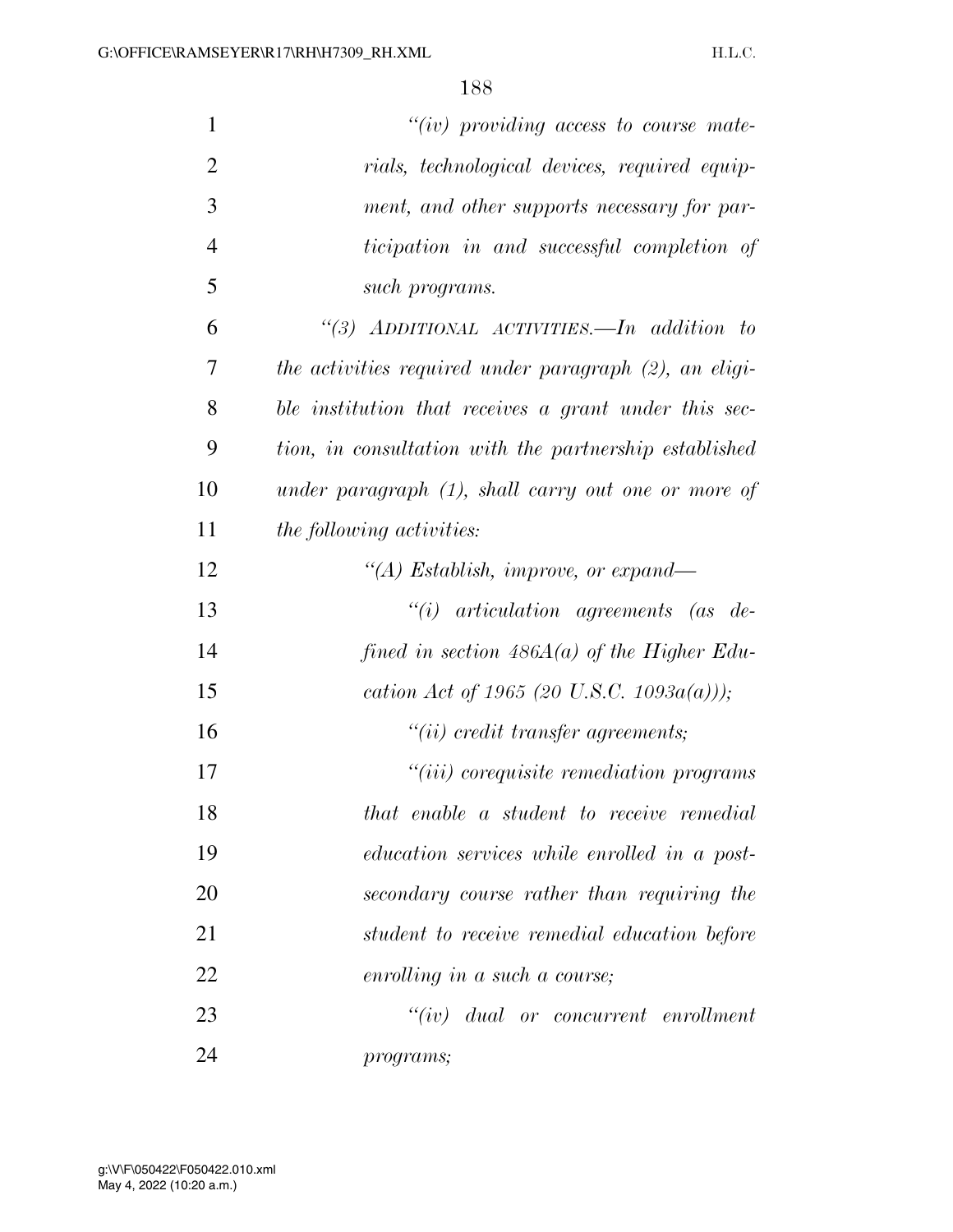*"(iv) providing access to course materials, technological devices, required equipment, and other supports necessary for participation in and successful completion of such programs.*

*"(3) ADDITIONAL ACTIVITIES.—In addition to the activities required under paragraph (2), an eligible institution that receives a grant under this section, in consultation with the partnership established under paragraph (1), shall carry out one or more of the following activities:*

*"(A) Establish, improve, or expand—*

*"(i) articulation agreements (as defined in section 486A(a) of the Higher Education Act of 1965 (20 U.S.C. 1093a(a)));*

*"(ii) credit transfer agreements;*

*"(iii) corequisite remediation programs that enable a student to receive remedial education services while enrolled in a postsecondary course rather than requiring the student to receive remedial education before enrolling in a such a course;*

*"(iv) dual or concurrent enrollment programs;*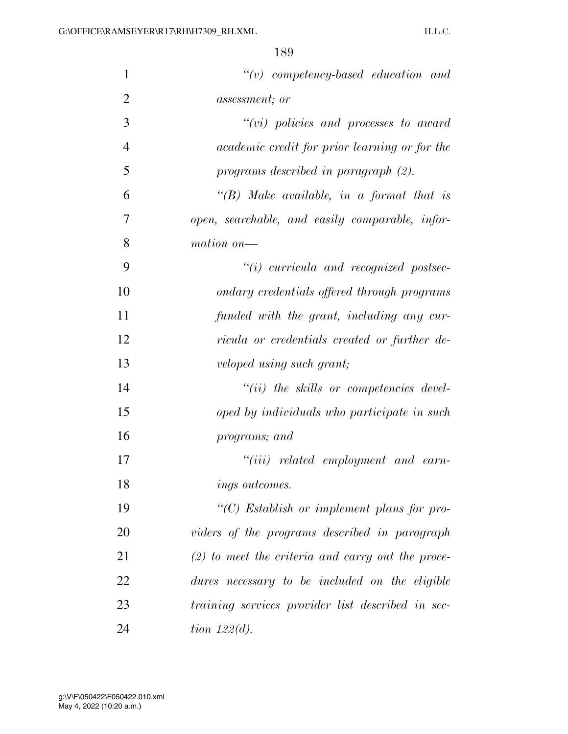*"(v) competency-based education and assessment; or*

*"(vi) policies and processes to award academic credit for prior learning or for the programs described in paragraph (2).*

*"(B) Make available, in a format that is open, searchable, and easily comparable, information on—*

*"(i) curricula and recognized postsecondary credentials offered through programs funded with the grant, including any curricula or credentials created or further developed using such grant;*

*"(ii) the skills or competencies developed by individuals who participate in such programs; and*

*"(iii) related employment and earnings outcomes.*

*"(C) Establish or implement plans for providers of the programs described in paragraph (2) to meet the criteria and carry out the procedures necessary to be included on the eligible training services provider list described in section 122(d).*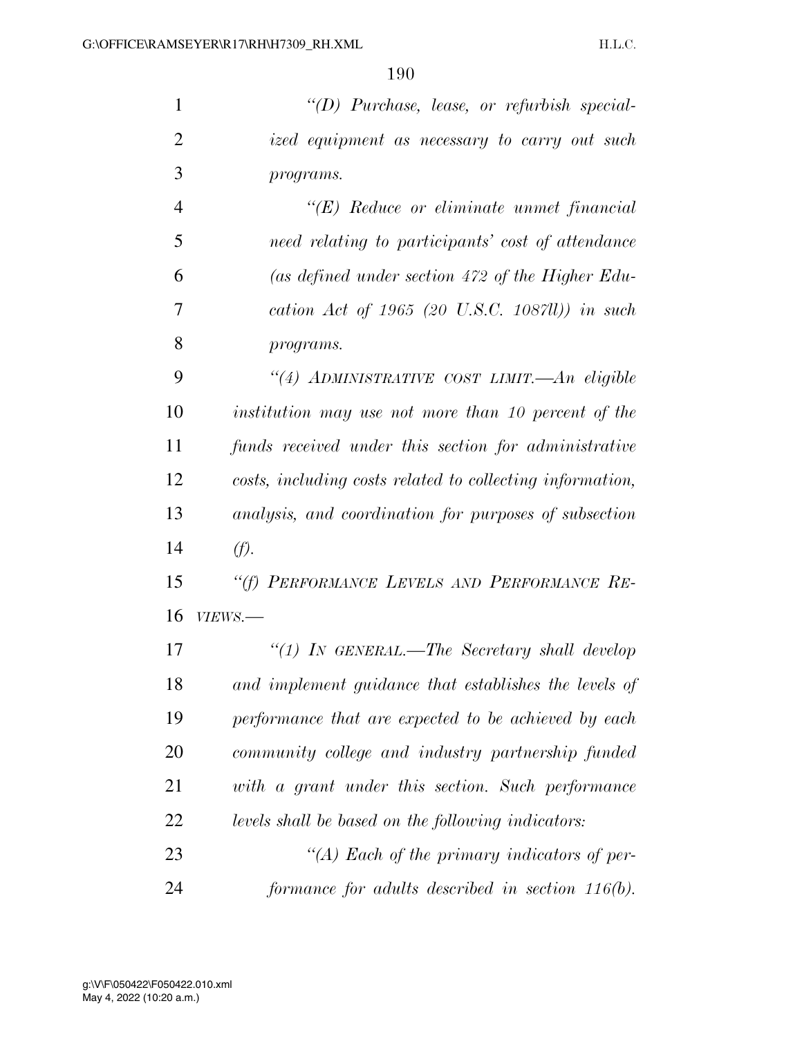*"(D) Purchase, lease, or refurbish specialized equipment as necessary to carry out such programs.*

*"(E) Reduce or eliminate unmet financial need relating to participants' cost of attendance (as defined under section 472 of the Higher Education Act of 1965 (20 U.S.C. 1087ll)) in such programs.*

*"(4) ADMINISTRATIVE COST LIMIT.—An eligible institution may use not more than 10 percent of the funds received under this section for administrative costs, including costs related to collecting information, analysis, and coordination for purposes of subsection (f).*

*"(f) PERFORMANCE LEVELS AND PERFORMANCE REVIEWS.—*

*"(1) IN GENERAL.—The Secretary shall develop and implement guidance that establishes the levels of performance that are expected to be achieved by each community college and industry partnership funded with a grant under this section. Such performance levels shall be based on the following indicators:*

*"(A) Each of the primary indicators of performance for adults described in section 116(b).*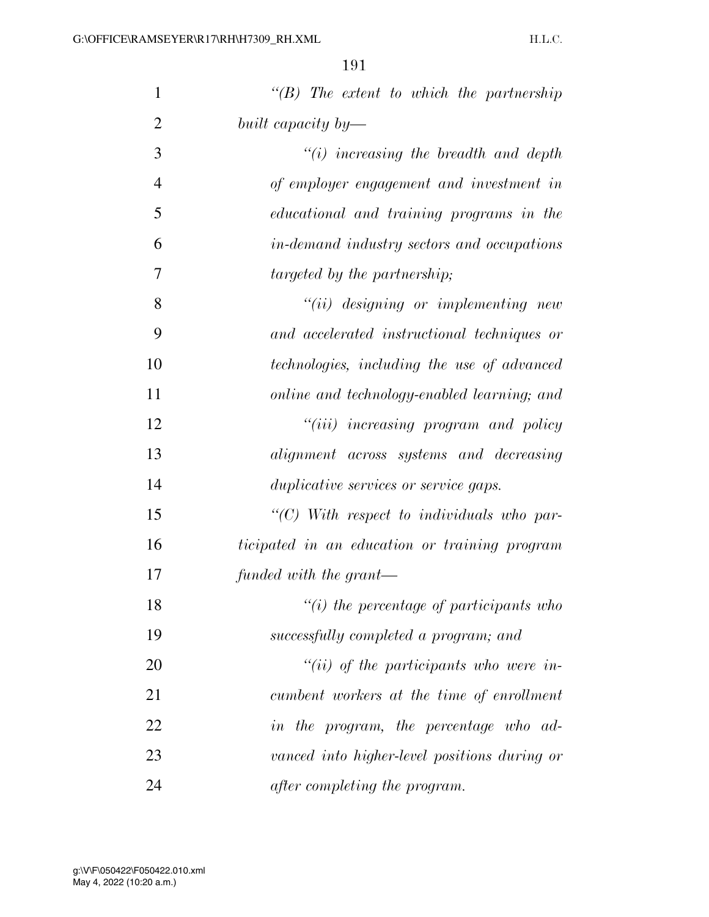*"(B) The extent to which the partnership built capacity by—*

*"(i) increasing the breadth and depth of employer engagement and investment in educational and training programs in the in-demand industry sectors and occupations targeted by the partnership;*

*"(ii) designing or implementing new and accelerated instructional techniques or technologies, including the use of advanced online and technology-enabled learning; and*

*"(iii) increasing program and policy alignment across systems and decreasing duplicative services or service gaps.*

*"(C) With respect to individuals who participated in an education or training program funded with the grant—*

*"(i) the percentage of participants who successfully completed a program; and*

*"(ii) of the participants who were incumbent workers at the time of enrollment in the program, the percentage who advanced into higher-level positions during or after completing the program.*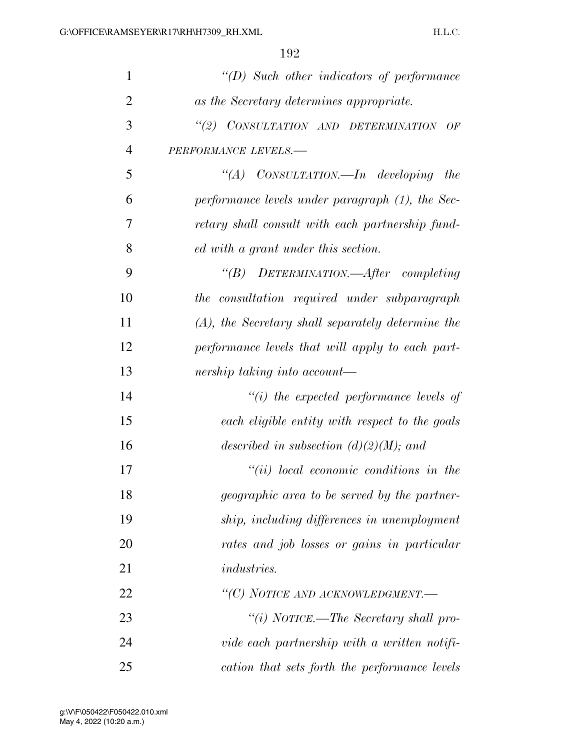*"(D) Such other indicators of performance as the Secretary determines appropriate.*

*"(2) CONSULTATION AND DETERMINATION OF PERFORMANCE LEVELS.—*

*"(A) CONSULTATION.—In developing the performance levels under paragraph (1), the Secretary shall consult with each partnership funded with a grant under this section.*

*"(B) DETERMINATION.—After completing the consultation required under subparagraph (A), the Secretary shall separately determine the performance levels that will apply to each partnership taking into account—*

*"(i) the expected performance levels of each eligible entity with respect to the goals described in subsection (d)(2)(M); and*

*"(ii) local economic conditions in the geographic area to be served by the partnership, including differences in unemployment rates and job losses or gains in particular industries.*

*"(C) NOTICE AND ACKNOWLEDGMENT.—*

*"(i) NOTICE.—The Secretary shall provide each partnership with a written notification that sets forth the performance levels*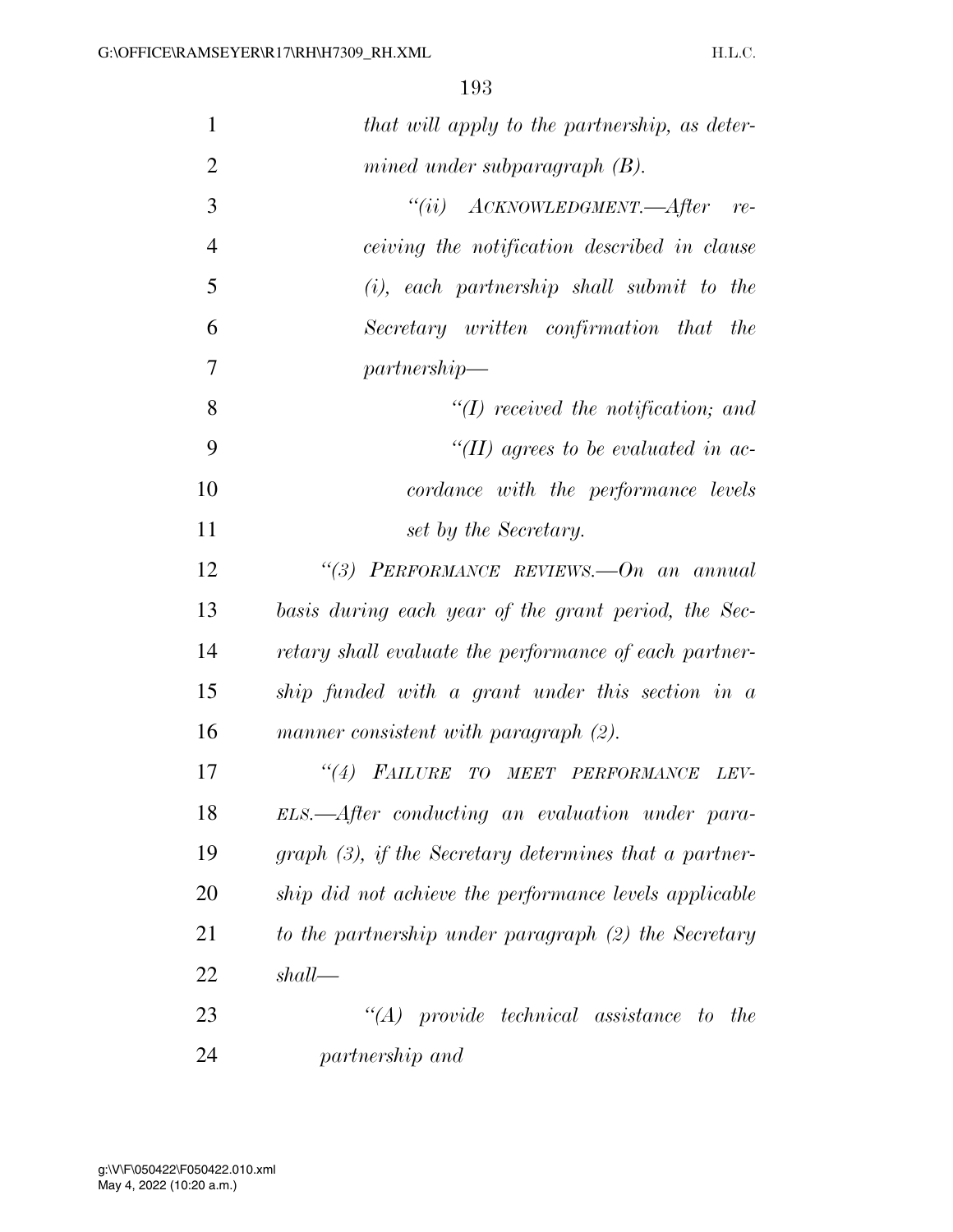*that will apply to the partnership, as determined under subparagraph (B).*

*"(ii) ACKNOWLEDGMENT.—After receiving the notification described in clause (i), each partnership shall submit to the Secretary written confirmation that the partnership—*

*"(I) received the notification; and*

*"(II) agrees to be evaluated in accordance with the performance levels set by the Secretary.*

*"(3) PERFORMANCE REVIEWS.—On an annual basis during each year of the grant period, the Secretary shall evaluate the performance of each partnership funded with a grant under this section in a manner consistent with paragraph (2).*

*"(4) FAILURE TO MEET PERFORMANCE LEVELS.—After conducting an evaluation under paragraph (3), if the Secretary determines that a partnership did not achieve the performance levels applicable to the partnership under paragraph (2) the Secretary shall—*

*"(A) provide technical assistance to the partnership and*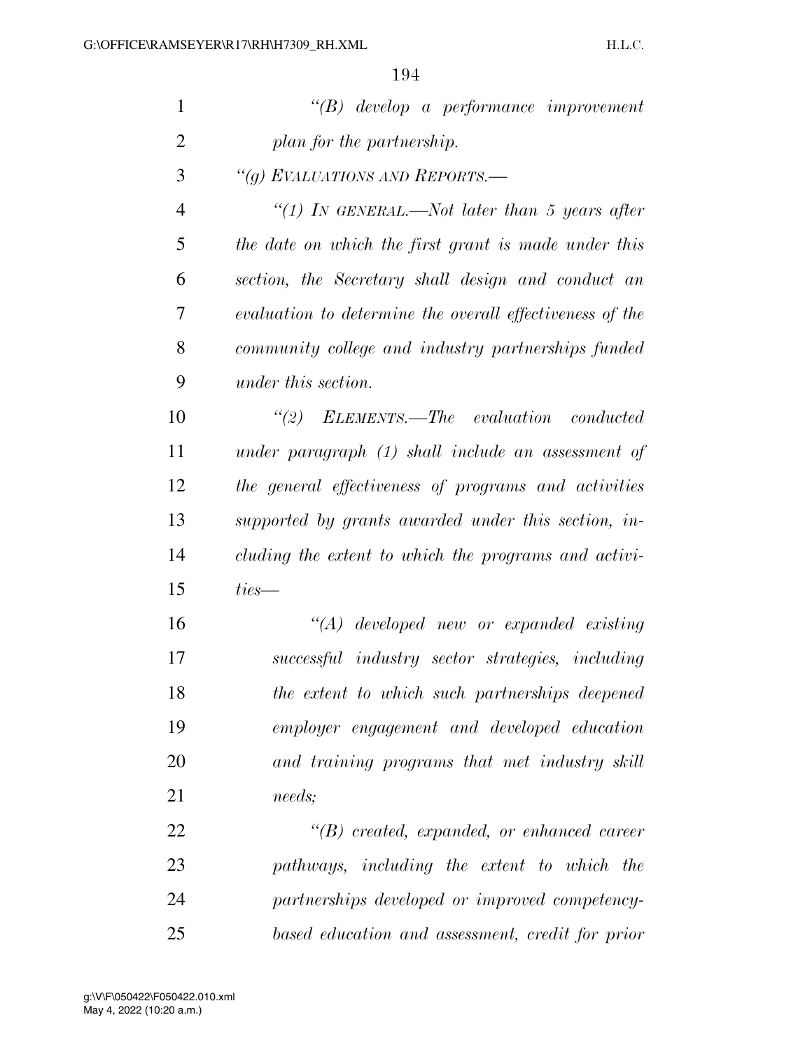*"(B) develop a performance improvement plan for the partnership.*

*"(g) EVALUATIONS AND REPORTS.—*

*"(1) IN GENERAL.—Not later than 5 years after the date on which the first grant is made under this section, the Secretary shall design and conduct an evaluation to determine the overall effectiveness of the community college and industry partnerships funded under this section.*

*"(2) ELEMENTS.—The evaluation conducted under paragraph (1) shall include an assessment of the general effectiveness of programs and activities supported by grants awarded under this section, including the extent to which the programs and activities—*

*"(A) developed new or expanded existing successful industry sector strategies, including the extent to which such partnerships deepened employer engagement and developed education and training programs that met industry skill needs;*

*"(B) created, expanded, or enhanced career pathways, including the extent to which the partnerships developed or improved competency-based education and assessment, credit for prior*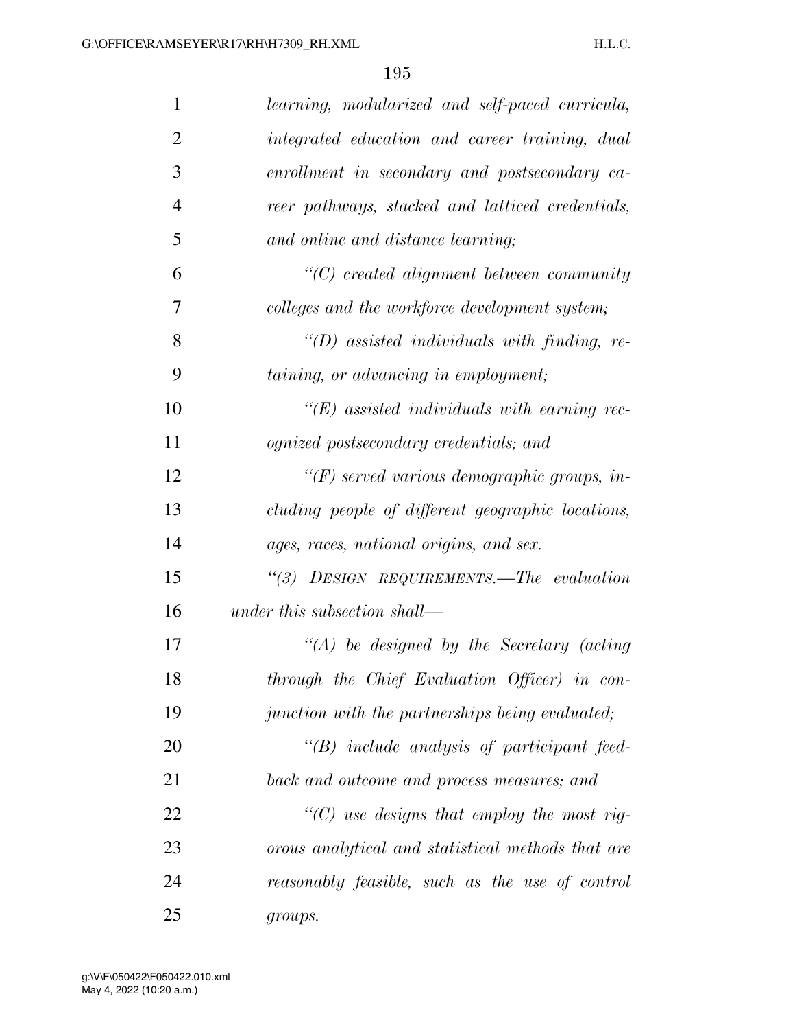*learning, modularized and self-paced curricula, integrated education and career training, dual enrollment in secondary and postsecondary career pathways, stacked and latticed credentials, and online and distance learning;*

*"(C) created alignment between community colleges and the workforce development system;*

*"(D) assisted individuals with finding, retaining, or advancing in employment;*

*"(E) assisted individuals with earning recognized postsecondary credentials; and*

*"(F) served various demographic groups, including people of different geographic locations, ages, races, national origins, and sex.*

*"(3) DESIGN REQUIREMENTS.—The evaluation under this subsection shall—*

*"(A) be designed by the Secretary (acting through the Chief Evaluation Officer) in conjunction with the partnerships being evaluated;*

*"(B) include analysis of participant feedback and outcome and process measures; and*

*"(C) use designs that employ the most rigorous analytical and statistical methods that are reasonably feasible, such as the use of control groups.*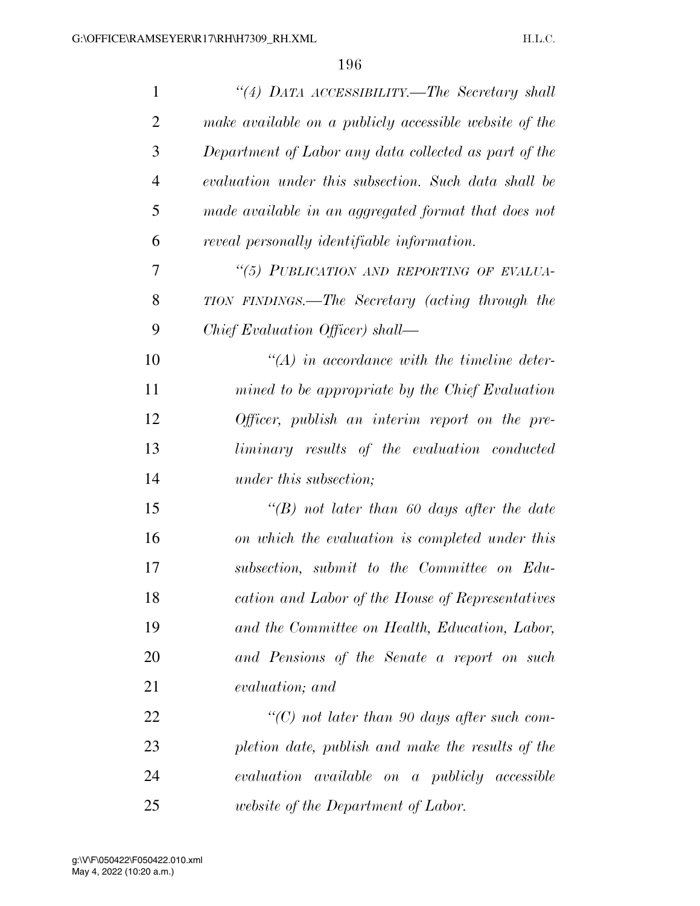*"(4) DATA ACCESSIBILITY.—The Secretary shall make available on a publicly accessible website of the Department of Labor any data collected as part of the evaluation under this subsection. Such data shall be made available in an aggregated format that does not reveal personally identifiable information.*

*"(5) PUBLICATION AND REPORTING OF EVALUATION FINDINGS.—The Secretary (acting through the Chief Evaluation Officer) shall—*

*"(A) in accordance with the timeline determined to be appropriate by the Chief Evaluation Officer, publish an interim report on the preliminary results of the evaluation conducted under this subsection;*

*"(B) not later than 60 days after the date on which the evaluation is completed under this subsection, submit to the Committee on Education and Labor of the House of Representatives and the Committee on Health, Education, Labor, and Pensions of the Senate a report on such evaluation; and*

*"(C) not later than 90 days after such completion date, publish and make the results of the evaluation available on a publicly accessible website of the Department of Labor.*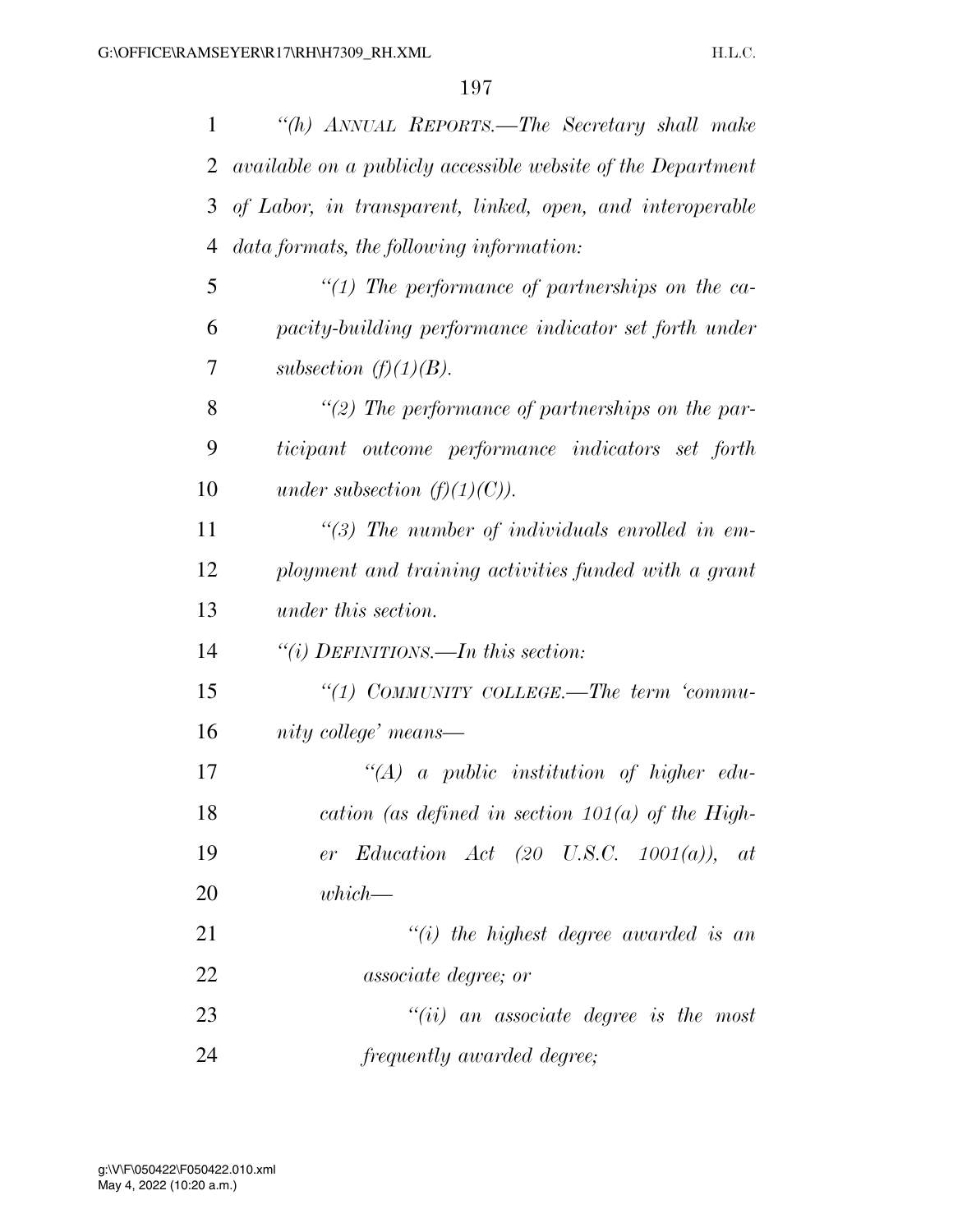*"(h) ANNUAL REPORTS.—The Secretary shall make available on a publicly accessible website of the Department of Labor, in transparent, linked, open, and interoperable data formats, the following information:*

*"(1) The performance of partnerships on the capacity-building performance indicator set forth under subsection (f)(1)(B).*

*"(2) The performance of partnerships on the participant outcome performance indicators set forth under subsection (f)(1)(C)).*

*"(3) The number of individuals enrolled in employment and training activities funded with a grant under this section.*

*"(i) DEFINITIONS.—In this section:*

*"(1) COMMUNITY COLLEGE.—The term 'community college' means—*

*"(A) a public institution of higher education (as defined in section 101(a) of the Higher Education Act (20 U.S.C. 1001(a)), at which—*

*"(i) the highest degree awarded is an associate degree; or*

*"(ii) an associate degree is the most frequently awarded degree;*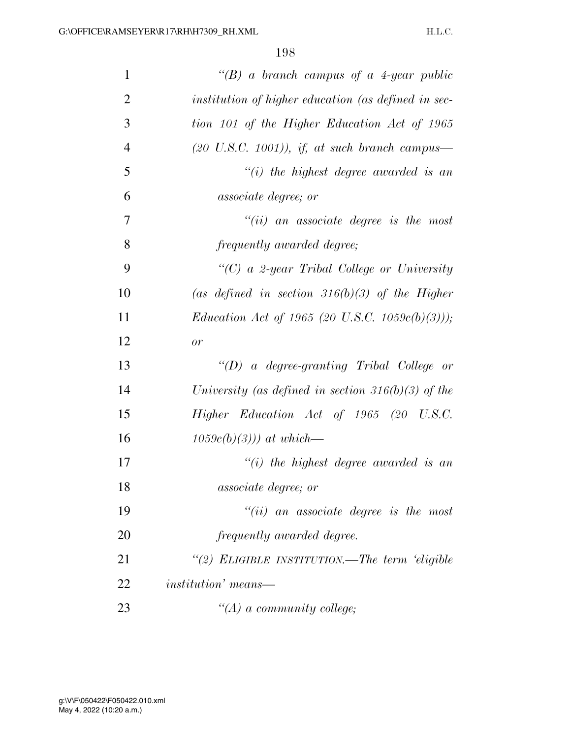*"(B) a branch campus of a 4-year public institution of higher education (as defined in section 101 of the Higher Education Act of 1965 (20 U.S.C. 1001)), if, at such branch campus—*

*"(i) the highest degree awarded is an associate degree; or*

*"(ii) an associate degree is the most frequently awarded degree;*

*"(C) a 2-year Tribal College or University (as defined in section 316(b)(3) of the Higher Education Act of 1965 (20 U.S.C. 1059c(b)(3))); or*

*"(D) a degree-granting Tribal College or University (as defined in section 316(b)(3) of the Higher Education Act of 1965 (20 U.S.C. 1059c(b)(3))) at which—*

*"(i) the highest degree awarded is an associate degree; or*

*"(ii) an associate degree is the most frequently awarded degree.*

*"(2) ELIGIBLE INSTITUTION.—The term 'eligible institution' means—*

*"(A) a community college;*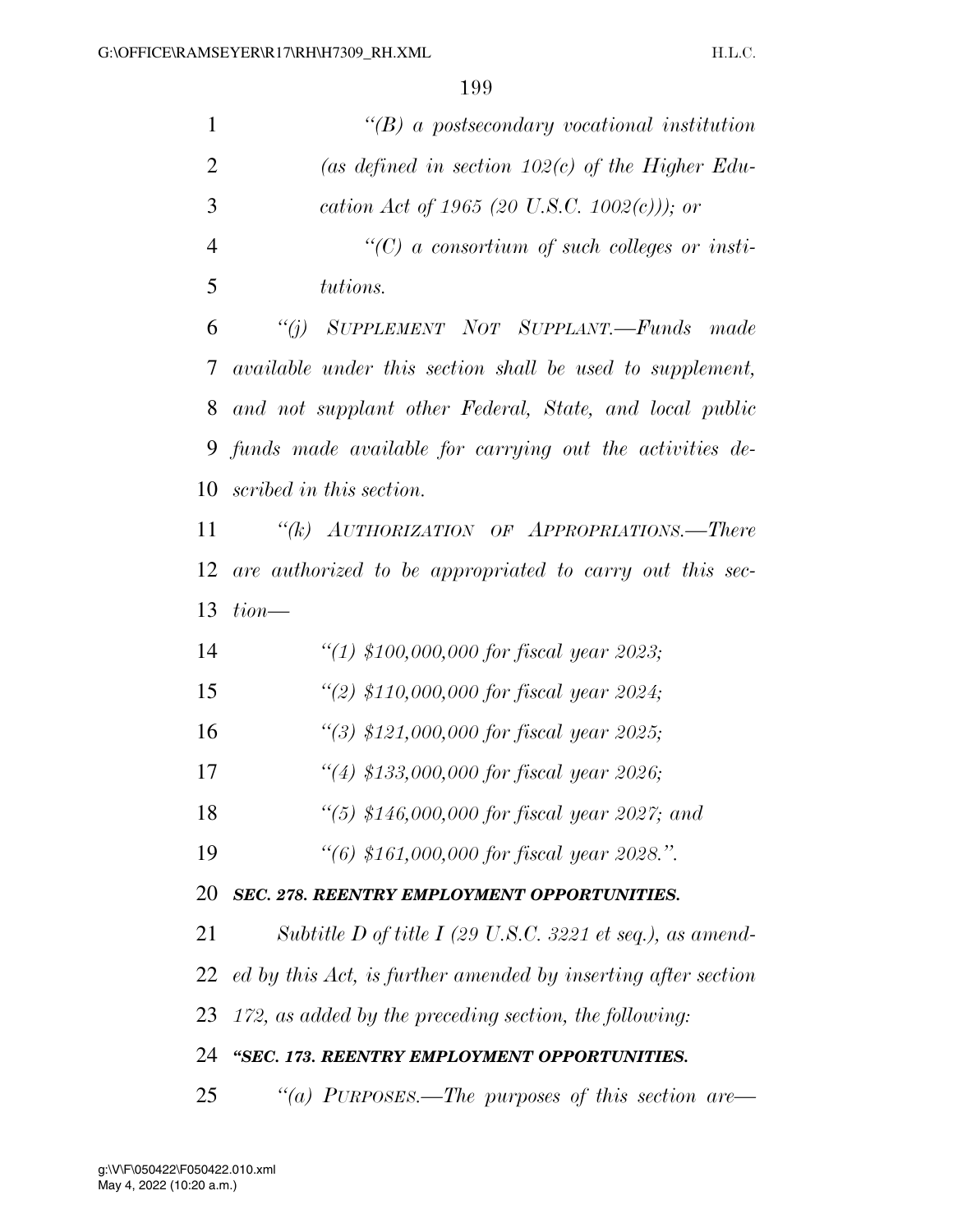*"(B) a postsecondary vocational institution (as defined in section 102(c) of the Higher Education Act of 1965 (20 U.S.C. 1002(c))); or*

*"(C) a consortium of such colleges or institutions.*

*"(j) SUPPLEMENT NOT SUPPLANT.—Funds made available under this section shall be used to supplement, and not supplant other Federal, State, and local public funds made available for carrying out the activities described in this section.*

*"(k) AUTHORIZATION OF APPROPRIATIONS.—There are authorized to be appropriated to carry out this section—*

*"(1) $100,000,000 for fiscal year 2023;*

*"(2) $110,000,000 for fiscal year 2024;*

*"(3) $121,000,000 for fiscal year 2025;*

*"(4) $133,000,000 for fiscal year 2026;*

*"(5) $146,000,000 for fiscal year 2027; and*

*"(6) $161,000,000 for fiscal year 2028.".*

***SEC. 278. REENTRY EMPLOYMENT OPPORTUNITIES.***

*Subtitle D of title I (29 U.S.C. 3221 et seq.), as amended by this Act, is further amended by inserting after section 172, as added by the preceding section, the following:*

***"SEC. 173. REENTRY EMPLOYMENT OPPORTUNITIES.***

*"(a) PURPOSES.—The purposes of this section are—*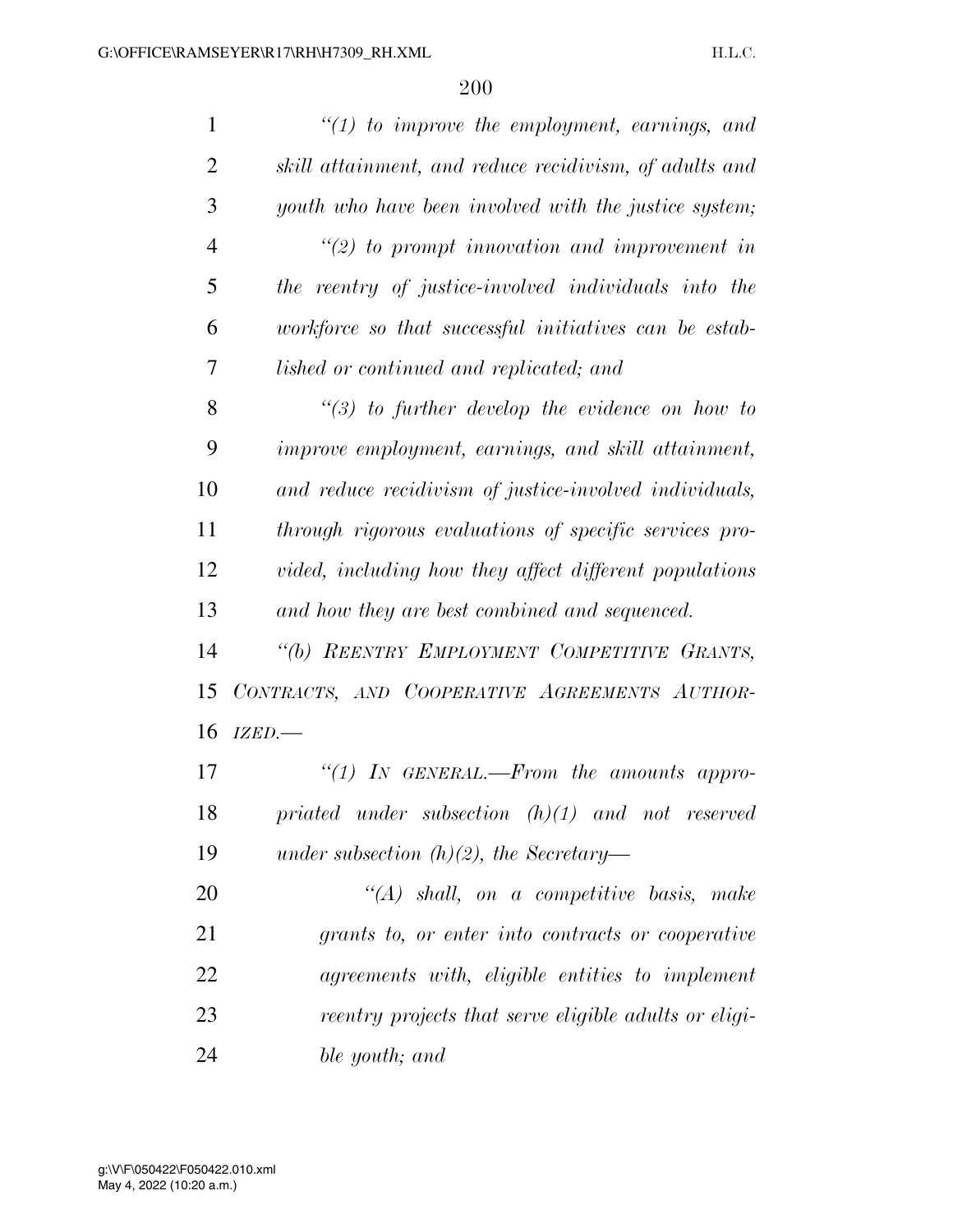*"(1) to improve the employment, earnings, and skill attainment, and reduce recidivism, of adults and youth who have been involved with the justice system;*

*"(2) to prompt innovation and improvement in the reentry of justice-involved individuals into the workforce so that successful initiatives can be established or continued and replicated; and*

*"(3) to further develop the evidence on how to improve employment, earnings, and skill attainment, and reduce recidivism of justice-involved individuals, through rigorous evaluations of specific services provided, including how they affect different populations and how they are best combined and sequenced.*

*"(b) REENTRY EMPLOYMENT COMPETITIVE GRANTS, CONTRACTS, AND COOPERATIVE AGREEMENTS AUTHORIZED.—*

*"(1) IN GENERAL.—From the amounts appropriated under subsection (h)(1) and not reserved under subsection (h)(2), the Secretary—*

*"(A) shall, on a competitive basis, make grants to, or enter into contracts or cooperative agreements with, eligible entities to implement reentry projects that serve eligible adults or eligible youth; and*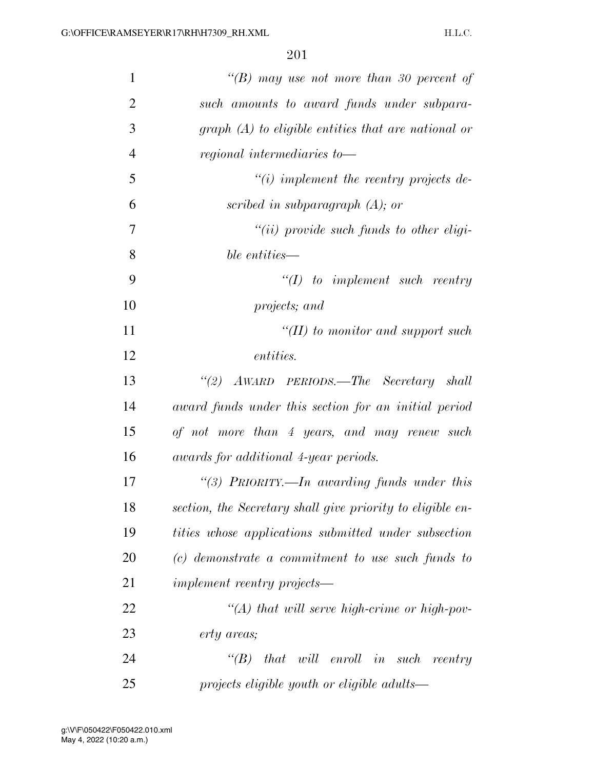*"(B) may use not more than 30 percent of such amounts to award funds under subparagraph (A) to eligible entities that are national or regional intermediaries to—*

*"(i) implement the reentry projects described in subparagraph (A); or*

*"(ii) provide such funds to other eligible entities—*

*"(I) to implement such reentry projects; and*

*"(II) to monitor and support such entities.*

*"(2) AWARD PERIODS.—The Secretary shall award funds under this section for an initial period of not more than 4 years, and may renew such awards for additional 4-year periods.*

*"(3) PRIORITY.—In awarding funds under this section, the Secretary shall give priority to eligible entities whose applications submitted under subsection (c) demonstrate a commitment to use such funds to implement reentry projects—*

*"(A) that will serve high-crime or high-poverty areas;*

*"(B) that will enroll in such reentry projects eligible youth or eligible adults—*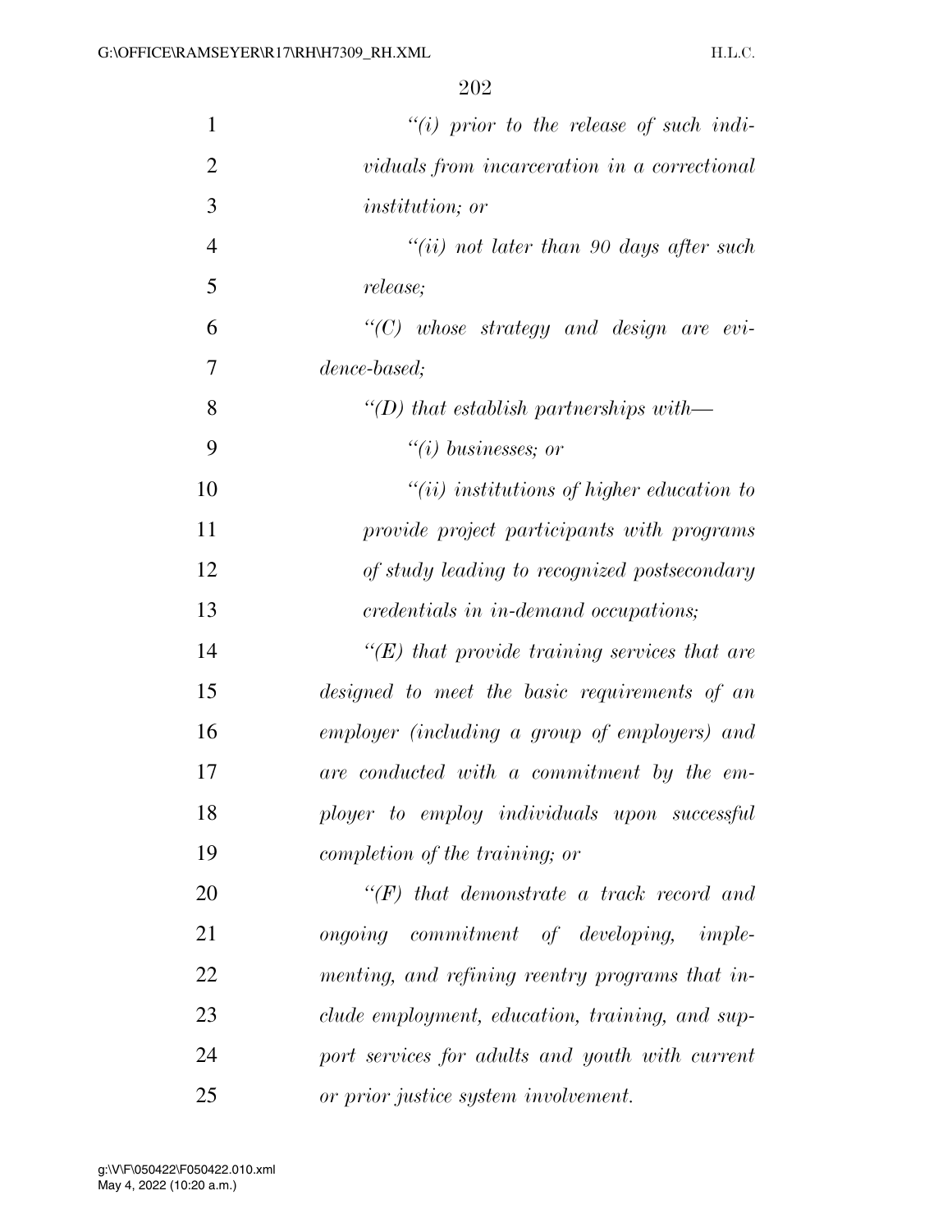*"(i) prior to the release of such individuals from incarceration in a correctional institution; or*

*"(ii) not later than 90 days after such release;*

*"(C) whose strategy and design are evidence-based;*

*"(D) that establish partnerships with—*

*"(i) businesses; or*

*"(ii) institutions of higher education to provide project participants with programs of study leading to recognized postsecondary credentials in in-demand occupations;*

*"(E) that provide training services that are designed to meet the basic requirements of an employer (including a group of employers) and are conducted with a commitment by the employer to employ individuals upon successful completion of the training; or*

*"(F) that demonstrate a track record and ongoing commitment of developing, implementing, and refining reentry programs that include employment, education, training, and support services for adults and youth with current or prior justice system involvement.*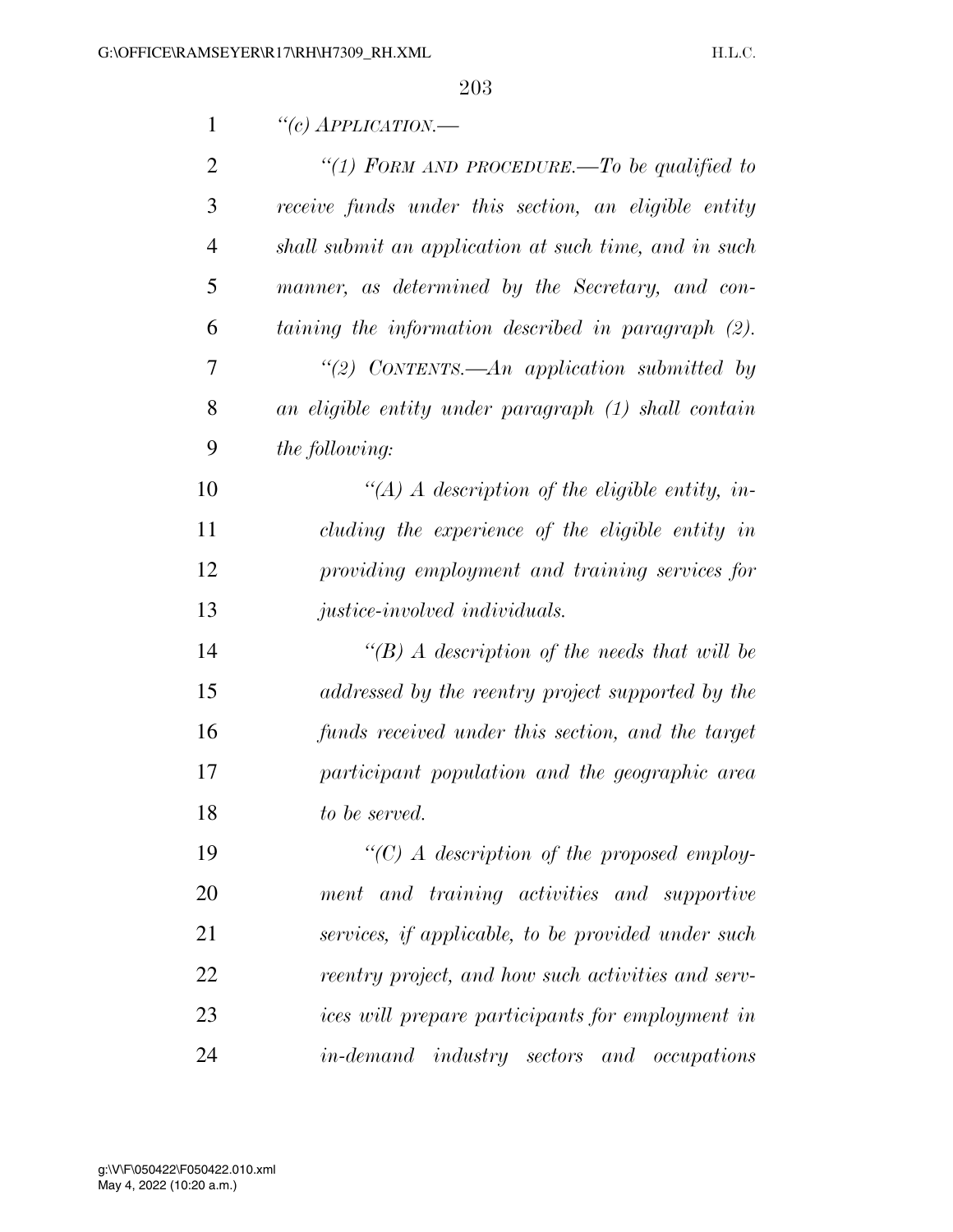*"(c) APPLICATION.—*

*"(1) FORM AND PROCEDURE.—To be qualified to receive funds under this section, an eligible entity shall submit an application at such time, and in such manner, as determined by the Secretary, and containing the information described in paragraph (2).*

*"(2) CONTENTS.—An application submitted by an eligible entity under paragraph (1) shall contain the following:*

*"(A) A description of the eligible entity, including the experience of the eligible entity in providing employment and training services for justice-involved individuals.*

*"(B) A description of the needs that will be addressed by the reentry project supported by the funds received under this section, and the target participant population and the geographic area to be served.*

*"(C) A description of the proposed employment and training activities and supportive services, if applicable, to be provided under such reentry project, and how such activities and services will prepare participants for employment in in-demand industry sectors and occupations*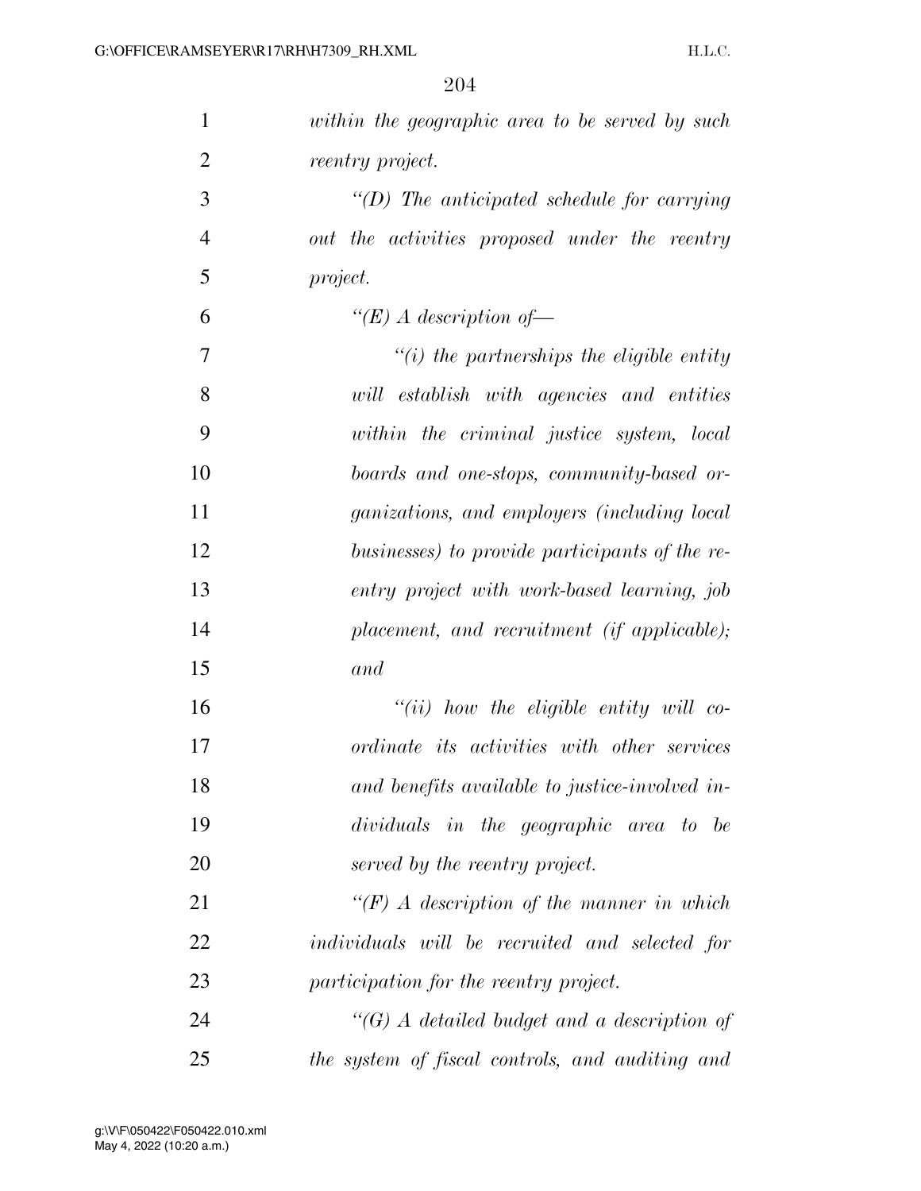*within the geographic area to be served by such reentry project.*

*"(D) The anticipated schedule for carrying out the activities proposed under the reentry project.*

*"(E) A description of—*

*"(i) the partnerships the eligible entity will establish with agencies and entities within the criminal justice system, local boards and one-stops, community-based organizations, and employers (including local businesses) to provide participants of the reentry project with work-based learning, job placement, and recruitment (if applicable); and*

*"(ii) how the eligible entity will coordinate its activities with other services and benefits available to justice-involved individuals in the geographic area to be served by the reentry project.*

*"(F) A description of the manner in which individuals will be recruited and selected for participation for the reentry project.*

*"(G) A detailed budget and a description of the system of fiscal controls, and auditing and*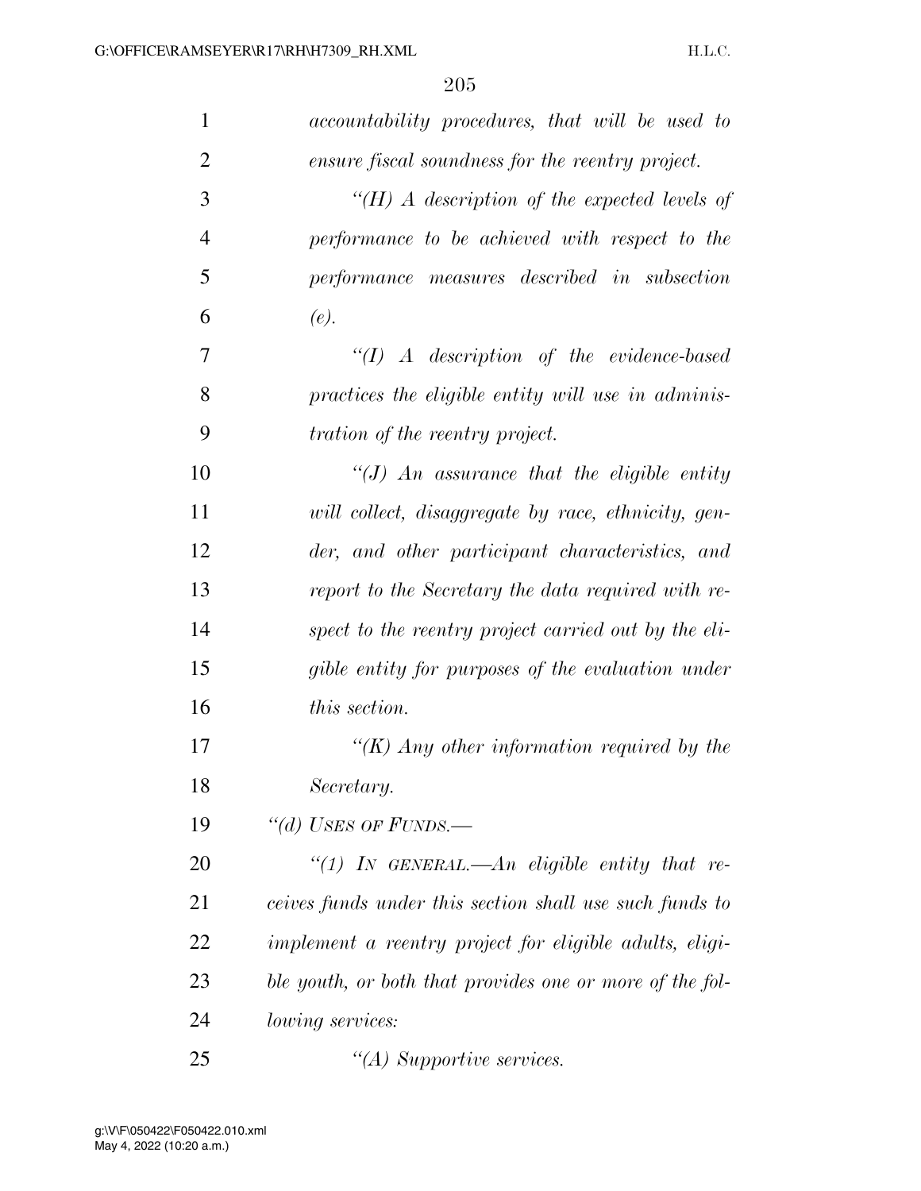*accountability procedures, that will be used to ensure fiscal soundness for the reentry project.*

*"(H) A description of the expected levels of performance to be achieved with respect to the performance measures described in subsection (e).*

*"(I) A description of the evidence-based practices the eligible entity will use in administration of the reentry project.*

*"(J) An assurance that the eligible entity will collect, disaggregate by race, ethnicity, gender, and other participant characteristics, and report to the Secretary the data required with respect to the reentry project carried out by the eligible entity for purposes of the evaluation under this section.*

*"(K) Any other information required by the Secretary.*

*"(d) USES OF FUNDS.—*

*"(1) IN GENERAL.—An eligible entity that receives funds under this section shall use such funds to implement a reentry project for eligible adults, eligible youth, or both that provides one or more of the following services:*

*"(A) Supportive services.*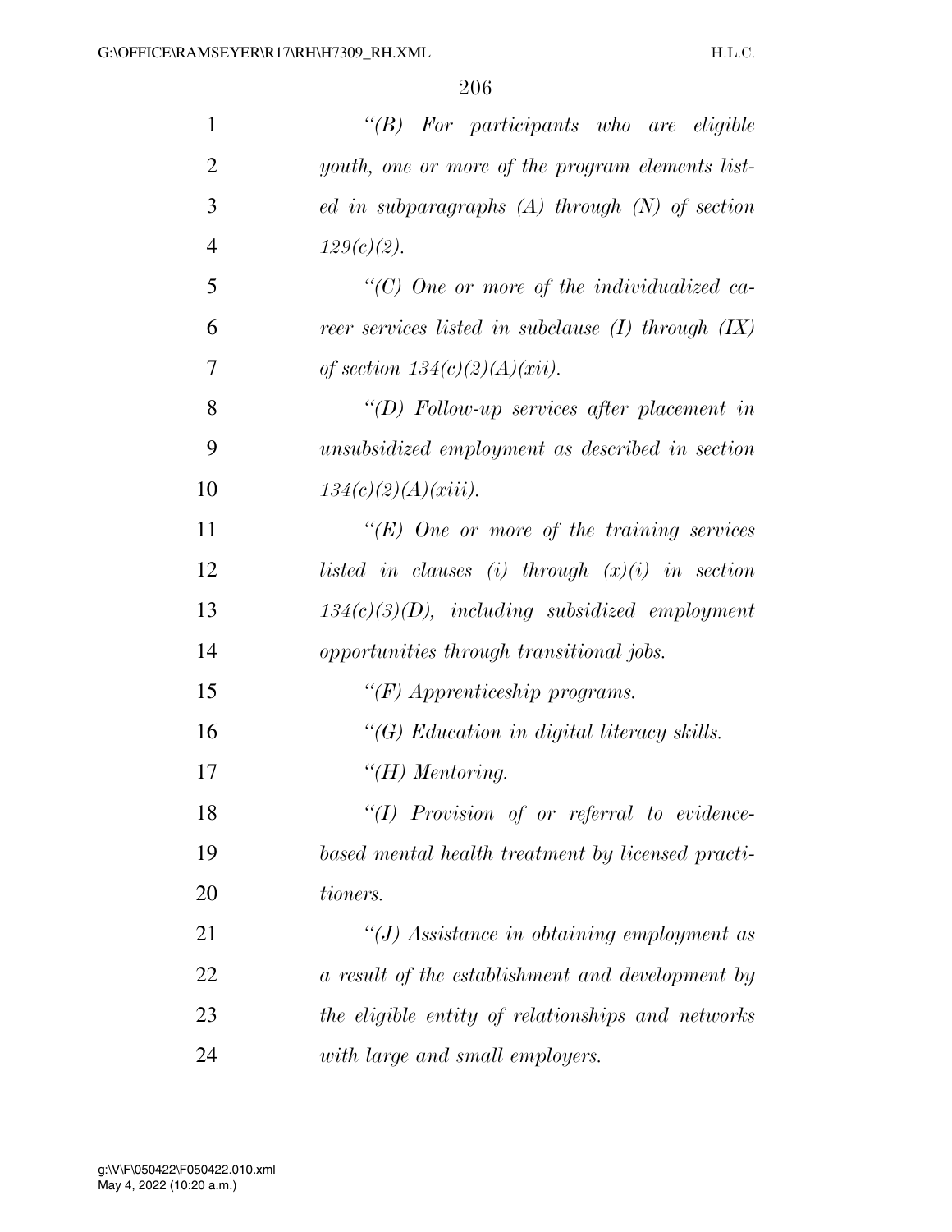*"(B) For participants who are eligible youth, one or more of the program elements listed in subparagraphs (A) through (N) of section 129(c)(2).*

*"(C) One or more of the individualized career services listed in subclause (I) through (IX) of section 134(c)(2)(A)(xii).*

*"(D) Follow-up services after placement in unsubsidized employment as described in section 134(c)(2)(A)(xiii).*

*"(E) One or more of the training services listed in clauses (i) through (x)(i) in section 134(c)(3)(D), including subsidized employment opportunities through transitional jobs.*

*"(F) Apprenticeship programs.*

*"(G) Education in digital literacy skills.*

*"(H) Mentoring.*

*"(I) Provision of or referral to evidence-based mental health treatment by licensed practitioners.*

*"(J) Assistance in obtaining employment as a result of the establishment and development by the eligible entity of relationships and networks with large and small employers.*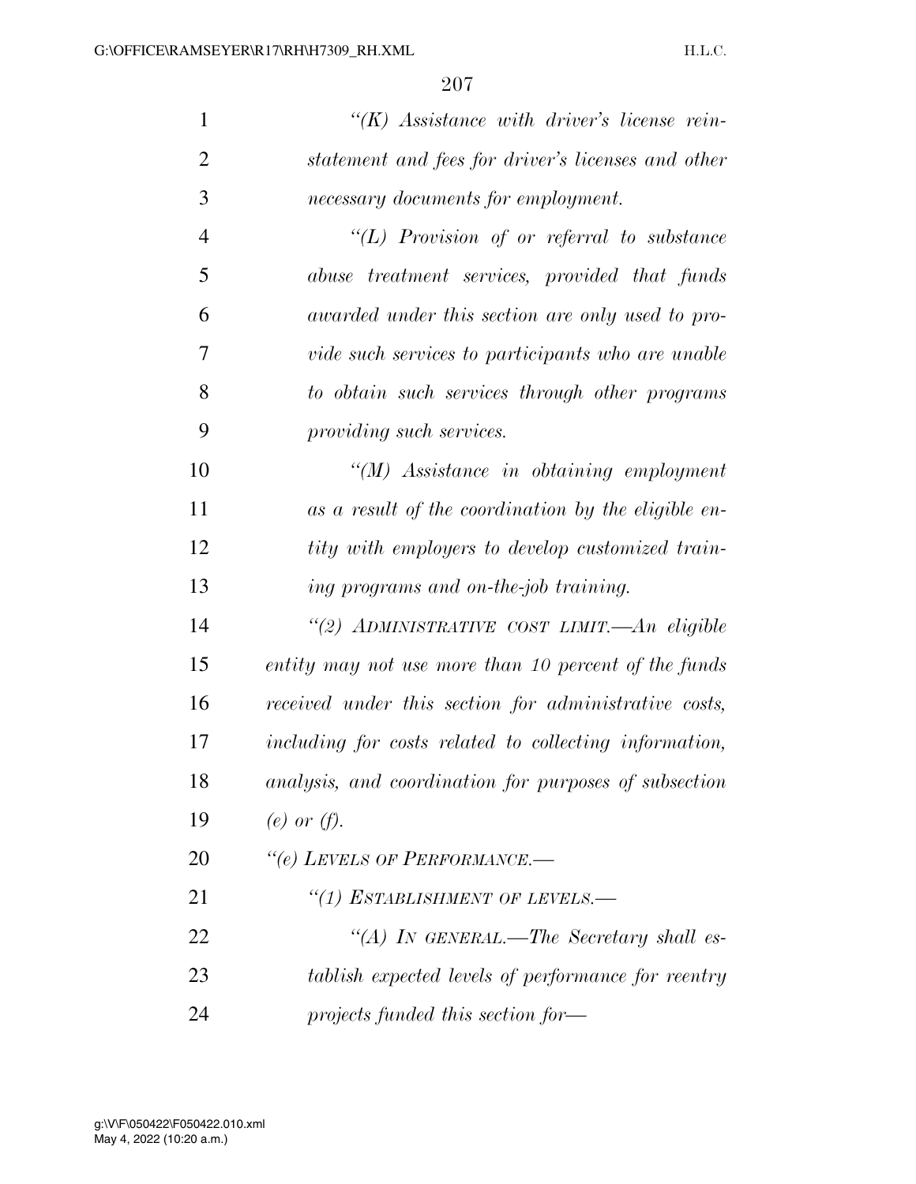*"(K) Assistance with driver's license reinstatement and fees for driver's licenses and other necessary documents for employment.*

*"(L) Provision of or referral to substance abuse treatment services, provided that funds awarded under this section are only used to provide such services to participants who are unable to obtain such services through other programs providing such services.*

*"(M) Assistance in obtaining employment as a result of the coordination by the eligible entity with employers to develop customized training programs and on-the-job training.*

*"(2) ADMINISTRATIVE COST LIMIT.—An eligible entity may not use more than 10 percent of the funds received under this section for administrative costs, including for costs related to collecting information, analysis, and coordination for purposes of subsection (e) or (f).*

*"(e) LEVELS OF PERFORMANCE.—*

*"(1) ESTABLISHMENT OF LEVELS.—*

*"(A) IN GENERAL.—The Secretary shall establish expected levels of performance for reentry projects funded this section for—*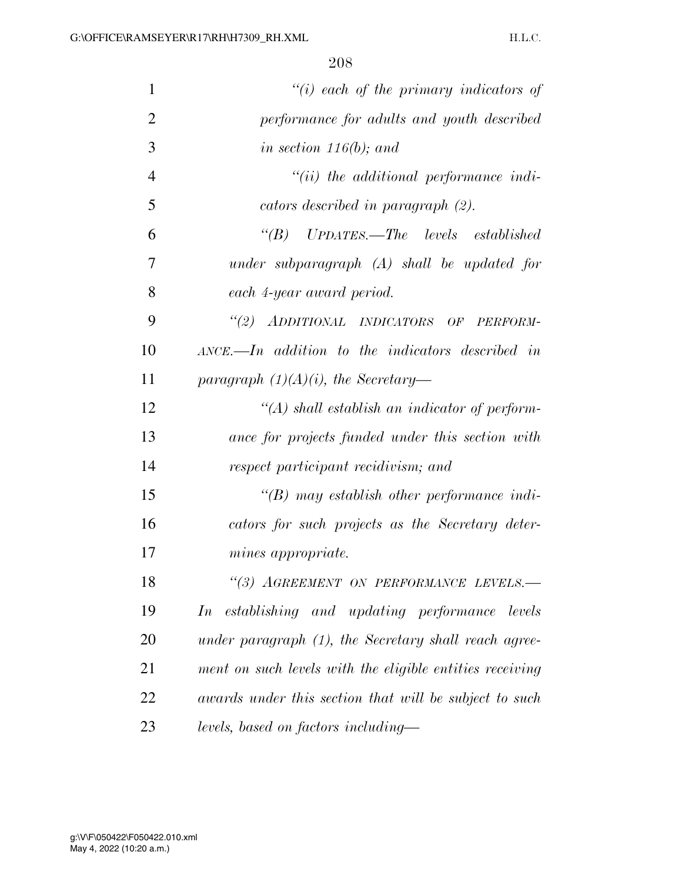*"(i) each of the primary indicators of performance for adults and youth described in section 116(b); and*

*"(ii) the additional performance indicators described in paragraph (2).*

*"(B) UPDATES.—The levels established under subparagraph (A) shall be updated for each 4-year award period.*

*"(2) ADDITIONAL INDICATORS OF PERFORMANCE.—In addition to the indicators described in paragraph (1)(A)(i), the Secretary—*

*"(A) shall establish an indicator of performance for projects funded under this section with respect participant recidivism; and*

*"(B) may establish other performance indicators for such projects as the Secretary determines appropriate.*

*"(3) AGREEMENT ON PERFORMANCE LEVELS.—In establishing and updating performance levels under paragraph (1), the Secretary shall reach agreement on such levels with the eligible entities receiving awards under this section that will be subject to such levels, based on factors including—*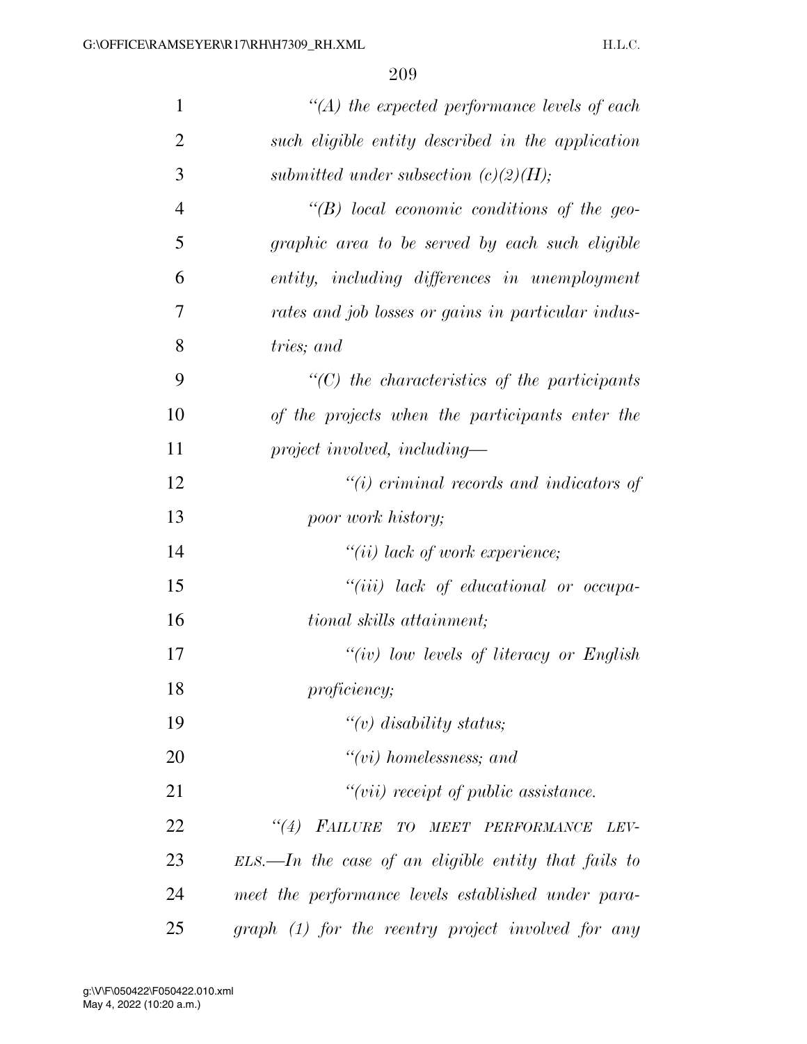*"(A) the expected performance levels of each such eligible entity described in the application submitted under subsection (c)(2)(H);*

*"(B) local economic conditions of the geographic area to be served by each such eligible entity, including differences in unemployment rates and job losses or gains in particular industries; and*

*"(C) the characteristics of the participants of the projects when the participants enter the project involved, including—*

*"(i) criminal records and indicators of poor work history;*

*"(ii) lack of work experience;*

*"(iii) lack of educational or occupational skills attainment;*

*"(iv) low levels of literacy or English proficiency;*

*"(v) disability status;*

*"(vi) homelessness; and*

*"(vii) receipt of public assistance.*

*"(4) FAILURE TO MEET PERFORMANCE LEVELS.—In the case of an eligible entity that fails to meet the performance levels established under paragraph (1) for the reentry project involved for any*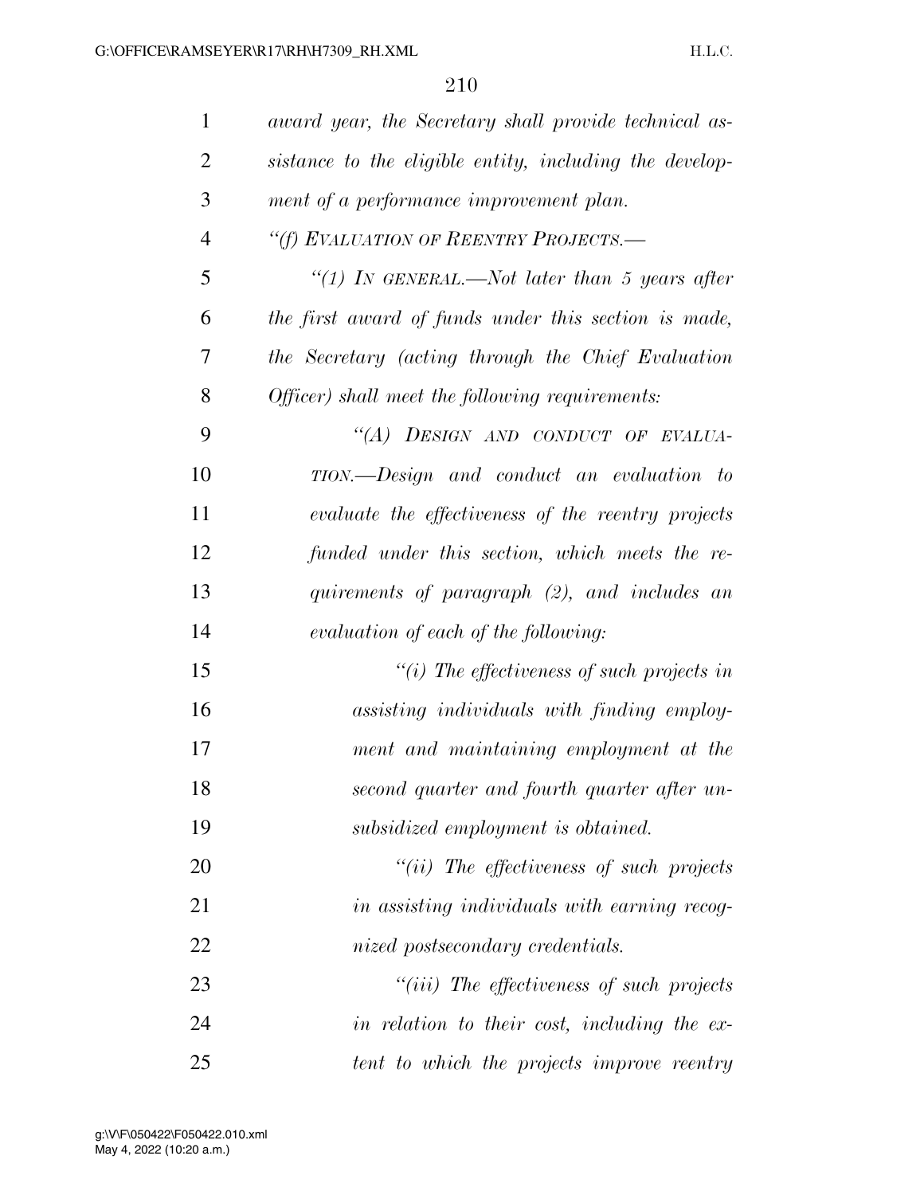*award year, the Secretary shall provide technical assistance to the eligible entity, including the development of a performance improvement plan.*

*"(f) EVALUATION OF REENTRY PROJECTS.—*

*"(1) IN GENERAL.—Not later than 5 years after the first award of funds under this section is made, the Secretary (acting through the Chief Evaluation Officer) shall meet the following requirements:*

*"(A) DESIGN AND CONDUCT OF EVALUATION.—Design and conduct an evaluation to evaluate the effectiveness of the reentry projects funded under this section, which meets the requirements of paragraph (2), and includes an evaluation of each of the following:*

*"(i) The effectiveness of such projects in assisting individuals with finding employment and maintaining employment at the second quarter and fourth quarter after unsubsidized employment is obtained.*

*"(ii) The effectiveness of such projects in assisting individuals with earning recognized postsecondary credentials.*

*"(iii) The effectiveness of such projects in relation to their cost, including the extent to which the projects improve reentry*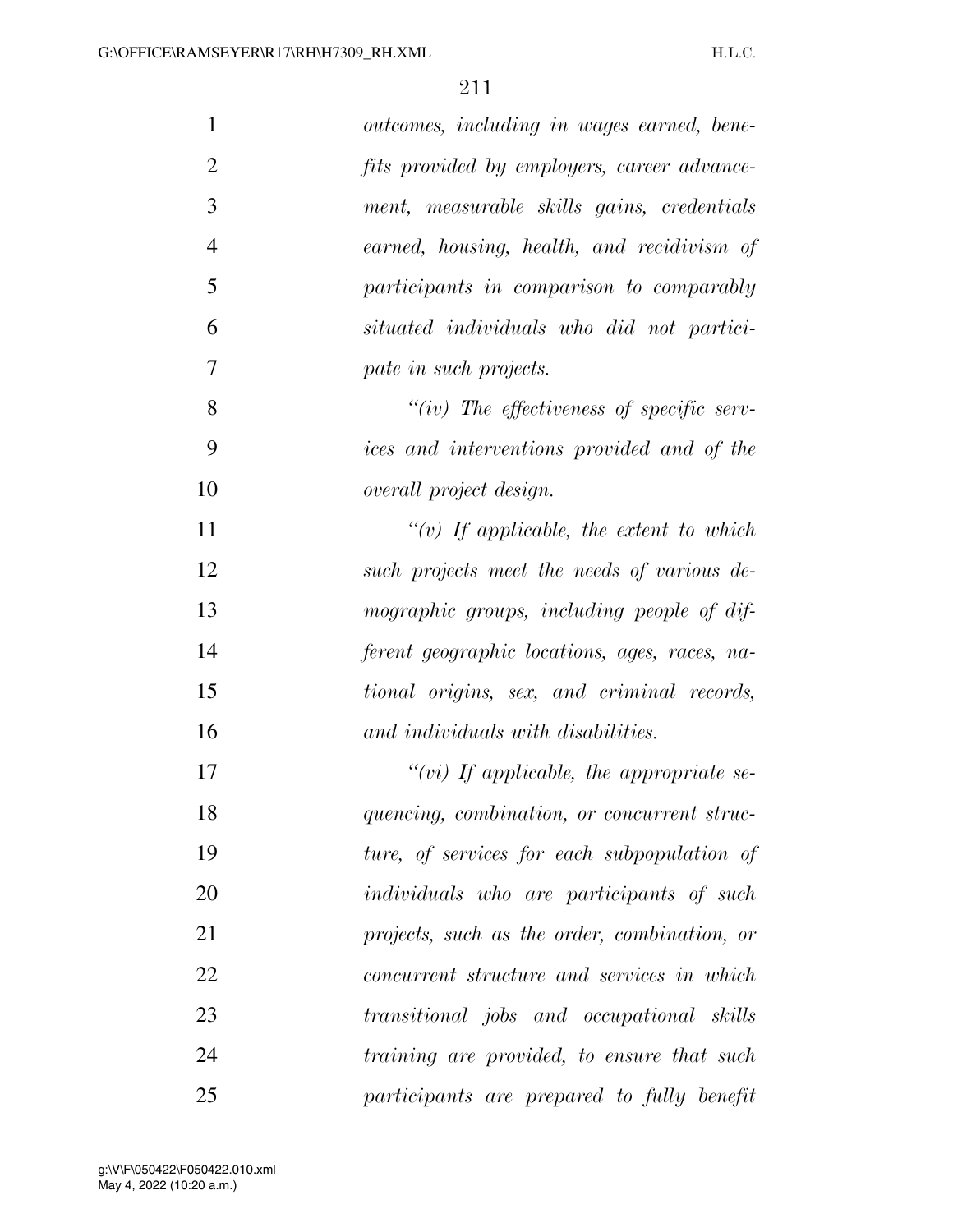*outcomes, including in wages earned, benefits provided by employers, career advancement, measurable skills gains, credentials earned, housing, health, and recidivism of participants in comparison to comparably situated individuals who did not participate in such projects.*

*"(iv) The effectiveness of specific services and interventions provided and of the overall project design.*

*"(v) If applicable, the extent to which such projects meet the needs of various demographic groups, including people of different geographic locations, ages, races, national origins, sex, and criminal records, and individuals with disabilities.*

*"(vi) If applicable, the appropriate sequencing, combination, or concurrent structure, of services for each subpopulation of individuals who are participants of such projects, such as the order, combination, or concurrent structure and services in which transitional jobs and occupational skills training are provided, to ensure that such participants are prepared to fully benefit*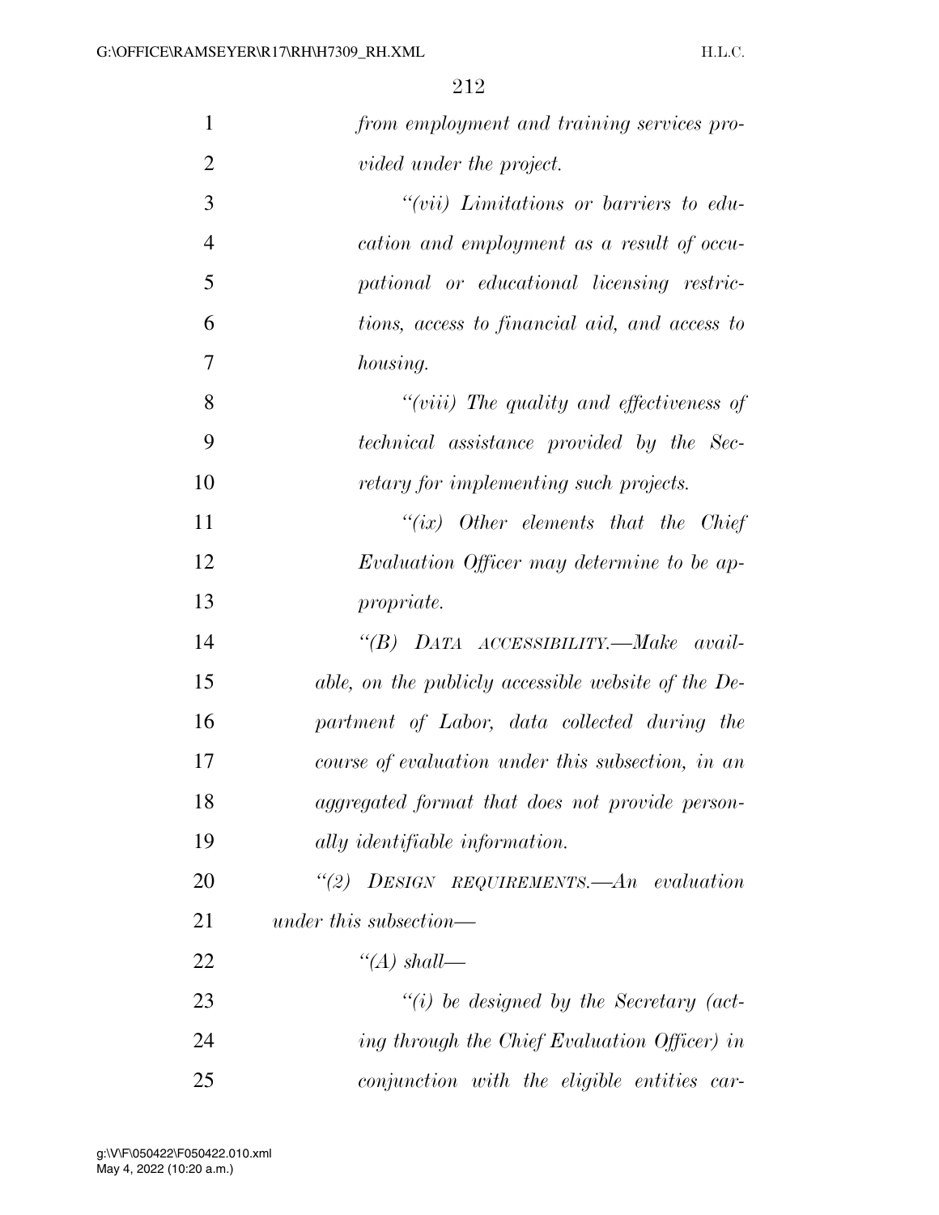*from employment and training services provided under the project.*

*"(vii) Limitations or barriers to education and employment as a result of occupational or educational licensing restrictions, access to financial aid, and access to housing.*

*"(viii) The quality and effectiveness of technical assistance provided by the Secretary for implementing such projects.*

*"(ix) Other elements that the Chief Evaluation Officer may determine to be appropriate.*

*"(B) DATA ACCESSIBILITY.—Make available, on the publicly accessible website of the Department of Labor, data collected during the course of evaluation under this subsection, in an aggregated format that does not provide personally identifiable information.*

*"(2) DESIGN REQUIREMENTS.—An evaluation under this subsection—*

*"(A) shall—*

*"(i) be designed by the Secretary (acting through the Chief Evaluation Officer) in conjunction with the eligible entities car-*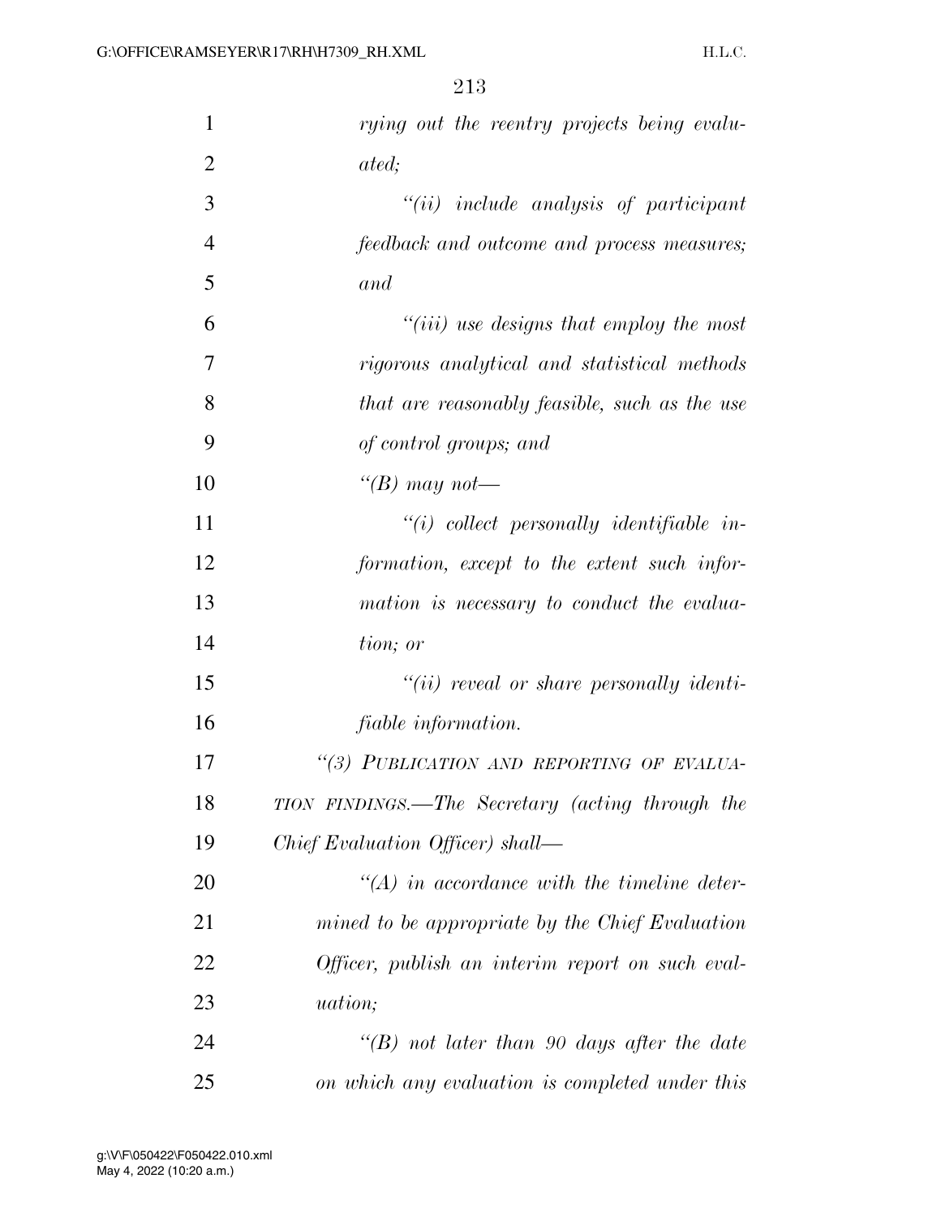*rying out the reentry projects being evaluated;*

*"(ii) include analysis of participant feedback and outcome and process measures; and*

*"(iii) use designs that employ the most rigorous analytical and statistical methods that are reasonably feasible, such as the use of control groups; and*

*"(B) may not—*

*"(i) collect personally identifiable information, except to the extent such information is necessary to conduct the evaluation; or*

*"(ii) reveal or share personally identifiable information.*

*"(3) PUBLICATION AND REPORTING OF EVALUATION FINDINGS.—The Secretary (acting through the Chief Evaluation Officer) shall—*

*"(A) in accordance with the timeline determined to be appropriate by the Chief Evaluation Officer, publish an interim report on such evaluation;*

*"(B) not later than 90 days after the date on which any evaluation is completed under this*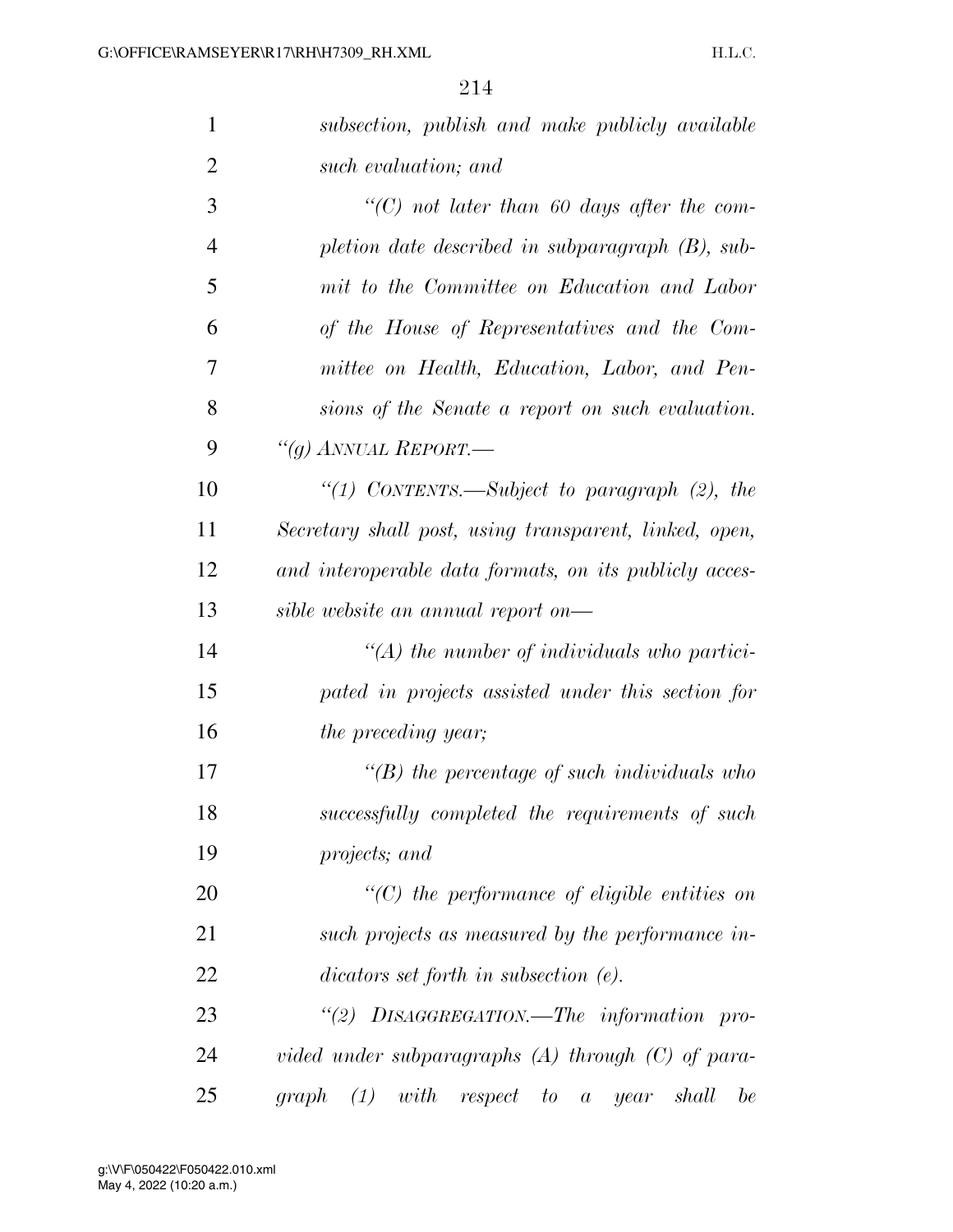*subsection, publish and make publicly available such evaluation; and*

*"(C) not later than 60 days after the completion date described in subparagraph (B), submit to the Committee on Education and Labor of the House of Representatives and the Committee on Health, Education, Labor, and Pensions of the Senate a report on such evaluation.*

*"(g) ANNUAL REPORT.—*

*"(1) CONTENTS.—Subject to paragraph (2), the Secretary shall post, using transparent, linked, open, and interoperable data formats, on its publicly accessible website an annual report on—*

*"(A) the number of individuals who participated in projects assisted under this section for the preceding year;*

*"(B) the percentage of such individuals who successfully completed the requirements of such projects; and*

*"(C) the performance of eligible entities on such projects as measured by the performance indicators set forth in subsection (e).*

*"(2) DISAGGREGATION.—The information provided under subparagraphs (A) through (C) of paragraph (1) with respect to a year shall be*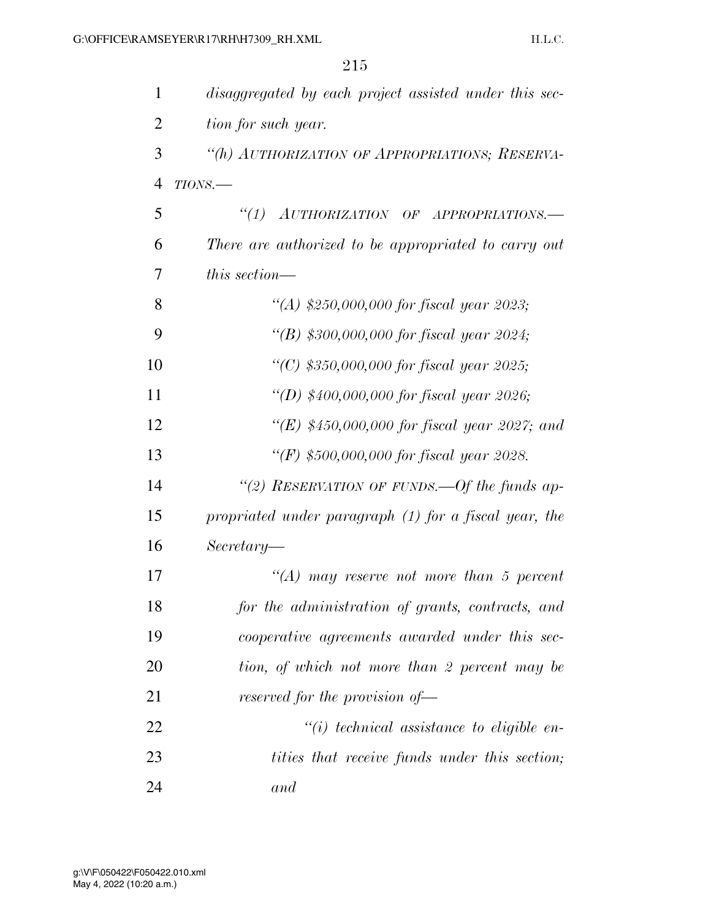*disaggregated by each project assisted under this section for such year.*

*"(h) AUTHORIZATION OF APPROPRIATIONS; RESERVATIONS.—*

*"(1) AUTHORIZATION OF APPROPRIATIONS.— There are authorized to be appropriated to carry out this section—*

*"(A) $250,000,000 for fiscal year 2023;*

*"(B) $300,000,000 for fiscal year 2024;*

*"(C) $350,000,000 for fiscal year 2025;*

*"(D) $400,000,000 for fiscal year 2026;*

*"(E) $450,000,000 for fiscal year 2027; and*

*"(F) $500,000,000 for fiscal year 2028.*

*"(2) RESERVATION OF FUNDS.—Of the funds appropriated under paragraph (1) for a fiscal year, the Secretary—*

*"(A) may reserve not more than 5 percent for the administration of grants, contracts, and cooperative agreements awarded under this section, of which not more than 2 percent may be reserved for the provision of—*

*"(i) technical assistance to eligible entities that receive funds under this section; and*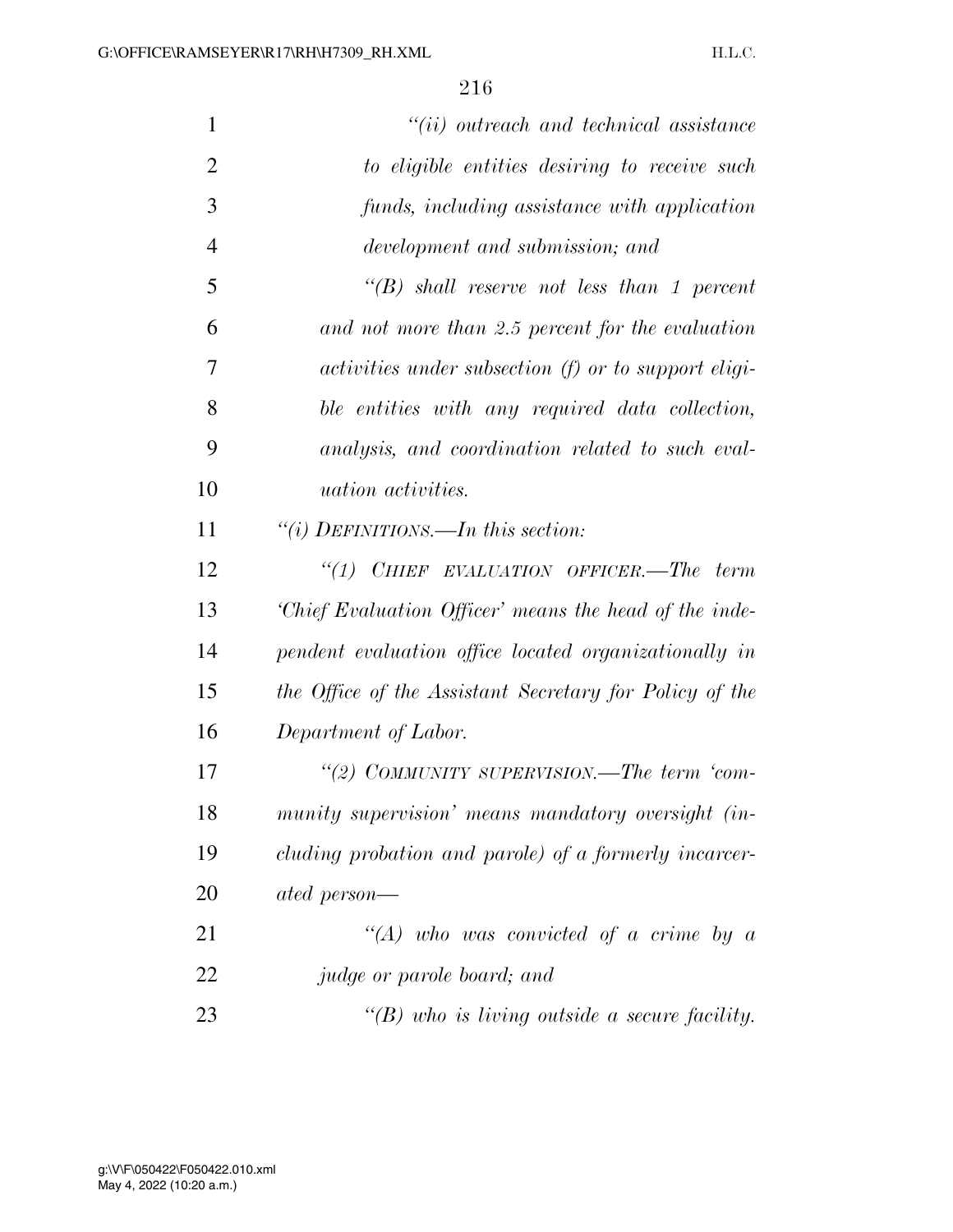*"(ii) outreach and technical assistance to eligible entities desiring to receive such funds, including assistance with application development and submission; and*

*"(B) shall reserve not less than 1 percent and not more than 2.5 percent for the evaluation activities under subsection (f) or to support eligible entities with any required data collection, analysis, and coordination related to such evaluation activities.*

*"(i) DEFINITIONS.—In this section:*

*"(1) CHIEF EVALUATION OFFICER.—The term 'Chief Evaluation Officer' means the head of the independent evaluation office located organizationally in the Office of the Assistant Secretary for Policy of the Department of Labor.*

*"(2) COMMUNITY SUPERVISION.—The term 'community supervision' means mandatory oversight (including probation and parole) of a formerly incarcerated person—*

*"(A) who was convicted of a crime by a judge or parole board; and*

*"(B) who is living outside a secure facility.*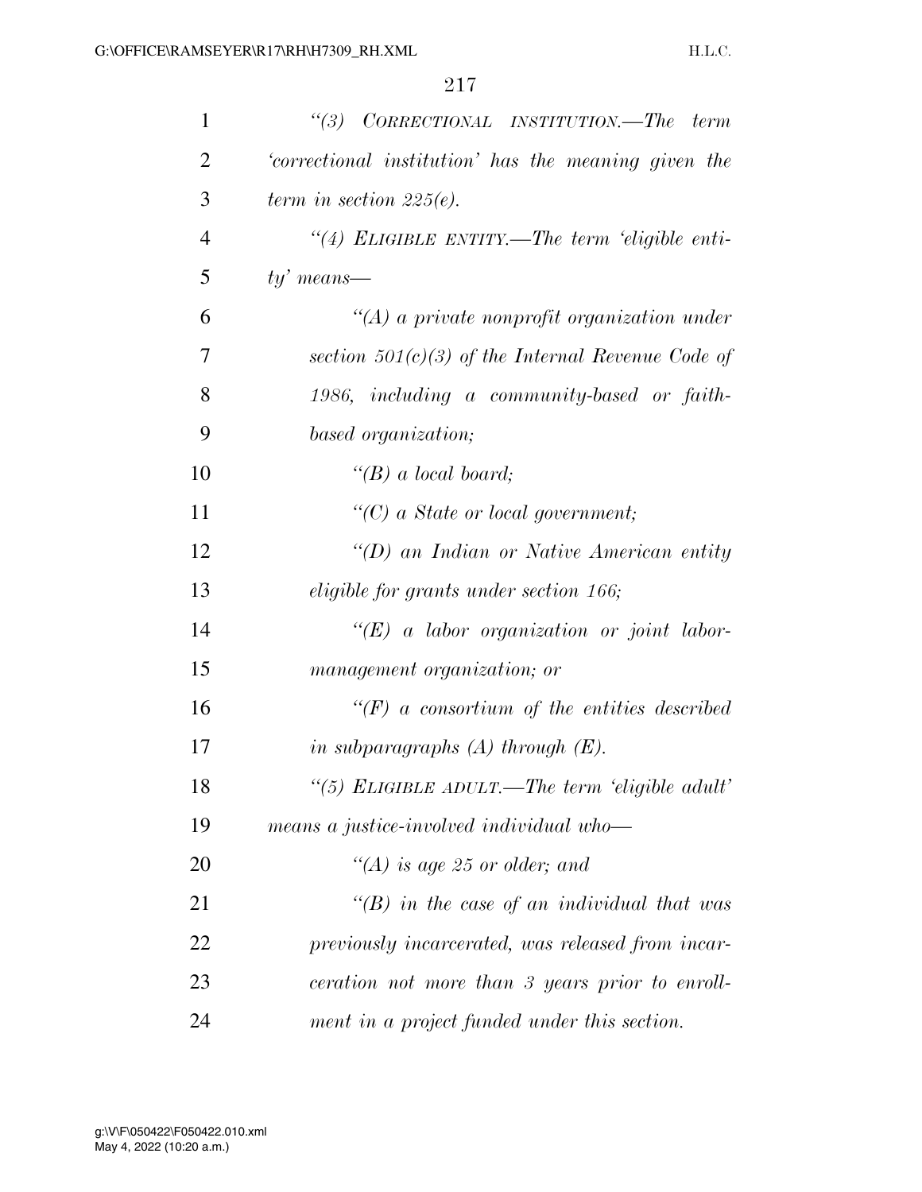*"(3) CORRECTIONAL INSTITUTION.—The term 'correctional institution' has the meaning given the term in section 225(e).*

*"(4) ELIGIBLE ENTITY.—The term 'eligible entity' means—*

*"(A) a private nonprofit organization under section 501(c)(3) of the Internal Revenue Code of 1986, including a community-based or faith-based organization;*

*"(B) a local board;*

*"(C) a State or local government;*

*"(D) an Indian or Native American entity eligible for grants under section 166;*

*"(E) a labor organization or joint labor-management organization; or*

*"(F) a consortium of the entities described in subparagraphs (A) through (E).*

*"(5) ELIGIBLE ADULT.—The term 'eligible adult' means a justice-involved individual who—*

*"(A) is age 25 or older; and*

*"(B) in the case of an individual that was previously incarcerated, was released from incarceration not more than 3 years prior to enrollment in a project funded under this section.*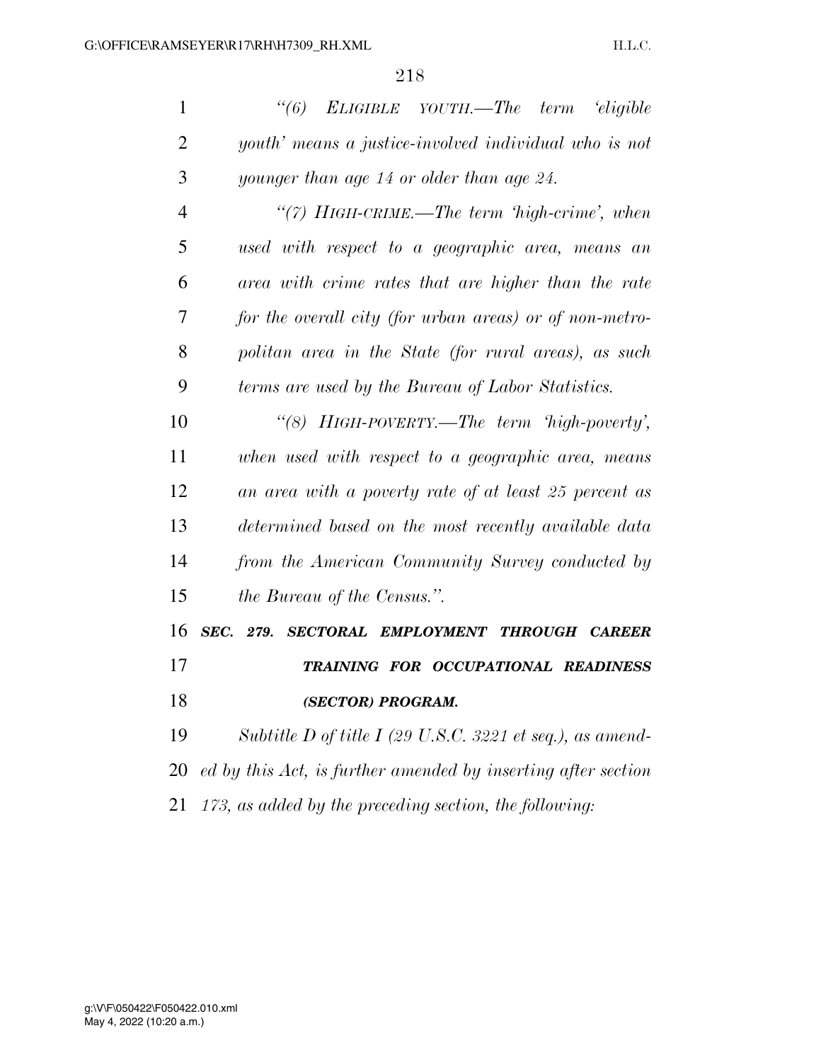*"(6) ELIGIBLE YOUTH.—The term 'eligible youth' means a justice-involved individual who is not younger than age 14 or older than age 24.*

*"(7) HIGH-CRIME.—The term 'high-crime', when used with respect to a geographic area, means an area with crime rates that are higher than the rate for the overall city (for urban areas) or of non-metropolitan area in the State (for rural areas), as such terms are used by the Bureau of Labor Statistics.*

*"(8) HIGH-POVERTY.—The term 'high-poverty', when used with respect to a geographic area, means an area with a poverty rate of at least 25 percent as determined based on the most recently available data from the American Community Survey conducted by the Bureau of the Census.".*

***SEC. 279. SECTORAL EMPLOYMENT THROUGH CAREER TRAINING FOR OCCUPATIONAL READINESS (SECTOR) PROGRAM.***

*Subtitle D of title I (29 U.S.C. 3221 et seq.), as amended by this Act, is further amended by inserting after section 173, as added by the preceding section, the following:*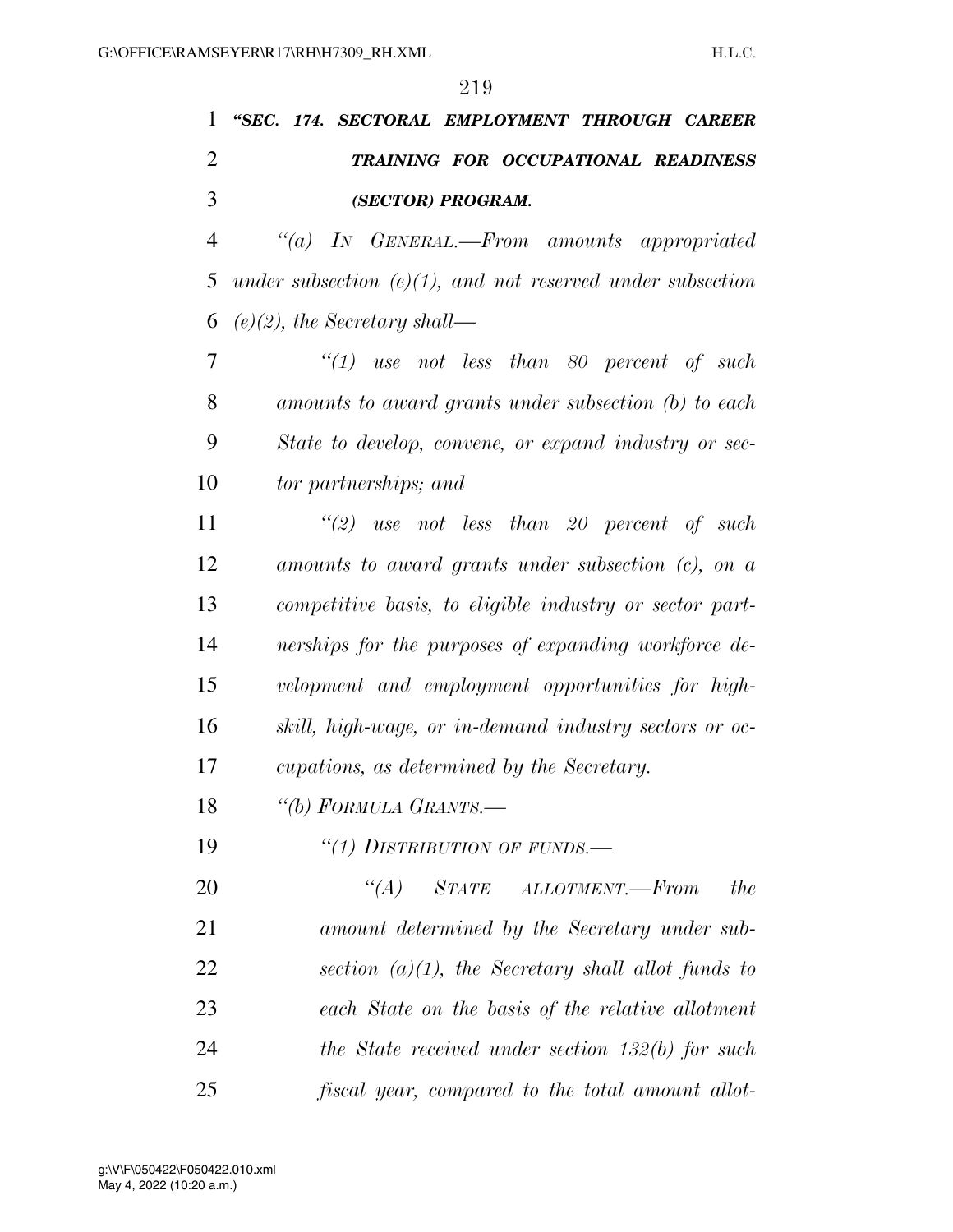***"SEC. 174. SECTORAL EMPLOYMENT THROUGH CAREER TRAINING FOR OCCUPATIONAL READINESS (SECTOR) PROGRAM.***

*"(a) IN GENERAL.—From amounts appropriated under subsection (e)(1), and not reserved under subsection (e)(2), the Secretary shall—*

*"(1) use not less than 80 percent of such amounts to award grants under subsection (b) to each State to develop, convene, or expand industry or sector partnerships; and*

*"(2) use not less than 20 percent of such amounts to award grants under subsection (c), on a competitive basis, to eligible industry or sector partnerships for the purposes of expanding workforce development and employment opportunities for high-skill, high-wage, or in-demand industry sectors or occupations, as determined by the Secretary.*

*"(b) FORMULA GRANTS.—*

*"(1) DISTRIBUTION OF FUNDS.—*

*"(A) STATE ALLOTMENT.—From the amount determined by the Secretary under subsection (a)(1), the Secretary shall allot funds to each State on the basis of the relative allotment the State received under section 132(b) for such fiscal year, compared to the total amount allot-*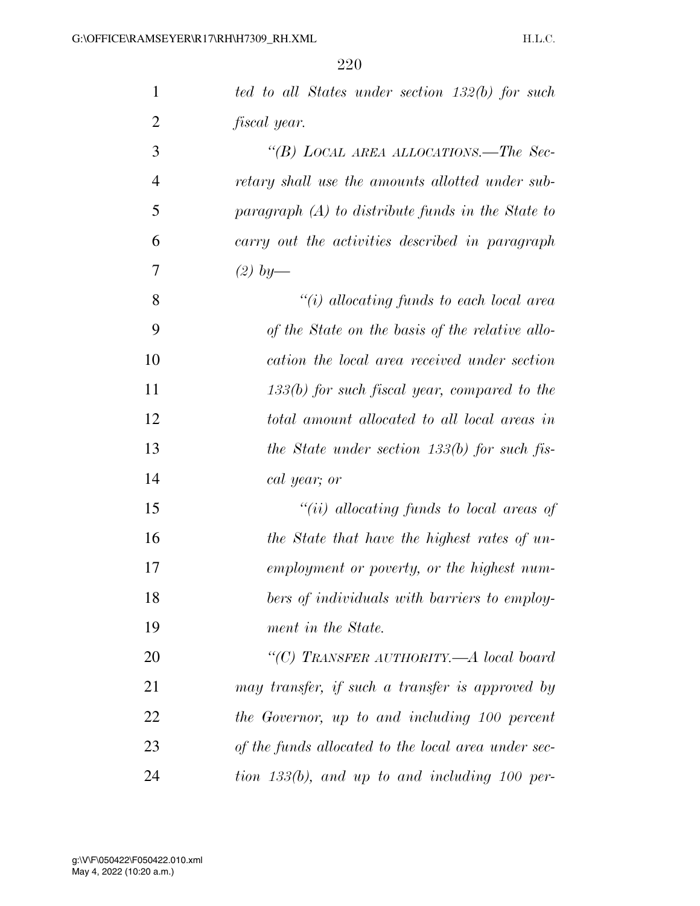*ted to all States under section 132(b) for such fiscal year.*

*"(B) LOCAL AREA ALLOCATIONS.—The Secretary shall use the amounts allotted under subparagraph (A) to distribute funds in the State to carry out the activities described in paragraph (2) by—*

*"(i) allocating funds to each local area of the State on the basis of the relative allocation the local area received under section 133(b) for such fiscal year, compared to the total amount allocated to all local areas in the State under section 133(b) for such fiscal year; or*

*"(ii) allocating funds to local areas of the State that have the highest rates of unemployment or poverty, or the highest numbers of individuals with barriers to employment in the State.*

*"(C) TRANSFER AUTHORITY.—A local board may transfer, if such a transfer is approved by the Governor, up to and including 100 percent of the funds allocated to the local area under section 133(b), and up to and including 100 per-*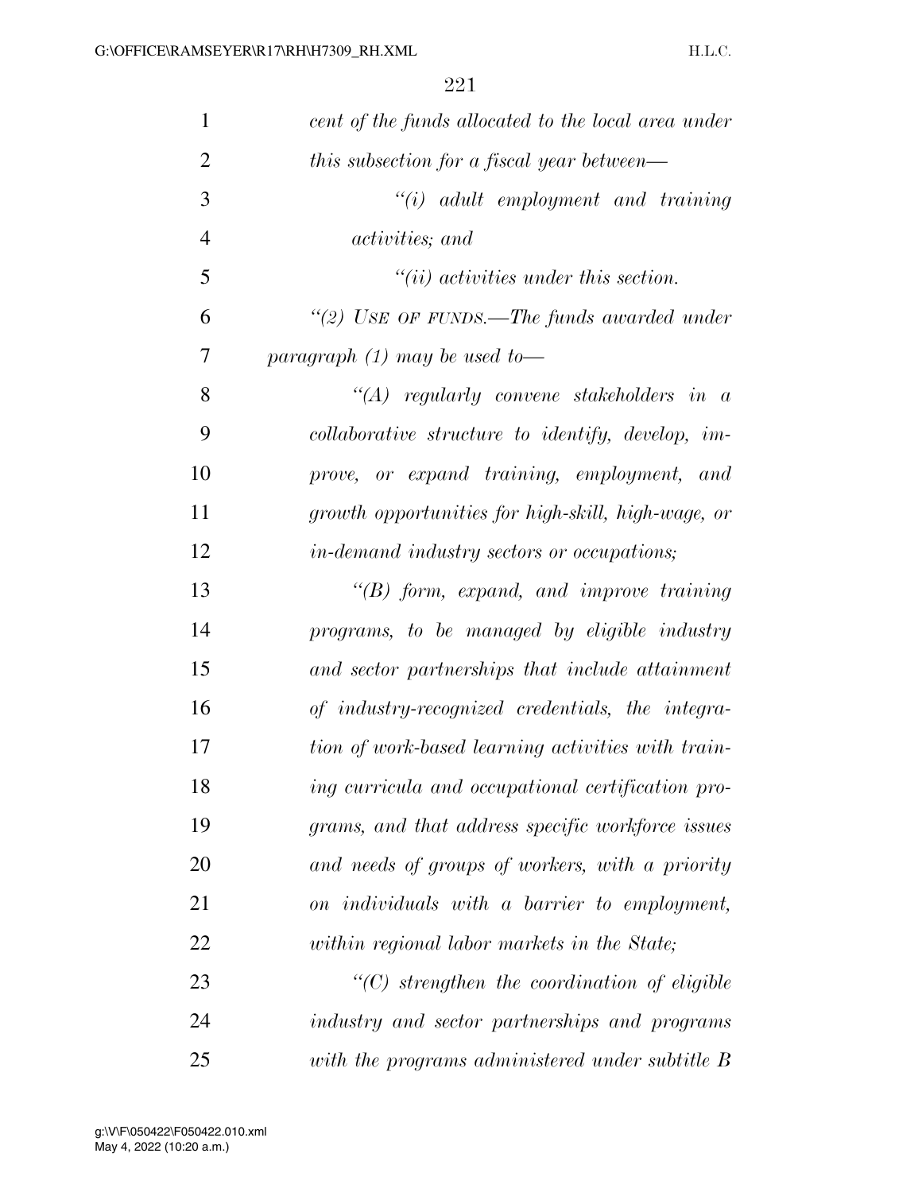*cent of the funds allocated to the local area under this subsection for a fiscal year between—*

*“(i) adult employment and training activities; and*

*“(ii) activities under this section.*

*“(2) USE OF FUNDS.—The funds awarded under paragraph (1) may be used to—*

*“(A) regularly convene stakeholders in a collaborative structure to identify, develop, improve, or expand training, employment, and growth opportunities for high-skill, high-wage, or in-demand industry sectors or occupations;*

*“(B) form, expand, and improve training programs, to be managed by eligible industry and sector partnerships that include attainment of industry-recognized credentials, the integration of work-based learning activities with training curricula and occupational certification programs, and that address specific workforce issues and needs of groups of workers, with a priority on individuals with a barrier to employment, within regional labor markets in the State;*

*“(C) strengthen the coordination of eligible industry and sector partnerships and programs with the programs administered under subtitle B*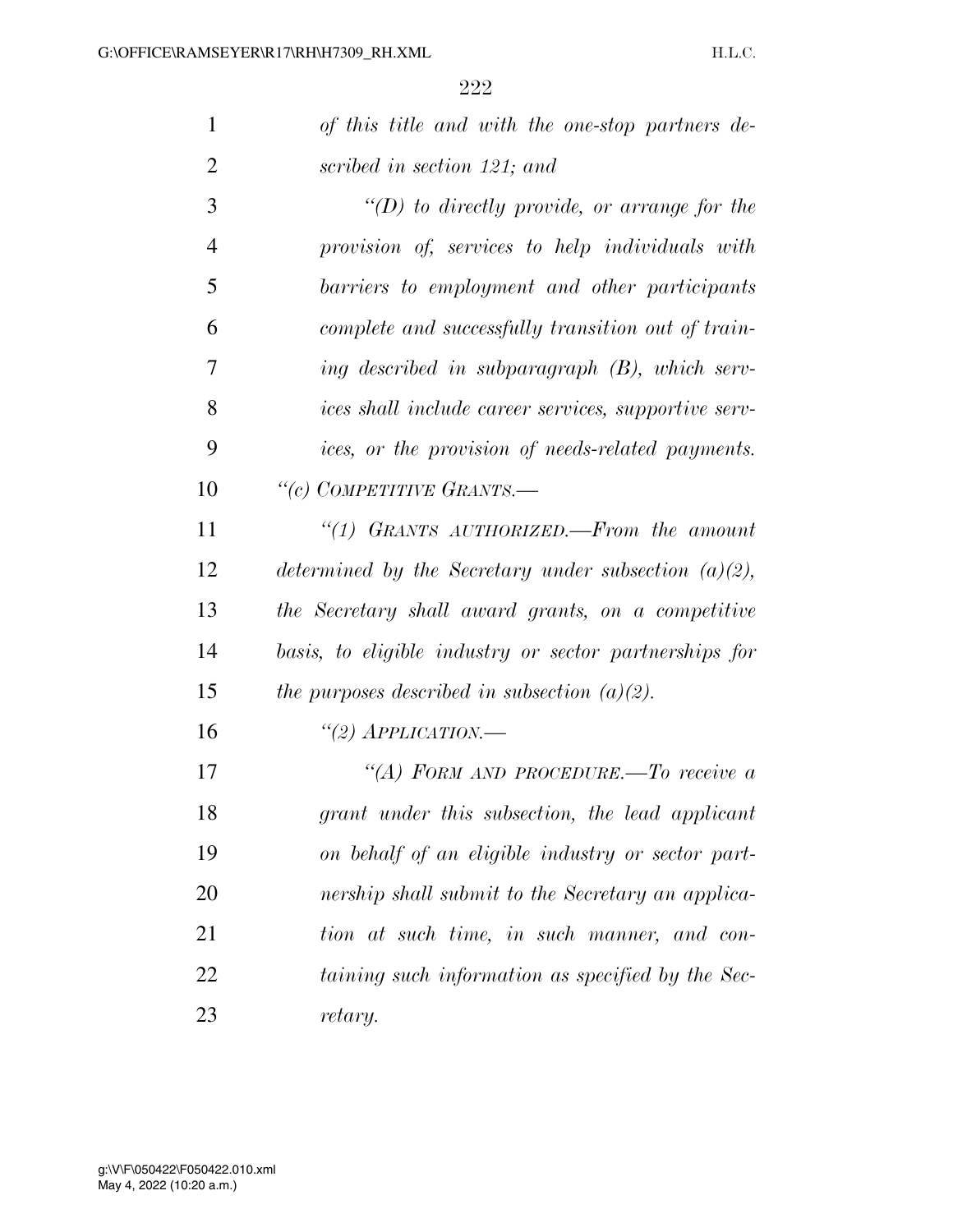*of this title and with the one-stop partners described in section 121; and*

*"(D) to directly provide, or arrange for the provision of, services to help individuals with barriers to employment and other participants complete and successfully transition out of training described in subparagraph (B), which services shall include career services, supportive services, or the provision of needs-related payments.*

*"(c) COMPETITIVE GRANTS.—*

*"(1) GRANTS AUTHORIZED.—From the amount determined by the Secretary under subsection (a)(2), the Secretary shall award grants, on a competitive basis, to eligible industry or sector partnerships for the purposes described in subsection (a)(2).*

*"(2) APPLICATION.—*

*"(A) FORM AND PROCEDURE.—To receive a grant under this subsection, the lead applicant on behalf of an eligible industry or sector partnership shall submit to the Secretary an application at such time, in such manner, and containing such information as specified by the Secretary.*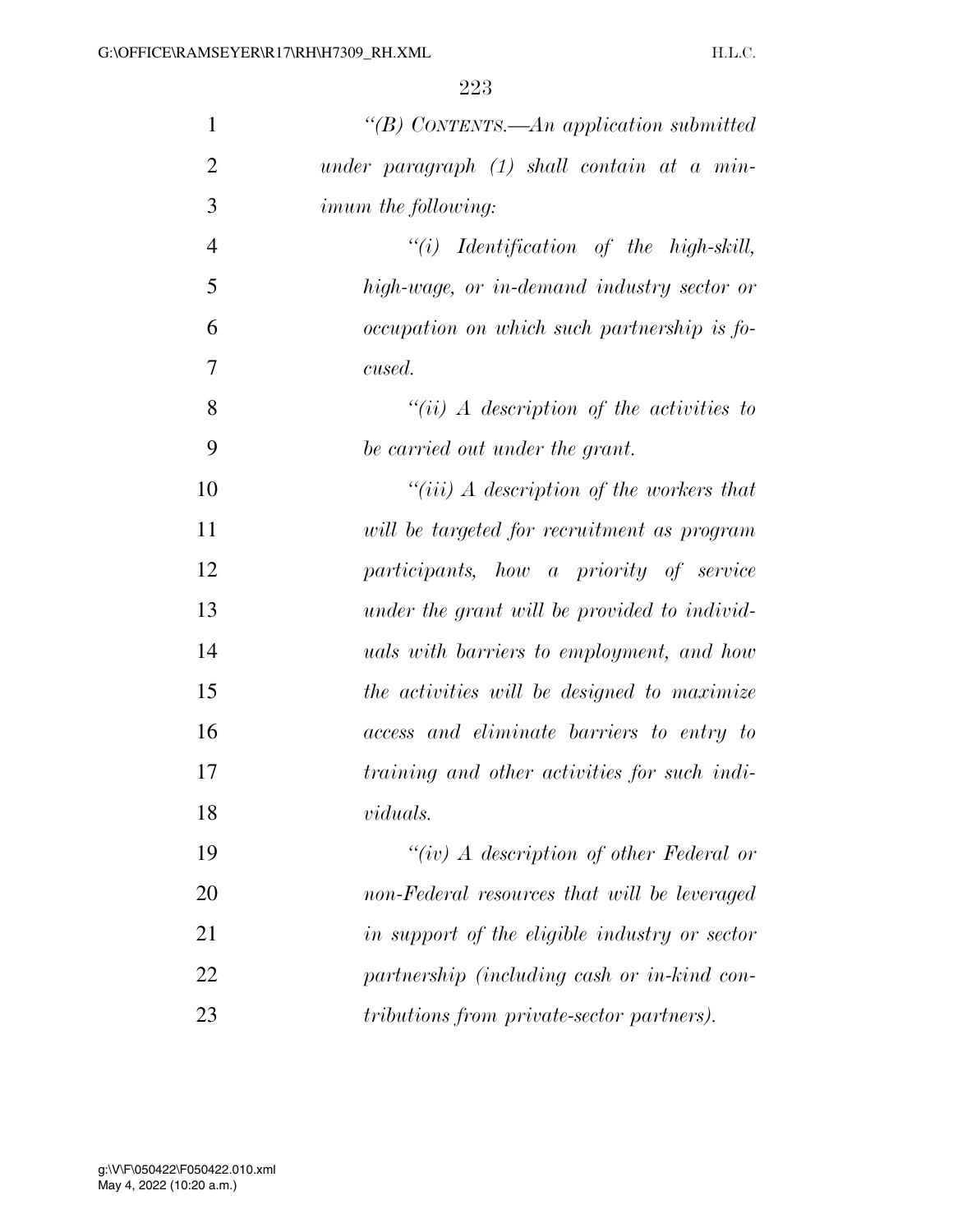*"(B) Contents.—An application submitted under paragraph (1) shall contain at a minimum the following:*

*"(i) Identification of the high-skill, high-wage, or in-demand industry sector or occupation on which such partnership is focused.*

*"(ii) A description of the activities to be carried out under the grant.*

*"(iii) A description of the workers that will be targeted for recruitment as program participants, how a priority of service under the grant will be provided to individuals with barriers to employment, and how the activities will be designed to maximize access and eliminate barriers to entry to training and other activities for such individuals.*

*"(iv) A description of other Federal or non-Federal resources that will be leveraged in support of the eligible industry or sector partnership (including cash or in-kind contributions from private-sector partners).*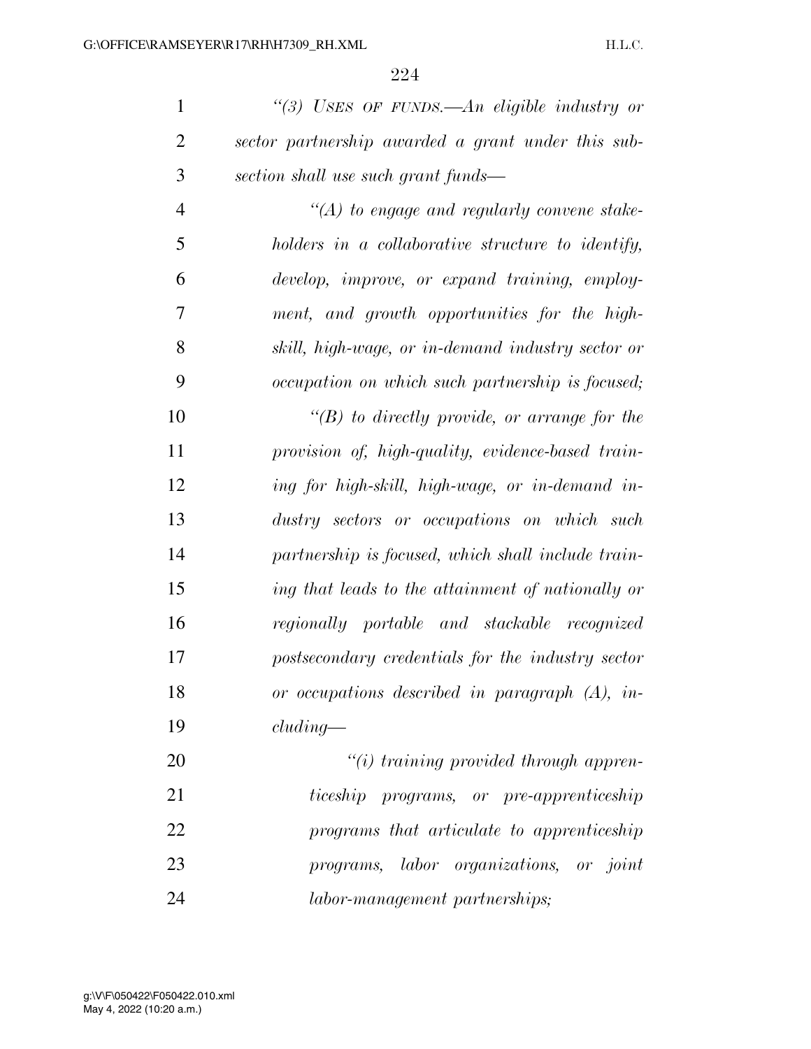*"(3) USES OF FUNDS.—An eligible industry or sector partnership awarded a grant under this subsection shall use such grant funds—*

*"(A) to engage and regularly convene stakeholders in a collaborative structure to identify, develop, improve, or expand training, employment, and growth opportunities for the high-skill, high-wage, or in-demand industry sector or occupation on which such partnership is focused;*

*"(B) to directly provide, or arrange for the provision of, high-quality, evidence-based training for high-skill, high-wage, or in-demand industry sectors or occupations on which such partnership is focused, which shall include training that leads to the attainment of nationally or regionally portable and stackable recognized postsecondary credentials for the industry sector or occupations described in paragraph (A), including—*

*"(i) training provided through apprenticeship programs, or pre-apprenticeship programs that articulate to apprenticeship programs, labor organizations, or joint labor-management partnerships;*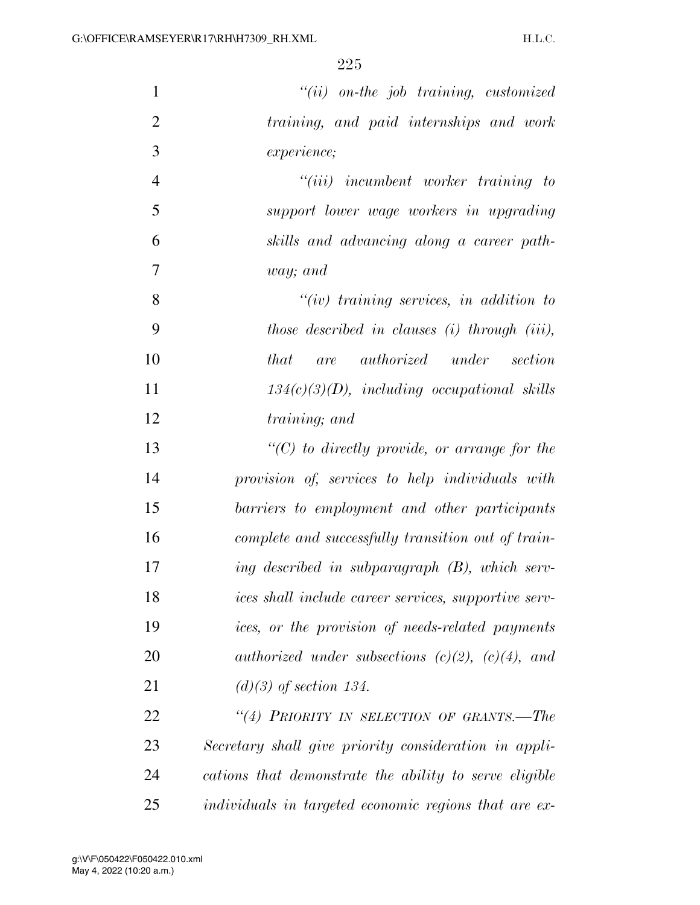"(ii) on-the job training, customized training, and paid internships and work experience;

"(iii) incumbent worker training to support lower wage workers in upgrading skills and advancing along a career pathway; and

"(iv) training services, in addition to those described in clauses (i) through (iii), that are authorized under section 134(c)(3)(D), including occupational skills training; and

"(C) to directly provide, or arrange for the provision of, services to help individuals with barriers to employment and other participants complete and successfully transition out of training described in subparagraph (B), which services shall include career services, supportive services, or the provision of needs-related payments authorized under subsections (c)(2), (c)(4), and (d)(3) of section 134.

"(4) PRIORITY IN SELECTION OF GRANTS.—The Secretary shall give priority consideration in applications that demonstrate the ability to serve eligible individuals in targeted economic regions that are ex-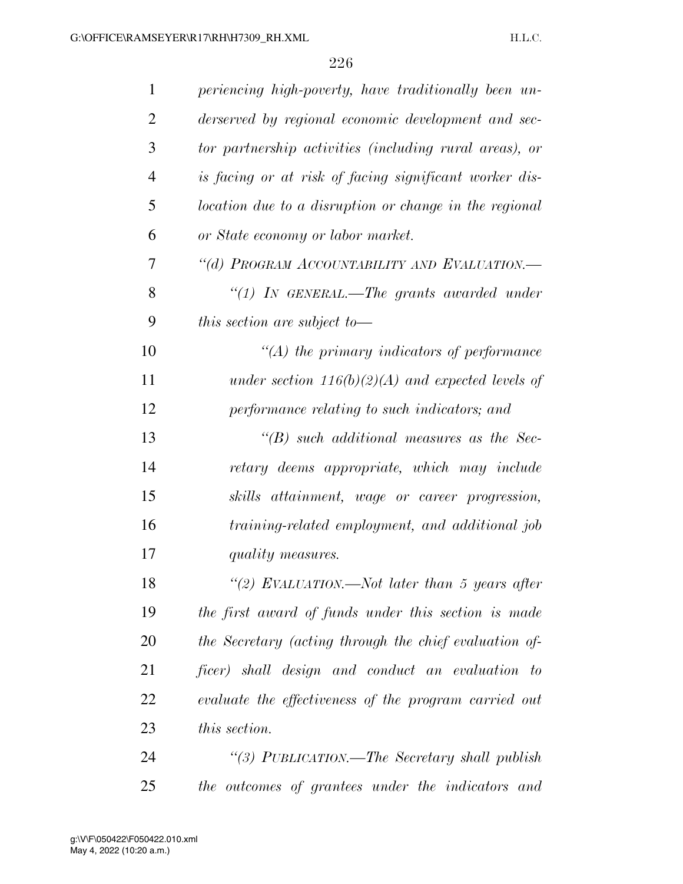*periencing high-poverty, have traditionally been underserved by regional economic development and sector partnership activities (including rural areas), or is facing or at risk of facing significant worker dislocation due to a disruption or change in the regional or State economy or labor market.*

*“(d) PROGRAM ACCOUNTABILITY AND EVALUATION.—*

*“(1) IN GENERAL.—The grants awarded under this section are subject to—*

*“(A) the primary indicators of performance under section 116(b)(2)(A) and expected levels of performance relating to such indicators; and*

*“(B) such additional measures as the Secretary deems appropriate, which may include skills attainment, wage or career progression, training-related employment, and additional job quality measures.*

*“(2) EVALUATION.—Not later than 5 years after the first award of funds under this section is made the Secretary (acting through the chief evaluation officer) shall design and conduct an evaluation to evaluate the effectiveness of the program carried out this section.*

*“(3) PUBLICATION.—The Secretary shall publish the outcomes of grantees under the indicators and*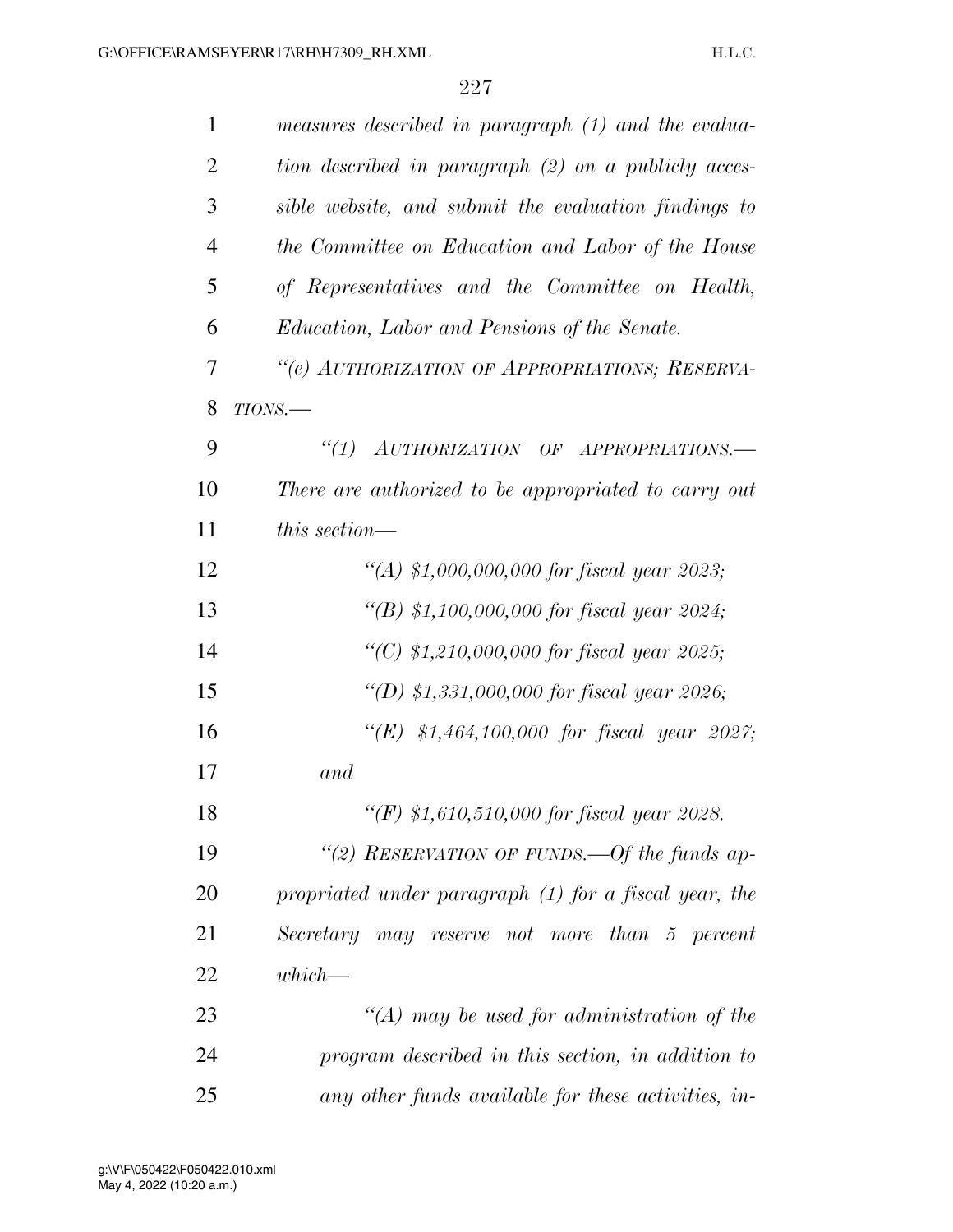*measures described in paragraph (1) and the evaluation described in paragraph (2) on a publicly accessible website, and submit the evaluation findings to the Committee on Education and Labor of the House of Representatives and the Committee on Health, Education, Labor and Pensions of the Senate.*

*"(e) AUTHORIZATION OF APPROPRIATIONS; RESERVATIONS.—*

*"(1) AUTHORIZATION OF APPROPRIATIONS.— There are authorized to be appropriated to carry out this section—*

*"(A) $1,000,000,000 for fiscal year 2023;*

*"(B) $1,100,000,000 for fiscal year 2024;*

*"(C) $1,210,000,000 for fiscal year 2025;*

*"(D) $1,331,000,000 for fiscal year 2026;*

*"(E) $1,464,100,000 for fiscal year 2027; and*

*"(F) $1,610,510,000 for fiscal year 2028.*

*"(2) RESERVATION OF FUNDS.—Of the funds appropriated under paragraph (1) for a fiscal year, the Secretary may reserve not more than 5 percent which—*

*"(A) may be used for administration of the program described in this section, in addition to any other funds available for these activities, in-*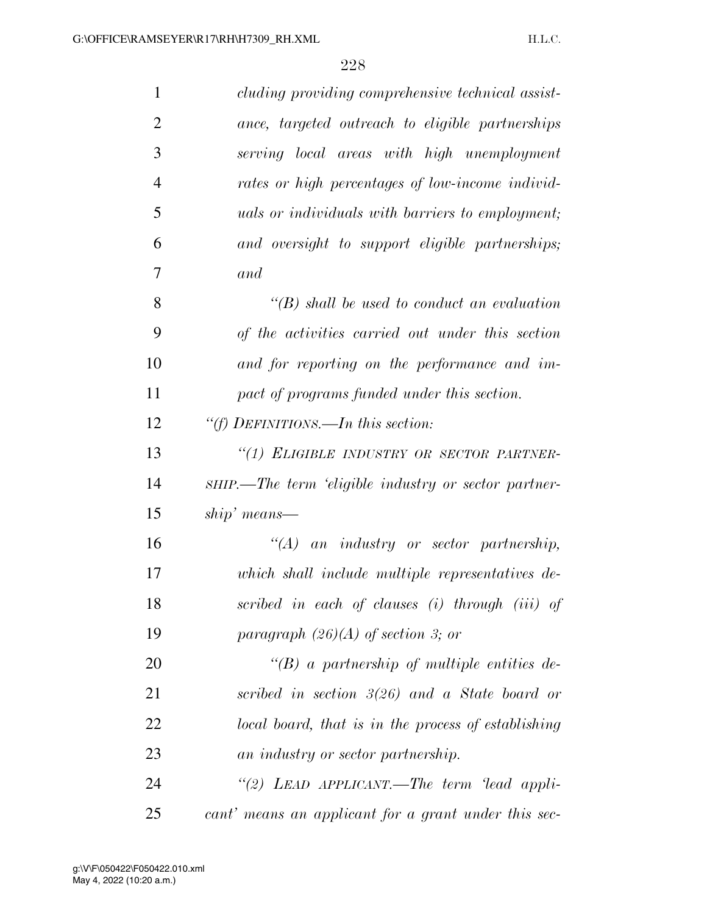*cluding providing comprehensive technical assistance, targeted outreach to eligible partnerships serving local areas with high unemployment rates or high percentages of low-income individuals or individuals with barriers to employment; and oversight to support eligible partnerships; and*

*"(B) shall be used to conduct an evaluation of the activities carried out under this section and for reporting on the performance and impact of programs funded under this section.*

*"(f) DEFINITIONS.—In this section:*

*"(1) ELIGIBLE INDUSTRY OR SECTOR PARTNERSHIP.—The term 'eligible industry or sector partnership' means—*

*"(A) an industry or sector partnership, which shall include multiple representatives described in each of clauses (i) through (iii) of paragraph (26)(A) of section 3; or*

*"(B) a partnership of multiple entities described in section 3(26) and a State board or local board, that is in the process of establishing an industry or sector partnership.*

*"(2) LEAD APPLICANT.—The term 'lead applicant' means an applicant for a grant under this sec-*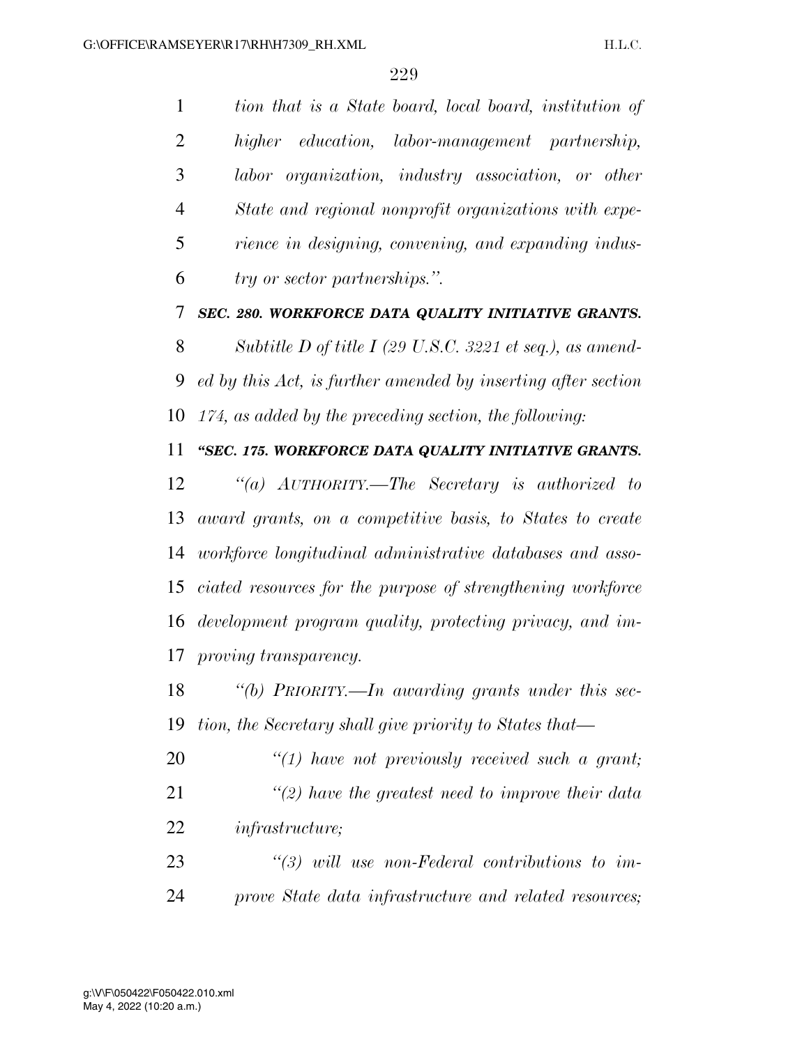*tion that is a State board, local board, institution of higher education, labor-management partnership, labor organization, industry association, or other State and regional nonprofit organizations with experience in designing, convening, and expanding industry or sector partnerships.''.*

***SEC. 280. WORKFORCE DATA QUALITY INITIATIVE GRANTS.***

*Subtitle D of title I (29 U.S.C. 3221 et seq.), as amended by this Act, is further amended by inserting after section 174, as added by the preceding section, the following:*

***''SEC. 175. WORKFORCE DATA QUALITY INITIATIVE GRANTS.***

*''(a) AUTHORITY.—The Secretary is authorized to award grants, on a competitive basis, to States to create workforce longitudinal administrative databases and associated resources for the purpose of strengthening workforce development program quality, protecting privacy, and improving transparency.*

*''(b) PRIORITY.—In awarding grants under this section, the Secretary shall give priority to States that—*

*''(1) have not previously received such a grant;*

*''(2) have the greatest need to improve their data infrastructure;*

*''(3) will use non-Federal contributions to improve State data infrastructure and related resources;*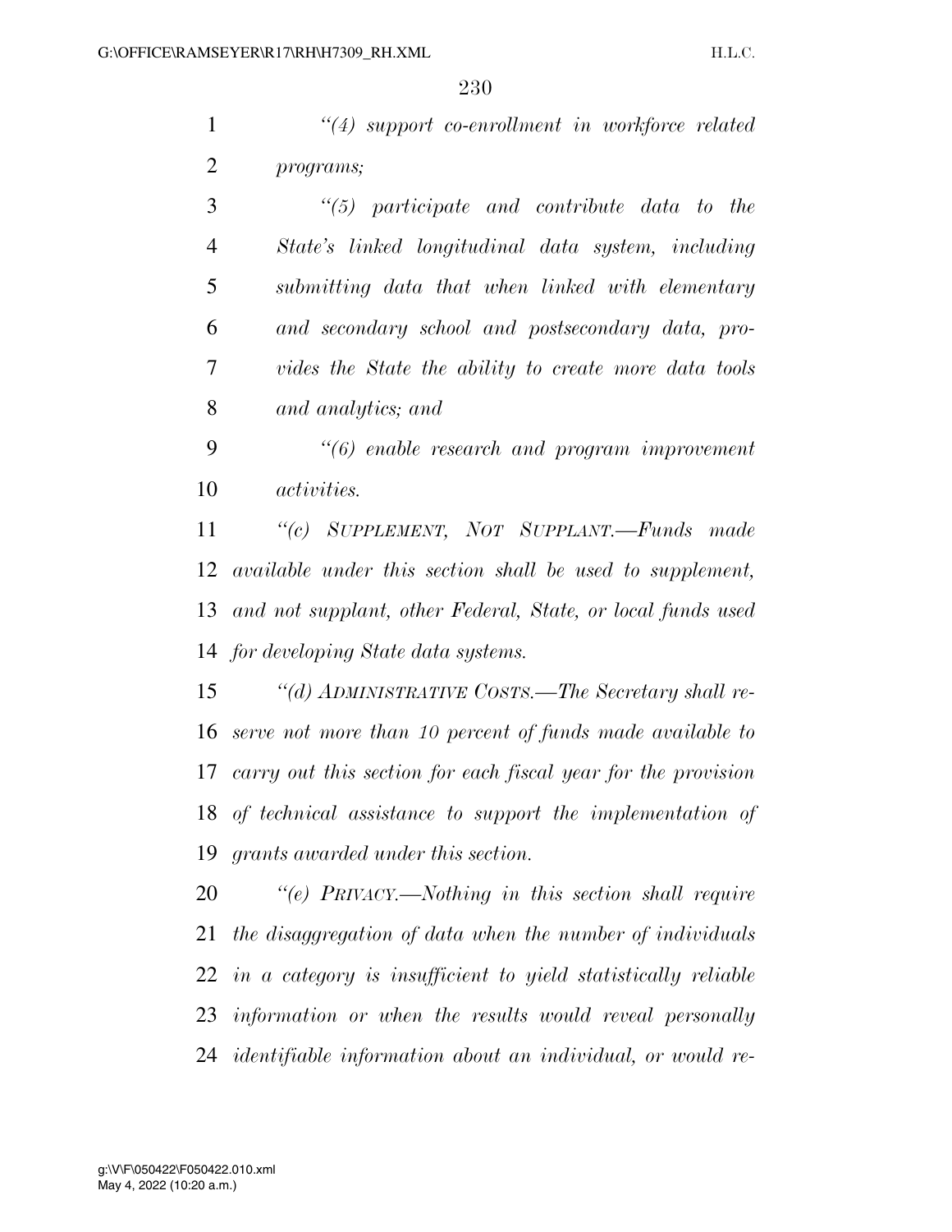*"(4) support co-enrollment in workforce related programs;*

*"(5) participate and contribute data to the State's linked longitudinal data system, including submitting data that when linked with elementary and secondary school and postsecondary data, provides the State the ability to create more data tools and analytics; and*

*"(6) enable research and program improvement activities.*

*"(c) SUPPLEMENT, NOT SUPPLANT.—Funds made available under this section shall be used to supplement, and not supplant, other Federal, State, or local funds used for developing State data systems.*

*"(d) ADMINISTRATIVE COSTS.—The Secretary shall reserve not more than 10 percent of funds made available to carry out this section for each fiscal year for the provision of technical assistance to support the implementation of grants awarded under this section.*

*"(e) PRIVACY.—Nothing in this section shall require the disaggregation of data when the number of individuals in a category is insufficient to yield statistically reliable information or when the results would reveal personally identifiable information about an individual, or would re-*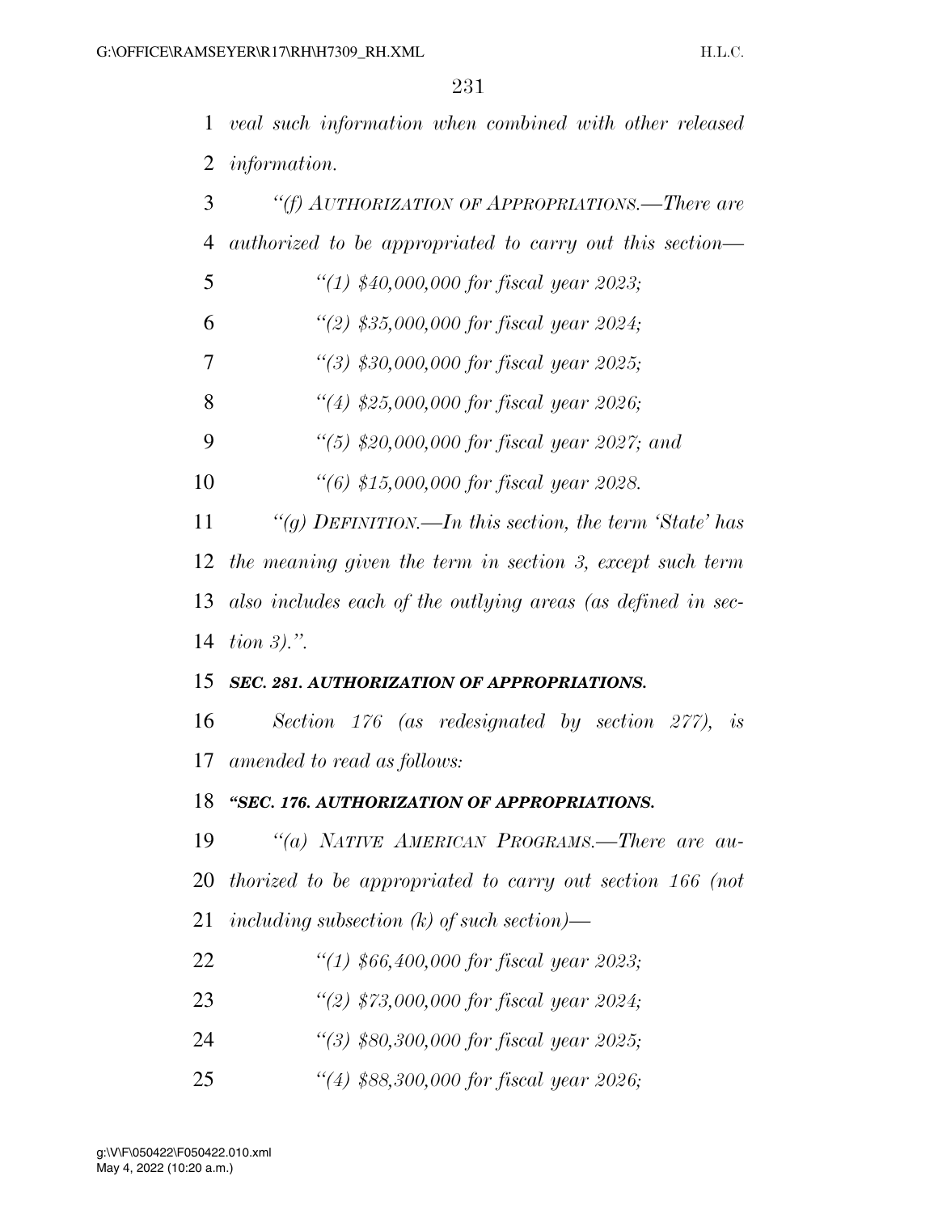*veal such information when combined with other released information.*

*"(f) AUTHORIZATION OF APPROPRIATIONS.—There are authorized to be appropriated to carry out this section—*

*"(1) $40,000,000 for fiscal year 2023;*

*"(2) $35,000,000 for fiscal year 2024;*

*"(3) $30,000,000 for fiscal year 2025;*

*"(4) $25,000,000 for fiscal year 2026;*

*"(5) $20,000,000 for fiscal year 2027; and*

*"(6) $15,000,000 for fiscal year 2028.*

*"(g) DEFINITION.—In this section, the term 'State' has the meaning given the term in section 3, except such term also includes each of the outlying areas (as defined in section 3).".*

***SEC. 281. AUTHORIZATION OF APPROPRIATIONS.***

*Section 176 (as redesignated by section 277), is amended to read as follows:*

***"SEC. 176. AUTHORIZATION OF APPROPRIATIONS.***

*"(a) NATIVE AMERICAN PROGRAMS.—There are authorized to be appropriated to carry out section 166 (not including subsection (k) of such section)—*

*"(1) $66,400,000 for fiscal year 2023;*

*"(2) $73,000,000 for fiscal year 2024;*

*"(3) $80,300,000 for fiscal year 2025;*

*"(4) $88,300,000 for fiscal year 2026;*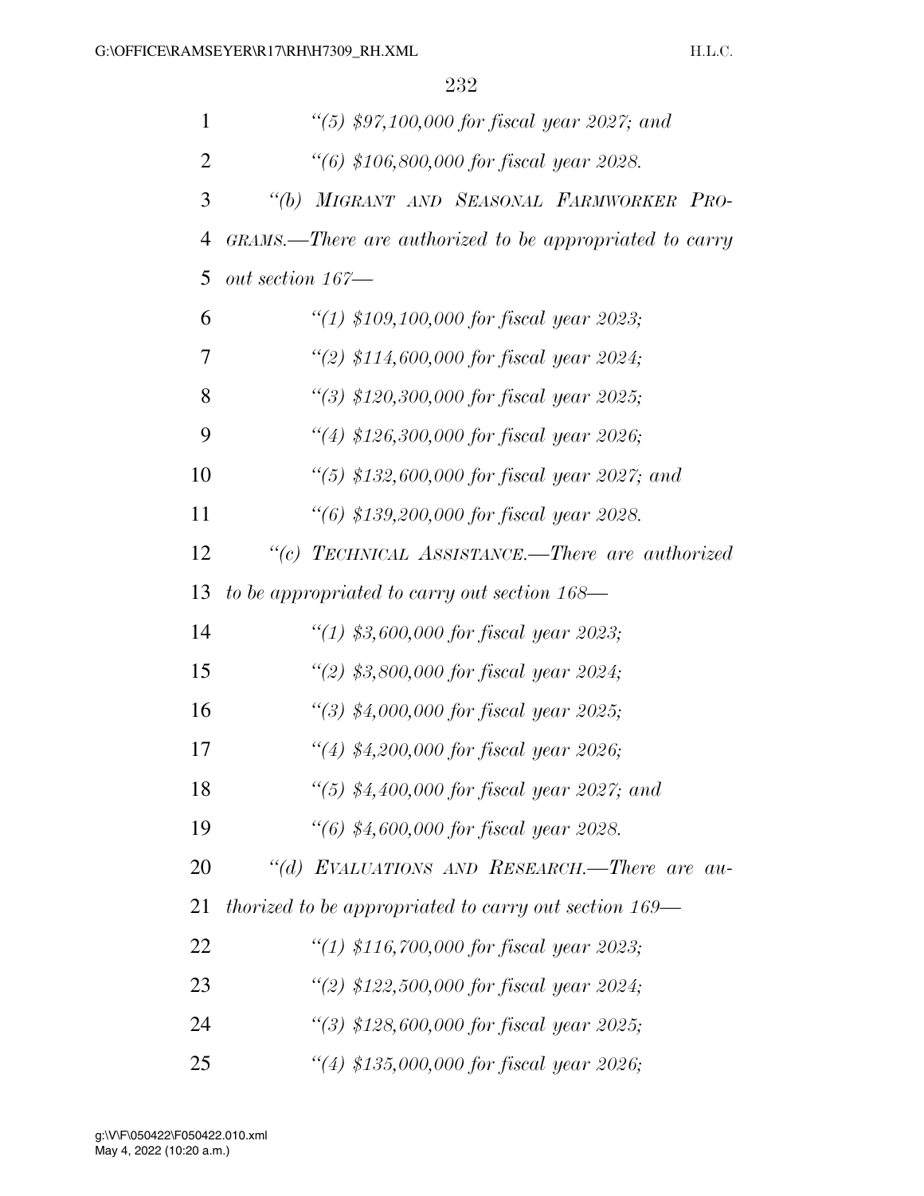*"(5) $97,100,000 for fiscal year 2027; and*

*"(6) $106,800,000 for fiscal year 2028.*

*"(b) MIGRANT AND SEASONAL FARMWORKER PROGRAMS.—There are authorized to be appropriated to carry out section 167—*

*"(1) $109,100,000 for fiscal year 2023;*

*"(2) $114,600,000 for fiscal year 2024;*

*"(3) $120,300,000 for fiscal year 2025;*

*"(4) $126,300,000 for fiscal year 2026;*

*"(5) $132,600,000 for fiscal year 2027; and*

*"(6) $139,200,000 for fiscal year 2028.*

*"(c) TECHNICAL ASSISTANCE.—There are authorized to be appropriated to carry out section 168—*

*"(1) $3,600,000 for fiscal year 2023;*

*"(2) $3,800,000 for fiscal year 2024;*

*"(3) $4,000,000 for fiscal year 2025;*

*"(4) $4,200,000 for fiscal year 2026;*

*"(5) $4,400,000 for fiscal year 2027; and*

*"(6) $4,600,000 for fiscal year 2028.*

*"(d) EVALUATIONS AND RESEARCH.—There are authorized to be appropriated to carry out section 169—*

*"(1) $116,700,000 for fiscal year 2023;*

*"(2) $122,500,000 for fiscal year 2024;*

*"(3) $128,600,000 for fiscal year 2025;*

*"(4) $135,000,000 for fiscal year 2026;*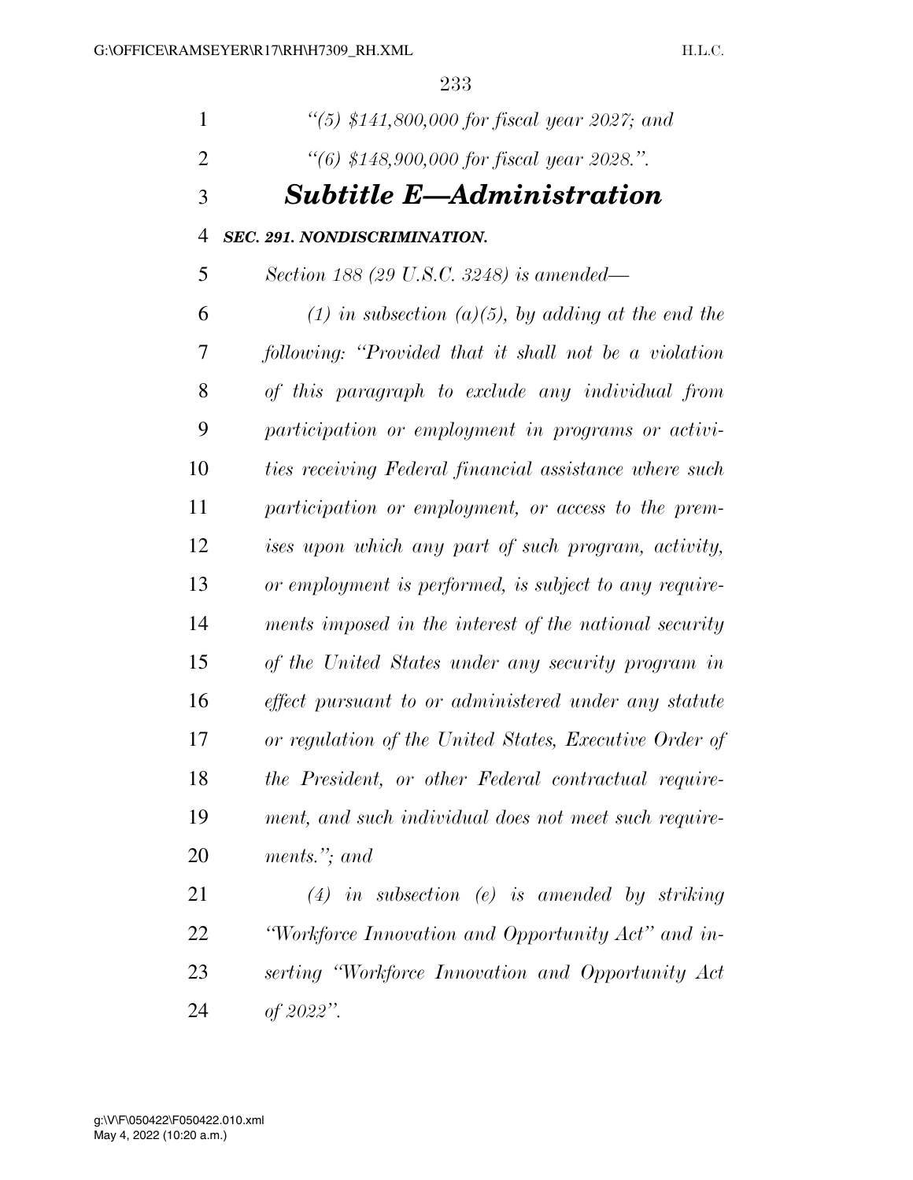*"(5) $141,800,000 for fiscal year 2027; and*

*"(6) $148,900,000 for fiscal year 2028.".*

## *Subtitle E—Administration*

***SEC. 291. NONDISCRIMINATION.***

*Section 188 (29 U.S.C. 3248) is amended—*

*(1) in subsection (a)(5), by adding at the end the following: "Provided that it shall not be a violation of this paragraph to exclude any individual from participation or employment in programs or activities receiving Federal financial assistance where such participation or employment, or access to the premises upon which any part of such program, activity, or employment is performed, is subject to any requirements imposed in the interest of the national security of the United States under any security program in effect pursuant to or administered under any statute or regulation of the United States, Executive Order of the President, or other Federal contractual requirement, and such individual does not meet such requirements."; and*

*(4) in subsection (e) is amended by striking "Workforce Innovation and Opportunity Act" and inserting "Workforce Innovation and Opportunity Act of 2022".*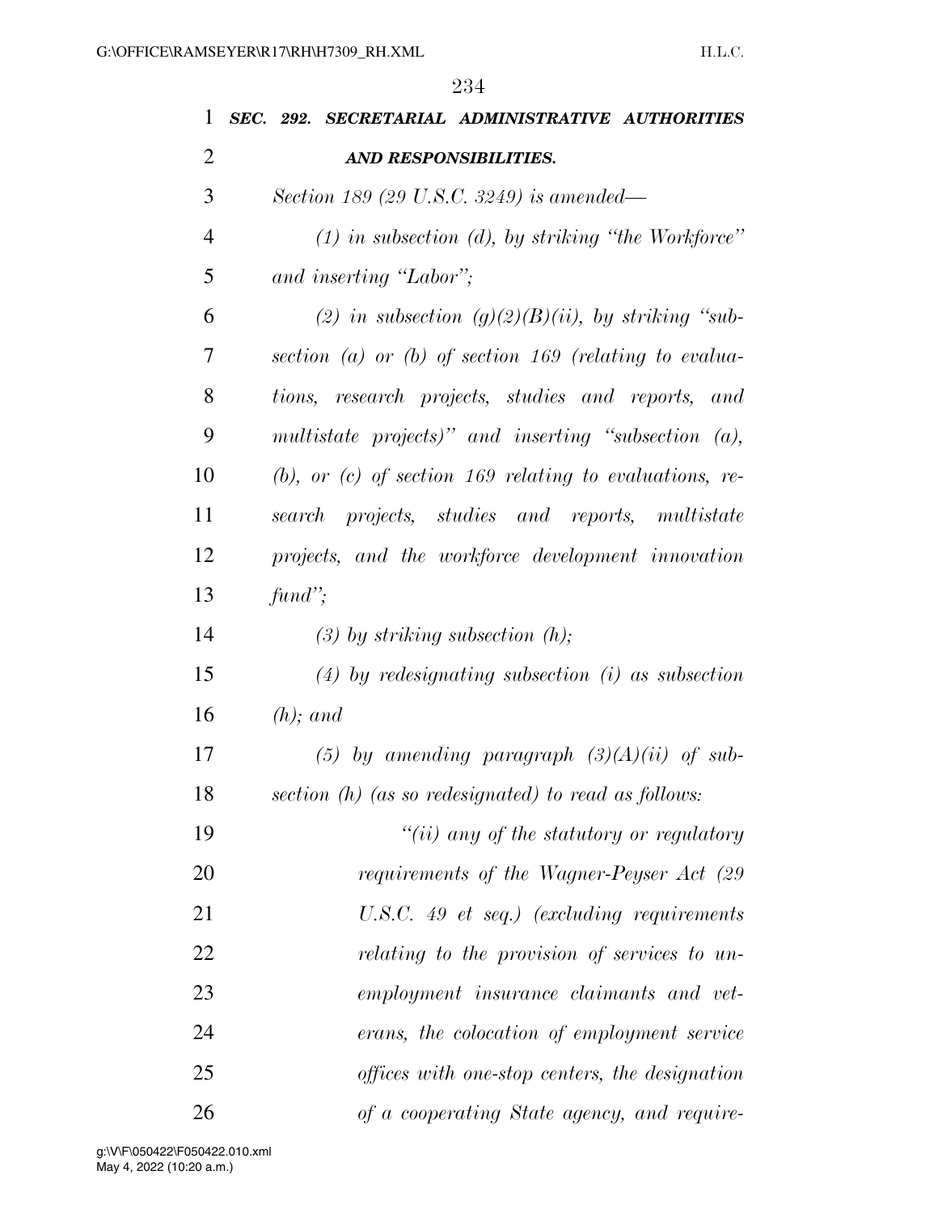***SEC. 292. SECRETARIAL ADMINISTRATIVE AUTHORITIES AND RESPONSIBILITIES.***

*Section 189 (29 U.S.C. 3249) is amended—*

*(1) in subsection (d), by striking "the Workforce" and inserting "Labor";*

*(2) in subsection (g)(2)(B)(ii), by striking "subsection (a) or (b) of section 169 (relating to evaluations, research projects, studies and reports, and multistate projects)" and inserting "subsection (a), (b), or (c) of section 169 relating to evaluations, research projects, studies and reports, multistate projects, and the workforce development innovation fund";*

*(3) by striking subsection (h);*

*(4) by redesignating subsection (i) as subsection (h); and*

*(5) by amending paragraph (3)(A)(ii) of subsection (h) (as so redesignated) to read as follows:*

*"(ii) any of the statutory or regulatory requirements of the Wagner-Peyser Act (29 U.S.C. 49 et seq.) (excluding requirements relating to the provision of services to unemployment insurance claimants and veterans, the colocation of employment service offices with one-stop centers, the designation of a cooperating State agency, and require-*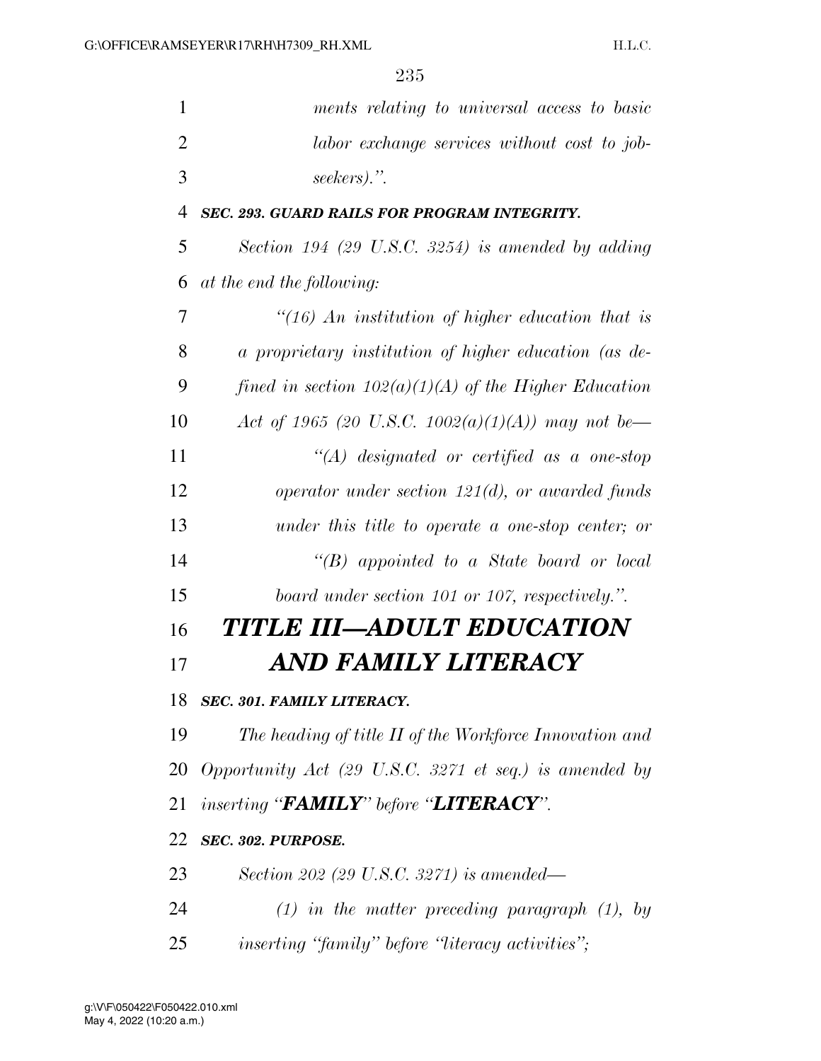*ments relating to universal access to basic labor exchange services without cost to job-seekers).''.*

***SEC. 293. GUARD RAILS FOR PROGRAM INTEGRITY.***

*Section 194 (29 U.S.C. 3254) is amended by adding at the end the following:*

*''(16) An institution of higher education that is a proprietary institution of higher education (as defined in section 102(a)(1)(A) of the Higher Education Act of 1965 (20 U.S.C. 1002(a)(1)(A)) may not be—*

*''(A) designated or certified as a one-stop operator under section 121(d), or awarded funds under this title to operate a one-stop center; or*

*''(B) appointed to a State board or local board under section 101 or 107, respectively.''.*

# ***TITLE III—ADULT EDUCATION AND FAMILY LITERACY***

***SEC. 301. FAMILY LITERACY.***

*The heading of title II of the Workforce Innovation and Opportunity Act (29 U.S.C. 3271 et seq.) is amended by inserting ''**FAMILY**'' before ''**LITERACY**''.*

***SEC. 302. PURPOSE.***

*Section 202 (29 U.S.C. 3271) is amended—*

*(1) in the matter preceding paragraph (1), by inserting ''family'' before ''literacy activities'';*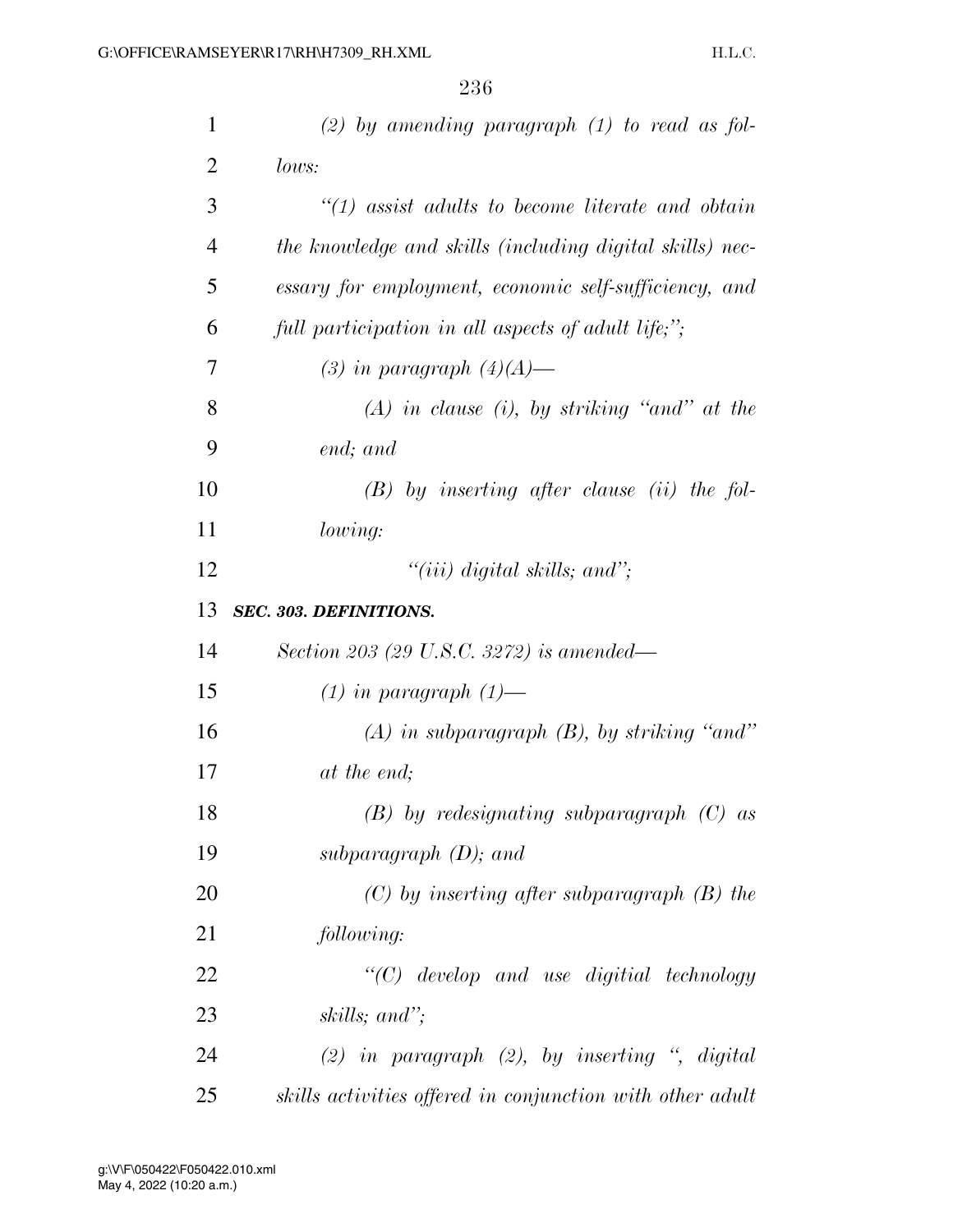*(2) by amending paragraph (1) to read as follows:*

*"(1) assist adults to become literate and obtain the knowledge and skills (including digital skills) necessary for employment, economic self-sufficiency, and full participation in all aspects of adult life;";*

*(3) in paragraph (4)(A)—*

*(A) in clause (i), by striking "and" at the end; and*

*(B) by inserting after clause (ii) the following:*

*"(iii) digital skills; and";*

***SEC. 303. DEFINITIONS.***

*Section 203 (29 U.S.C. 3272) is amended—*

*(1) in paragraph (1)—*

*(A) in subparagraph (B), by striking "and" at the end;*

*(B) by redesignating subparagraph (C) as subparagraph (D); and*

*(C) by inserting after subparagraph (B) the following:*

*"(C) develop and use digitial technology skills; and";*

*(2) in paragraph (2), by inserting ", digital skills activities offered in conjunction with other adult*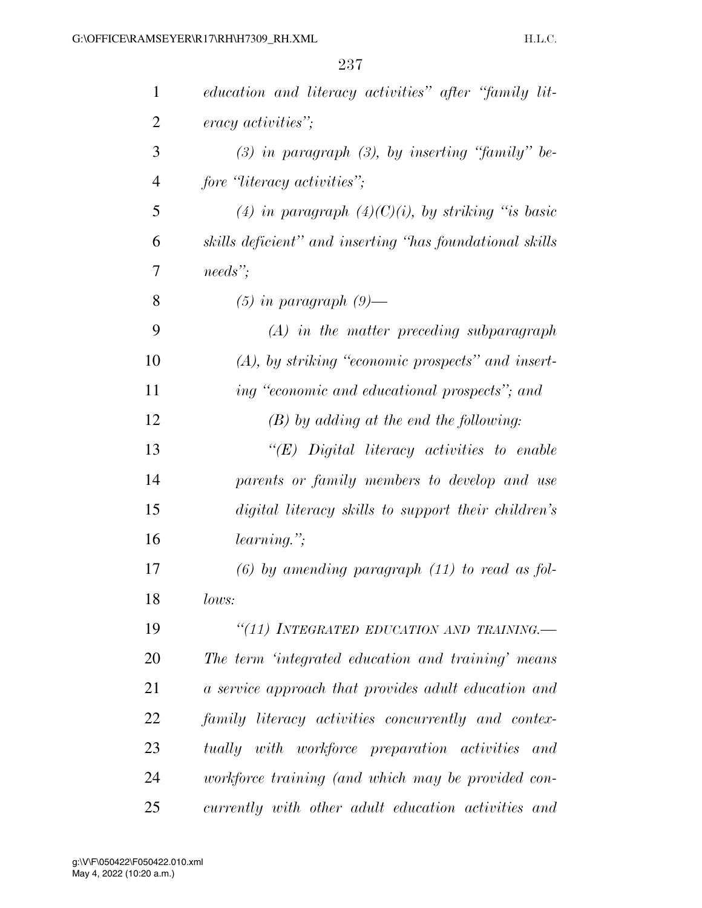*education and literacy activities" after "family literacy activities";*

*(3) in paragraph (3), by inserting "family" before "literacy activities";*

*(4) in paragraph (4)(C)(i), by striking "is basic skills deficient" and inserting "has foundational skills needs";*

*(5) in paragraph (9)—*

*(A) in the matter preceding subparagraph (A), by striking "economic prospects" and inserting "economic and educational prospects"; and*

*(B) by adding at the end the following:*

*"(E) Digital literacy activities to enable parents or family members to develop and use digital literacy skills to support their children's learning.";*

*(6) by amending paragraph (11) to read as follows:*

*"(11) INTEGRATED EDUCATION AND TRAINING.— The term 'integrated education and training' means a service approach that provides adult education and family literacy activities concurrently and contextually with workforce preparation activities and workforce training (and which may be provided concurrently with other adult education activities and*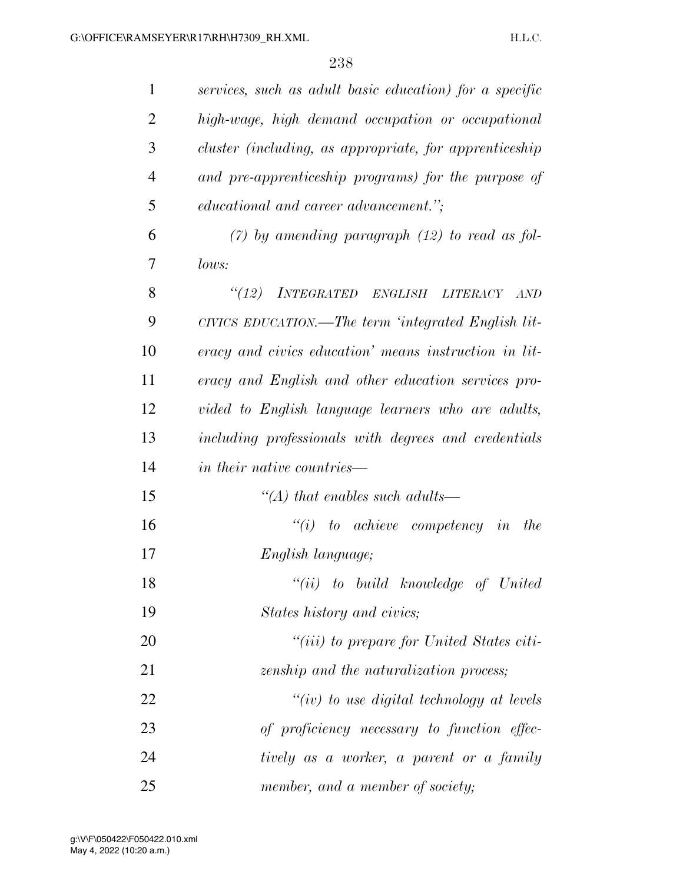*services, such as adult basic education) for a specific high-wage, high demand occupation or occupational cluster (including, as appropriate, for apprenticeship and pre-apprenticeship programs) for the purpose of educational and career advancement.";*

*(7) by amending paragraph (12) to read as follows:*

*"(12) INTEGRATED ENGLISH LITERACY AND CIVICS EDUCATION.—The term 'integrated English literacy and civics education' means instruction in literacy and English and other education services provided to English language learners who are adults, including professionals with degrees and credentials in their native countries—*

*"(A) that enables such adults—*

*"(i) to achieve competency in the English language;*

*"(ii) to build knowledge of United States history and civics;*

*"(iii) to prepare for United States citizenship and the naturalization process;*

*"(iv) to use digital technology at levels of proficiency necessary to function effectively as a worker, a parent or a family member, and a member of society;*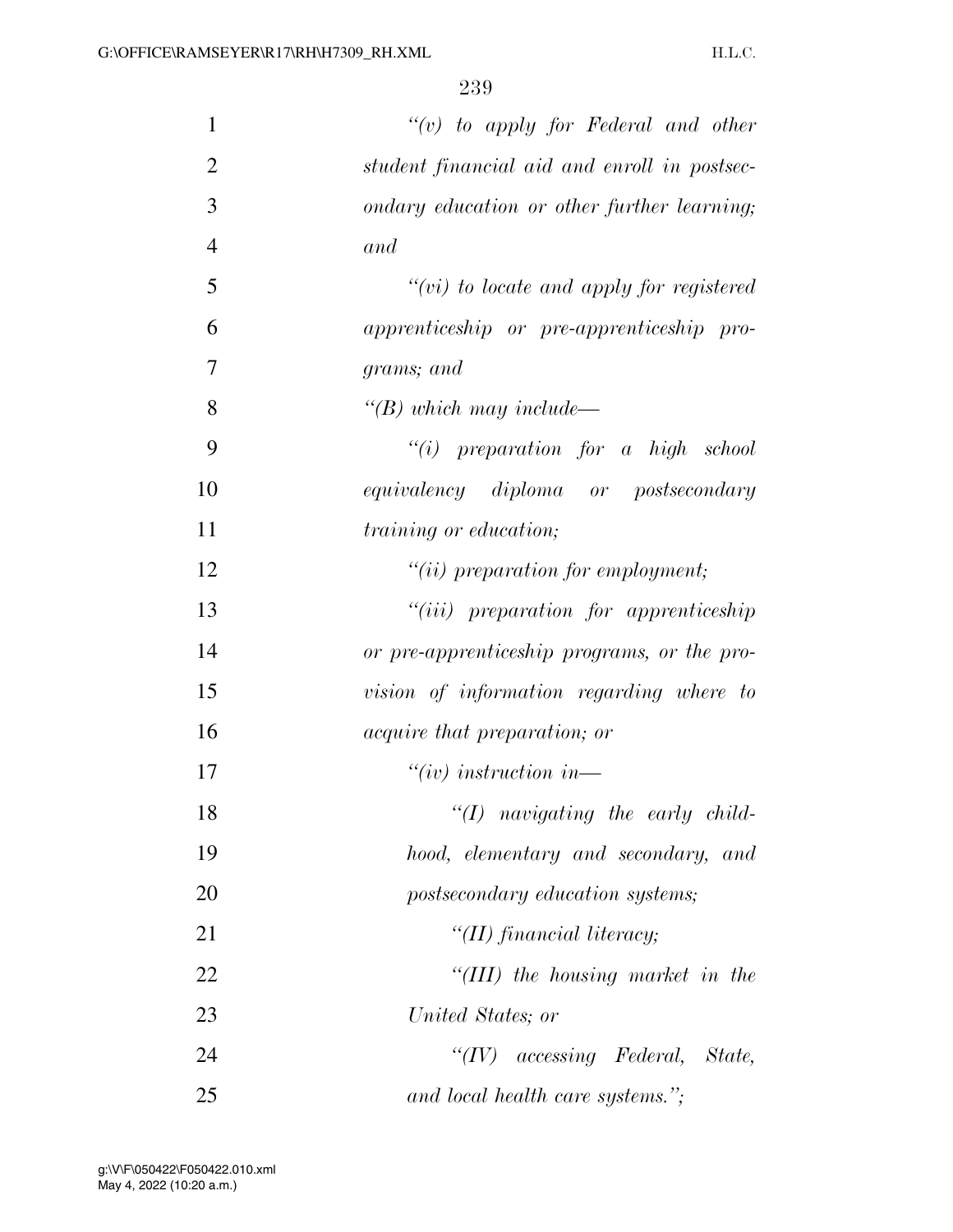*“(v) to apply for Federal and other student financial aid and enroll in postsecondary education or other further learning; and*

*“(vi) to locate and apply for registered apprenticeship or pre-apprenticeship programs; and*

*“(B) which may include—*

*“(i) preparation for a high school equivalency diploma or postsecondary training or education;*

*“(ii) preparation for employment;*

*“(iii) preparation for apprenticeship or pre-apprenticeship programs, or the provision of information regarding where to acquire that preparation; or*

*“(iv) instruction in—*

*“(I) navigating the early childhood, elementary and secondary, and postsecondary education systems;*

*“(II) financial literacy;*

*“(III) the housing market in the United States; or*

*“(IV) accessing Federal, State, and local health care systems.”;*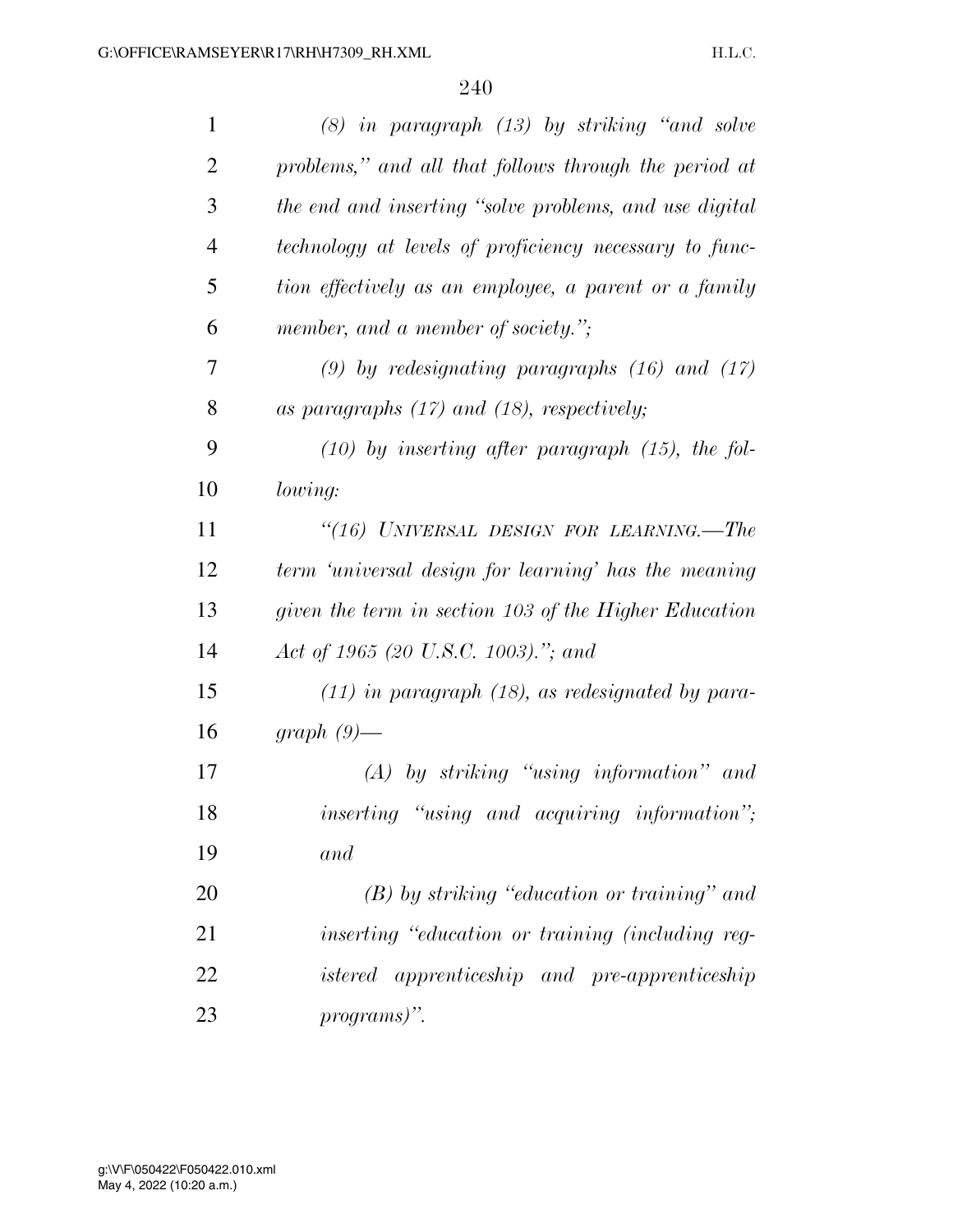*(8) in paragraph (13) by striking "and solve problems," and all that follows through the period at the end and inserting "solve problems, and use digital technology at levels of proficiency necessary to function effectively as an employee, a parent or a family member, and a member of society.";*

*(9) by redesignating paragraphs (16) and (17) as paragraphs (17) and (18), respectively;*

*(10) by inserting after paragraph (15), the following:*

*"(16) UNIVERSAL DESIGN FOR LEARNING.—The term 'universal design for learning' has the meaning given the term in section 103 of the Higher Education Act of 1965 (20 U.S.C. 1003)."; and*

*(11) in paragraph (18), as redesignated by paragraph (9)—*

*(A) by striking "using information" and inserting "using and acquiring information"; and*

*(B) by striking "education or training" and inserting "education or training (including registered apprenticeship and pre-apprenticeship programs)".*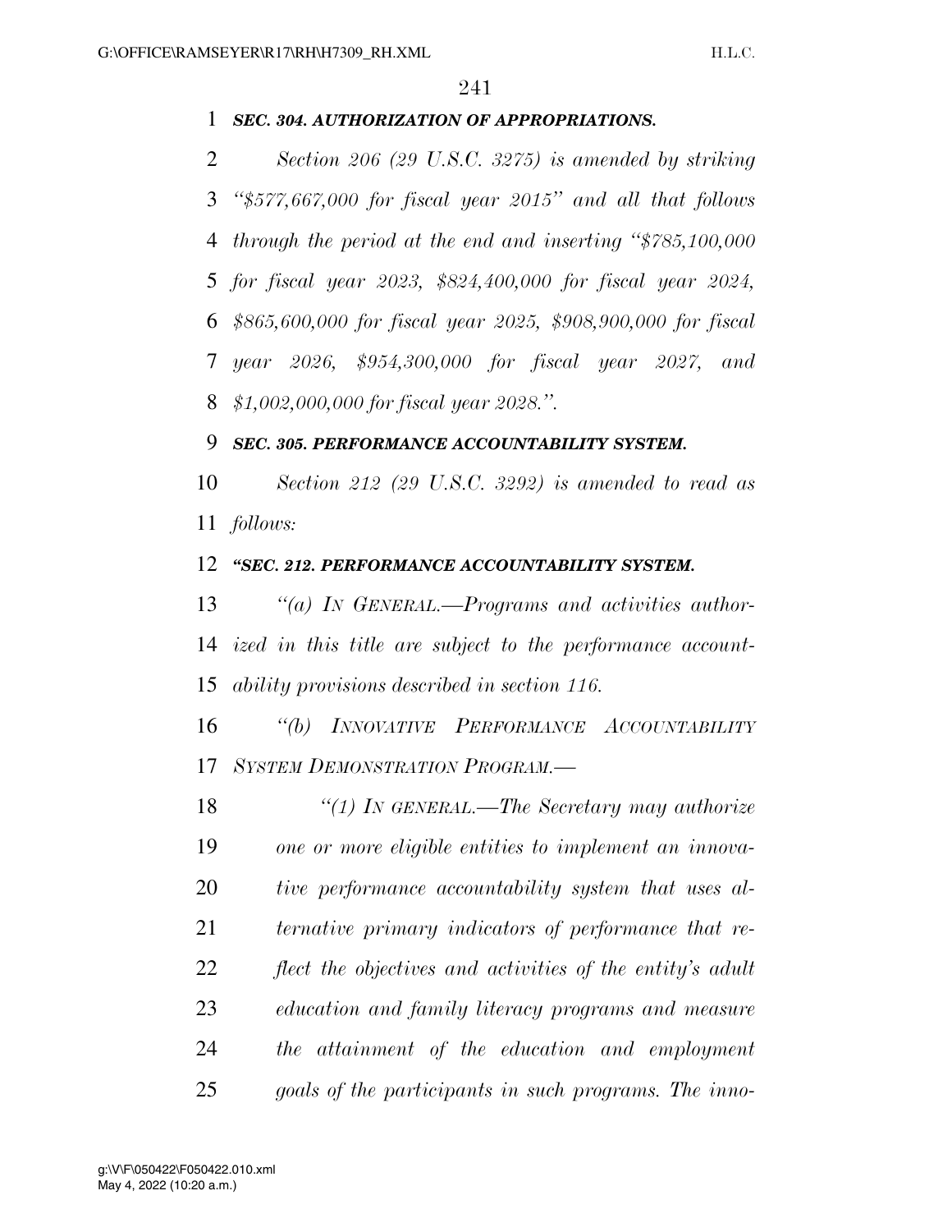***SEC. 304. AUTHORIZATION OF APPROPRIATIONS.***

*Section 206 (29 U.S.C. 3275) is amended by striking "$577,667,000 for fiscal year 2015" and all that follows through the period at the end and inserting "$785,100,000 for fiscal year 2023, $824,400,000 for fiscal year 2024, $865,600,000 for fiscal year 2025, $908,900,000 for fiscal year 2026, $954,300,000 for fiscal year 2027, and $1,002,000,000 for fiscal year 2028.".*

***SEC. 305. PERFORMANCE ACCOUNTABILITY SYSTEM.***

*Section 212 (29 U.S.C. 3292) is amended to read as follows:*

***"SEC. 212. PERFORMANCE ACCOUNTABILITY SYSTEM.***

*"(a) IN GENERAL.—Programs and activities authorized in this title are subject to the performance accountability provisions described in section 116.*

*"(b) INNOVATIVE PERFORMANCE ACCOUNTABILITY SYSTEM DEMONSTRATION PROGRAM.—*

*"(1) IN GENERAL.—The Secretary may authorize one or more eligible entities to implement an innovative performance accountability system that uses alternative primary indicators of performance that reflect the objectives and activities of the entity's adult education and family literacy programs and measure the attainment of the education and employment goals of the participants in such programs. The inno-*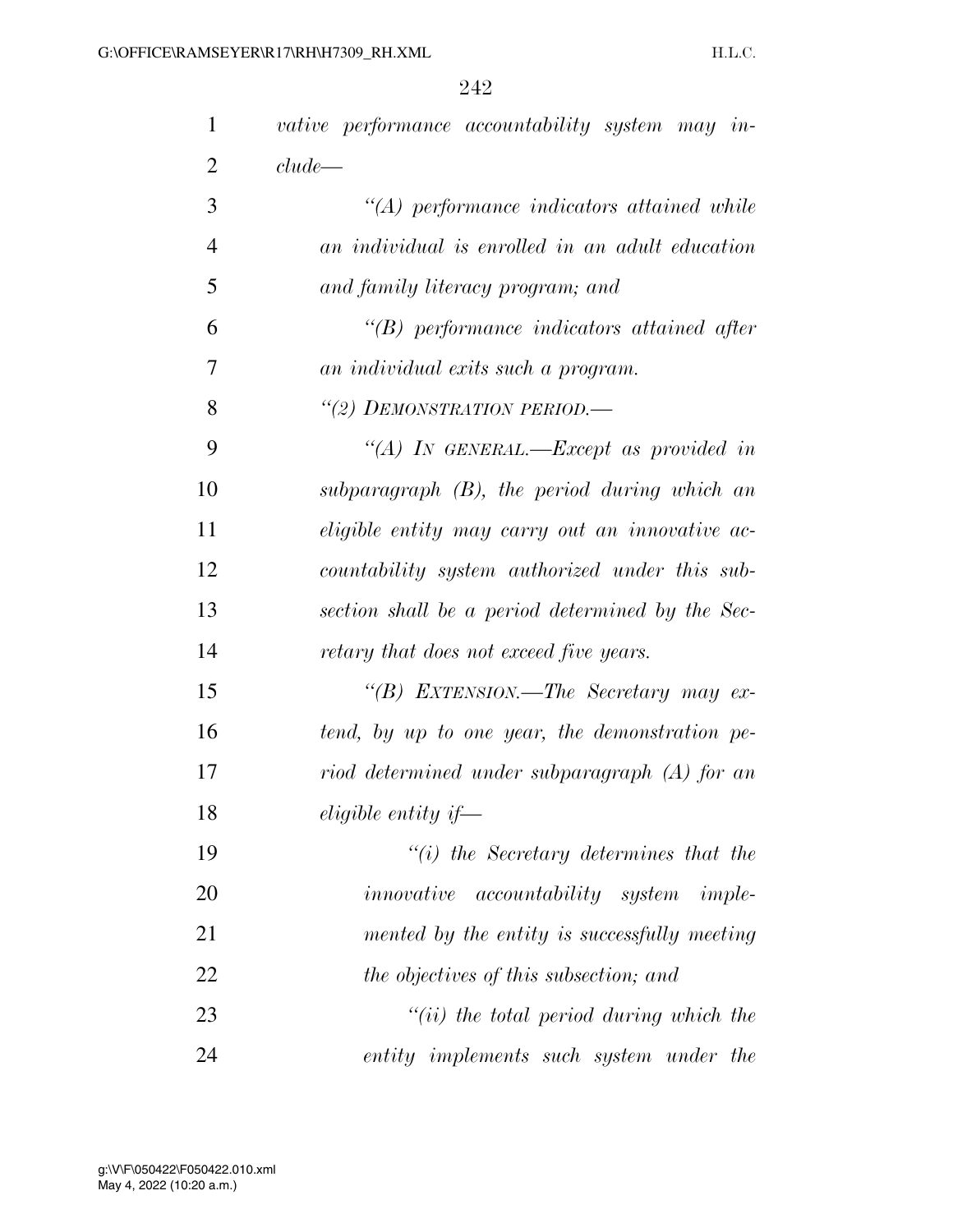*vative performance accountability system may include—*

*"(A) performance indicators attained while an individual is enrolled in an adult education and family literacy program; and*

*"(B) performance indicators attained after an individual exits such a program.*

*"(2) DEMONSTRATION PERIOD.—*

*"(A) IN GENERAL.—Except as provided in subparagraph (B), the period during which an eligible entity may carry out an innovative accountability system authorized under this subsection shall be a period determined by the Secretary that does not exceed five years.*

*"(B) EXTENSION.—The Secretary may extend, by up to one year, the demonstration period determined under subparagraph (A) for an eligible entity if—*

*"(i) the Secretary determines that the innovative accountability system implemented by the entity is successfully meeting the objectives of this subsection; and*

*"(ii) the total period during which the entity implements such system under the*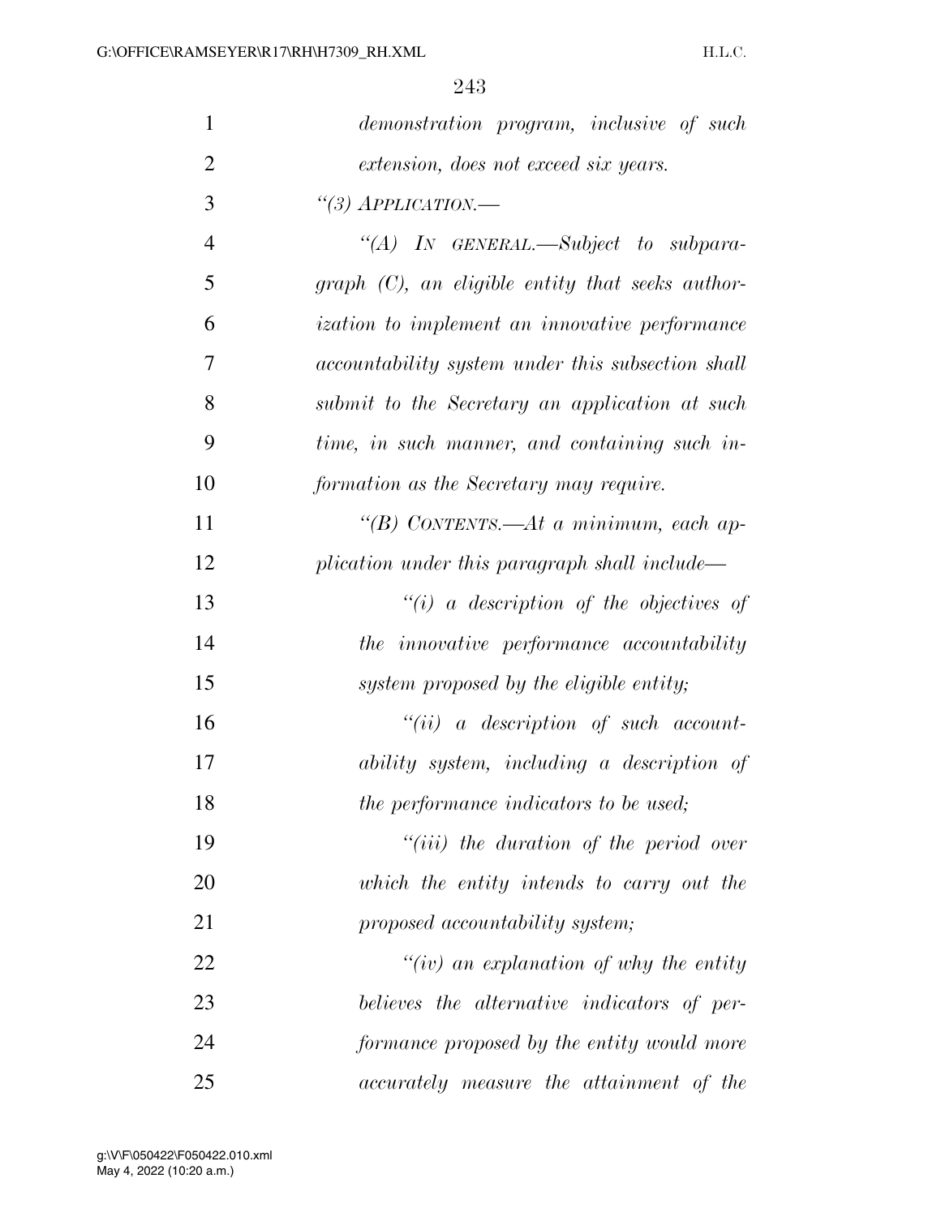*demonstration program, inclusive of such extension, does not exceed six years.*

*“(3) APPLICATION.—*

*“(A) IN GENERAL.—Subject to subparagraph (C), an eligible entity that seeks authorization to implement an innovative performance accountability system under this subsection shall submit to the Secretary an application at such time, in such manner, and containing such information as the Secretary may require.*

*“(B) CONTENTS.—At a minimum, each application under this paragraph shall include—*

*“(i) a description of the objectives of the innovative performance accountability system proposed by the eligible entity;*

*“(ii) a description of such accountability system, including a description of the performance indicators to be used;*

*“(iii) the duration of the period over which the entity intends to carry out the proposed accountability system;*

*“(iv) an explanation of why the entity believes the alternative indicators of performance proposed by the entity would more accurately measure the attainment of the*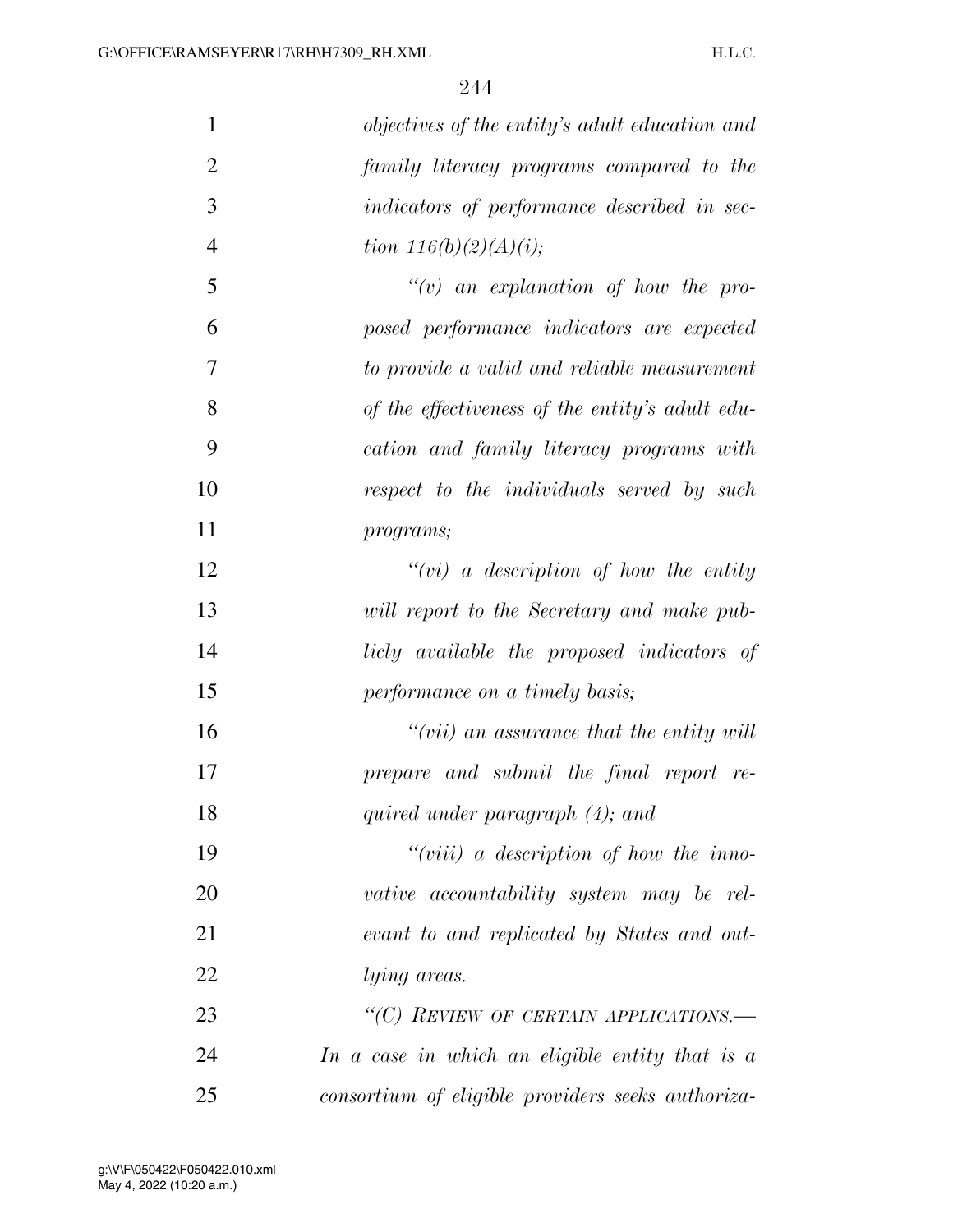*objectives of the entity's adult education and family literacy programs compared to the indicators of performance described in section 116(b)(2)(A)(i);*

*"(v) an explanation of how the proposed performance indicators are expected to provide a valid and reliable measurement of the effectiveness of the entity's adult education and family literacy programs with respect to the individuals served by such programs;*

*"(vi) a description of how the entity will report to the Secretary and make publicly available the proposed indicators of performance on a timely basis;*

*"(vii) an assurance that the entity will prepare and submit the final report required under paragraph (4); and*

*"(viii) a description of how the innovative accountability system may be relevant to and replicated by States and outlying areas.*

*"(C) REVIEW OF CERTAIN APPLICATIONS.— In a case in which an eligible entity that is a consortium of eligible providers seeks authoriza-*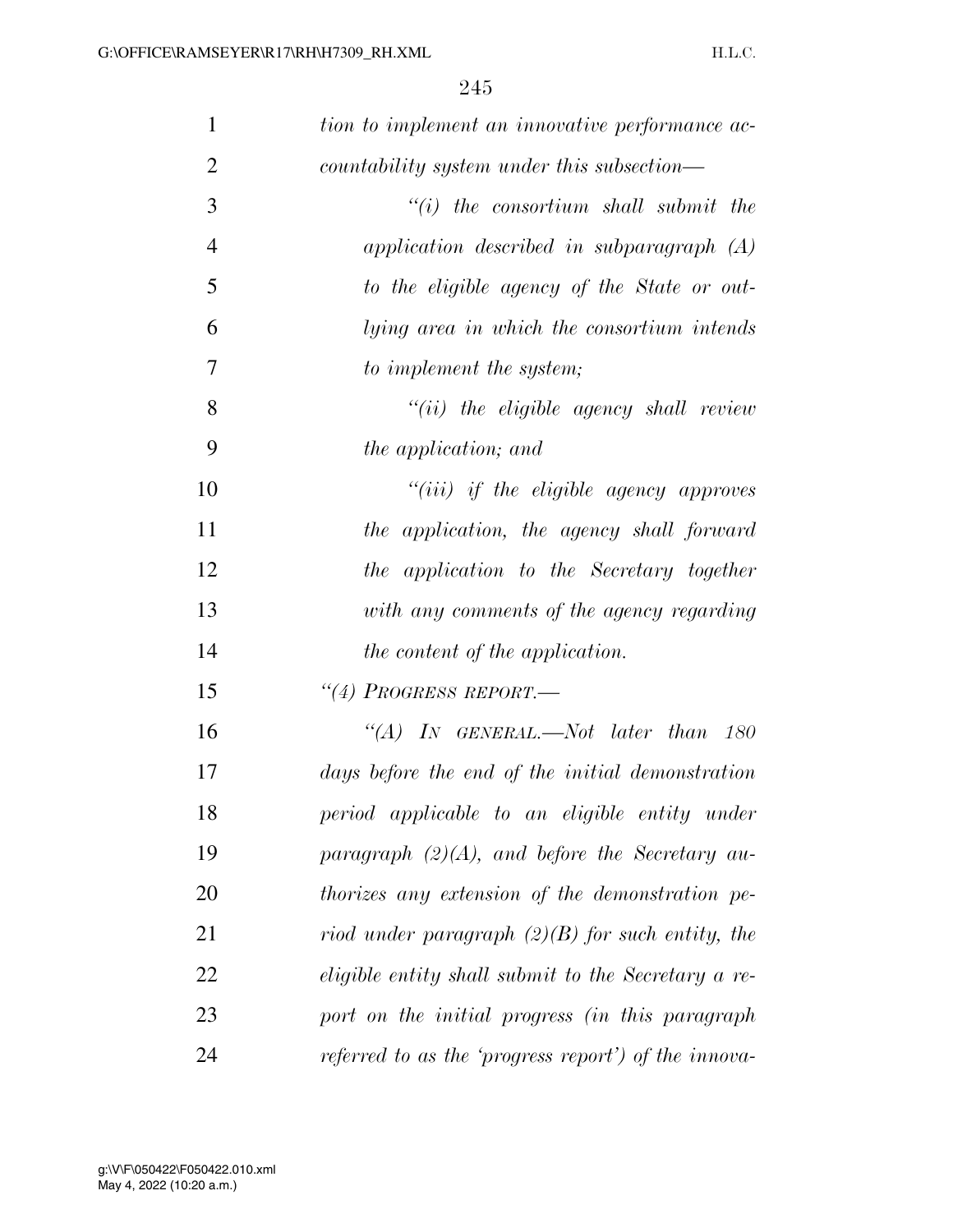*tion to implement an innovative performance accountability system under this subsection—*

*"(i) the consortium shall submit the application described in subparagraph (A) to the eligible agency of the State or outlying area in which the consortium intends to implement the system;*

*"(ii) the eligible agency shall review the application; and*

*"(iii) if the eligible agency approves the application, the agency shall forward the application to the Secretary together with any comments of the agency regarding the content of the application.*

*"(4) PROGRESS REPORT.—*

*"(A) IN GENERAL.—Not later than 180 days before the end of the initial demonstration period applicable to an eligible entity under paragraph (2)(A), and before the Secretary authorizes any extension of the demonstration period under paragraph (2)(B) for such entity, the eligible entity shall submit to the Secretary a report on the initial progress (in this paragraph referred to as the 'progress report') of the innova-*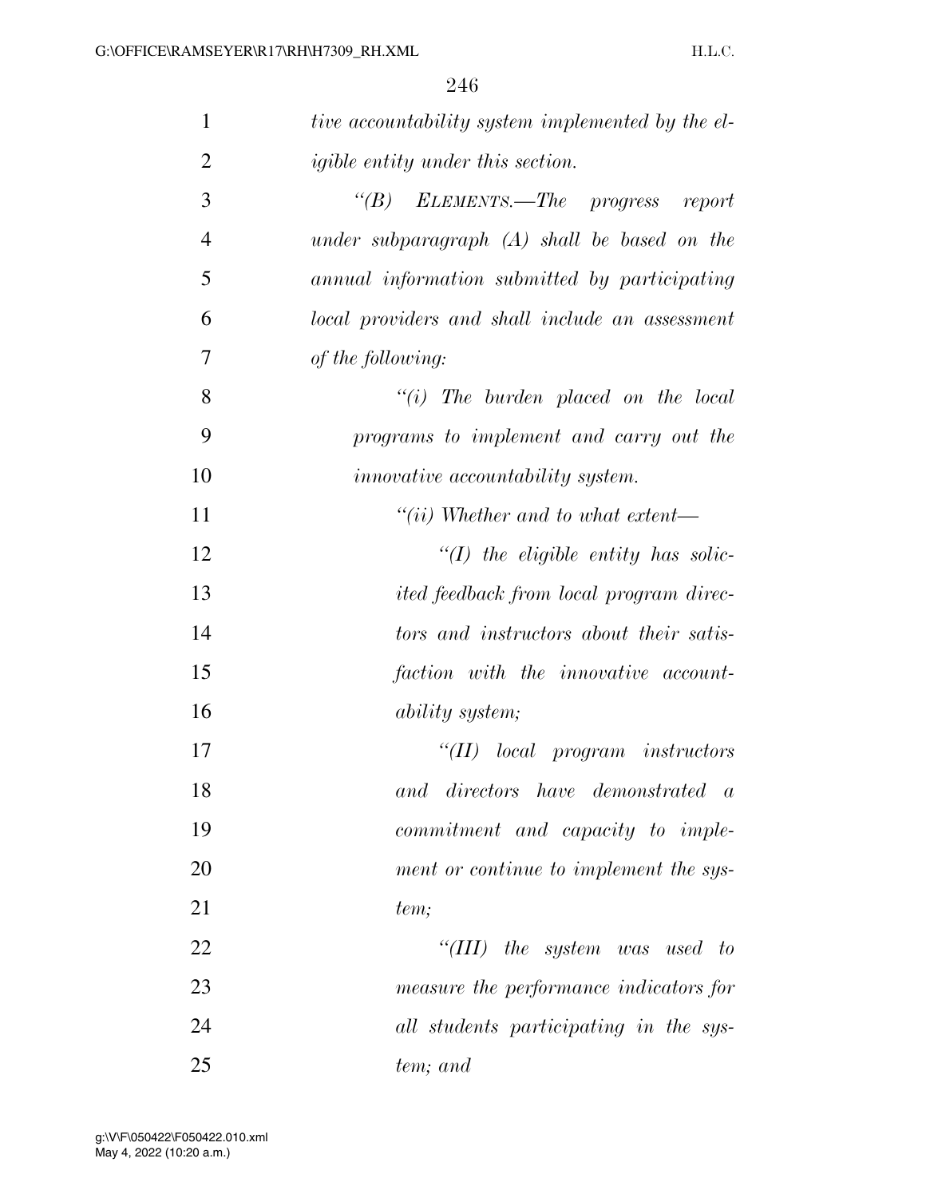*tive accountability system implemented by the eligible entity under this section.*

*"(B) ELEMENTS.—The progress report under subparagraph (A) shall be based on the annual information submitted by participating local providers and shall include an assessment of the following:*

*"(i) The burden placed on the local programs to implement and carry out the innovative accountability system.*

*"(ii) Whether and to what extent—*

*"(I) the eligible entity has solicited feedback from local program directors and instructors about their satisfaction with the innovative accountability system;*

*"(II) local program instructors and directors have demonstrated a commitment and capacity to implement or continue to implement the system;*

*"(III) the system was used to measure the performance indicators for all students participating in the system; and*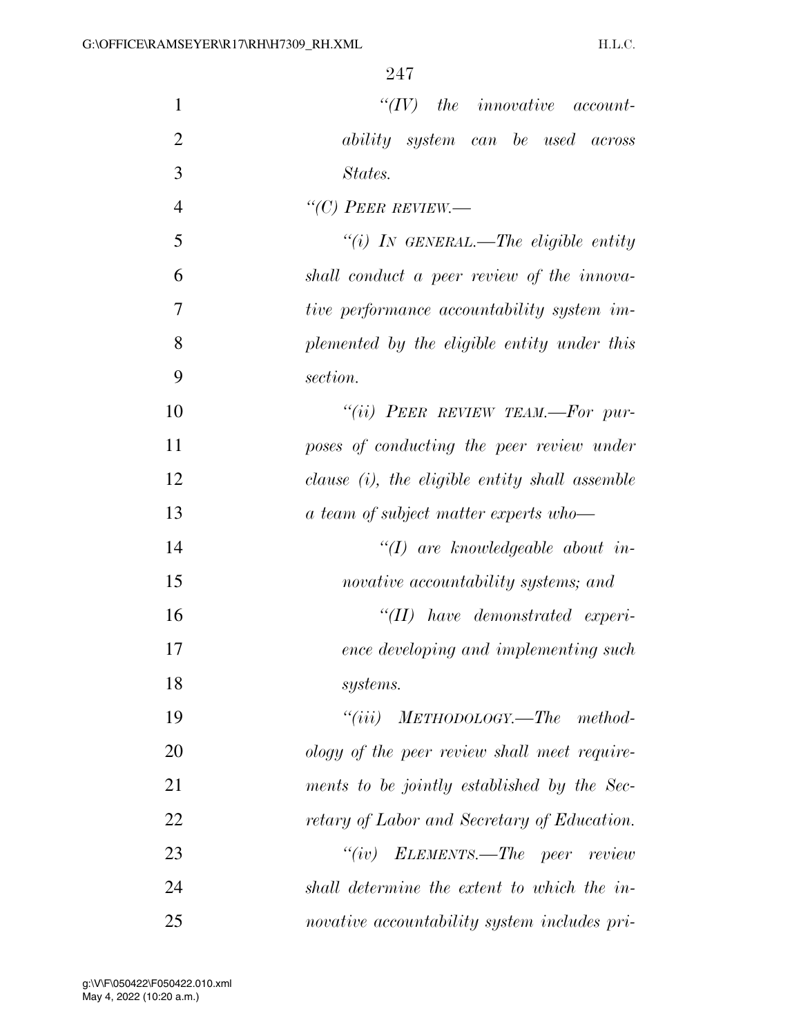*"(IV) the innovative accountability system can be used across States.*

*"(C) PEER REVIEW.—*

*"(i) IN GENERAL.—The eligible entity shall conduct a peer review of the innovative performance accountability system implemented by the eligible entity under this section.*

*"(ii) PEER REVIEW TEAM.—For purposes of conducting the peer review under clause (i), the eligible entity shall assemble a team of subject matter experts who—*

*"(I) are knowledgeable about innovative accountability systems; and*

*"(II) have demonstrated experience developing and implementing such systems.*

*"(iii) METHODOLOGY.—The methodology of the peer review shall meet requirements to be jointly established by the Secretary of Labor and Secretary of Education.*

*"(iv) ELEMENTS.—The peer review shall determine the extent to which the innovative accountability system includes pri-*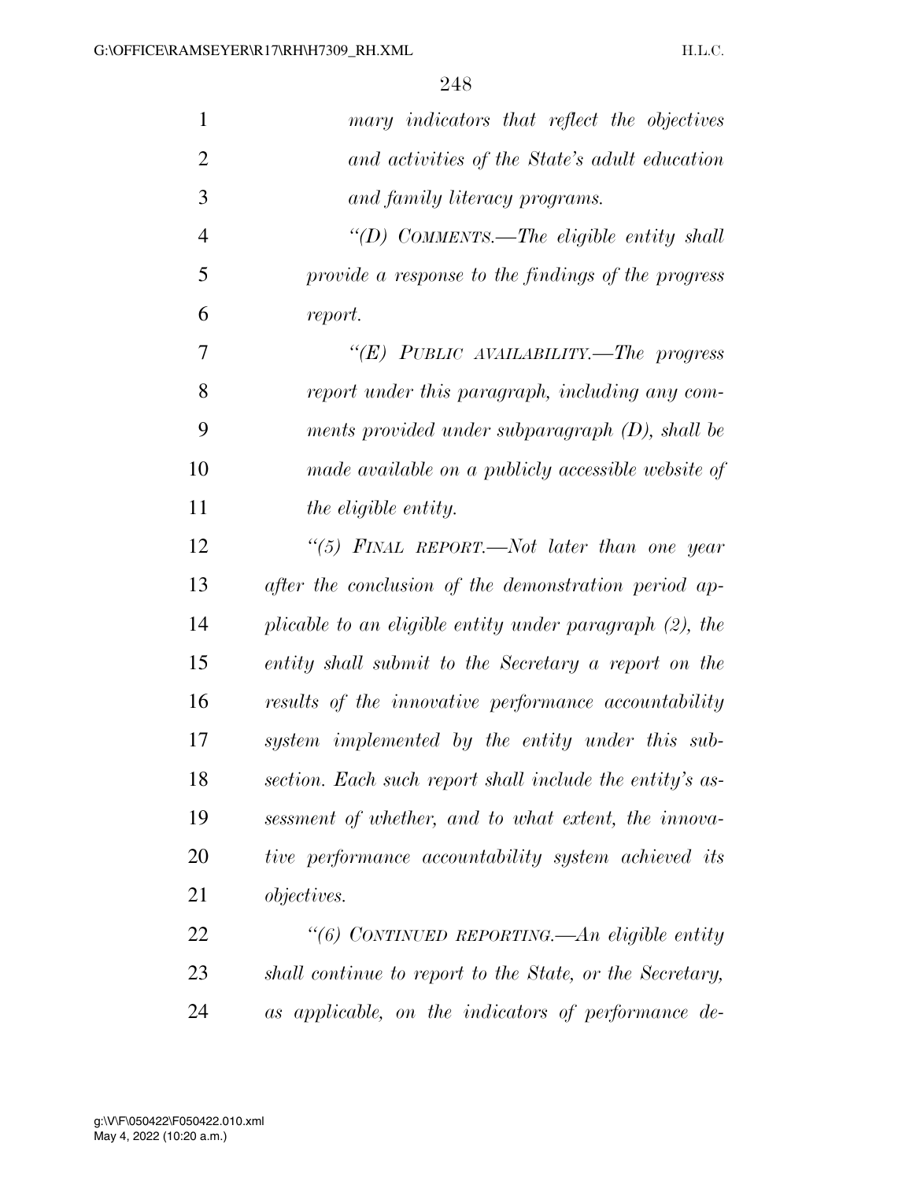*mary indicators that reflect the objectives and activities of the State's adult education and family literacy programs.*

*"(D) COMMENTS.—The eligible entity shall provide a response to the findings of the progress report.*

*"(E) PUBLIC AVAILABILITY.—The progress report under this paragraph, including any comments provided under subparagraph (D), shall be made available on a publicly accessible website of the eligible entity.*

*"(5) FINAL REPORT.—Not later than one year after the conclusion of the demonstration period applicable to an eligible entity under paragraph (2), the entity shall submit to the Secretary a report on the results of the innovative performance accountability system implemented by the entity under this subsection. Each such report shall include the entity's assessment of whether, and to what extent, the innovative performance accountability system achieved its objectives.*

*"(6) CONTINUED REPORTING.—An eligible entity shall continue to report to the State, or the Secretary, as applicable, on the indicators of performance de-*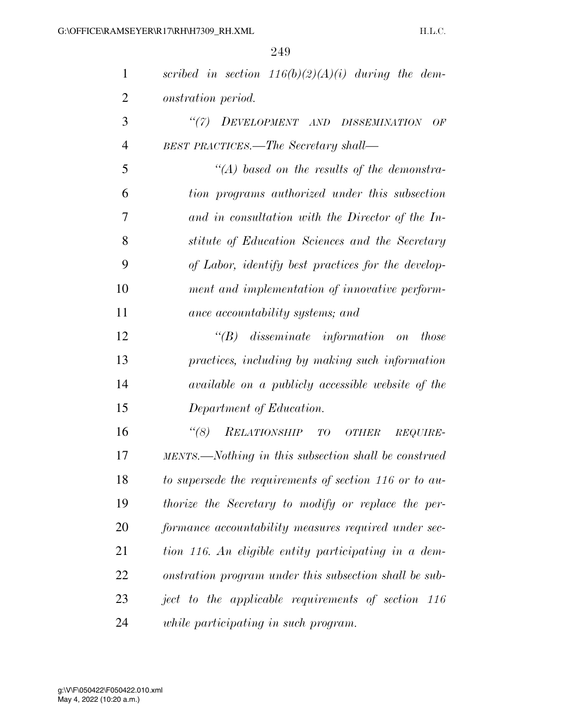*scribed in section 116(b)(2)(A)(i) during the demonstration period.*

*"(7) DEVELOPMENT AND DISSEMINATION OF BEST PRACTICES.—The Secretary shall—*

*"(A) based on the results of the demonstration programs authorized under this subsection and in consultation with the Director of the Institute of Education Sciences and the Secretary of Labor, identify best practices for the development and implementation of innovative performance accountability systems; and*

*"(B) disseminate information on those practices, including by making such information available on a publicly accessible website of the Department of Education.*

*"(8) RELATIONSHIP TO OTHER REQUIREMENTS.—Nothing in this subsection shall be construed to supersede the requirements of section 116 or to authorize the Secretary to modify or replace the performance accountability measures required under section 116. An eligible entity participating in a demonstration program under this subsection shall be subject to the applicable requirements of section 116 while participating in such program.*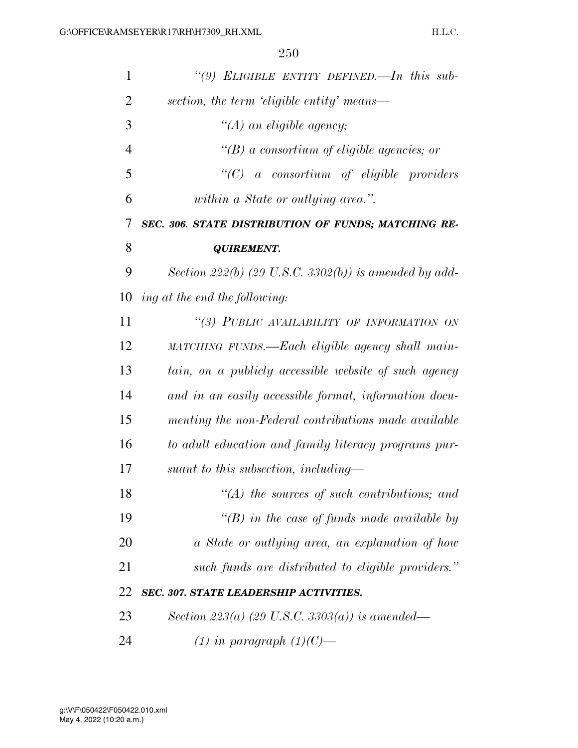*"(9) ELIGIBLE ENTITY DEFINED.—In this subsection, the term 'eligible entity' means—*

*"(A) an eligible agency;*

*"(B) a consortium of eligible agencies; or*

*"(C) a consortium of eligible providers within a State or outlying area.".*

***SEC. 306. STATE DISTRIBUTION OF FUNDS; MATCHING REQUIREMENT.***

*Section 222(b) (29 U.S.C. 3302(b)) is amended by adding at the end the following:*

*"(3) PUBLIC AVAILABILITY OF INFORMATION ON MATCHING FUNDS.—Each eligible agency shall maintain, on a publicly accessible website of such agency and in an easily accessible format, information documenting the non-Federal contributions made available to adult education and family literacy programs pursuant to this subsection, including—*

*"(A) the sources of such contributions; and*

*"(B) in the case of funds made available by a State or outlying area, an explanation of how such funds are distributed to eligible providers."*

***SEC. 307. STATE LEADERSHIP ACTIVITIES.***

*Section 223(a) (29 U.S.C. 3303(a)) is amended—*

*(1) in paragraph (1)(C)—*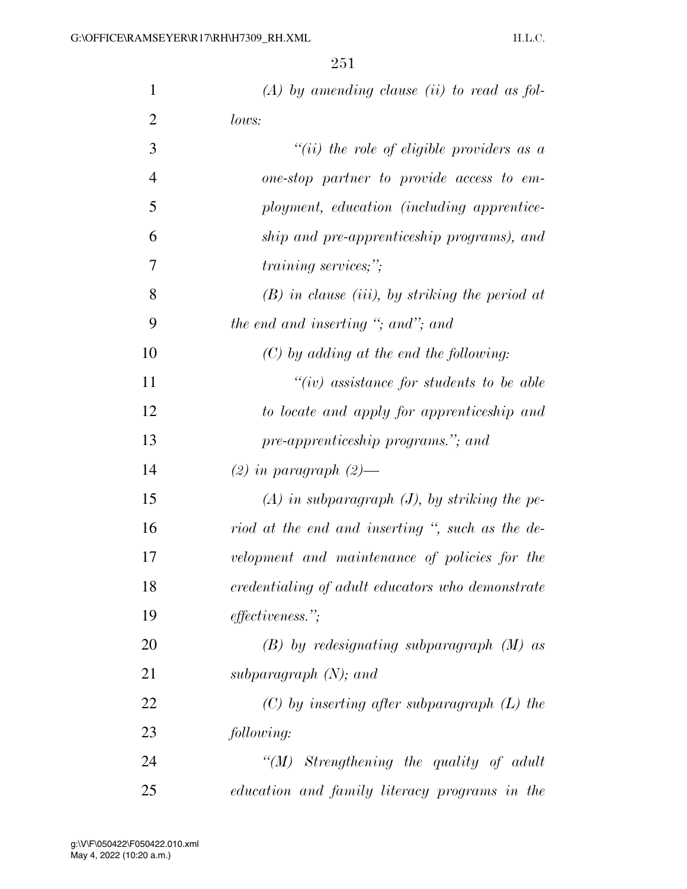*(A) by amending clause (ii) to read as follows:*

*"(ii) the role of eligible providers as a one-stop partner to provide access to employment, education (including apprenticeship and pre-apprenticeship programs), and training services;";*

*(B) in clause (iii), by striking the period at the end and inserting "; and"; and*

*(C) by adding at the end the following:*

*"(iv) assistance for students to be able to locate and apply for apprenticeship and pre-apprenticeship programs."; and*

*(2) in paragraph (2)—*

*(A) in subparagraph (J), by striking the period at the end and inserting ", such as the development and maintenance of policies for the credentialing of adult educators who demonstrate effectiveness.";*

*(B) by redesignating subparagraph (M) as subparagraph (N); and*

*(C) by inserting after subparagraph (L) the following:*

*"(M) Strengthening the quality of adult education and family literacy programs in the*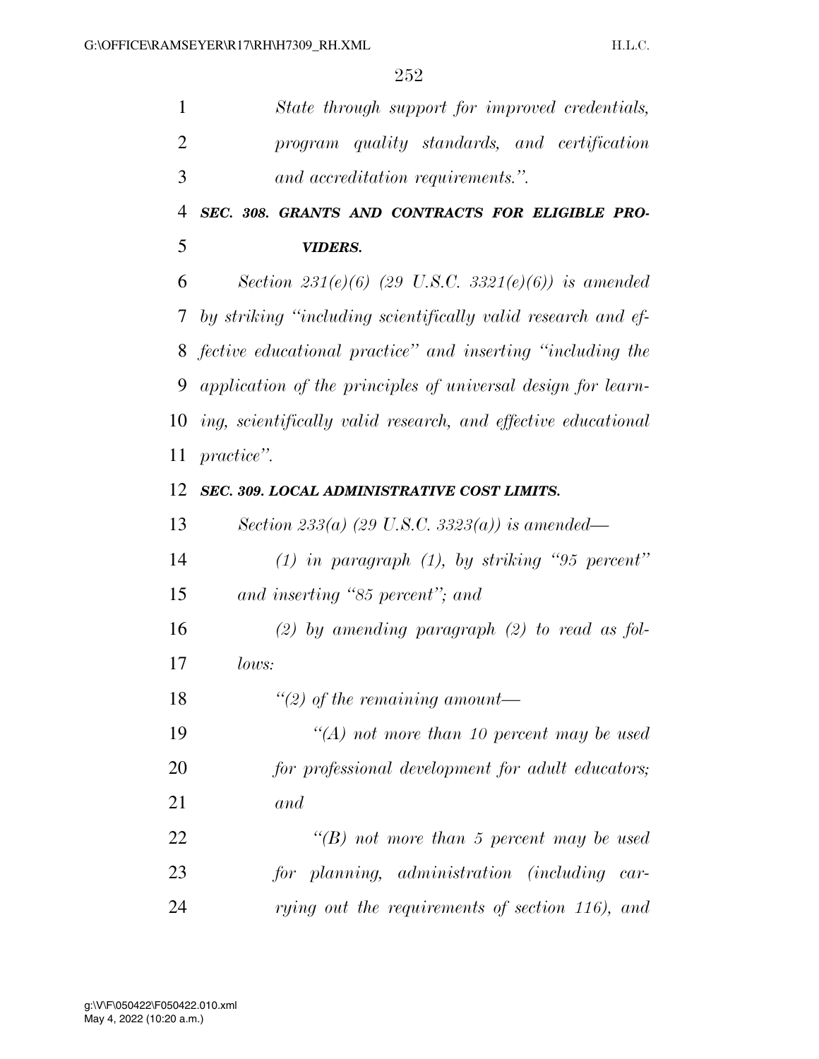*State through support for improved credentials, program quality standards, and certification and accreditation requirements.''.*

***SEC. 308. GRANTS AND CONTRACTS FOR ELIGIBLE PROVIDERS.***

*Section 231(e)(6) (29 U.S.C. 3321(e)(6)) is amended by striking ''including scientifically valid research and effective educational practice'' and inserting ''including the application of the principles of universal design for learning, scientifically valid research, and effective educational practice''.*

***SEC. 309. LOCAL ADMINISTRATIVE COST LIMITS.***

*Section 233(a) (29 U.S.C. 3323(a)) is amended—*

*(1) in paragraph (1), by striking ''95 percent'' and inserting ''85 percent''; and*

*(2) by amending paragraph (2) to read as follows:*

*''(2) of the remaining amount—*

*''(A) not more than 10 percent may be used for professional development for adult educators; and*

*''(B) not more than 5 percent may be used for planning, administration (including carrying out the requirements of section 116), and*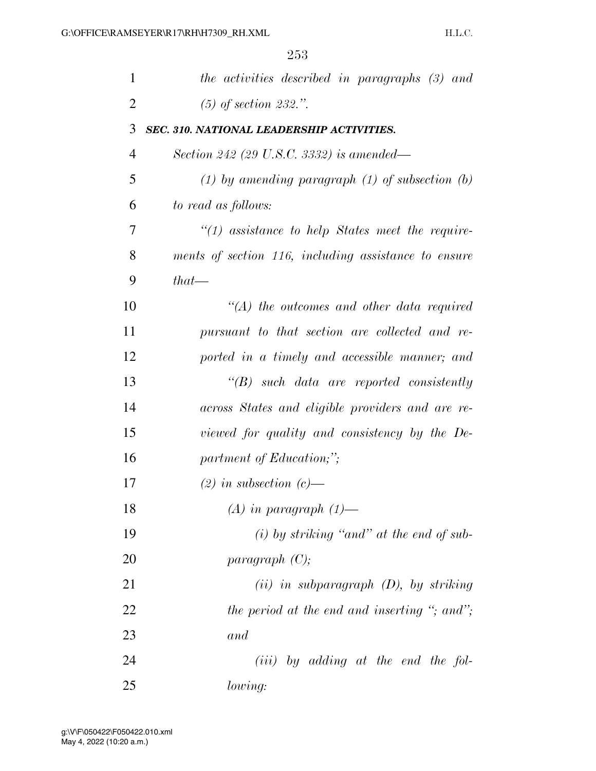*the activities described in paragraphs (3) and (5) of section 232.".*

***SEC. 310. NATIONAL LEADERSHIP ACTIVITIES.***

*Section 242 (29 U.S.C. 3332) is amended—*

*(1) by amending paragraph (1) of subsection (b) to read as follows:*

*"(1) assistance to help States meet the requirements of section 116, including assistance to ensure that—*

*"(A) the outcomes and other data required pursuant to that section are collected and reported in a timely and accessible manner; and*

*"(B) such data are reported consistently across States and eligible providers and are reviewed for quality and consistency by the Department of Education;";*

*(2) in subsection (c)—*

*(A) in paragraph (1)—*

*(i) by striking "and" at the end of subparagraph (C);*

*(ii) in subparagraph (D), by striking the period at the end and inserting "; and"; and*

*(iii) by adding at the end the following:*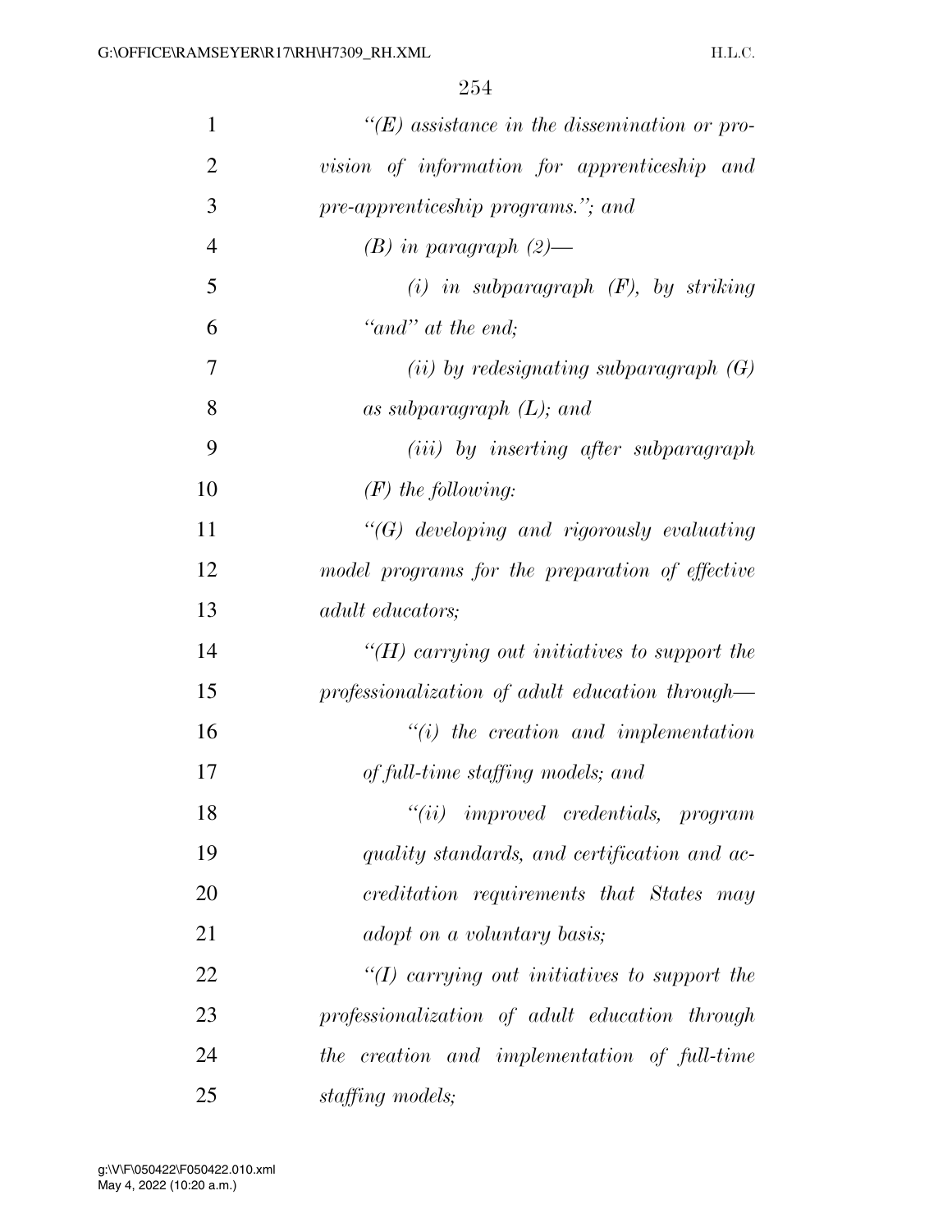*"(E) assistance in the dissemination or provision of information for apprenticeship and pre-apprenticeship programs."; and*

*(B) in paragraph (2)—*

*(i) in subparagraph (F), by striking "and" at the end;*

*(ii) by redesignating subparagraph (G) as subparagraph (L); and*

*(iii) by inserting after subparagraph (F) the following:*

*"(G) developing and rigorously evaluating model programs for the preparation of effective adult educators;*

*"(H) carrying out initiatives to support the professionalization of adult education through—*

*"(i) the creation and implementation of full-time staffing models; and*

*"(ii) improved credentials, program quality standards, and certification and accreditation requirements that States may adopt on a voluntary basis;*

*"(I) carrying out initiatives to support the professionalization of adult education through the creation and implementation of full-time staffing models;*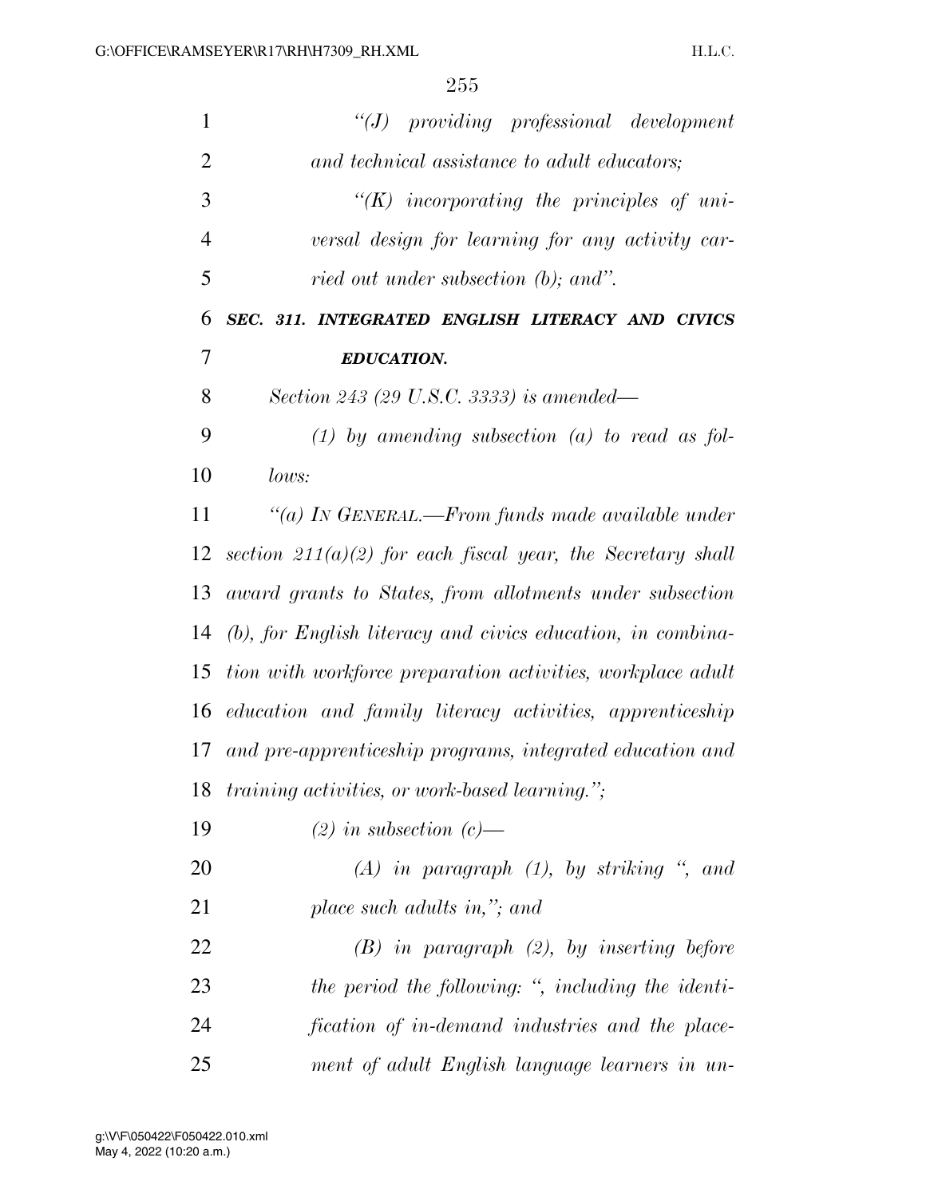*"(J) providing professional development and technical assistance to adult educators;*

*"(K) incorporating the principles of universal design for learning for any activity carried out under subsection (b); and".*

***SEC. 311. INTEGRATED ENGLISH LITERACY AND CIVICS EDUCATION.***

*Section 243 (29 U.S.C. 3333) is amended—*

*(1) by amending subsection (a) to read as follows:*

*"(a) IN GENERAL.—From funds made available under section 211(a)(2) for each fiscal year, the Secretary shall award grants to States, from allotments under subsection (b), for English literacy and civics education, in combination with workforce preparation activities, workplace adult education and family literacy activities, apprenticeship and pre-apprenticeship programs, integrated education and training activities, or work-based learning.";*

*(2) in subsection (c)—*

*(A) in paragraph (1), by striking ", and place such adults in,"; and*

*(B) in paragraph (2), by inserting before the period the following: ", including the identification of in-demand industries and the placement of adult English language learners in un-*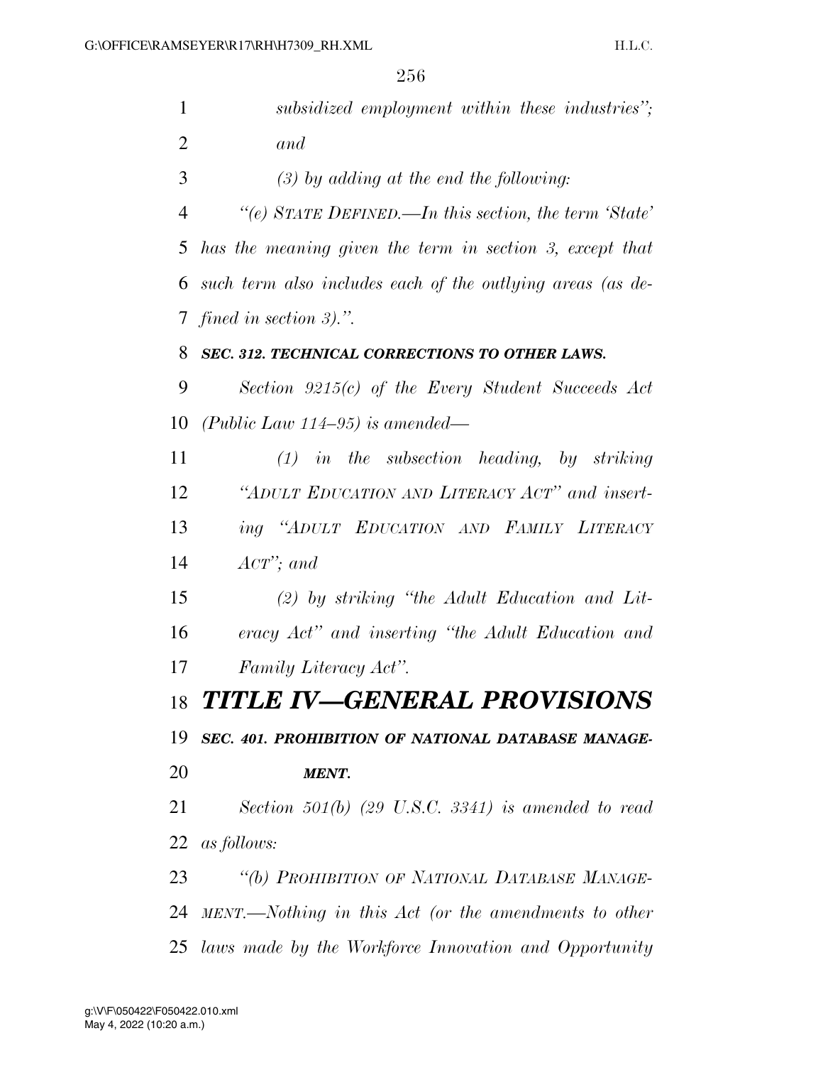*subsidized employment within these industries"; and*

*(3) by adding at the end the following:*

*"(e) STATE DEFINED.—In this section, the term 'State' has the meaning given the term in section 3, except that such term also includes each of the outlying areas (as defined in section 3).".*

***SEC. 312. TECHNICAL CORRECTIONS TO OTHER LAWS.***

*Section 9215(c) of the Every Student Succeeds Act (Public Law 114–95) is amended—*

*(1) in the subsection heading, by striking "ADULT EDUCATION AND LITERACY ACT" and inserting "ADULT EDUCATION AND FAMILY LITERACY ACT"; and*

*(2) by striking "the Adult Education and Literacy Act" and inserting "the Adult Education and Family Literacy Act".*

# *TITLE IV—GENERAL PROVISIONS*

***SEC. 401. PROHIBITION OF NATIONAL DATABASE MANAGEMENT.***

*Section 501(b) (29 U.S.C. 3341) is amended to read as follows:*

*"(b) PROHIBITION OF NATIONAL DATABASE MANAGEMENT.—Nothing in this Act (or the amendments to other laws made by the Workforce Innovation and Opportunity*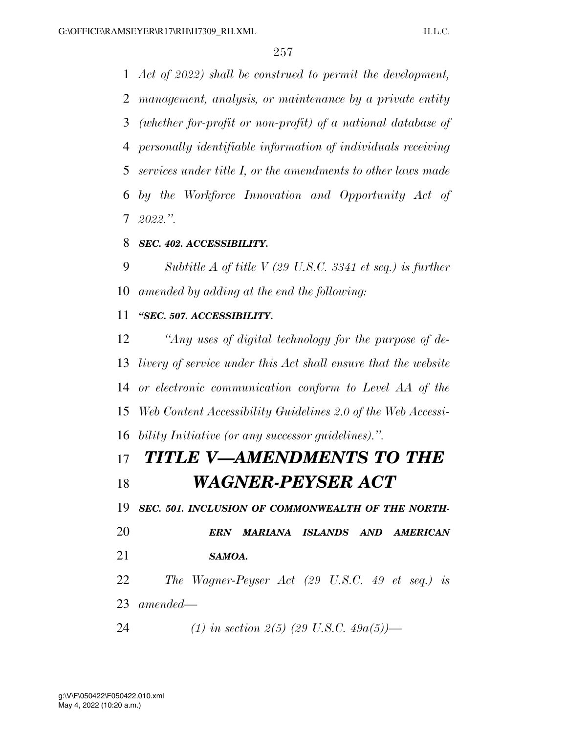*Act of 2022) shall be construed to permit the development, management, analysis, or maintenance by a private entity (whether for-profit or non-profit) of a national database of personally identifiable information of individuals receiving services under title I, or the amendments to other laws made by the Workforce Innovation and Opportunity Act of 2022.''.*

***SEC. 402. ACCESSIBILITY.***

*Subtitle A of title V (29 U.S.C. 3341 et seq.) is further amended by adding at the end the following:*

***''SEC. 507. ACCESSIBILITY.***

*''Any uses of digital technology for the purpose of delivery of service under this Act shall ensure that the website or electronic communication conform to Level AA of the Web Content Accessibility Guidelines 2.0 of the Web Accessibility Initiative (or any successor guidelines).''.*

# *TITLE V—AMENDMENTS TO THE WAGNER-PEYSER ACT*

***SEC. 501. INCLUSION OF COMMONWEALTH OF THE NORTHERN MARIANA ISLANDS AND AMERICAN SAMOA.***

*The Wagner-Peyser Act (29 U.S.C. 49 et seq.) is amended—*

*(1) in section 2(5) (29 U.S.C. 49a(5))—*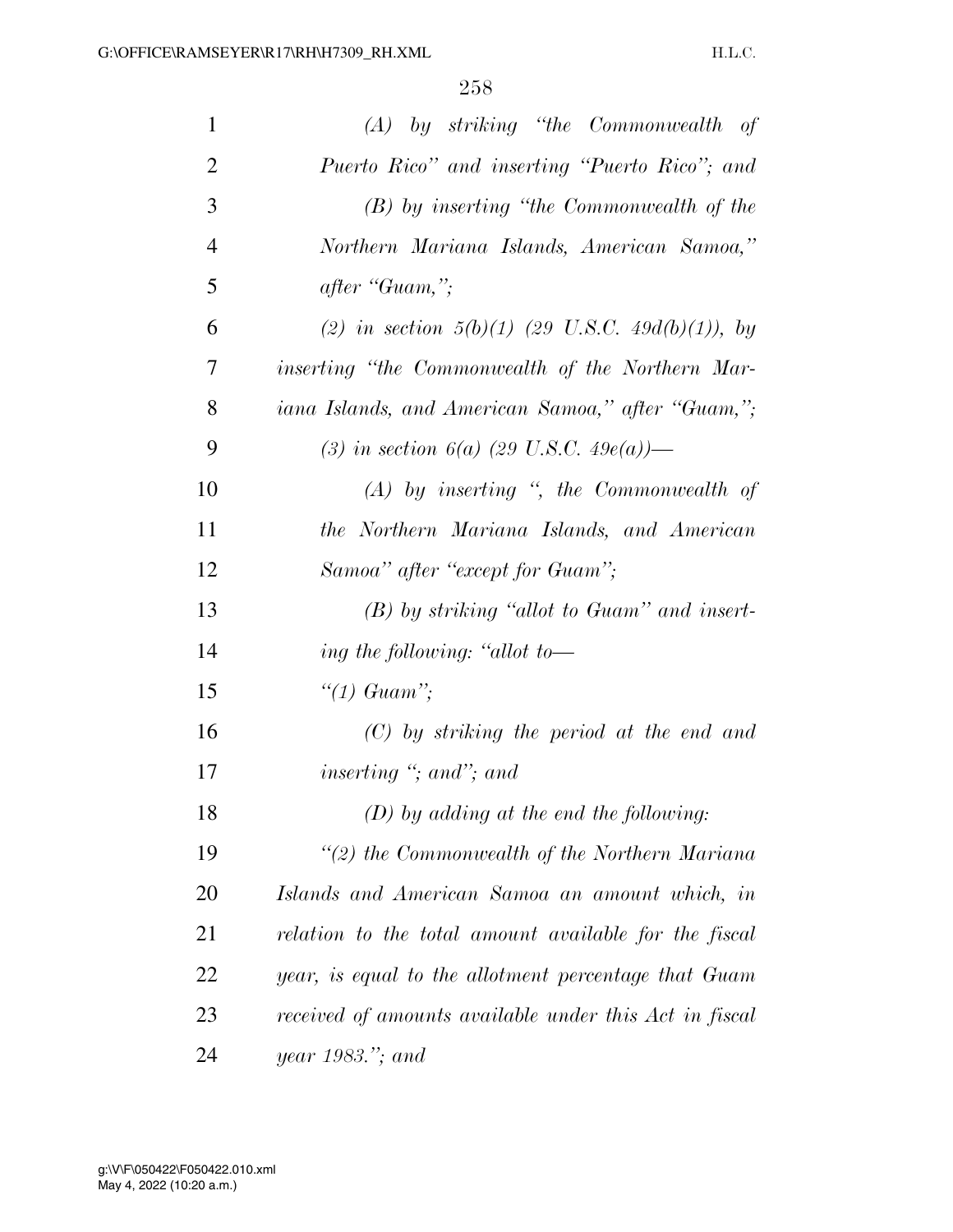*(A) by striking "the Commonwealth of Puerto Rico" and inserting "Puerto Rico"; and*

*(B) by inserting "the Commonwealth of the Northern Mariana Islands, American Samoa," after "Guam,";*

*(2) in section 5(b)(1) (29 U.S.C. 49d(b)(1)), by inserting "the Commonwealth of the Northern Mariana Islands, and American Samoa," after "Guam,";*

*(3) in section 6(a) (29 U.S.C. 49e(a))—*

*(A) by inserting ", the Commonwealth of the Northern Mariana Islands, and American Samoa" after "except for Guam";*

*(B) by striking "allot to Guam" and inserting the following: "allot to—*

*"(1) Guam";*

*(C) by striking the period at the end and inserting "; and"; and*

*(D) by adding at the end the following:*

*"(2) the Commonwealth of the Northern Mariana Islands and American Samoa an amount which, in relation to the total amount available for the fiscal year, is equal to the allotment percentage that Guam received of amounts available under this Act in fiscal year 1983."; and*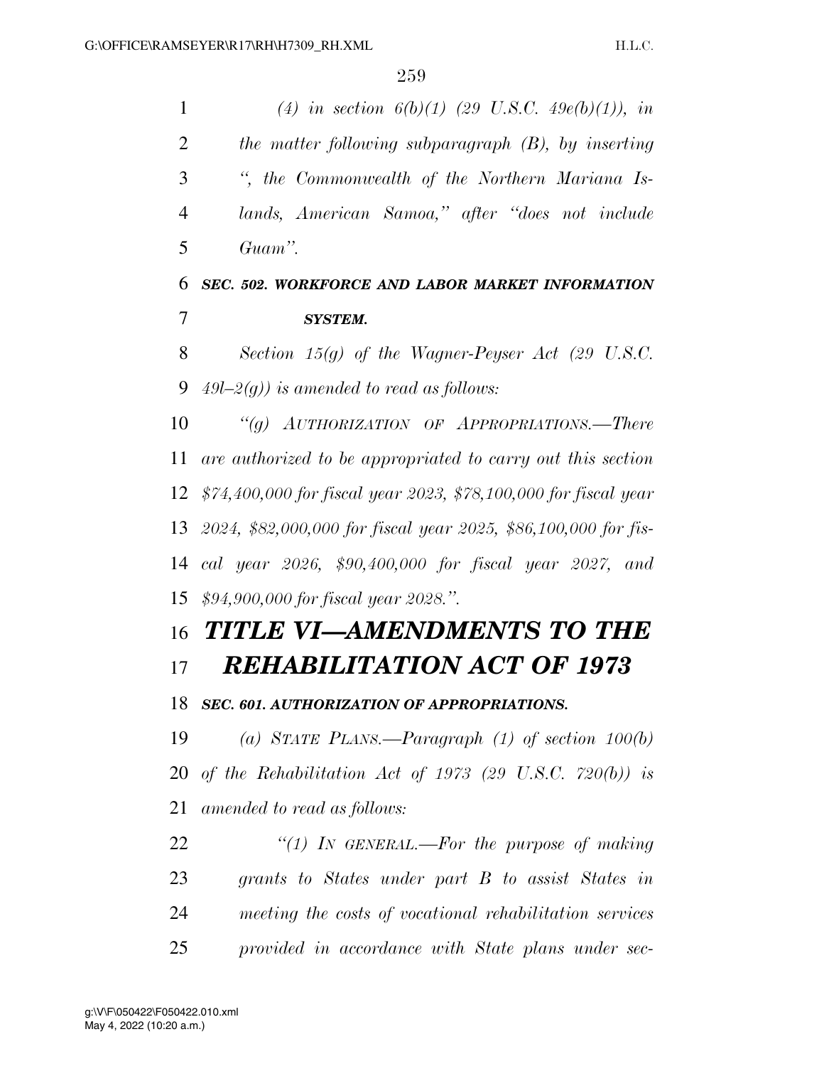*(4) in section 6(b)(1) (29 U.S.C. 49e(b)(1)), in the matter following subparagraph (B), by inserting ", the Commonwealth of the Northern Mariana Islands, American Samoa," after "does not include Guam".*

***SEC. 502. WORKFORCE AND LABOR MARKET INFORMATION SYSTEM.***

*Section 15(g) of the Wagner-Peyser Act (29 U.S.C. 49l–2(g)) is amended to read as follows:*

*"(g) AUTHORIZATION OF APPROPRIATIONS.—There are authorized to be appropriated to carry out this section $74,400,000 for fiscal year 2023, $78,100,000 for fiscal year 2024, $82,000,000 for fiscal year 2025, $86,100,000 for fiscal year 2026, $90,400,000 for fiscal year 2027, and $94,900,000 for fiscal year 2028.".*

# *TITLE VI—AMENDMENTS TO THE REHABILITATION ACT OF 1973*

***SEC. 601. AUTHORIZATION OF APPROPRIATIONS.***

*(a) STATE PLANS.—Paragraph (1) of section 100(b) of the Rehabilitation Act of 1973 (29 U.S.C. 720(b)) is amended to read as follows:*

*"(1) IN GENERAL.—For the purpose of making grants to States under part B to assist States in meeting the costs of vocational rehabilitation services provided in accordance with State plans under sec-*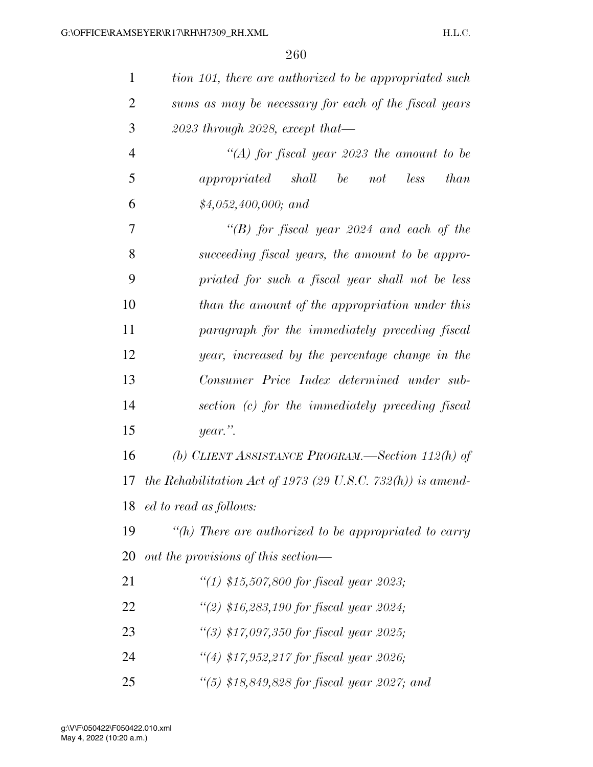*tion 101, there are authorized to be appropriated such sums as may be necessary for each of the fiscal years 2023 through 2028, except that—*

*"(A) for fiscal year 2023 the amount to be appropriated shall be not less than $4,052,400,000; and*

*"(B) for fiscal year 2024 and each of the succeeding fiscal years, the amount to be appropriated for such a fiscal year shall not be less than the amount of the appropriation under this paragraph for the immediately preceding fiscal year, increased by the percentage change in the Consumer Price Index determined under subsection (c) for the immediately preceding fiscal year.".*

*(b) CLIENT ASSISTANCE PROGRAM.—Section 112(h) of the Rehabilitation Act of 1973 (29 U.S.C. 732(h)) is amended to read as follows:*

*"(h) There are authorized to be appropriated to carry out the provisions of this section—*

*"(1) $15,507,800 for fiscal year 2023;*

*"(2) $16,283,190 for fiscal year 2024;*

*"(3) $17,097,350 for fiscal year 2025;*

*"(4) $17,952,217 for fiscal year 2026;*

*"(5) $18,849,828 for fiscal year 2027; and*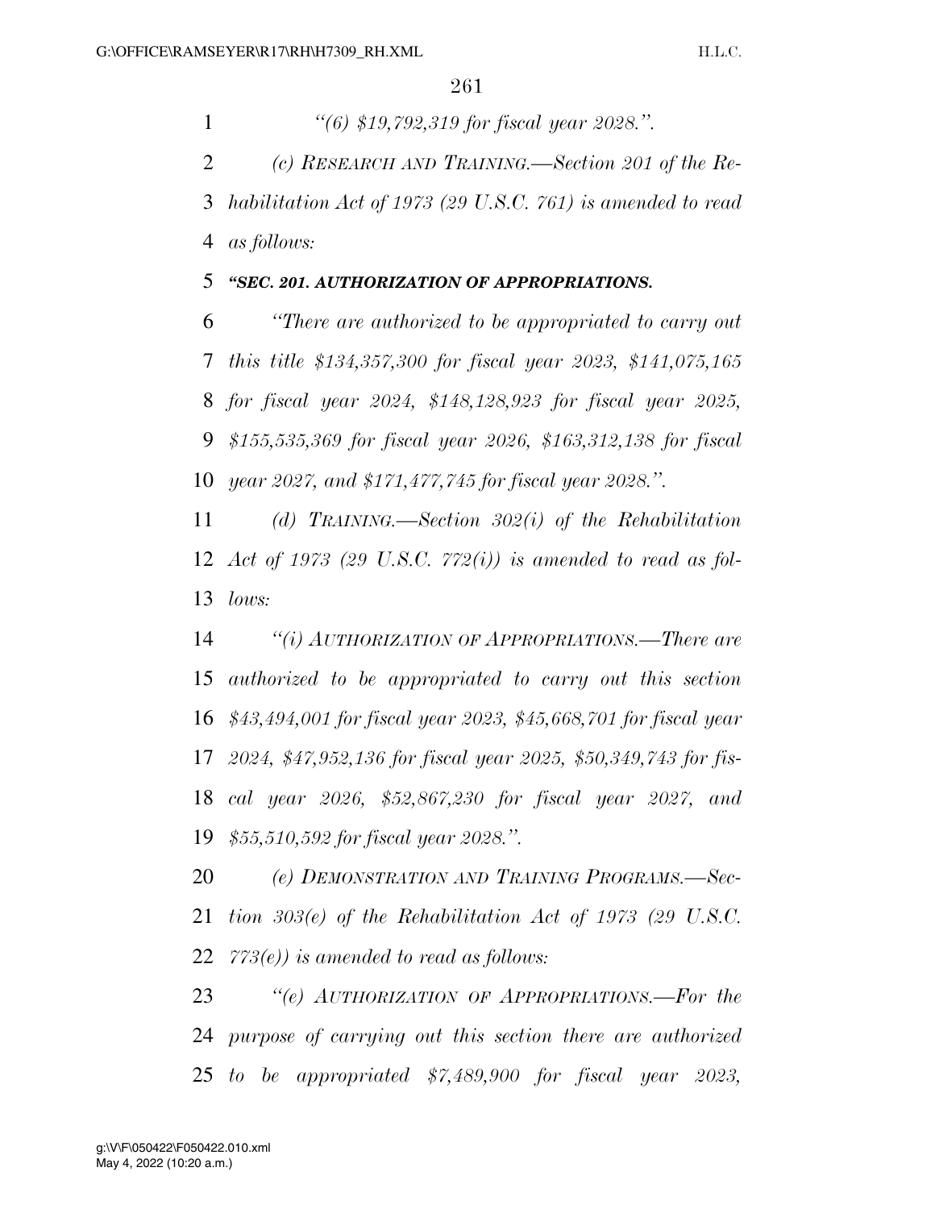*"(6) $19,792,319 for fiscal year 2028.".*

*(c) RESEARCH AND TRAINING.—Section 201 of the Rehabilitation Act of 1973 (29 U.S.C. 761) is amended to read as follows:*

***"SEC. 201. AUTHORIZATION OF APPROPRIATIONS.***

*"There are authorized to be appropriated to carry out this title $134,357,300 for fiscal year 2023, $141,075,165 for fiscal year 2024, $148,128,923 for fiscal year 2025, $155,535,369 for fiscal year 2026, $163,312,138 for fiscal year 2027, and $171,477,745 for fiscal year 2028.".*

*(d) TRAINING.—Section 302(i) of the Rehabilitation Act of 1973 (29 U.S.C. 772(i)) is amended to read as follows:*

*"(i) AUTHORIZATION OF APPROPRIATIONS.—There are authorized to be appropriated to carry out this section $43,494,001 for fiscal year 2023, $45,668,701 for fiscal year 2024, $47,952,136 for fiscal year 2025, $50,349,743 for fiscal year 2026, $52,867,230 for fiscal year 2027, and $55,510,592 for fiscal year 2028.".*

*(e) DEMONSTRATION AND TRAINING PROGRAMS.—Section 303(e) of the Rehabilitation Act of 1973 (29 U.S.C. 773(e)) is amended to read as follows:*

*"(e) AUTHORIZATION OF APPROPRIATIONS.—For the purpose of carrying out this section there are authorized to be appropriated $7,489,900 for fiscal year 2023,*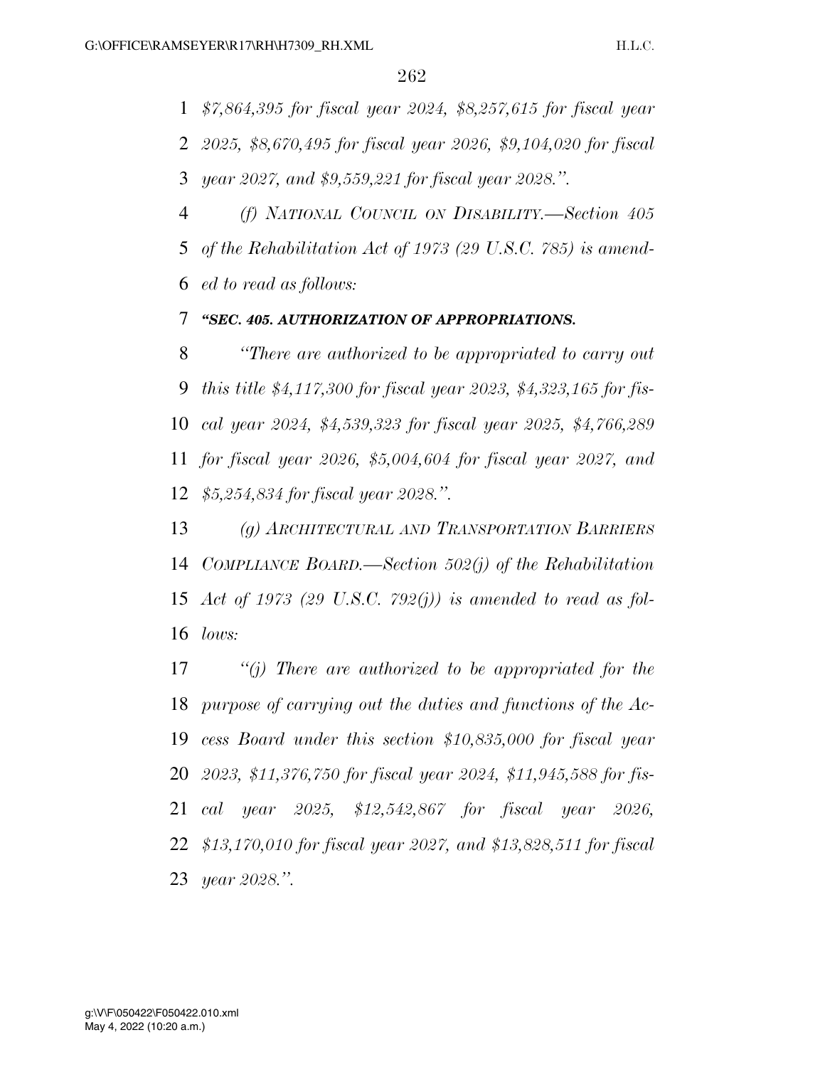*$7,864,395 for fiscal year 2024, $8,257,615 for fiscal year 2025, $8,670,495 for fiscal year 2026, $9,104,020 for fiscal year 2027, and $9,559,221 for fiscal year 2028.".*

*(f) NATIONAL COUNCIL ON DISABILITY.—Section 405 of the Rehabilitation Act of 1973 (29 U.S.C. 785) is amended to read as follows:*

***"SEC. 405. AUTHORIZATION OF APPROPRIATIONS.***

*"There are authorized to be appropriated to carry out this title $4,117,300 for fiscal year 2023, $4,323,165 for fiscal year 2024, $4,539,323 for fiscal year 2025, $4,766,289 for fiscal year 2026, $5,004,604 for fiscal year 2027, and $5,254,834 for fiscal year 2028.".*

*(g) ARCHITECTURAL AND TRANSPORTATION BARRIERS COMPLIANCE BOARD.—Section 502(j) of the Rehabilitation Act of 1973 (29 U.S.C. 792(j)) is amended to read as follows:*

*"(j) There are authorized to be appropriated for the purpose of carrying out the duties and functions of the Access Board under this section $10,835,000 for fiscal year 2023, $11,376,750 for fiscal year 2024, $11,945,588 for fiscal year 2025, $12,542,867 for fiscal year 2026, $13,170,010 for fiscal year 2027, and $13,828,511 for fiscal year 2028.".*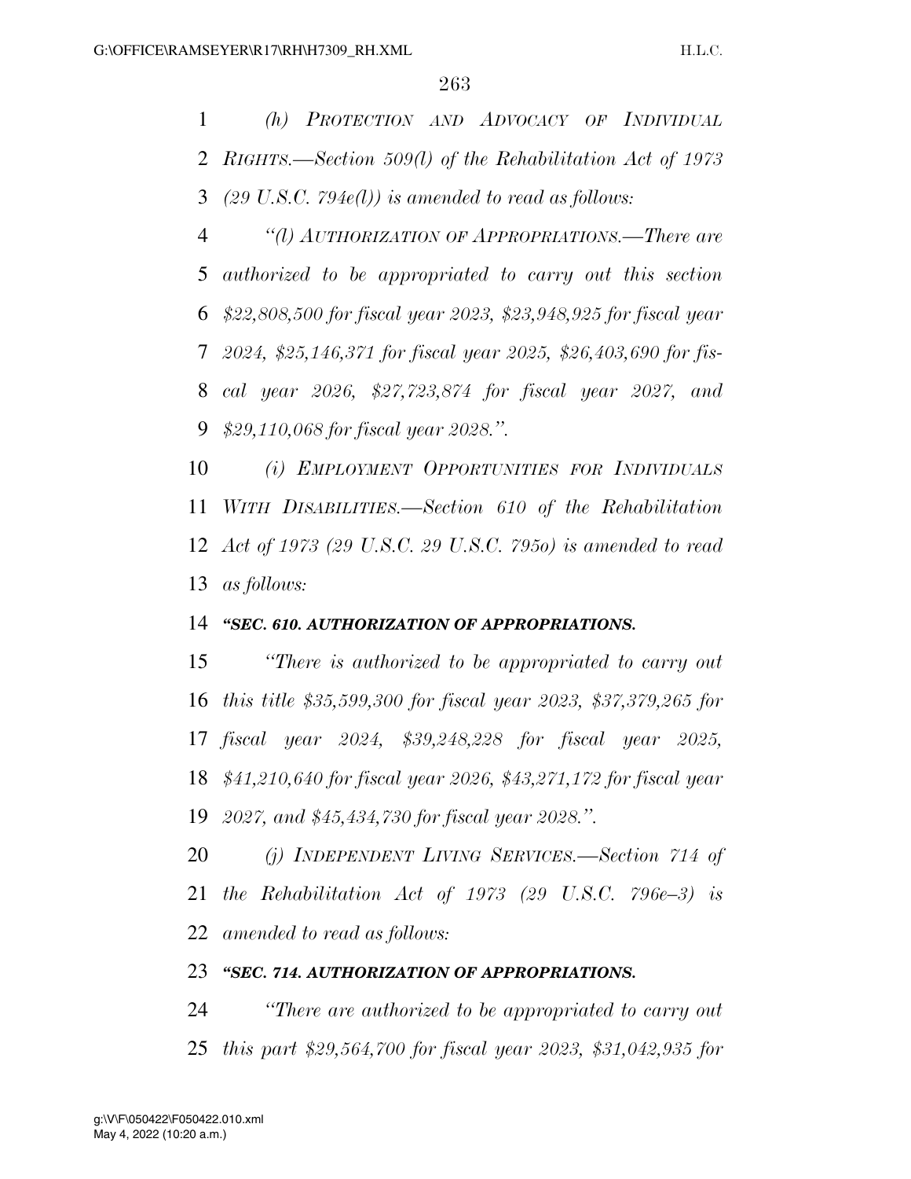*(h) PROTECTION AND ADVOCACY OF INDIVIDUAL RIGHTS.—Section 509(l) of the Rehabilitation Act of 1973 (29 U.S.C. 794e(l)) is amended to read as follows:*

*"(l) AUTHORIZATION OF APPROPRIATIONS.—There are authorized to be appropriated to carry out this section $22,808,500 for fiscal year 2023, $23,948,925 for fiscal year 2024, $25,146,371 for fiscal year 2025, $26,403,690 for fiscal year 2026, $27,723,874 for fiscal year 2027, and $29,110,068 for fiscal year 2028.".*

*(i) EMPLOYMENT OPPORTUNITIES FOR INDIVIDUALS WITH DISABILITIES.—Section 610 of the Rehabilitation Act of 1973 (29 U.S.C. 29 U.S.C. 795o) is amended to read as follows:*

***"SEC. 610. AUTHORIZATION OF APPROPRIATIONS.***

*"There is authorized to be appropriated to carry out this title $35,599,300 for fiscal year 2023, $37,379,265 for fiscal year 2024, $39,248,228 for fiscal year 2025, $41,210,640 for fiscal year 2026, $43,271,172 for fiscal year 2027, and $45,434,730 for fiscal year 2028.".*

*(j) INDEPENDENT LIVING SERVICES.—Section 714 of the Rehabilitation Act of 1973 (29 U.S.C. 796e–3) is amended to read as follows:*

***"SEC. 714. AUTHORIZATION OF APPROPRIATIONS.***

*"There are authorized to be appropriated to carry out this part $29,564,700 for fiscal year 2023, $31,042,935 for*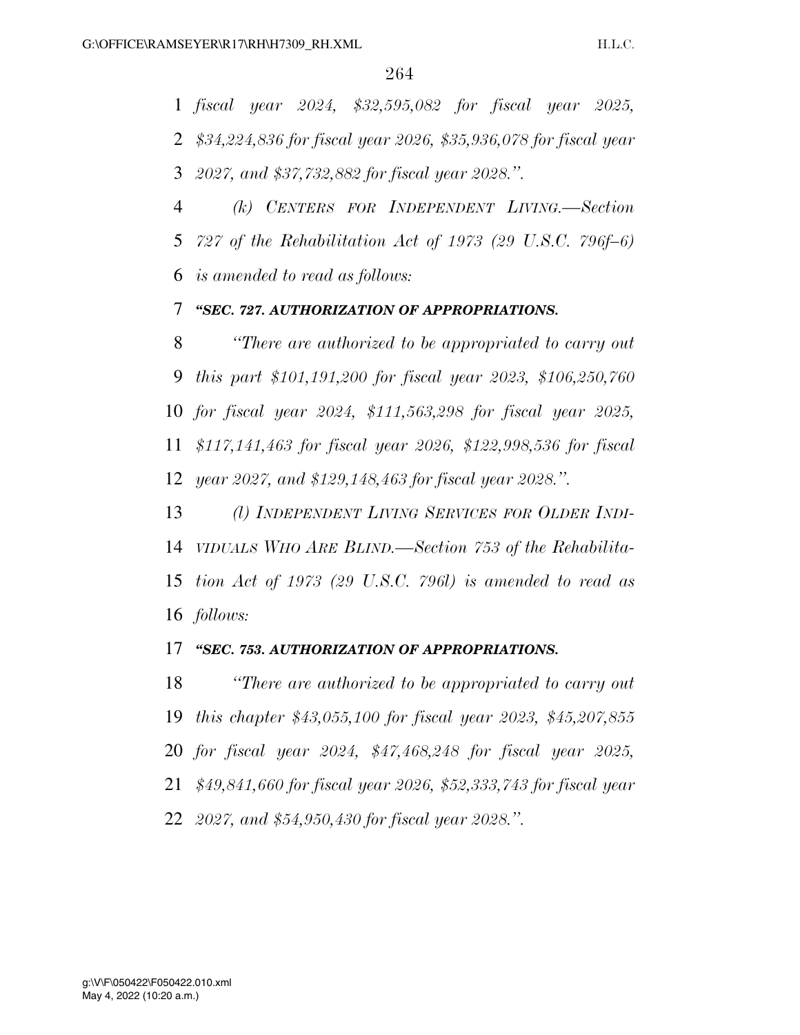*fiscal year 2024, $32,595,082 for fiscal year 2025, $34,224,836 for fiscal year 2026, $35,936,078 for fiscal year 2027, and $37,732,882 for fiscal year 2028.''.*

*(k) CENTERS FOR INDEPENDENT LIVING.—Section 727 of the Rehabilitation Act of 1973 (29 U.S.C. 796f–6) is amended to read as follows:*

***''SEC. 727. AUTHORIZATION OF APPROPRIATIONS.***

*''There are authorized to be appropriated to carry out this part $101,191,200 for fiscal year 2023, $106,250,760 for fiscal year 2024, $111,563,298 for fiscal year 2025, $117,141,463 for fiscal year 2026, $122,998,536 for fiscal year 2027, and $129,148,463 for fiscal year 2028.''.*

*(l) INDEPENDENT LIVING SERVICES FOR OLDER INDIVIDUALS WHO ARE BLIND.—Section 753 of the Rehabilitation Act of 1973 (29 U.S.C. 796l) is amended to read as follows:*

***''SEC. 753. AUTHORIZATION OF APPROPRIATIONS.***

*''There are authorized to be appropriated to carry out this chapter $43,055,100 for fiscal year 2023, $45,207,855 for fiscal year 2024, $47,468,248 for fiscal year 2025, $49,841,660 for fiscal year 2026, $52,333,743 for fiscal year 2027, and $54,950,430 for fiscal year 2028.''.*